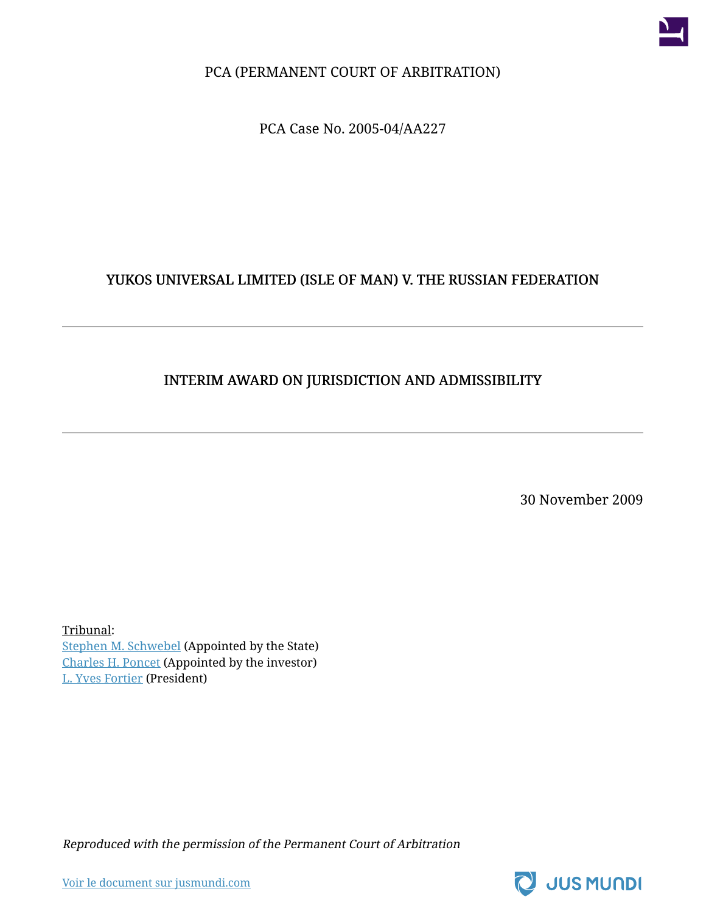PCA (PERMANENT COURT OF ARBITRATION)

PCA Case No. 2005-04/AA227

# YUKOS UNIVERSAL LIMITED (ISLE OF MAN) V. THE RUSSIAN FEDERATION

---

## INTERIM AWARD ON JURISDICTION AND ADMISSIBILITY

---

30 November 2009

Tribunal:
Stephen M. Schwebel (Appointed by the State)
Charles H. Poncet (Appointed by the investor)
L. Yves Fortier (President)

*Reproduced with the permission of the Permanent Court of Arbitration*

Voir le document sur jusmundi.com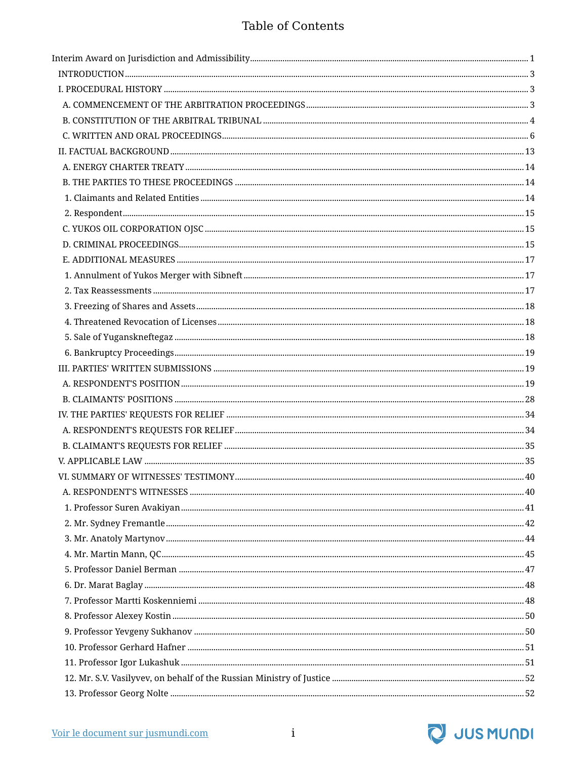# Table of Contents

Interim Award on Jurisdiction and Admissibility ..... 1

- INTRODUCTION ..... 3
- I. PROCEDURAL HISTORY ..... 3
  - A. COMMENCEMENT OF THE ARBITRATION PROCEEDINGS ..... 3
  - B. CONSTITUTION OF THE ARBITRAL TRIBUNAL ..... 4
  - C. WRITTEN AND ORAL PROCEEDINGS ..... 6
- II. FACTUAL BACKGROUND ..... 13
  - A. ENERGY CHARTER TREATY ..... 14
  - B. THE PARTIES TO THESE PROCEEDINGS ..... 14
    - 1. Claimants and Related Entities ..... 14
    - 2. Respondent ..... 15
  - C. YUKOS OIL CORPORATION OJSC ..... 15
  - D. CRIMINAL PROCEEDINGS ..... 15
  - E. ADDITIONAL MEASURES ..... 17
    - 1. Annulment of Yukos Merger with Sibneft ..... 17
    - 2. Tax Reassessments ..... 17
    - 3. Freezing of Shares and Assets ..... 18
    - 4. Threatened Revocation of Licenses ..... 18
    - 5. Sale of Yuganskneftegaz ..... 18
    - 6. Bankruptcy Proceedings ..... 19
- III. PARTIES' WRITTEN SUBMISSIONS ..... 19
  - A. RESPONDENT'S POSITION ..... 19
  - B. CLAIMANTS' POSITIONS ..... 28
- IV. THE PARTIES' REQUESTS FOR RELIEF ..... 34
  - A. RESPONDENT'S REQUESTS FOR RELIEF ..... 34
  - B. CLAIMANT'S REQUESTS FOR RELIEF ..... 35
- V. APPLICABLE LAW ..... 35
- VI. SUMMARY OF WITNESSES' TESTIMONY ..... 40
  - A. RESPONDENT'S WITNESSES ..... 40
    - 1. Professor Suren Avakiyan ..... 41
    - 2. Mr. Sydney Fremantle ..... 42
    - 3. Mr. Anatoly Martynov ..... 44
    - 4. Mr. Martin Mann, QC ..... 45
    - 5. Professor Daniel Berman ..... 47
    - 6. Dr. Marat Baglay ..... 48
    - 7. Professor Martti Koskenniemi ..... 48
    - 8. Professor Alexey Kostin ..... 50
    - 9. Professor Yevgeny Sukhanov ..... 50
    - 10. Professor Gerhard Hafner ..... 51
    - 11. Professor Igor Lukashuk ..... 51
    - 12. Mr. S.V. Vasilyvev, on behalf of the Russian Ministry of Justice ..... 52
    - 13. Professor Georg Nolte ..... 52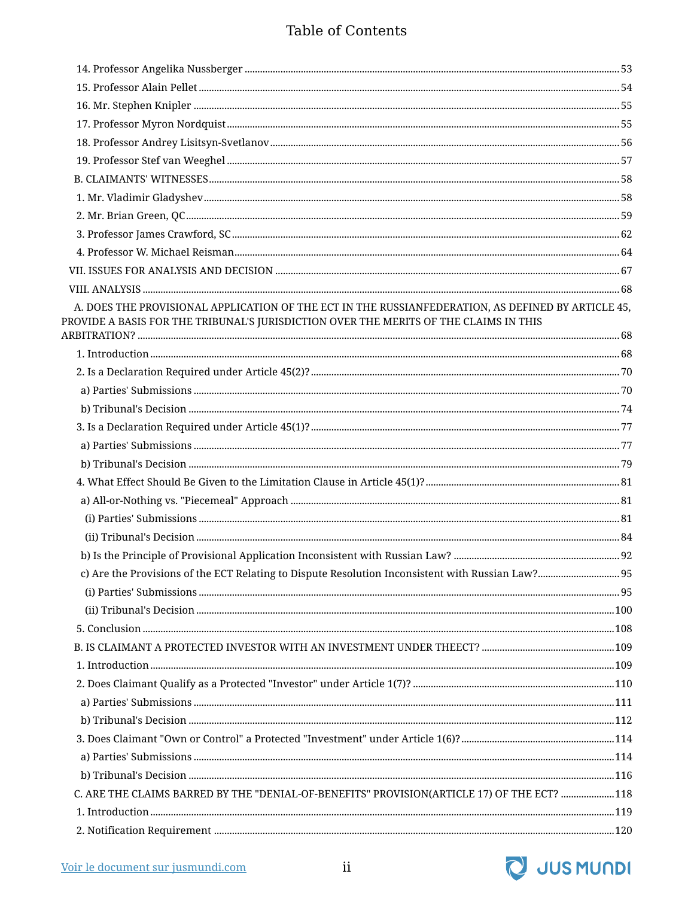# Table of Contents

14. Professor Angelika Nussberger ..... 53
15. Professor Alain Pellet ..... 54
16. Mr. Stephen Knipler ..... 55
17. Professor Myron Nordquist ..... 55
18. Professor Andrey Lisitsyn-Svetlanov ..... 56
19. Professor Stef van Weeghel ..... 57

B. CLAIMANTS' WITNESSES ..... 58

1. Mr. Vladimir Gladyshev ..... 58
2. Mr. Brian Green, QC ..... 59
3. Professor James Crawford, SC ..... 62
4. Professor W. Michael Reisman ..... 64

VII. ISSUES FOR ANALYSIS AND DECISION ..... 67

VIII. ANALYSIS ..... 68

A. DOES THE PROVISIONAL APPLICATION OF THE ECT IN THE RUSSIANFEDERATION, AS DEFINED BY ARTICLE 45, PROVIDE A BASIS FOR THE TRIBUNAL'S JURISDICTION OVER THE MERITS OF THE CLAIMS IN THIS ARBITRATION? ..... 68

1. Introduction ..... 68
2. Is a Declaration Required under Article 45(2)? ..... 70
   a) Parties' Submissions ..... 70
   b) Tribunal's Decision ..... 74
3. Is a Declaration Required under Article 45(1)? ..... 77
   a) Parties' Submissions ..... 77
   b) Tribunal's Decision ..... 79
4. What Effect Should Be Given to the Limitation Clause in Article 45(1)? ..... 81
   a) All-or-Nothing vs. "Piecemeal" Approach ..... 81
      (i) Parties' Submissions ..... 81
      (ii) Tribunal's Decision ..... 84
   b) Is the Principle of Provisional Application Inconsistent with Russian Law? ..... 92
   c) Are the Provisions of the ECT Relating to Dispute Resolution Inconsistent with Russian Law? ..... 95
      (i) Parties' Submissions ..... 95
      (ii) Tribunal's Decision ..... 100
5. Conclusion ..... 108

B. IS CLAIMANT A PROTECTED INVESTOR WITH AN INVESTMENT UNDER THEECT? ..... 109

1. Introduction ..... 109
2. Does Claimant Qualify as a Protected "Investor" under Article 1(7)? ..... 110
   a) Parties' Submissions ..... 111
   b) Tribunal's Decision ..... 112
3. Does Claimant "Own or Control" a Protected "Investment" under Article 1(6)? ..... 114
   a) Parties' Submissions ..... 114
   b) Tribunal's Decision ..... 116

C. ARE THE CLAIMS BARRED BY THE "DENIAL-OF-BENEFITS" PROVISION(ARTICLE 17) OF THE ECT? ..... 118

1. Introduction ..... 119
2. Notification Requirement ..... 120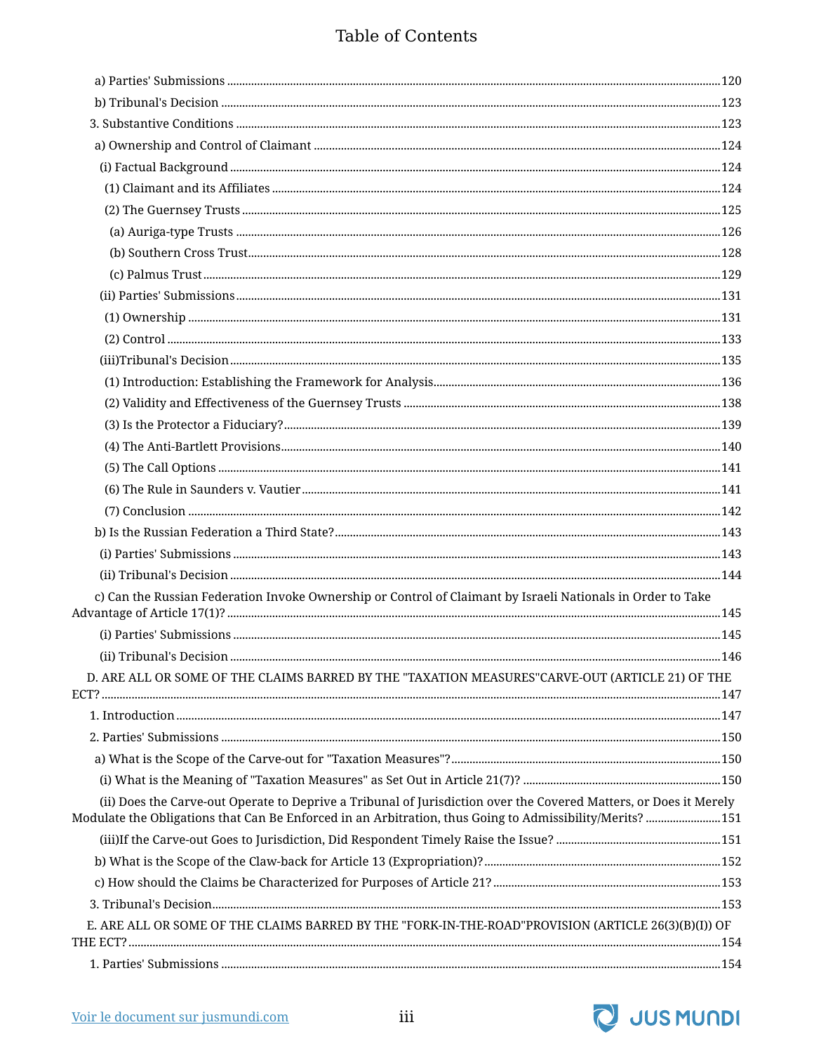# Table of Contents

a) Parties' Submissions ............................................................................................................120

b) Tribunal's Decision ................................................................................................................123

3. Substantive Conditions ...........................................................................................................123

a) Ownership and Control of Claimant .....................................................................................124

(i) Factual Background ..............................................................................................................124

(1) Claimant and its Affiliates ..................................................................................................124

(2) The Guernsey Trusts ..........................................................................................................125

(a) Auriga-type Trusts ..............................................................................................................126

(b) Southern Cross Trust...........................................................................................................128

(c) Palmus Trust .......................................................................................................................129

(ii) Parties' Submissions.............................................................................................................131

(1) Ownership ..........................................................................................................................131

(2) Control ................................................................................................................................133

(iii)Tribunal's Decision..............................................................................................................135

(1) Introduction: Establishing the Framework for Analysis.....................................................136

(2) Validity and Effectiveness of the Guernsey Trusts ............................................................138

(3) Is the Protector a Fiduciary?...............................................................................................139

(4) The Anti-Bartlett Provisions................................................................................................140

(5) The Call Options .................................................................................................................141

(6) The Rule in Saunders v. Vautier .........................................................................................141

(7) Conclusion ..........................................................................................................................142

b) Is the Russian Federation a Third State?..................................................................................143

(i) Parties' Submissions ..............................................................................................................143

(ii) Tribunal's Decision ...............................................................................................................144

c) Can the Russian Federation Invoke Ownership or Control of Claimant by Israeli Nationals in Order to Take Advantage of Article 17(1)? ........................................................................................................145

(i) Parties' Submissions ..............................................................................................................145

(ii) Tribunal's Decision ...............................................................................................................146

D. ARE ALL OR SOME OF THE CLAIMS BARRED BY THE "TAXATION MEASURES"CARVE-OUT (ARTICLE 21) OF THE ECT? ..................................................................................................................................147

1. Introduction ...........................................................................................................................147

2. Parties' Submissions ..............................................................................................................150

a) What is the Scope of the Carve-out for "Taxation Measures"?...............................................150

(i) What is the Meaning of "Taxation Measures" as Set Out in Article 21(7)? ...........................150

(ii) Does the Carve-out Operate to Deprive a Tribunal of Jurisdiction over the Covered Matters, or Does it Merely Modulate the Obligations that Can Be Enforced in an Arbitration, thus Going to Admissibility/Merits? .........................151

(iii)If the Carve-out Goes to Jurisdiction, Did Respondent Timely Raise the Issue? ..................151

b) What is the Scope of the Claw-back for Article 13 (Expropriation)?.......................................152

c) How should the Claims be Characterized for Purposes of Article 21?.....................................153

3. Tribunal's Decision....................................................................................................................153

E. ARE ALL OR SOME OF THE CLAIMS BARRED BY THE "FORK-IN-THE-ROAD"PROVISION (ARTICLE 26(3)(B)(I)) OF THE ECT? ..................................................................................................................................154

1. Parties' Submissions .................................................................................................................154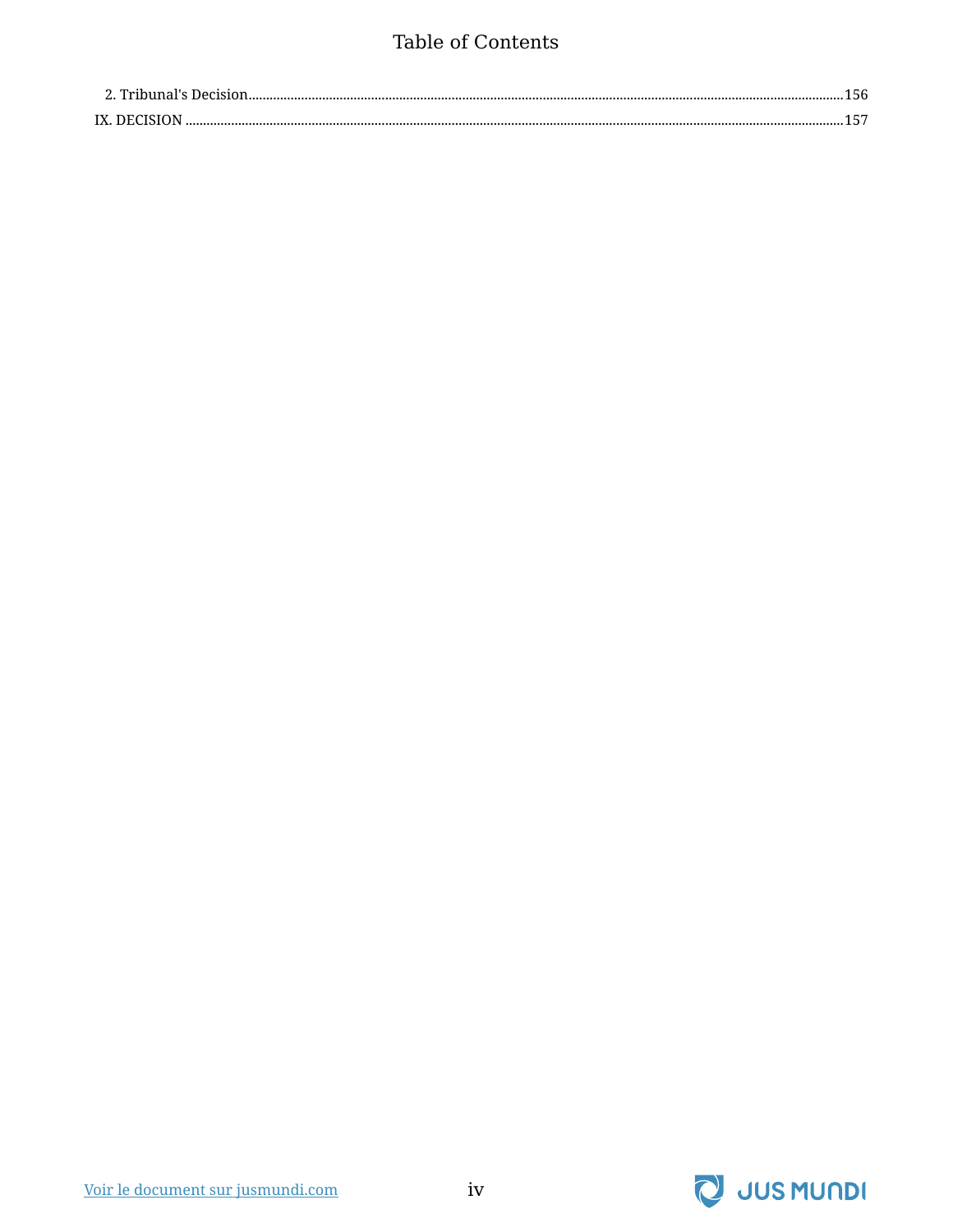# Table of Contents

2. Tribunal's Decision .......... 156

IX. DECISION .......... 157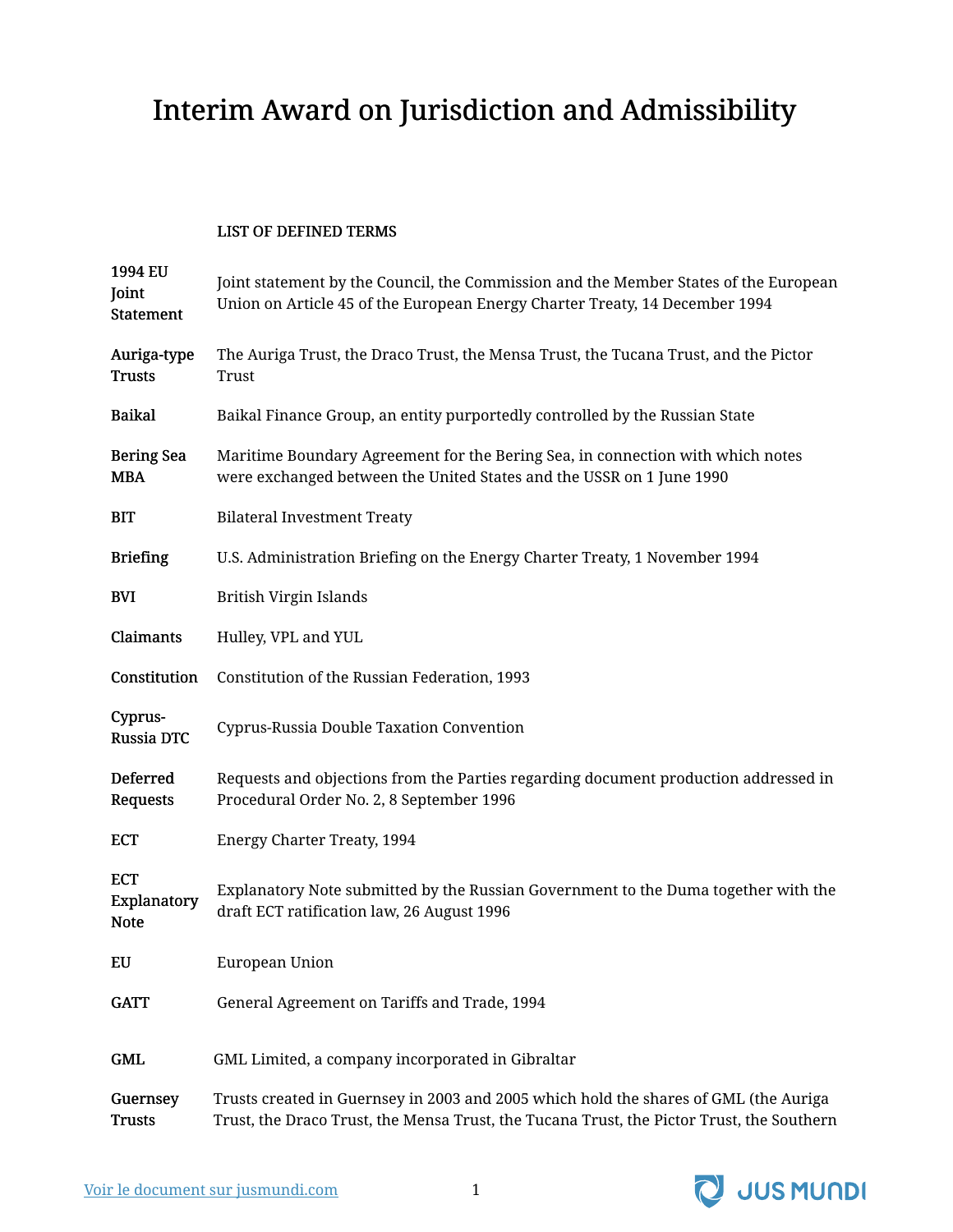# Interim Award on Jurisdiction and Admissibility

LIST OF DEFINED TERMS

| | |
|---|---|
| **1994 EU Joint Statement** | Joint statement by the Council, the Commission and the Member States of the European Union on Article 45 of the European Energy Charter Treaty, 14 December 1994 |
| **Auriga-type Trusts** | The Auriga Trust, the Draco Trust, the Mensa Trust, the Tucana Trust, and the Pictor Trust |
| **Baikal** | Baikal Finance Group, an entity purportedly controlled by the Russian State |
| **Bering Sea MBA** | Maritime Boundary Agreement for the Bering Sea, in connection with which notes were exchanged between the United States and the USSR on 1 June 1990 |
| **BIT** | Bilateral Investment Treaty |
| **Briefing** | U.S. Administration Briefing on the Energy Charter Treaty, 1 November 1994 |
| **BVI** | British Virgin Islands |
| **Claimants** | Hulley, VPL and YUL |
| **Constitution** | Constitution of the Russian Federation, 1993 |
| **Cyprus-Russia DTC** | Cyprus-Russia Double Taxation Convention |
| **Deferred Requests** | Requests and objections from the Parties regarding document production addressed in Procedural Order No. 2, 8 September 1996 |
| **ECT** | Energy Charter Treaty, 1994 |
| **ECT Explanatory Note** | Explanatory Note submitted by the Russian Government to the Duma together with the draft ECT ratification law, 26 August 1996 |
| **EU** | European Union |
| **GATT** | General Agreement on Tariffs and Trade, 1994 |
| **GML** | GML Limited, a company incorporated in Gibraltar |
| **Guernsey Trusts** | Trusts created in Guernsey in 2003 and 2005 which hold the shares of GML (the Auriga Trust, the Draco Trust, the Mensa Trust, the Tucana Trust, the Pictor Trust, the Southern |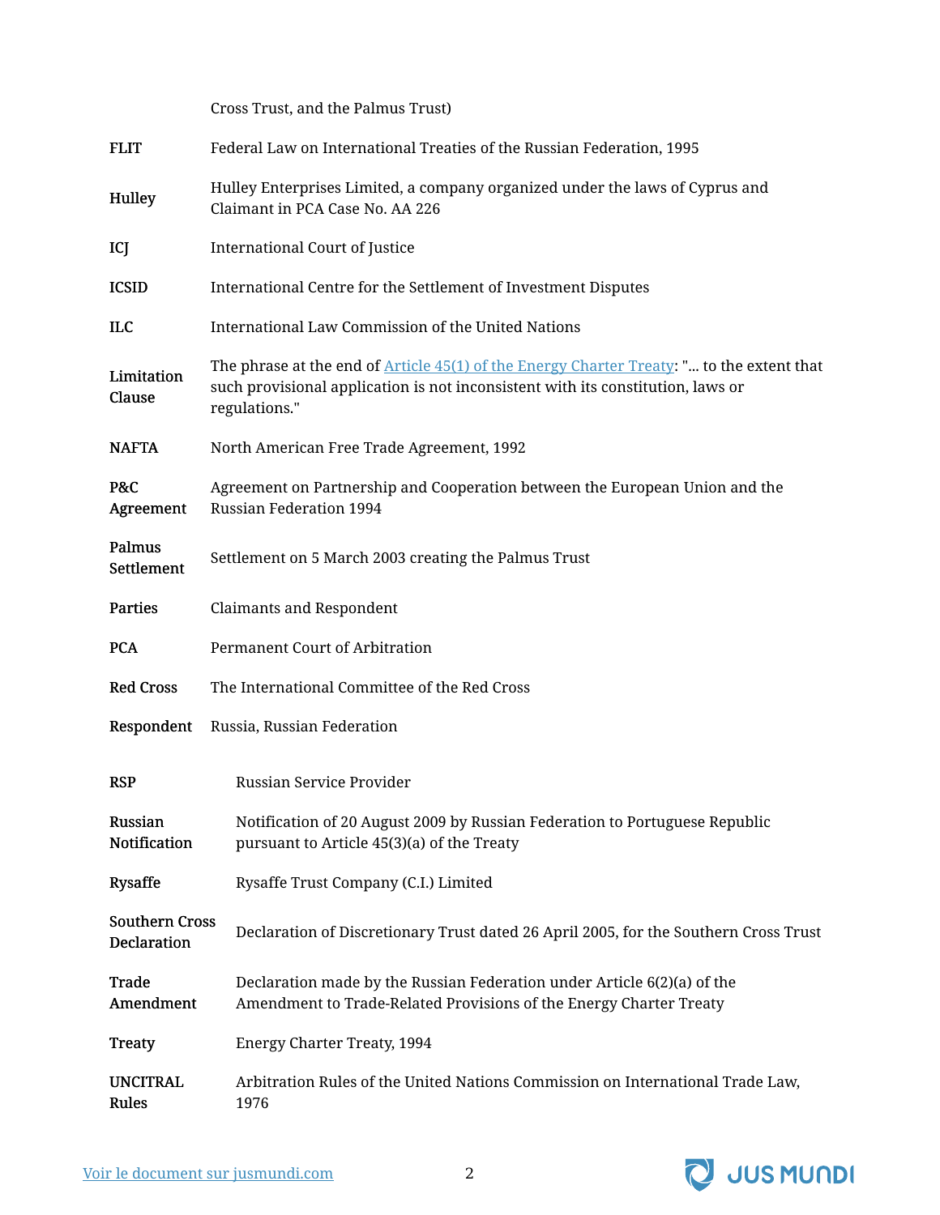| | |
|---|---|
| | Cross Trust, and the Palmus Trust) |
| **FLIT** | Federal Law on International Treaties of the Russian Federation, 1995 |
| **Hulley** | Hulley Enterprises Limited, a company organized under the laws of Cyprus and Claimant in PCA Case No. AA 226 |
| **ICJ** | International Court of Justice |
| **ICSID** | International Centre for the Settlement of Investment Disputes |
| **ILC** | International Law Commission of the United Nations |
| **Limitation Clause** | The phrase at the end of Article 45(1) of the Energy Charter Treaty: "... to the extent that such provisional application is not inconsistent with its constitution, laws or regulations." |
| **NAFTA** | North American Free Trade Agreement, 1992 |
| **P&C Agreement** | Agreement on Partnership and Cooperation between the European Union and the Russian Federation 1994 |
| **Palmus Settlement** | Settlement on 5 March 2003 creating the Palmus Trust |
| **Parties** | Claimants and Respondent |
| **PCA** | Permanent Court of Arbitration |
| **Red Cross** | The International Committee of the Red Cross |
| **Respondent** | Russia, Russian Federation |
| **RSP** | Russian Service Provider |
| **Russian Notification** | Notification of 20 August 2009 by Russian Federation to Portuguese Republic pursuant to Article 45(3)(a) of the Treaty |
| **Rysaffe** | Rysaffe Trust Company (C.I.) Limited |
| **Southern Cross Declaration** | Declaration of Discretionary Trust dated 26 April 2005, for the Southern Cross Trust |
| **Trade Amendment** | Declaration made by the Russian Federation under Article 6(2)(a) of the Amendment to Trade-Related Provisions of the Energy Charter Treaty |
| **Treaty** | Energy Charter Treaty, 1994 |
| **UNCITRAL Rules** | Arbitration Rules of the United Nations Commission on International Trade Law, 1976 |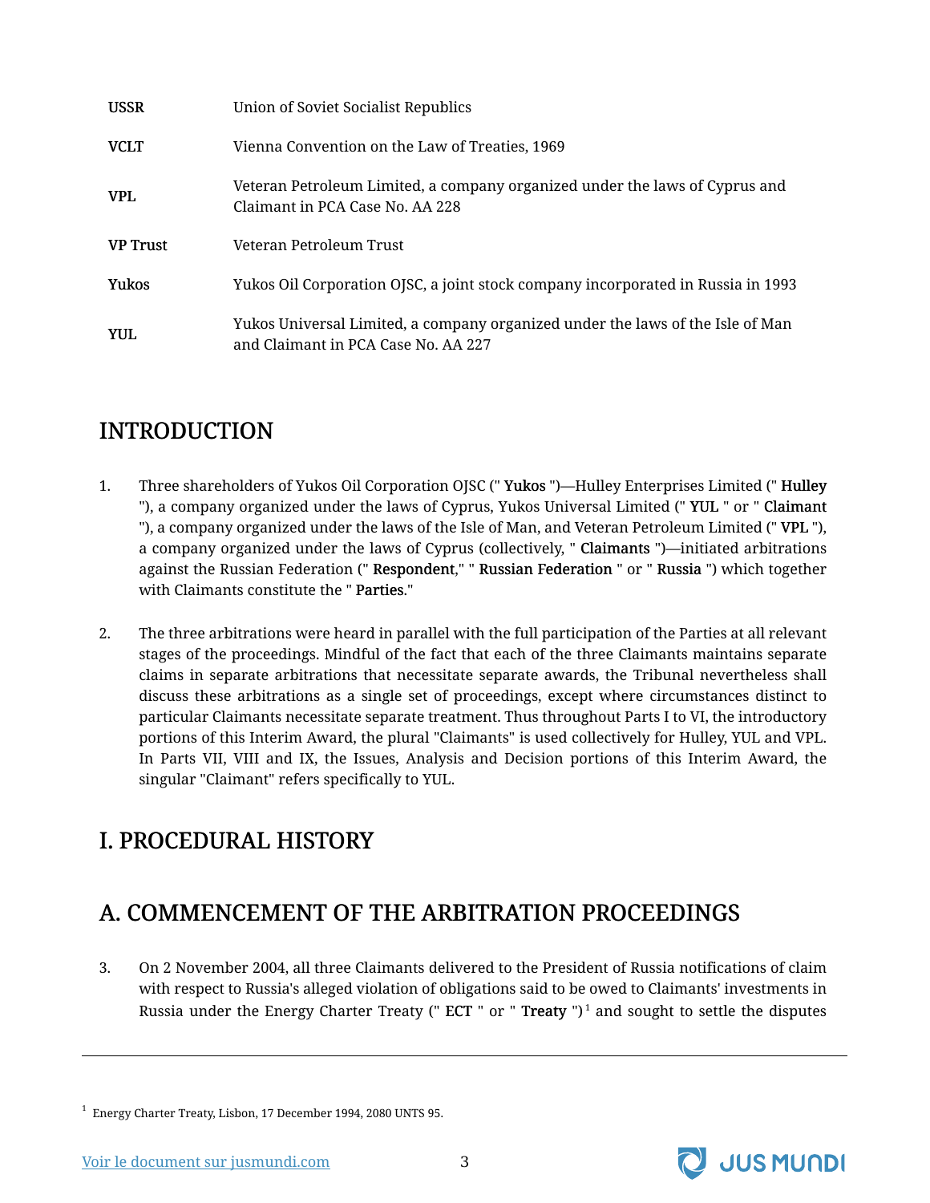| | |
|---|---|
| **USSR** | Union of Soviet Socialist Republics |
| **VCLT** | Vienna Convention on the Law of Treaties, 1969 |
| **VPL** | Veteran Petroleum Limited, a company organized under the laws of Cyprus and Claimant in PCA Case No. AA 228 |
| **VP Trust** | Veteran Petroleum Trust |
| **Yukos** | Yukos Oil Corporation OJSC, a joint stock company incorporated in Russia in 1993 |
| **YUL** | Yukos Universal Limited, a company organized under the laws of the Isle of Man and Claimant in PCA Case No. AA 227 |

## INTRODUCTION

1. Three shareholders of Yukos Oil Corporation OJSC (" **Yukos** ")—Hulley Enterprises Limited (" **Hulley** "), a company organized under the laws of Cyprus, Yukos Universal Limited (" **YUL** " or " **Claimant** "), a company organized under the laws of the Isle of Man, and Veteran Petroleum Limited (" **VPL** "), a company organized under the laws of Cyprus (collectively, " **Claimants** ")—initiated arbitrations against the Russian Federation (" **Respondent**," " **Russian Federation** " or " **Russia** ") which together with Claimants constitute the " **Parties**."

2. The three arbitrations were heard in parallel with the full participation of the Parties at all relevant stages of the proceedings. Mindful of the fact that each of the three Claimants maintains separate claims in separate arbitrations that necessitate separate awards, the Tribunal nevertheless shall discuss these arbitrations as a single set of proceedings, except where circumstances distinct to particular Claimants necessitate separate treatment. Thus throughout Parts I to VI, the introductory portions of this Interim Award, the plural "Claimants" is used collectively for Hulley, YUL and VPL. In Parts VII, VIII and IX, the Issues, Analysis and Decision portions of this Interim Award, the singular "Claimant" refers specifically to YUL.

## I. PROCEDURAL HISTORY

## A. COMMENCEMENT OF THE ARBITRATION PROCEEDINGS

3. On 2 November 2004, all three Claimants delivered to the President of Russia notifications of claim with respect to Russia's alleged violation of obligations said to be owed to Claimants' investments in Russia under the Energy Charter Treaty (" **ECT** " or " **Treaty** ")[1] and sought to settle the disputes

---

[1] Energy Charter Treaty, Lisbon, 17 December 1994, 2080 UNTS 95.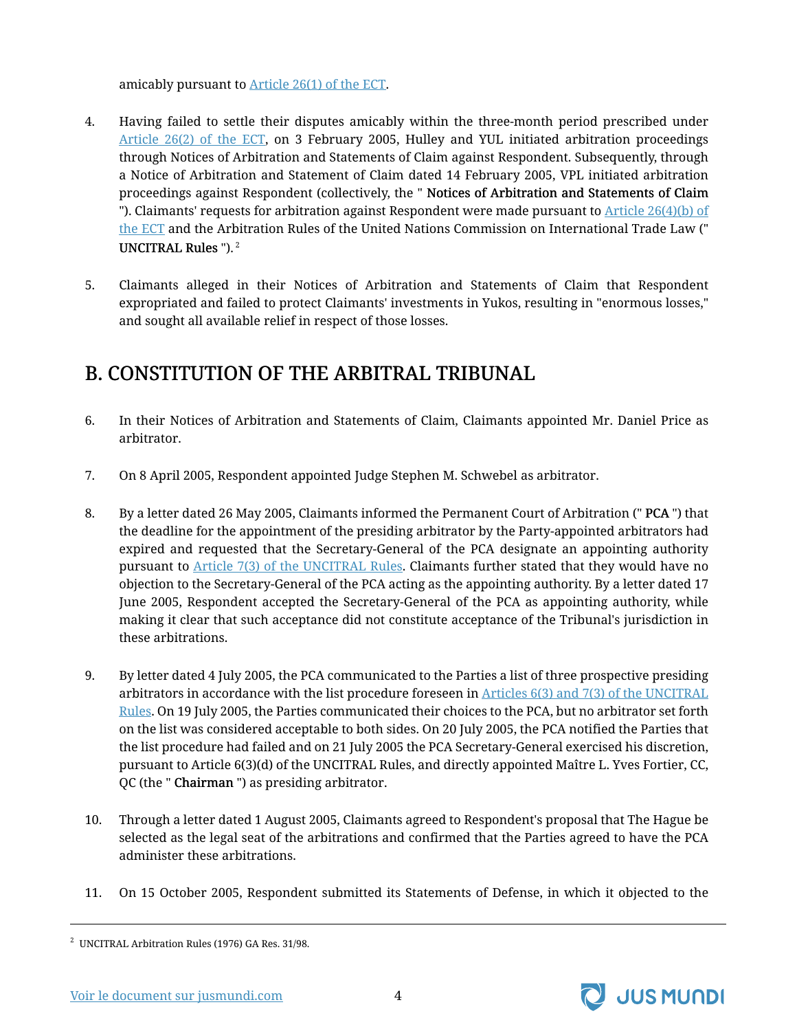amicably pursuant to Article 26(1) of the ECT.

4. Having failed to settle their disputes amicably within the three-month period prescribed under Article 26(2) of the ECT, on 3 February 2005, Hulley and YUL initiated arbitration proceedings through Notices of Arbitration and Statements of Claim against Respondent. Subsequently, through a Notice of Arbitration and Statement of Claim dated 14 February 2005, VPL initiated arbitration proceedings against Respondent (collectively, the " **Notices of Arbitration and Statements of Claim** "). Claimants' requests for arbitration against Respondent were made pursuant to Article 26(4)(b) of the ECT and the Arbitration Rules of the United Nations Commission on International Trade Law (" **UNCITRAL Rules** ").[2]

5. Claimants alleged in their Notices of Arbitration and Statements of Claim that Respondent expropriated and failed to protect Claimants' investments in Yukos, resulting in "enormous losses," and sought all available relief in respect of those losses.

## B. CONSTITUTION OF THE ARBITRAL TRIBUNAL

6. In their Notices of Arbitration and Statements of Claim, Claimants appointed Mr. Daniel Price as arbitrator.

7. On 8 April 2005, Respondent appointed Judge Stephen M. Schwebel as arbitrator.

8. By a letter dated 26 May 2005, Claimants informed the Permanent Court of Arbitration (" **PCA** ") that the deadline for the appointment of the presiding arbitrator by the Party-appointed arbitrators had expired and requested that the Secretary-General of the PCA designate an appointing authority pursuant to Article 7(3) of the UNCITRAL Rules. Claimants further stated that they would have no objection to the Secretary-General of the PCA acting as the appointing authority. By a letter dated 17 June 2005, Respondent accepted the Secretary-General of the PCA as appointing authority, while making it clear that such acceptance did not constitute acceptance of the Tribunal's jurisdiction in these arbitrations.

9. By letter dated 4 July 2005, the PCA communicated to the Parties a list of three prospective presiding arbitrators in accordance with the list procedure foreseen in Articles 6(3) and 7(3) of the UNCITRAL Rules. On 19 July 2005, the Parties communicated their choices to the PCA, but no arbitrator set forth on the list was considered acceptable to both sides. On 20 July 2005, the PCA notified the Parties that the list procedure had failed and on 21 July 2005 the PCA Secretary-General exercised his discretion, pursuant to Article 6(3)(d) of the UNCITRAL Rules, and directly appointed Maître L. Yves Fortier, CC, QC (the " **Chairman** ") as presiding arbitrator.

10. Through a letter dated 1 August 2005, Claimants agreed to Respondent's proposal that The Hague be selected as the legal seat of the arbitrations and confirmed that the Parties agreed to have the PCA administer these arbitrations.

11. On 15 October 2005, Respondent submitted its Statements of Defense, in which it objected to the

[2] UNCITRAL Arbitration Rules (1976) GA Res. 31/98.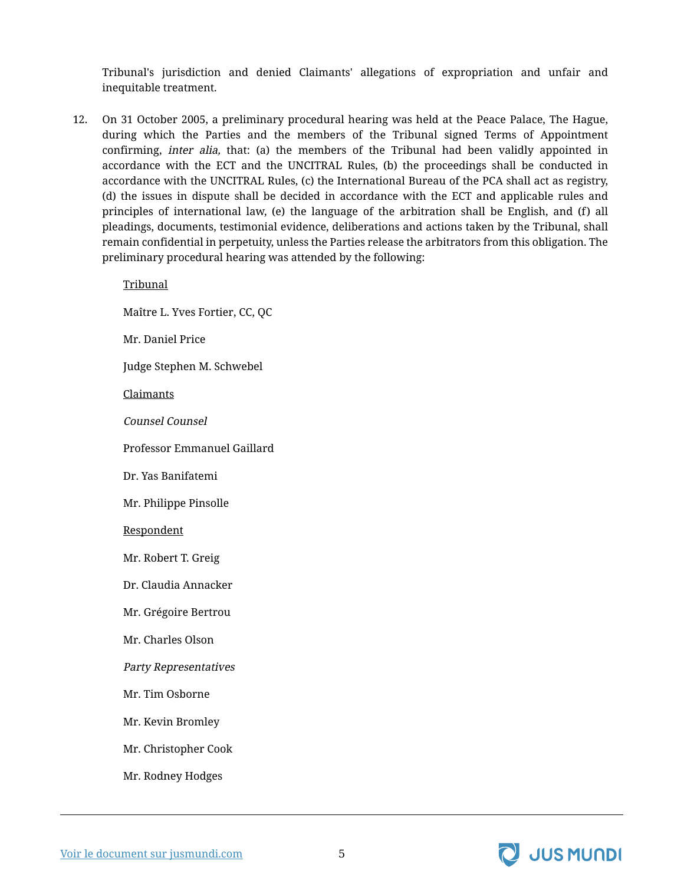Tribunal's jurisdiction and denied Claimants' allegations of expropriation and unfair and inequitable treatment.

12. On 31 October 2005, a preliminary procedural hearing was held at the Peace Palace, The Hague, during which the Parties and the members of the Tribunal signed Terms of Appointment confirming, *inter alia,* that: (a) the members of the Tribunal had been validly appointed in accordance with the ECT and the UNCITRAL Rules, (b) the proceedings shall be conducted in accordance with the UNCITRAL Rules, (c) the International Bureau of the PCA shall act as registry, (d) the issues in dispute shall be decided in accordance with the ECT and applicable rules and principles of international law, (e) the language of the arbitration shall be English, and (f) all pleadings, documents, testimonial evidence, deliberations and actions taken by the Tribunal, shall remain confidential in perpetuity, unless the Parties release the arbitrators from this obligation. The preliminary procedural hearing was attended by the following:

    Tribunal

    Maître L. Yves Fortier, CC, QC

    Mr. Daniel Price

    Judge Stephen M. Schwebel

    Claimants

    *Counsel Counsel*

    Professor Emmanuel Gaillard

    Dr. Yas Banifatemi

    Mr. Philippe Pinsolle

    Respondent

    Mr. Robert T. Greig

    Dr. Claudia Annacker

    Mr. Grégoire Bertrou

    Mr. Charles Olson

    *Party Representatives*

    Mr. Tim Osborne

    Mr. Kevin Bromley

    Mr. Christopher Cook

    Mr. Rodney Hodges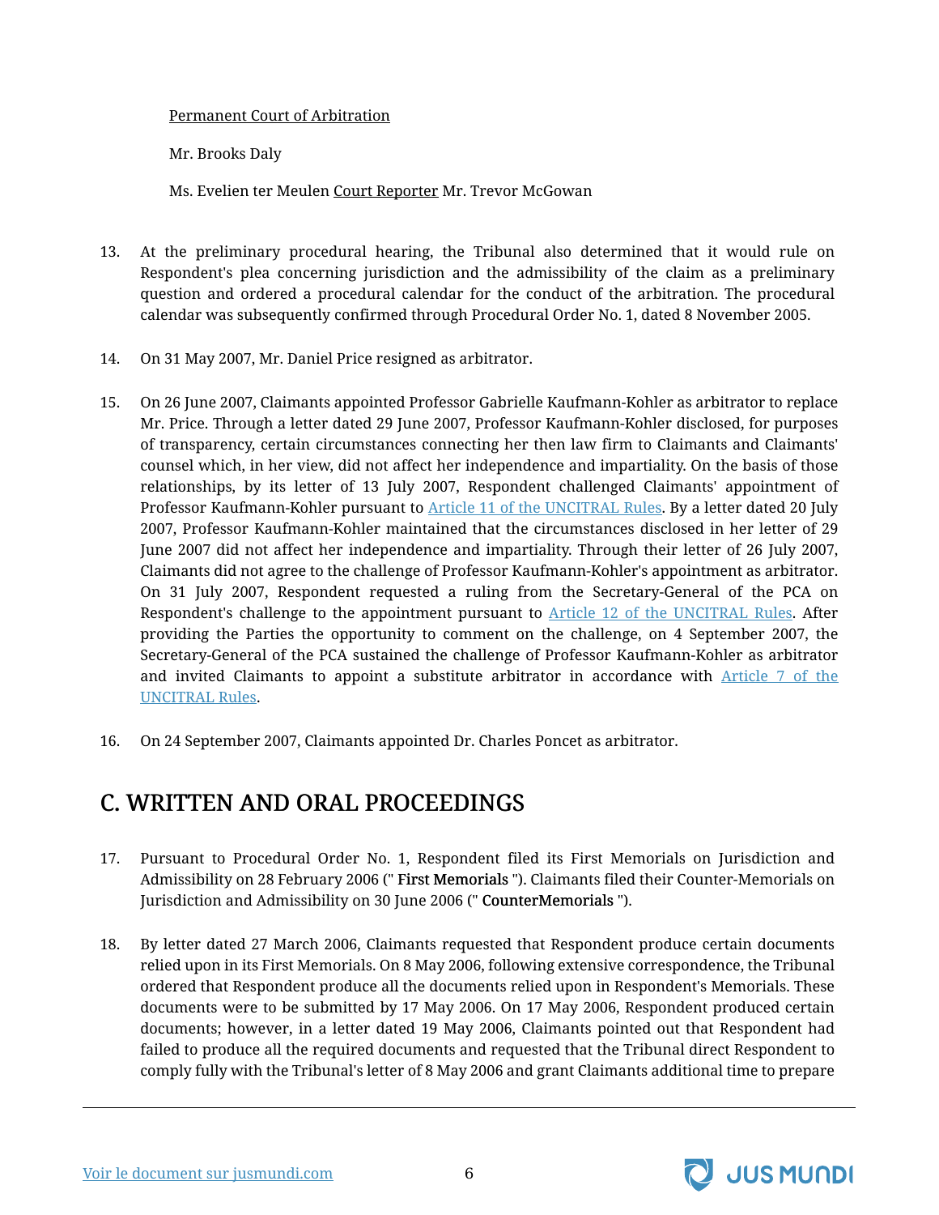Permanent Court of Arbitration

Mr. Brooks Daly

Ms. Evelien ter Meulen Court Reporter Mr. Trevor McGowan

13. At the preliminary procedural hearing, the Tribunal also determined that it would rule on Respondent's plea concerning jurisdiction and the admissibility of the claim as a preliminary question and ordered a procedural calendar for the conduct of the arbitration. The procedural calendar was subsequently confirmed through Procedural Order No. 1, dated 8 November 2005.

14. On 31 May 2007, Mr. Daniel Price resigned as arbitrator.

15. On 26 June 2007, Claimants appointed Professor Gabrielle Kaufmann-Kohler as arbitrator to replace Mr. Price. Through a letter dated 29 June 2007, Professor Kaufmann-Kohler disclosed, for purposes of transparency, certain circumstances connecting her then law firm to Claimants and Claimants' counsel which, in her view, did not affect her independence and impartiality. On the basis of those relationships, by its letter of 13 July 2007, Respondent challenged Claimants' appointment of Professor Kaufmann-Kohler pursuant to Article 11 of the UNCITRAL Rules. By a letter dated 20 July 2007, Professor Kaufmann-Kohler maintained that the circumstances disclosed in her letter of 29 June 2007 did not affect her independence and impartiality. Through their letter of 26 July 2007, Claimants did not agree to the challenge of Professor Kaufmann-Kohler's appointment as arbitrator. On 31 July 2007, Respondent requested a ruling from the Secretary-General of the PCA on Respondent's challenge to the appointment pursuant to Article 12 of the UNCITRAL Rules. After providing the Parties the opportunity to comment on the challenge, on 4 September 2007, the Secretary-General of the PCA sustained the challenge of Professor Kaufmann-Kohler as arbitrator and invited Claimants to appoint a substitute arbitrator in accordance with Article 7 of the UNCITRAL Rules.

16. On 24 September 2007, Claimants appointed Dr. Charles Poncet as arbitrator.

## C. WRITTEN AND ORAL PROCEEDINGS

17. Pursuant to Procedural Order No. 1, Respondent filed its First Memorials on Jurisdiction and Admissibility on 28 February 2006 (" **First Memorials** "). Claimants filed their Counter-Memorials on Jurisdiction and Admissibility on 30 June 2006 (" **CounterMemorials** ").

18. By letter dated 27 March 2006, Claimants requested that Respondent produce certain documents relied upon in its First Memorials. On 8 May 2006, following extensive correspondence, the Tribunal ordered that Respondent produce all the documents relied upon in Respondent's Memorials. These documents were to be submitted by 17 May 2006. On 17 May 2006, Respondent produced certain documents; however, in a letter dated 19 May 2006, Claimants pointed out that Respondent had failed to produce all the required documents and requested that the Tribunal direct Respondent to comply fully with the Tribunal's letter of 8 May 2006 and grant Claimants additional time to prepare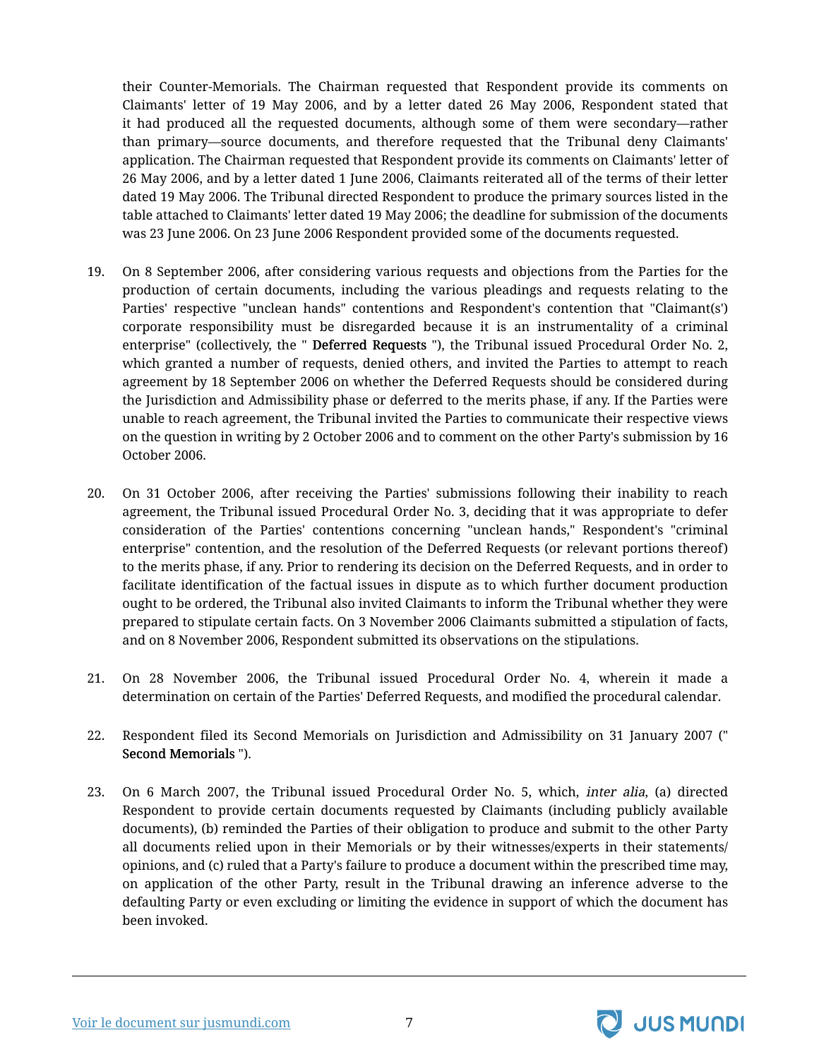their Counter-Memorials. The Chairman requested that Respondent provide its comments on Claimants' letter of 19 May 2006, and by a letter dated 26 May 2006, Respondent stated that it had produced all the requested documents, although some of them were secondary—rather than primary—source documents, and therefore requested that the Tribunal deny Claimants' application. The Chairman requested that Respondent provide its comments on Claimants' letter of 26 May 2006, and by a letter dated 1 June 2006, Claimants reiterated all of the terms of their letter dated 19 May 2006. The Tribunal directed Respondent to produce the primary sources listed in the table attached to Claimants' letter dated 19 May 2006; the deadline for submission of the documents was 23 June 2006. On 23 June 2006 Respondent provided some of the documents requested.

19. On 8 September 2006, after considering various requests and objections from the Parties for the production of certain documents, including the various pleadings and requests relating to the Parties' respective "unclean hands" contentions and Respondent's contention that "Claimant(s') corporate responsibility must be disregarded because it is an instrumentality of a criminal enterprise" (collectively, the " **Deferred Requests** "), the Tribunal issued Procedural Order No. 2, which granted a number of requests, denied others, and invited the Parties to attempt to reach agreement by 18 September 2006 on whether the Deferred Requests should be considered during the Jurisdiction and Admissibility phase or deferred to the merits phase, if any. If the Parties were unable to reach agreement, the Tribunal invited the Parties to communicate their respective views on the question in writing by 2 October 2006 and to comment on the other Party's submission by 16 October 2006.

20. On 31 October 2006, after receiving the Parties' submissions following their inability to reach agreement, the Tribunal issued Procedural Order No. 3, deciding that it was appropriate to defer consideration of the Parties' contentions concerning "unclean hands," Respondent's "criminal enterprise" contention, and the resolution of the Deferred Requests (or relevant portions thereof) to the merits phase, if any. Prior to rendering its decision on the Deferred Requests, and in order to facilitate identification of the factual issues in dispute as to which further document production ought to be ordered, the Tribunal also invited Claimants to inform the Tribunal whether they were prepared to stipulate certain facts. On 3 November 2006 Claimants submitted a stipulation of facts, and on 8 November 2006, Respondent submitted its observations on the stipulations.

21. On 28 November 2006, the Tribunal issued Procedural Order No. 4, wherein it made a determination on certain of the Parties' Deferred Requests, and modified the procedural calendar.

22. Respondent filed its Second Memorials on Jurisdiction and Admissibility on 31 January 2007 (" **Second Memorials** ").

23. On 6 March 2007, the Tribunal issued Procedural Order No. 5, which, *inter alia*, (a) directed Respondent to provide certain documents requested by Claimants (including publicly available documents), (b) reminded the Parties of their obligation to produce and submit to the other Party all documents relied upon in their Memorials or by their witnesses/experts in their statements/opinions, and (c) ruled that a Party's failure to produce a document within the prescribed time may, on application of the other Party, result in the Tribunal drawing an inference adverse to the defaulting Party or even excluding or limiting the evidence in support of which the document has been invoked.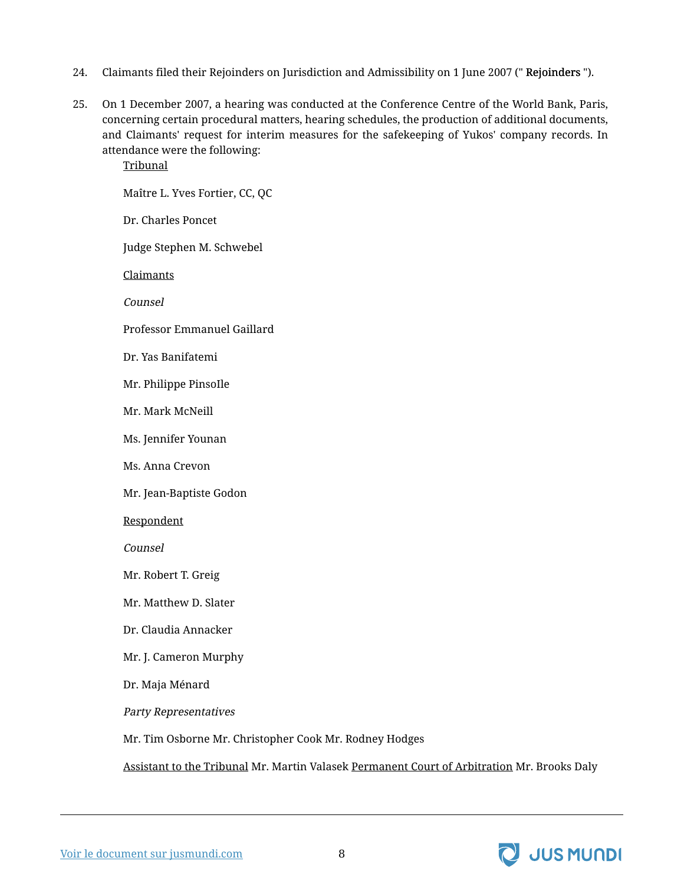24. Claimants filed their Rejoinders on Jurisdiction and Admissibility on 1 June 2007 (" **Rejoinders** ").

25. On 1 December 2007, a hearing was conducted at the Conference Centre of the World Bank, Paris, concerning certain procedural matters, hearing schedules, the production of additional documents, and Claimants' request for interim measures for the safekeeping of Yukos' company records. In attendance were the following:

    Tribunal

    Maître L. Yves Fortier, CC, QC

    Dr. Charles Poncet

    Judge Stephen M. Schwebel

    Claimants

    *Counsel*

    Professor Emmanuel Gaillard

    Dr. Yas Banifatemi

    Mr. Philippe PinsoIle

    Mr. Mark McNeill

    Ms. Jennifer Younan

    Ms. Anna Crevon

    Mr. Jean-Baptiste Godon

    Respondent

    *Counsel*

    Mr. Robert T. Greig

    Mr. Matthew D. Slater

    Dr. Claudia Annacker

    Mr. J. Cameron Murphy

    Dr. Maja Ménard

    *Party Representatives*

    Mr. Tim Osborne Mr. Christopher Cook Mr. Rodney Hodges

    Assistant to the Tribunal Mr. Martin Valasek Permanent Court of Arbitration Mr. Brooks Daly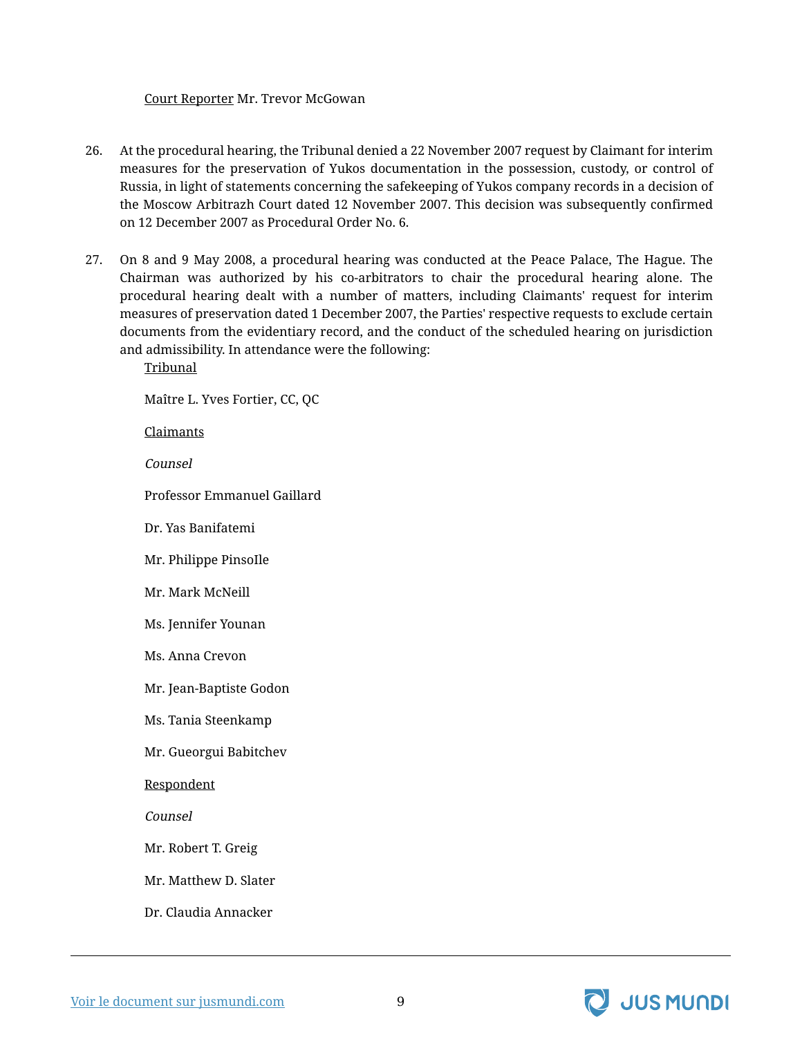<u>Court Reporter</u> Mr. Trevor McGowan

26. At the procedural hearing, the Tribunal denied a 22 November 2007 request by Claimant for interim measures for the preservation of Yukos documentation in the possession, custody, or control of Russia, in light of statements concerning the safekeeping of Yukos company records in a decision of the Moscow Arbitrazh Court dated 12 November 2007. This decision was subsequently confirmed on 12 December 2007 as Procedural Order No. 6.

27. On 8 and 9 May 2008, a procedural hearing was conducted at the Peace Palace, The Hague. The Chairman was authorized by his co-arbitrators to chair the procedural hearing alone. The procedural hearing dealt with a number of matters, including Claimants' request for interim measures of preservation dated 1 December 2007, the Parties' respective requests to exclude certain documents from the evidentiary record, and the conduct of the scheduled hearing on jurisdiction and admissibility. In attendance were the following:

<u>Tribunal</u>

Maître L. Yves Fortier, CC, QC

<u>Claimants</u>

*Counsel*

Professor Emmanuel Gaillard

Dr. Yas Banifatemi

Mr. Philippe PinsoIle

Mr. Mark McNeill

Ms. Jennifer Younan

Ms. Anna Crevon

Mr. Jean-Baptiste Godon

Ms. Tania Steenkamp

Mr. Gueorgui Babitchev

<u>Respondent</u>

*Counsel*

Mr. Robert T. Greig

Mr. Matthew D. Slater

Dr. Claudia Annacker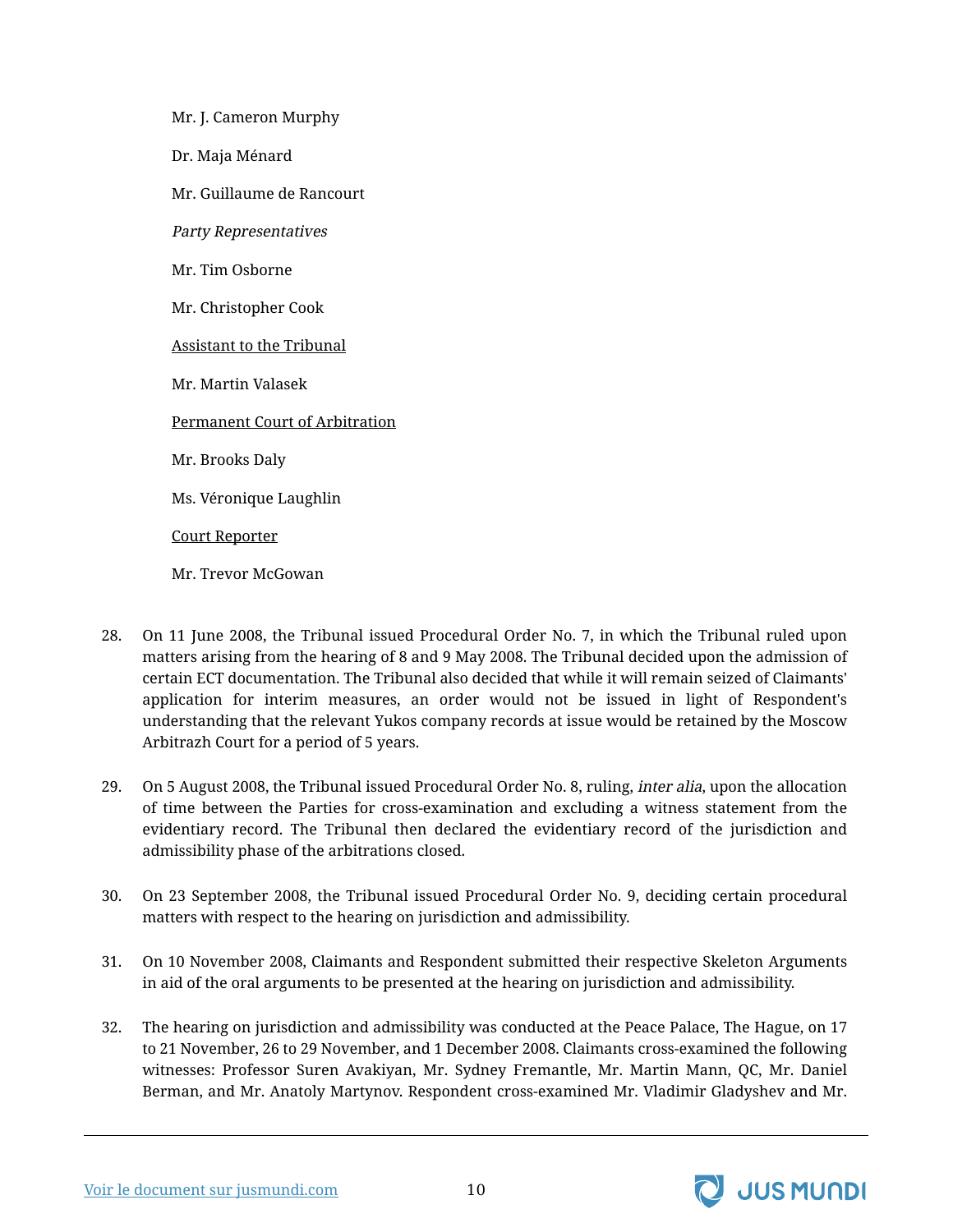Mr. J. Cameron Murphy

Dr. Maja Ménard

Mr. Guillaume de Rancourt

*Party Representatives*

Mr. Tim Osborne

Mr. Christopher Cook

Assistant to the Tribunal

Mr. Martin Valasek

Permanent Court of Arbitration

Mr. Brooks Daly

Ms. Véronique Laughlin

Court Reporter

Mr. Trevor McGowan

28. On 11 June 2008, the Tribunal issued Procedural Order No. 7, in which the Tribunal ruled upon matters arising from the hearing of 8 and 9 May 2008. The Tribunal decided upon the admission of certain ECT documentation. The Tribunal also decided that while it will remain seized of Claimants' application for interim measures, an order would not be issued in light of Respondent's understanding that the relevant Yukos company records at issue would be retained by the Moscow Arbitrazh Court for a period of 5 years.

29. On 5 August 2008, the Tribunal issued Procedural Order No. 8, ruling, *inter alia*, upon the allocation of time between the Parties for cross-examination and excluding a witness statement from the evidentiary record. The Tribunal then declared the evidentiary record of the jurisdiction and admissibility phase of the arbitrations closed.

30. On 23 September 2008, the Tribunal issued Procedural Order No. 9, deciding certain procedural matters with respect to the hearing on jurisdiction and admissibility.

31. On 10 November 2008, Claimants and Respondent submitted their respective Skeleton Arguments in aid of the oral arguments to be presented at the hearing on jurisdiction and admissibility.

32. The hearing on jurisdiction and admissibility was conducted at the Peace Palace, The Hague, on 17 to 21 November, 26 to 29 November, and 1 December 2008. Claimants cross-examined the following witnesses: Professor Suren Avakiyan, Mr. Sydney Fremantle, Mr. Martin Mann, QC, Mr. Daniel Berman, and Mr. Anatoly Martynov. Respondent cross-examined Mr. Vladimir Gladyshev and Mr.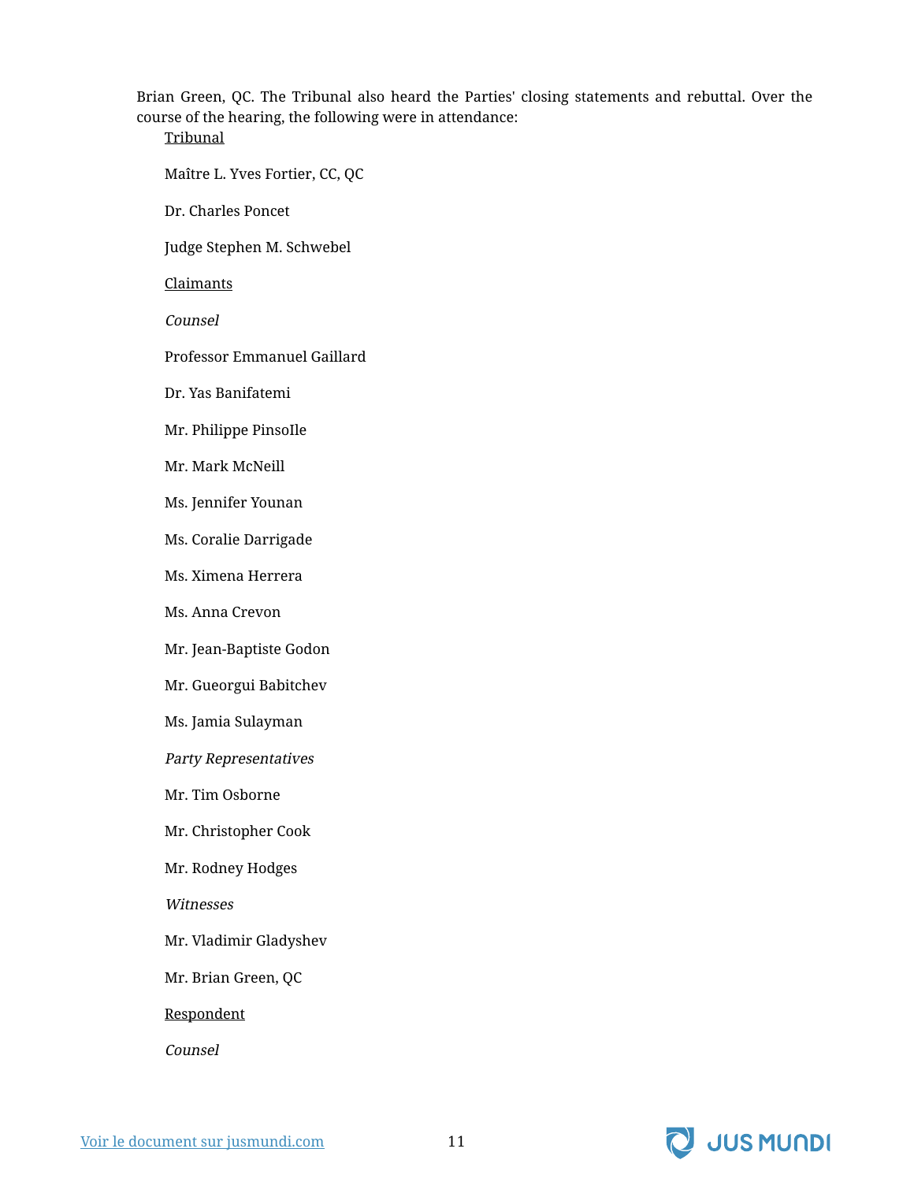Brian Green, QC. The Tribunal also heard the Parties' closing statements and rebuttal. Over the course of the hearing, the following were in attendance:

Tribunal

Maître L. Yves Fortier, CC, QC

Dr. Charles Poncet

Judge Stephen M. Schwebel

Claimants

*Counsel*

Professor Emmanuel Gaillard

Dr. Yas Banifatemi

Mr. Philippe PinsoIle

Mr. Mark McNeill

Ms. Jennifer Younan

Ms. Coralie Darrigade

Ms. Ximena Herrera

Ms. Anna Crevon

Mr. Jean-Baptiste Godon

Mr. Gueorgui Babitchev

Ms. Jamia Sulayman

*Party Representatives*

Mr. Tim Osborne

Mr. Christopher Cook

Mr. Rodney Hodges

*Witnesses*

Mr. Vladimir Gladyshev

Mr. Brian Green, QC

Respondent

*Counsel*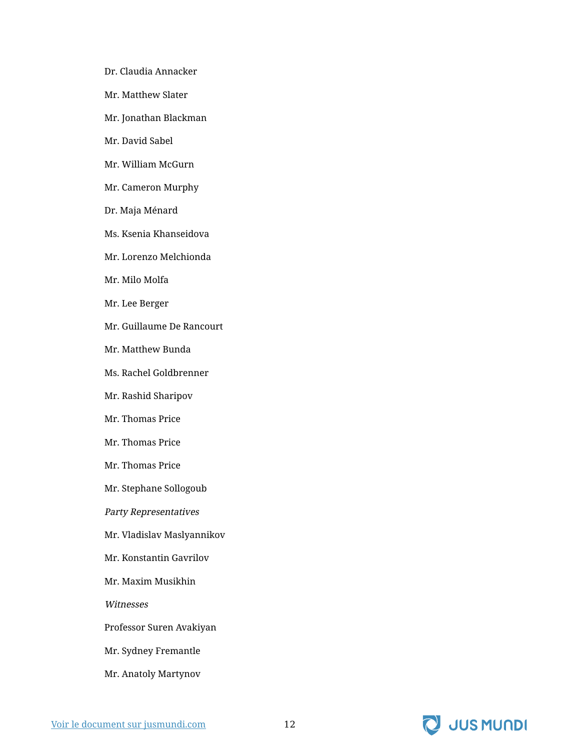Dr. Claudia Annacker

Mr. Matthew Slater

Mr. Jonathan Blackman

Mr. David Sabel

Mr. William McGurn

Mr. Cameron Murphy

Dr. Maja Ménard

Ms. Ksenia Khanseidova

Mr. Lorenzo Melchionda

Mr. Milo Molfa

Mr. Lee Berger

Mr. Guillaume De Rancourt

Mr. Matthew Bunda

Ms. Rachel Goldbrenner

Mr. Rashid Sharipov

Mr. Thomas Price

Mr. Thomas Price

Mr. Thomas Price

Mr. Stephane Sollogoub

*Party Representatives*

Mr. Vladislav Maslyannikov

Mr. Konstantin Gavrilov

Mr. Maxim Musikhin

*Witnesses*

Professor Suren Avakiyan

Mr. Sydney Fremantle

Mr. Anatoly Martynov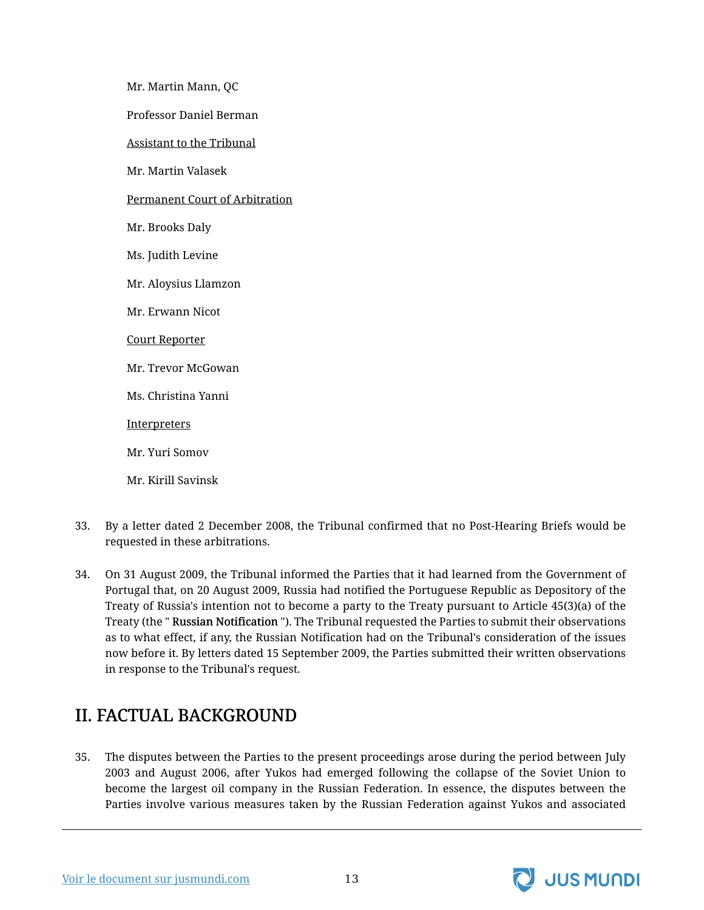Mr. Martin Mann, QC

Professor Daniel Berman

<u>Assistant to the Tribunal</u>

Mr. Martin Valasek

<u>Permanent Court of Arbitration</u>

Mr. Brooks Daly

Ms. Judith Levine

Mr. Aloysius Llamzon

Mr. Erwann Nicot

<u>Court Reporter</u>

Mr. Trevor McGowan

Ms. Christina Yanni

<u>Interpreters</u>

Mr. Yuri Somov

Mr. Kirill Savinsk

33. By a letter dated 2 December 2008, the Tribunal confirmed that no Post-Hearing Briefs would be requested in these arbitrations.

34. On 31 August 2009, the Tribunal informed the Parties that it had learned from the Government of Portugal that, on 20 August 2009, Russia had notified the Portuguese Republic as Depository of the Treaty of Russia's intention not to become a party to the Treaty pursuant to Article 45(3)(a) of the Treaty (the " **Russian Notification** "). The Tribunal requested the Parties to submit their observations as to what effect, if any, the Russian Notification had on the Tribunal's consideration of the issues now before it. By letters dated 15 September 2009, the Parties submitted their written observations in response to the Tribunal's request.

## II. FACTUAL BACKGROUND

35. The disputes between the Parties to the present proceedings arose during the period between July 2003 and August 2006, after Yukos had emerged following the collapse of the Soviet Union to become the largest oil company in the Russian Federation. In essence, the disputes between the Parties involve various measures taken by the Russian Federation against Yukos and associated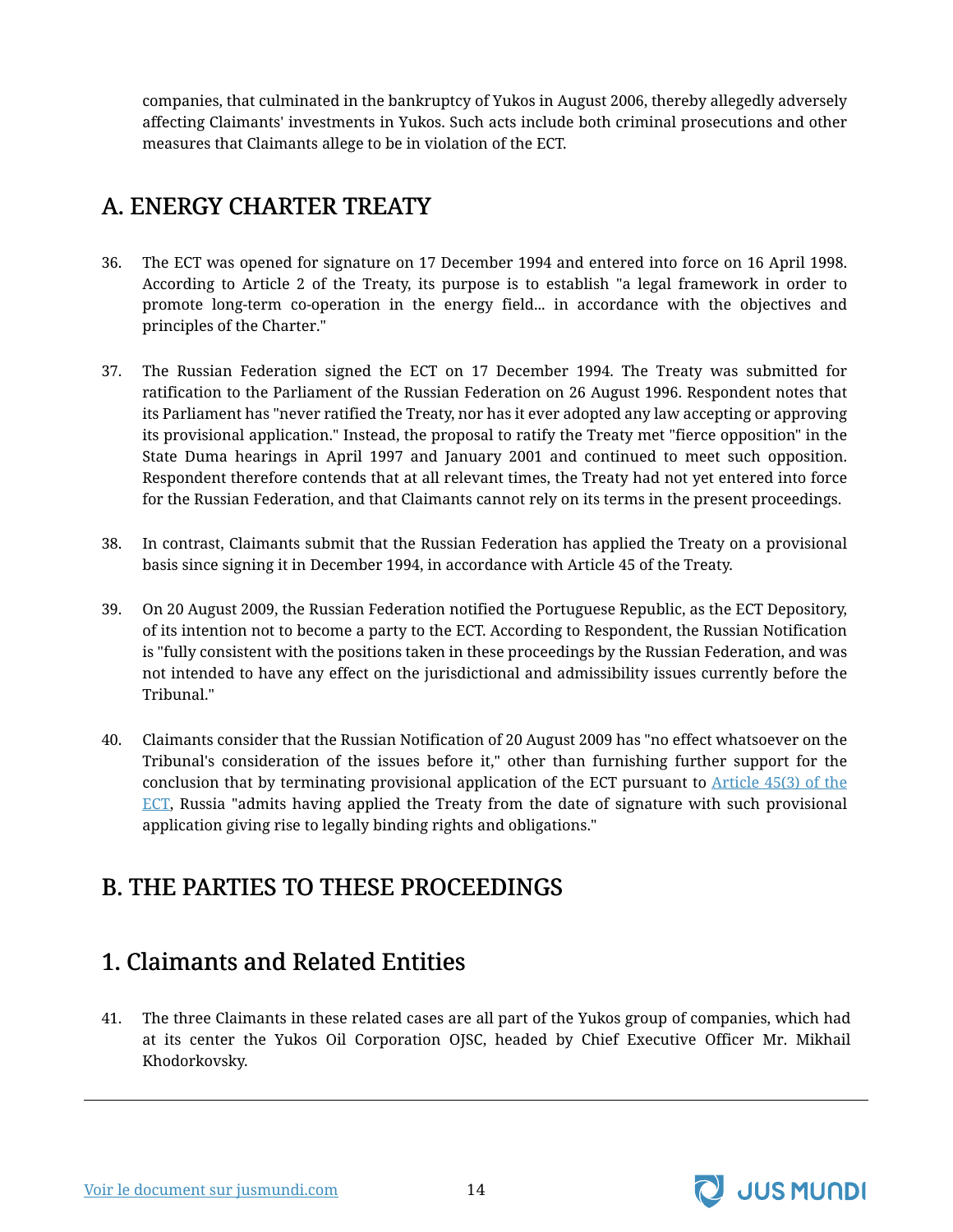companies, that culminated in the bankruptcy of Yukos in August 2006, thereby allegedly adversely affecting Claimants' investments in Yukos. Such acts include both criminal prosecutions and other measures that Claimants allege to be in violation of the ECT.

## A. ENERGY CHARTER TREATY

36. The ECT was opened for signature on 17 December 1994 and entered into force on 16 April 1998. According to Article 2 of the Treaty, its purpose is to establish "a legal framework in order to promote long-term co-operation in the energy field... in accordance with the objectives and principles of the Charter."

37. The Russian Federation signed the ECT on 17 December 1994. The Treaty was submitted for ratification to the Parliament of the Russian Federation on 26 August 1996. Respondent notes that its Parliament has "never ratified the Treaty, nor has it ever adopted any law accepting or approving its provisional application." Instead, the proposal to ratify the Treaty met "fierce opposition" in the State Duma hearings in April 1997 and January 2001 and continued to meet such opposition. Respondent therefore contends that at all relevant times, the Treaty had not yet entered into force for the Russian Federation, and that Claimants cannot rely on its terms in the present proceedings.

38. In contrast, Claimants submit that the Russian Federation has applied the Treaty on a provisional basis since signing it in December 1994, in accordance with Article 45 of the Treaty.

39. On 20 August 2009, the Russian Federation notified the Portuguese Republic, as the ECT Depository, of its intention not to become a party to the ECT. According to Respondent, the Russian Notification is "fully consistent with the positions taken in these proceedings by the Russian Federation, and was not intended to have any effect on the jurisdictional and admissibility issues currently before the Tribunal."

40. Claimants consider that the Russian Notification of 20 August 2009 has "no effect whatsoever on the Tribunal's consideration of the issues before it," other than furnishing further support for the conclusion that by terminating provisional application of the ECT pursuant to Article 45(3) of the ECT, Russia "admits having applied the Treaty from the date of signature with such provisional application giving rise to legally binding rights and obligations."

## B. THE PARTIES TO THESE PROCEEDINGS

### 1. Claimants and Related Entities

41. The three Claimants in these related cases are all part of the Yukos group of companies, which had at its center the Yukos Oil Corporation OJSC, headed by Chief Executive Officer Mr. Mikhail Khodorkovsky.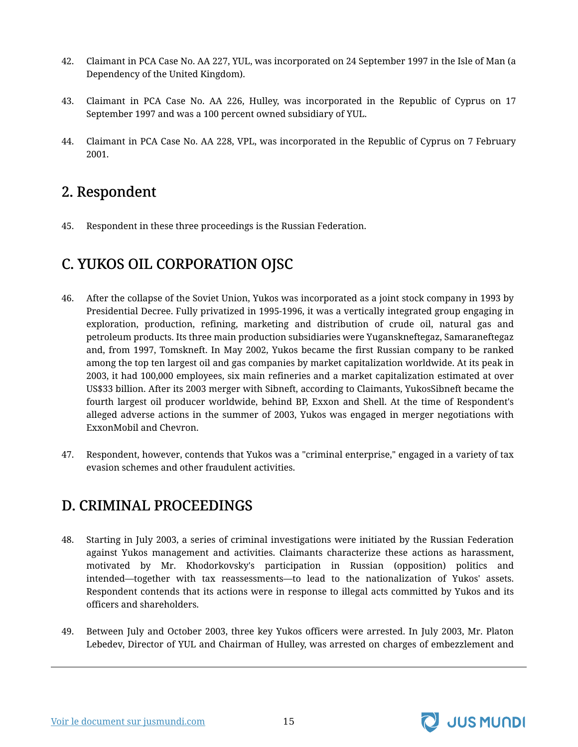42. Claimant in PCA Case No. AA 227, YUL, was incorporated on 24 September 1997 in the Isle of Man (a Dependency of the United Kingdom).

43. Claimant in PCA Case No. AA 226, Hulley, was incorporated in the Republic of Cyprus on 17 September 1997 and was a 100 percent owned subsidiary of YUL.

44. Claimant in PCA Case No. AA 228, VPL, was incorporated in the Republic of Cyprus on 7 February 2001.

## 2. Respondent

45. Respondent in these three proceedings is the Russian Federation.

## C. YUKOS OIL CORPORATION OJSC

46. After the collapse of the Soviet Union, Yukos was incorporated as a joint stock company in 1993 by Presidential Decree. Fully privatized in 1995-1996, it was a vertically integrated group engaging in exploration, production, refining, marketing and distribution of crude oil, natural gas and petroleum products. Its three main production subsidiaries were Yuganskneftegaz, Samaraneftegaz and, from 1997, Tomskneft. In May 2002, Yukos became the first Russian company to be ranked among the top ten largest oil and gas companies by market capitalization worldwide. At its peak in 2003, it had 100,000 employees, six main refineries and a market capitalization estimated at over US$33 billion. After its 2003 merger with Sibneft, according to Claimants, YukosSibneft became the fourth largest oil producer worldwide, behind BP, Exxon and Shell. At the time of Respondent's alleged adverse actions in the summer of 2003, Yukos was engaged in merger negotiations with ExxonMobil and Chevron.

47. Respondent, however, contends that Yukos was a "criminal enterprise," engaged in a variety of tax evasion schemes and other fraudulent activities.

## D. CRIMINAL PROCEEDINGS

48. Starting in July 2003, a series of criminal investigations were initiated by the Russian Federation against Yukos management and activities. Claimants characterize these actions as harassment, motivated by Mr. Khodorkovsky's participation in Russian (opposition) politics and intended—together with tax reassessments—to lead to the nationalization of Yukos' assets. Respondent contends that its actions were in response to illegal acts committed by Yukos and its officers and shareholders.

49. Between July and October 2003, three key Yukos officers were arrested. In July 2003, Mr. Platon Lebedev, Director of YUL and Chairman of Hulley, was arrested on charges of embezzlement and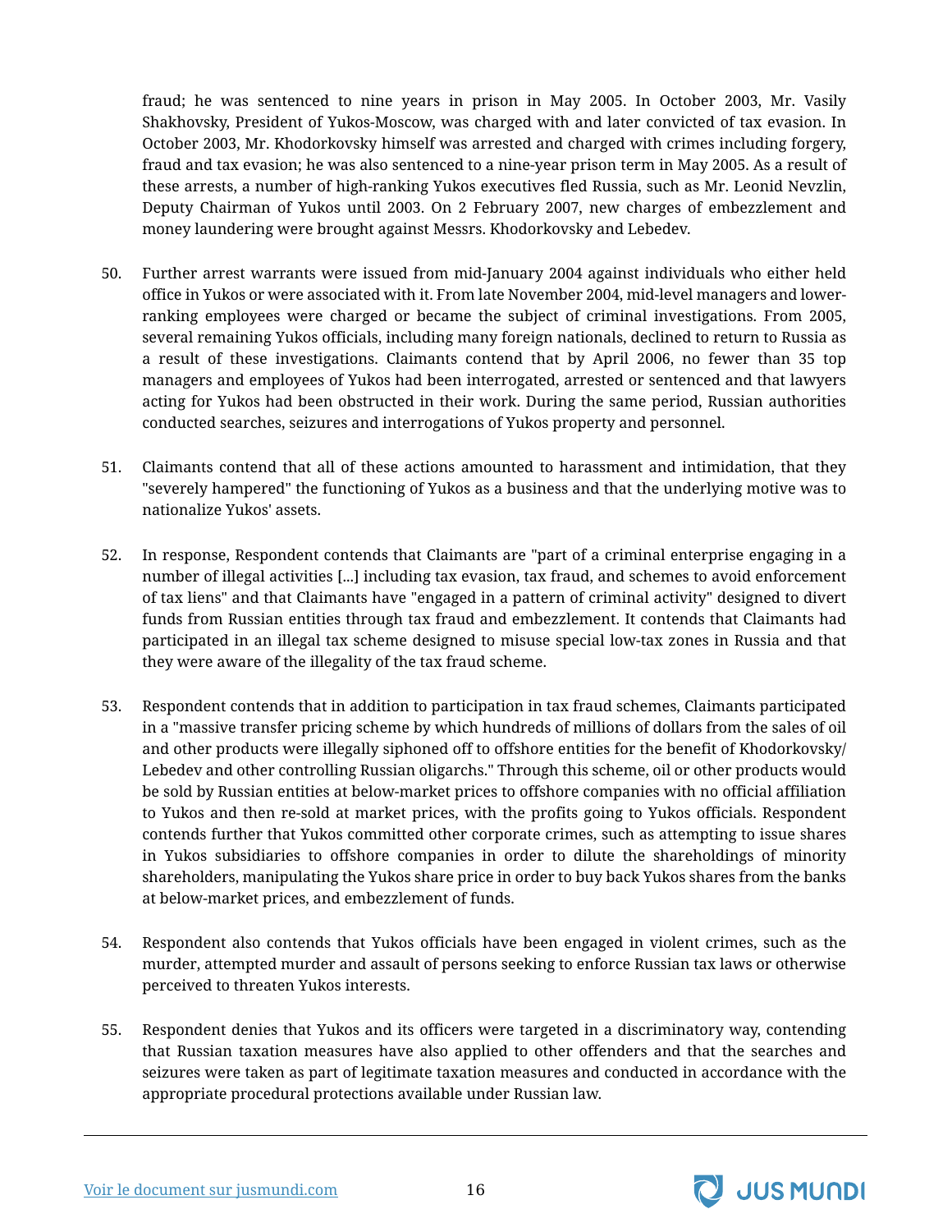fraud; he was sentenced to nine years in prison in May 2005. In October 2003, Mr. Vasily Shakhovsky, President of Yukos-Moscow, was charged with and later convicted of tax evasion. In October 2003, Mr. Khodorkovsky himself was arrested and charged with crimes including forgery, fraud and tax evasion; he was also sentenced to a nine-year prison term in May 2005. As a result of these arrests, a number of high-ranking Yukos executives fled Russia, such as Mr. Leonid Nevzlin, Deputy Chairman of Yukos until 2003. On 2 February 2007, new charges of embezzlement and money laundering were brought against Messrs. Khodorkovsky and Lebedev.

50. Further arrest warrants were issued from mid-January 2004 against individuals who either held office in Yukos or were associated with it. From late November 2004, mid-level managers and lower-ranking employees were charged or became the subject of criminal investigations. From 2005, several remaining Yukos officials, including many foreign nationals, declined to return to Russia as a result of these investigations. Claimants contend that by April 2006, no fewer than 35 top managers and employees of Yukos had been interrogated, arrested or sentenced and that lawyers acting for Yukos had been obstructed in their work. During the same period, Russian authorities conducted searches, seizures and interrogations of Yukos property and personnel.

51. Claimants contend that all of these actions amounted to harassment and intimidation, that they "severely hampered" the functioning of Yukos as a business and that the underlying motive was to nationalize Yukos' assets.

52. In response, Respondent contends that Claimants are "part of a criminal enterprise engaging in a number of illegal activities [...] including tax evasion, tax fraud, and schemes to avoid enforcement of tax liens" and that Claimants have "engaged in a pattern of criminal activity" designed to divert funds from Russian entities through tax fraud and embezzlement. It contends that Claimants had participated in an illegal tax scheme designed to misuse special low-tax zones in Russia and that they were aware of the illegality of the tax fraud scheme.

53. Respondent contends that in addition to participation in tax fraud schemes, Claimants participated in a "massive transfer pricing scheme by which hundreds of millions of dollars from the sales of oil and other products were illegally siphoned off to offshore entities for the benefit of Khodorkovsky/ Lebedev and other controlling Russian oligarchs." Through this scheme, oil or other products would be sold by Russian entities at below-market prices to offshore companies with no official affiliation to Yukos and then re-sold at market prices, with the profits going to Yukos officials. Respondent contends further that Yukos committed other corporate crimes, such as attempting to issue shares in Yukos subsidiaries to offshore companies in order to dilute the shareholdings of minority shareholders, manipulating the Yukos share price in order to buy back Yukos shares from the banks at below-market prices, and embezzlement of funds.

54. Respondent also contends that Yukos officials have been engaged in violent crimes, such as the murder, attempted murder and assault of persons seeking to enforce Russian tax laws or otherwise perceived to threaten Yukos interests.

55. Respondent denies that Yukos and its officers were targeted in a discriminatory way, contending that Russian taxation measures have also applied to other offenders and that the searches and seizures were taken as part of legitimate taxation measures and conducted in accordance with the appropriate procedural protections available under Russian law.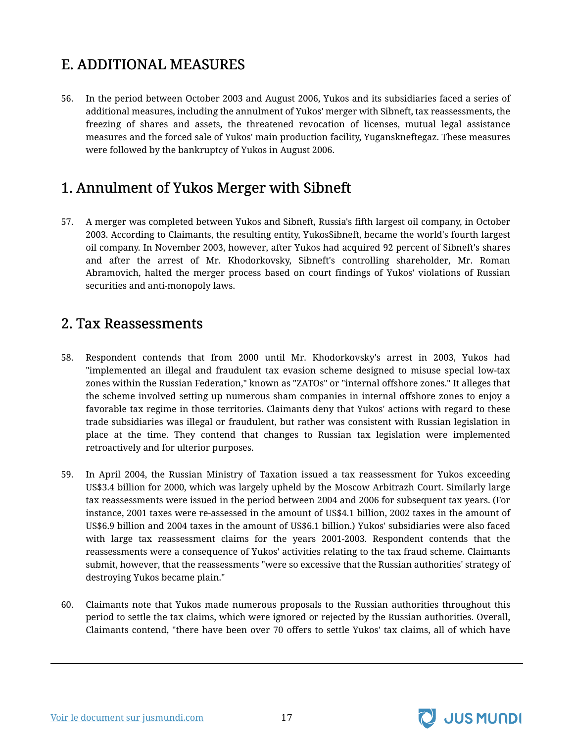## E. ADDITIONAL MEASURES

56. In the period between October 2003 and August 2006, Yukos and its subsidiaries faced a series of additional measures, including the annulment of Yukos' merger with Sibneft, tax reassessments, the freezing of shares and assets, the threatened revocation of licenses, mutual legal assistance measures and the forced sale of Yukos' main production facility, Yuganskneftegaz. These measures were followed by the bankruptcy of Yukos in August 2006.

## 1. Annulment of Yukos Merger with Sibneft

57. A merger was completed between Yukos and Sibneft, Russia's fifth largest oil company, in October 2003. According to Claimants, the resulting entity, YukosSibneft, became the world's fourth largest oil company. In November 2003, however, after Yukos had acquired 92 percent of Sibneft's shares and after the arrest of Mr. Khodorkovsky, Sibneft's controlling shareholder, Mr. Roman Abramovich, halted the merger process based on court findings of Yukos' violations of Russian securities and anti-monopoly laws.

## 2. Tax Reassessments

58. Respondent contends that from 2000 until Mr. Khodorkovsky's arrest in 2003, Yukos had "implemented an illegal and fraudulent tax evasion scheme designed to misuse special low-tax zones within the Russian Federation," known as "ZATOs" or "internal offshore zones." It alleges that the scheme involved setting up numerous sham companies in internal offshore zones to enjoy a favorable tax regime in those territories. Claimants deny that Yukos' actions with regard to these trade subsidiaries was illegal or fraudulent, but rather was consistent with Russian legislation in place at the time. They contend that changes to Russian tax legislation were implemented retroactively and for ulterior purposes.

59. In April 2004, the Russian Ministry of Taxation issued a tax reassessment for Yukos exceeding US$3.4 billion for 2000, which was largely upheld by the Moscow Arbitrazh Court. Similarly large tax reassessments were issued in the period between 2004 and 2006 for subsequent tax years. (For instance, 2001 taxes were re-assessed in the amount of US$4.1 billion, 2002 taxes in the amount of US$6.9 billion and 2004 taxes in the amount of US$6.1 billion.) Yukos' subsidiaries were also faced with large tax reassessment claims for the years 2001-2003. Respondent contends that the reassessments were a consequence of Yukos' activities relating to the tax fraud scheme. Claimants submit, however, that the reassessments "were so excessive that the Russian authorities' strategy of destroying Yukos became plain."

60. Claimants note that Yukos made numerous proposals to the Russian authorities throughout this period to settle the tax claims, which were ignored or rejected by the Russian authorities. Overall, Claimants contend, "there have been over 70 offers to settle Yukos' tax claims, all of which have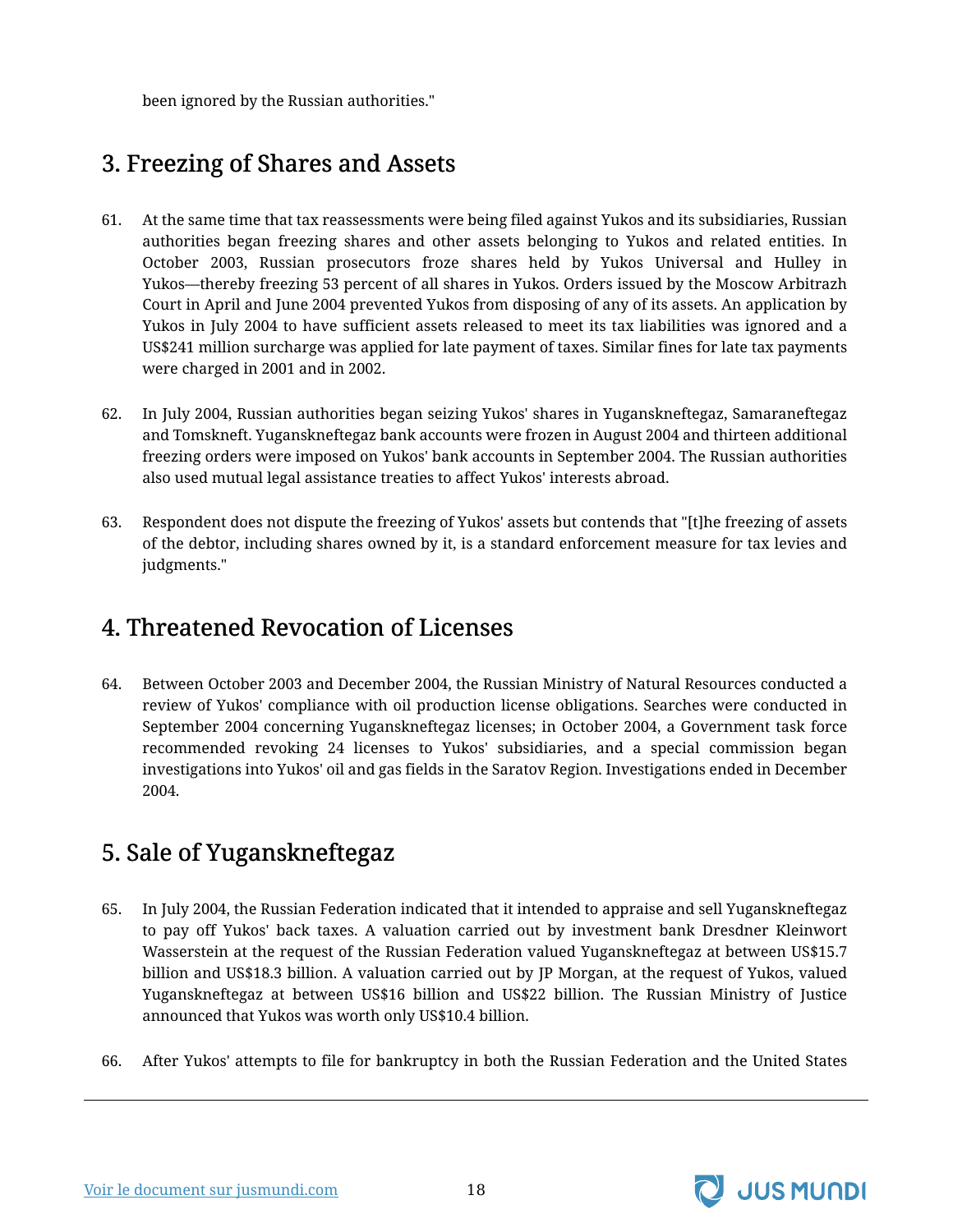been ignored by the Russian authorities."

## 3. Freezing of Shares and Assets

61. At the same time that tax reassessments were being filed against Yukos and its subsidiaries, Russian authorities began freezing shares and other assets belonging to Yukos and related entities. In October 2003, Russian prosecutors froze shares held by Yukos Universal and Hulley in Yukos—thereby freezing 53 percent of all shares in Yukos. Orders issued by the Moscow Arbitrazh Court in April and June 2004 prevented Yukos from disposing of any of its assets. An application by Yukos in July 2004 to have sufficient assets released to meet its tax liabilities was ignored and a US$241 million surcharge was applied for late payment of taxes. Similar fines for late tax payments were charged in 2001 and in 2002.

62. In July 2004, Russian authorities began seizing Yukos' shares in Yuganskneftegaz, Samaraneftegaz and Tomskneft. Yuganskneftegaz bank accounts were frozen in August 2004 and thirteen additional freezing orders were imposed on Yukos' bank accounts in September 2004. The Russian authorities also used mutual legal assistance treaties to affect Yukos' interests abroad.

63. Respondent does not dispute the freezing of Yukos' assets but contends that "[t]he freezing of assets of the debtor, including shares owned by it, is a standard enforcement measure for tax levies and judgments."

## 4. Threatened Revocation of Licenses

64. Between October 2003 and December 2004, the Russian Ministry of Natural Resources conducted a review of Yukos' compliance with oil production license obligations. Searches were conducted in September 2004 concerning Yuganskneftegaz licenses; in October 2004, a Government task force recommended revoking 24 licenses to Yukos' subsidiaries, and a special commission began investigations into Yukos' oil and gas fields in the Saratov Region. Investigations ended in December 2004.

## 5. Sale of Yuganskneftegaz

65. In July 2004, the Russian Federation indicated that it intended to appraise and sell Yuganskneftegaz to pay off Yukos' back taxes. A valuation carried out by investment bank Dresdner Kleinwort Wasserstein at the request of the Russian Federation valued Yuganskneftegaz at between US$15.7 billion and US$18.3 billion. A valuation carried out by JP Morgan, at the request of Yukos, valued Yuganskneftegaz at between US$16 billion and US$22 billion. The Russian Ministry of Justice announced that Yukos was worth only US$10.4 billion.

66. After Yukos' attempts to file for bankruptcy in both the Russian Federation and the United States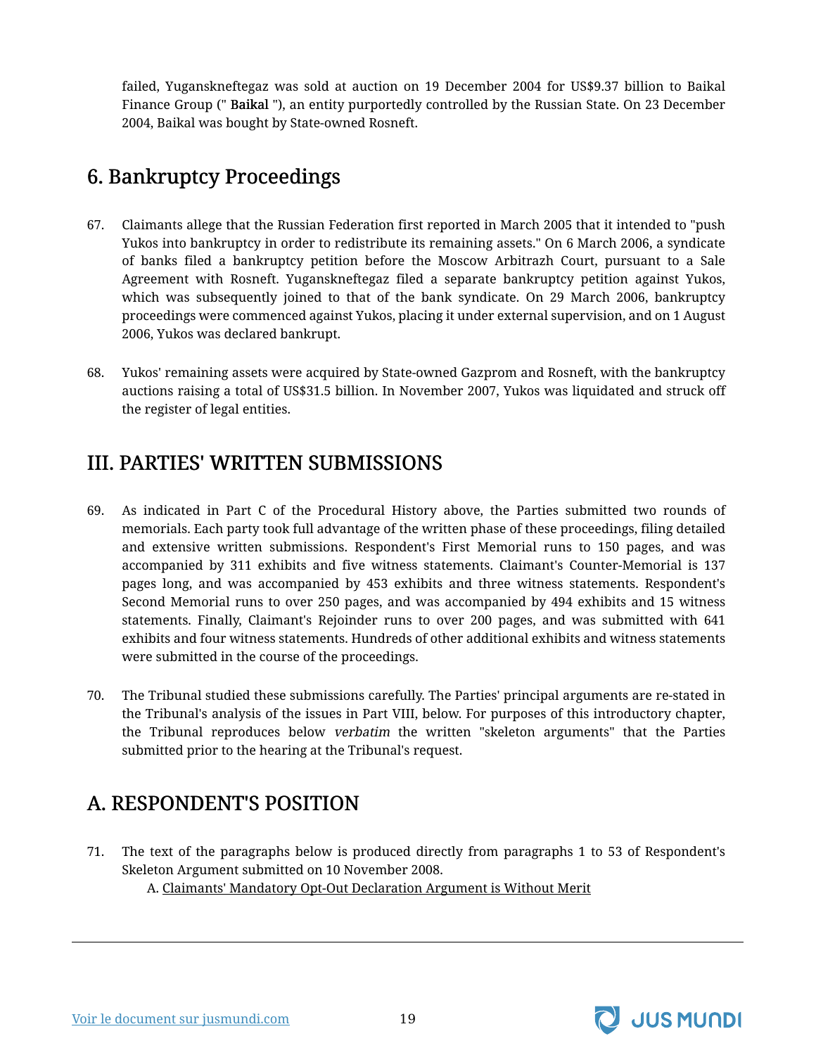failed, Yuganskneftegaz was sold at auction on 19 December 2004 for US$9.37 billion to Baikal Finance Group (" **Baikal** "), an entity purportedly controlled by the Russian State. On 23 December 2004, Baikal was bought by State-owned Rosneft.

## 6. Bankruptcy Proceedings

67. Claimants allege that the Russian Federation first reported in March 2005 that it intended to "push Yukos into bankruptcy in order to redistribute its remaining assets." On 6 March 2006, a syndicate of banks filed a bankruptcy petition before the Moscow Arbitrazh Court, pursuant to a Sale Agreement with Rosneft. Yuganskneftegaz filed a separate bankruptcy petition against Yukos, which was subsequently joined to that of the bank syndicate. On 29 March 2006, bankruptcy proceedings were commenced against Yukos, placing it under external supervision, and on 1 August 2006, Yukos was declared bankrupt.

68. Yukos' remaining assets were acquired by State-owned Gazprom and Rosneft, with the bankruptcy auctions raising a total of US$31.5 billion. In November 2007, Yukos was liquidated and struck off the register of legal entities.

# III. PARTIES' WRITTEN SUBMISSIONS

69. As indicated in Part C of the Procedural History above, the Parties submitted two rounds of memorials. Each party took full advantage of the written phase of these proceedings, filing detailed and extensive written submissions. Respondent's First Memorial runs to 150 pages, and was accompanied by 311 exhibits and five witness statements. Claimant's Counter-Memorial is 137 pages long, and was accompanied by 453 exhibits and three witness statements. Respondent's Second Memorial runs to over 250 pages, and was accompanied by 494 exhibits and 15 witness statements. Finally, Claimant's Rejoinder runs to over 200 pages, and was submitted with 641 exhibits and four witness statements. Hundreds of other additional exhibits and witness statements were submitted in the course of the proceedings.

70. The Tribunal studied these submissions carefully. The Parties' principal arguments are re-stated in the Tribunal's analysis of the issues in Part VIII, below. For purposes of this introductory chapter, the Tribunal reproduces below *verbatim* the written "skeleton arguments" that the Parties submitted prior to the hearing at the Tribunal's request.

## A. RESPONDENT'S POSITION

71. The text of the paragraphs below is produced directly from paragraphs 1 to 53 of Respondent's Skeleton Argument submitted on 10 November 2008.

    A. Claimants' Mandatory Opt-Out Declaration Argument is Without Merit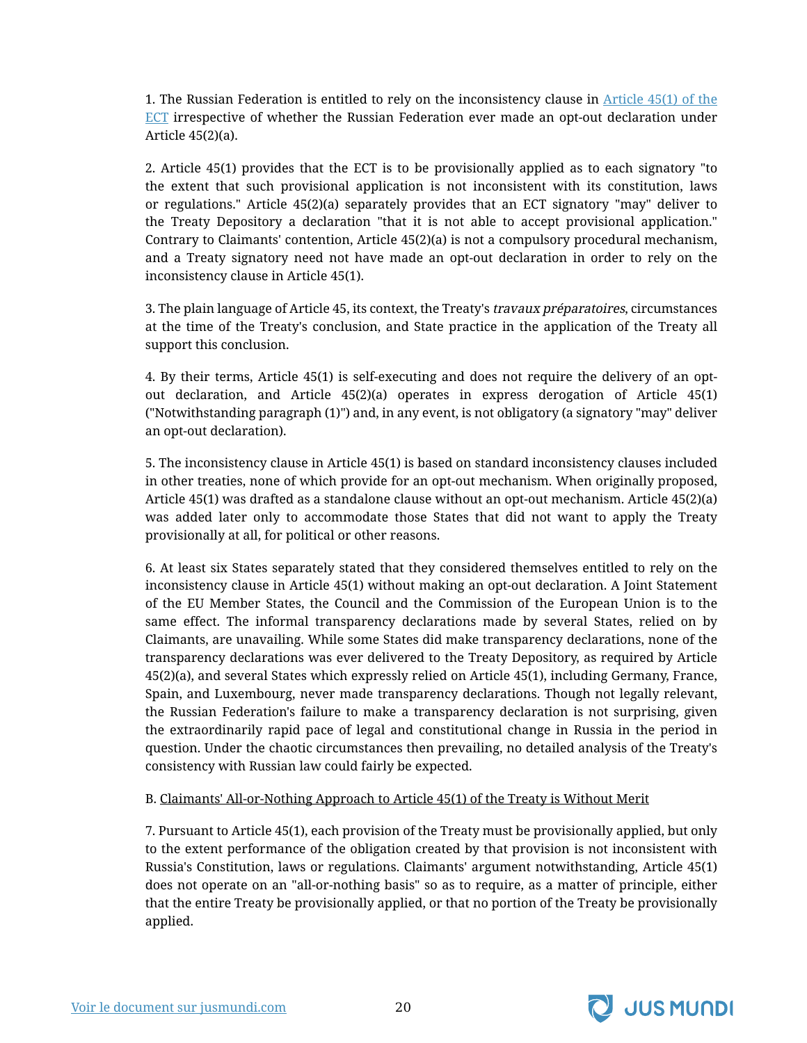1. The Russian Federation is entitled to rely on the inconsistency clause in Article 45(1) of the ECT irrespective of whether the Russian Federation ever made an opt-out declaration under Article 45(2)(a).

2. Article 45(1) provides that the ECT is to be provisionally applied as to each signatory "to the extent that such provisional application is not inconsistent with its constitution, laws or regulations." Article 45(2)(a) separately provides that an ECT signatory "may" deliver to the Treaty Depository a declaration "that it is not able to accept provisional application." Contrary to Claimants' contention, Article 45(2)(a) is not a compulsory procedural mechanism, and a Treaty signatory need not have made an opt-out declaration in order to rely on the inconsistency clause in Article 45(1).

3. The plain language of Article 45, its context, the Treaty's *travaux préparatoires*, circumstances at the time of the Treaty's conclusion, and State practice in the application of the Treaty all support this conclusion.

4. By their terms, Article 45(1) is self-executing and does not require the delivery of an opt-out declaration, and Article 45(2)(a) operates in express derogation of Article 45(1) ("Notwithstanding paragraph (1)") and, in any event, is not obligatory (a signatory "may" deliver an opt-out declaration).

5. The inconsistency clause in Article 45(1) is based on standard inconsistency clauses included in other treaties, none of which provide for an opt-out mechanism. When originally proposed, Article 45(1) was drafted as a standalone clause without an opt-out mechanism. Article 45(2)(a) was added later only to accommodate those States that did not want to apply the Treaty provisionally at all, for political or other reasons.

6. At least six States separately stated that they considered themselves entitled to rely on the inconsistency clause in Article 45(1) without making an opt-out declaration. A Joint Statement of the EU Member States, the Council and the Commission of the European Union is to the same effect. The informal transparency declarations made by several States, relied on by Claimants, are unavailing. While some States did make transparency declarations, none of the transparency declarations was ever delivered to the Treaty Depository, as required by Article 45(2)(a), and several States which expressly relied on Article 45(1), including Germany, France, Spain, and Luxembourg, never made transparency declarations. Though not legally relevant, the Russian Federation's failure to make a transparency declaration is not surprising, given the extraordinarily rapid pace of legal and constitutional change in Russia in the period in question. Under the chaotic circumstances then prevailing, no detailed analysis of the Treaty's consistency with Russian law could fairly be expected.

B. <u>Claimants' All-or-Nothing Approach to Article 45(1) of the Treaty is Without Merit</u>

7. Pursuant to Article 45(1), each provision of the Treaty must be provisionally applied, but only to the extent performance of the obligation created by that provision is not inconsistent with Russia's Constitution, laws or regulations. Claimants' argument notwithstanding, Article 45(1) does not operate on an "all-or-nothing basis" so as to require, as a matter of principle, either that the entire Treaty be provisionally applied, or that no portion of the Treaty be provisionally applied.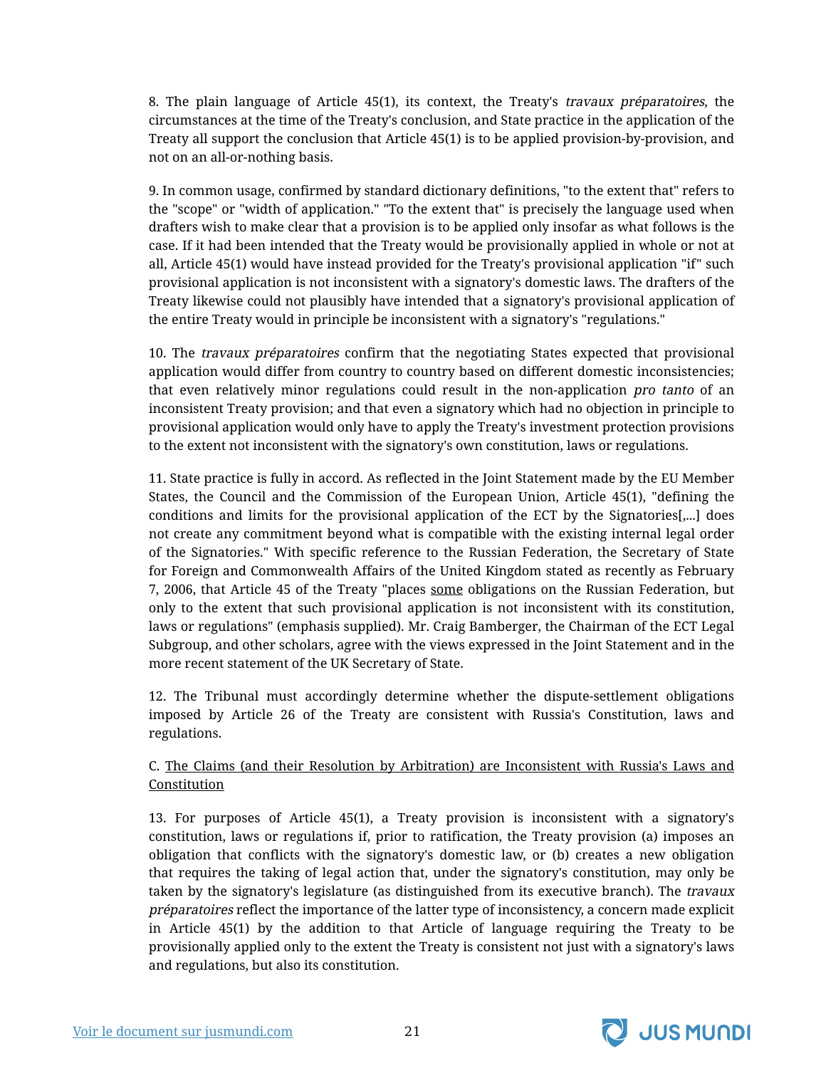8. The plain language of Article 45(1), its context, the Treaty's *travaux préparatoires*, the circumstances at the time of the Treaty's conclusion, and State practice in the application of the Treaty all support the conclusion that Article 45(1) is to be applied provision-by-provision, and not on an all-or-nothing basis.

9. In common usage, confirmed by standard dictionary definitions, "to the extent that" refers to the "scope" or "width of application." "To the extent that" is precisely the language used when drafters wish to make clear that a provision is to be applied only insofar as what follows is the case. If it had been intended that the Treaty would be provisionally applied in whole or not at all, Article 45(1) would have instead provided for the Treaty's provisional application "if" such provisional application is not inconsistent with a signatory's domestic laws. The drafters of the Treaty likewise could not plausibly have intended that a signatory's provisional application of the entire Treaty would in principle be inconsistent with a signatory's "regulations."

10. The *travaux préparatoires* confirm that the negotiating States expected that provisional application would differ from country to country based on different domestic inconsistencies; that even relatively minor regulations could result in the non-application *pro tanto* of an inconsistent Treaty provision; and that even a signatory which had no objection in principle to provisional application would only have to apply the Treaty's investment protection provisions to the extent not inconsistent with the signatory's own constitution, laws or regulations.

11. State practice is fully in accord. As reflected in the Joint Statement made by the EU Member States, the Council and the Commission of the European Union, Article 45(1), "defining the conditions and limits for the provisional application of the ECT by the Signatories[,...] does not create any commitment beyond what is compatible with the existing internal legal order of the Signatories." With specific reference to the Russian Federation, the Secretary of State for Foreign and Commonwealth Affairs of the United Kingdom stated as recently as February 7, 2006, that Article 45 of the Treaty "places <u>some</u> obligations on the Russian Federation, but only to the extent that such provisional application is not inconsistent with its constitution, laws or regulations" (emphasis supplied). Mr. Craig Bamberger, the Chairman of the ECT Legal Subgroup, and other scholars, agree with the views expressed in the Joint Statement and in the more recent statement of the UK Secretary of State.

12. The Tribunal must accordingly determine whether the dispute-settlement obligations imposed by Article 26 of the Treaty are consistent with Russia's Constitution, laws and regulations.

C. <u>The Claims (and their Resolution by Arbitration) are Inconsistent with Russia's Laws and Constitution</u>

13. For purposes of Article 45(1), a Treaty provision is inconsistent with a signatory's constitution, laws or regulations if, prior to ratification, the Treaty provision (a) imposes an obligation that conflicts with the signatory's domestic law, or (b) creates a new obligation that requires the taking of legal action that, under the signatory's constitution, may only be taken by the signatory's legislature (as distinguished from its executive branch). The *travaux préparatoires* reflect the importance of the latter type of inconsistency, a concern made explicit in Article 45(1) by the addition to that Article of language requiring the Treaty to be provisionally applied only to the extent the Treaty is consistent not just with a signatory's laws and regulations, but also its constitution.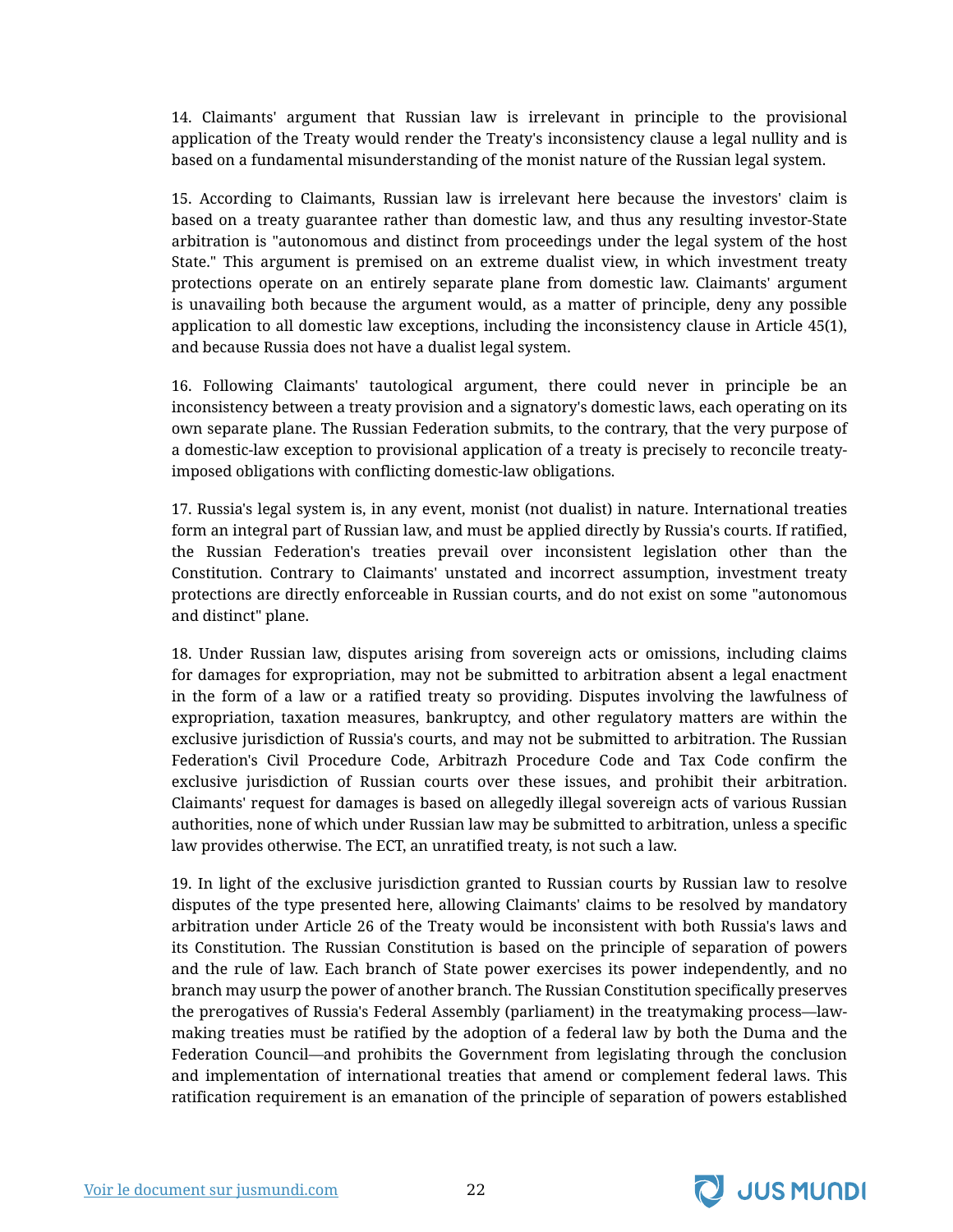14. Claimants' argument that Russian law is irrelevant in principle to the provisional application of the Treaty would render the Treaty's inconsistency clause a legal nullity and is based on a fundamental misunderstanding of the monist nature of the Russian legal system.

15. According to Claimants, Russian law is irrelevant here because the investors' claim is based on a treaty guarantee rather than domestic law, and thus any resulting investor-State arbitration is "autonomous and distinct from proceedings under the legal system of the host State." This argument is premised on an extreme dualist view, in which investment treaty protections operate on an entirely separate plane from domestic law. Claimants' argument is unavailing both because the argument would, as a matter of principle, deny any possible application to all domestic law exceptions, including the inconsistency clause in Article 45(1), and because Russia does not have a dualist legal system.

16. Following Claimants' tautological argument, there could never in principle be an inconsistency between a treaty provision and a signatory's domestic laws, each operating on its own separate plane. The Russian Federation submits, to the contrary, that the very purpose of a domestic-law exception to provisional application of a treaty is precisely to reconcile treaty-imposed obligations with conflicting domestic-law obligations.

17. Russia's legal system is, in any event, monist (not dualist) in nature. International treaties form an integral part of Russian law, and must be applied directly by Russia's courts. If ratified, the Russian Federation's treaties prevail over inconsistent legislation other than the Constitution. Contrary to Claimants' unstated and incorrect assumption, investment treaty protections are directly enforceable in Russian courts, and do not exist on some "autonomous and distinct" plane.

18. Under Russian law, disputes arising from sovereign acts or omissions, including claims for damages for expropriation, may not be submitted to arbitration absent a legal enactment in the form of a law or a ratified treaty so providing. Disputes involving the lawfulness of expropriation, taxation measures, bankruptcy, and other regulatory matters are within the exclusive jurisdiction of Russia's courts, and may not be submitted to arbitration. The Russian Federation's Civil Procedure Code, Arbitrazh Procedure Code and Tax Code confirm the exclusive jurisdiction of Russian courts over these issues, and prohibit their arbitration. Claimants' request for damages is based on allegedly illegal sovereign acts of various Russian authorities, none of which under Russian law may be submitted to arbitration, unless a specific law provides otherwise. The ECT, an unratified treaty, is not such a law.

19. In light of the exclusive jurisdiction granted to Russian courts by Russian law to resolve disputes of the type presented here, allowing Claimants' claims to be resolved by mandatory arbitration under Article 26 of the Treaty would be inconsistent with both Russia's laws and its Constitution. The Russian Constitution is based on the principle of separation of powers and the rule of law. Each branch of State power exercises its power independently, and no branch may usurp the power of another branch. The Russian Constitution specifically preserves the prerogatives of Russia's Federal Assembly (parliament) in the treatymaking process—law-making treaties must be ratified by the adoption of a federal law by both the Duma and the Federation Council—and prohibits the Government from legislating through the conclusion and implementation of international treaties that amend or complement federal laws. This ratification requirement is an emanation of the principle of separation of powers established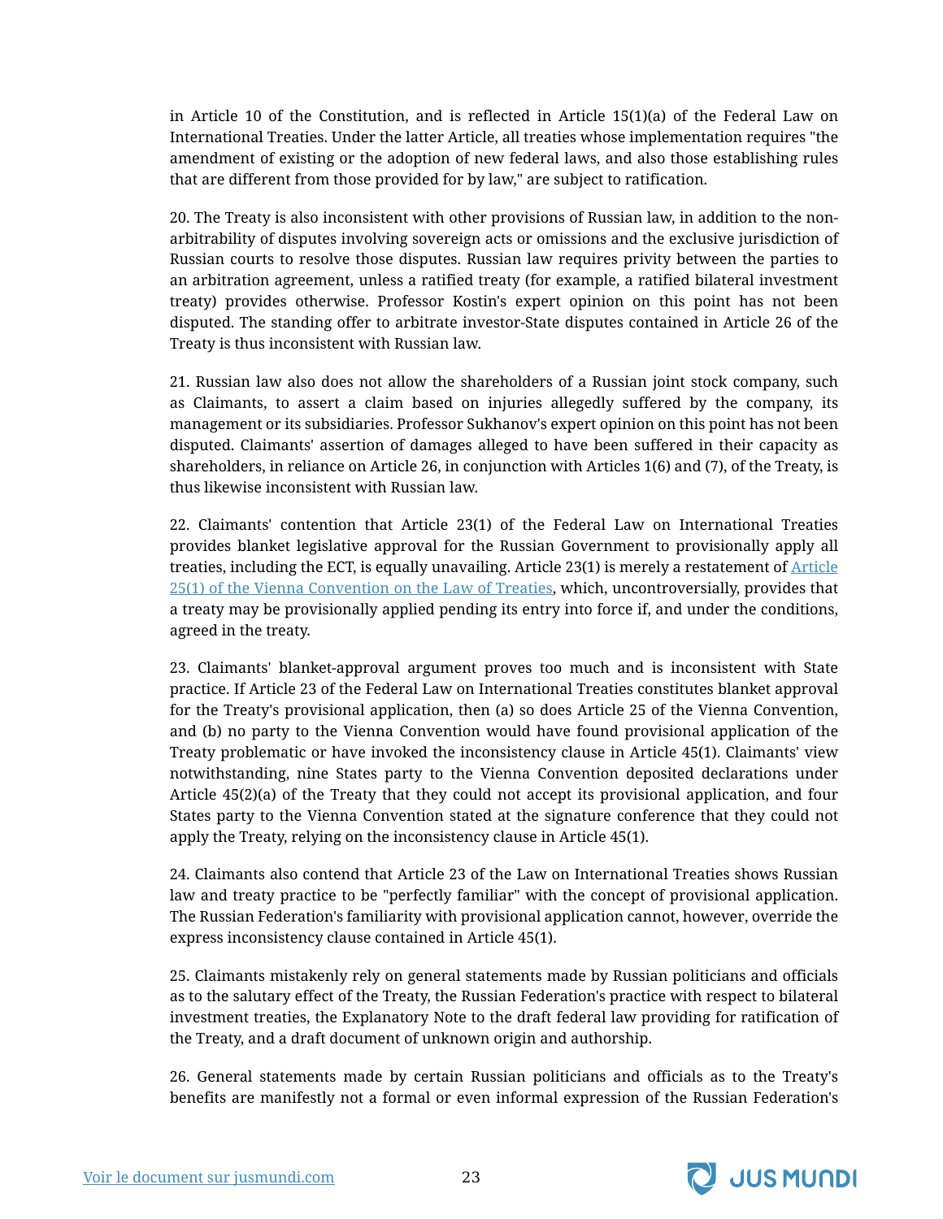in Article 10 of the Constitution, and is reflected in Article 15(1)(a) of the Federal Law on International Treaties. Under the latter Article, all treaties whose implementation requires "the amendment of existing or the adoption of new federal laws, and also those establishing rules that are different from those provided for by law," are subject to ratification.

20. The Treaty is also inconsistent with other provisions of Russian law, in addition to the non-arbitrability of disputes involving sovereign acts or omissions and the exclusive jurisdiction of Russian courts to resolve those disputes. Russian law requires privity between the parties to an arbitration agreement, unless a ratified treaty (for example, a ratified bilateral investment treaty) provides otherwise. Professor Kostin's expert opinion on this point has not been disputed. The standing offer to arbitrate investor-State disputes contained in Article 26 of the Treaty is thus inconsistent with Russian law.

21. Russian law also does not allow the shareholders of a Russian joint stock company, such as Claimants, to assert a claim based on injuries allegedly suffered by the company, its management or its subsidiaries. Professor Sukhanov's expert opinion on this point has not been disputed. Claimants' assertion of damages alleged to have been suffered in their capacity as shareholders, in reliance on Article 26, in conjunction with Articles 1(6) and (7), of the Treaty, is thus likewise inconsistent with Russian law.

22. Claimants' contention that Article 23(1) of the Federal Law on International Treaties provides blanket legislative approval for the Russian Government to provisionally apply all treaties, including the ECT, is equally unavailing. Article 23(1) is merely a restatement of Article 25(1) of the Vienna Convention on the Law of Treaties, which, uncontroversially, provides that a treaty may be provisionally applied pending its entry into force if, and under the conditions, agreed in the treaty.

23. Claimants' blanket-approval argument proves too much and is inconsistent with State practice. If Article 23 of the Federal Law on International Treaties constitutes blanket approval for the Treaty's provisional application, then (a) so does Article 25 of the Vienna Convention, and (b) no party to the Vienna Convention would have found provisional application of the Treaty problematic or have invoked the inconsistency clause in Article 45(1). Claimants' view notwithstanding, nine States party to the Vienna Convention deposited declarations under Article 45(2)(a) of the Treaty that they could not accept its provisional application, and four States party to the Vienna Convention stated at the signature conference that they could not apply the Treaty, relying on the inconsistency clause in Article 45(1).

24. Claimants also contend that Article 23 of the Law on International Treaties shows Russian law and treaty practice to be "perfectly familiar" with the concept of provisional application. The Russian Federation's familiarity with provisional application cannot, however, override the express inconsistency clause contained in Article 45(1).

25. Claimants mistakenly rely on general statements made by Russian politicians and officials as to the salutary effect of the Treaty, the Russian Federation's practice with respect to bilateral investment treaties, the Explanatory Note to the draft federal law providing for ratification of the Treaty, and a draft document of unknown origin and authorship.

26. General statements made by certain Russian politicians and officials as to the Treaty's benefits are manifestly not a formal or even informal expression of the Russian Federation's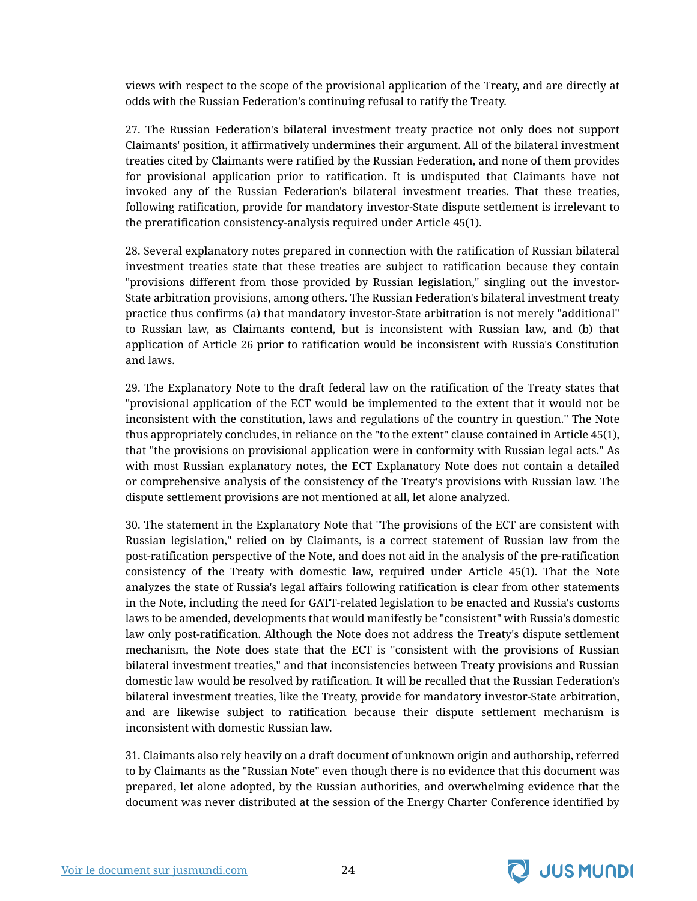views with respect to the scope of the provisional application of the Treaty, and are directly at odds with the Russian Federation's continuing refusal to ratify the Treaty.

27. The Russian Federation's bilateral investment treaty practice not only does not support Claimants' position, it affirmatively undermines their argument. All of the bilateral investment treaties cited by Claimants were ratified by the Russian Federation, and none of them provides for provisional application prior to ratification. It is undisputed that Claimants have not invoked any of the Russian Federation's bilateral investment treaties. That these treaties, following ratification, provide for mandatory investor-State dispute settlement is irrelevant to the preratification consistency-analysis required under Article 45(1).

28. Several explanatory notes prepared in connection with the ratification of Russian bilateral investment treaties state that these treaties are subject to ratification because they contain "provisions different from those provided by Russian legislation," singling out the investor-State arbitration provisions, among others. The Russian Federation's bilateral investment treaty practice thus confirms (a) that mandatory investor-State arbitration is not merely "additional" to Russian law, as Claimants contend, but is inconsistent with Russian law, and (b) that application of Article 26 prior to ratification would be inconsistent with Russia's Constitution and laws.

29. The Explanatory Note to the draft federal law on the ratification of the Treaty states that "provisional application of the ECT would be implemented to the extent that it would not be inconsistent with the constitution, laws and regulations of the country in question." The Note thus appropriately concludes, in reliance on the "to the extent" clause contained in Article 45(1), that "the provisions on provisional application were in conformity with Russian legal acts." As with most Russian explanatory notes, the ECT Explanatory Note does not contain a detailed or comprehensive analysis of the consistency of the Treaty's provisions with Russian law. The dispute settlement provisions are not mentioned at all, let alone analyzed.

30. The statement in the Explanatory Note that "The provisions of the ECT are consistent with Russian legislation," relied on by Claimants, is a correct statement of Russian law from the post-ratification perspective of the Note, and does not aid in the analysis of the pre-ratification consistency of the Treaty with domestic law, required under Article 45(1). That the Note analyzes the state of Russia's legal affairs following ratification is clear from other statements in the Note, including the need for GATT-related legislation to be enacted and Russia's customs laws to be amended, developments that would manifestly be "consistent" with Russia's domestic law only post-ratification. Although the Note does not address the Treaty's dispute settlement mechanism, the Note does state that the ECT is "consistent with the provisions of Russian bilateral investment treaties," and that inconsistencies between Treaty provisions and Russian domestic law would be resolved by ratification. It will be recalled that the Russian Federation's bilateral investment treaties, like the Treaty, provide for mandatory investor-State arbitration, and are likewise subject to ratification because their dispute settlement mechanism is inconsistent with domestic Russian law.

31. Claimants also rely heavily on a draft document of unknown origin and authorship, referred to by Claimants as the "Russian Note" even though there is no evidence that this document was prepared, let alone adopted, by the Russian authorities, and overwhelming evidence that the document was never distributed at the session of the Energy Charter Conference identified by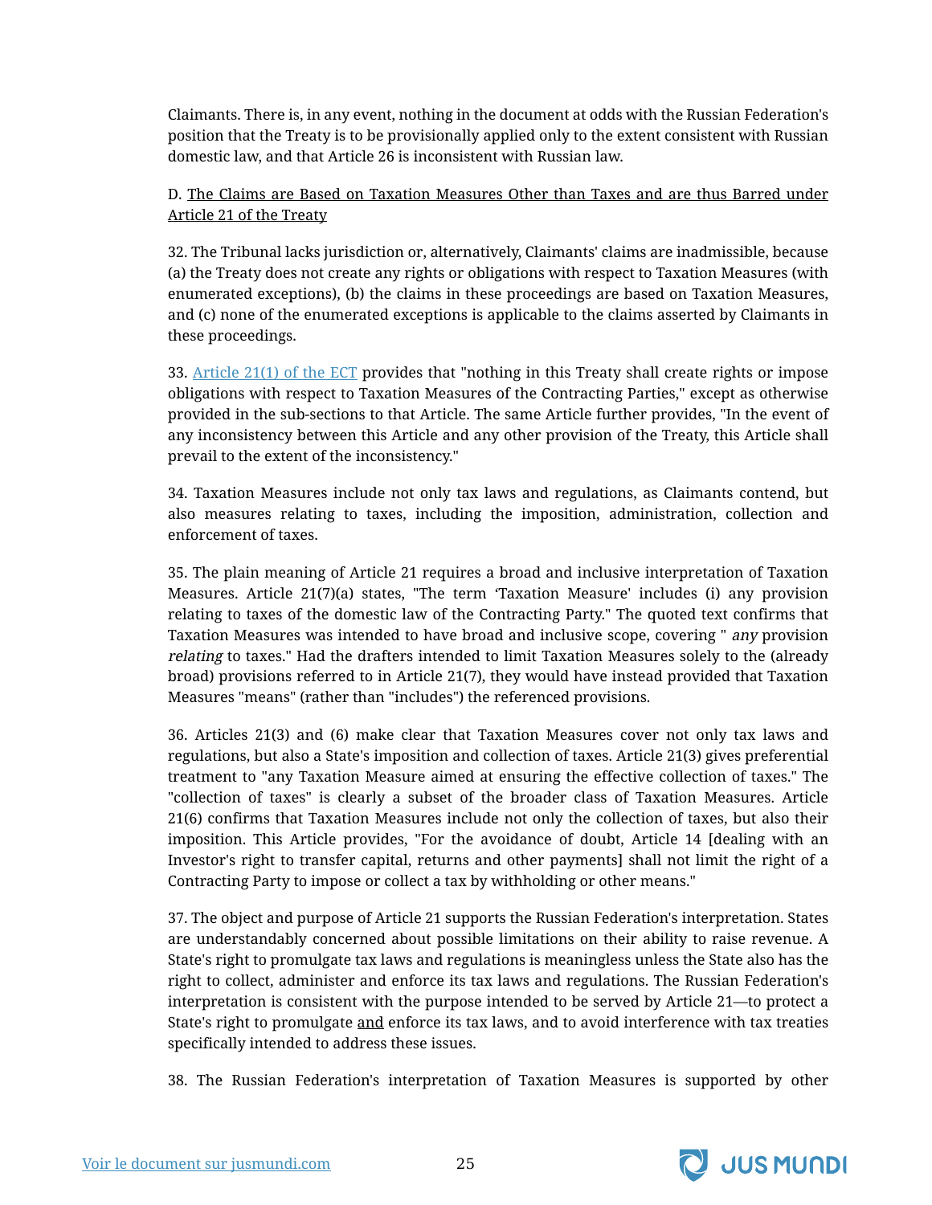Claimants. There is, in any event, nothing in the document at odds with the Russian Federation's position that the Treaty is to be provisionally applied only to the extent consistent with Russian domestic law, and that Article 26 is inconsistent with Russian law.

D. <u>The Claims are Based on Taxation Measures Other than Taxes and are thus Barred under Article 21 of the Treaty</u>

32. The Tribunal lacks jurisdiction or, alternatively, Claimants' claims are inadmissible, because (a) the Treaty does not create any rights or obligations with respect to Taxation Measures (with enumerated exceptions), (b) the claims in these proceedings are based on Taxation Measures, and (c) none of the enumerated exceptions is applicable to the claims asserted by Claimants in these proceedings.

33. Article 21(1) of the ECT provides that "nothing in this Treaty shall create rights or impose obligations with respect to Taxation Measures of the Contracting Parties," except as otherwise provided in the sub-sections to that Article. The same Article further provides, "In the event of any inconsistency between this Article and any other provision of the Treaty, this Article shall prevail to the extent of the inconsistency."

34. Taxation Measures include not only tax laws and regulations, as Claimants contend, but also measures relating to taxes, including the imposition, administration, collection and enforcement of taxes.

35. The plain meaning of Article 21 requires a broad and inclusive interpretation of Taxation Measures. Article 21(7)(a) states, "The term 'Taxation Measure' includes (i) any provision relating to taxes of the domestic law of the Contracting Party." The quoted text confirms that Taxation Measures was intended to have broad and inclusive scope, covering " *any* provision *relating* to taxes." Had the drafters intended to limit Taxation Measures solely to the (already broad) provisions referred to in Article 21(7), they would have instead provided that Taxation Measures "means" (rather than "includes") the referenced provisions.

36. Articles 21(3) and (6) make clear that Taxation Measures cover not only tax laws and regulations, but also a State's imposition and collection of taxes. Article 21(3) gives preferential treatment to "any Taxation Measure aimed at ensuring the effective collection of taxes." The "collection of taxes" is clearly a subset of the broader class of Taxation Measures. Article 21(6) confirms that Taxation Measures include not only the collection of taxes, but also their imposition. This Article provides, "For the avoidance of doubt, Article 14 [dealing with an Investor's right to transfer capital, returns and other payments] shall not limit the right of a Contracting Party to impose or collect a tax by withholding or other means."

37. The object and purpose of Article 21 supports the Russian Federation's interpretation. States are understandably concerned about possible limitations on their ability to raise revenue. A State's right to promulgate tax laws and regulations is meaningless unless the State also has the right to collect, administer and enforce its tax laws and regulations. The Russian Federation's interpretation is consistent with the purpose intended to be served by Article 21—to protect a State's right to promulgate <u>and</u> enforce its tax laws, and to avoid interference with tax treaties specifically intended to address these issues.

38. The Russian Federation's interpretation of Taxation Measures is supported by other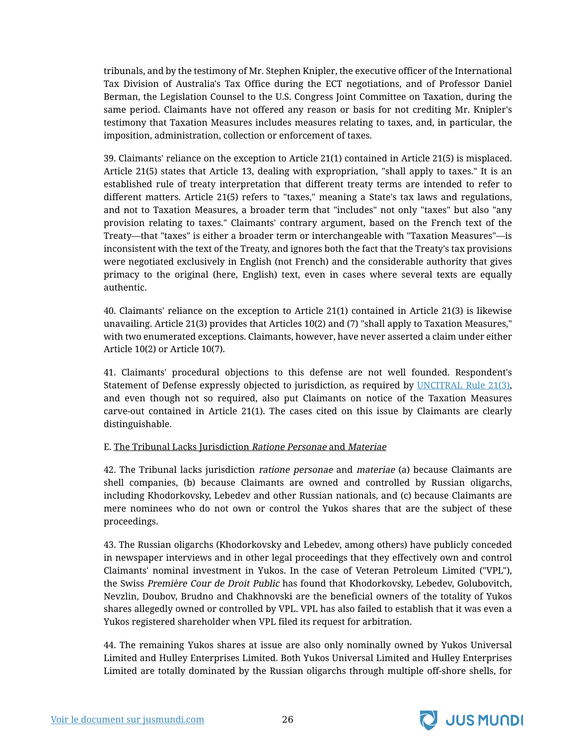tribunals, and by the testimony of Mr. Stephen Knipler, the executive officer of the International Tax Division of Australia's Tax Office during the ECT negotiations, and of Professor Daniel Berman, the Legislation Counsel to the U.S. Congress Joint Committee on Taxation, during the same period. Claimants have not offered any reason or basis for not crediting Mr. Knipler's testimony that Taxation Measures includes measures relating to taxes, and, in particular, the imposition, administration, collection or enforcement of taxes.

39. Claimants' reliance on the exception to Article 21(1) contained in Article 21(5) is misplaced. Article 21(5) states that Article 13, dealing with expropriation, "shall apply to taxes." It is an established rule of treaty interpretation that different treaty terms are intended to refer to different matters. Article 21(5) refers to "taxes," meaning a State's tax laws and regulations, and not to Taxation Measures, a broader term that "includes" not only "taxes" but also "any provision relating to taxes." Claimants' contrary argument, based on the French text of the Treaty—that "taxes" is either a broader term or interchangeable with "Taxation Measures"—is inconsistent with the text of the Treaty, and ignores both the fact that the Treaty's tax provisions were negotiated exclusively in English (not French) and the considerable authority that gives primacy to the original (here, English) text, even in cases where several texts are equally authentic.

40. Claimants' reliance on the exception to Article 21(1) contained in Article 21(3) is likewise unavailing. Article 21(3) provides that Articles 10(2) and (7) "shall apply to Taxation Measures," with two enumerated exceptions. Claimants, however, have never asserted a claim under either Article 10(2) or Article 10(7).

41. Claimants' procedural objections to this defense are not well founded. Respondent's Statement of Defense expressly objected to jurisdiction, as required by UNCITRAL Rule 21(3), and even though not so required, also put Claimants on notice of the Taxation Measures carve-out contained in Article 21(1). The cases cited on this issue by Claimants are clearly distinguishable.

E. The Tribunal Lacks Jurisdiction *Ratione Personae* and *Materiae*

42. The Tribunal lacks jurisdiction *ratione personae* and *materiae* (a) because Claimants are shell companies, (b) because Claimants are owned and controlled by Russian oligarchs, including Khodorkovsky, Lebedev and other Russian nationals, and (c) because Claimants are mere nominees who do not own or control the Yukos shares that are the subject of these proceedings.

43. The Russian oligarchs (Khodorkovsky and Lebedev, among others) have publicly conceded in newspaper interviews and in other legal proceedings that they effectively own and control Claimants' nominal investment in Yukos. In the case of Veteran Petroleum Limited ("VPL"), the Swiss *Première Cour de Droit Public* has found that Khodorkovsky, Lebedev, Golubovitch, Nevzlin, Doubov, Brudno and Chakhnovski are the beneficial owners of the totality of Yukos shares allegedly owned or controlled by VPL. VPL has also failed to establish that it was even a Yukos registered shareholder when VPL filed its request for arbitration.

44. The remaining Yukos shares at issue are also only nominally owned by Yukos Universal Limited and Hulley Enterprises Limited. Both Yukos Universal Limited and Hulley Enterprises Limited are totally dominated by the Russian oligarchs through multiple off-shore shells, for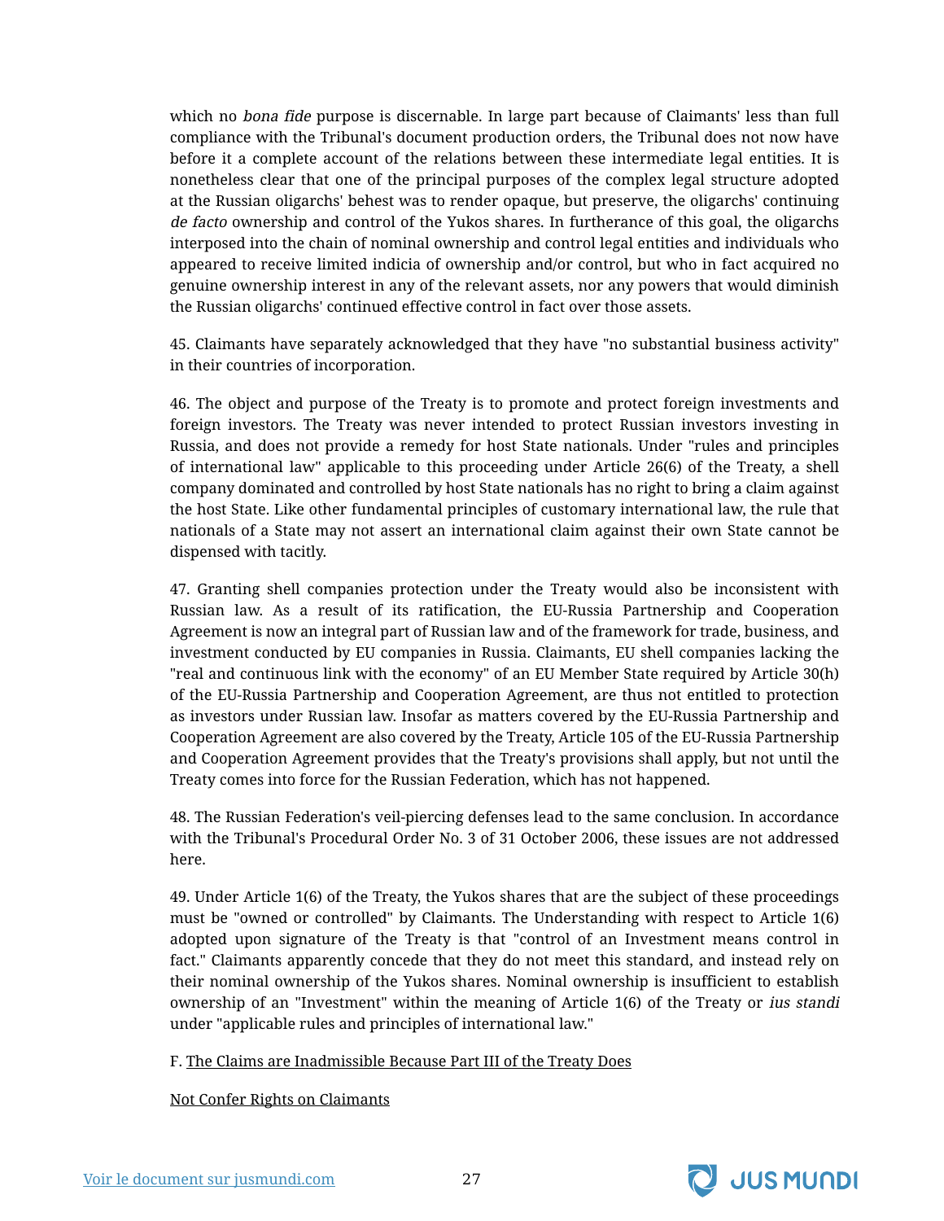which no *bona fide* purpose is discernable. In large part because of Claimants' less than full compliance with the Tribunal's document production orders, the Tribunal does not now have before it a complete account of the relations between these intermediate legal entities. It is nonetheless clear that one of the principal purposes of the complex legal structure adopted at the Russian oligarchs' behest was to render opaque, but preserve, the oligarchs' continuing *de facto* ownership and control of the Yukos shares. In furtherance of this goal, the oligarchs interposed into the chain of nominal ownership and control legal entities and individuals who appeared to receive limited indicia of ownership and/or control, but who in fact acquired no genuine ownership interest in any of the relevant assets, nor any powers that would diminish the Russian oligarchs' continued effective control in fact over those assets.

45. Claimants have separately acknowledged that they have "no substantial business activity" in their countries of incorporation.

46. The object and purpose of the Treaty is to promote and protect foreign investments and foreign investors. The Treaty was never intended to protect Russian investors investing in Russia, and does not provide a remedy for host State nationals. Under "rules and principles of international law" applicable to this proceeding under Article 26(6) of the Treaty, a shell company dominated and controlled by host State nationals has no right to bring a claim against the host State. Like other fundamental principles of customary international law, the rule that nationals of a State may not assert an international claim against their own State cannot be dispensed with tacitly.

47. Granting shell companies protection under the Treaty would also be inconsistent with Russian law. As a result of its ratification, the EU-Russia Partnership and Cooperation Agreement is now an integral part of Russian law and of the framework for trade, business, and investment conducted by EU companies in Russia. Claimants, EU shell companies lacking the "real and continuous link with the economy" of an EU Member State required by Article 30(h) of the EU-Russia Partnership and Cooperation Agreement, are thus not entitled to protection as investors under Russian law. Insofar as matters covered by the EU-Russia Partnership and Cooperation Agreement are also covered by the Treaty, Article 105 of the EU-Russia Partnership and Cooperation Agreement provides that the Treaty's provisions shall apply, but not until the Treaty comes into force for the Russian Federation, which has not happened.

48. The Russian Federation's veil-piercing defenses lead to the same conclusion. In accordance with the Tribunal's Procedural Order No. 3 of 31 October 2006, these issues are not addressed here.

49. Under Article 1(6) of the Treaty, the Yukos shares that are the subject of these proceedings must be "owned or controlled" by Claimants. The Understanding with respect to Article 1(6) adopted upon signature of the Treaty is that "control of an Investment means control in fact." Claimants apparently concede that they do not meet this standard, and instead rely on their nominal ownership of the Yukos shares. Nominal ownership is insufficient to establish ownership of an "Investment" within the meaning of Article 1(6) of the Treaty or *ius standi* under "applicable rules and principles of international law."

F. The Claims are Inadmissible Because Part III of the Treaty Does Not Confer Rights on Claimants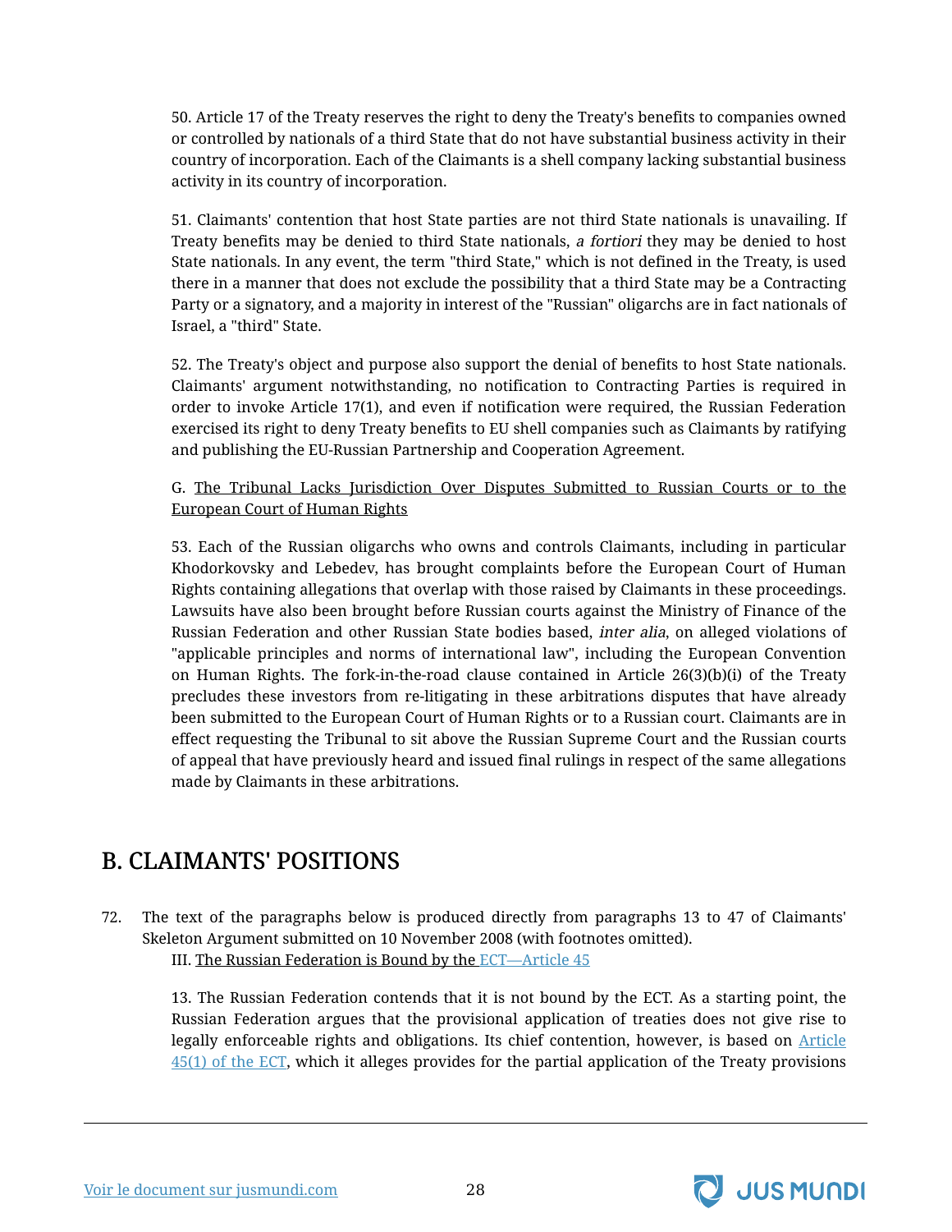50. Article 17 of the Treaty reserves the right to deny the Treaty's benefits to companies owned or controlled by nationals of a third State that do not have substantial business activity in their country of incorporation. Each of the Claimants is a shell company lacking substantial business activity in its country of incorporation.

51. Claimants' contention that host State parties are not third State nationals is unavailing. If Treaty benefits may be denied to third State nationals, *a fortiori* they may be denied to host State nationals. In any event, the term "third State," which is not defined in the Treaty, is used there in a manner that does not exclude the possibility that a third State may be a Contracting Party or a signatory, and a majority in interest of the "Russian" oligarchs are in fact nationals of Israel, a "third" State.

52. The Treaty's object and purpose also support the denial of benefits to host State nationals. Claimants' argument notwithstanding, no notification to Contracting Parties is required in order to invoke Article 17(1), and even if notification were required, the Russian Federation exercised its right to deny Treaty benefits to EU shell companies such as Claimants by ratifying and publishing the EU-Russian Partnership and Cooperation Agreement.

G. The Tribunal Lacks Jurisdiction Over Disputes Submitted to Russian Courts or to the European Court of Human Rights

53. Each of the Russian oligarchs who owns and controls Claimants, including in particular Khodorkovsky and Lebedev, has brought complaints before the European Court of Human Rights containing allegations that overlap with those raised by Claimants in these proceedings. Lawsuits have also been brought before Russian courts against the Ministry of Finance of the Russian Federation and other Russian State bodies based, *inter alia*, on alleged violations of "applicable principles and norms of international law", including the European Convention on Human Rights. The fork-in-the-road clause contained in Article 26(3)(b)(i) of the Treaty precludes these investors from re-litigating in these arbitrations disputes that have already been submitted to the European Court of Human Rights or to a Russian court. Claimants are in effect requesting the Tribunal to sit above the Russian Supreme Court and the Russian courts of appeal that have previously heard and issued final rulings in respect of the same allegations made by Claimants in these arbitrations.

## B. CLAIMANTS' POSITIONS

72. The text of the paragraphs below is produced directly from paragraphs 13 to 47 of Claimants' Skeleton Argument submitted on 10 November 2008 (with footnotes omitted).

III. The Russian Federation is Bound by the ECT—Article 45

13. The Russian Federation contends that it is not bound by the ECT. As a starting point, the Russian Federation argues that the provisional application of treaties does not give rise to legally enforceable rights and obligations. Its chief contention, however, is based on Article 45(1) of the ECT, which it alleges provides for the partial application of the Treaty provisions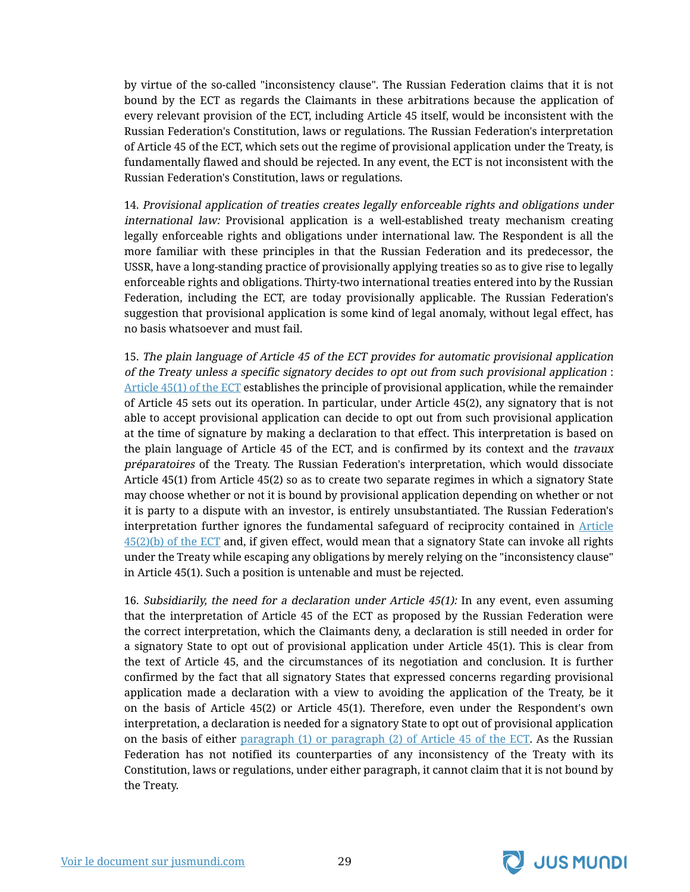by virtue of the so-called "inconsistency clause". The Russian Federation claims that it is not bound by the ECT as regards the Claimants in these arbitrations because the application of every relevant provision of the ECT, including Article 45 itself, would be inconsistent with the Russian Federation's Constitution, laws or regulations. The Russian Federation's interpretation of Article 45 of the ECT, which sets out the regime of provisional application under the Treaty, is fundamentally flawed and should be rejected. In any event, the ECT is not inconsistent with the Russian Federation's Constitution, laws or regulations.

14. *Provisional application of treaties creates legally enforceable rights and obligations under international law:* Provisional application is a well-established treaty mechanism creating legally enforceable rights and obligations under international law. The Respondent is all the more familiar with these principles in that the Russian Federation and its predecessor, the USSR, have a long-standing practice of provisionally applying treaties so as to give rise to legally enforceable rights and obligations. Thirty-two international treaties entered into by the Russian Federation, including the ECT, are today provisionally applicable. The Russian Federation's suggestion that provisional application is some kind of legal anomaly, without legal effect, has no basis whatsoever and must fail.

15. *The plain language of Article 45 of the ECT provides for automatic provisional application of the Treaty unless a specific signatory decides to opt out from such provisional application* : Article 45(1) of the ECT establishes the principle of provisional application, while the remainder of Article 45 sets out its operation. In particular, under Article 45(2), any signatory that is not able to accept provisional application can decide to opt out from such provisional application at the time of signature by making a declaration to that effect. This interpretation is based on the plain language of Article 45 of the ECT, and is confirmed by its context and the *travaux préparatoires* of the Treaty. The Russian Federation's interpretation, which would dissociate Article 45(1) from Article 45(2) so as to create two separate regimes in which a signatory State may choose whether or not it is bound by provisional application depending on whether or not it is party to a dispute with an investor, is entirely unsubstantiated. The Russian Federation's interpretation further ignores the fundamental safeguard of reciprocity contained in Article 45(2)(b) of the ECT and, if given effect, would mean that a signatory State can invoke all rights under the Treaty while escaping any obligations by merely relying on the "inconsistency clause" in Article 45(1). Such a position is untenable and must be rejected.

16. *Subsidiarily, the need for a declaration under Article 45(1):* In any event, even assuming that the interpretation of Article 45 of the ECT as proposed by the Russian Federation were the correct interpretation, which the Claimants deny, a declaration is still needed in order for a signatory State to opt out of provisional application under Article 45(1). This is clear from the text of Article 45, and the circumstances of its negotiation and conclusion. It is further confirmed by the fact that all signatory States that expressed concerns regarding provisional application made a declaration with a view to avoiding the application of the Treaty, be it on the basis of Article 45(2) or Article 45(1). Therefore, even under the Respondent's own interpretation, a declaration is needed for a signatory State to opt out of provisional application on the basis of either paragraph (1) or paragraph (2) of Article 45 of the ECT. As the Russian Federation has not notified its counterparties of any inconsistency of the Treaty with its Constitution, laws or regulations, under either paragraph, it cannot claim that it is not bound by the Treaty.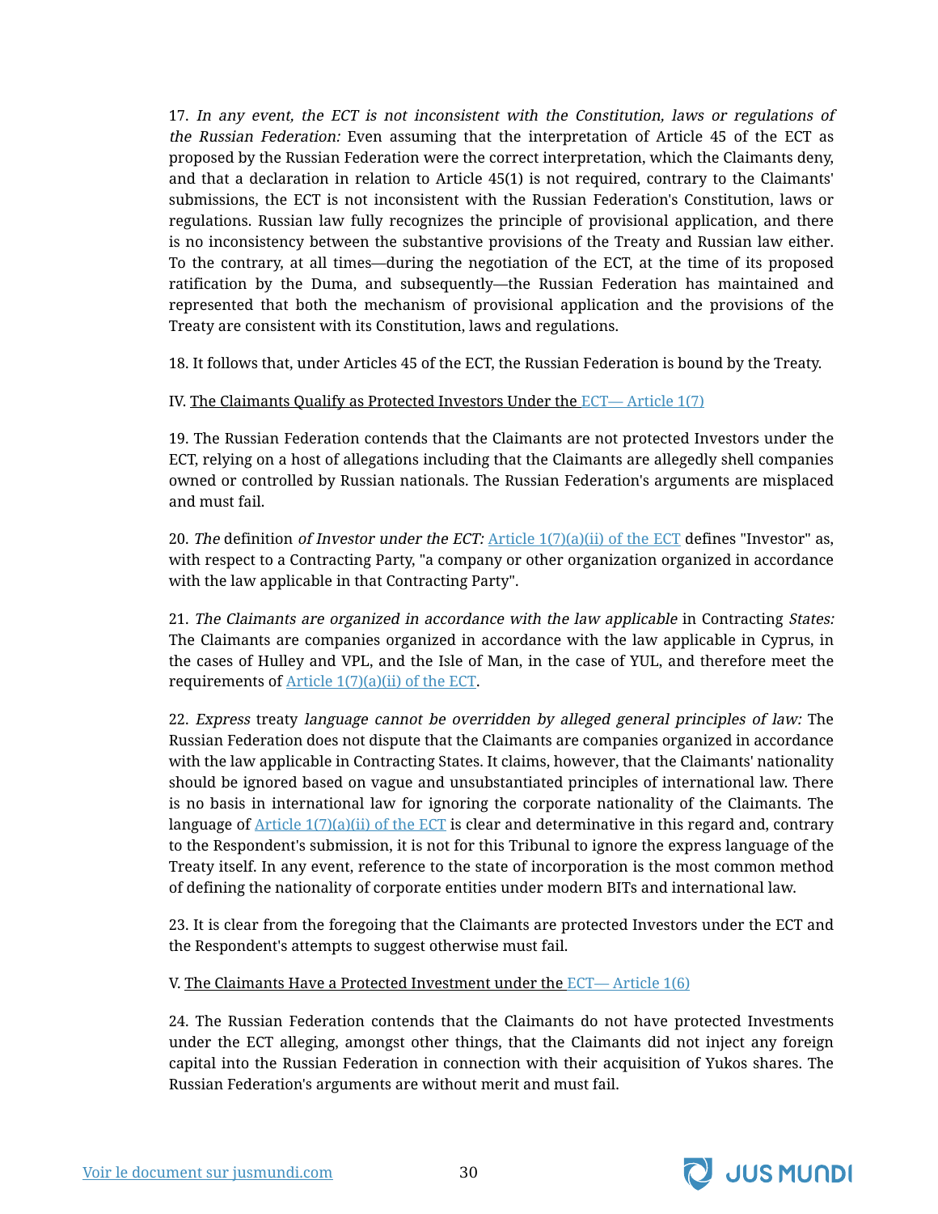17. *In any event, the ECT is not inconsistent with the Constitution, laws or regulations of the Russian Federation:* Even assuming that the interpretation of Article 45 of the ECT as proposed by the Russian Federation were the correct interpretation, which the Claimants deny, and that a declaration in relation to Article 45(1) is not required, contrary to the Claimants' submissions, the ECT is not inconsistent with the Russian Federation's Constitution, laws or regulations. Russian law fully recognizes the principle of provisional application, and there is no inconsistency between the substantive provisions of the Treaty and Russian law either. To the contrary, at all times—during the negotiation of the ECT, at the time of its proposed ratification by the Duma, and subsequently—the Russian Federation has maintained and represented that both the mechanism of provisional application and the provisions of the Treaty are consistent with its Constitution, laws and regulations.

18. It follows that, under Articles 45 of the ECT, the Russian Federation is bound by the Treaty.

IV. The Claimants Qualify as Protected Investors Under the ECT— Article 1(7)

19. The Russian Federation contends that the Claimants are not protected Investors under the ECT, relying on a host of allegations including that the Claimants are allegedly shell companies owned or controlled by Russian nationals. The Russian Federation's arguments are misplaced and must fail.

20. *The* definition *of Investor under the ECT:* Article 1(7)(a)(ii) of the ECT defines "Investor" as, with respect to a Contracting Party, "a company or other organization organized in accordance with the law applicable in that Contracting Party".

21. *The Claimants are organized in accordance with the law applicable* in Contracting *States:* The Claimants are companies organized in accordance with the law applicable in Cyprus, in the cases of Hulley and VPL, and the Isle of Man, in the case of YUL, and therefore meet the requirements of Article 1(7)(a)(ii) of the ECT.

22. *Express* treaty *language cannot be overridden by alleged general principles of law:* The Russian Federation does not dispute that the Claimants are companies organized in accordance with the law applicable in Contracting States. It claims, however, that the Claimants' nationality should be ignored based on vague and unsubstantiated principles of international law. There is no basis in international law for ignoring the corporate nationality of the Claimants. The language of Article 1(7)(a)(ii) of the ECT is clear and determinative in this regard and, contrary to the Respondent's submission, it is not for this Tribunal to ignore the express language of the Treaty itself. In any event, reference to the state of incorporation is the most common method of defining the nationality of corporate entities under modern BITs and international law.

23. It is clear from the foregoing that the Claimants are protected Investors under the ECT and the Respondent's attempts to suggest otherwise must fail.

V. The Claimants Have a Protected Investment under the ECT— Article 1(6)

24. The Russian Federation contends that the Claimants do not have protected Investments under the ECT alleging, amongst other things, that the Claimants did not inject any foreign capital into the Russian Federation in connection with their acquisition of Yukos shares. The Russian Federation's arguments are without merit and must fail.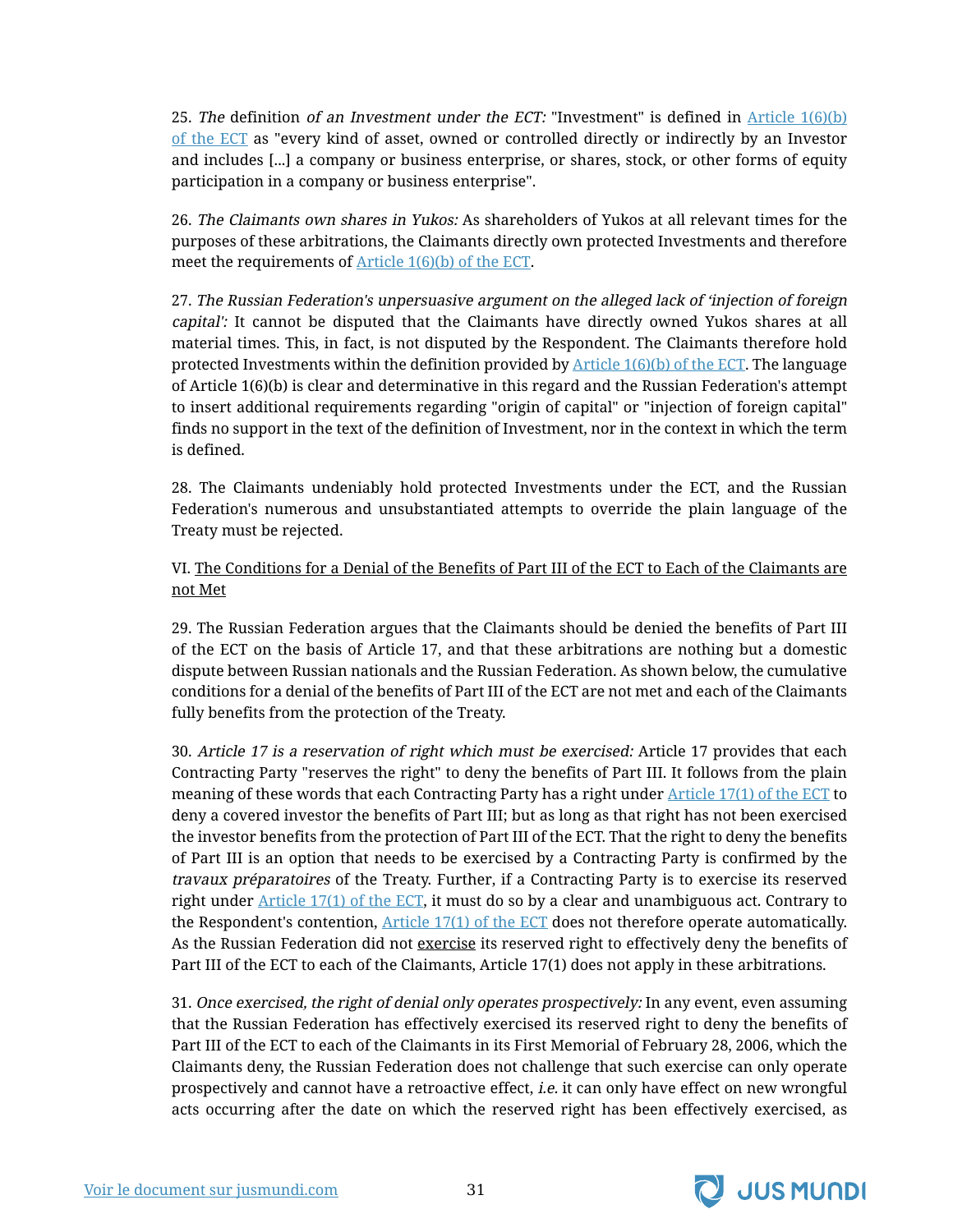25. *The* definition *of an Investment under the ECT:* "Investment" is defined in [Article 1(6)(b) of the ECT](#) as "every kind of asset, owned or controlled directly or indirectly by an Investor and includes [...] a company or business enterprise, or shares, stock, or other forms of equity participation in a company or business enterprise".

26. *The Claimants own shares in Yukos:* As shareholders of Yukos at all relevant times for the purposes of these arbitrations, the Claimants directly own protected Investments and therefore meet the requirements of [Article 1(6)(b) of the ECT](#).

27. *The Russian Federation's unpersuasive argument on the alleged lack of 'injection of foreign capital':* It cannot be disputed that the Claimants have directly owned Yukos shares at all material times. This, in fact, is not disputed by the Respondent. The Claimants therefore hold protected Investments within the definition provided by [Article 1(6)(b) of the ECT](#). The language of Article 1(6)(b) is clear and determinative in this regard and the Russian Federation's attempt to insert additional requirements regarding "origin of capital" or "injection of foreign capital" finds no support in the text of the definition of Investment, nor in the context in which the term is defined.

28. The Claimants undeniably hold protected Investments under the ECT, and the Russian Federation's numerous and unsubstantiated attempts to override the plain language of the Treaty must be rejected.

VI. <u>The Conditions for a Denial of the Benefits of Part III of the ECT to Each of the Claimants are not Met</u>

29. The Russian Federation argues that the Claimants should be denied the benefits of Part III of the ECT on the basis of Article 17, and that these arbitrations are nothing but a domestic dispute between Russian nationals and the Russian Federation. As shown below, the cumulative conditions for a denial of the benefits of Part III of the ECT are not met and each of the Claimants fully benefits from the protection of the Treaty.

30. *Article 17 is a reservation of right which must be exercised:* Article 17 provides that each Contracting Party "reserves the right" to deny the benefits of Part III. It follows from the plain meaning of these words that each Contracting Party has a right under [Article 17(1) of the ECT](#) to deny a covered investor the benefits of Part III; but as long as that right has not been exercised the investor benefits from the protection of Part III of the ECT. That the right to deny the benefits of Part III is an option that needs to be exercised by a Contracting Party is confirmed by the *travaux préparatoires* of the Treaty. Further, if a Contracting Party is to exercise its reserved right under [Article 17(1) of the ECT](#), it must do so by a clear and unambiguous act. Contrary to the Respondent's contention, [Article 17(1) of the ECT](#) does not therefore operate automatically. As the Russian Federation did not <u>exercise</u> its reserved right to effectively deny the benefits of Part III of the ECT to each of the Claimants, Article 17(1) does not apply in these arbitrations.

31. *Once exercised, the right of denial only operates prospectively:* In any event, even assuming that the Russian Federation has effectively exercised its reserved right to deny the benefits of Part III of the ECT to each of the Claimants in its First Memorial of February 28, 2006, which the Claimants deny, the Russian Federation does not challenge that such exercise can only operate prospectively and cannot have a retroactive effect, *i.e.* it can only have effect on new wrongful acts occurring after the date on which the reserved right has been effectively exercised, as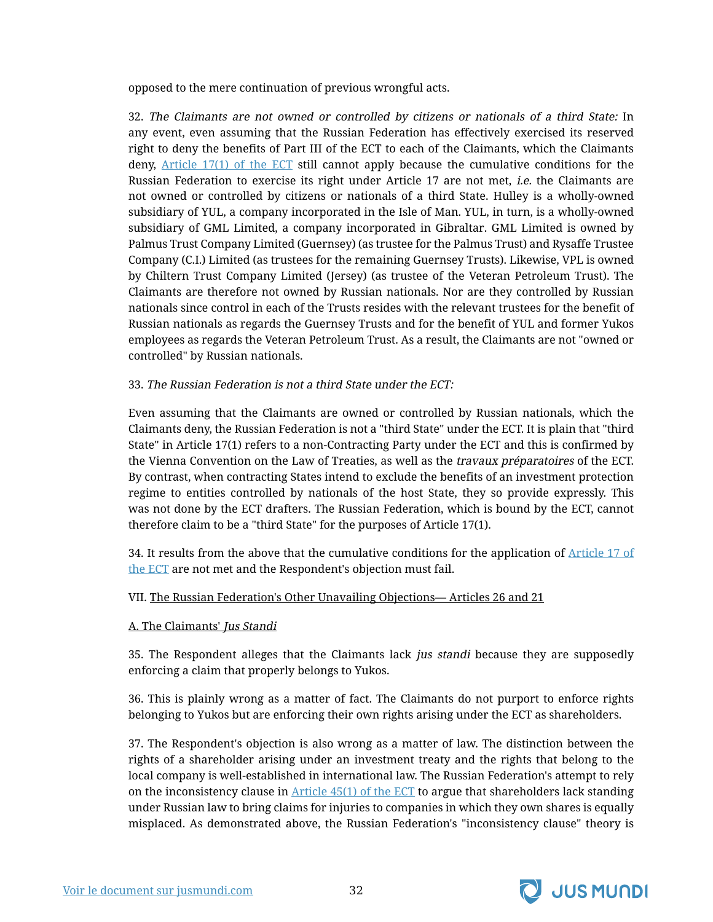opposed to the mere continuation of previous wrongful acts.

32. *The Claimants are not owned or controlled by citizens or nationals of a third State:* In any event, even assuming that the Russian Federation has effectively exercised its reserved right to deny the benefits of Part III of the ECT to each of the Claimants, which the Claimants deny, [Article 17(1) of the ECT] still cannot apply because the cumulative conditions for the Russian Federation to exercise its right under Article 17 are not met, *i.e.* the Claimants are not owned or controlled by citizens or nationals of a third State. Hulley is a wholly-owned subsidiary of YUL, a company incorporated in the Isle of Man. YUL, in turn, is a wholly-owned subsidiary of GML Limited, a company incorporated in Gibraltar. GML Limited is owned by Palmus Trust Company Limited (Guernsey) (as trustee for the Palmus Trust) and Rysaffe Trustee Company (C.I.) Limited (as trustees for the remaining Guernsey Trusts). Likewise, VPL is owned by Chiltern Trust Company Limited (Jersey) (as trustee of the Veteran Petroleum Trust). The Claimants are therefore not owned by Russian nationals. Nor are they controlled by Russian nationals since control in each of the Trusts resides with the relevant trustees for the benefit of Russian nationals as regards the Guernsey Trusts and for the benefit of YUL and former Yukos employees as regards the Veteran Petroleum Trust. As a result, the Claimants are not "owned or controlled" by Russian nationals.

33. *The Russian Federation is not a third State under the ECT:*

Even assuming that the Claimants are owned or controlled by Russian nationals, which the Claimants deny, the Russian Federation is not a "third State" under the ECT. It is plain that "third State" in Article 17(1) refers to a non-Contracting Party under the ECT and this is confirmed by the Vienna Convention on the Law of Treaties, as well as the *travaux préparatoires* of the ECT. By contrast, when contracting States intend to exclude the benefits of an investment protection regime to entities controlled by nationals of the host State, they so provide expressly. This was not done by the ECT drafters. The Russian Federation, which is bound by the ECT, cannot therefore claim to be a "third State" for the purposes of Article 17(1).

34. It results from the above that the cumulative conditions for the application of [Article 17 of the ECT] are not met and the Respondent's objection must fail.

VII. <u>The Russian Federation's Other Unavailing Objections— Articles 26 and 21</u>

<u>A. The Claimants' *Jus Standi*</u>

35. The Respondent alleges that the Claimants lack *jus standi* because they are supposedly enforcing a claim that properly belongs to Yukos.

36. This is plainly wrong as a matter of fact. The Claimants do not purport to enforce rights belonging to Yukos but are enforcing their own rights arising under the ECT as shareholders.

37. The Respondent's objection is also wrong as a matter of law. The distinction between the rights of a shareholder arising under an investment treaty and the rights that belong to the local company is well-established in international law. The Russian Federation's attempt to rely on the inconsistency clause in [Article 45(1) of the ECT] to argue that shareholders lack standing under Russian law to bring claims for injuries to companies in which they own shares is equally misplaced. As demonstrated above, the Russian Federation's "inconsistency clause" theory is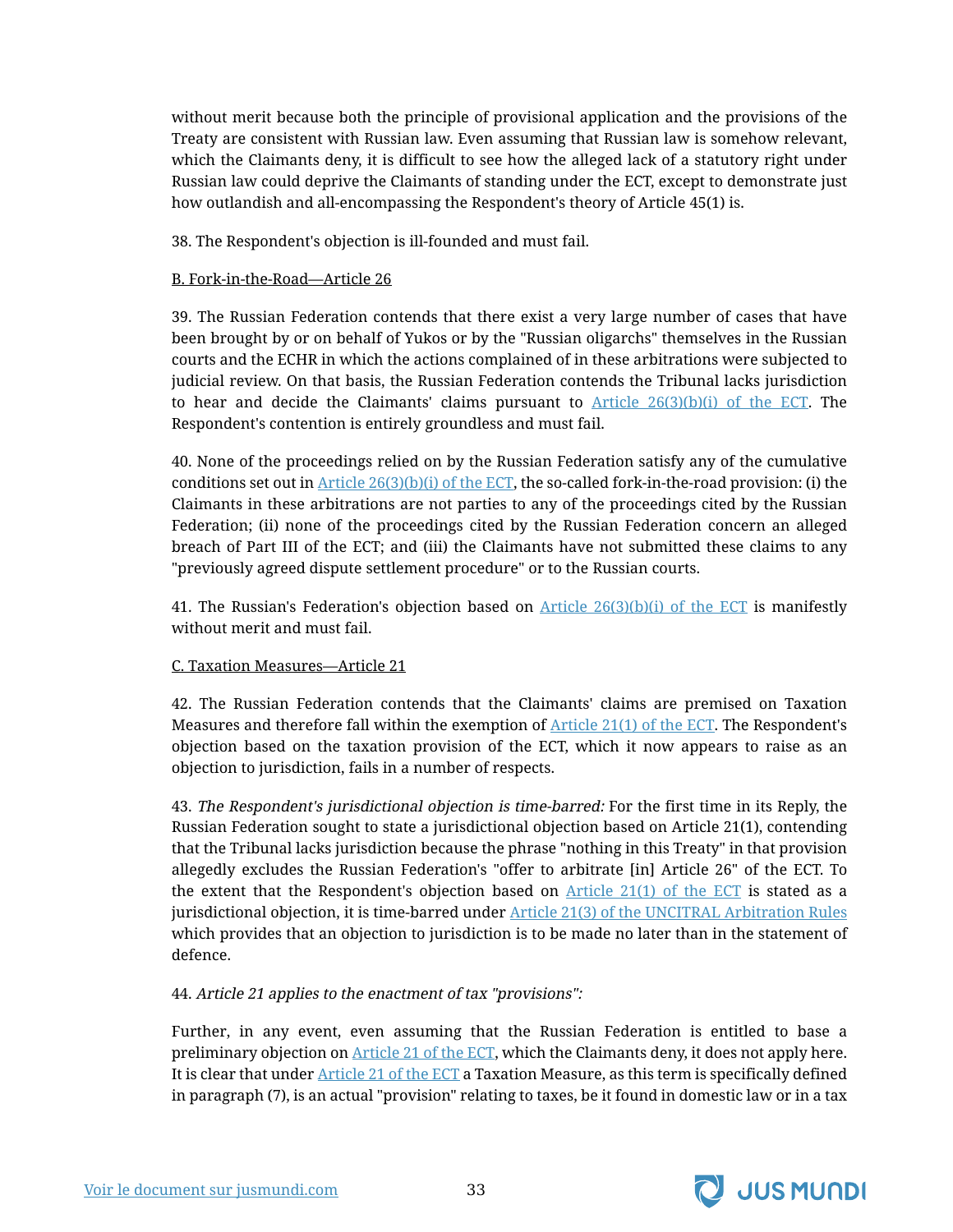without merit because both the principle of provisional application and the provisions of the Treaty are consistent with Russian law. Even assuming that Russian law is somehow relevant, which the Claimants deny, it is difficult to see how the alleged lack of a statutory right under Russian law could deprive the Claimants of standing under the ECT, except to demonstrate just how outlandish and all-encompassing the Respondent's theory of Article 45(1) is.

38. The Respondent's objection is ill-founded and must fail.

B. Fork-in-the-Road—Article 26

39. The Russian Federation contends that there exist a very large number of cases that have been brought by or on behalf of Yukos or by the "Russian oligarchs" themselves in the Russian courts and the ECHR in which the actions complained of in these arbitrations were subjected to judicial review. On that basis, the Russian Federation contends the Tribunal lacks jurisdiction to hear and decide the Claimants' claims pursuant to Article 26(3)(b)(i) of the ECT. The Respondent's contention is entirely groundless and must fail.

40. None of the proceedings relied on by the Russian Federation satisfy any of the cumulative conditions set out in Article 26(3)(b)(i) of the ECT, the so-called fork-in-the-road provision: (i) the Claimants in these arbitrations are not parties to any of the proceedings cited by the Russian Federation; (ii) none of the proceedings cited by the Russian Federation concern an alleged breach of Part III of the ECT; and (iii) the Claimants have not submitted these claims to any "previously agreed dispute settlement procedure" or to the Russian courts.

41. The Russian's Federation's objection based on Article 26(3)(b)(i) of the ECT is manifestly without merit and must fail.

C. Taxation Measures—Article 21

42. The Russian Federation contends that the Claimants' claims are premised on Taxation Measures and therefore fall within the exemption of Article 21(1) of the ECT. The Respondent's objection based on the taxation provision of the ECT, which it now appears to raise as an objection to jurisdiction, fails in a number of respects.

43. *The Respondent's jurisdictional objection is time-barred:* For the first time in its Reply, the Russian Federation sought to state a jurisdictional objection based on Article 21(1), contending that the Tribunal lacks jurisdiction because the phrase "nothing in this Treaty" in that provision allegedly excludes the Russian Federation's "offer to arbitrate [in] Article 26" of the ECT. To the extent that the Respondent's objection based on Article 21(1) of the ECT is stated as a jurisdictional objection, it is time-barred under Article 21(3) of the UNCITRAL Arbitration Rules which provides that an objection to jurisdiction is to be made no later than in the statement of defence.

44. *Article 21 applies to the enactment of tax "provisions":*

Further, in any event, even assuming that the Russian Federation is entitled to base a preliminary objection on Article 21 of the ECT, which the Claimants deny, it does not apply here. It is clear that under Article 21 of the ECT a Taxation Measure, as this term is specifically defined in paragraph (7), is an actual "provision" relating to taxes, be it found in domestic law or in a tax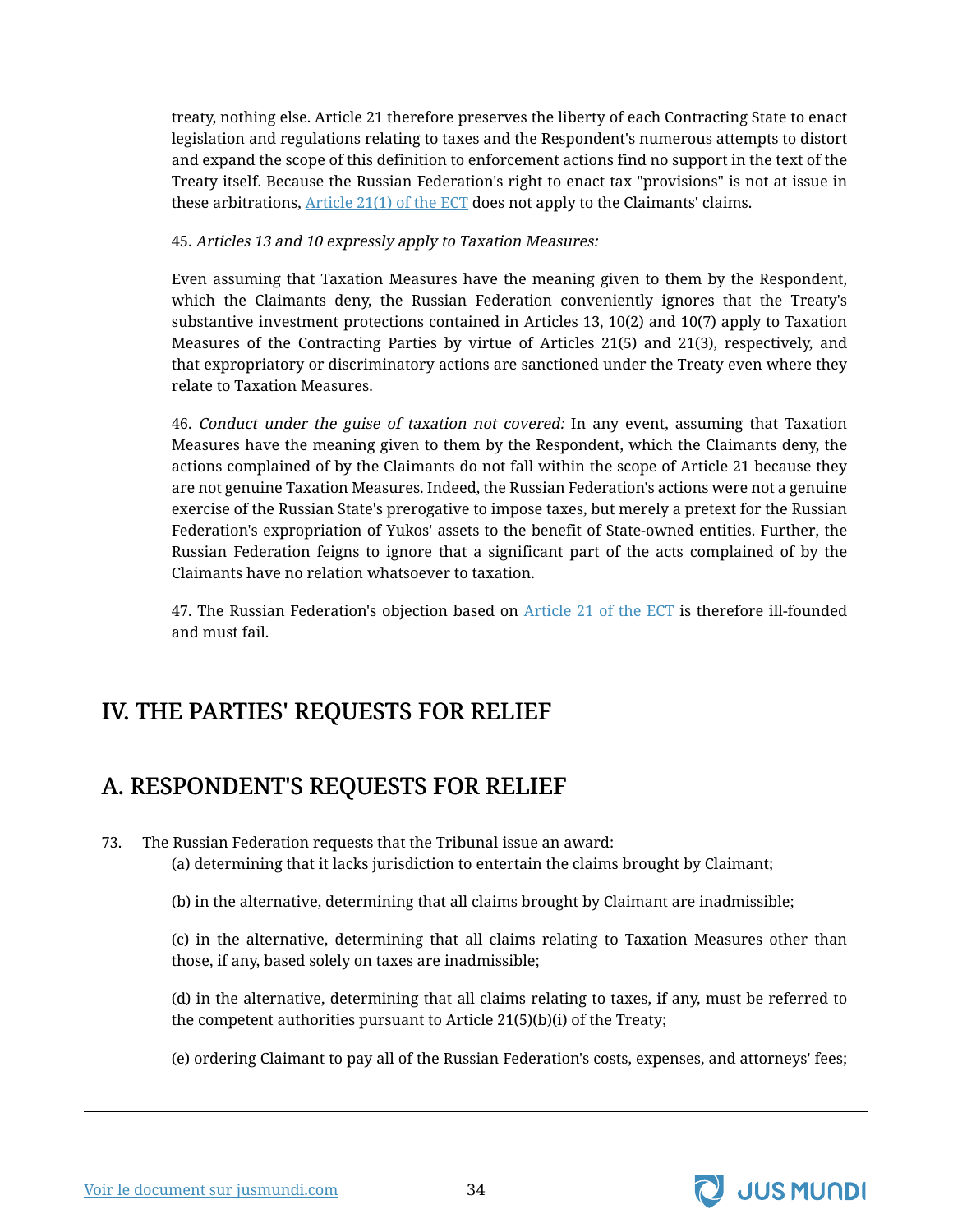treaty, nothing else. Article 21 therefore preserves the liberty of each Contracting State to enact legislation and regulations relating to taxes and the Respondent's numerous attempts to distort and expand the scope of this definition to enforcement actions find no support in the text of the Treaty itself. Because the Russian Federation's right to enact tax "provisions" is not at issue in these arbitrations, Article 21(1) of the ECT does not apply to the Claimants' claims.

45. *Articles 13 and 10 expressly apply to Taxation Measures:*

Even assuming that Taxation Measures have the meaning given to them by the Respondent, which the Claimants deny, the Russian Federation conveniently ignores that the Treaty's substantive investment protections contained in Articles 13, 10(2) and 10(7) apply to Taxation Measures of the Contracting Parties by virtue of Articles 21(5) and 21(3), respectively, and that expropriatory or discriminatory actions are sanctioned under the Treaty even where they relate to Taxation Measures.

46. *Conduct under the guise of taxation not covered:* In any event, assuming that Taxation Measures have the meaning given to them by the Respondent, which the Claimants deny, the actions complained of by the Claimants do not fall within the scope of Article 21 because they are not genuine Taxation Measures. Indeed, the Russian Federation's actions were not a genuine exercise of the Russian State's prerogative to impose taxes, but merely a pretext for the Russian Federation's expropriation of Yukos' assets to the benefit of State-owned entities. Further, the Russian Federation feigns to ignore that a significant part of the acts complained of by the Claimants have no relation whatsoever to taxation.

47. The Russian Federation's objection based on Article 21 of the ECT is therefore ill-founded and must fail.

# IV. THE PARTIES' REQUESTS FOR RELIEF

## A. RESPONDENT'S REQUESTS FOR RELIEF

73. The Russian Federation requests that the Tribunal issue an award:

(a) determining that it lacks jurisdiction to entertain the claims brought by Claimant;

(b) in the alternative, determining that all claims brought by Claimant are inadmissible;

(c) in the alternative, determining that all claims relating to Taxation Measures other than those, if any, based solely on taxes are inadmissible;

(d) in the alternative, determining that all claims relating to taxes, if any, must be referred to the competent authorities pursuant to Article 21(5)(b)(i) of the Treaty;

(e) ordering Claimant to pay all of the Russian Federation's costs, expenses, and attorneys' fees;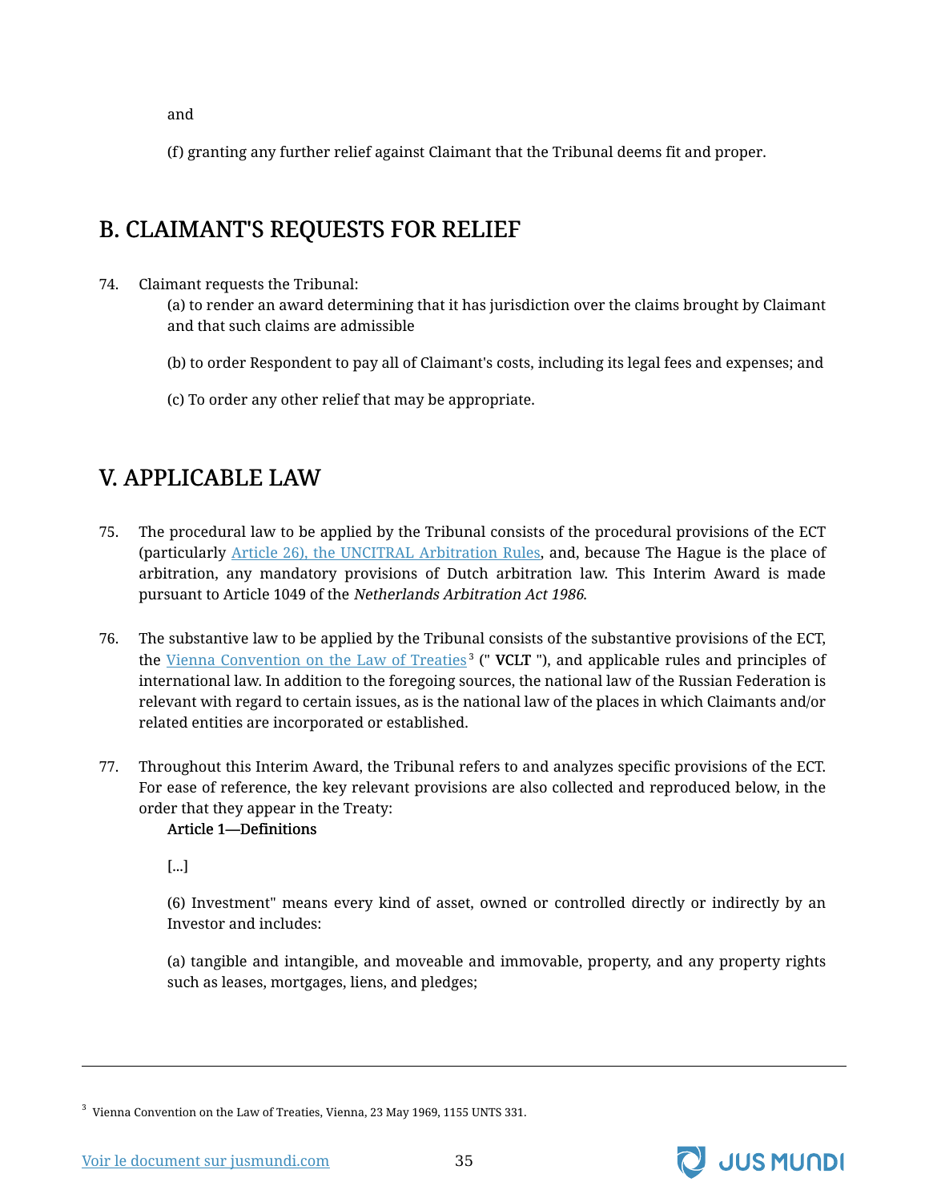and

(f) granting any further relief against Claimant that the Tribunal deems fit and proper.

## B. CLAIMANT'S REQUESTS FOR RELIEF

74. Claimant requests the Tribunal:

    (a) to render an award determining that it has jurisdiction over the claims brought by Claimant and that such claims are admissible

    (b) to order Respondent to pay all of Claimant's costs, including its legal fees and expenses; and

    (c) To order any other relief that may be appropriate.

# V. APPLICABLE LAW

75. The procedural law to be applied by the Tribunal consists of the procedural provisions of the ECT (particularly Article 26), the UNCITRAL Arbitration Rules, and, because The Hague is the place of arbitration, any mandatory provisions of Dutch arbitration law. This Interim Award is made pursuant to Article 1049 of the *Netherlands Arbitration Act 1986*.

76. The substantive law to be applied by the Tribunal consists of the substantive provisions of the ECT, the Vienna Convention on the Law of Treaties[3] (" **VCLT** "), and applicable rules and principles of international law. In addition to the foregoing sources, the national law of the Russian Federation is relevant with regard to certain issues, as is the national law of the places in which Claimants and/or related entities are incorporated or established.

77. Throughout this Interim Award, the Tribunal refers to and analyzes specific provisions of the ECT. For ease of reference, the key relevant provisions are also collected and reproduced below, in the order that they appear in the Treaty:

    **Article 1—Definitions**

    [...]

    (6) Investment" means every kind of asset, owned or controlled directly or indirectly by an Investor and includes:

    (a) tangible and intangible, and moveable and immovable, property, and any property rights such as leases, mortgages, liens, and pledges;

---

[3] Vienna Convention on the Law of Treaties, Vienna, 23 May 1969, 1155 UNTS 331.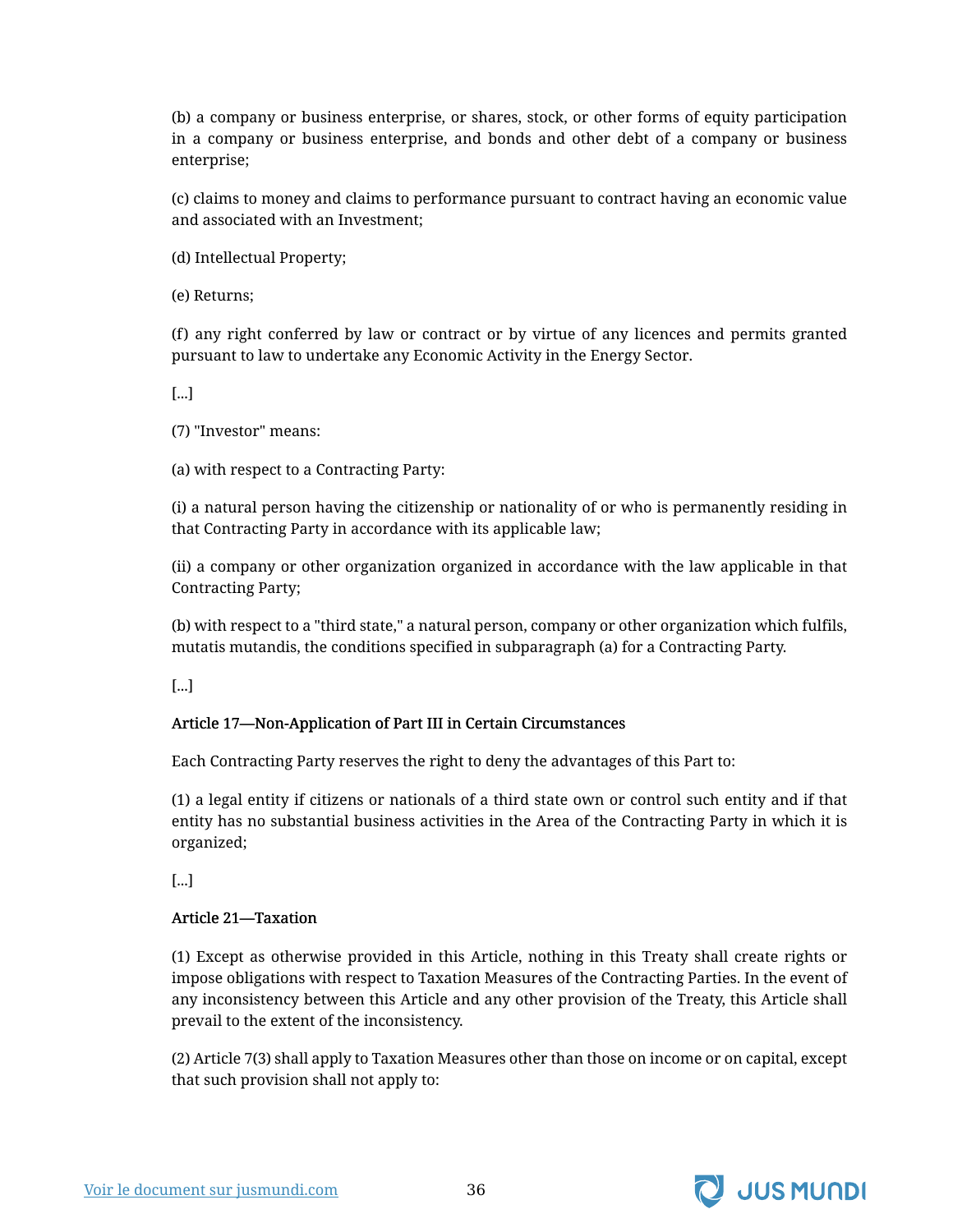(b) a company or business enterprise, or shares, stock, or other forms of equity participation in a company or business enterprise, and bonds and other debt of a company or business enterprise;

(c) claims to money and claims to performance pursuant to contract having an economic value and associated with an Investment;

(d) Intellectual Property;

(e) Returns;

(f) any right conferred by law or contract or by virtue of any licences and permits granted pursuant to law to undertake any Economic Activity in the Energy Sector.

[...]

(7) "Investor" means:

(a) with respect to a Contracting Party:

(i) a natural person having the citizenship or nationality of or who is permanently residing in that Contracting Party in accordance with its applicable law;

(ii) a company or other organization organized in accordance with the law applicable in that Contracting Party;

(b) with respect to a "third state," a natural person, company or other organization which fulfils, mutatis mutandis, the conditions specified in subparagraph (a) for a Contracting Party.

[...]

**Article 17—Non-Application of Part III in Certain Circumstances**

Each Contracting Party reserves the right to deny the advantages of this Part to:

(1) a legal entity if citizens or nationals of a third state own or control such entity and if that entity has no substantial business activities in the Area of the Contracting Party in which it is organized;

[...]

**Article 21—Taxation**

(1) Except as otherwise provided in this Article, nothing in this Treaty shall create rights or impose obligations with respect to Taxation Measures of the Contracting Parties. In the event of any inconsistency between this Article and any other provision of the Treaty, this Article shall prevail to the extent of the inconsistency.

(2) Article 7(3) shall apply to Taxation Measures other than those on income or on capital, except that such provision shall not apply to: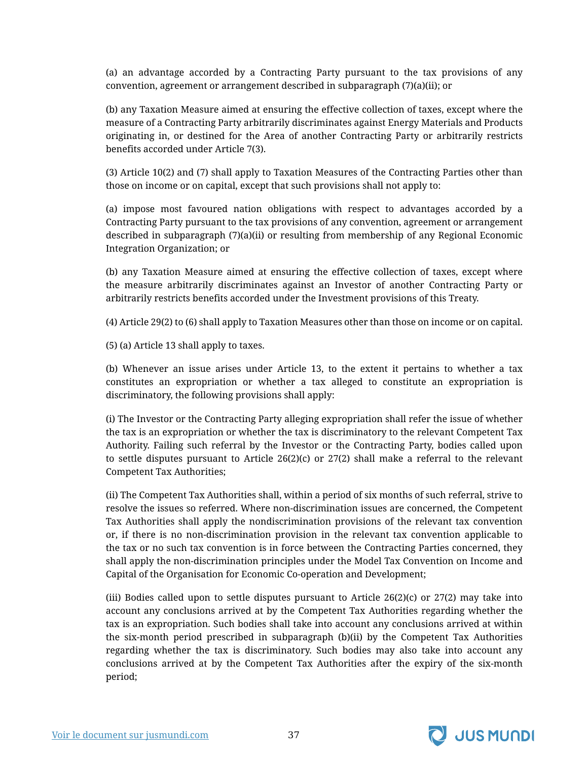(a) an advantage accorded by a Contracting Party pursuant to the tax provisions of any convention, agreement or arrangement described in subparagraph (7)(a)(ii); or

(b) any Taxation Measure aimed at ensuring the effective collection of taxes, except where the measure of a Contracting Party arbitrarily discriminates against Energy Materials and Products originating in, or destined for the Area of another Contracting Party or arbitrarily restricts benefits accorded under Article 7(3).

(3) Article 10(2) and (7) shall apply to Taxation Measures of the Contracting Parties other than those on income or on capital, except that such provisions shall not apply to:

(a) impose most favoured nation obligations with respect to advantages accorded by a Contracting Party pursuant to the tax provisions of any convention, agreement or arrangement described in subparagraph (7)(a)(ii) or resulting from membership of any Regional Economic Integration Organization; or

(b) any Taxation Measure aimed at ensuring the effective collection of taxes, except where the measure arbitrarily discriminates against an Investor of another Contracting Party or arbitrarily restricts benefits accorded under the Investment provisions of this Treaty.

(4) Article 29(2) to (6) shall apply to Taxation Measures other than those on income or on capital.

(5) (a) Article 13 shall apply to taxes.

(b) Whenever an issue arises under Article 13, to the extent it pertains to whether a tax constitutes an expropriation or whether a tax alleged to constitute an expropriation is discriminatory, the following provisions shall apply:

(i) The Investor or the Contracting Party alleging expropriation shall refer the issue of whether the tax is an expropriation or whether the tax is discriminatory to the relevant Competent Tax Authority. Failing such referral by the Investor or the Contracting Party, bodies called upon to settle disputes pursuant to Article 26(2)(c) or 27(2) shall make a referral to the relevant Competent Tax Authorities;

(ii) The Competent Tax Authorities shall, within a period of six months of such referral, strive to resolve the issues so referred. Where non-discrimination issues are concerned, the Competent Tax Authorities shall apply the nondiscrimination provisions of the relevant tax convention or, if there is no non-discrimination provision in the relevant tax convention applicable to the tax or no such tax convention is in force between the Contracting Parties concerned, they shall apply the non-discrimination principles under the Model Tax Convention on Income and Capital of the Organisation for Economic Co-operation and Development;

(iii) Bodies called upon to settle disputes pursuant to Article 26(2)(c) or 27(2) may take into account any conclusions arrived at by the Competent Tax Authorities regarding whether the tax is an expropriation. Such bodies shall take into account any conclusions arrived at within the six-month period prescribed in subparagraph (b)(ii) by the Competent Tax Authorities regarding whether the tax is discriminatory. Such bodies may also take into account any conclusions arrived at by the Competent Tax Authorities after the expiry of the six-month period;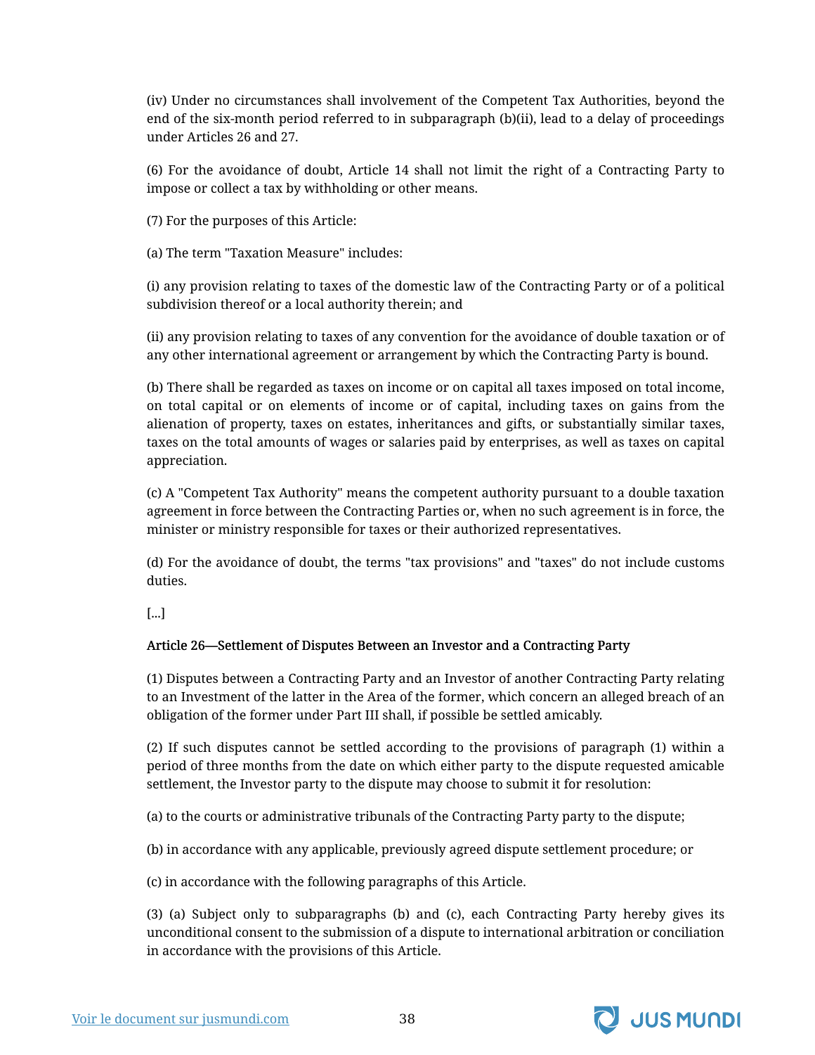(iv) Under no circumstances shall involvement of the Competent Tax Authorities, beyond the end of the six-month period referred to in subparagraph (b)(ii), lead to a delay of proceedings under Articles 26 and 27.

(6) For the avoidance of doubt, Article 14 shall not limit the right of a Contracting Party to impose or collect a tax by withholding or other means.

(7) For the purposes of this Article:

(a) The term "Taxation Measure" includes:

(i) any provision relating to taxes of the domestic law of the Contracting Party or of a political subdivision thereof or a local authority therein; and

(ii) any provision relating to taxes of any convention for the avoidance of double taxation or of any other international agreement or arrangement by which the Contracting Party is bound.

(b) There shall be regarded as taxes on income or on capital all taxes imposed on total income, on total capital or on elements of income or of capital, including taxes on gains from the alienation of property, taxes on estates, inheritances and gifts, or substantially similar taxes, taxes on the total amounts of wages or salaries paid by enterprises, as well as taxes on capital appreciation.

(c) A "Competent Tax Authority" means the competent authority pursuant to a double taxation agreement in force between the Contracting Parties or, when no such agreement is in force, the minister or ministry responsible for taxes or their authorized representatives.

(d) For the avoidance of doubt, the terms "tax provisions" and "taxes" do not include customs duties.

[...]

**Article 26—Settlement of Disputes Between an Investor and a Contracting Party**

(1) Disputes between a Contracting Party and an Investor of another Contracting Party relating to an Investment of the latter in the Area of the former, which concern an alleged breach of an obligation of the former under Part III shall, if possible be settled amicably.

(2) If such disputes cannot be settled according to the provisions of paragraph (1) within a period of three months from the date on which either party to the dispute requested amicable settlement, the Investor party to the dispute may choose to submit it for resolution:

(a) to the courts or administrative tribunals of the Contracting Party party to the dispute;

(b) in accordance with any applicable, previously agreed dispute settlement procedure; or

(c) in accordance with the following paragraphs of this Article.

(3) (a) Subject only to subparagraphs (b) and (c), each Contracting Party hereby gives its unconditional consent to the submission of a dispute to international arbitration or conciliation in accordance with the provisions of this Article.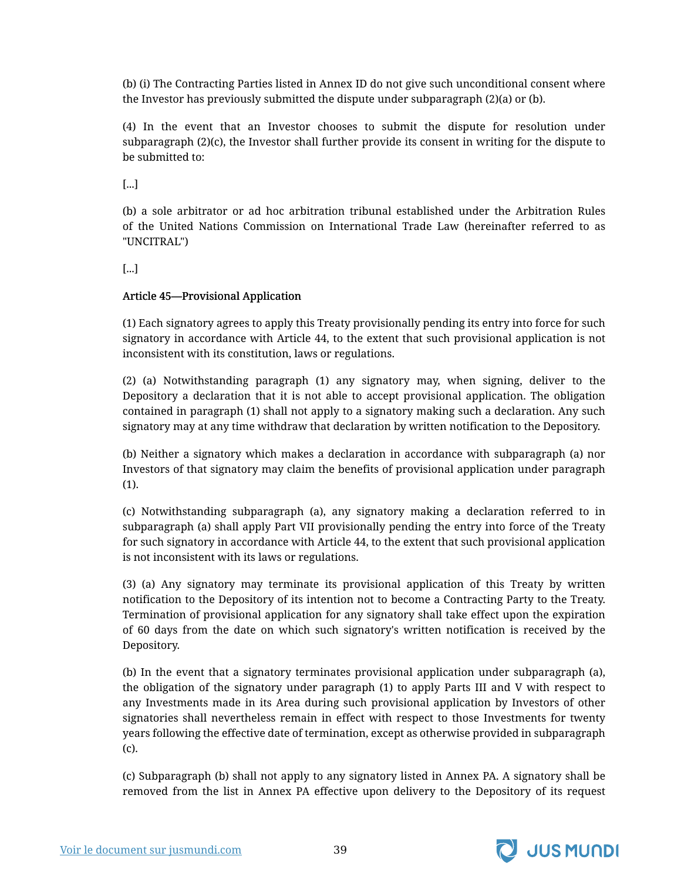(b) (i) The Contracting Parties listed in Annex ID do not give such unconditional consent where the Investor has previously submitted the dispute under subparagraph (2)(a) or (b).

(4) In the event that an Investor chooses to submit the dispute for resolution under subparagraph (2)(c), the Investor shall further provide its consent in writing for the dispute to be submitted to:

[...]

(b) a sole arbitrator or ad hoc arbitration tribunal established under the Arbitration Rules of the United Nations Commission on International Trade Law (hereinafter referred to as "UNCITRAL")

[...]

**Article 45—Provisional Application**

(1) Each signatory agrees to apply this Treaty provisionally pending its entry into force for such signatory in accordance with Article 44, to the extent that such provisional application is not inconsistent with its constitution, laws or regulations.

(2) (a) Notwithstanding paragraph (1) any signatory may, when signing, deliver to the Depository a declaration that it is not able to accept provisional application. The obligation contained in paragraph (1) shall not apply to a signatory making such a declaration. Any such signatory may at any time withdraw that declaration by written notification to the Depository.

(b) Neither a signatory which makes a declaration in accordance with subparagraph (a) nor Investors of that signatory may claim the benefits of provisional application under paragraph (1).

(c) Notwithstanding subparagraph (a), any signatory making a declaration referred to in subparagraph (a) shall apply Part VII provisionally pending the entry into force of the Treaty for such signatory in accordance with Article 44, to the extent that such provisional application is not inconsistent with its laws or regulations.

(3) (a) Any signatory may terminate its provisional application of this Treaty by written notification to the Depository of its intention not to become a Contracting Party to the Treaty. Termination of provisional application for any signatory shall take effect upon the expiration of 60 days from the date on which such signatory's written notification is received by the Depository.

(b) In the event that a signatory terminates provisional application under subparagraph (a), the obligation of the signatory under paragraph (1) to apply Parts III and V with respect to any Investments made in its Area during such provisional application by Investors of other signatories shall nevertheless remain in effect with respect to those Investments for twenty years following the effective date of termination, except as otherwise provided in subparagraph (c).

(c) Subparagraph (b) shall not apply to any signatory listed in Annex PA. A signatory shall be removed from the list in Annex PA effective upon delivery to the Depository of its request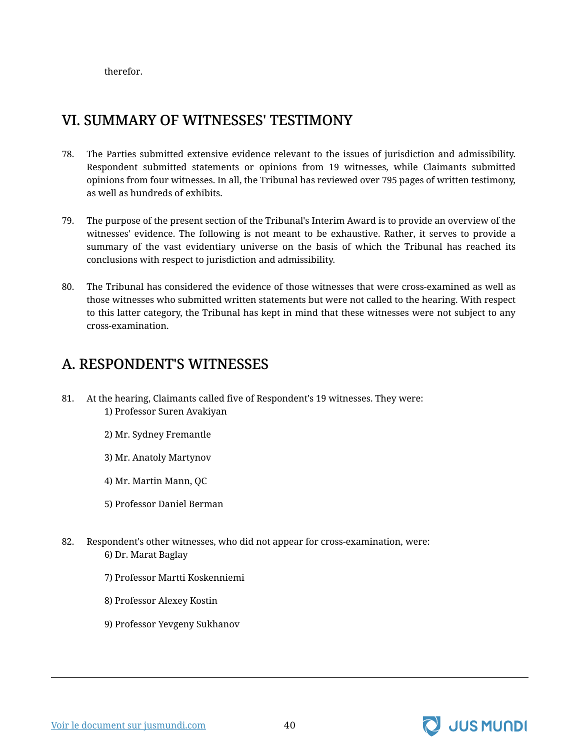therefor.

# VI. SUMMARY OF WITNESSES' TESTIMONY

78. The Parties submitted extensive evidence relevant to the issues of jurisdiction and admissibility. Respondent submitted statements or opinions from 19 witnesses, while Claimants submitted opinions from four witnesses. In all, the Tribunal has reviewed over 795 pages of written testimony, as well as hundreds of exhibits.

79. The purpose of the present section of the Tribunal's Interim Award is to provide an overview of the witnesses' evidence. The following is not meant to be exhaustive. Rather, it serves to provide a summary of the vast evidentiary universe on the basis of which the Tribunal has reached its conclusions with respect to jurisdiction and admissibility.

80. The Tribunal has considered the evidence of those witnesses that were cross-examined as well as those witnesses who submitted written statements but were not called to the hearing. With respect to this latter category, the Tribunal has kept in mind that these witnesses were not subject to any cross-examination.

# A. RESPONDENT'S WITNESSES

81. At the hearing, Claimants called five of Respondent's 19 witnesses. They were:

    1) Professor Suren Avakiyan

    2) Mr. Sydney Fremantle

    3) Mr. Anatoly Martynov

    4) Mr. Martin Mann, QC

    5) Professor Daniel Berman

82. Respondent's other witnesses, who did not appear for cross-examination, were:

    6) Dr. Marat Baglay

    7) Professor Martti Koskenniemi

    8) Professor Alexey Kostin

    9) Professor Yevgeny Sukhanov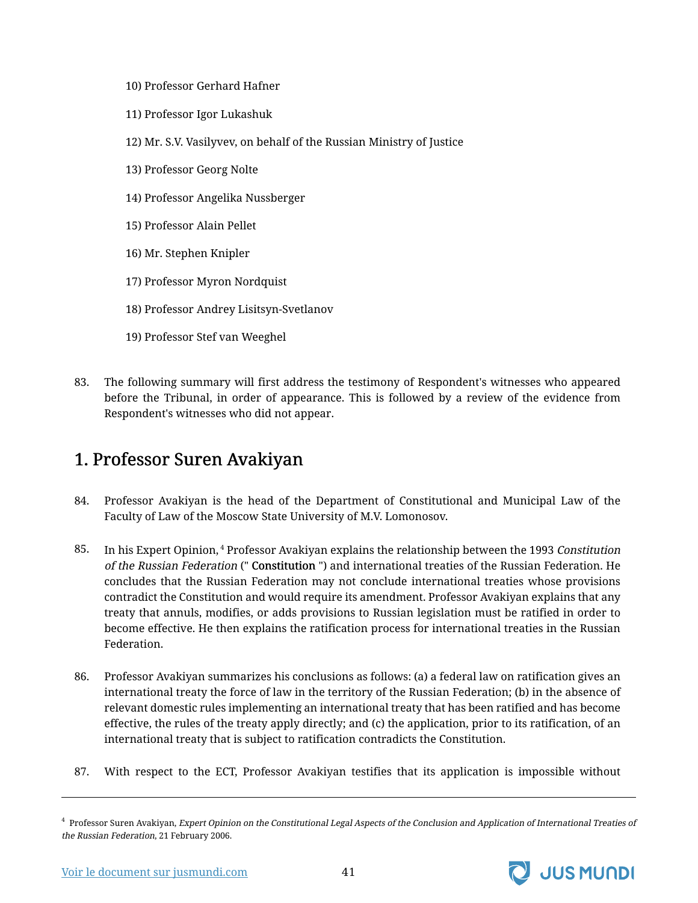10) Professor Gerhard Hafner

11) Professor Igor Lukashuk

12) Mr. S.V. Vasilyvev, on behalf of the Russian Ministry of Justice

13) Professor Georg Nolte

14) Professor Angelika Nussberger

15) Professor Alain Pellet

16) Mr. Stephen Knipler

17) Professor Myron Nordquist

18) Professor Andrey Lisitsyn-Svetlanov

19) Professor Stef van Weeghel

83. The following summary will first address the testimony of Respondent's witnesses who appeared before the Tribunal, in order of appearance. This is followed by a review of the evidence from Respondent's witnesses who did not appear.

## 1. Professor Suren Avakiyan

84. Professor Avakiyan is the head of the Department of Constitutional and Municipal Law of the Faculty of Law of the Moscow State University of M.V. Lomonosov.

85. In his Expert Opinion,[4] Professor Avakiyan explains the relationship between the 1993 *Constitution of the Russian Federation* (" **Constitution** ") and international treaties of the Russian Federation. He concludes that the Russian Federation may not conclude international treaties whose provisions contradict the Constitution and would require its amendment. Professor Avakiyan explains that any treaty that annuls, modifies, or adds provisions to Russian legislation must be ratified in order to become effective. He then explains the ratification process for international treaties in the Russian Federation.

86. Professor Avakiyan summarizes his conclusions as follows: (a) a federal law on ratification gives an international treaty the force of law in the territory of the Russian Federation; (b) in the absence of relevant domestic rules implementing an international treaty that has been ratified and has become effective, the rules of the treaty apply directly; and (c) the application, prior to its ratification, of an international treaty that is subject to ratification contradicts the Constitution.

87. With respect to the ECT, Professor Avakiyan testifies that its application is impossible without

[4] Professor Suren Avakiyan, *Expert Opinion on the Constitutional Legal Aspects of the Conclusion and Application of International Treaties of the Russian Federation*, 21 February 2006.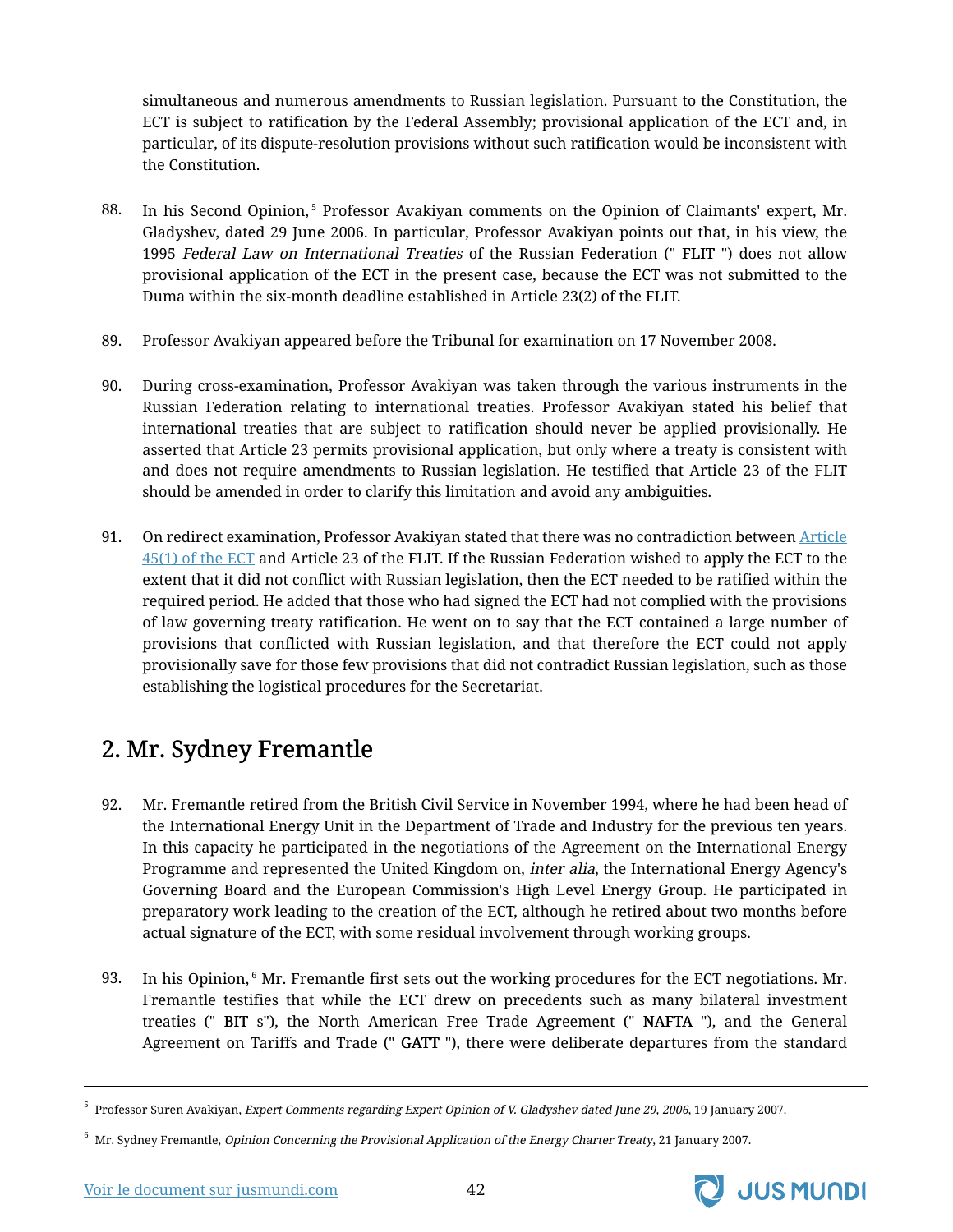simultaneous and numerous amendments to Russian legislation. Pursuant to the Constitution, the ECT is subject to ratification by the Federal Assembly; provisional application of the ECT and, in particular, of its dispute-resolution provisions without such ratification would be inconsistent with the Constitution.

88. In his Second Opinion,[5] Professor Avakiyan comments on the Opinion of Claimants' expert, Mr. Gladyshev, dated 29 June 2006. In particular, Professor Avakiyan points out that, in his view, the 1995 *Federal Law on International Treaties* of the Russian Federation (" **FLIT** ") does not allow provisional application of the ECT in the present case, because the ECT was not submitted to the Duma within the six-month deadline established in Article 23(2) of the FLIT.

89. Professor Avakiyan appeared before the Tribunal for examination on 17 November 2008.

90. During cross-examination, Professor Avakiyan was taken through the various instruments in the Russian Federation relating to international treaties. Professor Avakiyan stated his belief that international treaties that are subject to ratification should never be applied provisionally. He asserted that Article 23 permits provisional application, but only where a treaty is consistent with and does not require amendments to Russian legislation. He testified that Article 23 of the FLIT should be amended in order to clarify this limitation and avoid any ambiguities.

91. On redirect examination, Professor Avakiyan stated that there was no contradiction between Article 45(1) of the ECT and Article 23 of the FLIT. If the Russian Federation wished to apply the ECT to the extent that it did not conflict with Russian legislation, then the ECT needed to be ratified within the required period. He added that those who had signed the ECT had not complied with the provisions of law governing treaty ratification. He went on to say that the ECT contained a large number of provisions that conflicted with Russian legislation, and that therefore the ECT could not apply provisionally save for those few provisions that did not contradict Russian legislation, such as those establishing the logistical procedures for the Secretariat.

## 2. Mr. Sydney Fremantle

92. Mr. Fremantle retired from the British Civil Service in November 1994, where he had been head of the International Energy Unit in the Department of Trade and Industry for the previous ten years. In this capacity he participated in the negotiations of the Agreement on the International Energy Programme and represented the United Kingdom on, *inter alia*, the International Energy Agency's Governing Board and the European Commission's High Level Energy Group. He participated in preparatory work leading to the creation of the ECT, although he retired about two months before actual signature of the ECT, with some residual involvement through working groups.

93. In his Opinion,[6] Mr. Fremantle first sets out the working procedures for the ECT negotiations. Mr. Fremantle testifies that while the ECT drew on precedents such as many bilateral investment treaties (" **BIT** s"), the North American Free Trade Agreement (" **NAFTA** "), and the General Agreement on Tariffs and Trade (" **GATT** "), there were deliberate departures from the standard

---

[5] Professor Suren Avakiyan, *Expert Comments regarding Expert Opinion of V. Gladyshev dated June 29, 2006*, 19 January 2007.

[6] Mr. Sydney Fremantle, *Opinion Concerning the Provisional Application of the Energy Charter Treaty*, 21 January 2007.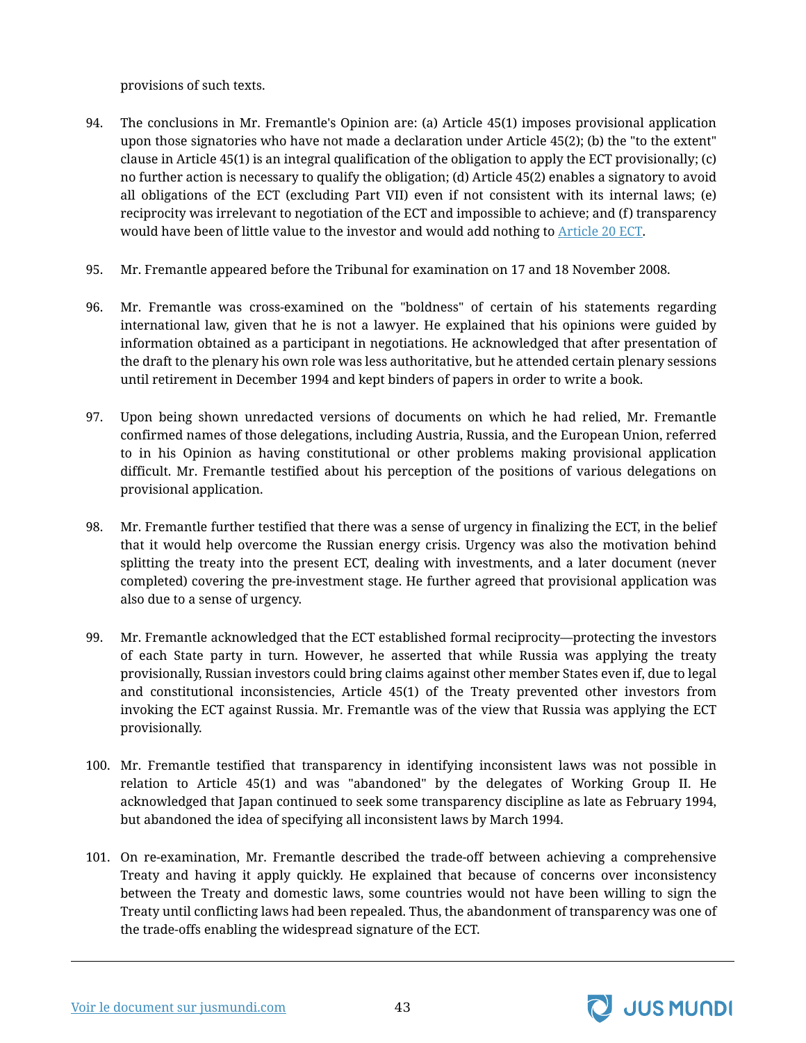provisions of such texts.

94. The conclusions in Mr. Fremantle's Opinion are: (a) Article 45(1) imposes provisional application upon those signatories who have not made a declaration under Article 45(2); (b) the "to the extent" clause in Article 45(1) is an integral qualification of the obligation to apply the ECT provisionally; (c) no further action is necessary to qualify the obligation; (d) Article 45(2) enables a signatory to avoid all obligations of the ECT (excluding Part VII) even if not consistent with its internal laws; (e) reciprocity was irrelevant to negotiation of the ECT and impossible to achieve; and (f) transparency would have been of little value to the investor and would add nothing to Article 20 ECT.

95. Mr. Fremantle appeared before the Tribunal for examination on 17 and 18 November 2008.

96. Mr. Fremantle was cross-examined on the "boldness" of certain of his statements regarding international law, given that he is not a lawyer. He explained that his opinions were guided by information obtained as a participant in negotiations. He acknowledged that after presentation of the draft to the plenary his own role was less authoritative, but he attended certain plenary sessions until retirement in December 1994 and kept binders of papers in order to write a book.

97. Upon being shown unredacted versions of documents on which he had relied, Mr. Fremantle confirmed names of those delegations, including Austria, Russia, and the European Union, referred to in his Opinion as having constitutional or other problems making provisional application difficult. Mr. Fremantle testified about his perception of the positions of various delegations on provisional application.

98. Mr. Fremantle further testified that there was a sense of urgency in finalizing the ECT, in the belief that it would help overcome the Russian energy crisis. Urgency was also the motivation behind splitting the treaty into the present ECT, dealing with investments, and a later document (never completed) covering the pre-investment stage. He further agreed that provisional application was also due to a sense of urgency.

99. Mr. Fremantle acknowledged that the ECT established formal reciprocity—protecting the investors of each State party in turn. However, he asserted that while Russia was applying the treaty provisionally, Russian investors could bring claims against other member States even if, due to legal and constitutional inconsistencies, Article 45(1) of the Treaty prevented other investors from invoking the ECT against Russia. Mr. Fremantle was of the view that Russia was applying the ECT provisionally.

100. Mr. Fremantle testified that transparency in identifying inconsistent laws was not possible in relation to Article 45(1) and was "abandoned" by the delegates of Working Group II. He acknowledged that Japan continued to seek some transparency discipline as late as February 1994, but abandoned the idea of specifying all inconsistent laws by March 1994.

101. On re-examination, Mr. Fremantle described the trade-off between achieving a comprehensive Treaty and having it apply quickly. He explained that because of concerns over inconsistency between the Treaty and domestic laws, some countries would not have been willing to sign the Treaty until conflicting laws had been repealed. Thus, the abandonment of transparency was one of the trade-offs enabling the widespread signature of the ECT.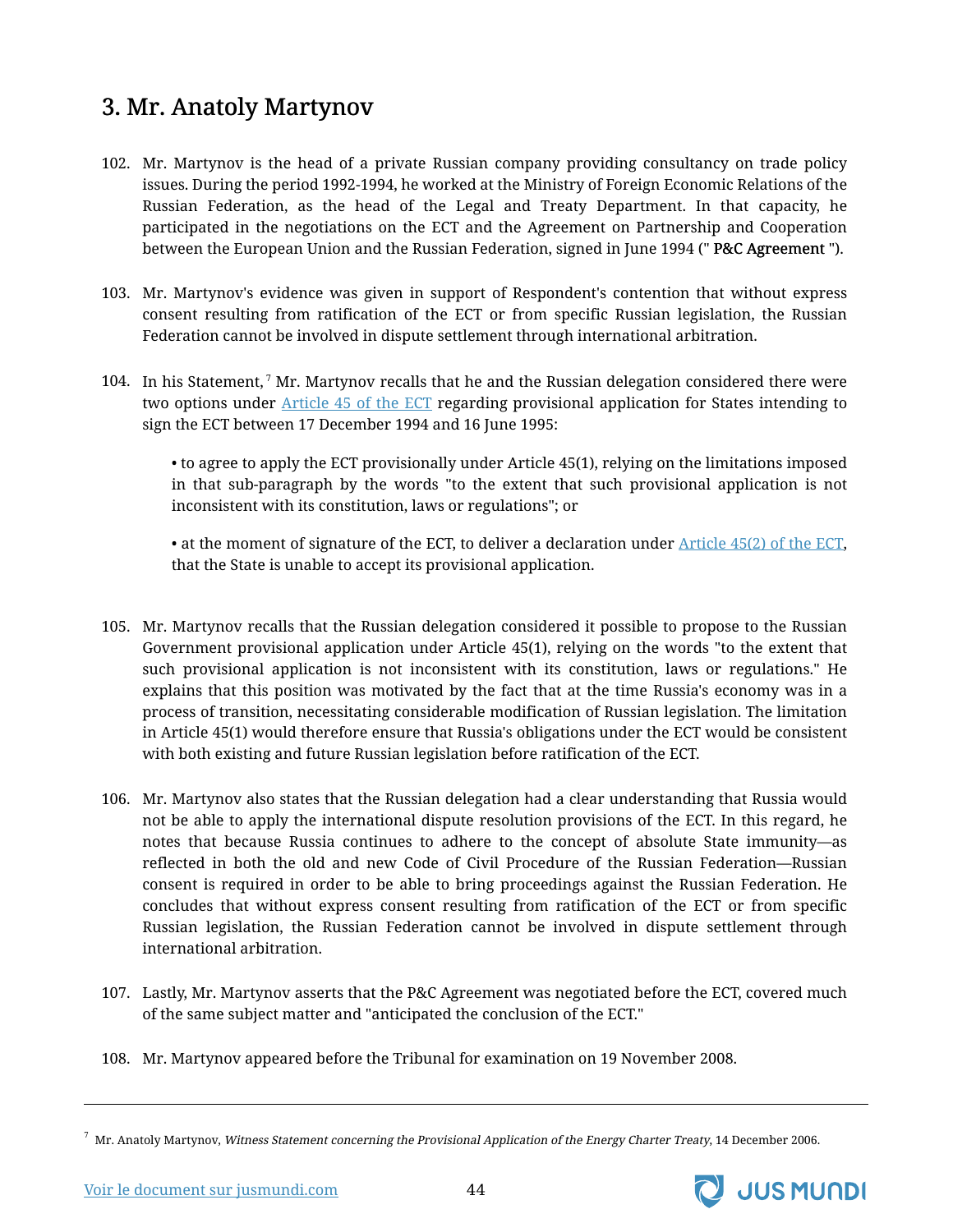## 3. Mr. Anatoly Martynov

102. Mr. Martynov is the head of a private Russian company providing consultancy on trade policy issues. During the period 1992-1994, he worked at the Ministry of Foreign Economic Relations of the Russian Federation, as the head of the Legal and Treaty Department. In that capacity, he participated in the negotiations on the ECT and the Agreement on Partnership and Cooperation between the European Union and the Russian Federation, signed in June 1994 (" **P&C Agreement** ").

103. Mr. Martynov's evidence was given in support of Respondent's contention that without express consent resulting from ratification of the ECT or from specific Russian legislation, the Russian Federation cannot be involved in dispute settlement through international arbitration.

104. In his Statement,[7] Mr. Martynov recalls that he and the Russian delegation considered there were two options under Article 45 of the ECT regarding provisional application for States intending to sign the ECT between 17 December 1994 and 16 June 1995:

   - to agree to apply the ECT provisionally under Article 45(1), relying on the limitations imposed in that sub-paragraph by the words "to the extent that such provisional application is not inconsistent with its constitution, laws or regulations"; or

   - at the moment of signature of the ECT, to deliver a declaration under Article 45(2) of the ECT, that the State is unable to accept its provisional application.

105. Mr. Martynov recalls that the Russian delegation considered it possible to propose to the Russian Government provisional application under Article 45(1), relying on the words "to the extent that such provisional application is not inconsistent with its constitution, laws or regulations." He explains that this position was motivated by the fact that at the time Russia's economy was in a process of transition, necessitating considerable modification of Russian legislation. The limitation in Article 45(1) would therefore ensure that Russia's obligations under the ECT would be consistent with both existing and future Russian legislation before ratification of the ECT.

106. Mr. Martynov also states that the Russian delegation had a clear understanding that Russia would not be able to apply the international dispute resolution provisions of the ECT. In this regard, he notes that because Russia continues to adhere to the concept of absolute State immunity—as reflected in both the old and new Code of Civil Procedure of the Russian Federation—Russian consent is required in order to be able to bring proceedings against the Russian Federation. He concludes that without express consent resulting from ratification of the ECT or from specific Russian legislation, the Russian Federation cannot be involved in dispute settlement through international arbitration.

107. Lastly, Mr. Martynov asserts that the P&C Agreement was negotiated before the ECT, covered much of the same subject matter and "anticipated the conclusion of the ECT."

108. Mr. Martynov appeared before the Tribunal for examination on 19 November 2008.

---

[7] Mr. Anatoly Martynov, *Witness Statement concerning the Provisional Application of the Energy Charter Treaty*, 14 December 2006.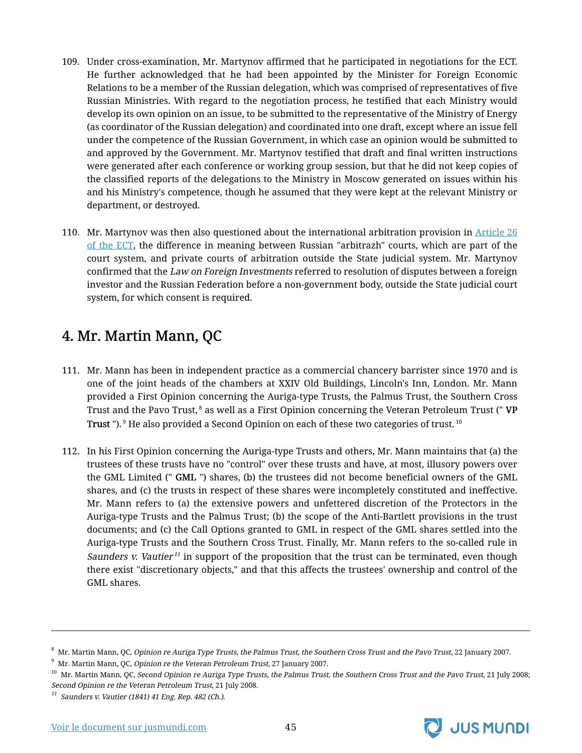109. Under cross-examination, Mr. Martynov affirmed that he participated in negotiations for the ECT. He further acknowledged that he had been appointed by the Minister for Foreign Economic Relations to be a member of the Russian delegation, which was comprised of representatives of five Russian Ministries. With regard to the negotiation process, he testified that each Ministry would develop its own opinion on an issue, to be submitted to the representative of the Ministry of Energy (as coordinator of the Russian delegation) and coordinated into one draft, except where an issue fell under the competence of the Russian Government, in which case an opinion would be submitted to and approved by the Government. Mr. Martynov testified that draft and final written instructions were generated after each conference or working group session, but that he did not keep copies of the classified reports of the delegations to the Ministry in Moscow generated on issues within his and his Ministry's competence, though he assumed that they were kept at the relevant Ministry or department, or destroyed.

110. Mr. Martynov was then also questioned about the international arbitration provision in Article 26 of the ECT, the difference in meaning between Russian "arbitrazh" courts, which are part of the court system, and private courts of arbitration outside the State judicial system. Mr. Martynov confirmed that the *Law on Foreign Investments* referred to resolution of disputes between a foreign investor and the Russian Federation before a non-government body, outside the State judicial court system, for which consent is required.

## 4. Mr. Martin Mann, QC

111. Mr. Mann has been in independent practice as a commercial chancery barrister since 1970 and is one of the joint heads of the chambers at XXIV Old Buildings, Lincoln's Inn, London. Mr. Mann provided a First Opinion concerning the Auriga-type Trusts, the Palmus Trust, the Southern Cross Trust and the Pavo Trust,[8] as well as a First Opinion concerning the Veteran Petroleum Trust (" **VP Trust** ").[9] He also provided a Second Opinion on each of these two categories of trust.[10]

112. In his First Opinion concerning the Auriga-type Trusts and others, Mr. Mann maintains that (a) the trustees of these trusts have no "control" over these trusts and have, at most, illusory powers over the GML Limited (" **GML** ") shares, (b) the trustees did not become beneficial owners of the GML shares, and (c) the trusts in respect of these shares were incompletely constituted and ineffective. Mr. Mann refers to (a) the extensive powers and unfettered discretion of the Protectors in the Auriga-type Trusts and the Palmus Trust; (b) the scope of the Anti-Bartlett provisions in the trust documents; and (c) the Call Options granted to GML in respect of the GML shares settled into the Auriga-type Trusts and the Southern Cross Trust. Finally, Mr. Mann refers to the so-called rule in *Saunders v. Vautier*[11] in support of the proposition that the trust can be terminated, even though there exist "discretionary objects," and that this affects the trustees' ownership and control of the GML shares.

---

[8] Mr. Martin Mann, QC, *Opinion re Auriga Type Trusts, the Palmus Trust, the Southern Cross Trust and the Pavo Trust*, 22 January 2007.

[9] Mr. Martin Mann, QC, *Opinion re the Veteran Petroleum Trust*, 27 January 2007.

[10] Mr. Martin Mann, QC, *Second Opinion re Auriga Type Trusts, the Palmus Trust, the Southern Cross Trust and the Pavo Trust*, 21 July 2008; *Second Opinion re the Veteran Petroleum Trust*, 21 July 2008.

[11] *Saunders v. Vautier (1841) 41 Eng. Rep. 482 (Ch.).*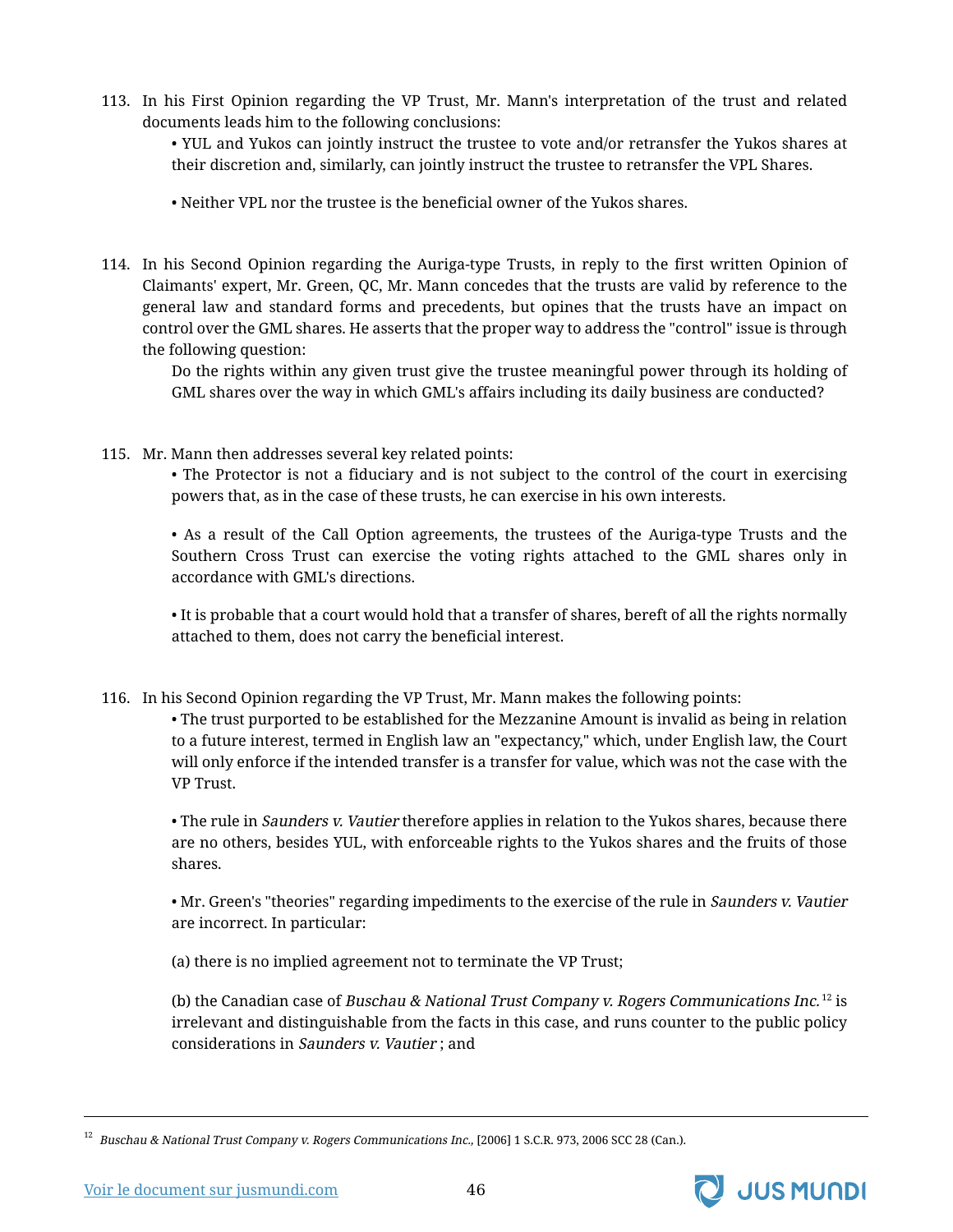113. In his First Opinion regarding the VP Trust, Mr. Mann's interpretation of the trust and related documents leads him to the following conclusions:

 • YUL and Yukos can jointly instruct the trustee to vote and/or retransfer the Yukos shares at their discretion and, similarly, can jointly instruct the trustee to retransfer the VPL Shares.

 • Neither VPL nor the trustee is the beneficial owner of the Yukos shares.

114. In his Second Opinion regarding the Auriga-type Trusts, in reply to the first written Opinion of Claimants' expert, Mr. Green, QC, Mr. Mann concedes that the trusts are valid by reference to the general law and standard forms and precedents, but opines that the trusts have an impact on control over the GML shares. He asserts that the proper way to address the "control" issue is through the following question:

 Do the rights within any given trust give the trustee meaningful power through its holding of GML shares over the way in which GML's affairs including its daily business are conducted?

115. Mr. Mann then addresses several key related points:

 • The Protector is not a fiduciary and is not subject to the control of the court in exercising powers that, as in the case of these trusts, he can exercise in his own interests.

 • As a result of the Call Option agreements, the trustees of the Auriga-type Trusts and the Southern Cross Trust can exercise the voting rights attached to the GML shares only in accordance with GML's directions.

 • It is probable that a court would hold that a transfer of shares, bereft of all the rights normally attached to them, does not carry the beneficial interest.

116. In his Second Opinion regarding the VP Trust, Mr. Mann makes the following points:

 • The trust purported to be established for the Mezzanine Amount is invalid as being in relation to a future interest, termed in English law an "expectancy," which, under English law, the Court will only enforce if the intended transfer is a transfer for value, which was not the case with the VP Trust.

 • The rule in *Saunders v. Vautier* therefore applies in relation to the Yukos shares, because there are no others, besides YUL, with enforceable rights to the Yukos shares and the fruits of those shares.

 • Mr. Green's "theories" regarding impediments to the exercise of the rule in *Saunders v. Vautier* are incorrect. In particular:

 (a) there is no implied agreement not to terminate the VP Trust;

 (b) the Canadian case of *Buschau & National Trust Company v. Rogers Communications Inc.*[12] is irrelevant and distinguishable from the facts in this case, and runs counter to the public policy considerations in *Saunders v. Vautier* ; and

---

[12] *Buschau & National Trust Company v. Rogers Communications Inc.*, [2006] 1 S.C.R. 973, 2006 SCC 28 (Can.).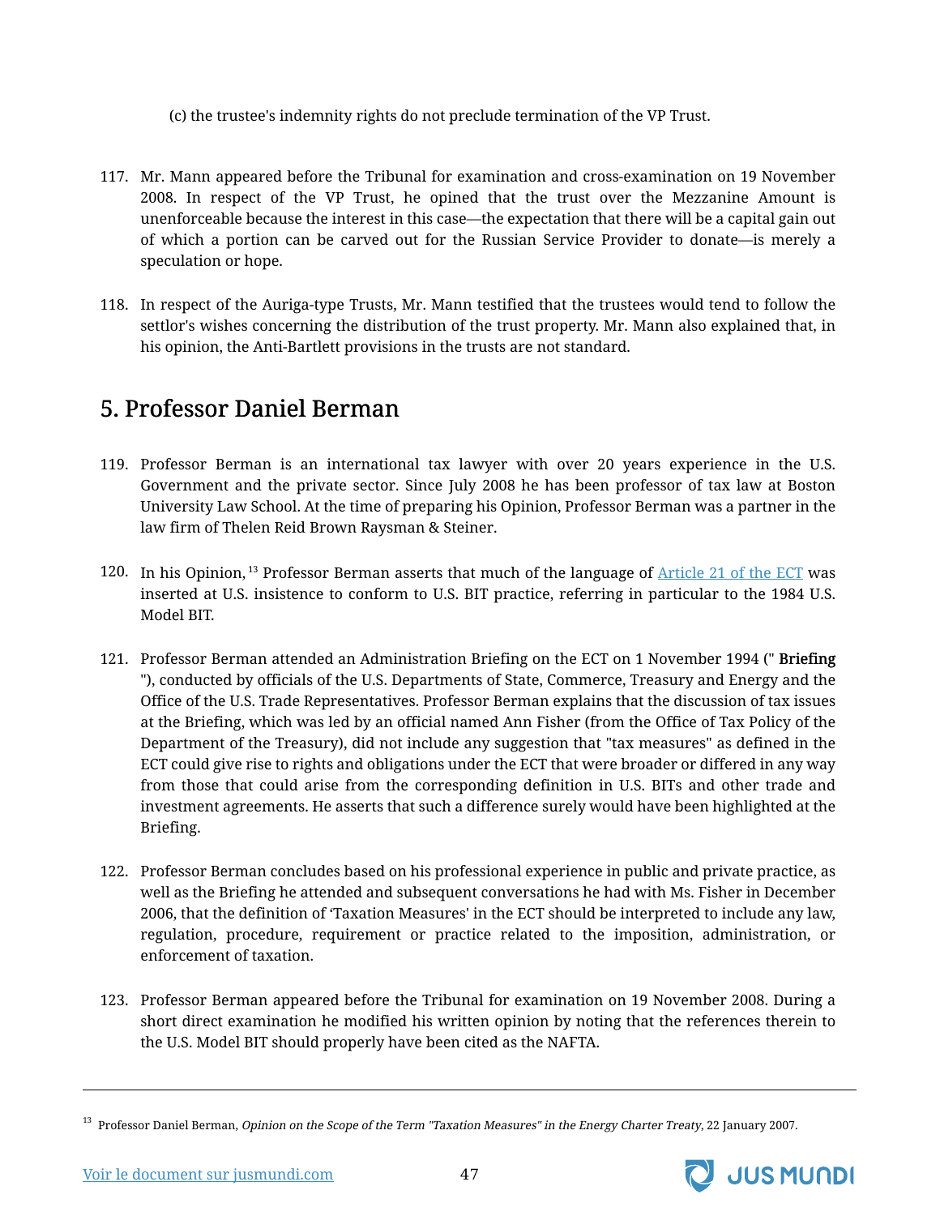(c) the trustee's indemnity rights do not preclude termination of the VP Trust.

117. Mr. Mann appeared before the Tribunal for examination and cross-examination on 19 November 2008. In respect of the VP Trust, he opined that the trust over the Mezzanine Amount is unenforceable because the interest in this case—the expectation that there will be a capital gain out of which a portion can be carved out for the Russian Service Provider to donate—is merely a speculation or hope.

118. In respect of the Auriga-type Trusts, Mr. Mann testified that the trustees would tend to follow the settlor's wishes concerning the distribution of the trust property. Mr. Mann also explained that, in his opinion, the Anti-Bartlett provisions in the trusts are not standard.

## 5. Professor Daniel Berman

119. Professor Berman is an international tax lawyer with over 20 years experience in the U.S. Government and the private sector. Since July 2008 he has been professor of tax law at Boston University Law School. At the time of preparing his Opinion, Professor Berman was a partner in the law firm of Thelen Reid Brown Raysman & Steiner.

120. In his Opinion,[13] Professor Berman asserts that much of the language of Article 21 of the ECT was inserted at U.S. insistence to conform to U.S. BIT practice, referring in particular to the 1984 U.S. Model BIT.

121. Professor Berman attended an Administration Briefing on the ECT on 1 November 1994 (" **Briefing** "), conducted by officials of the U.S. Departments of State, Commerce, Treasury and Energy and the Office of the U.S. Trade Representatives. Professor Berman explains that the discussion of tax issues at the Briefing, which was led by an official named Ann Fisher (from the Office of Tax Policy of the Department of the Treasury), did not include any suggestion that "tax measures" as defined in the ECT could give rise to rights and obligations under the ECT that were broader or differed in any way from those that could arise from the corresponding definition in U.S. BITs and other trade and investment agreements. He asserts that such a difference surely would have been highlighted at the Briefing.

122. Professor Berman concludes based on his professional experience in public and private practice, as well as the Briefing he attended and subsequent conversations he had with Ms. Fisher in December 2006, that the definition of 'Taxation Measures' in the ECT should be interpreted to include any law, regulation, procedure, requirement or practice related to the imposition, administration, or enforcement of taxation.

123. Professor Berman appeared before the Tribunal for examination on 19 November 2008. During a short direct examination he modified his written opinion by noting that the references therein to the U.S. Model BIT should properly have been cited as the NAFTA.

---

[13] Professor Daniel Berman, *Opinion on the Scope of the Term "Taxation Measures" in the Energy Charter Treaty*, 22 January 2007.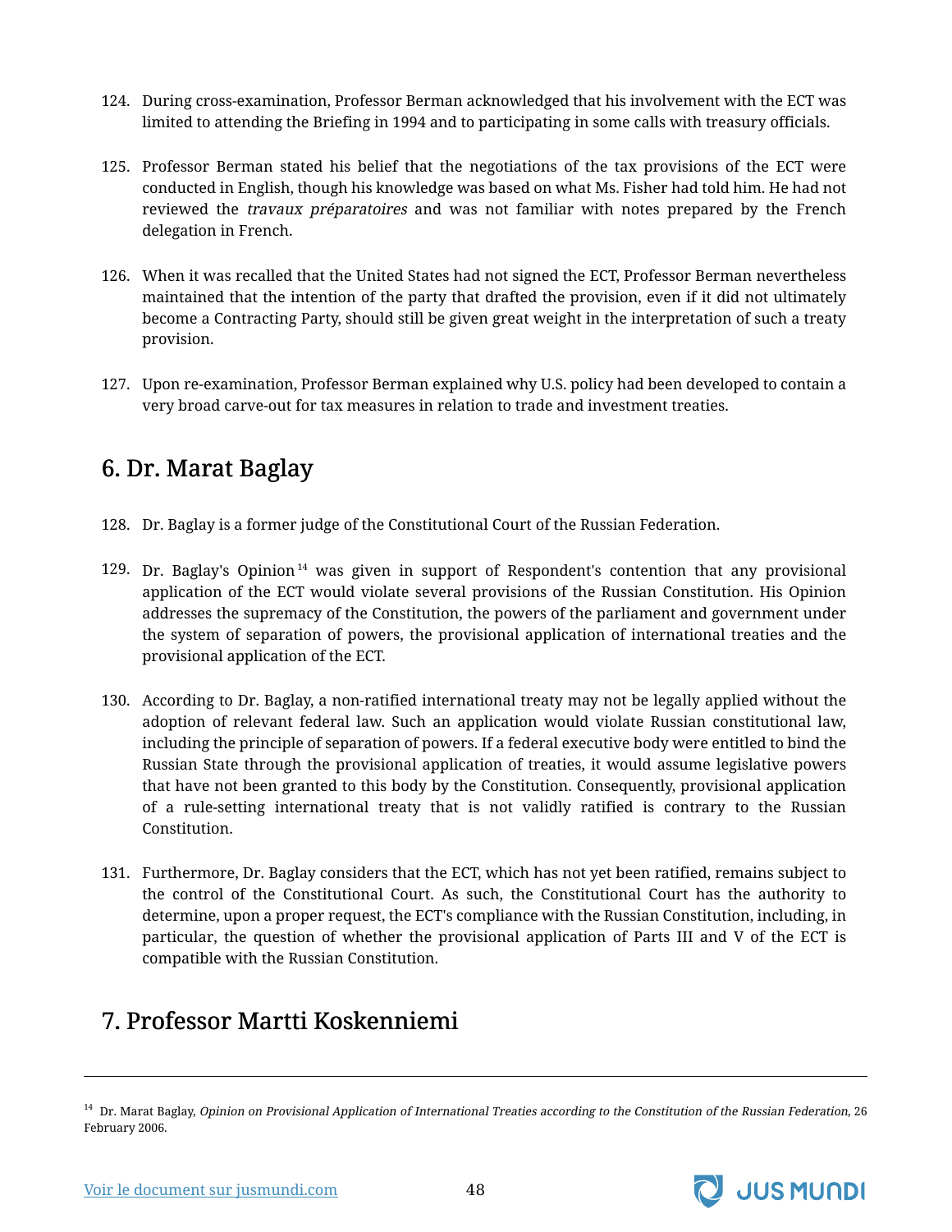124. During cross-examination, Professor Berman acknowledged that his involvement with the ECT was limited to attending the Briefing in 1994 and to participating in some calls with treasury officials.

125. Professor Berman stated his belief that the negotiations of the tax provisions of the ECT were conducted in English, though his knowledge was based on what Ms. Fisher had told him. He had not reviewed the *travaux préparatoires* and was not familiar with notes prepared by the French delegation in French.

126. When it was recalled that the United States had not signed the ECT, Professor Berman nevertheless maintained that the intention of the party that drafted the provision, even if it did not ultimately become a Contracting Party, should still be given great weight in the interpretation of such a treaty provision.

127. Upon re-examination, Professor Berman explained why U.S. policy had been developed to contain a very broad carve-out for tax measures in relation to trade and investment treaties.

## 6. Dr. Marat Baglay

128. Dr. Baglay is a former judge of the Constitutional Court of the Russian Federation.

129. Dr. Baglay's Opinion[14] was given in support of Respondent's contention that any provisional application of the ECT would violate several provisions of the Russian Constitution. His Opinion addresses the supremacy of the Constitution, the powers of the parliament and government under the system of separation of powers, the provisional application of international treaties and the provisional application of the ECT.

130. According to Dr. Baglay, a non-ratified international treaty may not be legally applied without the adoption of relevant federal law. Such an application would violate Russian constitutional law, including the principle of separation of powers. If a federal executive body were entitled to bind the Russian State through the provisional application of treaties, it would assume legislative powers that have not been granted to this body by the Constitution. Consequently, provisional application of a rule-setting international treaty that is not validly ratified is contrary to the Russian Constitution.

131. Furthermore, Dr. Baglay considers that the ECT, which has not yet been ratified, remains subject to the control of the Constitutional Court. As such, the Constitutional Court has the authority to determine, upon a proper request, the ECT's compliance with the Russian Constitution, including, in particular, the question of whether the provisional application of Parts III and V of the ECT is compatible with the Russian Constitution.

## 7. Professor Martti Koskenniemi

[14] Dr. Marat Baglay, *Opinion on Provisional Application of International Treaties according to the Constitution of the Russian Federation*, 26 February 2006.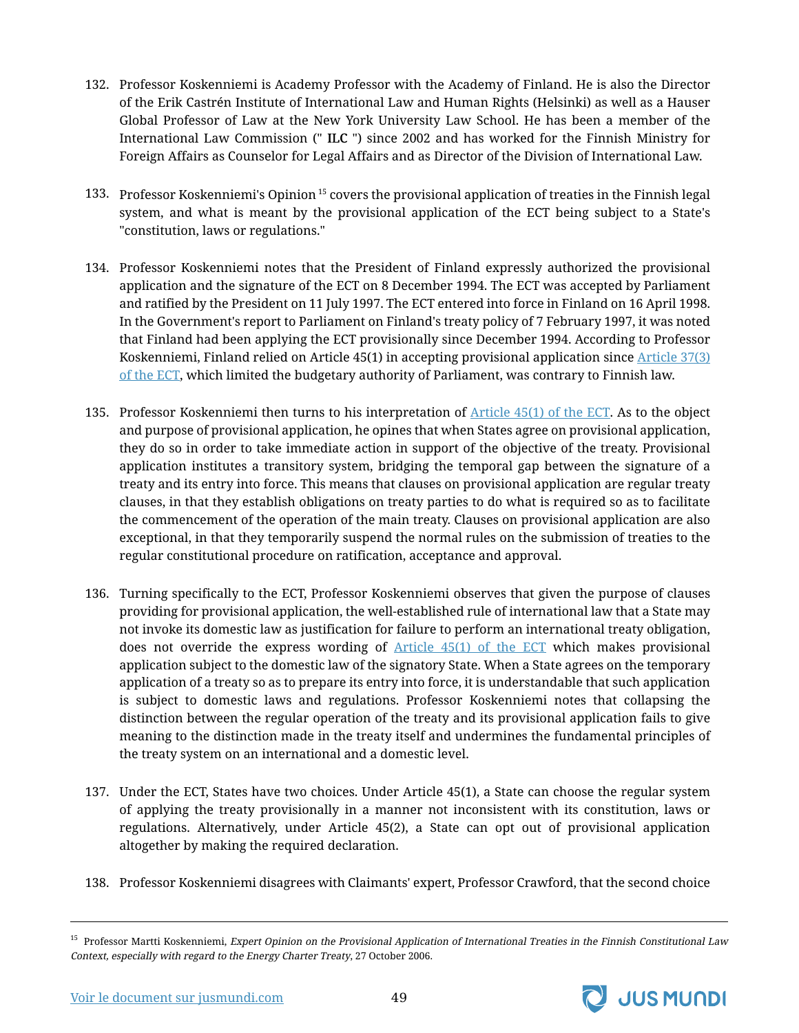132. Professor Koskenniemi is Academy Professor with the Academy of Finland. He is also the Director of the Erik Castrén Institute of International Law and Human Rights (Helsinki) as well as a Hauser Global Professor of Law at the New York University Law School. He has been a member of the International Law Commission (" **ILC** ") since 2002 and has worked for the Finnish Ministry for Foreign Affairs as Counselor for Legal Affairs and as Director of the Division of International Law.

133. Professor Koskenniemi's Opinion [15] covers the provisional application of treaties in the Finnish legal system, and what is meant by the provisional application of the ECT being subject to a State's "constitution, laws or regulations."

134. Professor Koskenniemi notes that the President of Finland expressly authorized the provisional application and the signature of the ECT on 8 December 1994. The ECT was accepted by Parliament and ratified by the President on 11 July 1997. The ECT entered into force in Finland on 16 April 1998. In the Government's report to Parliament on Finland's treaty policy of 7 February 1997, it was noted that Finland had been applying the ECT provisionally since December 1994. According to Professor Koskenniemi, Finland relied on Article 45(1) in accepting provisional application since Article 37(3) of the ECT, which limited the budgetary authority of Parliament, was contrary to Finnish law.

135. Professor Koskenniemi then turns to his interpretation of Article 45(1) of the ECT. As to the object and purpose of provisional application, he opines that when States agree on provisional application, they do so in order to take immediate action in support of the objective of the treaty. Provisional application institutes a transitory system, bridging the temporal gap between the signature of a treaty and its entry into force. This means that clauses on provisional application are regular treaty clauses, in that they establish obligations on treaty parties to do what is required so as to facilitate the commencement of the operation of the main treaty. Clauses on provisional application are also exceptional, in that they temporarily suspend the normal rules on the submission of treaties to the regular constitutional procedure on ratification, acceptance and approval.

136. Turning specifically to the ECT, Professor Koskenniemi observes that given the purpose of clauses providing for provisional application, the well-established rule of international law that a State may not invoke its domestic law as justification for failure to perform an international treaty obligation, does not override the express wording of Article 45(1) of the ECT which makes provisional application subject to the domestic law of the signatory State. When a State agrees on the temporary application of a treaty so as to prepare its entry into force, it is understandable that such application is subject to domestic laws and regulations. Professor Koskenniemi notes that collapsing the distinction between the regular operation of the treaty and its provisional application fails to give meaning to the distinction made in the treaty itself and undermines the fundamental principles of the treaty system on an international and a domestic level.

137. Under the ECT, States have two choices. Under Article 45(1), a State can choose the regular system of applying the treaty provisionally in a manner not inconsistent with its constitution, laws or regulations. Alternatively, under Article 45(2), a State can opt out of provisional application altogether by making the required declaration.

138. Professor Koskenniemi disagrees with Claimants' expert, Professor Crawford, that the second choice

---

[15] Professor Martti Koskenniemi, *Expert Opinion on the Provisional Application of International Treaties in the Finnish Constitutional Law Context, especially with regard to the Energy Charter Treaty*, 27 October 2006.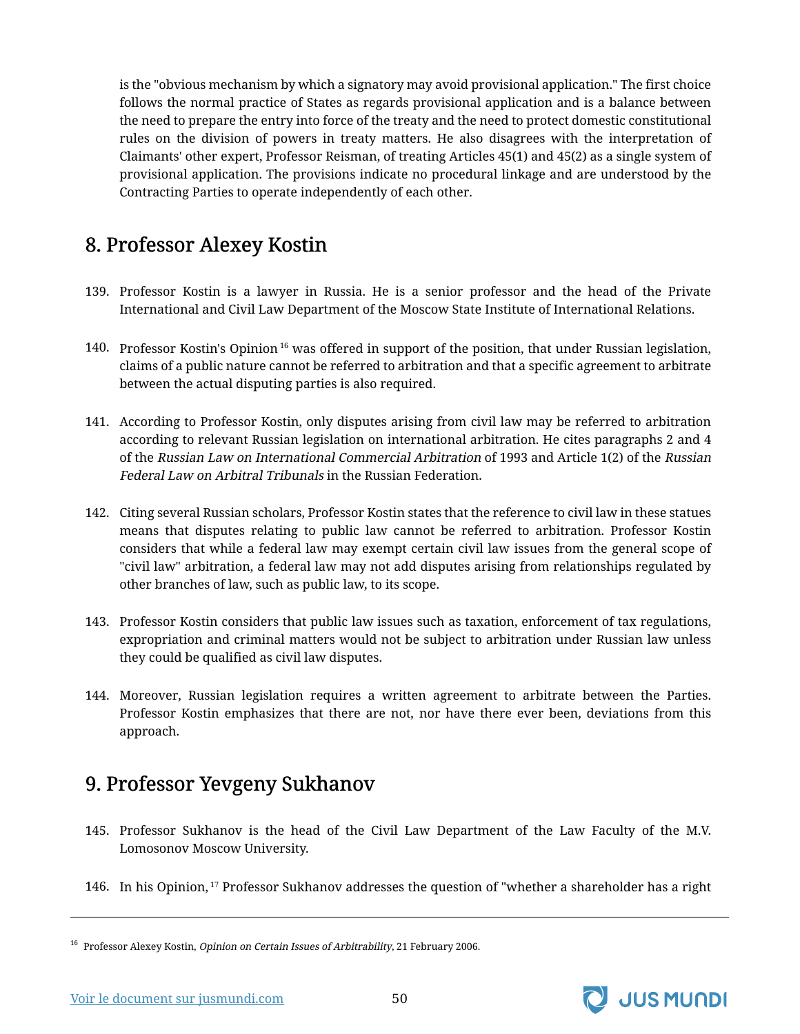is the "obvious mechanism by which a signatory may avoid provisional application." The first choice follows the normal practice of States as regards provisional application and is a balance between the need to prepare the entry into force of the treaty and the need to protect domestic constitutional rules on the division of powers in treaty matters. He also disagrees with the interpretation of Claimants' other expert, Professor Reisman, of treating Articles 45(1) and 45(2) as a single system of provisional application. The provisions indicate no procedural linkage and are understood by the Contracting Parties to operate independently of each other.

## 8. Professor Alexey Kostin

139. Professor Kostin is a lawyer in Russia. He is a senior professor and the head of the Private International and Civil Law Department of the Moscow State Institute of International Relations.

140. Professor Kostin's Opinion [16] was offered in support of the position, that under Russian legislation, claims of a public nature cannot be referred to arbitration and that a specific agreement to arbitrate between the actual disputing parties is also required.

141. According to Professor Kostin, only disputes arising from civil law may be referred to arbitration according to relevant Russian legislation on international arbitration. He cites paragraphs 2 and 4 of the *Russian Law on International Commercial Arbitration* of 1993 and Article 1(2) of the *Russian Federal Law on Arbitral Tribunals* in the Russian Federation.

142. Citing several Russian scholars, Professor Kostin states that the reference to civil law in these statues means that disputes relating to public law cannot be referred to arbitration. Professor Kostin considers that while a federal law may exempt certain civil law issues from the general scope of "civil law" arbitration, a federal law may not add disputes arising from relationships regulated by other branches of law, such as public law, to its scope.

143. Professor Kostin considers that public law issues such as taxation, enforcement of tax regulations, expropriation and criminal matters would not be subject to arbitration under Russian law unless they could be qualified as civil law disputes.

144. Moreover, Russian legislation requires a written agreement to arbitrate between the Parties. Professor Kostin emphasizes that there are not, nor have there ever been, deviations from this approach.

## 9. Professor Yevgeny Sukhanov

145. Professor Sukhanov is the head of the Civil Law Department of the Law Faculty of the M.V. Lomosonov Moscow University.

146. In his Opinion, [17] Professor Sukhanov addresses the question of "whether a shareholder has a right

---

[16] Professor Alexey Kostin, *Opinion on Certain Issues of Arbitrability*, 21 February 2006.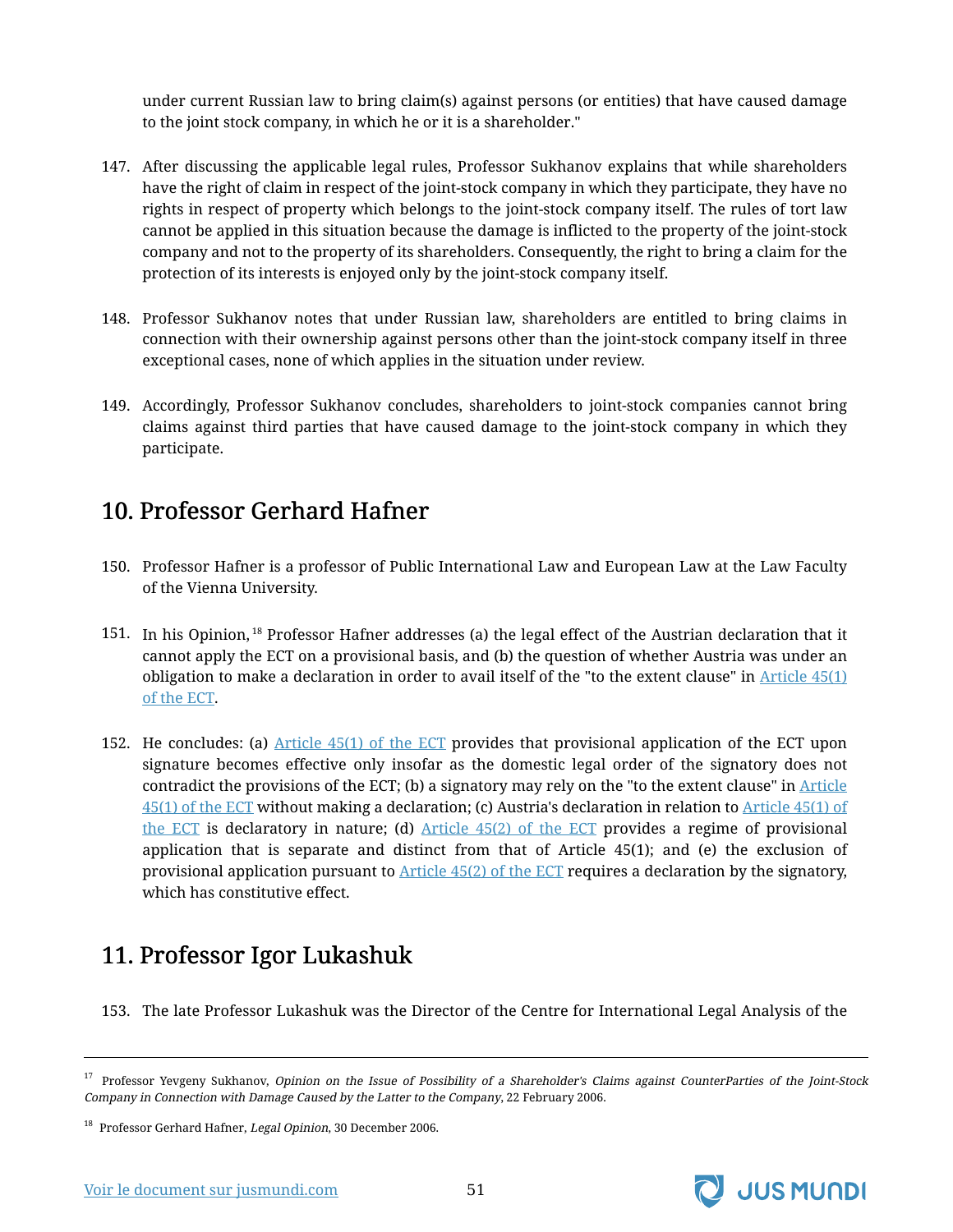under current Russian law to bring claim(s) against persons (or entities) that have caused damage to the joint stock company, in which he or it is a shareholder."

147. After discussing the applicable legal rules, Professor Sukhanov explains that while shareholders have the right of claim in respect of the joint-stock company in which they participate, they have no rights in respect of property which belongs to the joint-stock company itself. The rules of tort law cannot be applied in this situation because the damage is inflicted to the property of the joint-stock company and not to the property of its shareholders. Consequently, the right to bring a claim for the protection of its interests is enjoyed only by the joint-stock company itself.

148. Professor Sukhanov notes that under Russian law, shareholders are entitled to bring claims in connection with their ownership against persons other than the joint-stock company itself in three exceptional cases, none of which applies in the situation under review.

149. Accordingly, Professor Sukhanov concludes, shareholders to joint-stock companies cannot bring claims against third parties that have caused damage to the joint-stock company in which they participate.

## 10. Professor Gerhard Hafner

150. Professor Hafner is a professor of Public International Law and European Law at the Law Faculty of the Vienna University.

151. In his Opinion,[18] Professor Hafner addresses (a) the legal effect of the Austrian declaration that it cannot apply the ECT on a provisional basis, and (b) the question of whether Austria was under an obligation to make a declaration in order to avail itself of the "to the extent clause" in Article 45(1) of the ECT.

152. He concludes: (a) Article 45(1) of the ECT provides that provisional application of the ECT upon signature becomes effective only insofar as the domestic legal order of the signatory does not contradict the provisions of the ECT; (b) a signatory may rely on the "to the extent clause" in Article 45(1) of the ECT without making a declaration; (c) Austria's declaration in relation to Article 45(1) of the ECT is declaratory in nature; (d) Article 45(2) of the ECT provides a regime of provisional application that is separate and distinct from that of Article 45(1); and (e) the exclusion of provisional application pursuant to Article 45(2) of the ECT requires a declaration by the signatory, which has constitutive effect.

## 11. Professor Igor Lukashuk

153. The late Professor Lukashuk was the Director of the Centre for International Legal Analysis of the

---

[17] Professor Yevgeny Sukhanov, *Opinion on the Issue of Possibility of a Shareholder's Claims against CounterParties of the Joint-Stock Company in Connection with Damage Caused by the Latter to the Company*, 22 February 2006.

[18] Professor Gerhard Hafner, *Legal Opinion*, 30 December 2006.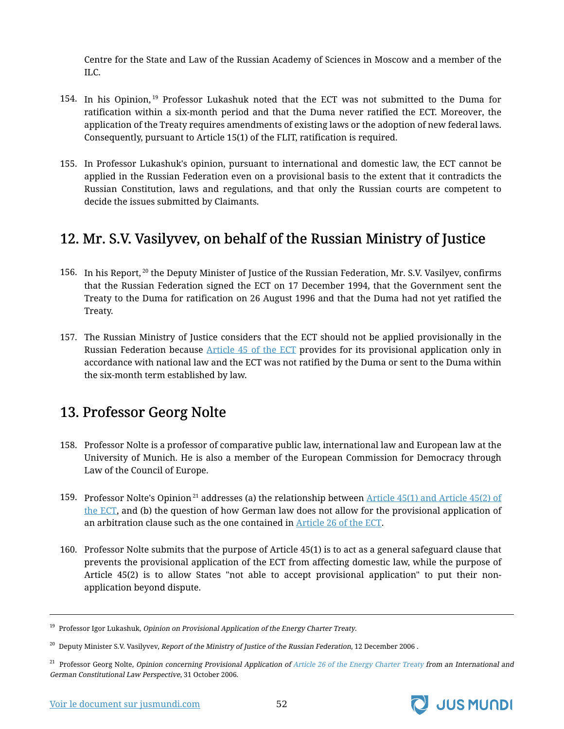Centre for the State and Law of the Russian Academy of Sciences in Moscow and a member of the ILC.

154. In his Opinion,[19] Professor Lukashuk noted that the ECT was not submitted to the Duma for ratification within a six-month period and that the Duma never ratified the ECT. Moreover, the application of the Treaty requires amendments of existing laws or the adoption of new federal laws. Consequently, pursuant to Article 15(1) of the FLIT, ratification is required.

155. In Professor Lukashuk's opinion, pursuant to international and domestic law, the ECT cannot be applied in the Russian Federation even on a provisional basis to the extent that it contradicts the Russian Constitution, laws and regulations, and that only the Russian courts are competent to decide the issues submitted by Claimants.

## 12. Mr. S.V. Vasilyvev, on behalf of the Russian Ministry of Justice

156. In his Report,[20] the Deputy Minister of Justice of the Russian Federation, Mr. S.V. Vasilyev, confirms that the Russian Federation signed the ECT on 17 December 1994, that the Government sent the Treaty to the Duma for ratification on 26 August 1996 and that the Duma had not yet ratified the Treaty.

157. The Russian Ministry of Justice considers that the ECT should not be applied provisionally in the Russian Federation because Article 45 of the ECT provides for its provisional application only in accordance with national law and the ECT was not ratified by the Duma or sent to the Duma within the six-month term established by law.

## 13. Professor Georg Nolte

158. Professor Nolte is a professor of comparative public law, international law and European law at the University of Munich. He is also a member of the European Commission for Democracy through Law of the Council of Europe.

159. Professor Nolte's Opinion[21] addresses (a) the relationship between Article 45(1) and Article 45(2) of the ECT, and (b) the question of how German law does not allow for the provisional application of an arbitration clause such as the one contained in Article 26 of the ECT.

160. Professor Nolte submits that the purpose of Article 45(1) is to act as a general safeguard clause that prevents the provisional application of the ECT from affecting domestic law, while the purpose of Article 45(2) is to allow States "not able to accept provisional application" to put their non-application beyond dispute.

---

[19] Professor Igor Lukashuk, *Opinion on Provisional Application of the Energy Charter Treaty*.

[20] Deputy Minister S.V. Vasilyvev, *Report of the Ministry of Justice of the Russian Federation*, 12 December 2006 .

[21] Professor Georg Nolte, *Opinion concerning Provisional Application of Article 26 of the Energy Charter Treaty from an International and German Constitutional Law Perspective*, 31 October 2006.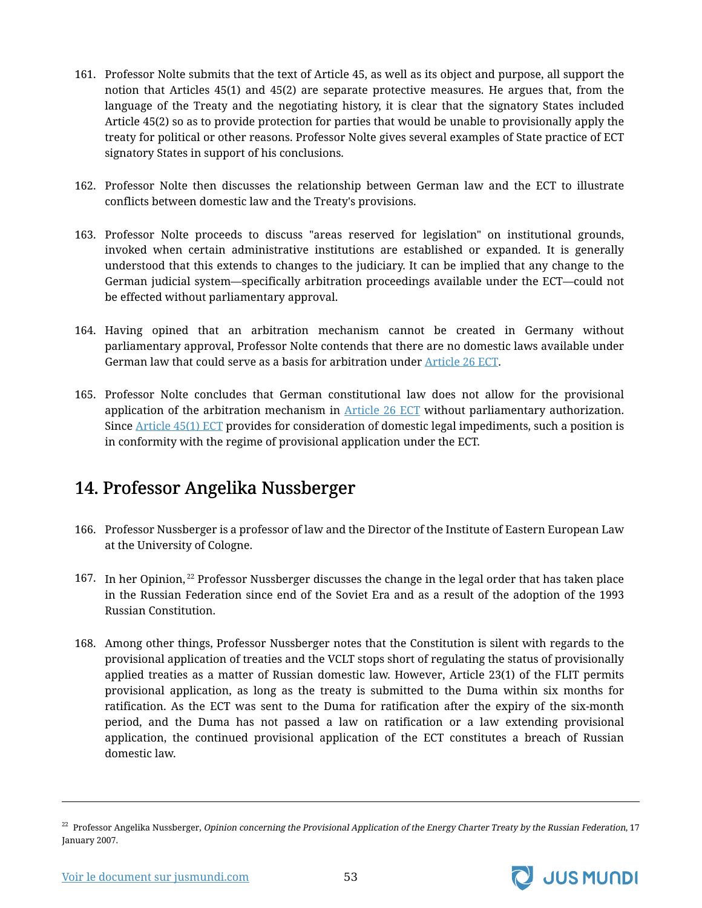161. Professor Nolte submits that the text of Article 45, as well as its object and purpose, all support the notion that Articles 45(1) and 45(2) are separate protective measures. He argues that, from the language of the Treaty and the negotiating history, it is clear that the signatory States included Article 45(2) so as to provide protection for parties that would be unable to provisionally apply the treaty for political or other reasons. Professor Nolte gives several examples of State practice of ECT signatory States in support of his conclusions.

162. Professor Nolte then discusses the relationship between German law and the ECT to illustrate conflicts between domestic law and the Treaty's provisions.

163. Professor Nolte proceeds to discuss "areas reserved for legislation" on institutional grounds, invoked when certain administrative institutions are established or expanded. It is generally understood that this extends to changes to the judiciary. It can be implied that any change to the German judicial system—specifically arbitration proceedings available under the ECT—could not be effected without parliamentary approval.

164. Having opined that an arbitration mechanism cannot be created in Germany without parliamentary approval, Professor Nolte contends that there are no domestic laws available under German law that could serve as a basis for arbitration under Article 26 ECT.

165. Professor Nolte concludes that German constitutional law does not allow for the provisional application of the arbitration mechanism in Article 26 ECT without parliamentary authorization. Since Article 45(1) ECT provides for consideration of domestic legal impediments, such a position is in conformity with the regime of provisional application under the ECT.

## 14. Professor Angelika Nussberger

166. Professor Nussberger is a professor of law and the Director of the Institute of Eastern European Law at the University of Cologne.

167. In her Opinion,[22] Professor Nussberger discusses the change in the legal order that has taken place in the Russian Federation since end of the Soviet Era and as a result of the adoption of the 1993 Russian Constitution.

168. Among other things, Professor Nussberger notes that the Constitution is silent with regards to the provisional application of treaties and the VCLT stops short of regulating the status of provisionally applied treaties as a matter of Russian domestic law. However, Article 23(1) of the FLIT permits provisional application, as long as the treaty is submitted to the Duma within six months for ratification. As the ECT was sent to the Duma for ratification after the expiry of the six-month period, and the Duma has not passed a law on ratification or a law extending provisional application, the continued provisional application of the ECT constitutes a breach of Russian domestic law.

---

[22] Professor Angelika Nussberger, *Opinion concerning the Provisional Application of the Energy Charter Treaty by the Russian Federation*, 17 January 2007.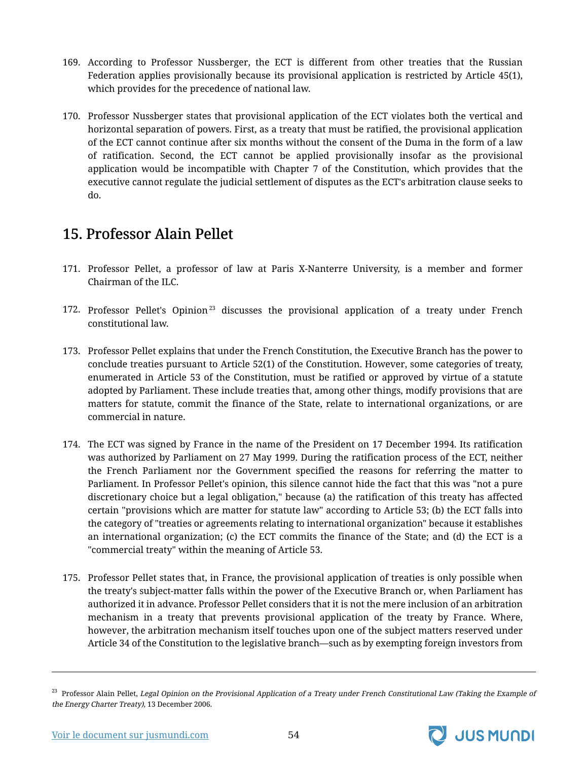169. According to Professor Nussberger, the ECT is different from other treaties that the Russian Federation applies provisionally because its provisional application is restricted by Article 45(1), which provides for the precedence of national law.

170. Professor Nussberger states that provisional application of the ECT violates both the vertical and horizontal separation of powers. First, as a treaty that must be ratified, the provisional application of the ECT cannot continue after six months without the consent of the Duma in the form of a law of ratification. Second, the ECT cannot be applied provisionally insofar as the provisional application would be incompatible with Chapter 7 of the Constitution, which provides that the executive cannot regulate the judicial settlement of disputes as the ECT's arbitration clause seeks to do.

## 15. Professor Alain Pellet

171. Professor Pellet, a professor of law at Paris X-Nanterre University, is a member and former Chairman of the ILC.

172. Professor Pellet's Opinion[23] discusses the provisional application of a treaty under French constitutional law.

173. Professor Pellet explains that under the French Constitution, the Executive Branch has the power to conclude treaties pursuant to Article 52(1) of the Constitution. However, some categories of treaty, enumerated in Article 53 of the Constitution, must be ratified or approved by virtue of a statute adopted by Parliament. These include treaties that, among other things, modify provisions that are matters for statute, commit the finance of the State, relate to international organizations, or are commercial in nature.

174. The ECT was signed by France in the name of the President on 17 December 1994. Its ratification was authorized by Parliament on 27 May 1999. During the ratification process of the ECT, neither the French Parliament nor the Government specified the reasons for referring the matter to Parliament. In Professor Pellet's opinion, this silence cannot hide the fact that this was "not a pure discretionary choice but a legal obligation," because (a) the ratification of this treaty has affected certain "provisions which are matter for statute law" according to Article 53; (b) the ECT falls into the category of "treaties or agreements relating to international organization" because it establishes an international organization; (c) the ECT commits the finance of the State; and (d) the ECT is a "commercial treaty" within the meaning of Article 53.

175. Professor Pellet states that, in France, the provisional application of treaties is only possible when the treaty's subject-matter falls within the power of the Executive Branch or, when Parliament has authorized it in advance. Professor Pellet considers that it is not the mere inclusion of an arbitration mechanism in a treaty that prevents provisional application of the treaty by France. Where, however, the arbitration mechanism itself touches upon one of the subject matters reserved under Article 34 of the Constitution to the legislative branch—such as by exempting foreign investors from

---

[23] Professor Alain Pellet, *Legal Opinion on the Provisional Application of a Treaty under French Constitutional Law (Taking the Example of the Energy Charter Treaty)*, 13 December 2006.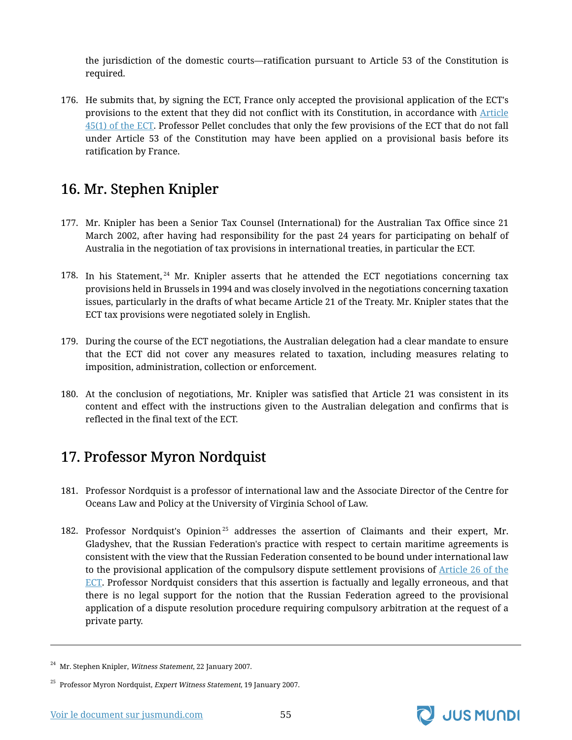the jurisdiction of the domestic courts—ratification pursuant to Article 53 of the Constitution is required.

176. He submits that, by signing the ECT, France only accepted the provisional application of the ECT's provisions to the extent that they did not conflict with its Constitution, in accordance with Article 45(1) of the ECT. Professor Pellet concludes that only the few provisions of the ECT that do not fall under Article 53 of the Constitution may have been applied on a provisional basis before its ratification by France.

## 16. Mr. Stephen Knipler

177. Mr. Knipler has been a Senior Tax Counsel (International) for the Australian Tax Office since 21 March 2002, after having had responsibility for the past 24 years for participating on behalf of Australia in the negotiation of tax provisions in international treaties, in particular the ECT.

178. In his Statement,[24] Mr. Knipler asserts that he attended the ECT negotiations concerning tax provisions held in Brussels in 1994 and was closely involved in the negotiations concerning taxation issues, particularly in the drafts of what became Article 21 of the Treaty. Mr. Knipler states that the ECT tax provisions were negotiated solely in English.

179. During the course of the ECT negotiations, the Australian delegation had a clear mandate to ensure that the ECT did not cover any measures related to taxation, including measures relating to imposition, administration, collection or enforcement.

180. At the conclusion of negotiations, Mr. Knipler was satisfied that Article 21 was consistent in its content and effect with the instructions given to the Australian delegation and confirms that is reflected in the final text of the ECT.

## 17. Professor Myron Nordquist

181. Professor Nordquist is a professor of international law and the Associate Director of the Centre for Oceans Law and Policy at the University of Virginia School of Law.

182. Professor Nordquist's Opinion[25] addresses the assertion of Claimants and their expert, Mr. Gladyshev, that the Russian Federation's practice with respect to certain maritime agreements is consistent with the view that the Russian Federation consented to be bound under international law to the provisional application of the compulsory dispute settlement provisions of Article 26 of the ECT. Professor Nordquist considers that this assertion is factually and legally erroneous, and that there is no legal support for the notion that the Russian Federation agreed to the provisional application of a dispute resolution procedure requiring compulsory arbitration at the request of a private party.

---

[24] Mr. Stephen Knipler, *Witness Statement*, 22 January 2007.

[25] Professor Myron Nordquist, *Expert Witness Statement*, 19 January 2007.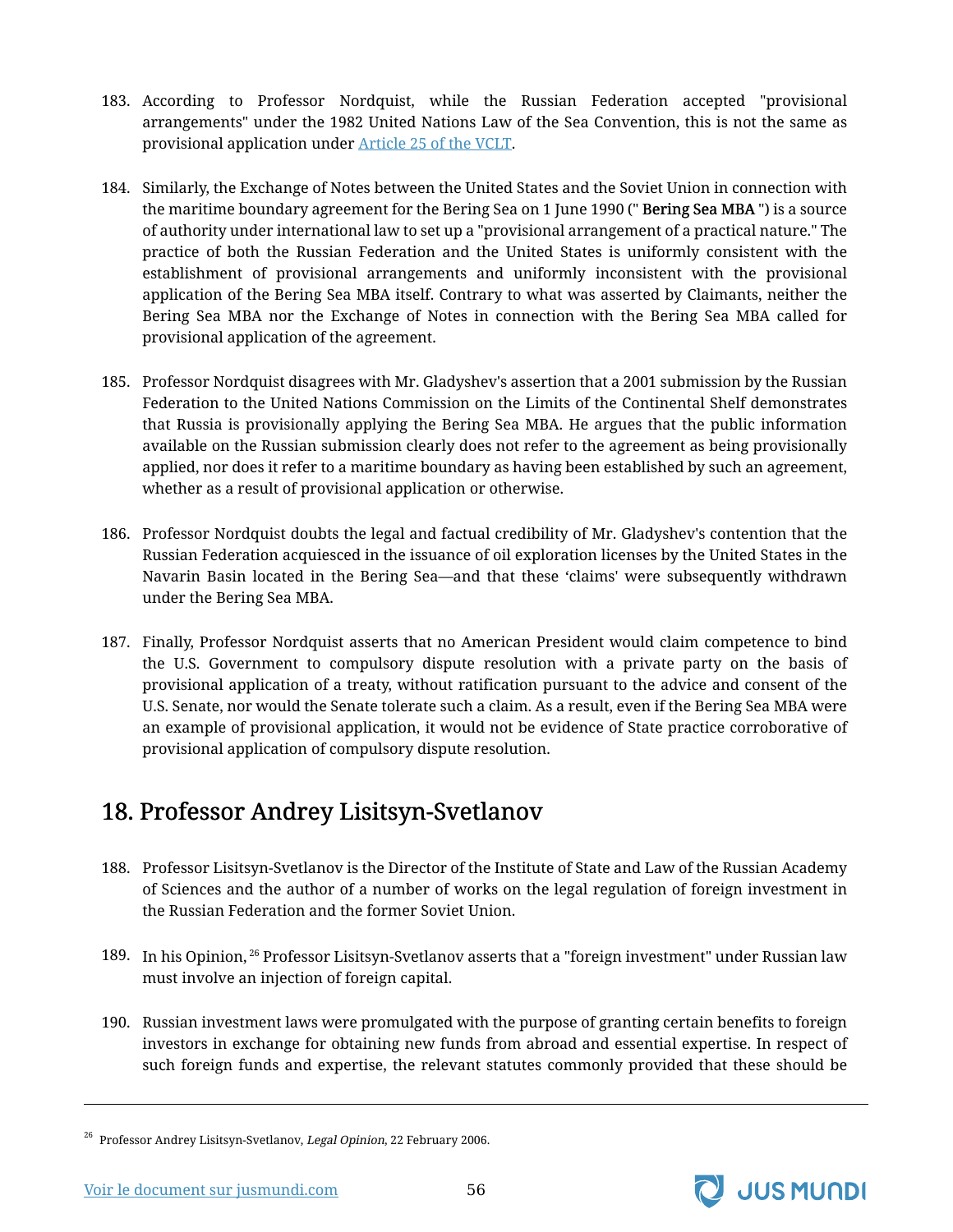183. According to Professor Nordquist, while the Russian Federation accepted "provisional arrangements" under the 1982 United Nations Law of the Sea Convention, this is not the same as provisional application under [Article 25 of the VCLT](#).

184. Similarly, the Exchange of Notes between the United States and the Soviet Union in connection with the maritime boundary agreement for the Bering Sea on 1 June 1990 (" **Bering Sea MBA** ") is a source of authority under international law to set up a "provisional arrangement of a practical nature." The practice of both the Russian Federation and the United States is uniformly consistent with the establishment of provisional arrangements and uniformly inconsistent with the provisional application of the Bering Sea MBA itself. Contrary to what was asserted by Claimants, neither the Bering Sea MBA nor the Exchange of Notes in connection with the Bering Sea MBA called for provisional application of the agreement.

185. Professor Nordquist disagrees with Mr. Gladyshev's assertion that a 2001 submission by the Russian Federation to the United Nations Commission on the Limits of the Continental Shelf demonstrates that Russia is provisionally applying the Bering Sea MBA. He argues that the public information available on the Russian submission clearly does not refer to the agreement as being provisionally applied, nor does it refer to a maritime boundary as having been established by such an agreement, whether as a result of provisional application or otherwise.

186. Professor Nordquist doubts the legal and factual credibility of Mr. Gladyshev's contention that the Russian Federation acquiesced in the issuance of oil exploration licenses by the United States in the Navarin Basin located in the Bering Sea—and that these 'claims' were subsequently withdrawn under the Bering Sea MBA.

187. Finally, Professor Nordquist asserts that no American President would claim competence to bind the U.S. Government to compulsory dispute resolution with a private party on the basis of provisional application of a treaty, without ratification pursuant to the advice and consent of the U.S. Senate, nor would the Senate tolerate such a claim. As a result, even if the Bering Sea MBA were an example of provisional application, it would not be evidence of State practice corroborative of provisional application of compulsory dispute resolution.

## 18. Professor Andrey Lisitsyn-Svetlanov

188. Professor Lisitsyn-Svetlanov is the Director of the Institute of State and Law of the Russian Academy of Sciences and the author of a number of works on the legal regulation of foreign investment in the Russian Federation and the former Soviet Union.

189. In his Opinion,[26] Professor Lisitsyn-Svetlanov asserts that a "foreign investment" under Russian law must involve an injection of foreign capital.

190. Russian investment laws were promulgated with the purpose of granting certain benefits to foreign investors in exchange for obtaining new funds from abroad and essential expertise. In respect of such foreign funds and expertise, the relevant statutes commonly provided that these should be

---

[26] Professor Andrey Lisitsyn-Svetlanov, *Legal Opinion*, 22 February 2006.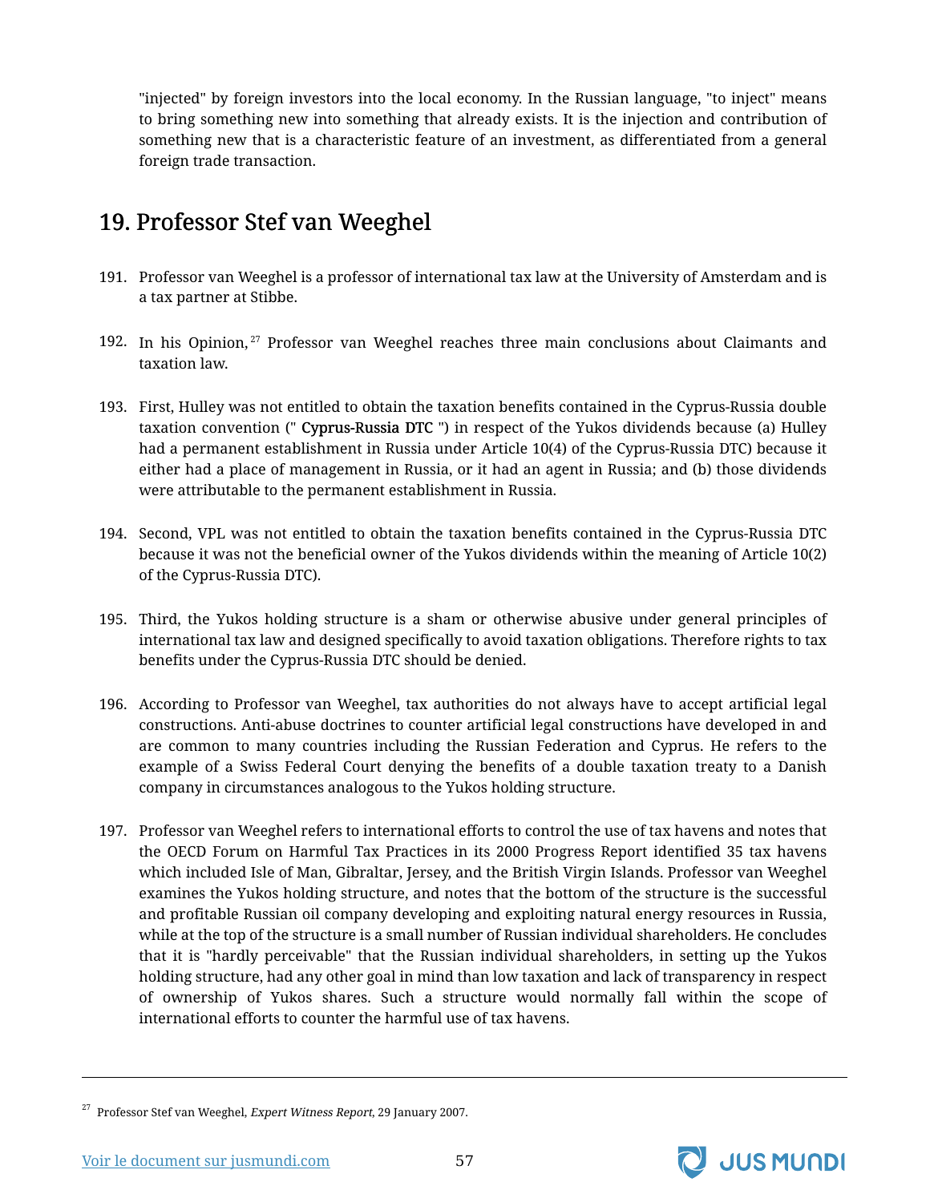"injected" by foreign investors into the local economy. In the Russian language, "to inject" means to bring something new into something that already exists. It is the injection and contribution of something new that is a characteristic feature of an investment, as differentiated from a general foreign trade transaction.

## 19. Professor Stef van Weeghel

191. Professor van Weeghel is a professor of international tax law at the University of Amsterdam and is a tax partner at Stibbe.

192. In his Opinion,[27] Professor van Weeghel reaches three main conclusions about Claimants and taxation law.

193. First, Hulley was not entitled to obtain the taxation benefits contained in the Cyprus-Russia double taxation convention (" **Cyprus-Russia DTC** ") in respect of the Yukos dividends because (a) Hulley had a permanent establishment in Russia under Article 10(4) of the Cyprus-Russia DTC) because it either had a place of management in Russia, or it had an agent in Russia; and (b) those dividends were attributable to the permanent establishment in Russia.

194. Second, VPL was not entitled to obtain the taxation benefits contained in the Cyprus-Russia DTC because it was not the beneficial owner of the Yukos dividends within the meaning of Article 10(2) of the Cyprus-Russia DTC).

195. Third, the Yukos holding structure is a sham or otherwise abusive under general principles of international tax law and designed specifically to avoid taxation obligations. Therefore rights to tax benefits under the Cyprus-Russia DTC should be denied.

196. According to Professor van Weeghel, tax authorities do not always have to accept artificial legal constructions. Anti-abuse doctrines to counter artificial legal constructions have developed in and are common to many countries including the Russian Federation and Cyprus. He refers to the example of a Swiss Federal Court denying the benefits of a double taxation treaty to a Danish company in circumstances analogous to the Yukos holding structure.

197. Professor van Weeghel refers to international efforts to control the use of tax havens and notes that the OECD Forum on Harmful Tax Practices in its 2000 Progress Report identified 35 tax havens which included Isle of Man, Gibraltar, Jersey, and the British Virgin Islands. Professor van Weeghel examines the Yukos holding structure, and notes that the bottom of the structure is the successful and profitable Russian oil company developing and exploiting natural energy resources in Russia, while at the top of the structure is a small number of Russian individual shareholders. He concludes that it is "hardly perceivable" that the Russian individual shareholders, in setting up the Yukos holding structure, had any other goal in mind than low taxation and lack of transparency in respect of ownership of Yukos shares. Such a structure would normally fall within the scope of international efforts to counter the harmful use of tax havens.

---

[27] Professor Stef van Weeghel, *Expert Witness Report*, 29 January 2007.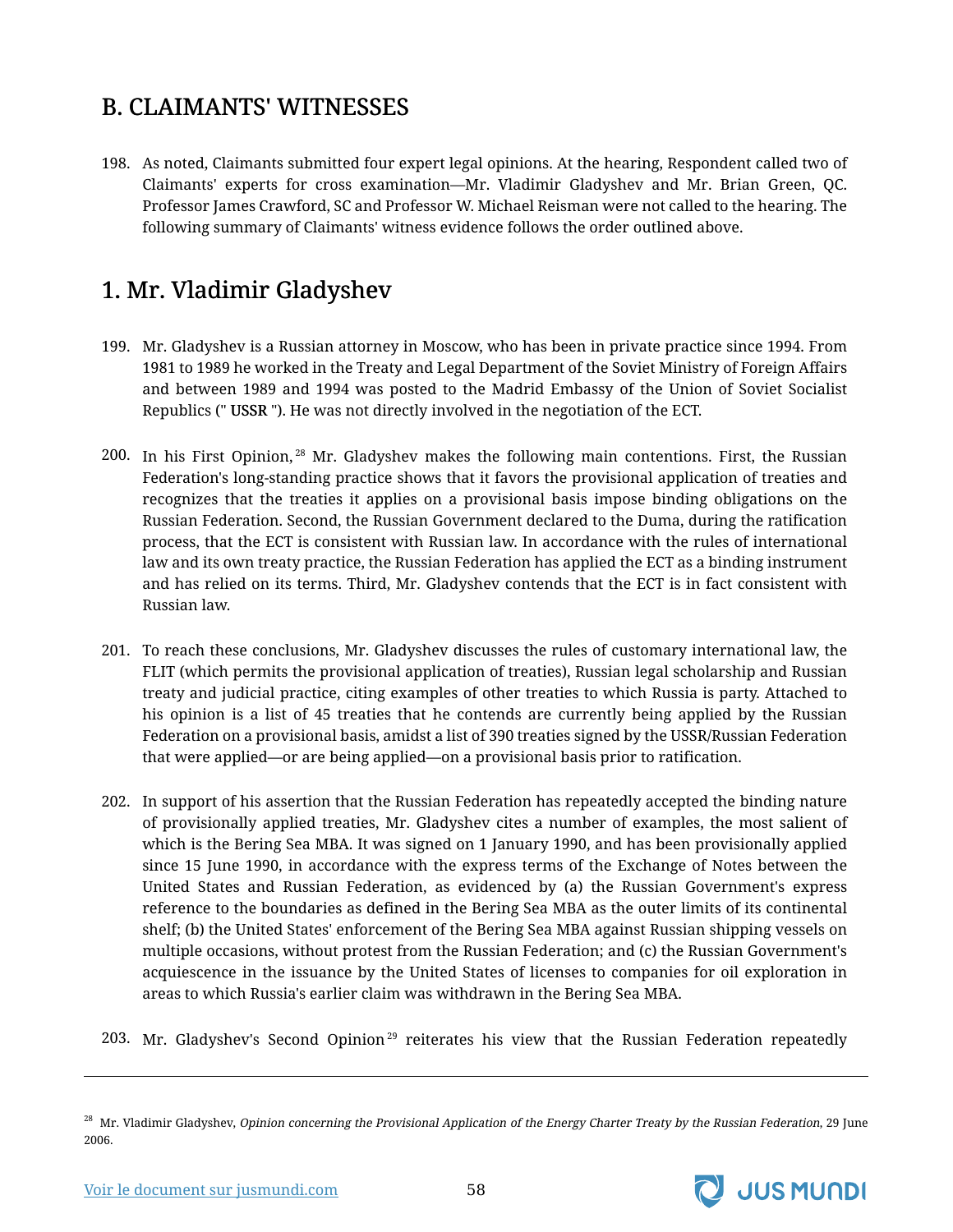## B. CLAIMANTS' WITNESSES

198. As noted, Claimants submitted four expert legal opinions. At the hearing, Respondent called two of Claimants' experts for cross examination—Mr. Vladimir Gladyshev and Mr. Brian Green, QC. Professor James Crawford, SC and Professor W. Michael Reisman were not called to the hearing. The following summary of Claimants' witness evidence follows the order outlined above.

## 1. Mr. Vladimir Gladyshev

199. Mr. Gladyshev is a Russian attorney in Moscow, who has been in private practice since 1994. From 1981 to 1989 he worked in the Treaty and Legal Department of the Soviet Ministry of Foreign Affairs and between 1989 and 1994 was posted to the Madrid Embassy of the Union of Soviet Socialist Republics (" **USSR** "). He was not directly involved in the negotiation of the ECT.

200. In his First Opinion,[28] Mr. Gladyshev makes the following main contentions. First, the Russian Federation's long-standing practice shows that it favors the provisional application of treaties and recognizes that the treaties it applies on a provisional basis impose binding obligations on the Russian Federation. Second, the Russian Government declared to the Duma, during the ratification process, that the ECT is consistent with Russian law. In accordance with the rules of international law and its own treaty practice, the Russian Federation has applied the ECT as a binding instrument and has relied on its terms. Third, Mr. Gladyshev contends that the ECT is in fact consistent with Russian law.

201. To reach these conclusions, Mr. Gladyshev discusses the rules of customary international law, the FLIT (which permits the provisional application of treaties), Russian legal scholarship and Russian treaty and judicial practice, citing examples of other treaties to which Russia is party. Attached to his opinion is a list of 45 treaties that he contends are currently being applied by the Russian Federation on a provisional basis, amidst a list of 390 treaties signed by the USSR/Russian Federation that were applied—or are being applied—on a provisional basis prior to ratification.

202. In support of his assertion that the Russian Federation has repeatedly accepted the binding nature of provisionally applied treaties, Mr. Gladyshev cites a number of examples, the most salient of which is the Bering Sea MBA. It was signed on 1 January 1990, and has been provisionally applied since 15 June 1990, in accordance with the express terms of the Exchange of Notes between the United States and Russian Federation, as evidenced by (a) the Russian Government's express reference to the boundaries as defined in the Bering Sea MBA as the outer limits of its continental shelf; (b) the United States' enforcement of the Bering Sea MBA against Russian shipping vessels on multiple occasions, without protest from the Russian Federation; and (c) the Russian Government's acquiescence in the issuance by the United States of licenses to companies for oil exploration in areas to which Russia's earlier claim was withdrawn in the Bering Sea MBA.

203. Mr. Gladyshev's Second Opinion[29] reiterates his view that the Russian Federation repeatedly

---

[28] Mr. Vladimir Gladyshev, *Opinion concerning the Provisional Application of the Energy Charter Treaty by the Russian Federation*, 29 June 2006.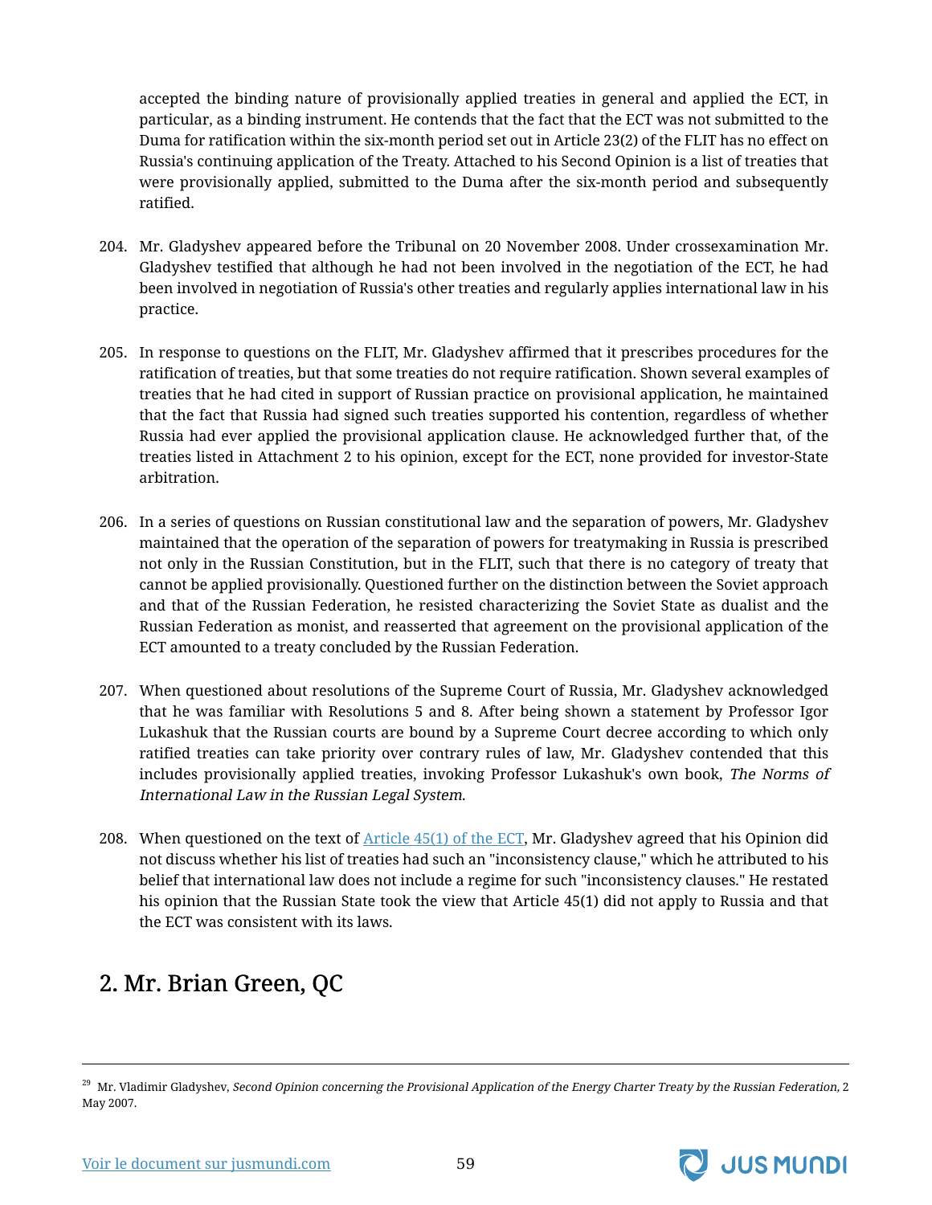accepted the binding nature of provisionally applied treaties in general and applied the ECT, in particular, as a binding instrument. He contends that the fact that the ECT was not submitted to the Duma for ratification within the six-month period set out in Article 23(2) of the FLIT has no effect on Russia's continuing application of the Treaty. Attached to his Second Opinion is a list of treaties that were provisionally applied, submitted to the Duma after the six-month period and subsequently ratified.

204. Mr. Gladyshev appeared before the Tribunal on 20 November 2008. Under crossexamination Mr. Gladyshev testified that although he had not been involved in the negotiation of the ECT, he had been involved in negotiation of Russia's other treaties and regularly applies international law in his practice.

205. In response to questions on the FLIT, Mr. Gladyshev affirmed that it prescribes procedures for the ratification of treaties, but that some treaties do not require ratification. Shown several examples of treaties that he had cited in support of Russian practice on provisional application, he maintained that the fact that Russia had signed such treaties supported his contention, regardless of whether Russia had ever applied the provisional application clause. He acknowledged further that, of the treaties listed in Attachment 2 to his opinion, except for the ECT, none provided for investor-State arbitration.

206. In a series of questions on Russian constitutional law and the separation of powers, Mr. Gladyshev maintained that the operation of the separation of powers for treatymaking in Russia is prescribed not only in the Russian Constitution, but in the FLIT, such that there is no category of treaty that cannot be applied provisionally. Questioned further on the distinction between the Soviet approach and that of the Russian Federation, he resisted characterizing the Soviet State as dualist and the Russian Federation as monist, and reasserted that agreement on the provisional application of the ECT amounted to a treaty concluded by the Russian Federation.

207. When questioned about resolutions of the Supreme Court of Russia, Mr. Gladyshev acknowledged that he was familiar with Resolutions 5 and 8. After being shown a statement by Professor Igor Lukashuk that the Russian courts are bound by a Supreme Court decree according to which only ratified treaties can take priority over contrary rules of law, Mr. Gladyshev contended that this includes provisionally applied treaties, invoking Professor Lukashuk's own book, *The Norms of International Law in the Russian Legal System*.

208. When questioned on the text of Article 45(1) of the ECT, Mr. Gladyshev agreed that his Opinion did not discuss whether his list of treaties had such an "inconsistency clause," which he attributed to his belief that international law does not include a regime for such "inconsistency clauses." He restated his opinion that the Russian State took the view that Article 45(1) did not apply to Russia and that the ECT was consistent with its laws.

## 2. Mr. Brian Green, QC

[29] Mr. Vladimir Gladyshev, *Second Opinion concerning the Provisional Application of the Energy Charter Treaty by the Russian Federation,* 2 May 2007.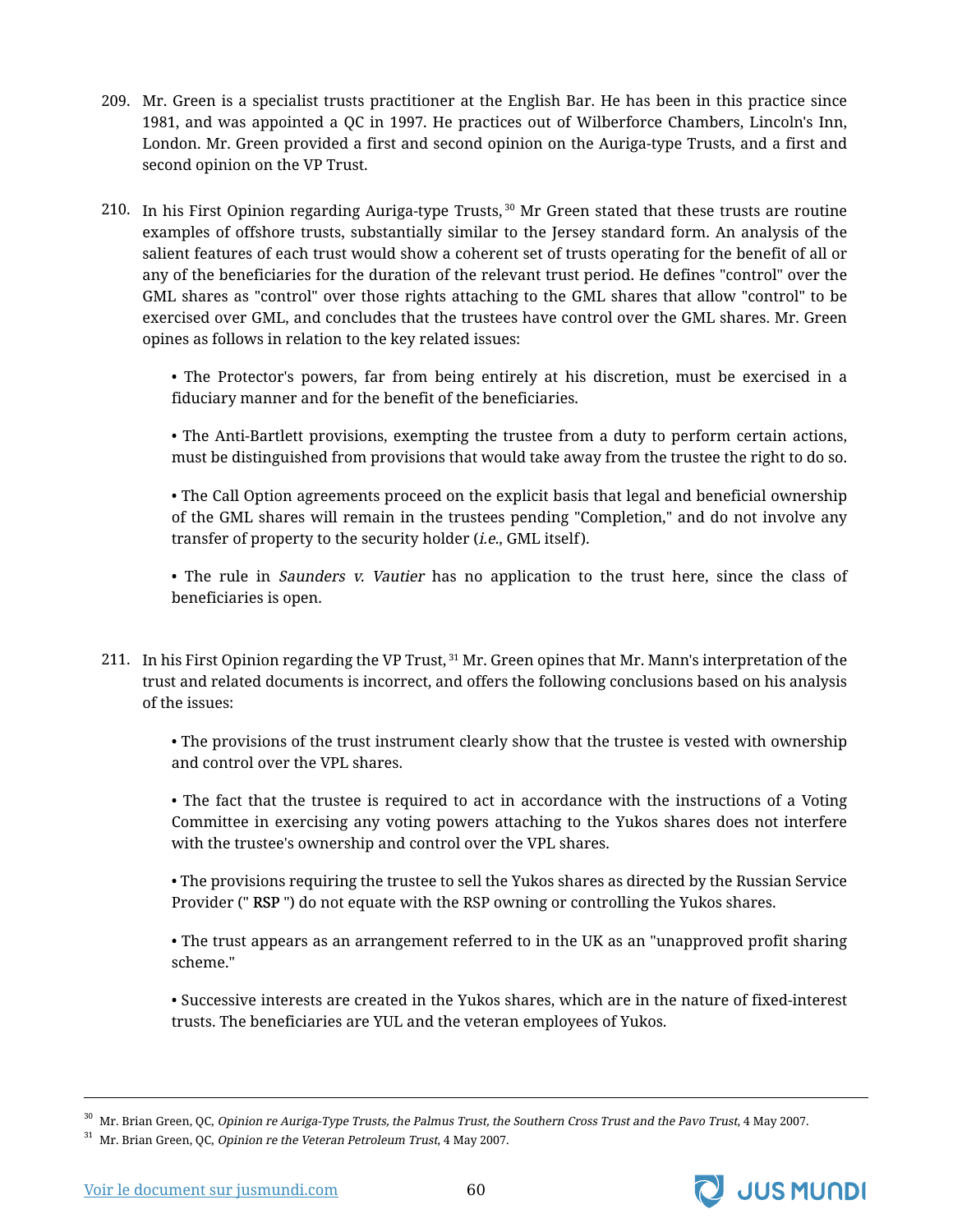209. Mr. Green is a specialist trusts practitioner at the English Bar. He has been in this practice since 1981, and was appointed a QC in 1997. He practices out of Wilberforce Chambers, Lincoln's Inn, London. Mr. Green provided a first and second opinion on the Auriga-type Trusts, and a first and second opinion on the VP Trust.

210. In his First Opinion regarding Auriga-type Trusts,[30] Mr Green stated that these trusts are routine examples of offshore trusts, substantially similar to the Jersey standard form. An analysis of the salient features of each trust would show a coherent set of trusts operating for the benefit of all or any of the beneficiaries for the duration of the relevant trust period. He defines "control" over the GML shares as "control" over those rights attaching to the GML shares that allow "control" to be exercised over GML, and concludes that the trustees have control over the GML shares. Mr. Green opines as follows in relation to the key related issues:

    • The Protector's powers, far from being entirely at his discretion, must be exercised in a fiduciary manner and for the benefit of the beneficiaries.

    • The Anti-Bartlett provisions, exempting the trustee from a duty to perform certain actions, must be distinguished from provisions that would take away from the trustee the right to do so.

    • The Call Option agreements proceed on the explicit basis that legal and beneficial ownership of the GML shares will remain in the trustees pending "Completion," and do not involve any transfer of property to the security holder (*i.e.*, GML itself).

    • The rule in *Saunders v. Vautier* has no application to the trust here, since the class of beneficiaries is open.

211. In his First Opinion regarding the VP Trust,[31] Mr. Green opines that Mr. Mann's interpretation of the trust and related documents is incorrect, and offers the following conclusions based on his analysis of the issues:

    • The provisions of the trust instrument clearly show that the trustee is vested with ownership and control over the VPL shares.

    • The fact that the trustee is required to act in accordance with the instructions of a Voting Committee in exercising any voting powers attaching to the Yukos shares does not interfere with the trustee's ownership and control over the VPL shares.

    • The provisions requiring the trustee to sell the Yukos shares as directed by the Russian Service Provider (" RSP ") do not equate with the RSP owning or controlling the Yukos shares.

    • The trust appears as an arrangement referred to in the UK as an "unapproved profit sharing scheme."

    • Successive interests are created in the Yukos shares, which are in the nature of fixed-interest trusts. The beneficiaries are YUL and the veteran employees of Yukos.

---

[30] Mr. Brian Green, QC, *Opinion re Auriga-Type Trusts, the Palmus Trust, the Southern Cross Trust and the Pavo Trust*, 4 May 2007.

[31] Mr. Brian Green, QC, *Opinion re the Veteran Petroleum Trust*, 4 May 2007.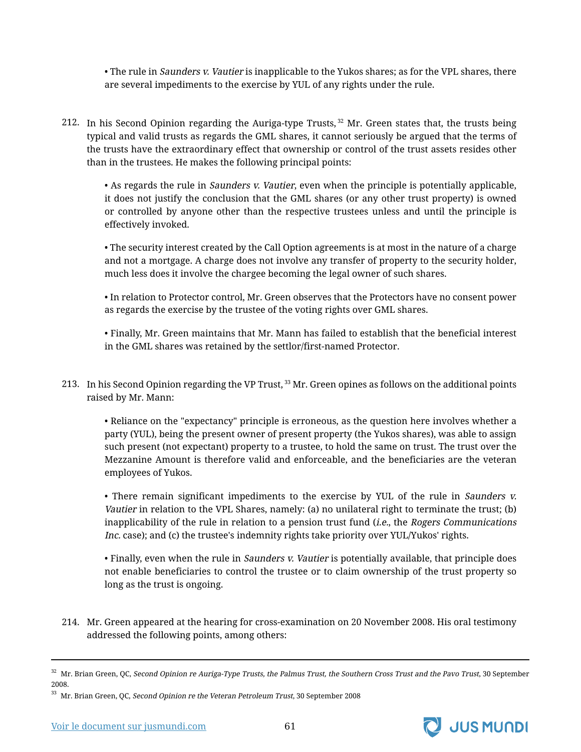- The rule in *Saunders v. Vautier* is inapplicable to the Yukos shares; as for the VPL shares, there are several impediments to the exercise by YUL of any rights under the rule.

212. In his Second Opinion regarding the Auriga-type Trusts,[32] Mr. Green states that, the trusts being typical and valid trusts as regards the GML shares, it cannot seriously be argued that the terms of the trusts have the extraordinary effect that ownership or control of the trust assets resides other than in the trustees. He makes the following principal points:

   - As regards the rule in *Saunders v. Vautier*, even when the principle is potentially applicable, it does not justify the conclusion that the GML shares (or any other trust property) is owned or controlled by anyone other than the respective trustees unless and until the principle is effectively invoked.

   - The security interest created by the Call Option agreements is at most in the nature of a charge and not a mortgage. A charge does not involve any transfer of property to the security holder, much less does it involve the chargee becoming the legal owner of such shares.

   - In relation to Protector control, Mr. Green observes that the Protectors have no consent power as regards the exercise by the trustee of the voting rights over GML shares.

   - Finally, Mr. Green maintains that Mr. Mann has failed to establish that the beneficial interest in the GML shares was retained by the settlor/first-named Protector.

213. In his Second Opinion regarding the VP Trust,[33] Mr. Green opines as follows on the additional points raised by Mr. Mann:

   - Reliance on the "expectancy" principle is erroneous, as the question here involves whether a party (YUL), being the present owner of present property (the Yukos shares), was able to assign such present (not expectant) property to a trustee, to hold the same on trust. The trust over the Mezzanine Amount is therefore valid and enforceable, and the beneficiaries are the veteran employees of Yukos.

   - There remain significant impediments to the exercise by YUL of the rule in *Saunders v. Vautier* in relation to the VPL Shares, namely: (a) no unilateral right to terminate the trust; (b) inapplicability of the rule in relation to a pension trust fund (*i.e.*, the *Rogers Communications Inc.* case); and (c) the trustee's indemnity rights take priority over YUL/Yukos' rights.

   - Finally, even when the rule in *Saunders v. Vautier* is potentially available, that principle does not enable beneficiaries to control the trustee or to claim ownership of the trust property so long as the trust is ongoing.

214. Mr. Green appeared at the hearing for cross-examination on 20 November 2008. His oral testimony addressed the following points, among others:

---

[32] Mr. Brian Green, QC, *Second Opinion re Auriga-Type Trusts, the Palmus Trust, the Southern Cross Trust and the Pavo Trust*, 30 September 2008.

[33] Mr. Brian Green, QC, *Second Opinion re the Veteran Petroleum Trust*, 30 September 2008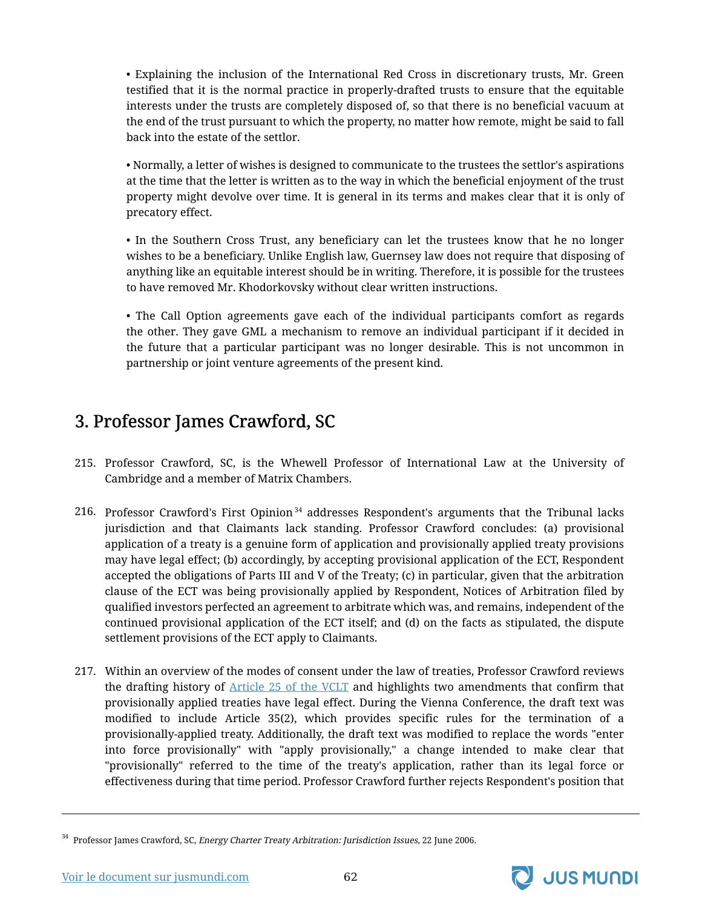• Explaining the inclusion of the International Red Cross in discretionary trusts, Mr. Green testified that it is the normal practice in properly-drafted trusts to ensure that the equitable interests under the trusts are completely disposed of, so that there is no beneficial vacuum at the end of the trust pursuant to which the property, no matter how remote, might be said to fall back into the estate of the settlor.

• Normally, a letter of wishes is designed to communicate to the trustees the settlor's aspirations at the time that the letter is written as to the way in which the beneficial enjoyment of the trust property might devolve over time. It is general in its terms and makes clear that it is only of precatory effect.

• In the Southern Cross Trust, any beneficiary can let the trustees know that he no longer wishes to be a beneficiary. Unlike English law, Guernsey law does not require that disposing of anything like an equitable interest should be in writing. Therefore, it is possible for the trustees to have removed Mr. Khodorkovsky without clear written instructions.

• The Call Option agreements gave each of the individual participants comfort as regards the other. They gave GML a mechanism to remove an individual participant if it decided in the future that a particular participant was no longer desirable. This is not uncommon in partnership or joint venture agreements of the present kind.

## 3. Professor James Crawford, SC

215. Professor Crawford, SC, is the Whewell Professor of International Law at the University of Cambridge and a member of Matrix Chambers.

216. Professor Crawford's First Opinion[34] addresses Respondent's arguments that the Tribunal lacks jurisdiction and that Claimants lack standing. Professor Crawford concludes: (a) provisional application of a treaty is a genuine form of application and provisionally applied treaty provisions may have legal effect; (b) accordingly, by accepting provisional application of the ECT, Respondent accepted the obligations of Parts III and V of the Treaty; (c) in particular, given that the arbitration clause of the ECT was being provisionally applied by Respondent, Notices of Arbitration filed by qualified investors perfected an agreement to arbitrate which was, and remains, independent of the continued provisional application of the ECT itself; and (d) on the facts as stipulated, the dispute settlement provisions of the ECT apply to Claimants.

217. Within an overview of the modes of consent under the law of treaties, Professor Crawford reviews the drafting history of Article 25 of the VCLT and highlights two amendments that confirm that provisionally applied treaties have legal effect. During the Vienna Conference, the draft text was modified to include Article 35(2), which provides specific rules for the termination of a provisionally-applied treaty. Additionally, the draft text was modified to replace the words "enter into force provisionally" with "apply provisionally," a change intended to make clear that "provisionally" referred to the time of the treaty's application, rather than its legal force or effectiveness during that time period. Professor Crawford further rejects Respondent's position that

[34] Professor James Crawford, SC, *Energy Charter Treaty Arbitration: Jurisdiction Issues*, 22 June 2006.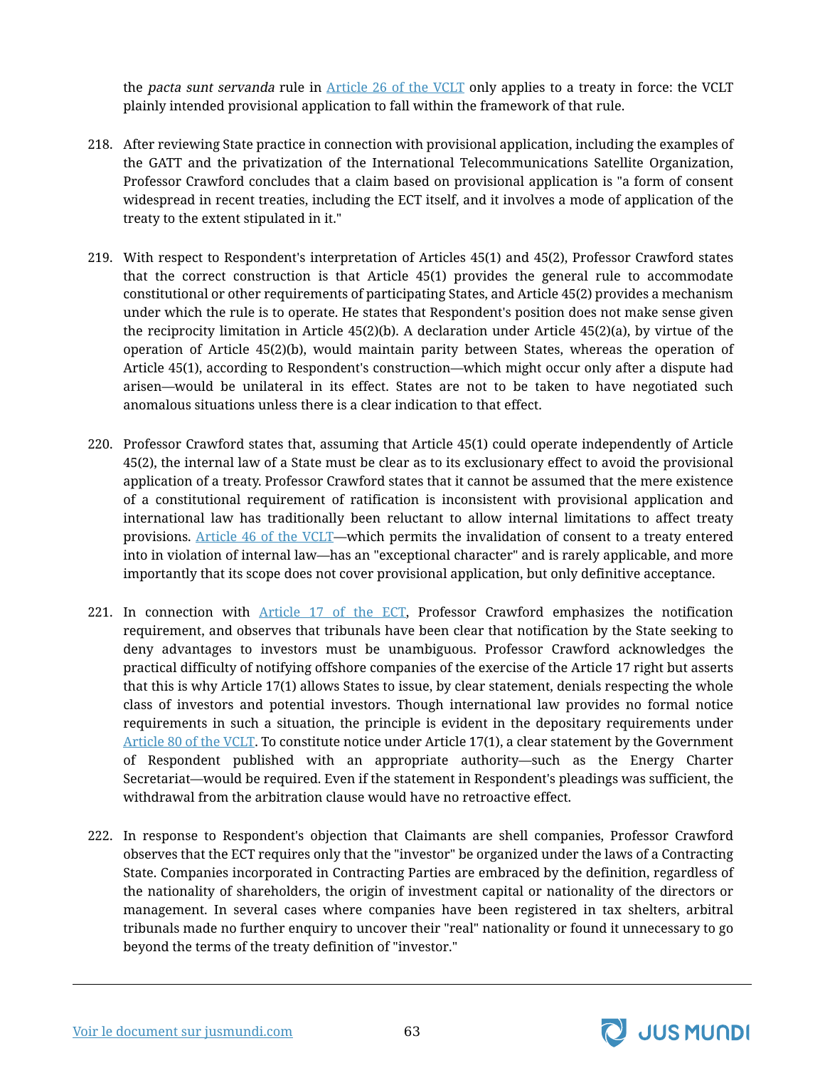the *pacta sunt servanda* rule in Article 26 of the VCLT only applies to a treaty in force: the VCLT plainly intended provisional application to fall within the framework of that rule.

218. After reviewing State practice in connection with provisional application, including the examples of the GATT and the privatization of the International Telecommunications Satellite Organization, Professor Crawford concludes that a claim based on provisional application is "a form of consent widespread in recent treaties, including the ECT itself, and it involves a mode of application of the treaty to the extent stipulated in it."

219. With respect to Respondent's interpretation of Articles 45(1) and 45(2), Professor Crawford states that the correct construction is that Article 45(1) provides the general rule to accommodate constitutional or other requirements of participating States, and Article 45(2) provides a mechanism under which the rule is to operate. He states that Respondent's position does not make sense given the reciprocity limitation in Article 45(2)(b). A declaration under Article 45(2)(a), by virtue of the operation of Article 45(2)(b), would maintain parity between States, whereas the operation of Article 45(1), according to Respondent's construction—which might occur only after a dispute had arisen—would be unilateral in its effect. States are not to be taken to have negotiated such anomalous situations unless there is a clear indication to that effect.

220. Professor Crawford states that, assuming that Article 45(1) could operate independently of Article 45(2), the internal law of a State must be clear as to its exclusionary effect to avoid the provisional application of a treaty. Professor Crawford states that it cannot be assumed that the mere existence of a constitutional requirement of ratification is inconsistent with provisional application and international law has traditionally been reluctant to allow internal limitations to affect treaty provisions. Article 46 of the VCLT—which permits the invalidation of consent to a treaty entered into in violation of internal law—has an "exceptional character" and is rarely applicable, and more importantly that its scope does not cover provisional application, but only definitive acceptance.

221. In connection with Article 17 of the ECT, Professor Crawford emphasizes the notification requirement, and observes that tribunals have been clear that notification by the State seeking to deny advantages to investors must be unambiguous. Professor Crawford acknowledges the practical difficulty of notifying offshore companies of the exercise of the Article 17 right but asserts that this is why Article 17(1) allows States to issue, by clear statement, denials respecting the whole class of investors and potential investors. Though international law provides no formal notice requirements in such a situation, the principle is evident in the depositary requirements under Article 80 of the VCLT. To constitute notice under Article 17(1), a clear statement by the Government of Respondent published with an appropriate authority—such as the Energy Charter Secretariat—would be required. Even if the statement in Respondent's pleadings was sufficient, the withdrawal from the arbitration clause would have no retroactive effect.

222. In response to Respondent's objection that Claimants are shell companies, Professor Crawford observes that the ECT requires only that the "investor" be organized under the laws of a Contracting State. Companies incorporated in Contracting Parties are embraced by the definition, regardless of the nationality of shareholders, the origin of investment capital or nationality of the directors or management. In several cases where companies have been registered in tax shelters, arbitral tribunals made no further enquiry to uncover their "real" nationality or found it unnecessary to go beyond the terms of the treaty definition of "investor."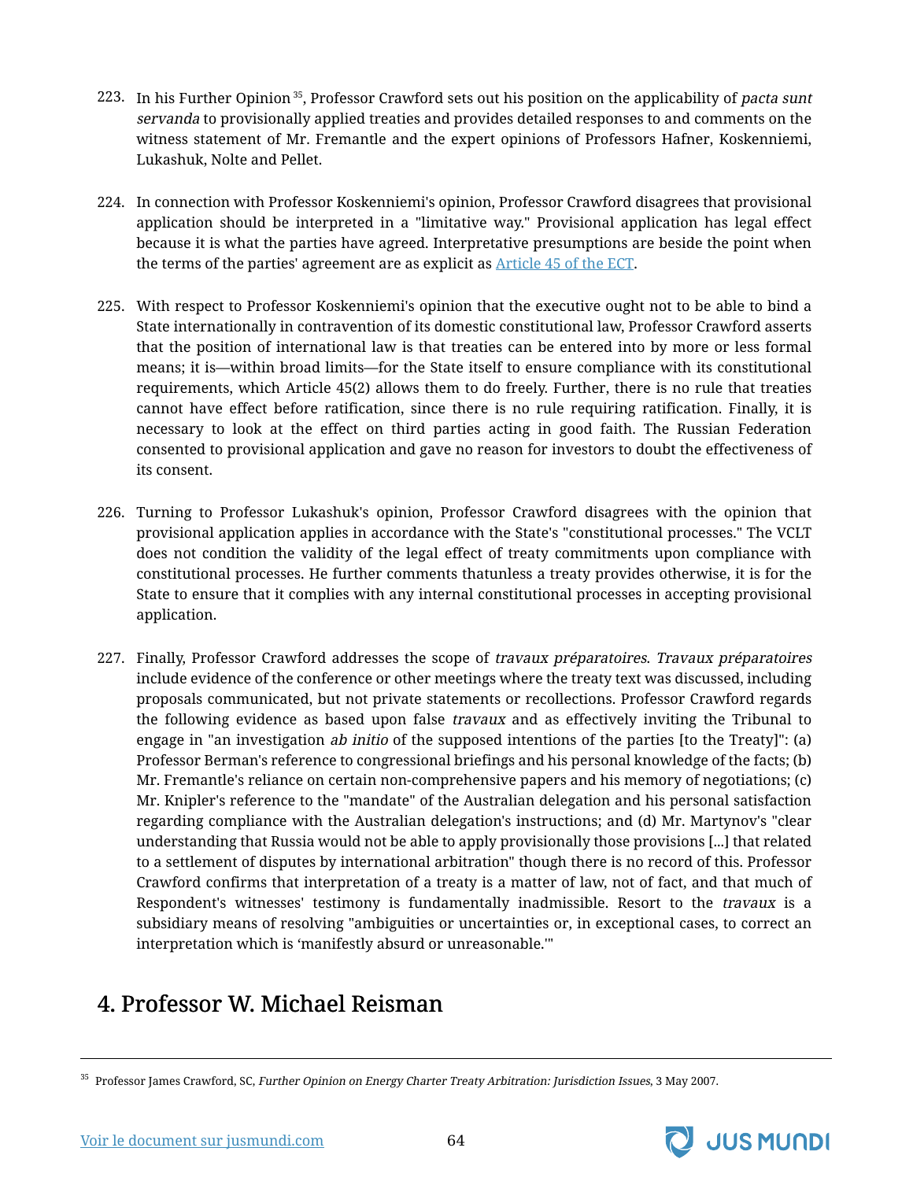223. In his Further Opinion[35], Professor Crawford sets out his position on the applicability of *pacta sunt servanda* to provisionally applied treaties and provides detailed responses to and comments on the witness statement of Mr. Fremantle and the expert opinions of Professors Hafner, Koskenniemi, Lukashuk, Nolte and Pellet.

224. In connection with Professor Koskenniemi's opinion, Professor Crawford disagrees that provisional application should be interpreted in a "limitative way." Provisional application has legal effect because it is what the parties have agreed. Interpretative presumptions are beside the point when the terms of the parties' agreement are as explicit as Article 45 of the ECT.

225. With respect to Professor Koskenniemi's opinion that the executive ought not to be able to bind a State internationally in contravention of its domestic constitutional law, Professor Crawford asserts that the position of international law is that treaties can be entered into by more or less formal means; it is—within broad limits—for the State itself to ensure compliance with its constitutional requirements, which Article 45(2) allows them to do freely. Further, there is no rule that treaties cannot have effect before ratification, since there is no rule requiring ratification. Finally, it is necessary to look at the effect on third parties acting in good faith. The Russian Federation consented to provisional application and gave no reason for investors to doubt the effectiveness of its consent.

226. Turning to Professor Lukashuk's opinion, Professor Crawford disagrees with the opinion that provisional application applies in accordance with the State's "constitutional processes." The VCLT does not condition the validity of the legal effect of treaty commitments upon compliance with constitutional processes. He further comments thatunless a treaty provides otherwise, it is for the State to ensure that it complies with any internal constitutional processes in accepting provisional application.

227. Finally, Professor Crawford addresses the scope of *travaux préparatoires*. *Travaux préparatoires* include evidence of the conference or other meetings where the treaty text was discussed, including proposals communicated, but not private statements or recollections. Professor Crawford regards the following evidence as based upon false *travaux* and as effectively inviting the Tribunal to engage in "an investigation *ab initio* of the supposed intentions of the parties [to the Treaty]": (a) Professor Berman's reference to congressional briefings and his personal knowledge of the facts; (b) Mr. Fremantle's reliance on certain non-comprehensive papers and his memory of negotiations; (c) Mr. Knipler's reference to the "mandate" of the Australian delegation and his personal satisfaction regarding compliance with the Australian delegation's instructions; and (d) Mr. Martynov's "clear understanding that Russia would not be able to apply provisionally those provisions [...] that related to a settlement of disputes by international arbitration" though there is no record of this. Professor Crawford confirms that interpretation of a treaty is a matter of law, not of fact, and that much of Respondent's witnesses' testimony is fundamentally inadmissible. Resort to the *travaux* is a subsidiary means of resolving "ambiguities or uncertainties or, in exceptional cases, to correct an interpretation which is 'manifestly absurd or unreasonable.'"

## 4. Professor W. Michael Reisman

[35] Professor James Crawford, SC, *Further Opinion on Energy Charter Treaty Arbitration: Jurisdiction Issues*, 3 May 2007.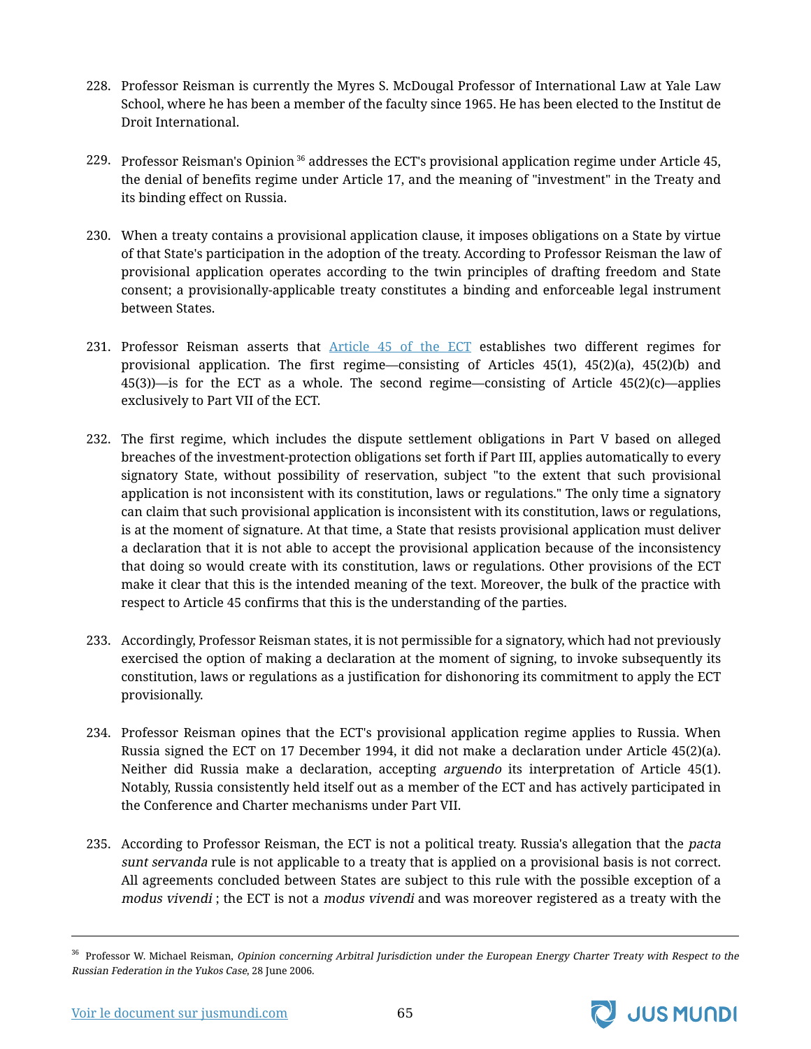228. Professor Reisman is currently the Myres S. McDougal Professor of International Law at Yale Law School, where he has been a member of the faculty since 1965. He has been elected to the Institut de Droit International.

229. Professor Reisman's Opinion[36] addresses the ECT's provisional application regime under Article 45, the denial of benefits regime under Article 17, and the meaning of "investment" in the Treaty and its binding effect on Russia.

230. When a treaty contains a provisional application clause, it imposes obligations on a State by virtue of that State's participation in the adoption of the treaty. According to Professor Reisman the law of provisional application operates according to the twin principles of drafting freedom and State consent; a provisionally-applicable treaty constitutes a binding and enforceable legal instrument between States.

231. Professor Reisman asserts that [Article 45 of the ECT](https://jusmundi.com) establishes two different regimes for provisional application. The first regime—consisting of Articles 45(1), 45(2)(a), 45(2)(b) and 45(3))—is for the ECT as a whole. The second regime—consisting of Article 45(2)(c)—applies exclusively to Part VII of the ECT.

232. The first regime, which includes the dispute settlement obligations in Part V based on alleged breaches of the investment-protection obligations set forth if Part III, applies automatically to every signatory State, without possibility of reservation, subject "to the extent that such provisional application is not inconsistent with its constitution, laws or regulations." The only time a signatory can claim that such provisional application is inconsistent with its constitution, laws or regulations, is at the moment of signature. At that time, a State that resists provisional application must deliver a declaration that it is not able to accept the provisional application because of the inconsistency that doing so would create with its constitution, laws or regulations. Other provisions of the ECT make it clear that this is the intended meaning of the text. Moreover, the bulk of the practice with respect to Article 45 confirms that this is the understanding of the parties.

233. Accordingly, Professor Reisman states, it is not permissible for a signatory, which had not previously exercised the option of making a declaration at the moment of signing, to invoke subsequently its constitution, laws or regulations as a justification for dishonoring its commitment to apply the ECT provisionally.

234. Professor Reisman opines that the ECT's provisional application regime applies to Russia. When Russia signed the ECT on 17 December 1994, it did not make a declaration under Article 45(2)(a). Neither did Russia make a declaration, accepting *arguendo* its interpretation of Article 45(1). Notably, Russia consistently held itself out as a member of the ECT and has actively participated in the Conference and Charter mechanisms under Part VII.

235. According to Professor Reisman, the ECT is not a political treaty. Russia's allegation that the *pacta sunt servanda* rule is not applicable to a treaty that is applied on a provisional basis is not correct. All agreements concluded between States are subject to this rule with the possible exception of a *modus vivendi* ; the ECT is not a *modus vivendi* and was moreover registered as a treaty with the

[36] Professor W. Michael Reisman, *Opinion concerning Arbitral Jurisdiction under the European Energy Charter Treaty with Respect to the Russian Federation in the Yukos Case*, 28 June 2006.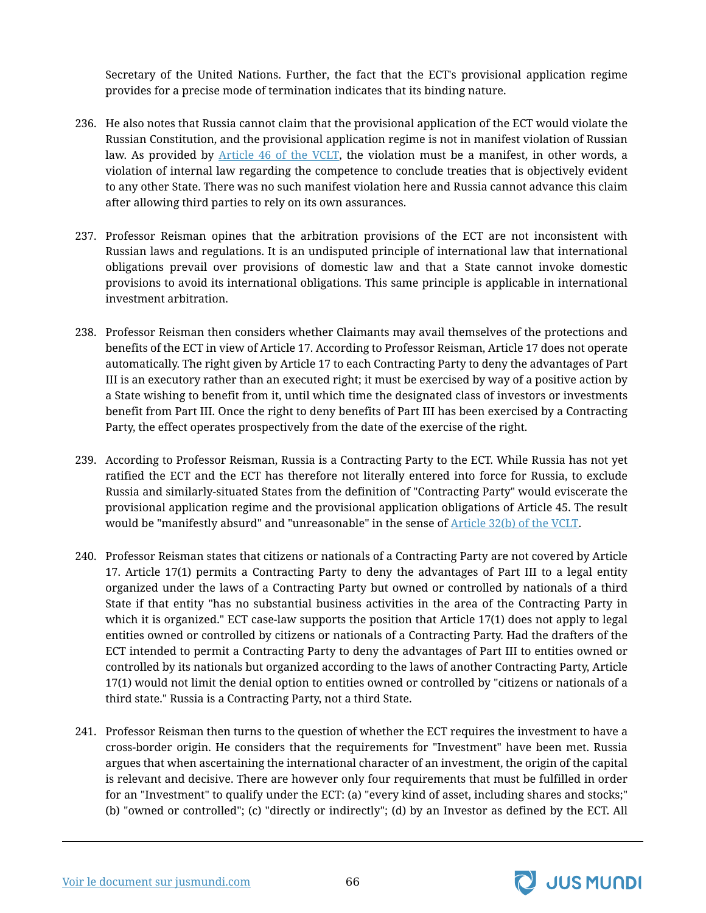Secretary of the United Nations. Further, the fact that the ECT's provisional application regime provides for a precise mode of termination indicates that its binding nature.

236. He also notes that Russia cannot claim that the provisional application of the ECT would violate the Russian Constitution, and the provisional application regime is not in manifest violation of Russian law. As provided by Article 46 of the VCLT, the violation must be a manifest, in other words, a violation of internal law regarding the competence to conclude treaties that is objectively evident to any other State. There was no such manifest violation here and Russia cannot advance this claim after allowing third parties to rely on its own assurances.

237. Professor Reisman opines that the arbitration provisions of the ECT are not inconsistent with Russian laws and regulations. It is an undisputed principle of international law that international obligations prevail over provisions of domestic law and that a State cannot invoke domestic provisions to avoid its international obligations. This same principle is applicable in international investment arbitration.

238. Professor Reisman then considers whether Claimants may avail themselves of the protections and benefits of the ECT in view of Article 17. According to Professor Reisman, Article 17 does not operate automatically. The right given by Article 17 to each Contracting Party to deny the advantages of Part III is an executory rather than an executed right; it must be exercised by way of a positive action by a State wishing to benefit from it, until which time the designated class of investors or investments benefit from Part III. Once the right to deny benefits of Part III has been exercised by a Contracting Party, the effect operates prospectively from the date of the exercise of the right.

239. According to Professor Reisman, Russia is a Contracting Party to the ECT. While Russia has not yet ratified the ECT and the ECT has therefore not literally entered into force for Russia, to exclude Russia and similarly-situated States from the definition of "Contracting Party" would eviscerate the provisional application regime and the provisional application obligations of Article 45. The result would be "manifestly absurd" and "unreasonable" in the sense of Article 32(b) of the VCLT.

240. Professor Reisman states that citizens or nationals of a Contracting Party are not covered by Article 17. Article 17(1) permits a Contracting Party to deny the advantages of Part III to a legal entity organized under the laws of a Contracting Party but owned or controlled by nationals of a third State if that entity "has no substantial business activities in the area of the Contracting Party in which it is organized." ECT case-law supports the position that Article 17(1) does not apply to legal entities owned or controlled by citizens or nationals of a Contracting Party. Had the drafters of the ECT intended to permit a Contracting Party to deny the advantages of Part III to entities owned or controlled by its nationals but organized according to the laws of another Contracting Party, Article 17(1) would not limit the denial option to entities owned or controlled by "citizens or nationals of a third state." Russia is a Contracting Party, not a third State.

241. Professor Reisman then turns to the question of whether the ECT requires the investment to have a cross-border origin. He considers that the requirements for "Investment" have been met. Russia argues that when ascertaining the international character of an investment, the origin of the capital is relevant and decisive. There are however only four requirements that must be fulfilled in order for an "Investment" to qualify under the ECT: (a) "every kind of asset, including shares and stocks;" (b) "owned or controlled"; (c) "directly or indirectly"; (d) by an Investor as defined by the ECT. All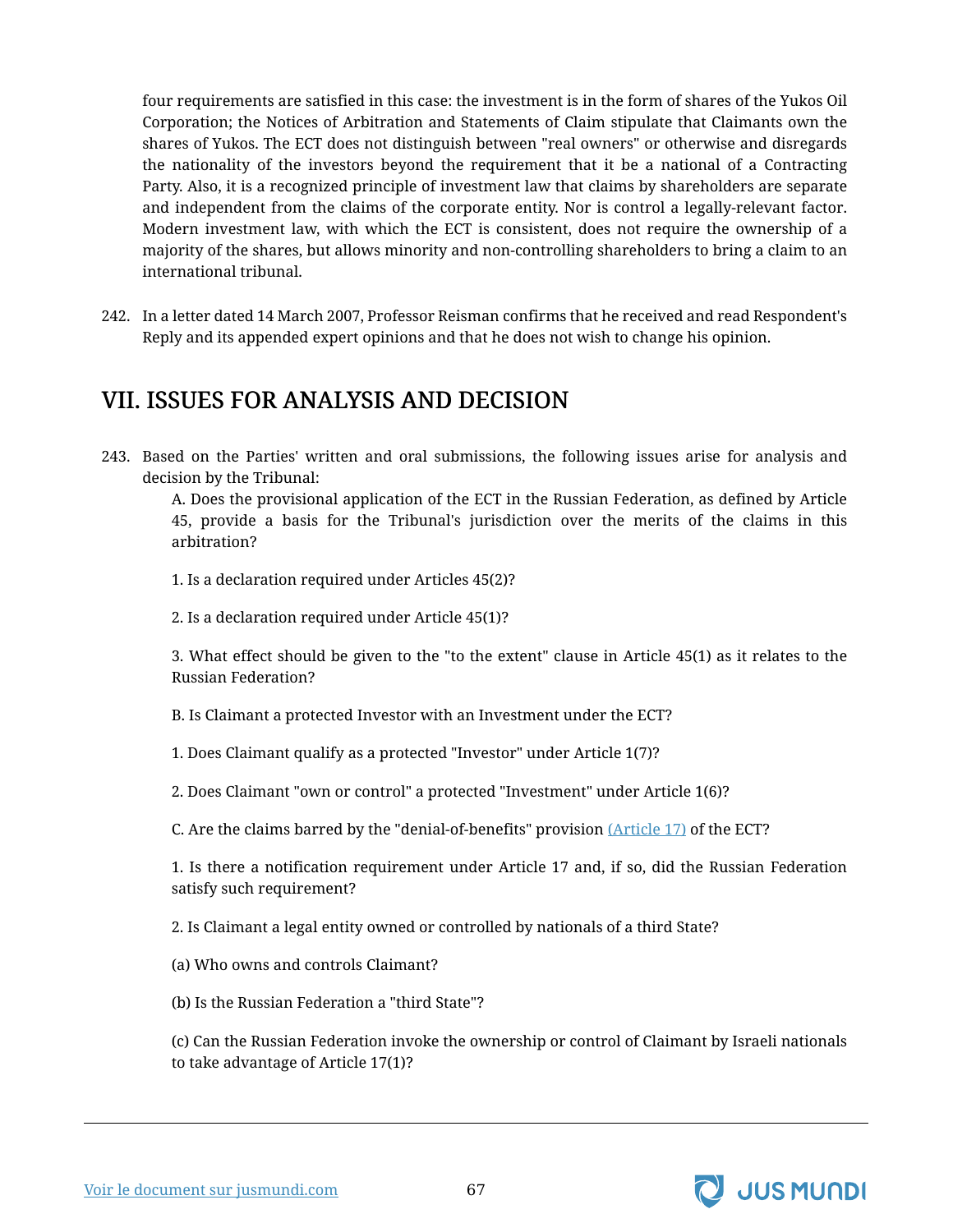four requirements are satisfied in this case: the investment is in the form of shares of the Yukos Oil Corporation; the Notices of Arbitration and Statements of Claim stipulate that Claimants own the shares of Yukos. The ECT does not distinguish between "real owners" or otherwise and disregards the nationality of the investors beyond the requirement that it be a national of a Contracting Party. Also, it is a recognized principle of investment law that claims by shareholders are separate and independent from the claims of the corporate entity. Nor is control a legally-relevant factor. Modern investment law, with which the ECT is consistent, does not require the ownership of a majority of the shares, but allows minority and non-controlling shareholders to bring a claim to an international tribunal.

242. In a letter dated 14 March 2007, Professor Reisman confirms that he received and read Respondent's Reply and its appended expert opinions and that he does not wish to change his opinion.

## VII. ISSUES FOR ANALYSIS AND DECISION

243. Based on the Parties' written and oral submissions, the following issues arise for analysis and decision by the Tribunal:

A. Does the provisional application of the ECT in the Russian Federation, as defined by Article 45, provide a basis for the Tribunal's jurisdiction over the merits of the claims in this arbitration?

1. Is a declaration required under Articles 45(2)?

2. Is a declaration required under Article 45(1)?

3. What effect should be given to the "to the extent" clause in Article 45(1) as it relates to the Russian Federation?

B. Is Claimant a protected Investor with an Investment under the ECT?

1. Does Claimant qualify as a protected "Investor" under Article 1(7)?

2. Does Claimant "own or control" a protected "Investment" under Article 1(6)?

C. Are the claims barred by the "denial-of-benefits" provision (Article 17) of the ECT?

1. Is there a notification requirement under Article 17 and, if so, did the Russian Federation satisfy such requirement?

2. Is Claimant a legal entity owned or controlled by nationals of a third State?

(a) Who owns and controls Claimant?

(b) Is the Russian Federation a "third State"?

(c) Can the Russian Federation invoke the ownership or control of Claimant by Israeli nationals to take advantage of Article 17(1)?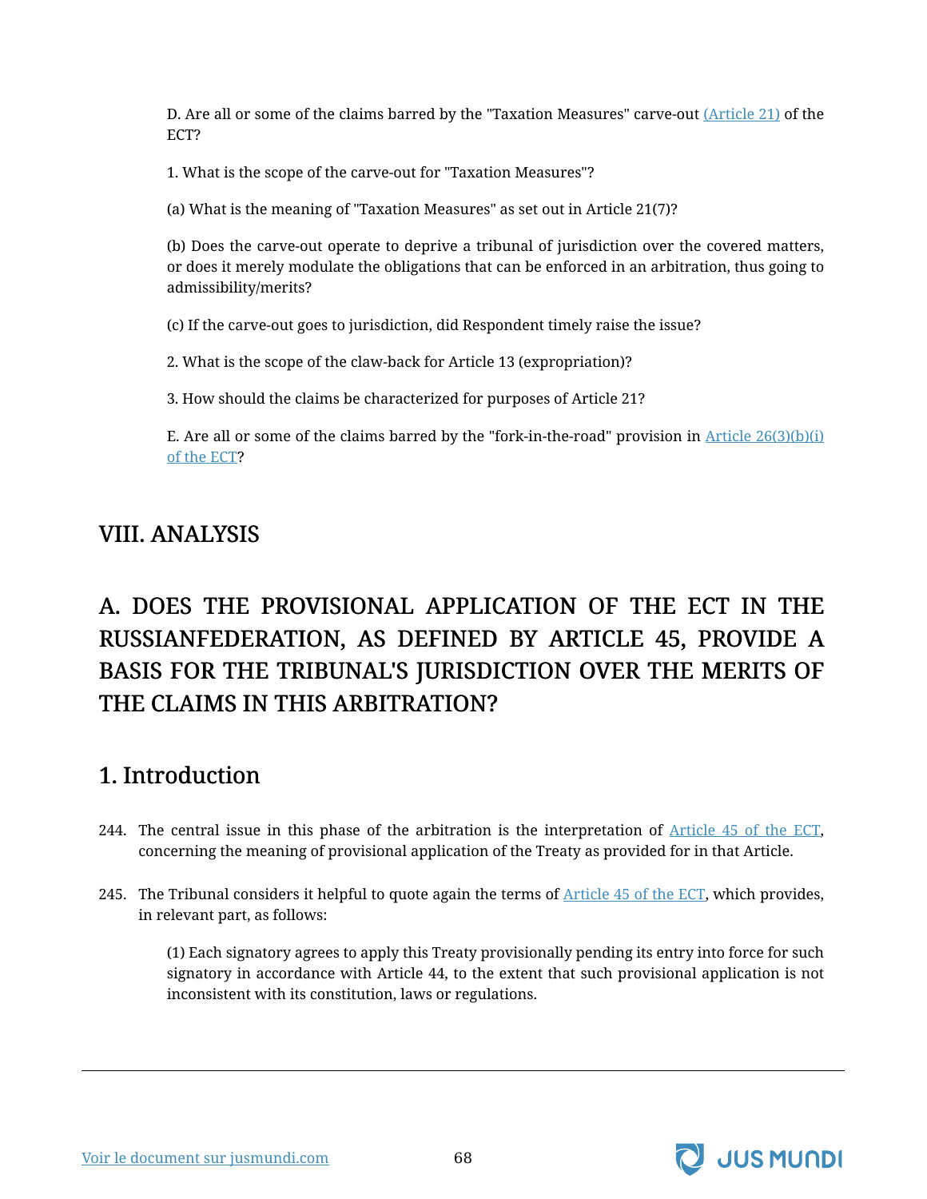D. Are all or some of the claims barred by the "Taxation Measures" carve-out (Article 21) of the ECT?

1. What is the scope of the carve-out for "Taxation Measures"?

(a) What is the meaning of "Taxation Measures" as set out in Article 21(7)?

(b) Does the carve-out operate to deprive a tribunal of jurisdiction over the covered matters, or does it merely modulate the obligations that can be enforced in an arbitration, thus going to admissibility/merits?

(c) If the carve-out goes to jurisdiction, did Respondent timely raise the issue?

2. What is the scope of the claw-back for Article 13 (expropriation)?

3. How should the claims be characterized for purposes of Article 21?

E. Are all or some of the claims barred by the "fork-in-the-road" provision in Article 26(3)(b)(i) of the ECT?

# VIII. ANALYSIS

## A. DOES THE PROVISIONAL APPLICATION OF THE ECT IN THE RUSSIANFEDERATION, AS DEFINED BY ARTICLE 45, PROVIDE A BASIS FOR THE TRIBUNAL'S JURISDICTION OVER THE MERITS OF THE CLAIMS IN THIS ARBITRATION?

### 1. Introduction

244. The central issue in this phase of the arbitration is the interpretation of Article 45 of the ECT, concerning the meaning of provisional application of the Treaty as provided for in that Article.

245. The Tribunal considers it helpful to quote again the terms of Article 45 of the ECT, which provides, in relevant part, as follows:

> (1) Each signatory agrees to apply this Treaty provisionally pending its entry into force for such signatory in accordance with Article 44, to the extent that such provisional application is not inconsistent with its constitution, laws or regulations.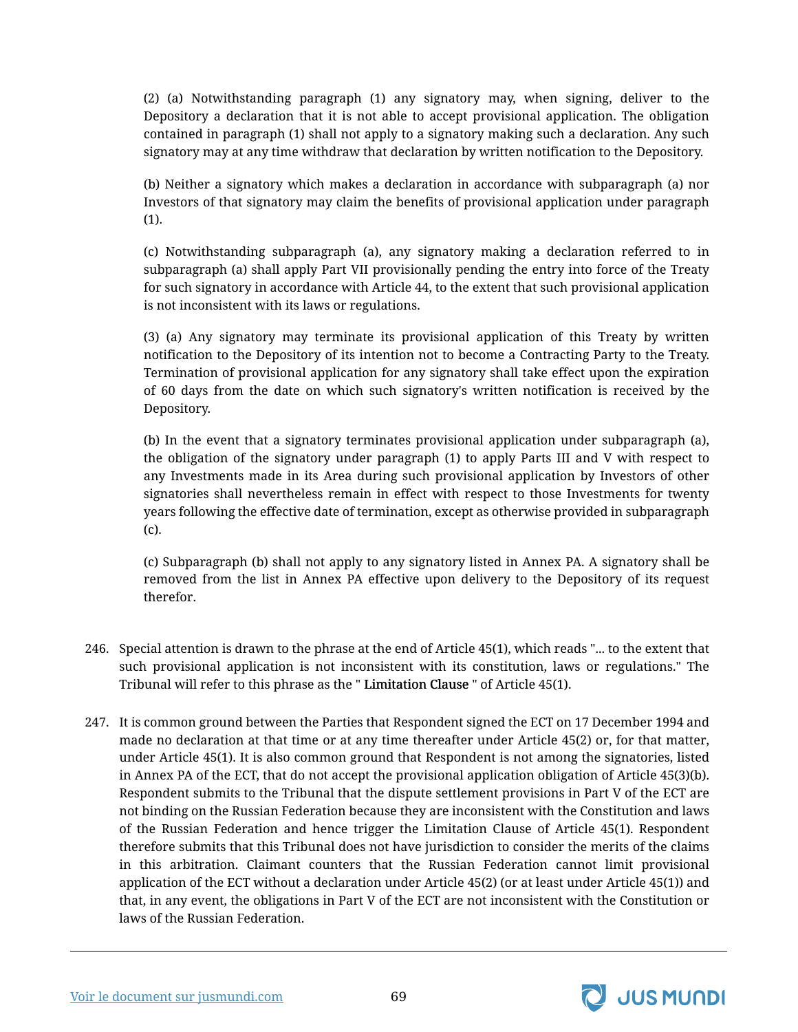(2) (a) Notwithstanding paragraph (1) any signatory may, when signing, deliver to the Depository a declaration that it is not able to accept provisional application. The obligation contained in paragraph (1) shall not apply to a signatory making such a declaration. Any such signatory may at any time withdraw that declaration by written notification to the Depository.

(b) Neither a signatory which makes a declaration in accordance with subparagraph (a) nor Investors of that signatory may claim the benefits of provisional application under paragraph (1).

(c) Notwithstanding subparagraph (a), any signatory making a declaration referred to in subparagraph (a) shall apply Part VII provisionally pending the entry into force of the Treaty for such signatory in accordance with Article 44, to the extent that such provisional application is not inconsistent with its laws or regulations.

(3) (a) Any signatory may terminate its provisional application of this Treaty by written notification to the Depository of its intention not to become a Contracting Party to the Treaty. Termination of provisional application for any signatory shall take effect upon the expiration of 60 days from the date on which such signatory's written notification is received by the Depository.

(b) In the event that a signatory terminates provisional application under subparagraph (a), the obligation of the signatory under paragraph (1) to apply Parts III and V with respect to any Investments made in its Area during such provisional application by Investors of other signatories shall nevertheless remain in effect with respect to those Investments for twenty years following the effective date of termination, except as otherwise provided in subparagraph (c).

(c) Subparagraph (b) shall not apply to any signatory listed in Annex PA. A signatory shall be removed from the list in Annex PA effective upon delivery to the Depository of its request therefor.

246. Special attention is drawn to the phrase at the end of Article 45(1), which reads "... to the extent that such provisional application is not inconsistent with its constitution, laws or regulations." The Tribunal will refer to this phrase as the " **Limitation Clause** " of Article 45(1).

247. It is common ground between the Parties that Respondent signed the ECT on 17 December 1994 and made no declaration at that time or at any time thereafter under Article 45(2) or, for that matter, under Article 45(1). It is also common ground that Respondent is not among the signatories, listed in Annex PA of the ECT, that do not accept the provisional application obligation of Article 45(3)(b). Respondent submits to the Tribunal that the dispute settlement provisions in Part V of the ECT are not binding on the Russian Federation because they are inconsistent with the Constitution and laws of the Russian Federation and hence trigger the Limitation Clause of Article 45(1). Respondent therefore submits that this Tribunal does not have jurisdiction to consider the merits of the claims in this arbitration. Claimant counters that the Russian Federation cannot limit provisional application of the ECT without a declaration under Article 45(2) (or at least under Article 45(1)) and that, in any event, the obligations in Part V of the ECT are not inconsistent with the Constitution or laws of the Russian Federation.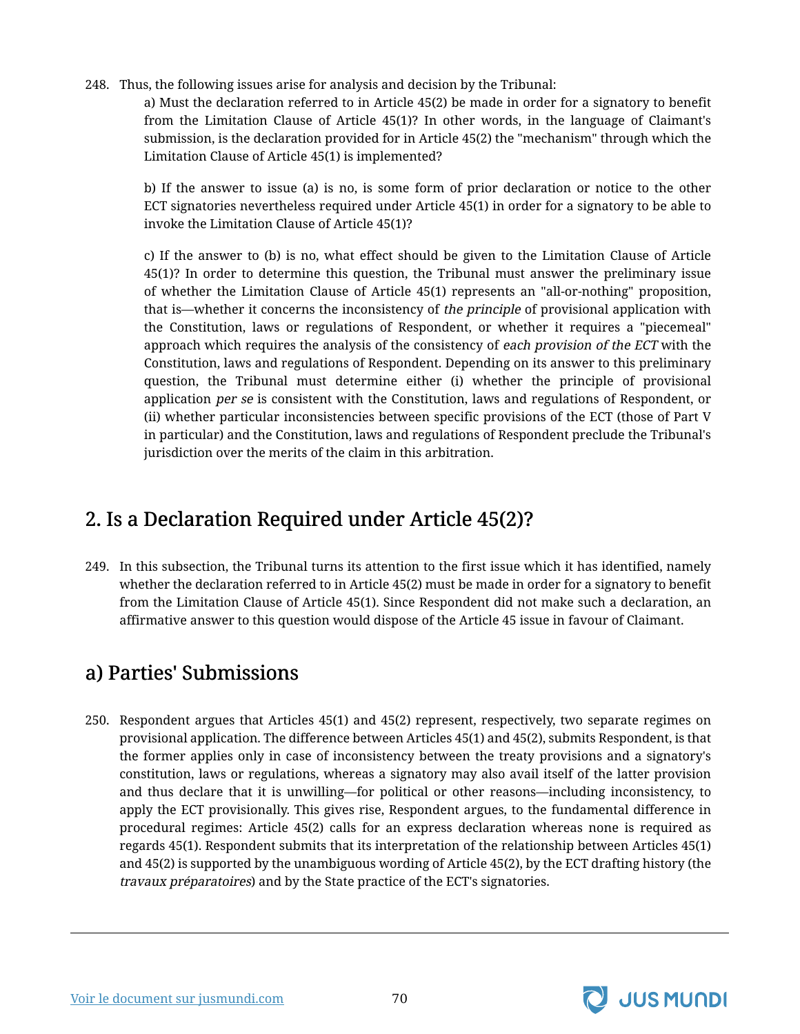248. Thus, the following issues arise for analysis and decision by the Tribunal:

a) Must the declaration referred to in Article 45(2) be made in order for a signatory to benefit from the Limitation Clause of Article 45(1)? In other words, in the language of Claimant's submission, is the declaration provided for in Article 45(2) the "mechanism" through which the Limitation Clause of Article 45(1) is implemented?

b) If the answer to issue (a) is no, is some form of prior declaration or notice to the other ECT signatories nevertheless required under Article 45(1) in order for a signatory to be able to invoke the Limitation Clause of Article 45(1)?

c) If the answer to (b) is no, what effect should be given to the Limitation Clause of Article 45(1)? In order to determine this question, the Tribunal must answer the preliminary issue of whether the Limitation Clause of Article 45(1) represents an "all-or-nothing" proposition, that is—whether it concerns the inconsistency of *the principle* of provisional application with the Constitution, laws or regulations of Respondent, or whether it requires a "piecemeal" approach which requires the analysis of the consistency of *each provision of the ECT* with the Constitution, laws and regulations of Respondent. Depending on its answer to this preliminary question, the Tribunal must determine either (i) whether the principle of provisional application *per se* is consistent with the Constitution, laws and regulations of Respondent, or (ii) whether particular inconsistencies between specific provisions of the ECT (those of Part V in particular) and the Constitution, laws and regulations of Respondent preclude the Tribunal's jurisdiction over the merits of the claim in this arbitration.

## 2. Is a Declaration Required under Article 45(2)?

249. In this subsection, the Tribunal turns its attention to the first issue which it has identified, namely whether the declaration referred to in Article 45(2) must be made in order for a signatory to benefit from the Limitation Clause of Article 45(1). Since Respondent did not make such a declaration, an affirmative answer to this question would dispose of the Article 45 issue in favour of Claimant.

## a) Parties' Submissions

250. Respondent argues that Articles 45(1) and 45(2) represent, respectively, two separate regimes on provisional application. The difference between Articles 45(1) and 45(2), submits Respondent, is that the former applies only in case of inconsistency between the treaty provisions and a signatory's constitution, laws or regulations, whereas a signatory may also avail itself of the latter provision and thus declare that it is unwilling—for political or other reasons—including inconsistency, to apply the ECT provisionally. This gives rise, Respondent argues, to the fundamental difference in procedural regimes: Article 45(2) calls for an express declaration whereas none is required as regards 45(1). Respondent submits that its interpretation of the relationship between Articles 45(1) and 45(2) is supported by the unambiguous wording of Article 45(2), by the ECT drafting history (the *travaux préparatoires*) and by the State practice of the ECT's signatories.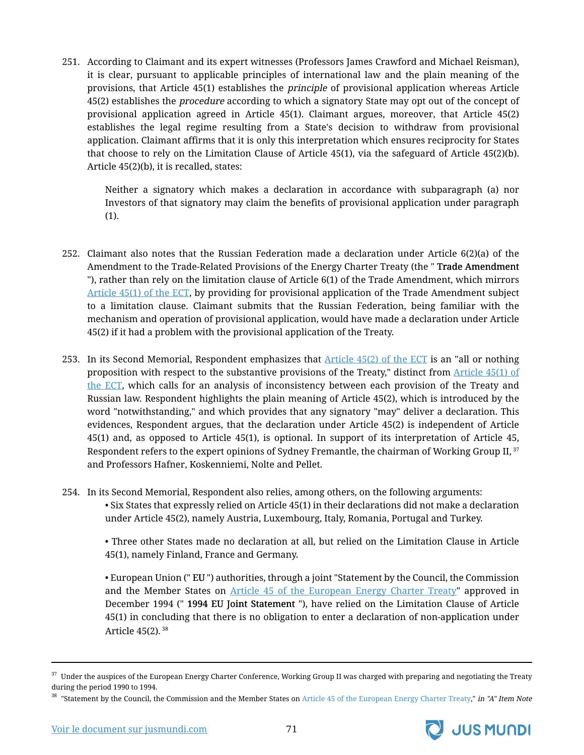251. According to Claimant and its expert witnesses (Professors James Crawford and Michael Reisman), it is clear, pursuant to applicable principles of international law and the plain meaning of the provisions, that Article 45(1) establishes the *principle* of provisional application whereas Article 45(2) establishes the *procedure* according to which a signatory State may opt out of the concept of provisional application agreed in Article 45(1). Claimant argues, moreover, that Article 45(2) establishes the legal regime resulting from a State's decision to withdraw from provisional application. Claimant affirms that it is only this interpretation which ensures reciprocity for States that choose to rely on the Limitation Clause of Article 45(1), via the safeguard of Article 45(2)(b). Article 45(2)(b), it is recalled, states:

> Neither a signatory which makes a declaration in accordance with subparagraph (a) nor Investors of that signatory may claim the benefits of provisional application under paragraph (1).

252. Claimant also notes that the Russian Federation made a declaration under Article 6(2)(a) of the Amendment to the Trade-Related Provisions of the Energy Charter Treaty (the " **Trade Amendment** "), rather than rely on the limitation clause of Article 6(1) of the Trade Amendment, which mirrors Article 45(1) of the ECT, by providing for provisional application of the Trade Amendment subject to a limitation clause. Claimant submits that the Russian Federation, being familiar with the mechanism and operation of provisional application, would have made a declaration under Article 45(2) if it had a problem with the provisional application of the Treaty.

253. In its Second Memorial, Respondent emphasizes that Article 45(2) of the ECT is an "all or nothing proposition with respect to the substantive provisions of the Treaty," distinct from Article 45(1) of the ECT, which calls for an analysis of inconsistency between each provision of the Treaty and Russian law. Respondent highlights the plain meaning of Article 45(2), which is introduced by the word "notwithstanding," and which provides that any signatory "may" deliver a declaration. This evidences, Respondent argues, that the declaration under Article 45(2) is independent of Article 45(1) and, as opposed to Article 45(1), is optional. In support of its interpretation of Article 45, Respondent refers to the expert opinions of Sydney Fremantle, the chairman of Working Group II, [37] and Professors Hafner, Koskenniemi, Nolte and Pellet.

254. In its Second Memorial, Respondent also relies, among others, on the following arguments:

- Six States that expressly relied on Article 45(1) in their declarations did not make a declaration under Article 45(2), namely Austria, Luxembourg, Italy, Romania, Portugal and Turkey.

- Three other States made no declaration at all, but relied on the Limitation Clause in Article 45(1), namely Finland, France and Germany.

- European Union (" **EU** ") authorities, through a joint "Statement by the Council, the Commission and the Member States on Article 45 of the European Energy Charter Treaty" approved in December 1994 (" **1994 EU Joint Statement** "), have relied on the Limitation Clause of Article 45(1) in concluding that there is no obligation to enter a declaration of non-application under Article 45(2). [38]

---

[37] Under the auspices of the European Energy Charter Conference, Working Group II was charged with preparing and negotiating the Treaty during the period 1990 to 1994.

[38] "Statement by the Council, the Commission and the Member States on Article 45 of the European Energy Charter Treaty," *in "A" Item Note*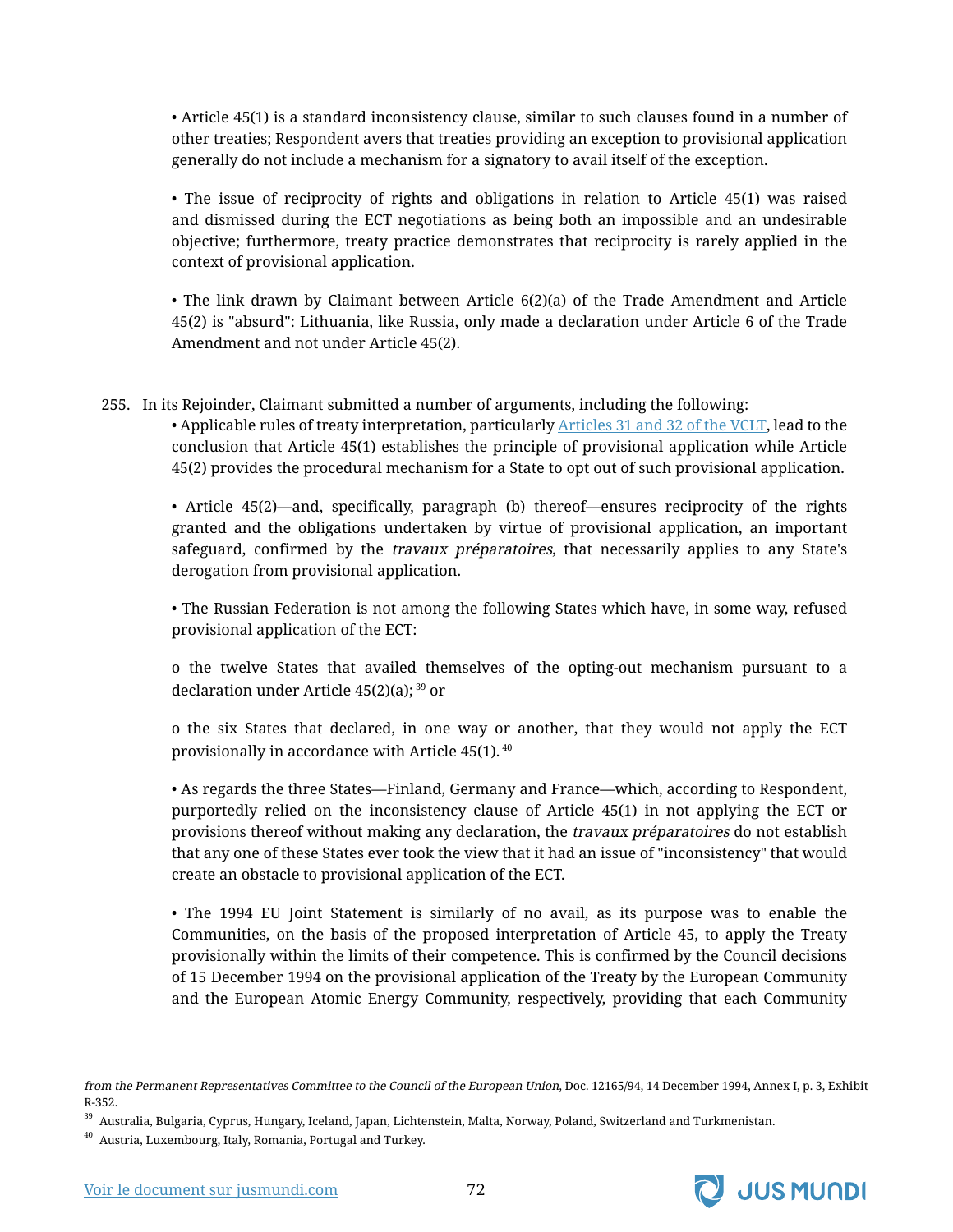• Article 45(1) is a standard inconsistency clause, similar to such clauses found in a number of other treaties; Respondent avers that treaties providing an exception to provisional application generally do not include a mechanism for a signatory to avail itself of the exception.

• The issue of reciprocity of rights and obligations in relation to Article 45(1) was raised and dismissed during the ECT negotiations as being both an impossible and an undesirable objective; furthermore, treaty practice demonstrates that reciprocity is rarely applied in the context of provisional application.

• The link drawn by Claimant between Article 6(2)(a) of the Trade Amendment and Article 45(2) is "absurd": Lithuania, like Russia, only made a declaration under Article 6 of the Trade Amendment and not under Article 45(2).

255. In its Rejoinder, Claimant submitted a number of arguments, including the following:

• Applicable rules of treaty interpretation, particularly [Articles 31 and 32 of the VCLT](), lead to the conclusion that Article 45(1) establishes the principle of provisional application while Article 45(2) provides the procedural mechanism for a State to opt out of such provisional application.

• Article 45(2)—and, specifically, paragraph (b) thereof—ensures reciprocity of the rights granted and the obligations undertaken by virtue of provisional application, an important safeguard, confirmed by the *travaux préparatoires*, that necessarily applies to any State's derogation from provisional application.

• The Russian Federation is not among the following States which have, in some way, refused provisional application of the ECT:

o the twelve States that availed themselves of the opting-out mechanism pursuant to a declaration under Article 45(2)(a); [39] or

o the six States that declared, in one way or another, that they would not apply the ECT provisionally in accordance with Article 45(1). [40]

• As regards the three States—Finland, Germany and France—which, according to Respondent, purportedly relied on the inconsistency clause of Article 45(1) in not applying the ECT or provisions thereof without making any declaration, the *travaux préparatoires* do not establish that any one of these States ever took the view that it had an issue of "inconsistency" that would create an obstacle to provisional application of the ECT.

• The 1994 EU Joint Statement is similarly of no avail, as its purpose was to enable the Communities, on the basis of the proposed interpretation of Article 45, to apply the Treaty provisionally within the limits of their competence. This is confirmed by the Council decisions of 15 December 1994 on the provisional application of the Treaty by the European Community and the European Atomic Energy Community, respectively, providing that each Community

---

*from the Permanent Representatives Committee to the Council of the European Union*, Doc. 12165/94, 14 December 1994, Annex I, p. 3, Exhibit R-352.

[39] Australia, Bulgaria, Cyprus, Hungary, Iceland, Japan, Lichtenstein, Malta, Norway, Poland, Switzerland and Turkmenistan.

[40] Austria, Luxembourg, Italy, Romania, Portugal and Turkey.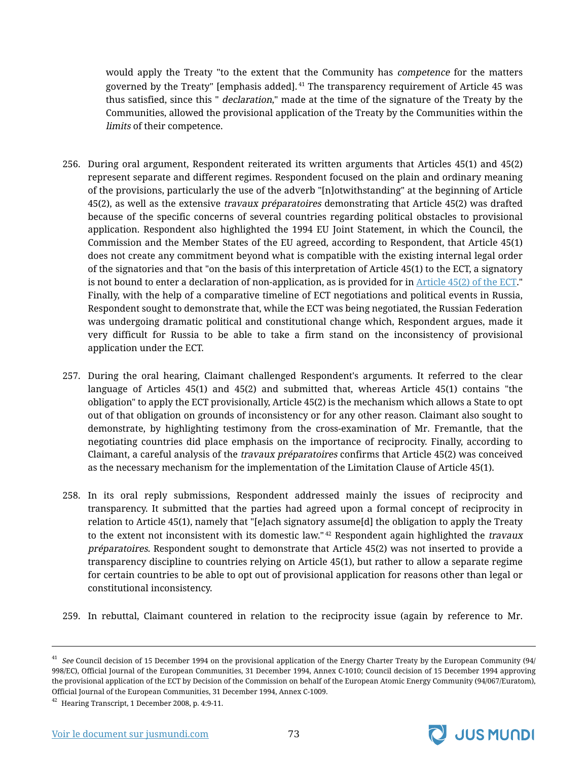would apply the Treaty "to the extent that the Community has *competence* for the matters governed by the Treaty" [emphasis added].[41] The transparency requirement of Article 45 was thus satisfied, since this " *declaration*," made at the time of the signature of the Treaty by the Communities, allowed the provisional application of the Treaty by the Communities within the *limits* of their competence.

256. During oral argument, Respondent reiterated its written arguments that Articles 45(1) and 45(2) represent separate and different regimes. Respondent focused on the plain and ordinary meaning of the provisions, particularly the use of the adverb "[n]otwithstanding" at the beginning of Article 45(2), as well as the extensive *travaux préparatoires* demonstrating that Article 45(2) was drafted because of the specific concerns of several countries regarding political obstacles to provisional application. Respondent also highlighted the 1994 EU Joint Statement, in which the Council, the Commission and the Member States of the EU agreed, according to Respondent, that Article 45(1) does not create any commitment beyond what is compatible with the existing internal legal order of the signatories and that "on the basis of this interpretation of Article 45(1) to the ECT, a signatory is not bound to enter a declaration of non-application, as is provided for in Article 45(2) of the ECT." Finally, with the help of a comparative timeline of ECT negotiations and political events in Russia, Respondent sought to demonstrate that, while the ECT was being negotiated, the Russian Federation was undergoing dramatic political and constitutional change which, Respondent argues, made it very difficult for Russia to be able to take a firm stand on the inconsistency of provisional application under the ECT.

257. During the oral hearing, Claimant challenged Respondent's arguments. It referred to the clear language of Articles 45(1) and 45(2) and submitted that, whereas Article 45(1) contains "the obligation" to apply the ECT provisionally, Article 45(2) is the mechanism which allows a State to opt out of that obligation on grounds of inconsistency or for any other reason. Claimant also sought to demonstrate, by highlighting testimony from the cross-examination of Mr. Fremantle, that the negotiating countries did place emphasis on the importance of reciprocity. Finally, according to Claimant, a careful analysis of the *travaux préparatoires* confirms that Article 45(2) was conceived as the necessary mechanism for the implementation of the Limitation Clause of Article 45(1).

258. In its oral reply submissions, Respondent addressed mainly the issues of reciprocity and transparency. It submitted that the parties had agreed upon a formal concept of reciprocity in relation to Article 45(1), namely that "[e]ach signatory assume[d] the obligation to apply the Treaty to the extent not inconsistent with its domestic law."[42] Respondent again highlighted the *travaux préparatoires*. Respondent sought to demonstrate that Article 45(2) was not inserted to provide a transparency discipline to countries relying on Article 45(1), but rather to allow a separate regime for certain countries to be able to opt out of provisional application for reasons other than legal or constitutional inconsistency.

259. In rebuttal, Claimant countered in relation to the reciprocity issue (again by reference to Mr.

---

[41] *See* Council decision of 15 December 1994 on the provisional application of the Energy Charter Treaty by the European Community (94/998/EC), Official Journal of the European Communities, 31 December 1994, Annex C-1010; Council decision of 15 December 1994 approving the provisional application of the ECT by Decision of the Commission on behalf of the European Atomic Energy Community (94/067/Euratom), Official Journal of the European Communities, 31 December 1994, Annex C-1009.

[42] Hearing Transcript, 1 December 2008, p. 4:9-11.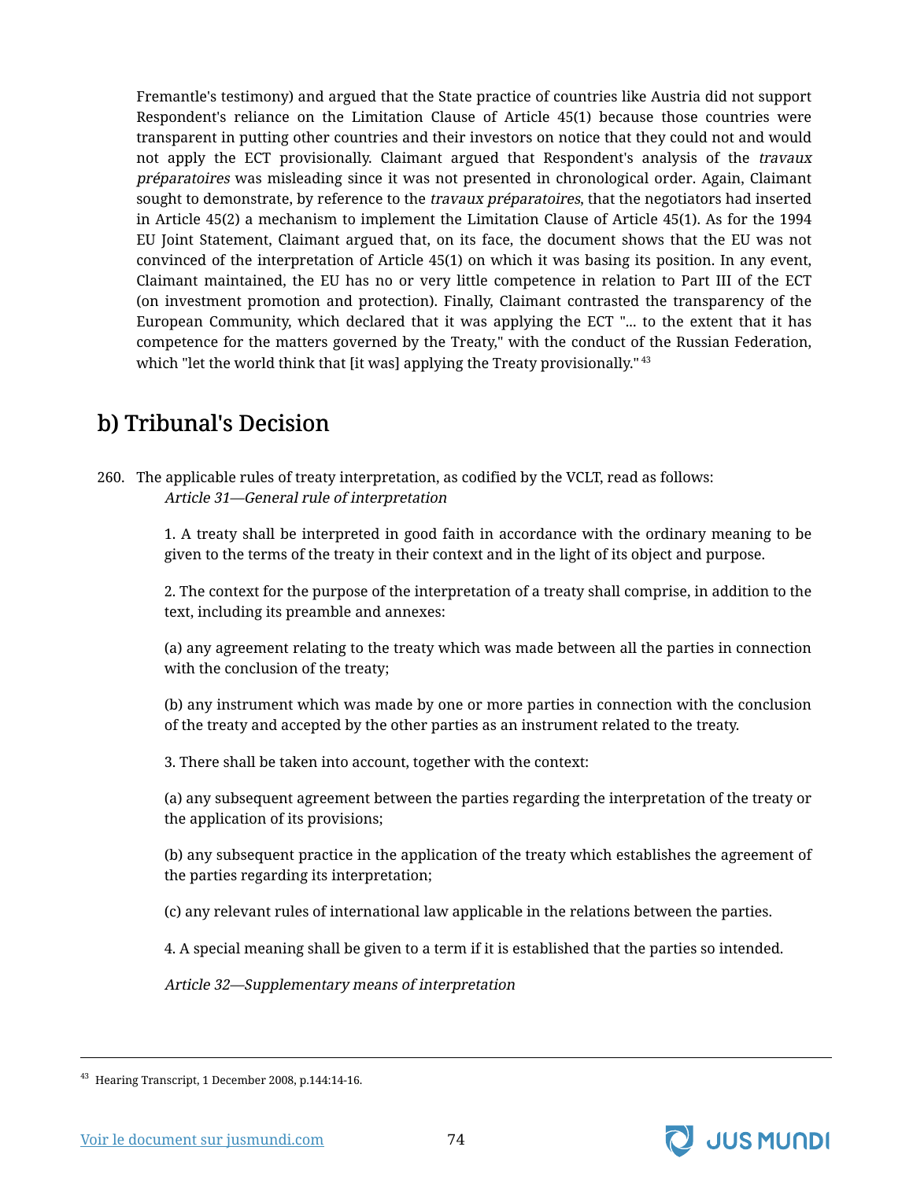Fremantle's testimony) and argued that the State practice of countries like Austria did not support Respondent's reliance on the Limitation Clause of Article 45(1) because those countries were transparent in putting other countries and their investors on notice that they could not and would not apply the ECT provisionally. Claimant argued that Respondent's analysis of the *travaux préparatoires* was misleading since it was not presented in chronological order. Again, Claimant sought to demonstrate, by reference to the *travaux préparatoires*, that the negotiators had inserted in Article 45(2) a mechanism to implement the Limitation Clause of Article 45(1). As for the 1994 EU Joint Statement, Claimant argued that, on its face, the document shows that the EU was not convinced of the interpretation of Article 45(1) on which it was basing its position. In any event, Claimant maintained, the EU has no or very little competence in relation to Part III of the ECT (on investment promotion and protection). Finally, Claimant contrasted the transparency of the European Community, which declared that it was applying the ECT "... to the extent that it has competence for the matters governed by the Treaty," with the conduct of the Russian Federation, which "let the world think that [it was] applying the Treaty provisionally." [43]

## b) Tribunal's Decision

260. The applicable rules of treaty interpretation, as codified by the VCLT, read as follows:

*Article 31—General rule of interpretation*

> 1. A treaty shall be interpreted in good faith in accordance with the ordinary meaning to be given to the terms of the treaty in their context and in the light of its object and purpose.
>
> 2. The context for the purpose of the interpretation of a treaty shall comprise, in addition to the text, including its preamble and annexes:
>
> (a) any agreement relating to the treaty which was made between all the parties in connection with the conclusion of the treaty;
>
> (b) any instrument which was made by one or more parties in connection with the conclusion of the treaty and accepted by the other parties as an instrument related to the treaty.
>
> 3. There shall be taken into account, together with the context:
>
> (a) any subsequent agreement between the parties regarding the interpretation of the treaty or the application of its provisions;
>
> (b) any subsequent practice in the application of the treaty which establishes the agreement of the parties regarding its interpretation;
>
> (c) any relevant rules of international law applicable in the relations between the parties.
>
> 4. A special meaning shall be given to a term if it is established that the parties so intended.

*Article 32—Supplementary means of interpretation*

---

[43] Hearing Transcript, 1 December 2008, p.144:14-16.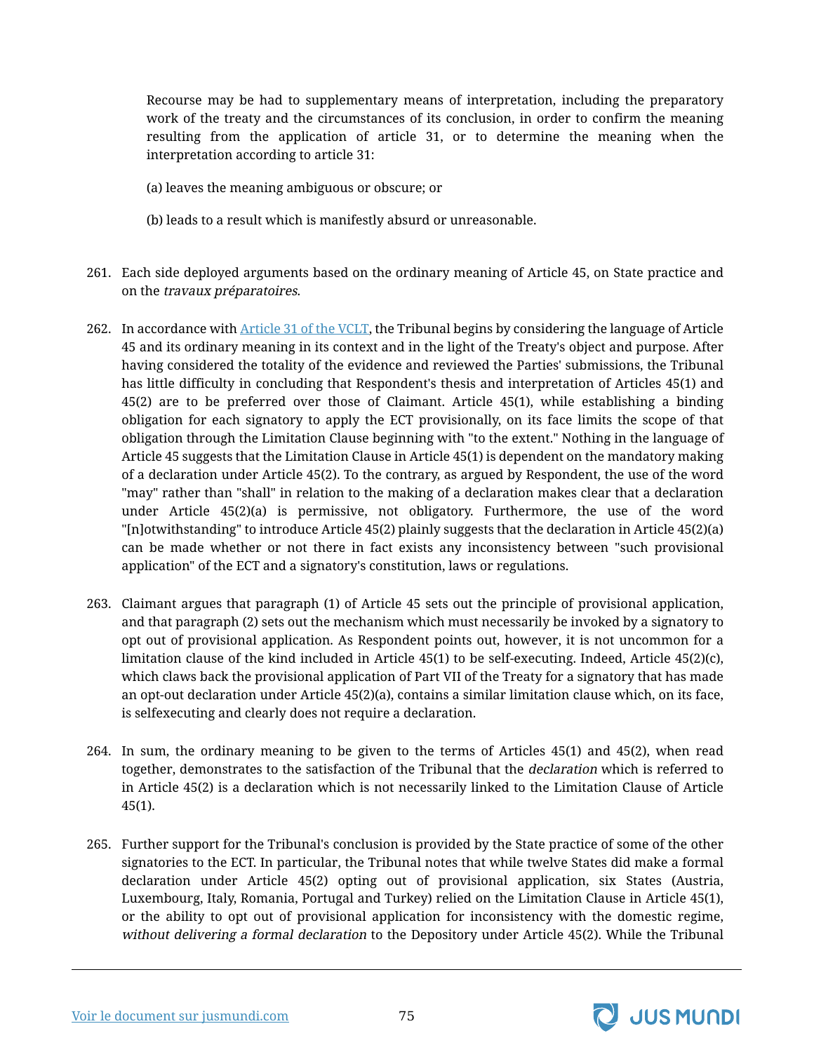Recourse may be had to supplementary means of interpretation, including the preparatory work of the treaty and the circumstances of its conclusion, in order to confirm the meaning resulting from the application of article 31, or to determine the meaning when the interpretation according to article 31:

(a) leaves the meaning ambiguous or obscure; or

(b) leads to a result which is manifestly absurd or unreasonable.

261. Each side deployed arguments based on the ordinary meaning of Article 45, on State practice and on the *travaux préparatoires*.

262. In accordance with Article 31 of the VCLT, the Tribunal begins by considering the language of Article 45 and its ordinary meaning in its context and in the light of the Treaty's object and purpose. After having considered the totality of the evidence and reviewed the Parties' submissions, the Tribunal has little difficulty in concluding that Respondent's thesis and interpretation of Articles 45(1) and 45(2) are to be preferred over those of Claimant. Article 45(1), while establishing a binding obligation for each signatory to apply the ECT provisionally, on its face limits the scope of that obligation through the Limitation Clause beginning with "to the extent." Nothing in the language of Article 45 suggests that the Limitation Clause in Article 45(1) is dependent on the mandatory making of a declaration under Article 45(2). To the contrary, as argued by Respondent, the use of the word "may" rather than "shall" in relation to the making of a declaration makes clear that a declaration under Article 45(2)(a) is permissive, not obligatory. Furthermore, the use of the word "[n]otwithstanding" to introduce Article 45(2) plainly suggests that the declaration in Article 45(2)(a) can be made whether or not there in fact exists any inconsistency between "such provisional application" of the ECT and a signatory's constitution, laws or regulations.

263. Claimant argues that paragraph (1) of Article 45 sets out the principle of provisional application, and that paragraph (2) sets out the mechanism which must necessarily be invoked by a signatory to opt out of provisional application. As Respondent points out, however, it is not uncommon for a limitation clause of the kind included in Article 45(1) to be self-executing. Indeed, Article 45(2)(c), which claws back the provisional application of Part VII of the Treaty for a signatory that has made an opt-out declaration under Article 45(2)(a), contains a similar limitation clause which, on its face, is selfexecuting and clearly does not require a declaration.

264. In sum, the ordinary meaning to be given to the terms of Articles 45(1) and 45(2), when read together, demonstrates to the satisfaction of the Tribunal that the *declaration* which is referred to in Article 45(2) is a declaration which is not necessarily linked to the Limitation Clause of Article 45(1).

265. Further support for the Tribunal's conclusion is provided by the State practice of some of the other signatories to the ECT. In particular, the Tribunal notes that while twelve States did make a formal declaration under Article 45(2) opting out of provisional application, six States (Austria, Luxembourg, Italy, Romania, Portugal and Turkey) relied on the Limitation Clause in Article 45(1), or the ability to opt out of provisional application for inconsistency with the domestic regime, *without delivering a formal declaration* to the Depository under Article 45(2). While the Tribunal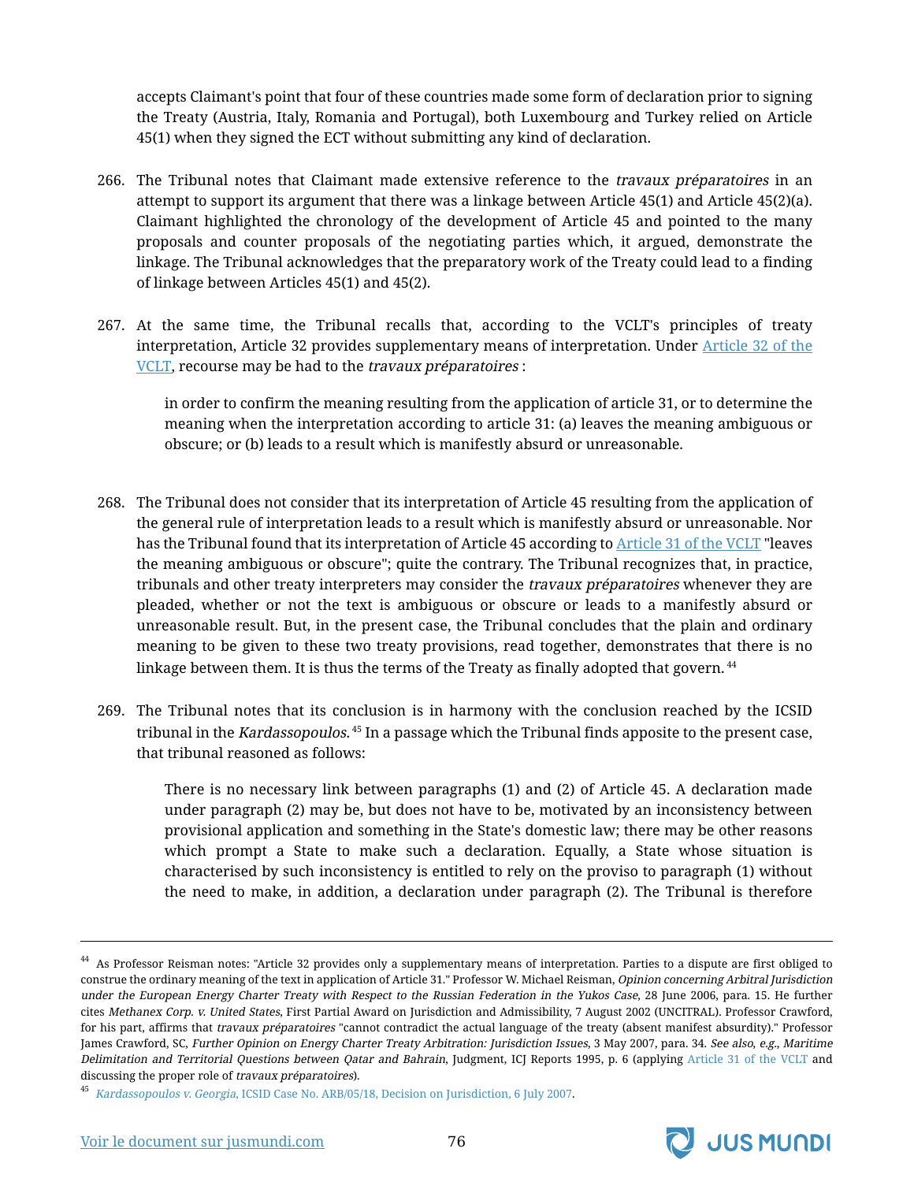accepts Claimant's point that four of these countries made some form of declaration prior to signing the Treaty (Austria, Italy, Romania and Portugal), both Luxembourg and Turkey relied on Article 45(1) when they signed the ECT without submitting any kind of declaration.

266. The Tribunal notes that Claimant made extensive reference to the *travaux préparatoires* in an attempt to support its argument that there was a linkage between Article 45(1) and Article 45(2)(a). Claimant highlighted the chronology of the development of Article 45 and pointed to the many proposals and counter proposals of the negotiating parties which, it argued, demonstrate the linkage. The Tribunal acknowledges that the preparatory work of the Treaty could lead to a finding of linkage between Articles 45(1) and 45(2).

267. At the same time, the Tribunal recalls that, according to the VCLT's principles of treaty interpretation, Article 32 provides supplementary means of interpretation. Under Article 32 of the VCLT, recourse may be had to the *travaux préparatoires* :

> in order to confirm the meaning resulting from the application of article 31, or to determine the meaning when the interpretation according to article 31: (a) leaves the meaning ambiguous or obscure; or (b) leads to a result which is manifestly absurd or unreasonable.

268. The Tribunal does not consider that its interpretation of Article 45 resulting from the application of the general rule of interpretation leads to a result which is manifestly absurd or unreasonable. Nor has the Tribunal found that its interpretation of Article 45 according to Article 31 of the VCLT "leaves the meaning ambiguous or obscure"; quite the contrary. The Tribunal recognizes that, in practice, tribunals and other treaty interpreters may consider the *travaux préparatoires* whenever they are pleaded, whether or not the text is ambiguous or obscure or leads to a manifestly absurd or unreasonable result. But, in the present case, the Tribunal concludes that the plain and ordinary meaning to be given to these two treaty provisions, read together, demonstrates that there is no linkage between them. It is thus the terms of the Treaty as finally adopted that govern.[44]

269. The Tribunal notes that its conclusion is in harmony with the conclusion reached by the ICSID tribunal in the *Kardassopoulos.*[45] In a passage which the Tribunal finds apposite to the present case, that tribunal reasoned as follows:

> There is no necessary link between paragraphs (1) and (2) of Article 45. A declaration made under paragraph (2) may be, but does not have to be, motivated by an inconsistency between provisional application and something in the State's domestic law; there may be other reasons which prompt a State to make such a declaration. Equally, a State whose situation is characterised by such inconsistency is entitled to rely on the proviso to paragraph (1) without the need to make, in addition, a declaration under paragraph (2). The Tribunal is therefore

---

[44] As Professor Reisman notes: "Article 32 provides only a supplementary means of interpretation. Parties to a dispute are first obliged to construe the ordinary meaning of the text in application of Article 31." Professor W. Michael Reisman, *Opinion concerning Arbitral Jurisdiction under the European Energy Charter Treaty with Respect to the Russian Federation in the Yukos Case*, 28 June 2006, para. 15. He further cites *Methanex Corp. v. United States*, First Partial Award on Jurisdiction and Admissibility, 7 August 2002 (UNCITRAL). Professor Crawford, for his part, affirms that *travaux préparatoires* "cannot contradict the actual language of the treaty (absent manifest absurdity)." Professor James Crawford, SC, *Further Opinion on Energy Charter Treaty Arbitration: Jurisdiction Issues*, 3 May 2007, para. 34. *See also*, *e.g.*, *Maritime Delimitation and Territorial Questions between Qatar and Bahrain*, Judgment, ICJ Reports 1995, p. 6 (applying Article 31 of the VCLT and discussing the proper role of *travaux préparatoires*).

[45] *Kardassopoulos v. Georgia*, ICSID Case No. ARB/05/18, Decision on Jurisdiction, 6 July 2007.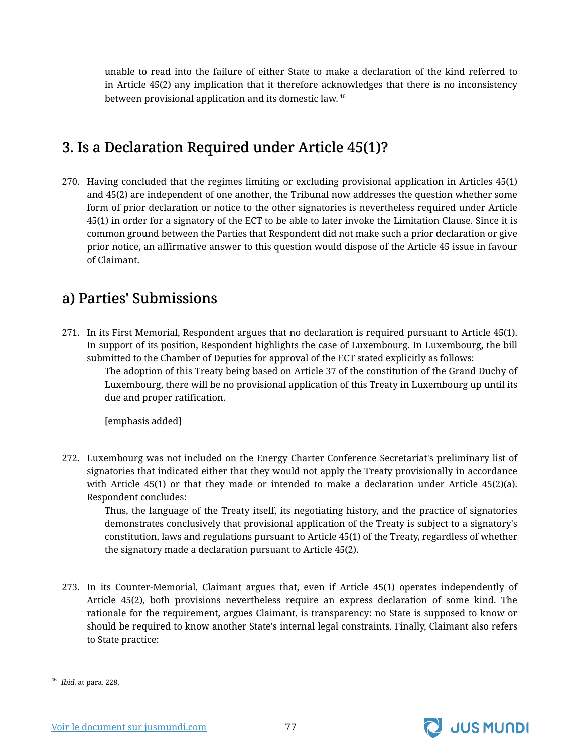> unable to read into the failure of either State to make a declaration of the kind referred to in Article 45(2) any implication that it therefore acknowledges that there is no inconsistency between provisional application and its domestic law.[46]

## 3. Is a Declaration Required under Article 45(1)?

270. Having concluded that the regimes limiting or excluding provisional application in Articles 45(1) and 45(2) are independent of one another, the Tribunal now addresses the question whether some form of prior declaration or notice to the other signatories is nevertheless required under Article 45(1) in order for a signatory of the ECT to be able to later invoke the Limitation Clause. Since it is common ground between the Parties that Respondent did not make such a prior declaration or give prior notice, an affirmative answer to this question would dispose of the Article 45 issue in favour of Claimant.

## a) Parties' Submissions

271. In its First Memorial, Respondent argues that no declaration is required pursuant to Article 45(1). In support of its position, Respondent highlights the case of Luxembourg. In Luxembourg, the bill submitted to the Chamber of Deputies for approval of the ECT stated explicitly as follows:

> The adoption of this Treaty being based on Article 37 of the constitution of the Grand Duchy of Luxembourg, <u>there will be no provisional application</u> of this Treaty in Luxembourg up until its due and proper ratification.
>
> [emphasis added]

272. Luxembourg was not included on the Energy Charter Conference Secretariat's preliminary list of signatories that indicated either that they would not apply the Treaty provisionally in accordance with Article 45(1) or that they made or intended to make a declaration under Article 45(2)(a). Respondent concludes:

> Thus, the language of the Treaty itself, its negotiating history, and the practice of signatories demonstrates conclusively that provisional application of the Treaty is subject to a signatory's constitution, laws and regulations pursuant to Article 45(1) of the Treaty, regardless of whether the signatory made a declaration pursuant to Article 45(2).

273. In its Counter-Memorial, Claimant argues that, even if Article 45(1) operates independently of Article 45(2), both provisions nevertheless require an express declaration of some kind. The rationale for the requirement, argues Claimant, is transparency: no State is supposed to know or should be required to know another State's internal legal constraints. Finally, Claimant also refers to State practice:

[46] *Ibid.* at para. 228.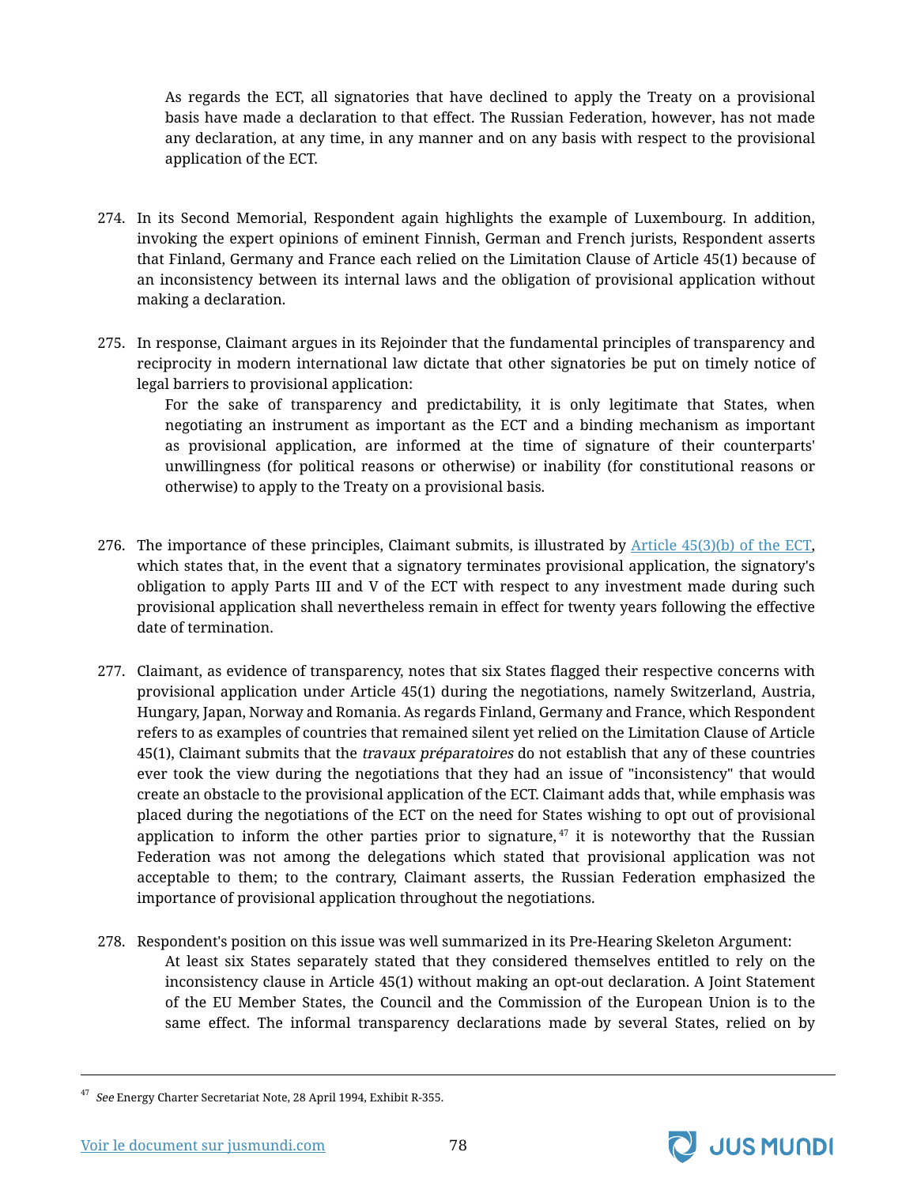> As regards the ECT, all signatories that have declined to apply the Treaty on a provisional basis have made a declaration to that effect. The Russian Federation, however, has not made any declaration, at any time, in any manner and on any basis with respect to the provisional application of the ECT.

274. In its Second Memorial, Respondent again highlights the example of Luxembourg. In addition, invoking the expert opinions of eminent Finnish, German and French jurists, Respondent asserts that Finland, Germany and France each relied on the Limitation Clause of Article 45(1) because of an inconsistency between its internal laws and the obligation of provisional application without making a declaration.

275. In response, Claimant argues in its Rejoinder that the fundamental principles of transparency and reciprocity in modern international law dictate that other signatories be put on timely notice of legal barriers to provisional application:

> For the sake of transparency and predictability, it is only legitimate that States, when negotiating an instrument as important as the ECT and a binding mechanism as important as provisional application, are informed at the time of signature of their counterparts' unwillingness (for political reasons or otherwise) or inability (for constitutional reasons or otherwise) to apply to the Treaty on a provisional basis.

276. The importance of these principles, Claimant submits, is illustrated by [Article 45(3)(b) of the ECT](), which states that, in the event that a signatory terminates provisional application, the signatory's obligation to apply Parts III and V of the ECT with respect to any investment made during such provisional application shall nevertheless remain in effect for twenty years following the effective date of termination.

277. Claimant, as evidence of transparency, notes that six States flagged their respective concerns with provisional application under Article 45(1) during the negotiations, namely Switzerland, Austria, Hungary, Japan, Norway and Romania. As regards Finland, Germany and France, which Respondent refers to as examples of countries that remained silent yet relied on the Limitation Clause of Article 45(1), Claimant submits that the *travaux préparatoires* do not establish that any of these countries ever took the view during the negotiations that they had an issue of "inconsistency" that would create an obstacle to the provisional application of the ECT. Claimant adds that, while emphasis was placed during the negotiations of the ECT on the need for States wishing to opt out of provisional application to inform the other parties prior to signature,[47] it is noteworthy that the Russian Federation was not among the delegations which stated that provisional application was not acceptable to them; to the contrary, Claimant asserts, the Russian Federation emphasized the importance of provisional application throughout the negotiations.

278. Respondent's position on this issue was well summarized in its Pre-Hearing Skeleton Argument:

> At least six States separately stated that they considered themselves entitled to rely on the inconsistency clause in Article 45(1) without making an opt-out declaration. A Joint Statement of the EU Member States, the Council and the Commission of the European Union is to the same effect. The informal transparency declarations made by several States, relied on by

---

[47] *See* Energy Charter Secretariat Note, 28 April 1994, Exhibit R-355.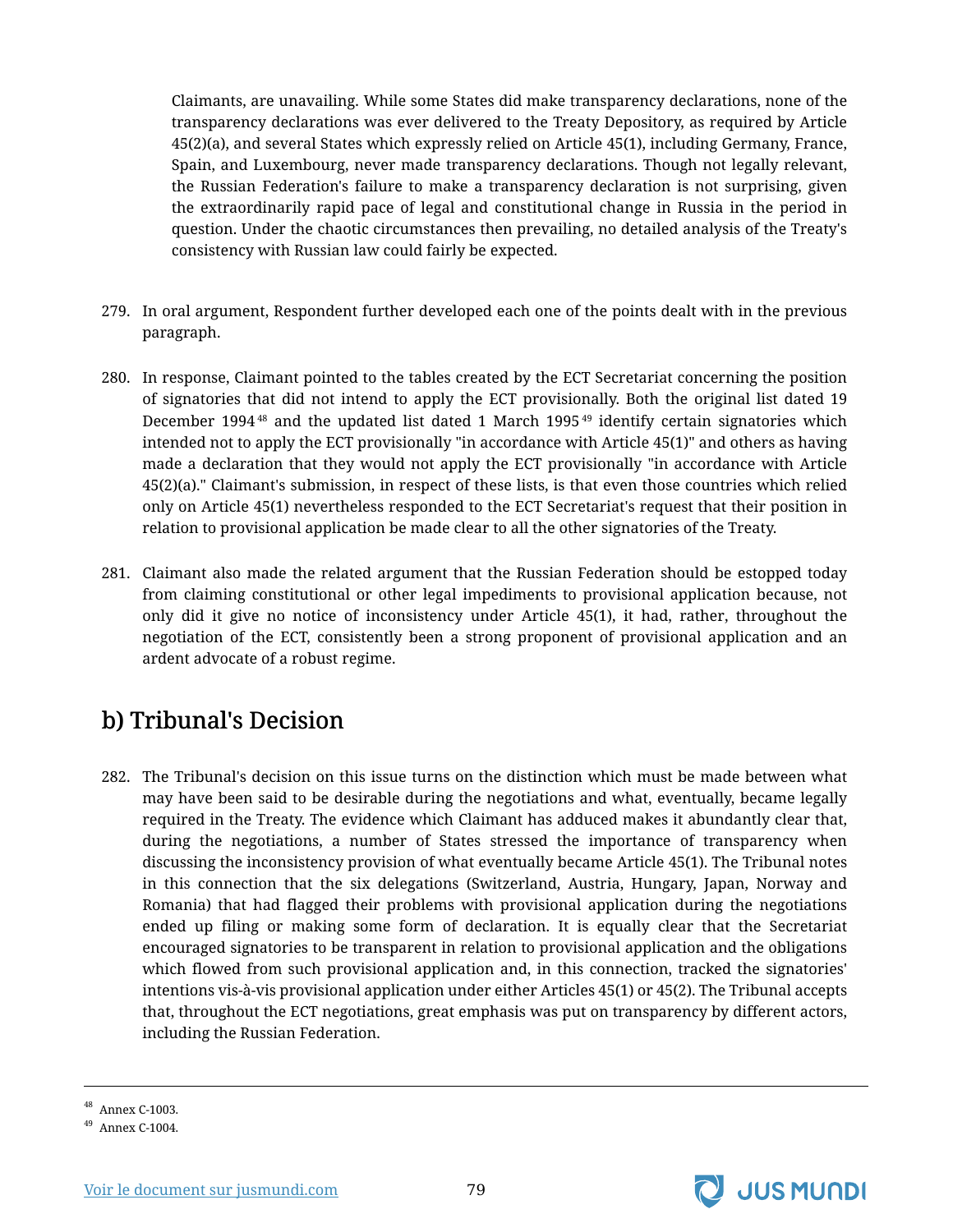Claimants, are unavailing. While some States did make transparency declarations, none of the transparency declarations was ever delivered to the Treaty Depository, as required by Article 45(2)(a), and several States which expressly relied on Article 45(1), including Germany, France, Spain, and Luxembourg, never made transparency declarations. Though not legally relevant, the Russian Federation's failure to make a transparency declaration is not surprising, given the extraordinarily rapid pace of legal and constitutional change in Russia in the period in question. Under the chaotic circumstances then prevailing, no detailed analysis of the Treaty's consistency with Russian law could fairly be expected.

279. In oral argument, Respondent further developed each one of the points dealt with in the previous paragraph.

280. In response, Claimant pointed to the tables created by the ECT Secretariat concerning the position of signatories that did not intend to apply the ECT provisionally. Both the original list dated 19 December 1994[48] and the updated list dated 1 March 1995[49] identify certain signatories which intended not to apply the ECT provisionally "in accordance with Article 45(1)" and others as having made a declaration that they would not apply the ECT provisionally "in accordance with Article 45(2)(a)." Claimant's submission, in respect of these lists, is that even those countries which relied only on Article 45(1) nevertheless responded to the ECT Secretariat's request that their position in relation to provisional application be made clear to all the other signatories of the Treaty.

281. Claimant also made the related argument that the Russian Federation should be estopped today from claiming constitutional or other legal impediments to provisional application because, not only did it give no notice of inconsistency under Article 45(1), it had, rather, throughout the negotiation of the ECT, consistently been a strong proponent of provisional application and an ardent advocate of a robust regime.

## b) Tribunal's Decision

282. The Tribunal's decision on this issue turns on the distinction which must be made between what may have been said to be desirable during the negotiations and what, eventually, became legally required in the Treaty. The evidence which Claimant has adduced makes it abundantly clear that, during the negotiations, a number of States stressed the importance of transparency when discussing the inconsistency provision of what eventually became Article 45(1). The Tribunal notes in this connection that the six delegations (Switzerland, Austria, Hungary, Japan, Norway and Romania) that had flagged their problems with provisional application during the negotiations ended up filing or making some form of declaration. It is equally clear that the Secretariat encouraged signatories to be transparent in relation to provisional application and the obligations which flowed from such provisional application and, in this connection, tracked the signatories' intentions vis-à-vis provisional application under either Articles 45(1) or 45(2). The Tribunal accepts that, throughout the ECT negotiations, great emphasis was put on transparency by different actors, including the Russian Federation.

---

[48] Annex C-1003.

[49] Annex C-1004.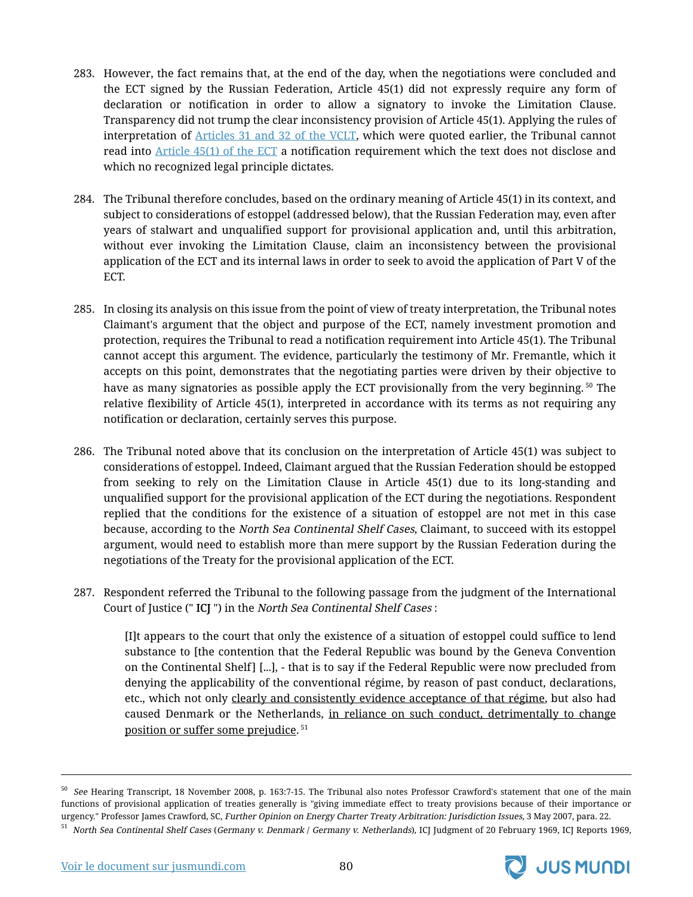283. However, the fact remains that, at the end of the day, when the negotiations were concluded and the ECT signed by the Russian Federation, Article 45(1) did not expressly require any form of declaration or notification in order to allow a signatory to invoke the Limitation Clause. Transparency did not trump the clear inconsistency provision of Article 45(1). Applying the rules of interpretation of [Articles 31 and 32 of the VCLT](), which were quoted earlier, the Tribunal cannot read into [Article 45(1) of the ECT]() a notification requirement which the text does not disclose and which no recognized legal principle dictates.

284. The Tribunal therefore concludes, based on the ordinary meaning of Article 45(1) in its context, and subject to considerations of estoppel (addressed below), that the Russian Federation may, even after years of stalwart and unqualified support for provisional application and, until this arbitration, without ever invoking the Limitation Clause, claim an inconsistency between the provisional application of the ECT and its internal laws in order to seek to avoid the application of Part V of the ECT.

285. In closing its analysis on this issue from the point of view of treaty interpretation, the Tribunal notes Claimant's argument that the object and purpose of the ECT, namely investment promotion and protection, requires the Tribunal to read a notification requirement into Article 45(1). The Tribunal cannot accept this argument. The evidence, particularly the testimony of Mr. Fremantle, which it accepts on this point, demonstrates that the negotiating parties were driven by their objective to have as many signatories as possible apply the ECT provisionally from the very beginning.[50] The relative flexibility of Article 45(1), interpreted in accordance with its terms as not requiring any notification or declaration, certainly serves this purpose.

286. The Tribunal noted above that its conclusion on the interpretation of Article 45(1) was subject to considerations of estoppel. Indeed, Claimant argued that the Russian Federation should be estopped from seeking to rely on the Limitation Clause in Article 45(1) due to its long-standing and unqualified support for the provisional application of the ECT during the negotiations. Respondent replied that the conditions for the existence of a situation of estoppel are not met in this case because, according to the *North Sea Continental Shelf Cases*, Claimant, to succeed with its estoppel argument, would need to establish more than mere support by the Russian Federation during the negotiations of the Treaty for the provisional application of the ECT.

287. Respondent referred the Tribunal to the following passage from the judgment of the International Court of Justice (" **ICJ** ") in the *North Sea Continental Shelf Cases* :

> [I]t appears to the court that only the existence of a situation of estoppel could suffice to lend substance to [the contention that the Federal Republic was bound by the Geneva Convention on the Continental Shelf] [...], - that is to say if the Federal Republic were now precluded from denying the applicability of the conventional régime, by reason of past conduct, declarations, etc., which not only <u>clearly and consistently evidence acceptance of that régime</u>, but also had caused Denmark or the Netherlands, <u>in reliance on such conduct, detrimentally to change position or suffer some prejudice</u>.[51]

---

[50] *See* Hearing Transcript, 18 November 2008, p. 163:7-15. The Tribunal also notes Professor Crawford's statement that one of the main functions of provisional application of treaties generally is "giving immediate effect to treaty provisions because of their importance or urgency." Professor James Crawford, SC, *Further Opinion on Energy Charter Treaty Arbitration: Jurisdiction Issues*, 3 May 2007, para. 22.

[51] *North Sea Continental Shelf Cases* (*Germany v. Denmark* / *Germany v. Netherlands*), ICJ Judgment of 20 February 1969, ICJ Reports 1969,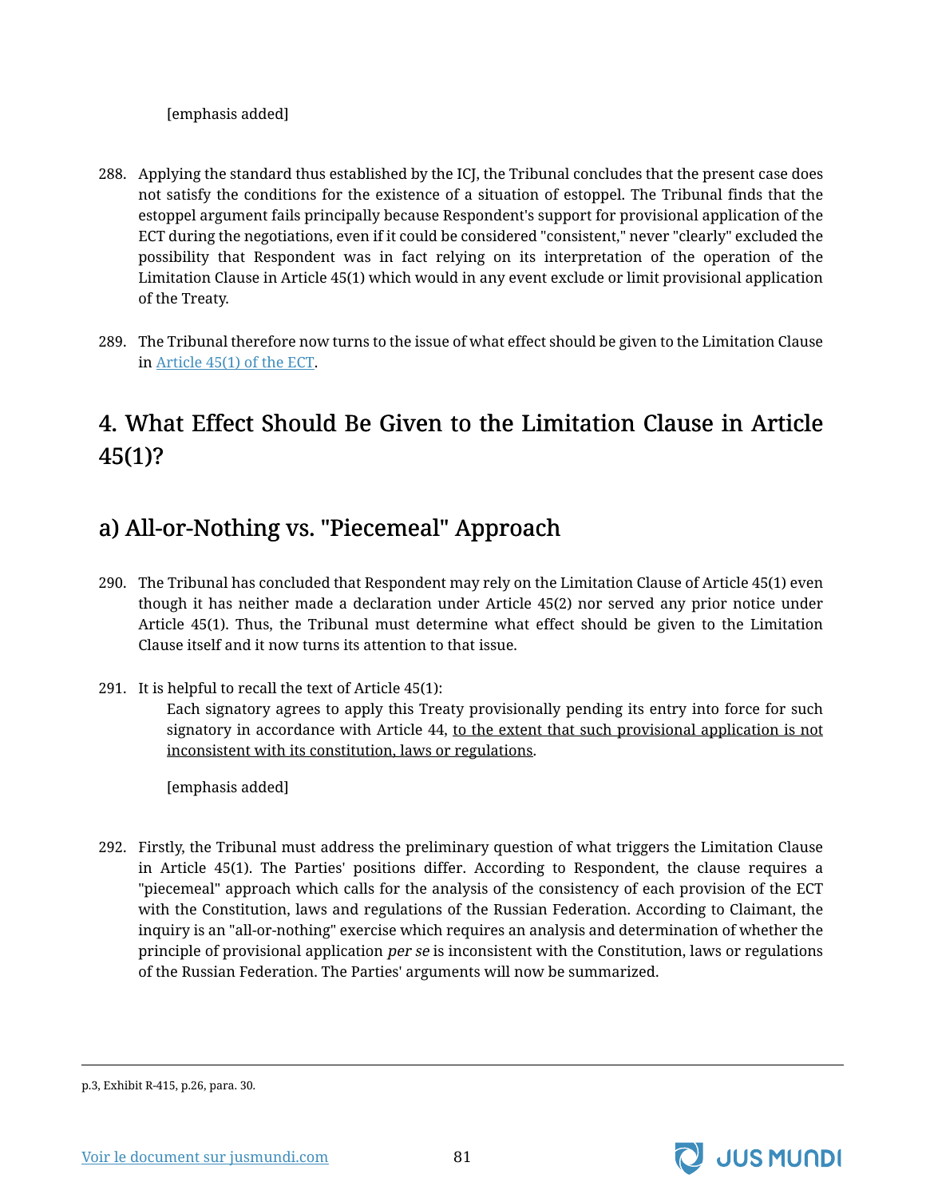[emphasis added]

288. Applying the standard thus established by the ICJ, the Tribunal concludes that the present case does not satisfy the conditions for the existence of a situation of estoppel. The Tribunal finds that the estoppel argument fails principally because Respondent's support for provisional application of the ECT during the negotiations, even if it could be considered "consistent," never "clearly" excluded the possibility that Respondent was in fact relying on its interpretation of the operation of the Limitation Clause in Article 45(1) which would in any event exclude or limit provisional application of the Treaty.

289. The Tribunal therefore now turns to the issue of what effect should be given to the Limitation Clause in Article 45(1) of the ECT.

## 4. What Effect Should Be Given to the Limitation Clause in Article 45(1)?

### a) All-or-Nothing vs. "Piecemeal" Approach

290. The Tribunal has concluded that Respondent may rely on the Limitation Clause of Article 45(1) even though it has neither made a declaration under Article 45(2) nor served any prior notice under Article 45(1). Thus, the Tribunal must determine what effect should be given to the Limitation Clause itself and it now turns its attention to that issue.

291. It is helpful to recall the text of Article 45(1):

> Each signatory agrees to apply this Treaty provisionally pending its entry into force for such signatory in accordance with Article 44, <u>to the extent that such provisional application is not inconsistent with its constitution, laws or regulations</u>.
>
> [emphasis added]

292. Firstly, the Tribunal must address the preliminary question of what triggers the Limitation Clause in Article 45(1). The Parties' positions differ. According to Respondent, the clause requires a "piecemeal" approach which calls for the analysis of the consistency of each provision of the ECT with the Constitution, laws and regulations of the Russian Federation. According to Claimant, the inquiry is an "all-or-nothing" exercise which requires an analysis and determination of whether the principle of provisional application *per se* is inconsistent with the Constitution, laws or regulations of the Russian Federation. The Parties' arguments will now be summarized.

---

p.3, Exhibit R-415, p.26, para. 30.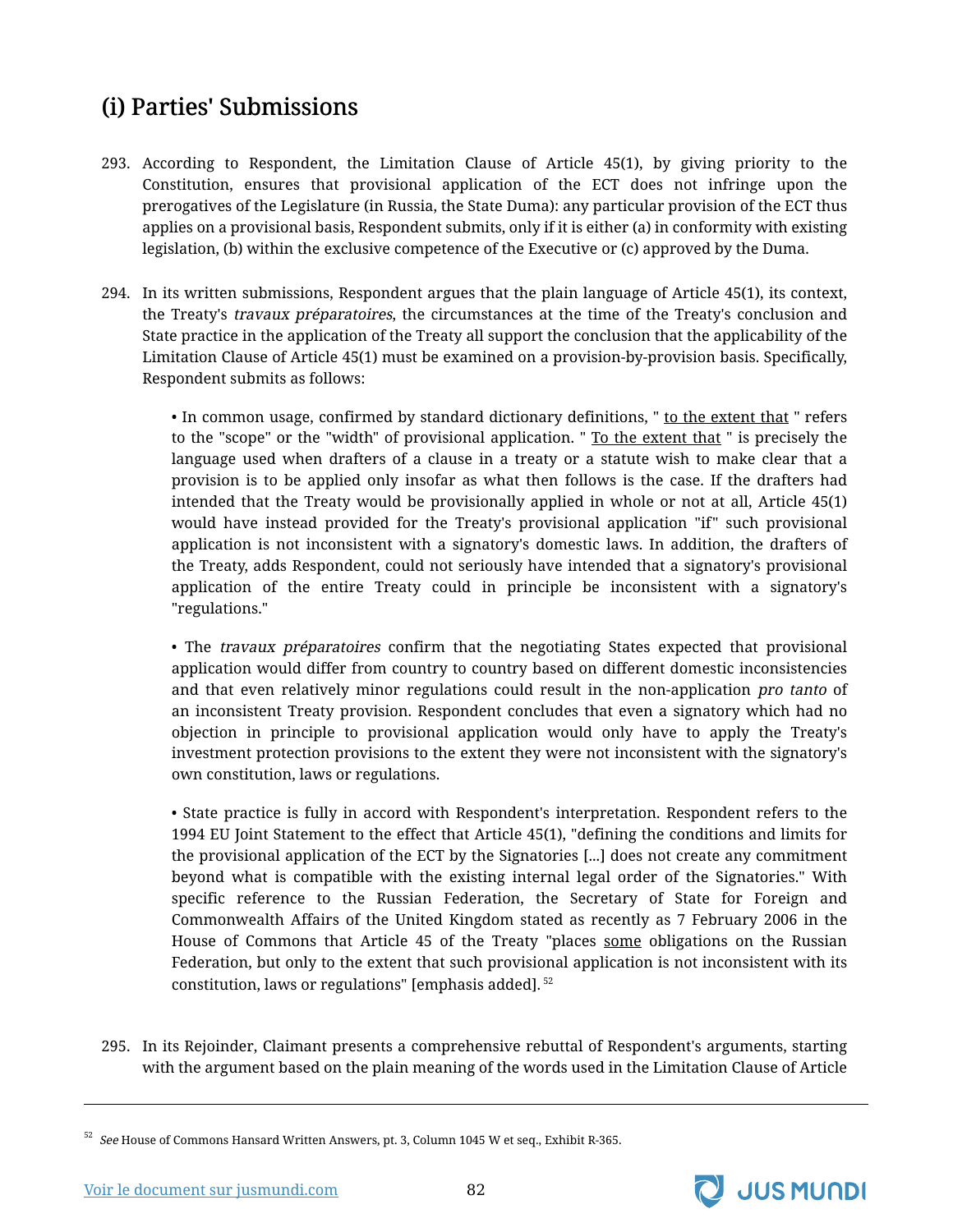### (i) Parties' Submissions

293. According to Respondent, the Limitation Clause of Article 45(1), by giving priority to the Constitution, ensures that provisional application of the ECT does not infringe upon the prerogatives of the Legislature (in Russia, the State Duma): any particular provision of the ECT thus applies on a provisional basis, Respondent submits, only if it is either (a) in conformity with existing legislation, (b) within the exclusive competence of the Executive or (c) approved by the Duma.

294. In its written submissions, Respondent argues that the plain language of Article 45(1), its context, the Treaty's *travaux préparatoires*, the circumstances at the time of the Treaty's conclusion and State practice in the application of the Treaty all support the conclusion that the applicability of the Limitation Clause of Article 45(1) must be examined on a provision-by-provision basis. Specifically, Respondent submits as follows:

> • In common usage, confirmed by standard dictionary definitions, " <u>to the extent that</u> " refers to the "scope" or the "width" of provisional application. " <u>To the extent that</u> " is precisely the language used when drafters of a clause in a treaty or a statute wish to make clear that a provision is to be applied only insofar as what then follows is the case. If the drafters had intended that the Treaty would be provisionally applied in whole or not at all, Article 45(1) would have instead provided for the Treaty's provisional application "if" such provisional application is not inconsistent with a signatory's domestic laws. In addition, the drafters of the Treaty, adds Respondent, could not seriously have intended that a signatory's provisional application of the entire Treaty could in principle be inconsistent with a signatory's "regulations."
>
> • The *travaux préparatoires* confirm that the negotiating States expected that provisional application would differ from country to country based on different domestic inconsistencies and that even relatively minor regulations could result in the non-application *pro tanto* of an inconsistent Treaty provision. Respondent concludes that even a signatory which had no objection in principle to provisional application would only have to apply the Treaty's investment protection provisions to the extent they were not inconsistent with the signatory's own constitution, laws or regulations.
>
> • State practice is fully in accord with Respondent's interpretation. Respondent refers to the 1994 EU Joint Statement to the effect that Article 45(1), "defining the conditions and limits for the provisional application of the ECT by the Signatories [...] does not create any commitment beyond what is compatible with the existing internal legal order of the Signatories." With specific reference to the Russian Federation, the Secretary of State for Foreign and Commonwealth Affairs of the United Kingdom stated as recently as 7 February 2006 in the House of Commons that Article 45 of the Treaty "places <u>some</u> obligations on the Russian Federation, but only to the extent that such provisional application is not inconsistent with its constitution, laws or regulations" [emphasis added].[52]

295. In its Rejoinder, Claimant presents a comprehensive rebuttal of Respondent's arguments, starting with the argument based on the plain meaning of the words used in the Limitation Clause of Article

---

[52] *See* House of Commons Hansard Written Answers, pt. 3, Column 1045 W et seq., Exhibit R-365.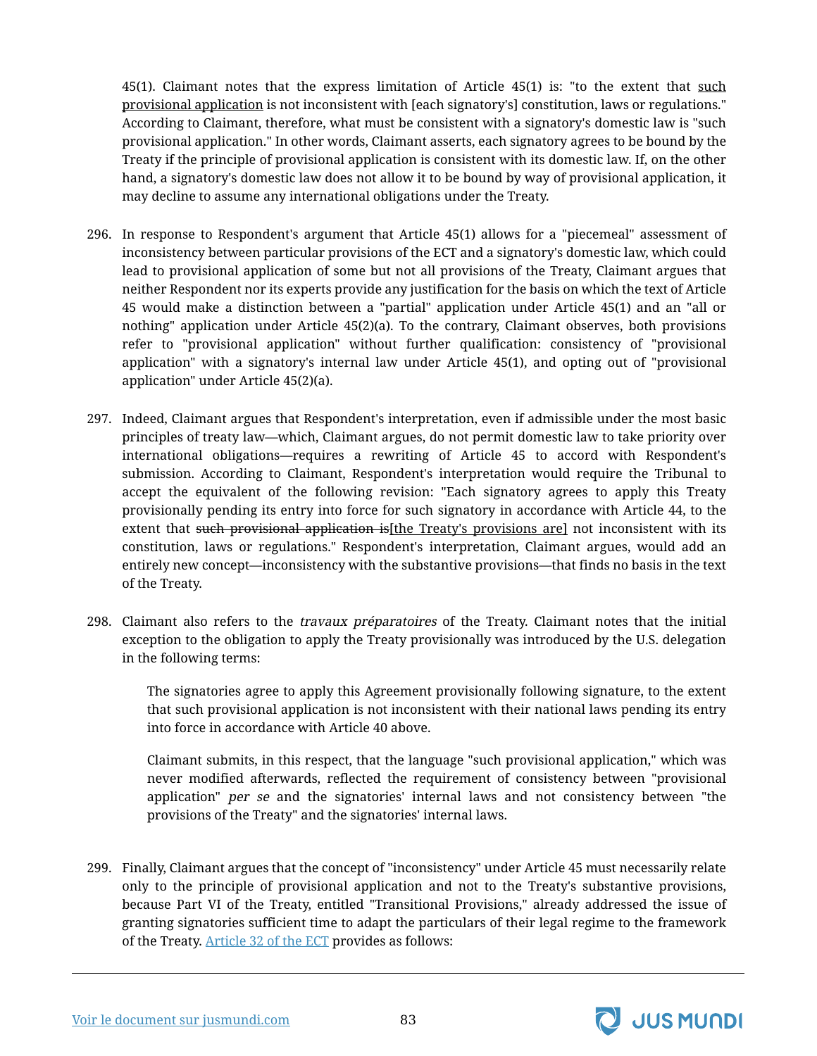45(1). Claimant notes that the express limitation of Article 45(1) is: "to the extent that <u>such provisional application</u> is not inconsistent with [each signatory's] constitution, laws or regulations." According to Claimant, therefore, what must be consistent with a signatory's domestic law is "such provisional application." In other words, Claimant asserts, each signatory agrees to be bound by the Treaty if the principle of provisional application is consistent with its domestic law. If, on the other hand, a signatory's domestic law does not allow it to be bound by way of provisional application, it may decline to assume any international obligations under the Treaty.

296. In response to Respondent's argument that Article 45(1) allows for a "piecemeal" assessment of inconsistency between particular provisions of the ECT and a signatory's domestic law, which could lead to provisional application of some but not all provisions of the Treaty, Claimant argues that neither Respondent nor its experts provide any justification for the basis on which the text of Article 45 would make a distinction between a "partial" application under Article 45(1) and an "all or nothing" application under Article 45(2)(a). To the contrary, Claimant observes, both provisions refer to "provisional application" without further qualification: consistency of "provisional application" with a signatory's internal law under Article 45(1), and opting out of "provisional application" under Article 45(2)(a).

297. Indeed, Claimant argues that Respondent's interpretation, even if admissible under the most basic principles of treaty law—which, Claimant argues, do not permit domestic law to take priority over international obligations—requires a rewriting of Article 45 to accord with Respondent's submission. According to Claimant, Respondent's interpretation would require the Tribunal to accept the equivalent of the following revision: "Each signatory agrees to apply this Treaty provisionally pending its entry into force for such signatory in accordance with Article 44, to the extent that ~~such provisional application is~~<u>[the Treaty's provisions are]</u> not inconsistent with its constitution, laws or regulations." Respondent's interpretation, Claimant argues, would add an entirely new concept—inconsistency with the substantive provisions—that finds no basis in the text of the Treaty.

298. Claimant also refers to the *travaux préparatoires* of the Treaty. Claimant notes that the initial exception to the obligation to apply the Treaty provisionally was introduced by the U.S. delegation in the following terms:

> The signatories agree to apply this Agreement provisionally following signature, to the extent that such provisional application is not inconsistent with their national laws pending its entry into force in accordance with Article 40 above.

> Claimant submits, in this respect, that the language "such provisional application," which was never modified afterwards, reflected the requirement of consistency between "provisional application" *per se* and the signatories' internal laws and not consistency between "the provisions of the Treaty" and the signatories' internal laws.

299. Finally, Claimant argues that the concept of "inconsistency" under Article 45 must necessarily relate only to the principle of provisional application and not to the Treaty's substantive provisions, because Part VI of the Treaty, entitled "Transitional Provisions," already addressed the issue of granting signatories sufficient time to adapt the particulars of their legal regime to the framework of the Treaty. Article 32 of the ECT provides as follows: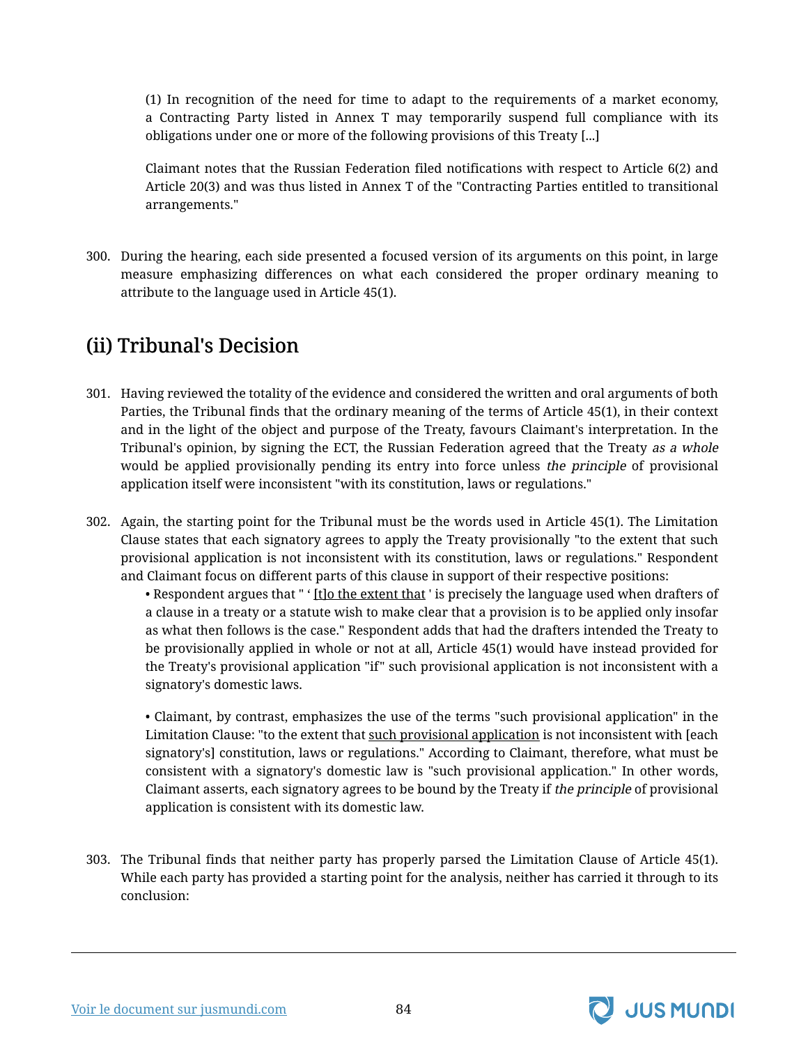(1) In recognition of the need for time to adapt to the requirements of a market economy, a Contracting Party listed in Annex T may temporarily suspend full compliance with its obligations under one or more of the following provisions of this Treaty [...]

Claimant notes that the Russian Federation filed notifications with respect to Article 6(2) and Article 20(3) and was thus listed in Annex T of the "Contracting Parties entitled to transitional arrangements."

300. During the hearing, each side presented a focused version of its arguments on this point, in large measure emphasizing differences on what each considered the proper ordinary meaning to attribute to the language used in Article 45(1).

## (ii) Tribunal's Decision

301. Having reviewed the totality of the evidence and considered the written and oral arguments of both Parties, the Tribunal finds that the ordinary meaning of the terms of Article 45(1), in their context and in the light of the object and purpose of the Treaty, favours Claimant's interpretation. In the Tribunal's opinion, by signing the ECT, the Russian Federation agreed that the Treaty *as a whole* would be applied provisionally pending its entry into force unless *the principle* of provisional application itself were inconsistent "with its constitution, laws or regulations."

302. Again, the starting point for the Tribunal must be the words used in Article 45(1). The Limitation Clause states that each signatory agrees to apply the Treaty provisionally "to the extent that such provisional application is not inconsistent with its constitution, laws or regulations." Respondent and Claimant focus on different parts of this clause in support of their respective positions:

- Respondent argues that " ' [t]o the extent that ' is precisely the language used when drafters of a clause in a treaty or a statute wish to make clear that a provision is to be applied only insofar as what then follows is the case." Respondent adds that had the drafters intended the Treaty to be provisionally applied in whole or not at all, Article 45(1) would have instead provided for the Treaty's provisional application "if" such provisional application is not inconsistent with a signatory's domestic laws.

- Claimant, by contrast, emphasizes the use of the terms "such provisional application" in the Limitation Clause: "to the extent that such provisional application is not inconsistent with [each signatory's] constitution, laws or regulations." According to Claimant, therefore, what must be consistent with a signatory's domestic law is "such provisional application." In other words, Claimant asserts, each signatory agrees to be bound by the Treaty if *the principle* of provisional application is consistent with its domestic law.

303. The Tribunal finds that neither party has properly parsed the Limitation Clause of Article 45(1). While each party has provided a starting point for the analysis, neither has carried it through to its conclusion: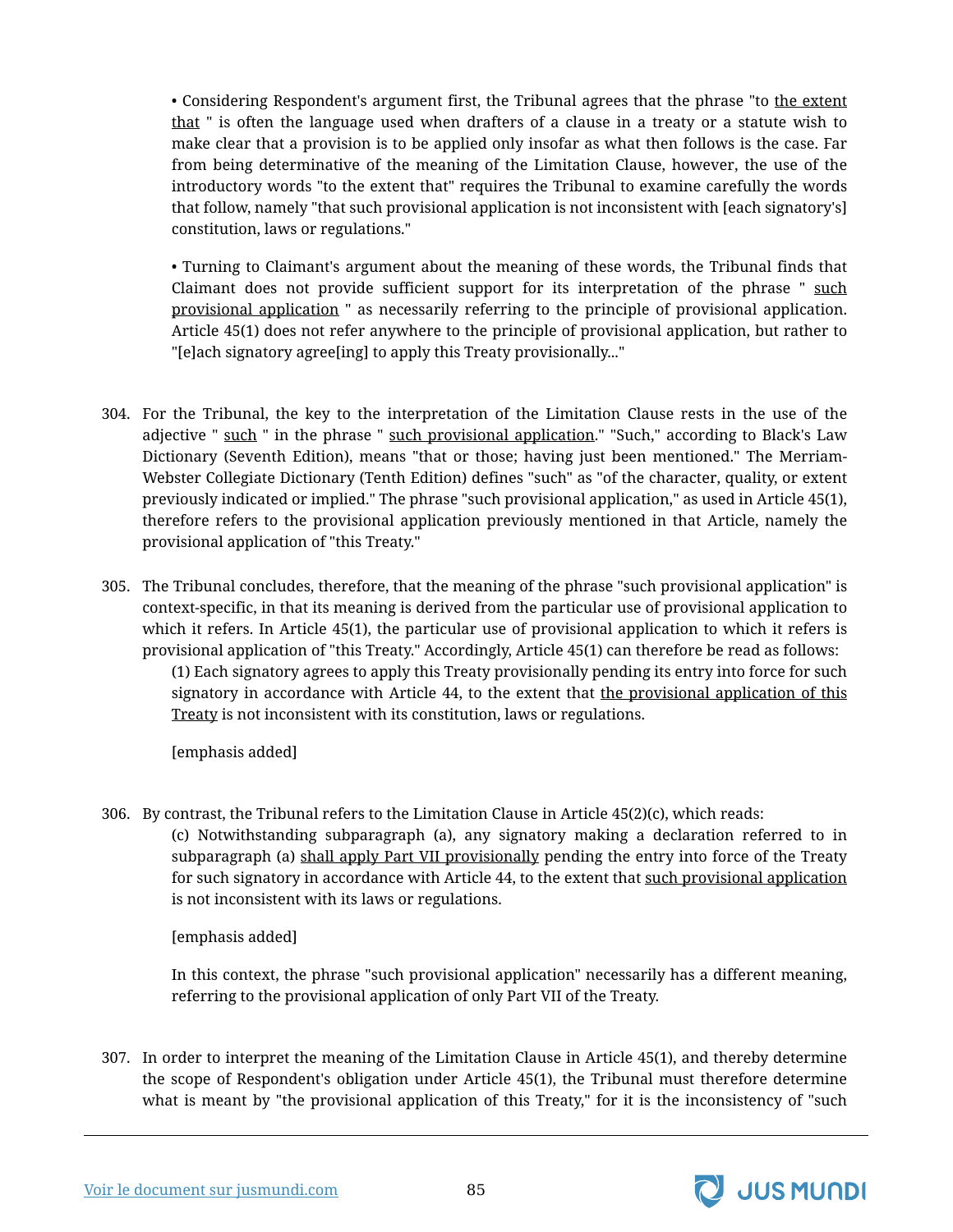• Considering Respondent's argument first, the Tribunal agrees that the phrase "to the extent that " is often the language used when drafters of a clause in a treaty or a statute wish to make clear that a provision is to be applied only insofar as what then follows is the case. Far from being determinative of the meaning of the Limitation Clause, however, the use of the introductory words "to the extent that" requires the Tribunal to examine carefully the words that follow, namely "that such provisional application is not inconsistent with [each signatory's] constitution, laws or regulations."

• Turning to Claimant's argument about the meaning of these words, the Tribunal finds that Claimant does not provide sufficient support for its interpretation of the phrase " such provisional application " as necessarily referring to the principle of provisional application. Article 45(1) does not refer anywhere to the principle of provisional application, but rather to "[e]ach signatory agree[ing] to apply this Treaty provisionally..."

304. For the Tribunal, the key to the interpretation of the Limitation Clause rests in the use of the adjective " such " in the phrase " such provisional application." "Such," according to Black's Law Dictionary (Seventh Edition), means "that or those; having just been mentioned." The Merriam-Webster Collegiate Dictionary (Tenth Edition) defines "such" as "of the character, quality, or extent previously indicated or implied." The phrase "such provisional application," as used in Article 45(1), therefore refers to the provisional application previously mentioned in that Article, namely the provisional application of "this Treaty."

305. The Tribunal concludes, therefore, that the meaning of the phrase "such provisional application" is context-specific, in that its meaning is derived from the particular use of provisional application to which it refers. In Article 45(1), the particular use of provisional application to which it refers is provisional application of "this Treaty." Accordingly, Article 45(1) can therefore be read as follows:

> (1) Each signatory agrees to apply this Treaty provisionally pending its entry into force for such signatory in accordance with Article 44, to the extent that the provisional application of this Treaty is not inconsistent with its constitution, laws or regulations.
>
> [emphasis added]

306. By contrast, the Tribunal refers to the Limitation Clause in Article 45(2)(c), which reads:

> (c) Notwithstanding subparagraph (a), any signatory making a declaration referred to in subparagraph (a) shall apply Part VII provisionally pending the entry into force of the Treaty for such signatory in accordance with Article 44, to the extent that such provisional application is not inconsistent with its laws or regulations.
>
> [emphasis added]

In this context, the phrase "such provisional application" necessarily has a different meaning, referring to the provisional application of only Part VII of the Treaty.

307. In order to interpret the meaning of the Limitation Clause in Article 45(1), and thereby determine the scope of Respondent's obligation under Article 45(1), the Tribunal must therefore determine what is meant by "the provisional application of this Treaty," for it is the inconsistency of "such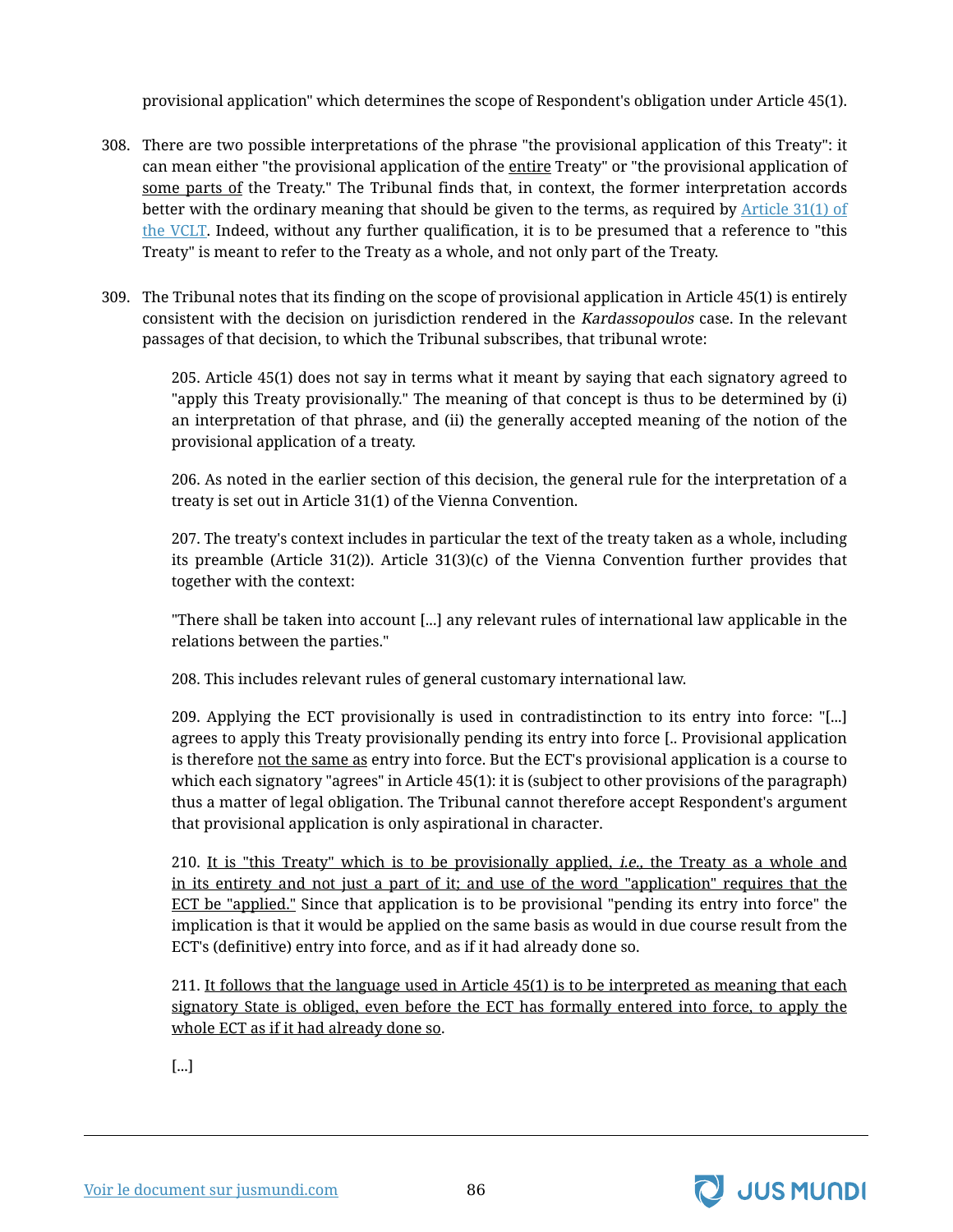provisional application" which determines the scope of Respondent's obligation under Article 45(1).

308. There are two possible interpretations of the phrase "the provisional application of this Treaty": it can mean either "the provisional application of the <u>entire</u> Treaty" or "the provisional application of <u>some parts of</u> the Treaty." The Tribunal finds that, in context, the former interpretation accords better with the ordinary meaning that should be given to the terms, as required by Article 31(1) of the VCLT. Indeed, without any further qualification, it is to be presumed that a reference to "this Treaty" is meant to refer to the Treaty as a whole, and not only part of the Treaty.

309. The Tribunal notes that its finding on the scope of provisional application in Article 45(1) is entirely consistent with the decision on jurisdiction rendered in the *Kardassopoulos* case. In the relevant passages of that decision, to which the Tribunal subscribes, that tribunal wrote:

> 205. Article 45(1) does not say in terms what it meant by saying that each signatory agreed to "apply this Treaty provisionally." The meaning of that concept is thus to be determined by (i) an interpretation of that phrase, and (ii) the generally accepted meaning of the notion of the provisional application of a treaty.
>
> 206. As noted in the earlier section of this decision, the general rule for the interpretation of a treaty is set out in Article 31(1) of the Vienna Convention.
>
> 207. The treaty's context includes in particular the text of the treaty taken as a whole, including its preamble (Article 31(2)). Article 31(3)(c) of the Vienna Convention further provides that together with the context:
>
> "There shall be taken into account [...] any relevant rules of international law applicable in the relations between the parties."
>
> 208. This includes relevant rules of general customary international law.
>
> 209. Applying the ECT provisionally is used in contradistinction to its entry into force: "[...] agrees to apply this Treaty provisionally pending its entry into force [.. Provisional application is therefore <u>not the same as</u> entry into force. But the ECT's provisional application is a course to which each signatory "agrees" in Article 45(1): it is (subject to other provisions of the paragraph) thus a matter of legal obligation. The Tribunal cannot therefore accept Respondent's argument that provisional application is only aspirational in character.
>
> 210. <u>It is "this Treaty" which is to be provisionally applied, *i.e.*, the Treaty as a whole and in its entirety and not just a part of it; and use of the word "application" requires that the ECT be "applied."</u> Since that application is to be provisional "pending its entry into force" the implication is that it would be applied on the same basis as would in due course result from the ECT's (definitive) entry into force, and as if it had already done so.
>
> 211. <u>It follows that the language used in Article 45(1) is to be interpreted as meaning that each signatory State is obliged, even before the ECT has formally entered into force, to apply the whole ECT as if it had already done so</u>.
>
> [...]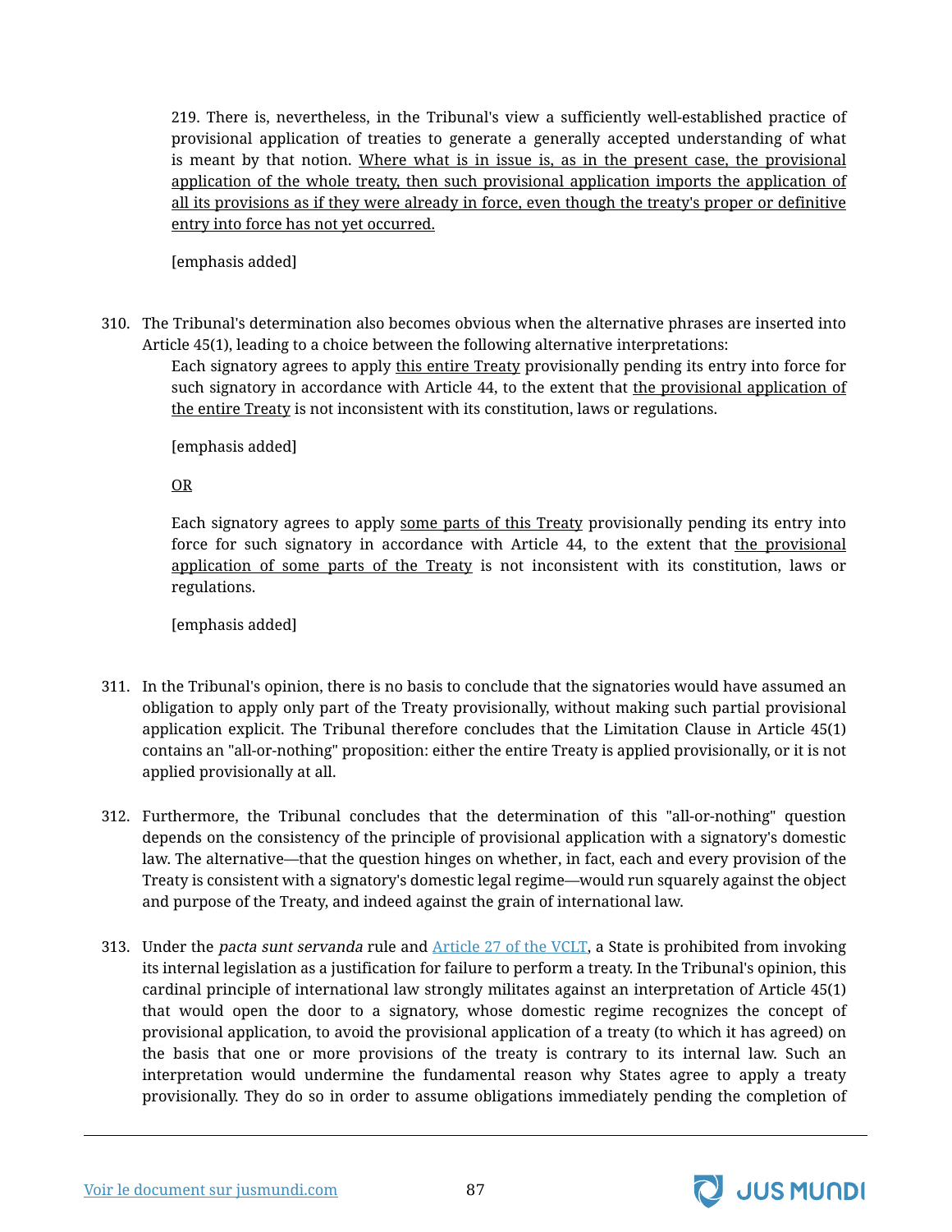> 219. There is, nevertheless, in the Tribunal's view a sufficiently well-established practice of provisional application of treaties to generate a generally accepted understanding of what is meant by that notion. <u>Where what is in issue is, as in the present case, the provisional application of the whole treaty, then such provisional application imports the application of all its provisions as if they were already in force, even though the treaty's proper or definitive entry into force has not yet occurred.</u>
>
> [emphasis added]

310. The Tribunal's determination also becomes obvious when the alternative phrases are inserted into Article 45(1), leading to a choice between the following alternative interpretations:

> Each signatory agrees to apply <u>this entire Treaty</u> provisionally pending its entry into force for such signatory in accordance with Article 44, to the extent that <u>the provisional application of the entire Treaty</u> is not inconsistent with its constitution, laws or regulations.
>
> [emphasis added]
>
> <u>OR</u>
>
> Each signatory agrees to apply <u>some parts of this Treaty</u> provisionally pending its entry into force for such signatory in accordance with Article 44, to the extent that <u>the provisional application of some parts of the Treaty</u> is not inconsistent with its constitution, laws or regulations.
>
> [emphasis added]

311. In the Tribunal's opinion, there is no basis to conclude that the signatories would have assumed an obligation to apply only part of the Treaty provisionally, without making such partial provisional application explicit. The Tribunal therefore concludes that the Limitation Clause in Article 45(1) contains an "all-or-nothing" proposition: either the entire Treaty is applied provisionally, or it is not applied provisionally at all.

312. Furthermore, the Tribunal concludes that the determination of this "all-or-nothing" question depends on the consistency of the principle of provisional application with a signatory's domestic law. The alternative—that the question hinges on whether, in fact, each and every provision of the Treaty is consistent with a signatory's domestic legal regime—would run squarely against the object and purpose of the Treaty, and indeed against the grain of international law.

313. Under the *pacta sunt servanda* rule and [Article 27 of the VCLT](), a State is prohibited from invoking its internal legislation as a justification for failure to perform a treaty. In the Tribunal's opinion, this cardinal principle of international law strongly militates against an interpretation of Article 45(1) that would open the door to a signatory, whose domestic regime recognizes the concept of provisional application, to avoid the provisional application of a treaty (to which it has agreed) on the basis that one or more provisions of the treaty is contrary to its internal law. Such an interpretation would undermine the fundamental reason why States agree to apply a treaty provisionally. They do so in order to assume obligations immediately pending the completion of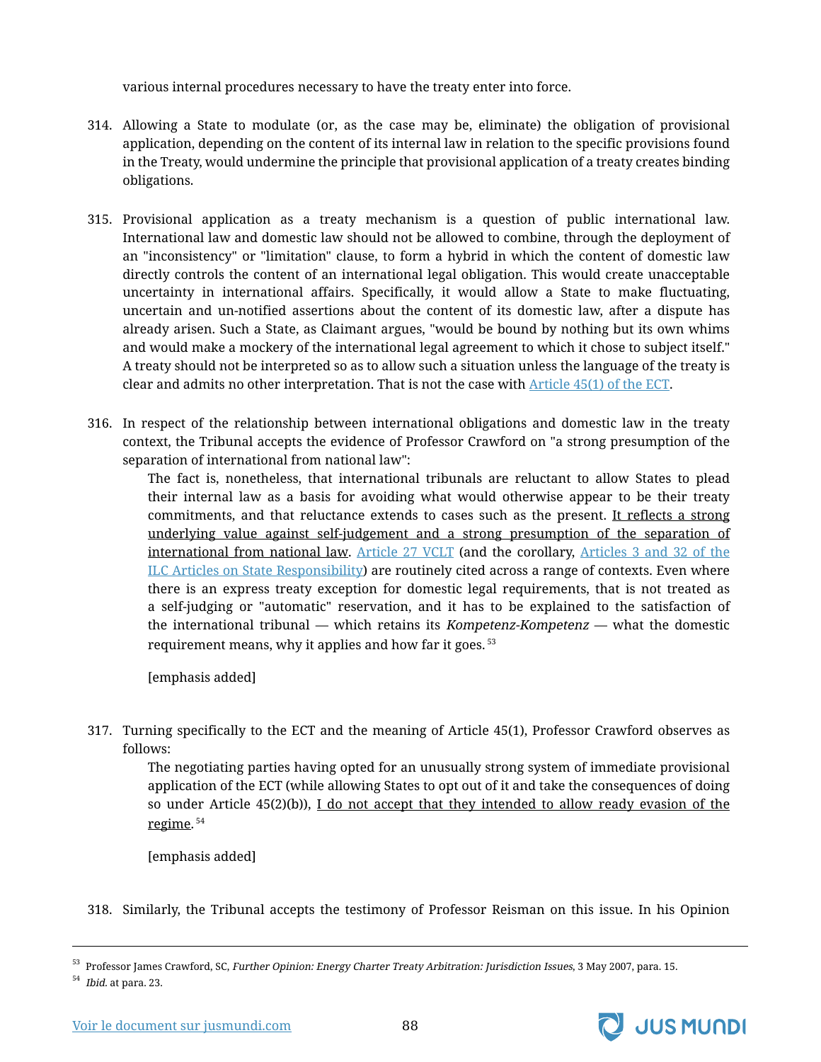various internal procedures necessary to have the treaty enter into force.

314. Allowing a State to modulate (or, as the case may be, eliminate) the obligation of provisional application, depending on the content of its internal law in relation to the specific provisions found in the Treaty, would undermine the principle that provisional application of a treaty creates binding obligations.

315. Provisional application as a treaty mechanism is a question of public international law. International law and domestic law should not be allowed to combine, through the deployment of an "inconsistency" or "limitation" clause, to form a hybrid in which the content of domestic law directly controls the content of an international legal obligation. This would create unacceptable uncertainty in international affairs. Specifically, it would allow a State to make fluctuating, uncertain and un-notified assertions about the content of its domestic law, after a dispute has already arisen. Such a State, as Claimant argues, "would be bound by nothing but its own whims and would make a mockery of the international legal agreement to which it chose to subject itself." A treaty should not be interpreted so as to allow such a situation unless the language of the treaty is clear and admits no other interpretation. That is not the case with Article 45(1) of the ECT.

316. In respect of the relationship between international obligations and domestic law in the treaty context, the Tribunal accepts the evidence of Professor Crawford on "a strong presumption of the separation of international from national law":

> The fact is, nonetheless, that international tribunals are reluctant to allow States to plead their internal law as a basis for avoiding what would otherwise appear to be their treaty commitments, and that reluctance extends to cases such as the present. It reflects a strong underlying value against self-judgement and a strong presumption of the separation of international from national law. Article 27 VCLT (and the corollary, Articles 3 and 32 of the ILC Articles on State Responsibility) are routinely cited across a range of contexts. Even where there is an express treaty exception for domestic legal requirements, that is not treated as a self-judging or "automatic" reservation, and it has to be explained to the satisfaction of the international tribunal — which retains its *Kompetenz-Kompetenz* — what the domestic requirement means, why it applies and how far it goes. [53]
>
> [emphasis added]

317. Turning specifically to the ECT and the meaning of Article 45(1), Professor Crawford observes as follows:

> The negotiating parties having opted for an unusually strong system of immediate provisional application of the ECT (while allowing States to opt out of it and take the consequences of doing so under Article 45(2)(b)), I do not accept that they intended to allow ready evasion of the regime. [54]
>
> [emphasis added]

318. Similarly, the Tribunal accepts the testimony of Professor Reisman on this issue. In his Opinion

---

[53] Professor James Crawford, SC, *Further Opinion: Energy Charter Treaty Arbitration: Jurisdiction Issues*, 3 May 2007, para. 15.

[54] *Ibid.* at para. 23.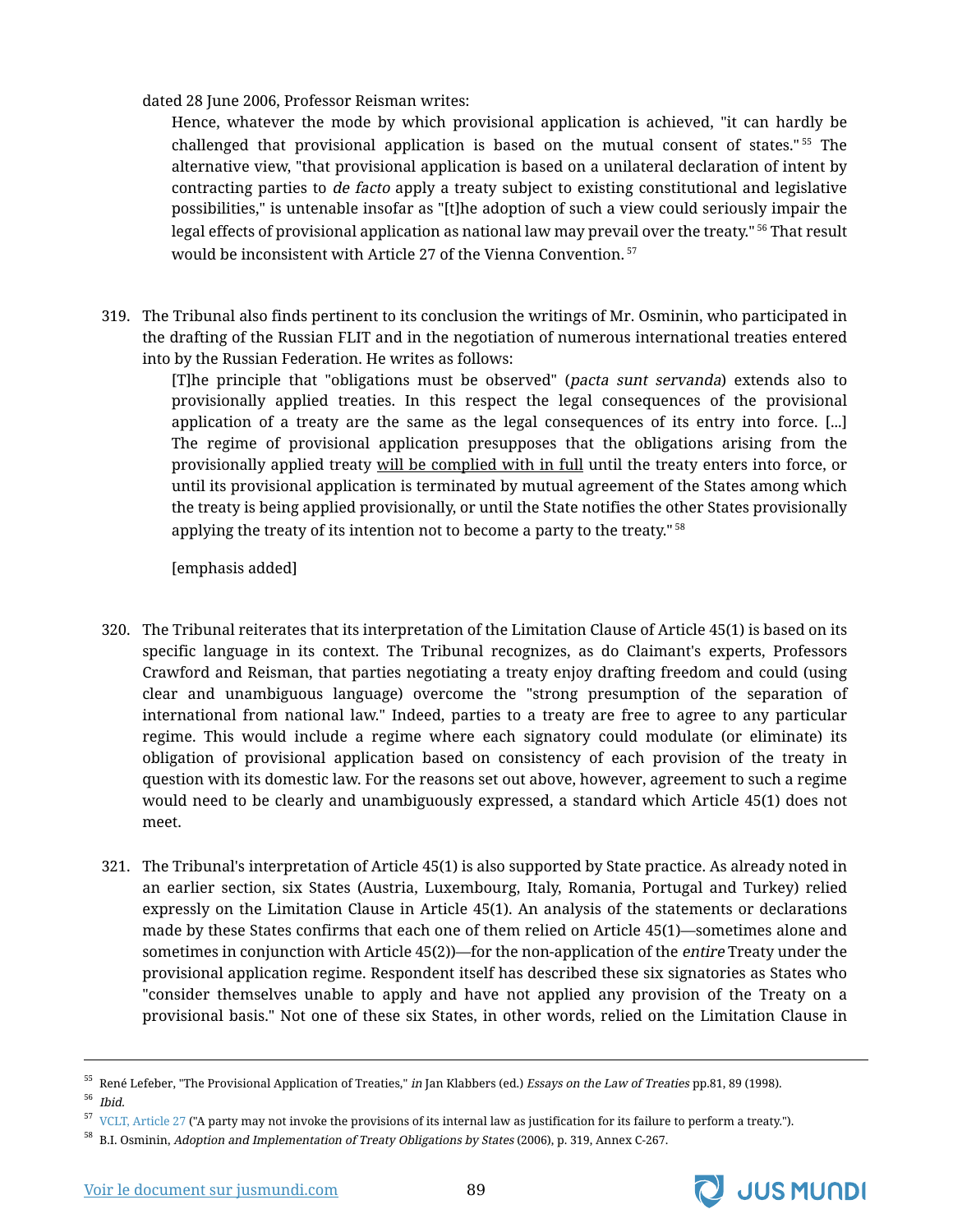dated 28 June 2006, Professor Reisman writes:

> Hence, whatever the mode by which provisional application is achieved, "it can hardly be challenged that provisional application is based on the mutual consent of states."[55] The alternative view, "that provisional application is based on a unilateral declaration of intent by contracting parties to *de facto* apply a treaty subject to existing constitutional and legislative possibilities," is untenable insofar as "[t]he adoption of such a view could seriously impair the legal effects of provisional application as national law may prevail over the treaty."[56] That result would be inconsistent with Article 27 of the Vienna Convention.[57]

319. The Tribunal also finds pertinent to its conclusion the writings of Mr. Osminin, who participated in the drafting of the Russian FLIT and in the negotiation of numerous international treaties entered into by the Russian Federation. He writes as follows:

> [T]he principle that "obligations must be observed" (*pacta sunt servanda*) extends also to provisionally applied treaties. In this respect the legal consequences of the provisional application of a treaty are the same as the legal consequences of its entry into force. [...] The regime of provisional application presupposes that the obligations arising from the provisionally applied treaty <u>will be complied with in full</u> until the treaty enters into force, or until its provisional application is terminated by mutual agreement of the States among which the treaty is being applied provisionally, or until the State notifies the other States provisionally applying the treaty of its intention not to become a party to the treaty."[58]
>
> [emphasis added]

320. The Tribunal reiterates that its interpretation of the Limitation Clause of Article 45(1) is based on its specific language in its context. The Tribunal recognizes, as do Claimant's experts, Professors Crawford and Reisman, that parties negotiating a treaty enjoy drafting freedom and could (using clear and unambiguous language) overcome the "strong presumption of the separation of international from national law." Indeed, parties to a treaty are free to agree to any particular regime. This would include a regime where each signatory could modulate (or eliminate) its obligation of provisional application based on consistency of each provision of the treaty in question with its domestic law. For the reasons set out above, however, agreement to such a regime would need to be clearly and unambiguously expressed, a standard which Article 45(1) does not meet.

321. The Tribunal's interpretation of Article 45(1) is also supported by State practice. As already noted in an earlier section, six States (Austria, Luxembourg, Italy, Romania, Portugal and Turkey) relied expressly on the Limitation Clause in Article 45(1). An analysis of the statements or declarations made by these States confirms that each one of them relied on Article 45(1)—sometimes alone and sometimes in conjunction with Article 45(2))—for the non-application of the *entire* Treaty under the provisional application regime. Respondent itself has described these six signatories as States who "consider themselves unable to apply and have not applied any provision of the Treaty on a provisional basis." Not one of these six States, in other words, relied on the Limitation Clause in

---

[55] René Lefeber, "The Provisional Application of Treaties," *in* Jan Klabbers (ed.) *Essays on the Law of Treaties* pp.81, 89 (1998).

[56] *Ibid.*

[57] VCLT, Article 27 ("A party may not invoke the provisions of its internal law as justification for its failure to perform a treaty.").

[58] B.I. Osminin, *Adoption and Implementation of Treaty Obligations by States* (2006), p. 319, Annex C-267.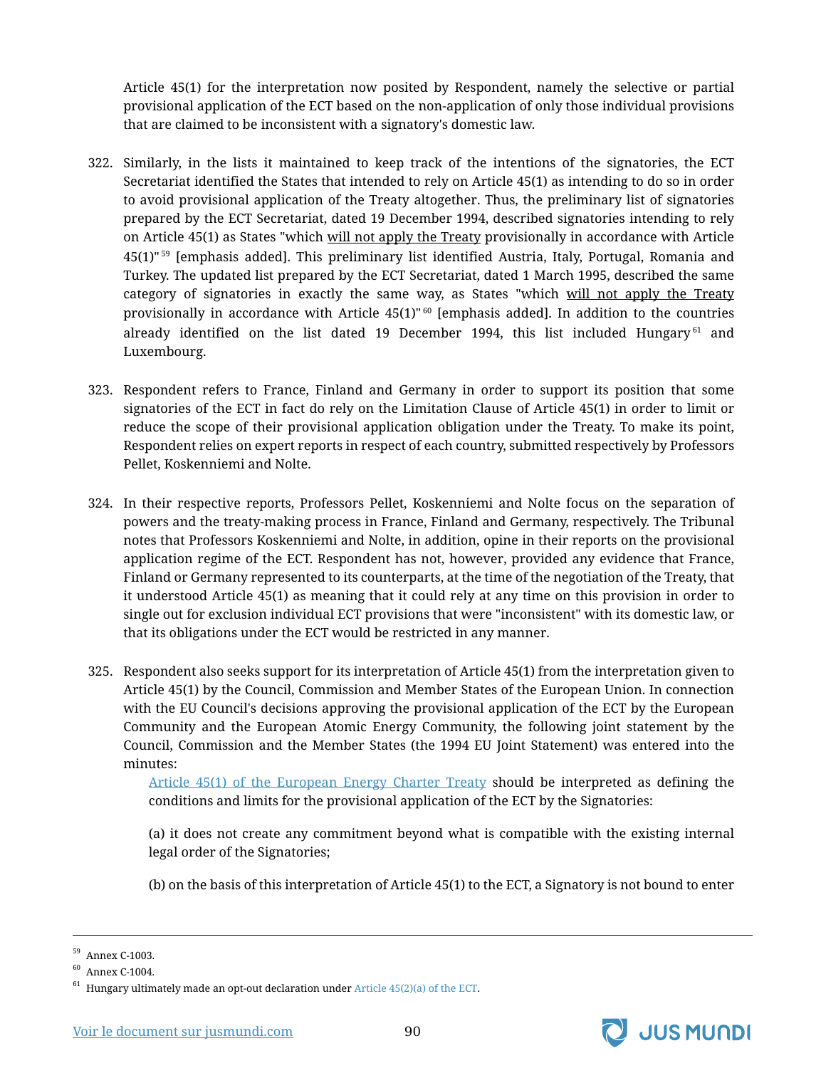Article 45(1) for the interpretation now posited by Respondent, namely the selective or partial provisional application of the ECT based on the non-application of only those individual provisions that are claimed to be inconsistent with a signatory's domestic law.

322. Similarly, in the lists it maintained to keep track of the intentions of the signatories, the ECT Secretariat identified the States that intended to rely on Article 45(1) as intending to do so in order to avoid provisional application of the Treaty altogether. Thus, the preliminary list of signatories prepared by the ECT Secretariat, dated 19 December 1994, described signatories intending to rely on Article 45(1) as States "which <u>will not apply the Treaty</u> provisionally in accordance with Article 45(1)"[59] [emphasis added]. This preliminary list identified Austria, Italy, Portugal, Romania and Turkey. The updated list prepared by the ECT Secretariat, dated 1 March 1995, described the same category of signatories in exactly the same way, as States "which <u>will not apply the Treaty</u> provisionally in accordance with Article 45(1)"[60] [emphasis added]. In addition to the countries already identified on the list dated 19 December 1994, this list included Hungary[61] and Luxembourg.

323. Respondent refers to France, Finland and Germany in order to support its position that some signatories of the ECT in fact do rely on the Limitation Clause of Article 45(1) in order to limit or reduce the scope of their provisional application obligation under the Treaty. To make its point, Respondent relies on expert reports in respect of each country, submitted respectively by Professors Pellet, Koskenniemi and Nolte.

324. In their respective reports, Professors Pellet, Koskenniemi and Nolte focus on the separation of powers and the treaty-making process in France, Finland and Germany, respectively. The Tribunal notes that Professors Koskenniemi and Nolte, in addition, opine in their reports on the provisional application regime of the ECT. Respondent has not, however, provided any evidence that France, Finland or Germany represented to its counterparts, at the time of the negotiation of the Treaty, that it understood Article 45(1) as meaning that it could rely at any time on this provision in order to single out for exclusion individual ECT provisions that were "inconsistent" with its domestic law, or that its obligations under the ECT would be restricted in any manner.

325. Respondent also seeks support for its interpretation of Article 45(1) from the interpretation given to Article 45(1) by the Council, Commission and Member States of the European Union. In connection with the EU Council's decisions approving the provisional application of the ECT by the European Community and the European Atomic Energy Community, the following joint statement by the Council, Commission and the Member States (the 1994 EU Joint Statement) was entered into the minutes:

> Article 45(1) of the European Energy Charter Treaty should be interpreted as defining the conditions and limits for the provisional application of the ECT by the Signatories:
>
> (a) it does not create any commitment beyond what is compatible with the existing internal legal order of the Signatories;
>
> (b) on the basis of this interpretation of Article 45(1) to the ECT, a Signatory is not bound to enter

---

[59] Annex C-1003.

[60] Annex C-1004.

[61] Hungary ultimately made an opt-out declaration under Article 45(2)(a) of the ECT.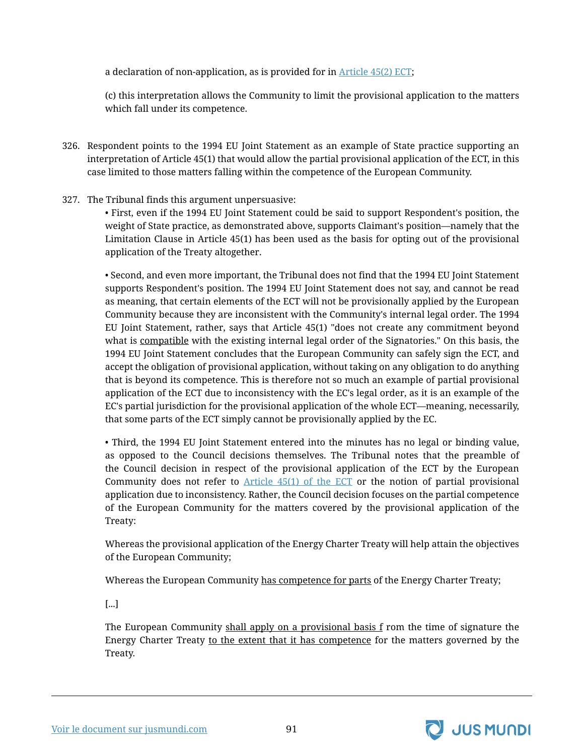a declaration of non-application, as is provided for in [Article 45(2) ECT];

(c) this interpretation allows the Community to limit the provisional application to the matters which fall under its competence.

326. Respondent points to the 1994 EU Joint Statement as an example of State practice supporting an interpretation of Article 45(1) that would allow the partial provisional application of the ECT, in this case limited to those matters falling within the competence of the European Community.

327. The Tribunal finds this argument unpersuasive:

- First, even if the 1994 EU Joint Statement could be said to support Respondent's position, the weight of State practice, as demonstrated above, supports Claimant's position—namely that the Limitation Clause in Article 45(1) has been used as the basis for opting out of the provisional application of the Treaty altogether.

- Second, and even more important, the Tribunal does not find that the 1994 EU Joint Statement supports Respondent's position. The 1994 EU Joint Statement does not say, and cannot be read as meaning, that certain elements of the ECT will not be provisionally applied by the European Community because they are inconsistent with the Community's internal legal order. The 1994 EU Joint Statement, rather, says that Article 45(1) "does not create any commitment beyond what is <u>compatible</u> with the existing internal legal order of the Signatories." On this basis, the 1994 EU Joint Statement concludes that the European Community can safely sign the ECT, and accept the obligation of provisional application, without taking on any obligation to do anything that is beyond its competence. This is therefore not so much an example of partial provisional application of the ECT due to inconsistency with the EC's legal order, as it is an example of the EC's partial jurisdiction for the provisional application of the whole ECT—meaning, necessarily, that some parts of the ECT simply cannot be provisionally applied by the EC.

- Third, the 1994 EU Joint Statement entered into the minutes has no legal or binding value, as opposed to the Council decisions themselves. The Tribunal notes that the preamble of the Council decision in respect of the provisional application of the ECT by the European Community does not refer to [Article 45(1) of the ECT] or the notion of partial provisional application due to inconsistency. Rather, the Council decision focuses on the partial competence of the European Community for the matters covered by the provisional application of the Treaty:

Whereas the provisional application of the Energy Charter Treaty will help attain the objectives of the European Community;

Whereas the European Community <u>has competence for parts</u> of the Energy Charter Treaty;

[...]

The European Community <u>shall apply on a provisional basis f</u> rom the time of signature the Energy Charter Treaty <u>to the extent that it has competence</u> for the matters governed by the Treaty.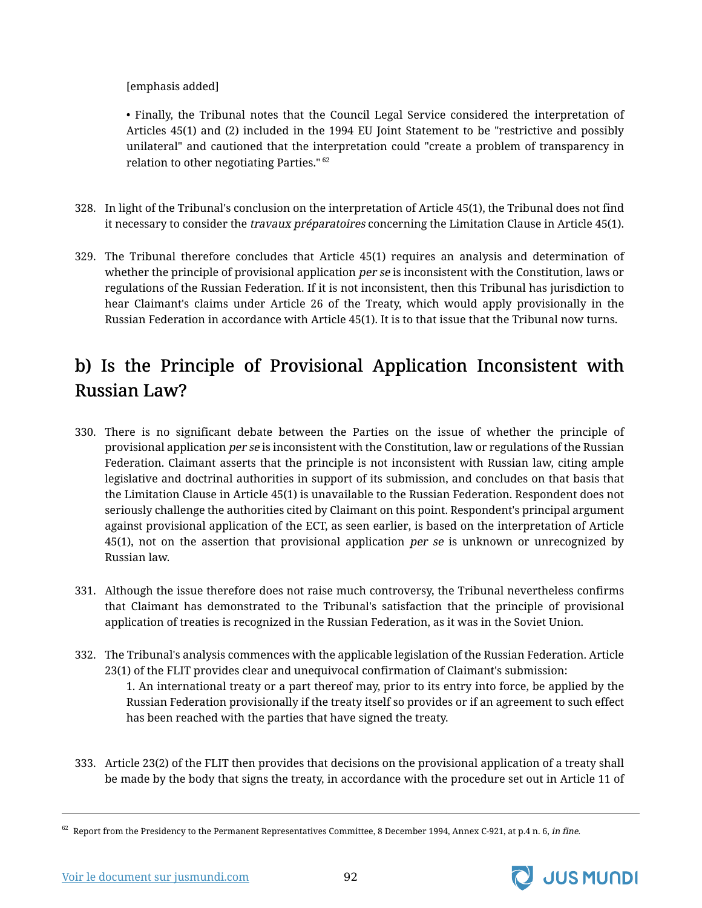[emphasis added]

• Finally, the Tribunal notes that the Council Legal Service considered the interpretation of Articles 45(1) and (2) included in the 1994 EU Joint Statement to be "restrictive and possibly unilateral" and cautioned that the interpretation could "create a problem of transparency in relation to other negotiating Parties." [62]

328. In light of the Tribunal's conclusion on the interpretation of Article 45(1), the Tribunal does not find it necessary to consider the *travaux préparatoires* concerning the Limitation Clause in Article 45(1).

329. The Tribunal therefore concludes that Article 45(1) requires an analysis and determination of whether the principle of provisional application *per se* is inconsistent with the Constitution, laws or regulations of the Russian Federation. If it is not inconsistent, then this Tribunal has jurisdiction to hear Claimant's claims under Article 26 of the Treaty, which would apply provisionally in the Russian Federation in accordance with Article 45(1). It is to that issue that the Tribunal now turns.

## b) Is the Principle of Provisional Application Inconsistent with Russian Law?

330. There is no significant debate between the Parties on the issue of whether the principle of provisional application *per se* is inconsistent with the Constitution, law or regulations of the Russian Federation. Claimant asserts that the principle is not inconsistent with Russian law, citing ample legislative and doctrinal authorities in support of its submission, and concludes on that basis that the Limitation Clause in Article 45(1) is unavailable to the Russian Federation. Respondent does not seriously challenge the authorities cited by Claimant on this point. Respondent's principal argument against provisional application of the ECT, as seen earlier, is based on the interpretation of Article 45(1), not on the assertion that provisional application *per se* is unknown or unrecognized by Russian law.

331. Although the issue therefore does not raise much controversy, the Tribunal nevertheless confirms that Claimant has demonstrated to the Tribunal's satisfaction that the principle of provisional application of treaties is recognized in the Russian Federation, as it was in the Soviet Union.

332. The Tribunal's analysis commences with the applicable legislation of the Russian Federation. Article 23(1) of the FLIT provides clear and unequivocal confirmation of Claimant's submission:

    1. An international treaty or a part thereof may, prior to its entry into force, be applied by the Russian Federation provisionally if the treaty itself so provides or if an agreement to such effect has been reached with the parties that have signed the treaty.

333. Article 23(2) of the FLIT then provides that decisions on the provisional application of a treaty shall be made by the body that signs the treaty, in accordance with the procedure set out in Article 11 of

[62] Report from the Presidency to the Permanent Representatives Committee, 8 December 1994, Annex C-921, at p.4 n. 6, *in fine*.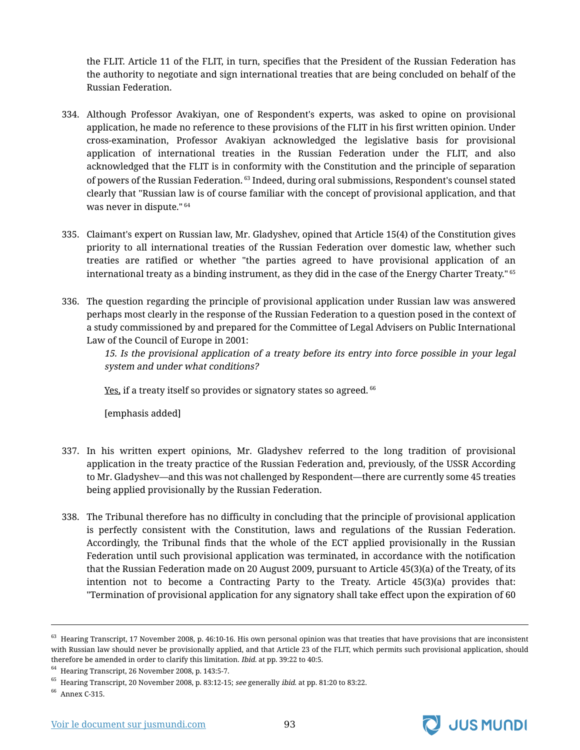the FLIT. Article 11 of the FLIT, in turn, specifies that the President of the Russian Federation has the authority to negotiate and sign international treaties that are being concluded on behalf of the Russian Federation.

334. Although Professor Avakiyan, one of Respondent's experts, was asked to opine on provisional application, he made no reference to these provisions of the FLIT in his first written opinion. Under cross-examination, Professor Avakiyan acknowledged the legislative basis for provisional application of international treaties in the Russian Federation under the FLIT, and also acknowledged that the FLIT is in conformity with the Constitution and the principle of separation of powers of the Russian Federation. [63] Indeed, during oral submissions, Respondent's counsel stated clearly that "Russian law is of course familiar with the concept of provisional application, and that was never in dispute." [64]

335. Claimant's expert on Russian law, Mr. Gladyshev, opined that Article 15(4) of the Constitution gives priority to all international treaties of the Russian Federation over domestic law, whether such treaties are ratified or whether "the parties agreed to have provisional application of an international treaty as a binding instrument, as they did in the case of the Energy Charter Treaty." [65]

336. The question regarding the principle of provisional application under Russian law was answered perhaps most clearly in the response of the Russian Federation to a question posed in the context of a study commissioned by and prepared for the Committee of Legal Advisers on Public International Law of the Council of Europe in 2001:

> *15. Is the provisional application of a treaty before its entry into force possible in your legal system and under what conditions?*
>
> <u>Yes,</u> if a treaty itself so provides or signatory states so agreed. [66]
>
> [emphasis added]

337. In his written expert opinions, Mr. Gladyshev referred to the long tradition of provisional application in the treaty practice of the Russian Federation and, previously, of the USSR According to Mr. Gladyshev—and this was not challenged by Respondent—there are currently some 45 treaties being applied provisionally by the Russian Federation.

338. The Tribunal therefore has no difficulty in concluding that the principle of provisional application is perfectly consistent with the Constitution, laws and regulations of the Russian Federation. Accordingly, the Tribunal finds that the whole of the ECT applied provisionally in the Russian Federation until such provisional application was terminated, in accordance with the notification that the Russian Federation made on 20 August 2009, pursuant to Article 45(3)(a) of the Treaty, of its intention not to become a Contracting Party to the Treaty. Article 45(3)(a) provides that: "Termination of provisional application for any signatory shall take effect upon the expiration of 60

---

[63] Hearing Transcript, 17 November 2008, p. 46:10-16. His own personal opinion was that treaties that have provisions that are inconsistent with Russian law should never be provisionally applied, and that Article 23 of the FLIT, which permits such provisional application, should therefore be amended in order to clarify this limitation. *Ibid.* at pp. 39:22 to 40:5.

[64] Hearing Transcript, 26 November 2008, p. 143:5-7.

[65] Hearing Transcript, 20 November 2008, p. 83:12-15; *see* generally *ibid.* at pp. 81:20 to 83:22.

[66] Annex C-315.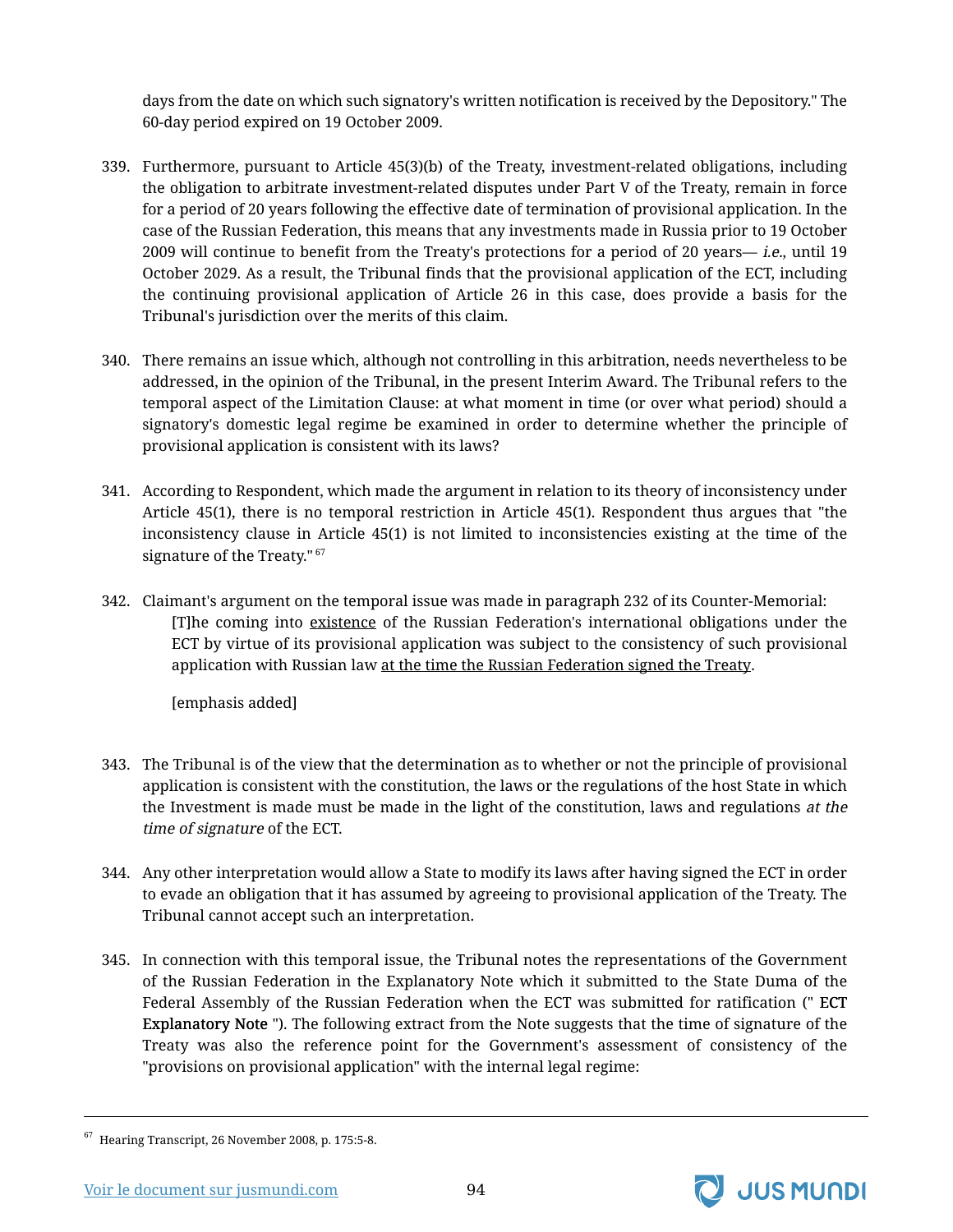days from the date on which such signatory's written notification is received by the Depository." The 60-day period expired on 19 October 2009.

339. Furthermore, pursuant to Article 45(3)(b) of the Treaty, investment-related obligations, including the obligation to arbitrate investment-related disputes under Part V of the Treaty, remain in force for a period of 20 years following the effective date of termination of provisional application. In the case of the Russian Federation, this means that any investments made in Russia prior to 19 October 2009 will continue to benefit from the Treaty's protections for a period of 20 years— *i.e.,* until 19 October 2029. As a result, the Tribunal finds that the provisional application of the ECT, including the continuing provisional application of Article 26 in this case, does provide a basis for the Tribunal's jurisdiction over the merits of this claim.

340. There remains an issue which, although not controlling in this arbitration, needs nevertheless to be addressed, in the opinion of the Tribunal, in the present Interim Award. The Tribunal refers to the temporal aspect of the Limitation Clause: at what moment in time (or over what period) should a signatory's domestic legal regime be examined in order to determine whether the principle of provisional application is consistent with its laws?

341. According to Respondent, which made the argument in relation to its theory of inconsistency under Article 45(1), there is no temporal restriction in Article 45(1). Respondent thus argues that "the inconsistency clause in Article 45(1) is not limited to inconsistencies existing at the time of the signature of the Treaty." [67]

342. Claimant's argument on the temporal issue was made in paragraph 232 of its Counter-Memorial:

> [T]he coming into <u>existence</u> of the Russian Federation's international obligations under the ECT by virtue of its provisional application was subject to the consistency of such provisional application with Russian law <u>at the time the Russian Federation signed the Treaty</u>.
>
> [emphasis added]

343. The Tribunal is of the view that the determination as to whether or not the principle of provisional application is consistent with the constitution, the laws or the regulations of the host State in which the Investment is made must be made in the light of the constitution, laws and regulations *at the time of signature* of the ECT.

344. Any other interpretation would allow a State to modify its laws after having signed the ECT in order to evade an obligation that it has assumed by agreeing to provisional application of the Treaty. The Tribunal cannot accept such an interpretation.

345. In connection with this temporal issue, the Tribunal notes the representations of the Government of the Russian Federation in the Explanatory Note which it submitted to the State Duma of the Federal Assembly of the Russian Federation when the ECT was submitted for ratification (" **ECT Explanatory Note** "). The following extract from the Note suggests that the time of signature of the Treaty was also the reference point for the Government's assessment of consistency of the "provisions on provisional application" with the internal legal regime:

---

[67] Hearing Transcript, 26 November 2008, p. 175:5-8.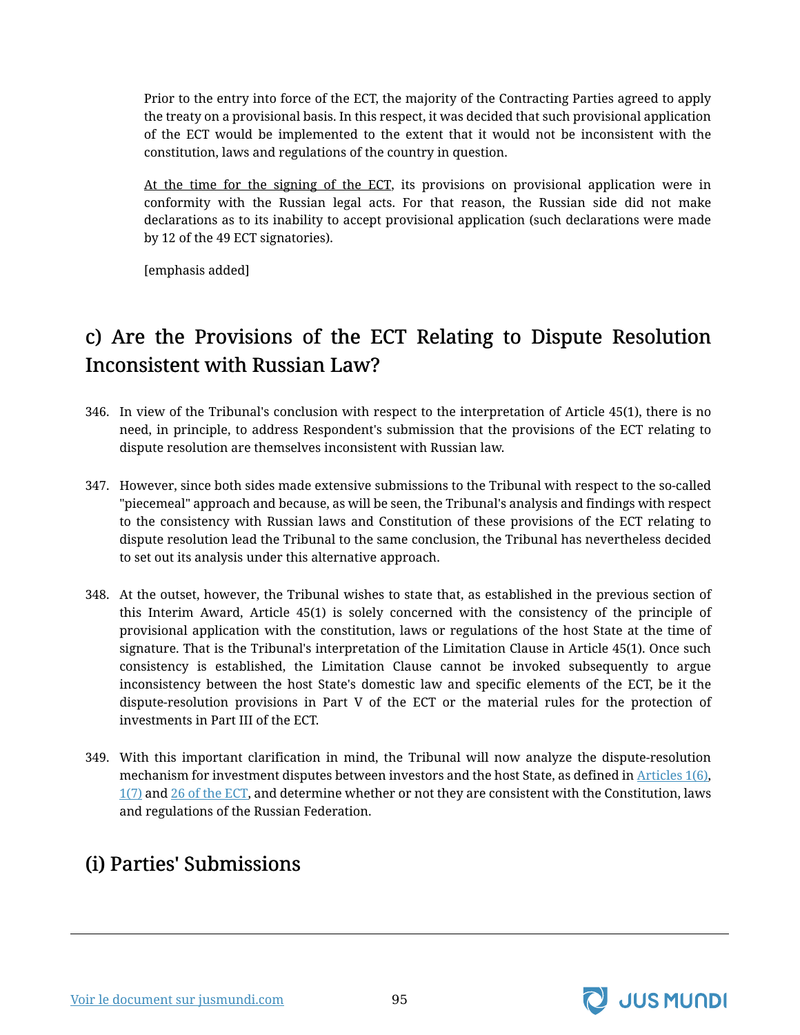> Prior to the entry into force of the ECT, the majority of the Contracting Parties agreed to apply the treaty on a provisional basis. In this respect, it was decided that such provisional application of the ECT would be implemented to the extent that it would not be inconsistent with the constitution, laws and regulations of the country in question.
>
> <u>At the time for the signing of the ECT</u>, its provisions on provisional application were in conformity with the Russian legal acts. For that reason, the Russian side did not make declarations as to its inability to accept provisional application (such declarations were made by 12 of the 49 ECT signatories).
>
> [emphasis added]

## c) Are the Provisions of the ECT Relating to Dispute Resolution Inconsistent with Russian Law?

346. In view of the Tribunal's conclusion with respect to the interpretation of Article 45(1), there is no need, in principle, to address Respondent's submission that the provisions of the ECT relating to dispute resolution are themselves inconsistent with Russian law.

347. However, since both sides made extensive submissions to the Tribunal with respect to the so-called "piecemeal" approach and because, as will be seen, the Tribunal's analysis and findings with respect to the consistency with Russian laws and Constitution of these provisions of the ECT relating to dispute resolution lead the Tribunal to the same conclusion, the Tribunal has nevertheless decided to set out its analysis under this alternative approach.

348. At the outset, however, the Tribunal wishes to state that, as established in the previous section of this Interim Award, Article 45(1) is solely concerned with the consistency of the principle of provisional application with the constitution, laws or regulations of the host State at the time of signature. That is the Tribunal's interpretation of the Limitation Clause in Article 45(1). Once such consistency is established, the Limitation Clause cannot be invoked subsequently to argue inconsistency between the host State's domestic law and specific elements of the ECT, be it the dispute-resolution provisions in Part V of the ECT or the material rules for the protection of investments in Part III of the ECT.

349. With this important clarification in mind, the Tribunal will now analyze the dispute-resolution mechanism for investment disputes between investors and the host State, as defined in Articles 1(6), 1(7) and 26 of the ECT, and determine whether or not they are consistent with the Constitution, laws and regulations of the Russian Federation.

### (i) Parties' Submissions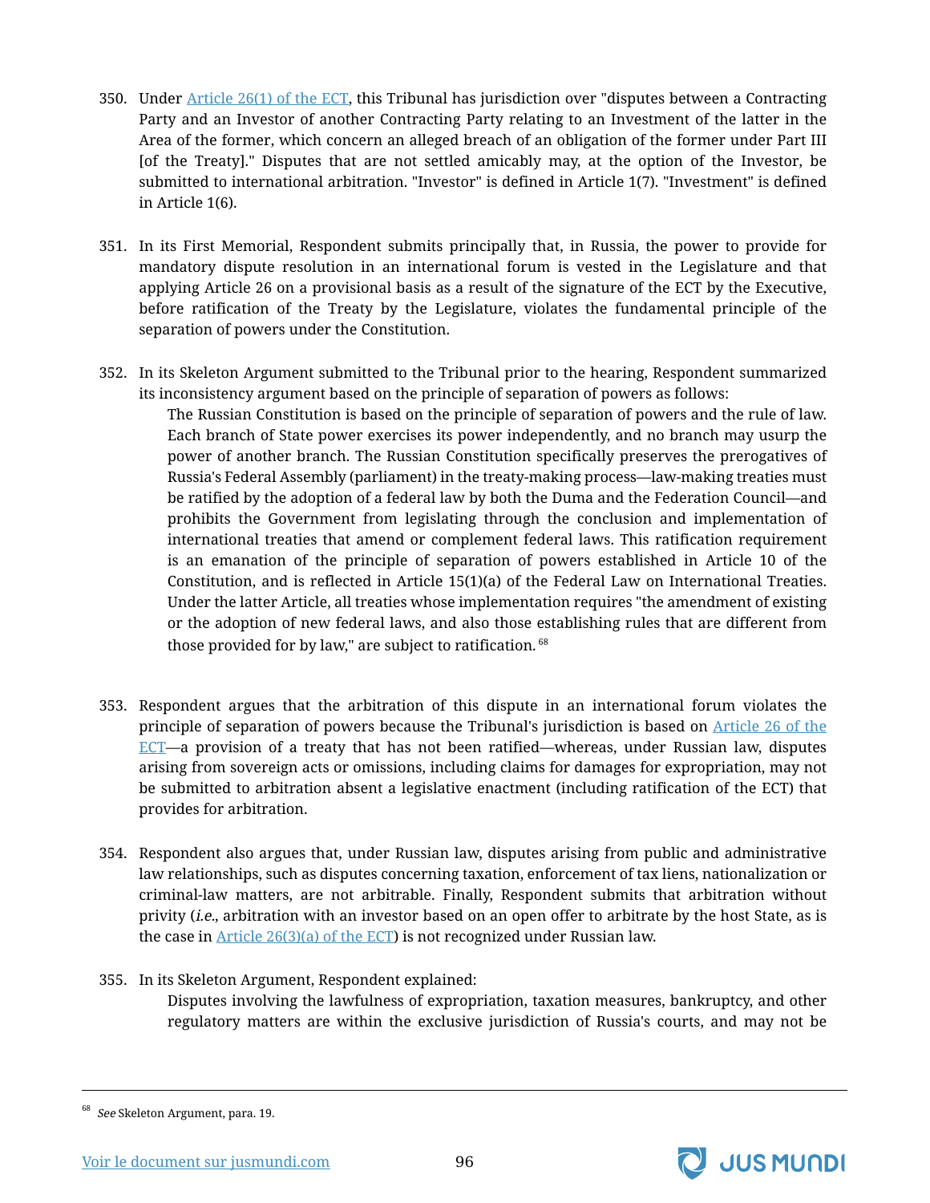350. Under [Article 26(1) of the ECT](), this Tribunal has jurisdiction over "disputes between a Contracting Party and an Investor of another Contracting Party relating to an Investment of the latter in the Area of the former, which concern an alleged breach of an obligation of the former under Part III [of the Treaty]." Disputes that are not settled amicably may, at the option of the Investor, be submitted to international arbitration. "Investor" is defined in Article 1(7). "Investment" is defined in Article 1(6).

351. In its First Memorial, Respondent submits principally that, in Russia, the power to provide for mandatory dispute resolution in an international forum is vested in the Legislature and that applying Article 26 on a provisional basis as a result of the signature of the ECT by the Executive, before ratification of the Treaty by the Legislature, violates the fundamental principle of the separation of powers under the Constitution.

352. In its Skeleton Argument submitted to the Tribunal prior to the hearing, Respondent summarized its inconsistency argument based on the principle of separation of powers as follows:

> The Russian Constitution is based on the principle of separation of powers and the rule of law. Each branch of State power exercises its power independently, and no branch may usurp the power of another branch. The Russian Constitution specifically preserves the prerogatives of Russia's Federal Assembly (parliament) in the treaty-making process—law-making treaties must be ratified by the adoption of a federal law by both the Duma and the Federation Council—and prohibits the Government from legislating through the conclusion and implementation of international treaties that amend or complement federal laws. This ratification requirement is an emanation of the principle of separation of powers established in Article 10 of the Constitution, and is reflected in Article 15(1)(a) of the Federal Law on International Treaties. Under the latter Article, all treaties whose implementation requires "the amendment of existing or the adoption of new federal laws, and also those establishing rules that are different from those provided for by law," are subject to ratification. [68]

353. Respondent argues that the arbitration of this dispute in an international forum violates the principle of separation of powers because the Tribunal's jurisdiction is based on [Article 26 of the ECT]()—a provision of a treaty that has not been ratified—whereas, under Russian law, disputes arising from sovereign acts or omissions, including claims for damages for expropriation, may not be submitted to arbitration absent a legislative enactment (including ratification of the ECT) that provides for arbitration.

354. Respondent also argues that, under Russian law, disputes arising from public and administrative law relationships, such as disputes concerning taxation, enforcement of tax liens, nationalization or criminal-law matters, are not arbitrable. Finally, Respondent submits that arbitration without privity (*i.e.*, arbitration with an investor based on an open offer to arbitrate by the host State, as is the case in [Article 26(3)(a) of the ECT]()) is not recognized under Russian law.

355. In its Skeleton Argument, Respondent explained:

> Disputes involving the lawfulness of expropriation, taxation measures, bankruptcy, and other regulatory matters are within the exclusive jurisdiction of Russia's courts, and may not be

---

[68] *See* Skeleton Argument, para. 19.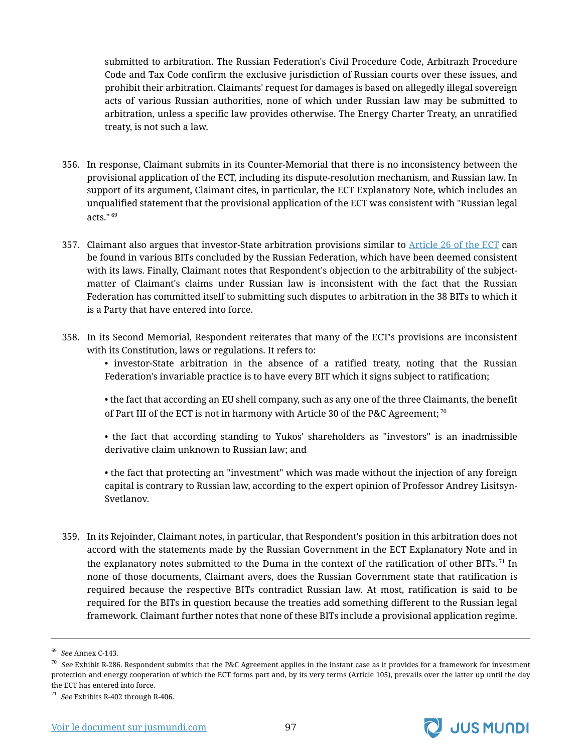submitted to arbitration. The Russian Federation's Civil Procedure Code, Arbitrazh Procedure Code and Tax Code confirm the exclusive jurisdiction of Russian courts over these issues, and prohibit their arbitration. Claimants' request for damages is based on allegedly illegal sovereign acts of various Russian authorities, none of which under Russian law may be submitted to arbitration, unless a specific law provides otherwise. The Energy Charter Treaty, an unratified treaty, is not such a law.

356. In response, Claimant submits in its Counter-Memorial that there is no inconsistency between the provisional application of the ECT, including its dispute-resolution mechanism, and Russian law. In support of its argument, Claimant cites, in particular, the ECT Explanatory Note, which includes an unqualified statement that the provisional application of the ECT was consistent with "Russian legal acts." [69]

357. Claimant also argues that investor-State arbitration provisions similar to Article 26 of the ECT can be found in various BITs concluded by the Russian Federation, which have been deemed consistent with its laws. Finally, Claimant notes that Respondent's objection to the arbitrability of the subject-matter of Claimant's claims under Russian law is inconsistent with the fact that the Russian Federation has committed itself to submitting such disputes to arbitration in the 38 BITs to which it is a Party that have entered into force.

358. In its Second Memorial, Respondent reiterates that many of the ECT's provisions are inconsistent with its Constitution, laws or regulations. It refers to:

- investor-State arbitration in the absence of a ratified treaty, noting that the Russian Federation's invariable practice is to have every BIT which it signs subject to ratification;
- the fact that according an EU shell company, such as any one of the three Claimants, the benefit of Part III of the ECT is not in harmony with Article 30 of the P&C Agreement; [70]
- the fact that according standing to Yukos' shareholders as "investors" is an inadmissible derivative claim unknown to Russian law; and
- the fact that protecting an "investment" which was made without the injection of any foreign capital is contrary to Russian law, according to the expert opinion of Professor Andrey Lisitsyn-Svetlanov.

359. In its Rejoinder, Claimant notes, in particular, that Respondent's position in this arbitration does not accord with the statements made by the Russian Government in the ECT Explanatory Note and in the explanatory notes submitted to the Duma in the context of the ratification of other BITs. [71] In none of those documents, Claimant avers, does the Russian Government state that ratification is required because the respective BITs contradict Russian law. At most, ratification is said to be required for the BITs in question because the treaties add something different to the Russian legal framework. Claimant further notes that none of these BITs include a provisional application regime.

---

[69] *See* Annex C-143.

[70] *See* Exhibit R-286. Respondent submits that the P&C Agreement applies in the instant case as it provides for a framework for investment protection and energy cooperation of which the ECT forms part and, by its very terms (Article 105), prevails over the latter up until the day the ECT has entered into force.

[71] *See* Exhibits R-402 through R-406.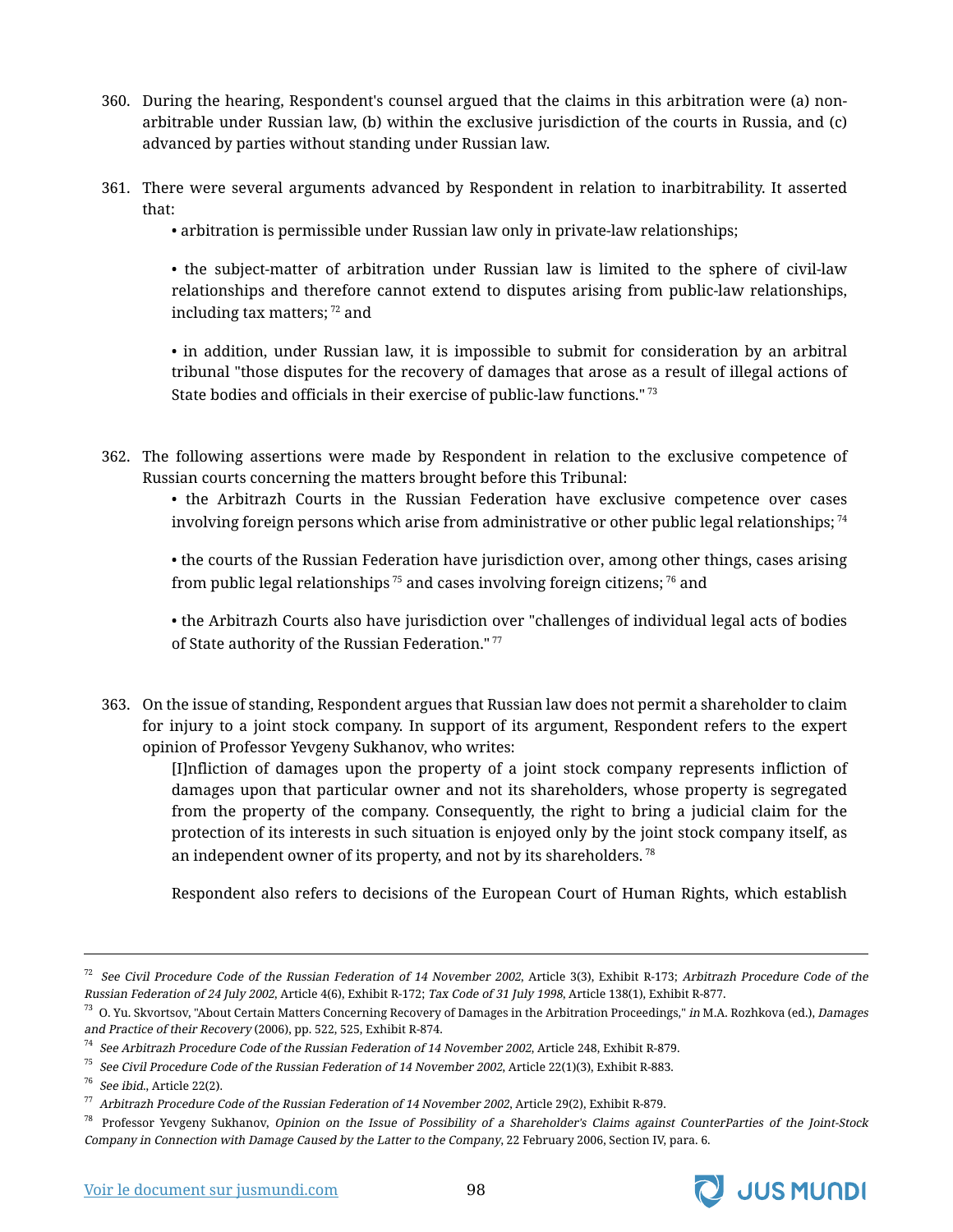360. During the hearing, Respondent's counsel argued that the claims in this arbitration were (a) non-arbitrable under Russian law, (b) within the exclusive jurisdiction of the courts in Russia, and (c) advanced by parties without standing under Russian law.

361. There were several arguments advanced by Respondent in relation to inarbitrability. It asserted that:

   - arbitration is permissible under Russian law only in private-law relationships;

   - the subject-matter of arbitration under Russian law is limited to the sphere of civil-law relationships and therefore cannot extend to disputes arising from public-law relationships, including tax matters; [72] and

   - in addition, under Russian law, it is impossible to submit for consideration by an arbitral tribunal "those disputes for the recovery of damages that arose as a result of illegal actions of State bodies and officials in their exercise of public-law functions." [73]

362. The following assertions were made by Respondent in relation to the exclusive competence of Russian courts concerning the matters brought before this Tribunal:

   - the Arbitrazh Courts in the Russian Federation have exclusive competence over cases involving foreign persons which arise from administrative or other public legal relationships; [74]

   - the courts of the Russian Federation have jurisdiction over, among other things, cases arising from public legal relationships [75] and cases involving foreign citizens; [76] and

   - the Arbitrazh Courts also have jurisdiction over "challenges of individual legal acts of bodies of State authority of the Russian Federation." [77]

363. On the issue of standing, Respondent argues that Russian law does not permit a shareholder to claim for injury to a joint stock company. In support of its argument, Respondent refers to the expert opinion of Professor Yevgeny Sukhanov, who writes:

   > [I]nfliction of damages upon the property of a joint stock company represents infliction of damages upon that particular owner and not its shareholders, whose property is segregated from the property of the company. Consequently, the right to bring a judicial claim for the protection of its interests in such situation is enjoyed only by the joint stock company itself, as an independent owner of its property, and not by its shareholders. [78]

   Respondent also refers to decisions of the European Court of Human Rights, which establish

---

[72] *See Civil Procedure Code of the Russian Federation of 14 November 2002*, Article 3(3), Exhibit R-173; *Arbitrazh Procedure Code of the Russian Federation of 24 July 2002*, Article 4(6), Exhibit R-172; *Tax Code of 31 July 1998*, Article 138(1), Exhibit R-877.

[73] O. Yu. Skvortsov, "About Certain Matters Concerning Recovery of Damages in the Arbitration Proceedings," *in* M.A. Rozhkova (ed.), *Damages and Practice of their Recovery* (2006), pp. 522, 525, Exhibit R-874.

[74] *See Arbitrazh Procedure Code of the Russian Federation of 14 November 2002*, Article 248, Exhibit R-879.

[75] *See Civil Procedure Code of the Russian Federation of 14 November 2002*, Article 22(1)(3), Exhibit R-883.

[76] *See ibid.*, Article 22(2).

[77] *Arbitrazh Procedure Code of the Russian Federation of 14 November 2002*, Article 29(2), Exhibit R-879.

[78] Professor Yevgeny Sukhanov, *Opinion on the Issue of Possibility of a Shareholder's Claims against CounterParties of the Joint-Stock Company in Connection with Damage Caused by the Latter to the Company*, 22 February 2006, Section IV, para. 6.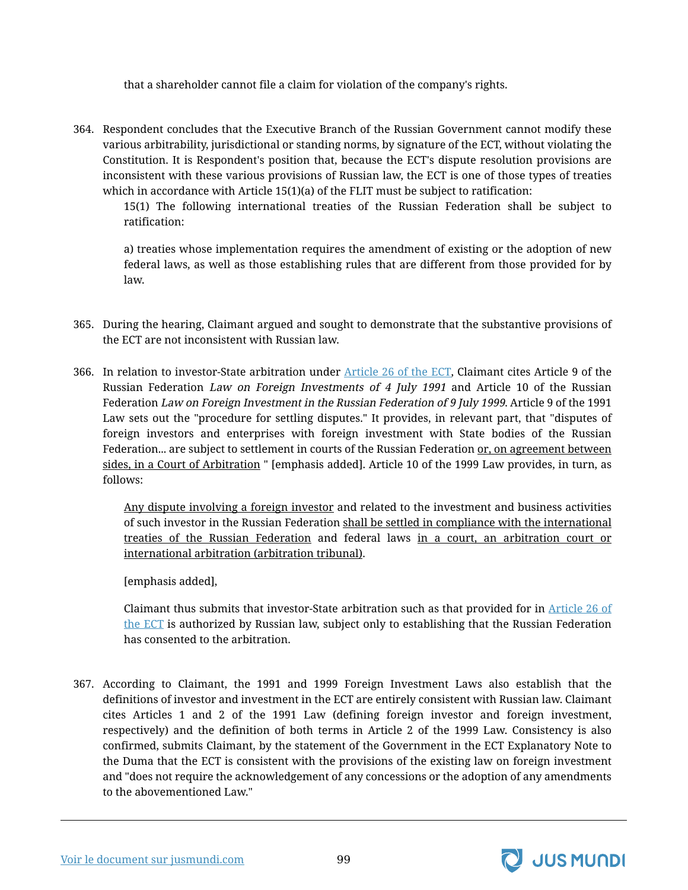that a shareholder cannot file a claim for violation of the company's rights.

364. Respondent concludes that the Executive Branch of the Russian Government cannot modify these various arbitrability, jurisdictional or standing norms, by signature of the ECT, without violating the Constitution. It is Respondent's position that, because the ECT's dispute resolution provisions are inconsistent with these various provisions of Russian law, the ECT is one of those types of treaties which in accordance with Article 15(1)(a) of the FLIT must be subject to ratification:

> 15(1) The following international treaties of the Russian Federation shall be subject to ratification:
>
> a) treaties whose implementation requires the amendment of existing or the adoption of new federal laws, as well as those establishing rules that are different from those provided for by law.

365. During the hearing, Claimant argued and sought to demonstrate that the substantive provisions of the ECT are not inconsistent with Russian law.

366. In relation to investor-State arbitration under Article 26 of the ECT, Claimant cites Article 9 of the Russian Federation *Law on Foreign Investments of 4 July 1991* and Article 10 of the Russian Federation *Law on Foreign Investment in the Russian Federation of 9 July 1999*. Article 9 of the 1991 Law sets out the "procedure for settling disputes." It provides, in relevant part, that "disputes of foreign investors and enterprises with foreign investment with State bodies of the Russian Federation... are subject to settlement in courts of the Russian Federation <u>or, on agreement between sides, in a Court of Arbitration</u> " [emphasis added]. Article 10 of the 1999 Law provides, in turn, as follows:

> <u>Any dispute involving a foreign investor</u> and related to the investment and business activities of such investor in the Russian Federation <u>shall be settled in compliance with the international treaties of the Russian Federation</u> and federal laws <u>in a court, an arbitration court or international arbitration (arbitration tribunal)</u>.
>
> [emphasis added],
>
> Claimant thus submits that investor-State arbitration such as that provided for in Article 26 of the ECT is authorized by Russian law, subject only to establishing that the Russian Federation has consented to the arbitration.

367. According to Claimant, the 1991 and 1999 Foreign Investment Laws also establish that the definitions of investor and investment in the ECT are entirely consistent with Russian law. Claimant cites Articles 1 and 2 of the 1991 Law (defining foreign investor and foreign investment, respectively) and the definition of both terms in Article 2 of the 1999 Law. Consistency is also confirmed, submits Claimant, by the statement of the Government in the ECT Explanatory Note to the Duma that the ECT is consistent with the provisions of the existing law on foreign investment and "does not require the acknowledgement of any concessions or the adoption of any amendments to the abovementioned Law."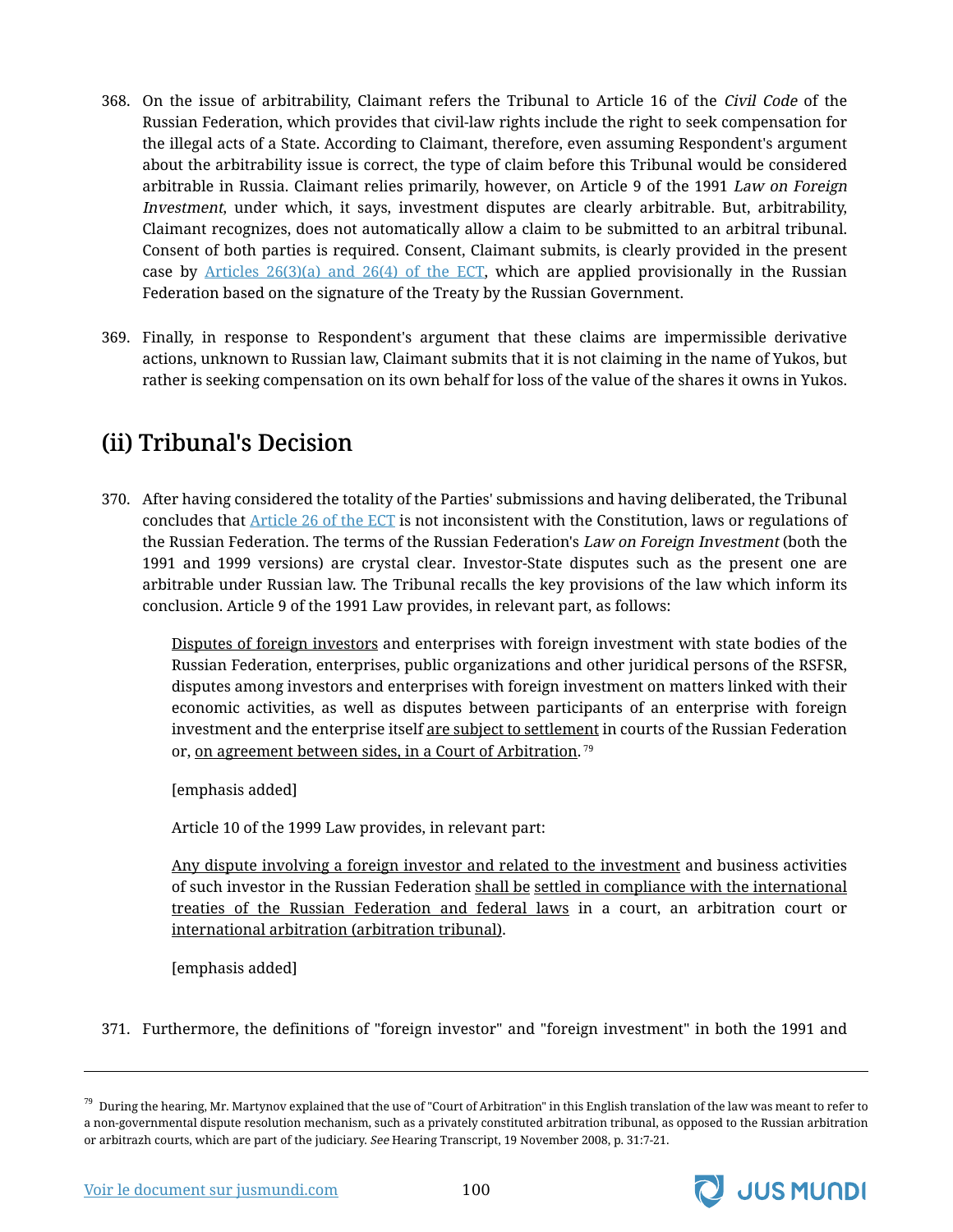368. On the issue of arbitrability, Claimant refers the Tribunal to Article 16 of the *Civil Code* of the Russian Federation, which provides that civil-law rights include the right to seek compensation for the illegal acts of a State. According to Claimant, therefore, even assuming Respondent's argument about the arbitrability issue is correct, the type of claim before this Tribunal would be considered arbitrable in Russia. Claimant relies primarily, however, on Article 9 of the 1991 *Law on Foreign Investment*, under which, it says, investment disputes are clearly arbitrable. But, arbitrability, Claimant recognizes, does not automatically allow a claim to be submitted to an arbitral tribunal. Consent of both parties is required. Consent, Claimant submits, is clearly provided in the present case by Articles 26(3)(a) and 26(4) of the ECT, which are applied provisionally in the Russian Federation based on the signature of the Treaty by the Russian Government.

369. Finally, in response to Respondent's argument that these claims are impermissible derivative actions, unknown to Russian law, Claimant submits that it is not claiming in the name of Yukos, but rather is seeking compensation on its own behalf for loss of the value of the shares it owns in Yukos.

## (ii) Tribunal's Decision

370. After having considered the totality of the Parties' submissions and having deliberated, the Tribunal concludes that Article 26 of the ECT is not inconsistent with the Constitution, laws or regulations of the Russian Federation. The terms of the Russian Federation's *Law on Foreign Investment* (both the 1991 and 1999 versions) are crystal clear. Investor-State disputes such as the present one are arbitrable under Russian law. The Tribunal recalls the key provisions of the law which inform its conclusion. Article 9 of the 1991 Law provides, in relevant part, as follows:

> <u>Disputes of foreign investors</u> and enterprises with foreign investment with state bodies of the Russian Federation, enterprises, public organizations and other juridical persons of the RSFSR, disputes among investors and enterprises with foreign investment on matters linked with their economic activities, as well as disputes between participants of an enterprise with foreign investment and the enterprise itself <u>are subject to settlement</u> in courts of the Russian Federation or, <u>on agreement between sides, in a Court of Arbitration</u>.[79]
>
> [emphasis added]
>
> Article 10 of the 1999 Law provides, in relevant part:
>
> <u>Any dispute involving a foreign investor and related to the investment</u> and business activities of such investor in the Russian Federation <u>shall be</u> <u>settled in compliance with the international treaties of the Russian Federation and federal laws</u> in a court, an arbitration court or <u>international arbitration (arbitration tribunal)</u>.
>
> [emphasis added]

371. Furthermore, the definitions of "foreign investor" and "foreign investment" in both the 1991 and

[79] During the hearing, Mr. Martynov explained that the use of "Court of Arbitration" in this English translation of the law was meant to refer to a non-governmental dispute resolution mechanism, such as a privately constituted arbitration tribunal, as opposed to the Russian arbitration or arbitrazh courts, which are part of the judiciary. *See* Hearing Transcript, 19 November 2008, p. 31:7-21.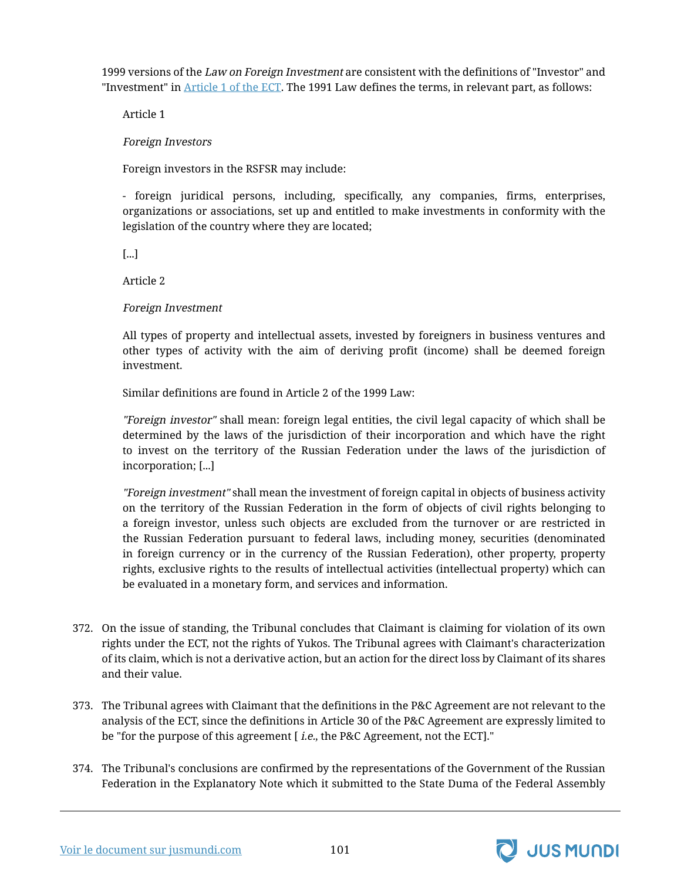1999 versions of the *Law on Foreign Investment* are consistent with the definitions of "Investor" and "Investment" in [Article 1 of the ECT](). The 1991 Law defines the terms, in relevant part, as follows:

> Article 1
>
> *Foreign Investors*
>
> Foreign investors in the RSFSR may include:
>
> - foreign juridical persons, including, specifically, any companies, firms, enterprises, organizations or associations, set up and entitled to make investments in conformity with the legislation of the country where they are located;
>
> [...]
>
> Article 2
>
> *Foreign Investment*
>
> All types of property and intellectual assets, invested by foreigners in business ventures and other types of activity with the aim of deriving profit (income) shall be deemed foreign investment.
>
> Similar definitions are found in Article 2 of the 1999 Law:
>
> *"Foreign investor"* shall mean: foreign legal entities, the civil legal capacity of which shall be determined by the laws of the jurisdiction of their incorporation and which have the right to invest on the territory of the Russian Federation under the laws of the jurisdiction of incorporation; [...]
>
> *"Foreign investment"* shall mean the investment of foreign capital in objects of business activity on the territory of the Russian Federation in the form of objects of civil rights belonging to a foreign investor, unless such objects are excluded from the turnover or are restricted in the Russian Federation pursuant to federal laws, including money, securities (denominated in foreign currency or in the currency of the Russian Federation), other property, property rights, exclusive rights to the results of intellectual activities (intellectual property) which can be evaluated in a monetary form, and services and information.

372. On the issue of standing, the Tribunal concludes that Claimant is claiming for violation of its own rights under the ECT, not the rights of Yukos. The Tribunal agrees with Claimant's characterization of its claim, which is not a derivative action, but an action for the direct loss by Claimant of its shares and their value.

373. The Tribunal agrees with Claimant that the definitions in the P&C Agreement are not relevant to the analysis of the ECT, since the definitions in Article 30 of the P&C Agreement are expressly limited to be "for the purpose of this agreement [ *i.e.*, the P&C Agreement, not the ECT]."

374. The Tribunal's conclusions are confirmed by the representations of the Government of the Russian Federation in the Explanatory Note which it submitted to the State Duma of the Federal Assembly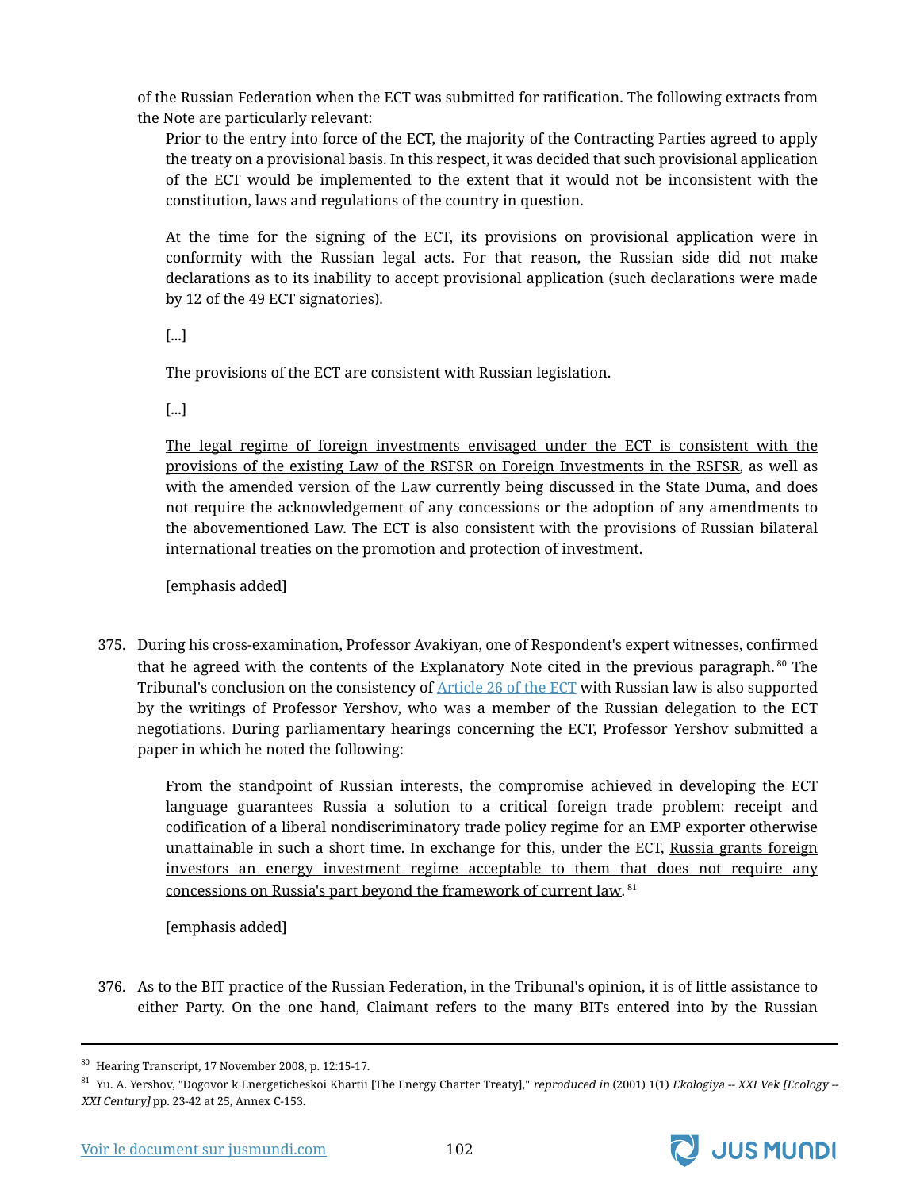of the Russian Federation when the ECT was submitted for ratification. The following extracts from the Note are particularly relevant:

> Prior to the entry into force of the ECT, the majority of the Contracting Parties agreed to apply the treaty on a provisional basis. In this respect, it was decided that such provisional application of the ECT would be implemented to the extent that it would not be inconsistent with the constitution, laws and regulations of the country in question.
>
> At the time for the signing of the ECT, its provisions on provisional application were in conformity with the Russian legal acts. For that reason, the Russian side did not make declarations as to its inability to accept provisional application (such declarations were made by 12 of the 49 ECT signatories).
>
> [...]
>
> The provisions of the ECT are consistent with Russian legislation.
>
> [...]
>
> <u>The legal regime of foreign investments envisaged under the ECT is consistent with the provisions of the existing Law of the RSFSR on Foreign Investments in the RSFSR</u>, as well as with the amended version of the Law currently being discussed in the State Duma, and does not require the acknowledgement of any concessions or the adoption of any amendments to the abovementioned Law. The ECT is also consistent with the provisions of Russian bilateral international treaties on the promotion and protection of investment.
>
> [emphasis added]

375. During his cross-examination, Professor Avakiyan, one of Respondent's expert witnesses, confirmed that he agreed with the contents of the Explanatory Note cited in the previous paragraph.[80] The Tribunal's conclusion on the consistency of [Article 26 of the ECT] with Russian law is also supported by the writings of Professor Yershov, who was a member of the Russian delegation to the ECT negotiations. During parliamentary hearings concerning the ECT, Professor Yershov submitted a paper in which he noted the following:

> From the standpoint of Russian interests, the compromise achieved in developing the ECT language guarantees Russia a solution to a critical foreign trade problem: receipt and codification of a liberal nondiscriminatory trade policy regime for an EMP exporter otherwise unattainable in such a short time. In exchange for this, under the ECT, <u>Russia grants foreign investors an energy investment regime acceptable to them that does not require any concessions on Russia's part beyond the framework of current law</u>.[81]
>
> [emphasis added]

376. As to the BIT practice of the Russian Federation, in the Tribunal's opinion, it is of little assistance to either Party. On the one hand, Claimant refers to the many BITs entered into by the Russian

---

[80] Hearing Transcript, 17 November 2008, p. 12:15-17.

[81] Yu. A. Yershov, "Dogovor k Energeticheskoi Khartii [The Energy Charter Treaty]," *reproduced in* (2001) 1(1) *Ekologiya -- XXI Vek [Ecology -- XXI Century]* pp. 23-42 at 25, Annex C-153.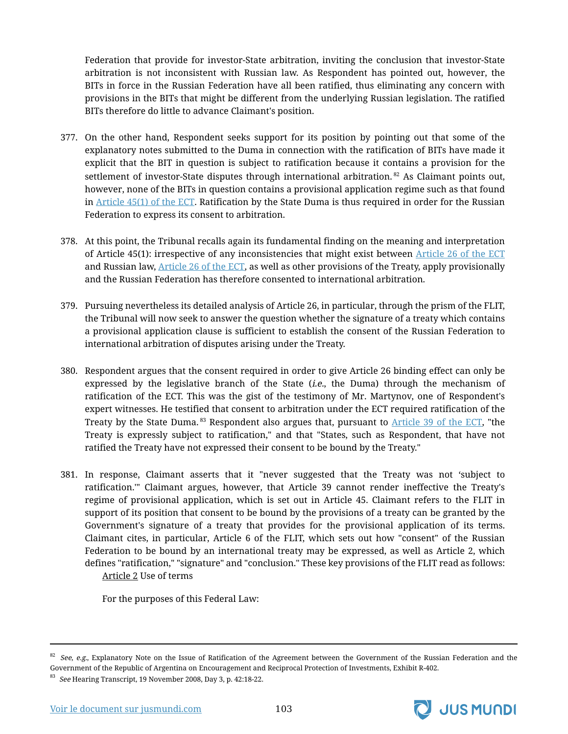Federation that provide for investor-State arbitration, inviting the conclusion that investor-State arbitration is not inconsistent with Russian law. As Respondent has pointed out, however, the BITs in force in the Russian Federation have all been ratified, thus eliminating any concern with provisions in the BITs that might be different from the underlying Russian legislation. The ratified BITs therefore do little to advance Claimant's position.

377. On the other hand, Respondent seeks support for its position by pointing out that some of the explanatory notes submitted to the Duma in connection with the ratification of BITs have made it explicit that the BIT in question is subject to ratification because it contains a provision for the settlement of investor-State disputes through international arbitration.[82] As Claimant points out, however, none of the BITs in question contains a provisional application regime such as that found in Article 45(1) of the ECT. Ratification by the State Duma is thus required in order for the Russian Federation to express its consent to arbitration.

378. At this point, the Tribunal recalls again its fundamental finding on the meaning and interpretation of Article 45(1): irrespective of any inconsistencies that might exist between Article 26 of the ECT and Russian law, Article 26 of the ECT, as well as other provisions of the Treaty, apply provisionally and the Russian Federation has therefore consented to international arbitration.

379. Pursuing nevertheless its detailed analysis of Article 26, in particular, through the prism of the FLIT, the Tribunal will now seek to answer the question whether the signature of a treaty which contains a provisional application clause is sufficient to establish the consent of the Russian Federation to international arbitration of disputes arising under the Treaty.

380. Respondent argues that the consent required in order to give Article 26 binding effect can only be expressed by the legislative branch of the State (*i.e.*, the Duma) through the mechanism of ratification of the ECT. This was the gist of the testimony of Mr. Martynov, one of Respondent's expert witnesses. He testified that consent to arbitration under the ECT required ratification of the Treaty by the State Duma.[83] Respondent also argues that, pursuant to Article 39 of the ECT, "the Treaty is expressly subject to ratification," and that "States, such as Respondent, that have not ratified the Treaty have not expressed their consent to be bound by the Treaty."

381. In response, Claimant asserts that it "never suggested that the Treaty was not 'subject to ratification.'" Claimant argues, however, that Article 39 cannot render ineffective the Treaty's regime of provisional application, which is set out in Article 45. Claimant refers to the FLIT in support of its position that consent to be bound by the provisions of a treaty can be granted by the Government's signature of a treaty that provides for the provisional application of its terms. Claimant cites, in particular, Article 6 of the FLIT, which sets out how "consent" of the Russian Federation to be bound by an international treaty may be expressed, as well as Article 2, which defines "ratification," "signature" and "conclusion." These key provisions of the FLIT read as follows:

> Article 2 Use of terms
>
> For the purposes of this Federal Law:

---

[82] *See*, *e.g.*, Explanatory Note on the Issue of Ratification of the Agreement between the Government of the Russian Federation and the Government of the Republic of Argentina on Encouragement and Reciprocal Protection of Investments, Exhibit R-402.

[83] *See* Hearing Transcript, 19 November 2008, Day 3, p. 42:18-22.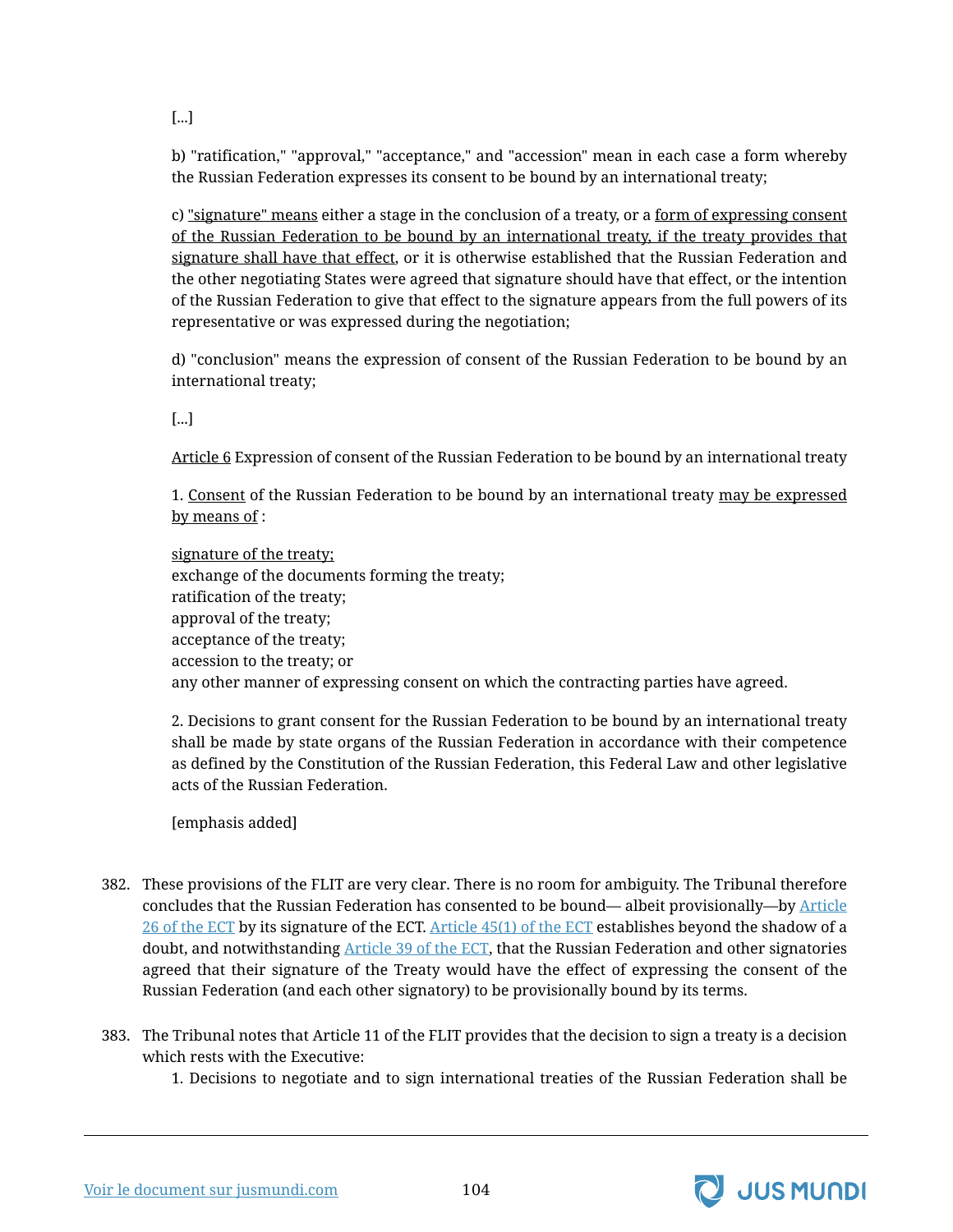[...]

b) "ratification," "approval," "acceptance," and "accession" mean in each case a form whereby the Russian Federation expresses its consent to be bound by an international treaty;

c) <u>"signature" means</u> either a stage in the conclusion of a treaty, or a <u>form of expressing consent of the Russian Federation to be bound by an international treaty, if the treaty provides that signature shall have that effect</u>, or it is otherwise established that the Russian Federation and the other negotiating States were agreed that signature should have that effect, or the intention of the Russian Federation to give that effect to the signature appears from the full powers of its representative or was expressed during the negotiation;

d) "conclusion" means the expression of consent of the Russian Federation to be bound by an international treaty;

[...]

<u>Article 6</u> Expression of consent of the Russian Federation to be bound by an international treaty

1. <u>Consent</u> of the Russian Federation to be bound by an international treaty <u>may be expressed by means of</u> :

<u>signature of the treaty;</u>
exchange of the documents forming the treaty;
ratification of the treaty;
approval of the treaty;
acceptance of the treaty;
accession to the treaty; or
any other manner of expressing consent on which the contracting parties have agreed.

2. Decisions to grant consent for the Russian Federation to be bound by an international treaty shall be made by state organs of the Russian Federation in accordance with their competence as defined by the Constitution of the Russian Federation, this Federal Law and other legislative acts of the Russian Federation.

[emphasis added]

382. These provisions of the FLIT are very clear. There is no room for ambiguity. The Tribunal therefore concludes that the Russian Federation has consented to be bound— albeit provisionally—by Article 26 of the ECT by its signature of the ECT. Article 45(1) of the ECT establishes beyond the shadow of a doubt, and notwithstanding Article 39 of the ECT, that the Russian Federation and other signatories agreed that their signature of the Treaty would have the effect of expressing the consent of the Russian Federation (and each other signatory) to be provisionally bound by its terms.

383. The Tribunal notes that Article 11 of the FLIT provides that the decision to sign a treaty is a decision which rests with the Executive:

1. Decisions to negotiate and to sign international treaties of the Russian Federation shall be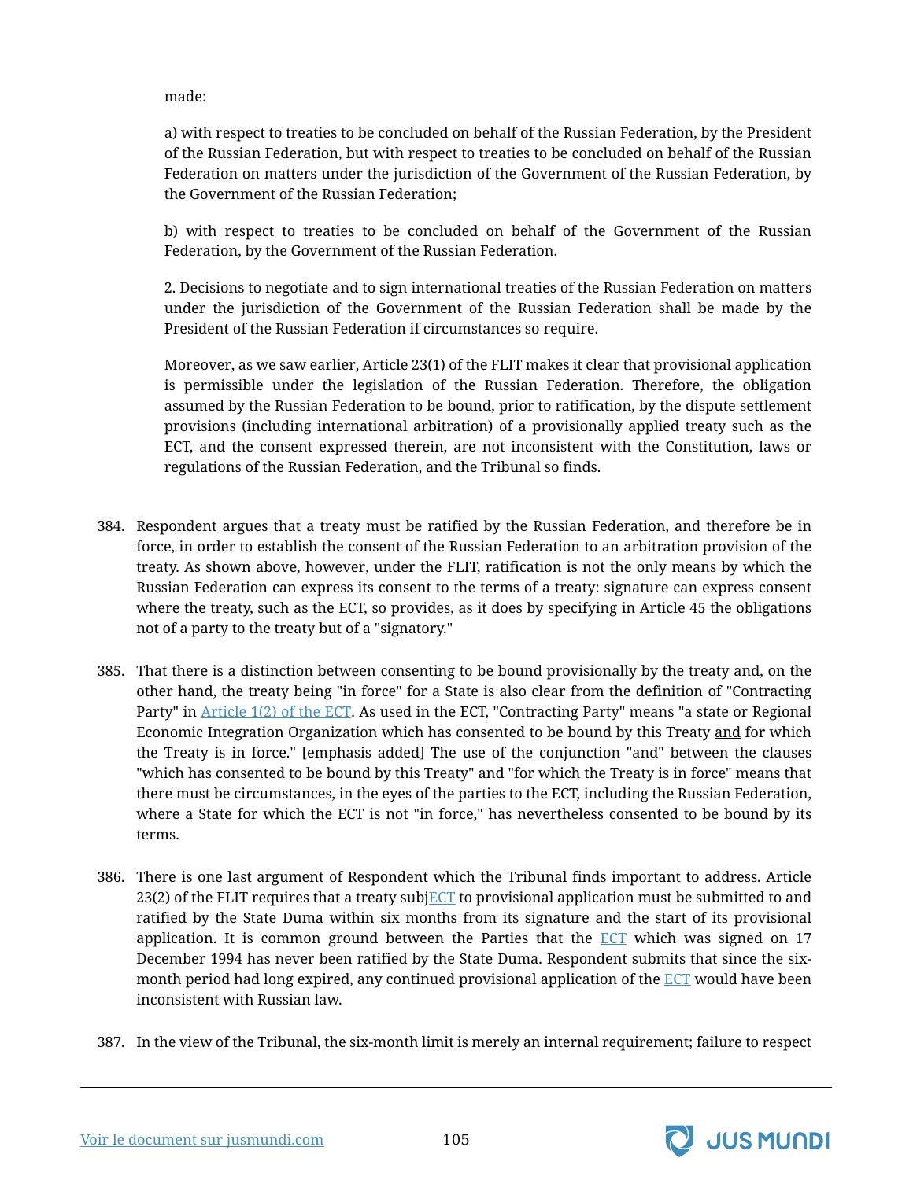made:

a) with respect to treaties to be concluded on behalf of the Russian Federation, by the President of the Russian Federation, but with respect to treaties to be concluded on behalf of the Russian Federation on matters under the jurisdiction of the Government of the Russian Federation, by the Government of the Russian Federation;

b) with respect to treaties to be concluded on behalf of the Government of the Russian Federation, by the Government of the Russian Federation.

2. Decisions to negotiate and to sign international treaties of the Russian Federation on matters under the jurisdiction of the Government of the Russian Federation shall be made by the President of the Russian Federation if circumstances so require.

Moreover, as we saw earlier, Article 23(1) of the FLIT makes it clear that provisional application is permissible under the legislation of the Russian Federation. Therefore, the obligation assumed by the Russian Federation to be bound, prior to ratification, by the dispute settlement provisions (including international arbitration) of a provisionally applied treaty such as the ECT, and the consent expressed therein, are not inconsistent with the Constitution, laws or regulations of the Russian Federation, and the Tribunal so finds.

384. Respondent argues that a treaty must be ratified by the Russian Federation, and therefore be in force, in order to establish the consent of the Russian Federation to an arbitration provision of the treaty. As shown above, however, under the FLIT, ratification is not the only means by which the Russian Federation can express its consent to the terms of a treaty: signature can express consent where the treaty, such as the ECT, so provides, as it does by specifying in Article 45 the obligations not of a party to the treaty but of a "signatory."

385. That there is a distinction between consenting to be bound provisionally by the treaty and, on the other hand, the treaty being "in force" for a State is also clear from the definition of "Contracting Party" in Article 1(2) of the ECT. As used in the ECT, "Contracting Party" means "a state or Regional Economic Integration Organization which has consented to be bound by this Treaty and for which the Treaty is in force." [emphasis added] The use of the conjunction "and" between the clauses "which has consented to be bound by this Treaty" and "for which the Treaty is in force" means that there must be circumstances, in the eyes of the parties to the ECT, including the Russian Federation, where a State for which the ECT is not "in force," has nevertheless consented to be bound by its terms.

386. There is one last argument of Respondent which the Tribunal finds important to address. Article 23(2) of the FLIT requires that a treaty subjECT to provisional application must be submitted to and ratified by the State Duma within six months from its signature and the start of its provisional application. It is common ground between the Parties that the ECT which was signed on 17 December 1994 has never been ratified by the State Duma. Respondent submits that since the six-month period had long expired, any continued provisional application of the ECT would have been inconsistent with Russian law.

387. In the view of the Tribunal, the six-month limit is merely an internal requirement; failure to respect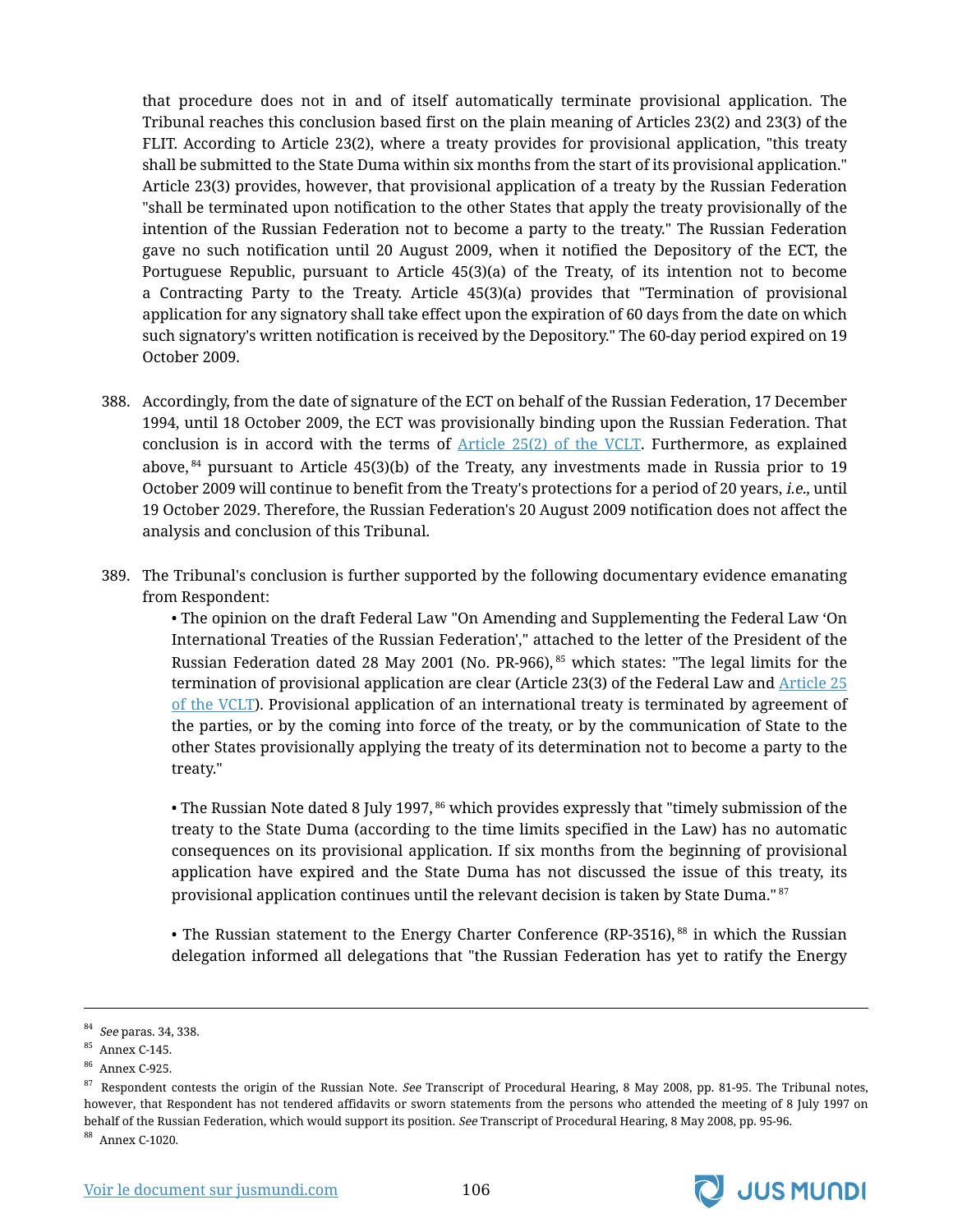that procedure does not in and of itself automatically terminate provisional application. The Tribunal reaches this conclusion based first on the plain meaning of Articles 23(2) and 23(3) of the FLIT. According to Article 23(2), where a treaty provides for provisional application, "this treaty shall be submitted to the State Duma within six months from the start of its provisional application." Article 23(3) provides, however, that provisional application of a treaty by the Russian Federation "shall be terminated upon notification to the other States that apply the treaty provisionally of the intention of the Russian Federation not to become a party to the treaty." The Russian Federation gave no such notification until 20 August 2009, when it notified the Depository of the ECT, the Portuguese Republic, pursuant to Article 45(3)(a) of the Treaty, of its intention not to become a Contracting Party to the Treaty. Article 45(3)(a) provides that "Termination of provisional application for any signatory shall take effect upon the expiration of 60 days from the date on which such signatory's written notification is received by the Depository." The 60-day period expired on 19 October 2009.

388. Accordingly, from the date of signature of the ECT on behalf of the Russian Federation, 17 December 1994, until 18 October 2009, the ECT was provisionally binding upon the Russian Federation. That conclusion is in accord with the terms of Article 25(2) of the VCLT. Furthermore, as explained above,[84] pursuant to Article 45(3)(b) of the Treaty, any investments made in Russia prior to 19 October 2009 will continue to benefit from the Treaty's protections for a period of 20 years, *i.e.*, until 19 October 2029. Therefore, the Russian Federation's 20 August 2009 notification does not affect the analysis and conclusion of this Tribunal.

389. The Tribunal's conclusion is further supported by the following documentary evidence emanating from Respondent:

   - The opinion on the draft Federal Law "On Amending and Supplementing the Federal Law 'On International Treaties of the Russian Federation'," attached to the letter of the President of the Russian Federation dated 28 May 2001 (No. PR-966),[85] which states: "The legal limits for the termination of provisional application are clear (Article 23(3) of the Federal Law and Article 25 of the VCLT). Provisional application of an international treaty is terminated by agreement of the parties, or by the coming into force of the treaty, or by the communication of State to the other States provisionally applying the treaty of its determination not to become a party to the treaty."

   - The Russian Note dated 8 July 1997,[86] which provides expressly that "timely submission of the treaty to the State Duma (according to the time limits specified in the Law) has no automatic consequences on its provisional application. If six months from the beginning of provisional application have expired and the State Duma has not discussed the issue of this treaty, its provisional application continues until the relevant decision is taken by State Duma."[87]

   - The Russian statement to the Energy Charter Conference (RP-3516),[88] in which the Russian delegation informed all delegations that "the Russian Federation has yet to ratify the Energy

---

[84] *See* paras. 34, 338.

[85] Annex C-145.

[86] Annex C-925.

[87] Respondent contests the origin of the Russian Note. *See* Transcript of Procedural Hearing, 8 May 2008, pp. 81-95. The Tribunal notes, however, that Respondent has not tendered affidavits or sworn statements from the persons who attended the meeting of 8 July 1997 on behalf of the Russian Federation, which would support its position. *See* Transcript of Procedural Hearing, 8 May 2008, pp. 95-96.

[88] Annex C-1020.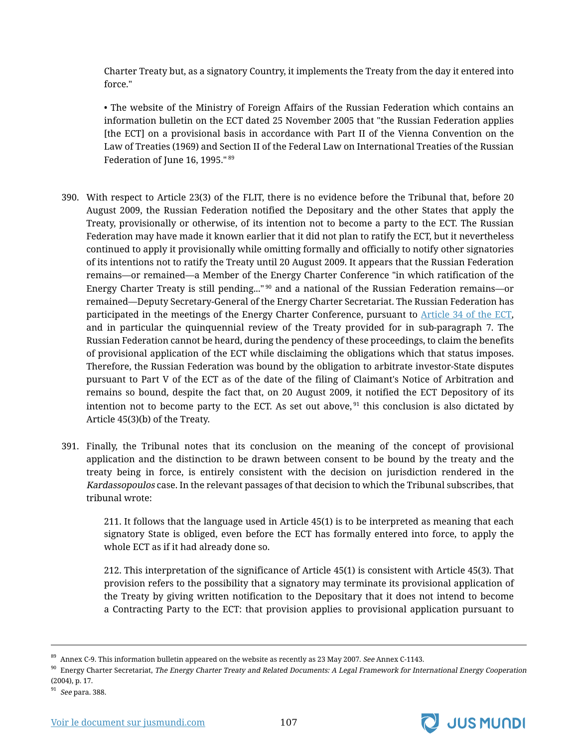Charter Treaty but, as a signatory Country, it implements the Treaty from the day it entered into force."

> • The website of the Ministry of Foreign Affairs of the Russian Federation which contains an information bulletin on the ECT dated 25 November 2005 that "the Russian Federation applies [the ECT] on a provisional basis in accordance with Part II of the Vienna Convention on the Law of Treaties (1969) and Section II of the Federal Law on International Treaties of the Russian Federation of June 16, 1995." [89]

390. With respect to Article 23(3) of the FLIT, there is no evidence before the Tribunal that, before 20 August 2009, the Russian Federation notified the Depositary and the other States that apply the Treaty, provisionally or otherwise, of its intention not to become a party to the ECT. The Russian Federation may have made it known earlier that it did not plan to ratify the ECT, but it nevertheless continued to apply it provisionally while omitting formally and officially to notify other signatories of its intentions not to ratify the Treaty until 20 August 2009. It appears that the Russian Federation remains—or remained—a Member of the Energy Charter Conference "in which ratification of the Energy Charter Treaty is still pending..." [90] and a national of the Russian Federation remains—or remained—Deputy Secretary-General of the Energy Charter Secretariat. The Russian Federation has participated in the meetings of the Energy Charter Conference, pursuant to [Article 34 of the ECT](), and in particular the quinquennial review of the Treaty provided for in sub-paragraph 7. The Russian Federation cannot be heard, during the pendency of these proceedings, to claim the benefits of provisional application of the ECT while disclaiming the obligations which that status imposes. Therefore, the Russian Federation was bound by the obligation to arbitrate investor-State disputes pursuant to Part V of the ECT as of the date of the filing of Claimant's Notice of Arbitration and remains so bound, despite the fact that, on 20 August 2009, it notified the ECT Depository of its intention not to become party to the ECT. As set out above, [91] this conclusion is also dictated by Article 45(3)(b) of the Treaty.

391. Finally, the Tribunal notes that its conclusion on the meaning of the concept of provisional application and the distinction to be drawn between consent to be bound by the treaty and the treaty being in force, is entirely consistent with the decision on jurisdiction rendered in the *Kardassopoulos* case. In the relevant passages of that decision to which the Tribunal subscribes, that tribunal wrote:

> 211. It follows that the language used in Article 45(1) is to be interpreted as meaning that each signatory State is obliged, even before the ECT has formally entered into force, to apply the whole ECT as if it had already done so.
>
> 212. This interpretation of the significance of Article 45(1) is consistent with Article 45(3). That provision refers to the possibility that a signatory may terminate its provisional application of the Treaty by giving written notification to the Depositary that it does not intend to become a Contracting Party to the ECT: that provision applies to provisional application pursuant to

---

[89] Annex C-9. This information bulletin appeared on the website as recently as 23 May 2007. *See* Annex C-1143.

[90] Energy Charter Secretariat, *The Energy Charter Treaty and Related Documents: A Legal Framework for International Energy Cooperation* (2004), p. 17.

[91] *See* para. 388.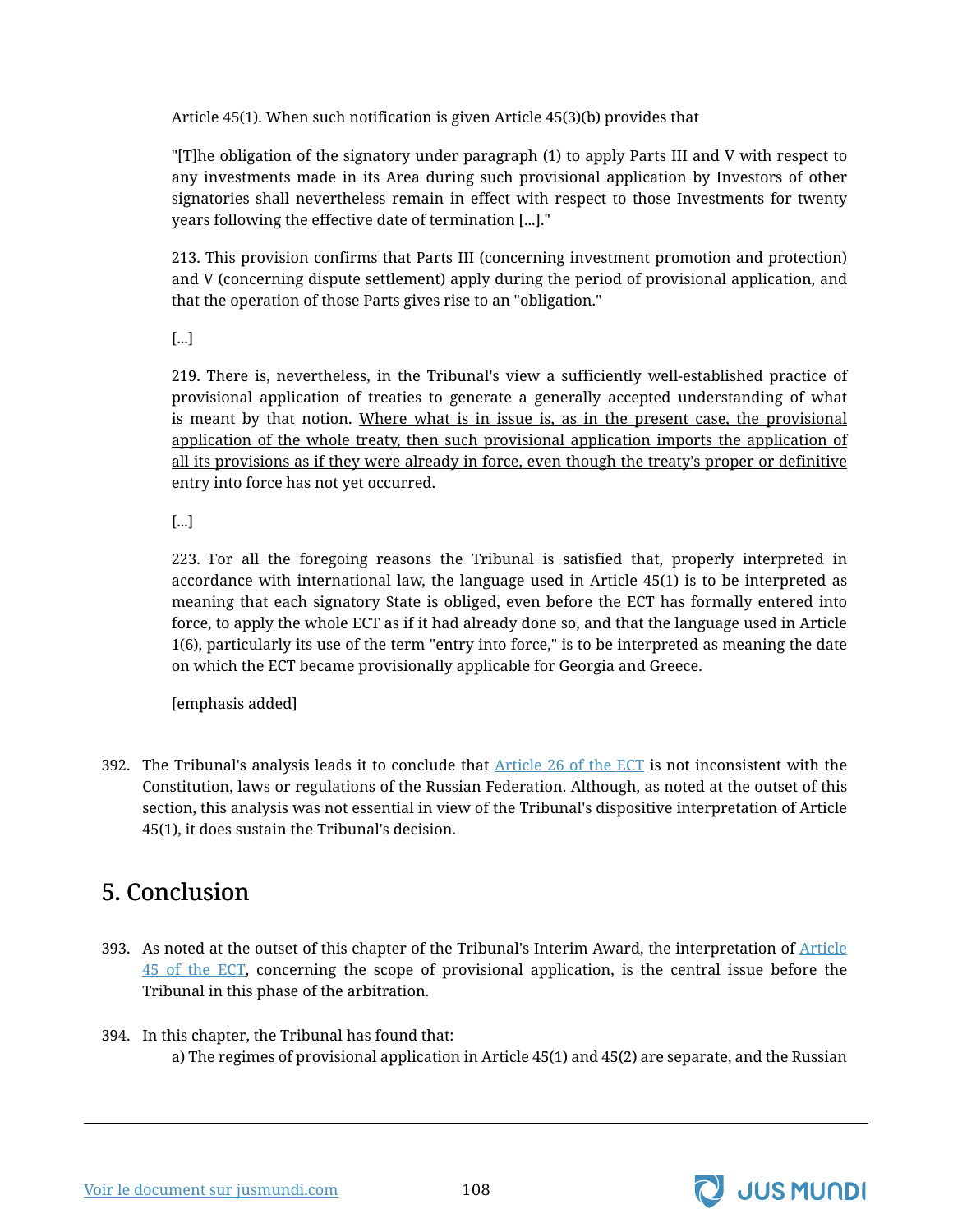Article 45(1). When such notification is given Article 45(3)(b) provides that

> "[T]he obligation of the signatory under paragraph (1) to apply Parts III and V with respect to any investments made in its Area during such provisional application by Investors of other signatories shall nevertheless remain in effect with respect to those Investments for twenty years following the effective date of termination [...]."
>
> 213. This provision confirms that Parts III (concerning investment promotion and protection) and V (concerning dispute settlement) apply during the period of provisional application, and that the operation of those Parts gives rise to an "obligation."
>
> [...]
>
> 219. There is, nevertheless, in the Tribunal's view a sufficiently well-established practice of provisional application of treaties to generate a generally accepted understanding of what is meant by that notion. Where what is in issue is, as in the present case, the provisional application of the whole treaty, then such provisional application imports the application of all its provisions as if they were already in force, even though the treaty's proper or definitive entry into force has not yet occurred.
>
> [...]
>
> 223. For all the foregoing reasons the Tribunal is satisfied that, properly interpreted in accordance with international law, the language used in Article 45(1) is to be interpreted as meaning that each signatory State is obliged, even before the ECT has formally entered into force, to apply the whole ECT as if it had already done so, and that the language used in Article 1(6), particularly its use of the term "entry into force," is to be interpreted as meaning the date on which the ECT became provisionally applicable for Georgia and Greece.
>
> [emphasis added]

392. The Tribunal's analysis leads it to conclude that Article 26 of the ECT is not inconsistent with the Constitution, laws or regulations of the Russian Federation. Although, as noted at the outset of this section, this analysis was not essential in view of the Tribunal's dispositive interpretation of Article 45(1), it does sustain the Tribunal's decision.

## 5. Conclusion

393. As noted at the outset of this chapter of the Tribunal's Interim Award, the interpretation of Article 45 of the ECT, concerning the scope of provisional application, is the central issue before the Tribunal in this phase of the arbitration.

394. In this chapter, the Tribunal has found that:

a) The regimes of provisional application in Article 45(1) and 45(2) are separate, and the Russian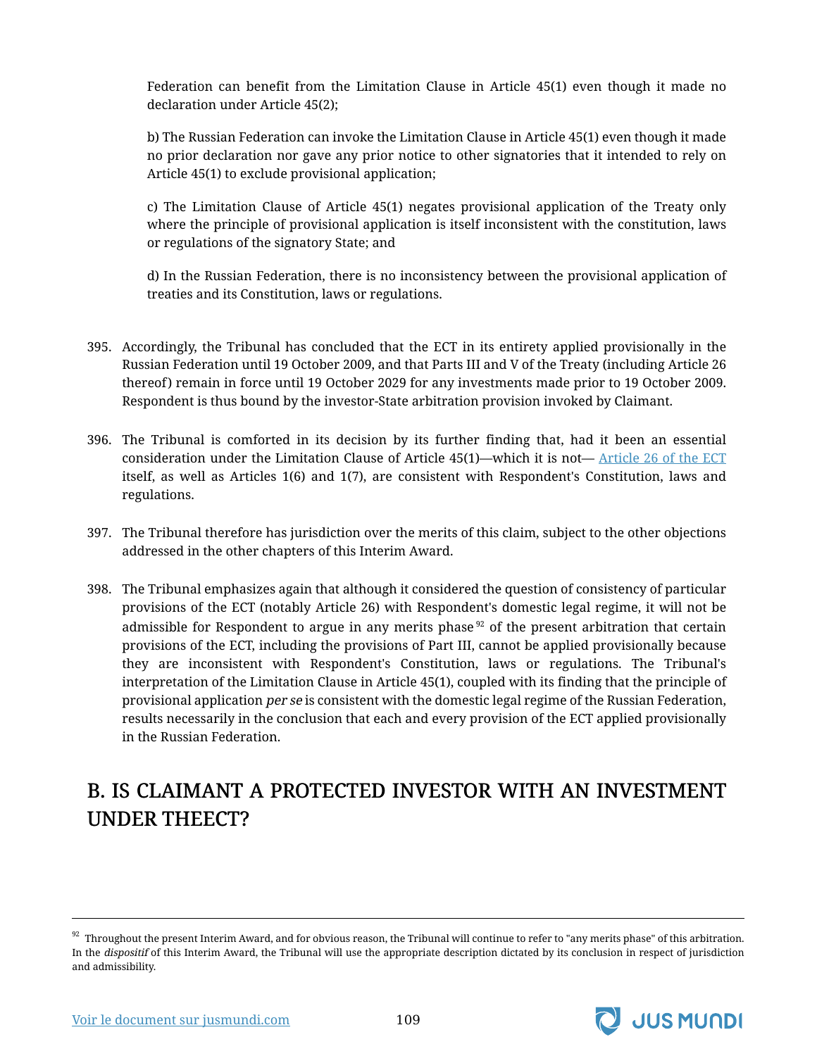Federation can benefit from the Limitation Clause in Article 45(1) even though it made no declaration under Article 45(2);

b) The Russian Federation can invoke the Limitation Clause in Article 45(1) even though it made no prior declaration nor gave any prior notice to other signatories that it intended to rely on Article 45(1) to exclude provisional application;

c) The Limitation Clause of Article 45(1) negates provisional application of the Treaty only where the principle of provisional application is itself inconsistent with the constitution, laws or regulations of the signatory State; and

d) In the Russian Federation, there is no inconsistency between the provisional application of treaties and its Constitution, laws or regulations.

395. Accordingly, the Tribunal has concluded that the ECT in its entirety applied provisionally in the Russian Federation until 19 October 2009, and that Parts III and V of the Treaty (including Article 26 thereof) remain in force until 19 October 2029 for any investments made prior to 19 October 2009. Respondent is thus bound by the investor-State arbitration provision invoked by Claimant.

396. The Tribunal is comforted in its decision by its further finding that, had it been an essential consideration under the Limitation Clause of Article 45(1)—which it is not— [Article 26 of the ECT](#) itself, as well as Articles 1(6) and 1(7), are consistent with Respondent's Constitution, laws and regulations.

397. The Tribunal therefore has jurisdiction over the merits of this claim, subject to the other objections addressed in the other chapters of this Interim Award.

398. The Tribunal emphasizes again that although it considered the question of consistency of particular provisions of the ECT (notably Article 26) with Respondent's domestic legal regime, it will not be admissible for Respondent to argue in any merits phase[92] of the present arbitration that certain provisions of the ECT, including the provisions of Part III, cannot be applied provisionally because they are inconsistent with Respondent's Constitution, laws or regulations. The Tribunal's interpretation of the Limitation Clause in Article 45(1), coupled with its finding that the principle of provisional application *per se* is consistent with the domestic legal regime of the Russian Federation, results necessarily in the conclusion that each and every provision of the ECT applied provisionally in the Russian Federation.

## B. IS CLAIMANT A PROTECTED INVESTOR WITH AN INVESTMENT UNDER THEECT?

---

[92] Throughout the present Interim Award, and for obvious reason, the Tribunal will continue to refer to "any merits phase" of this arbitration. In the *dispositif* of this Interim Award, the Tribunal will use the appropriate description dictated by its conclusion in respect of jurisdiction and admissibility.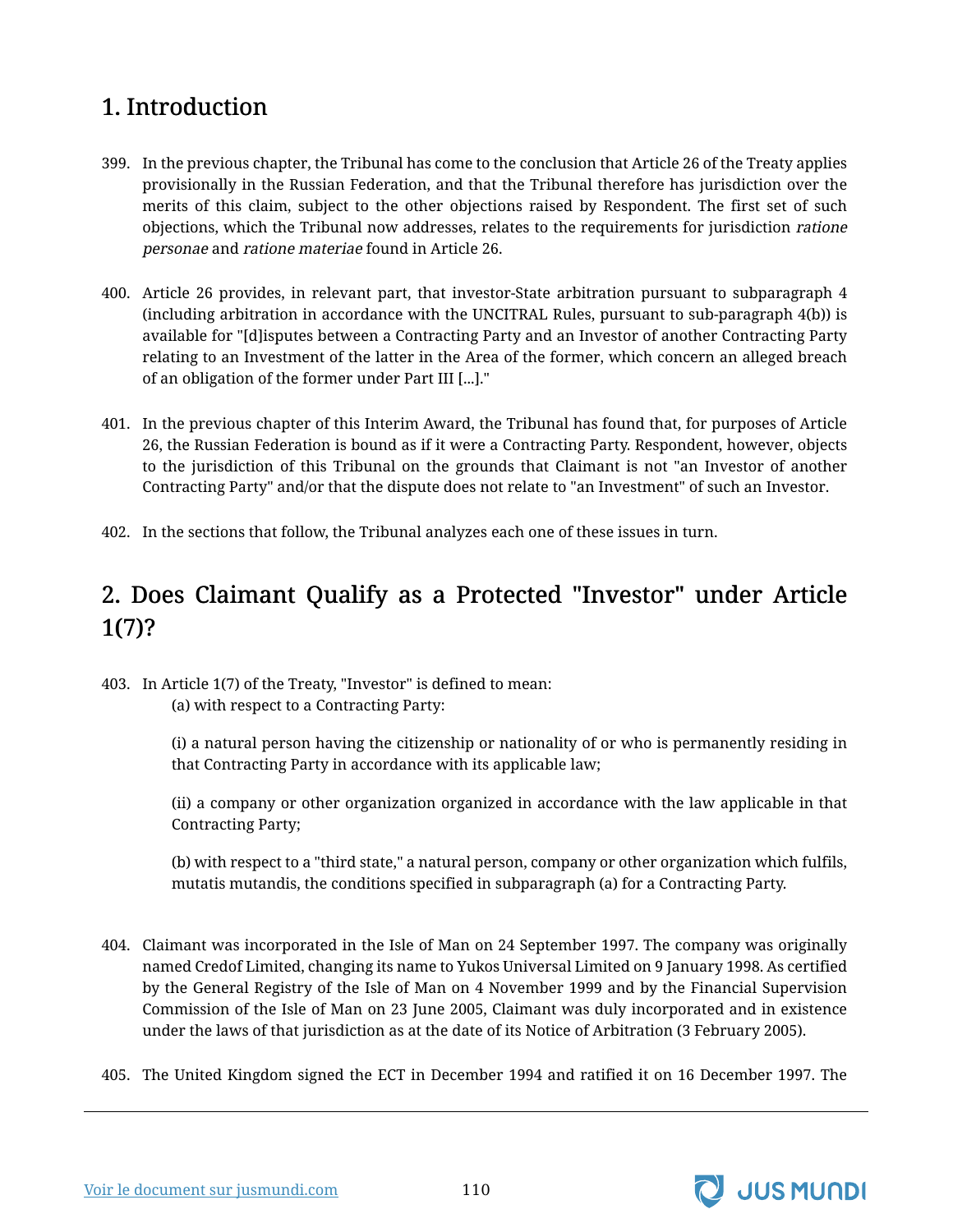## 1. Introduction

399. In the previous chapter, the Tribunal has come to the conclusion that Article 26 of the Treaty applies provisionally in the Russian Federation, and that the Tribunal therefore has jurisdiction over the merits of this claim, subject to the other objections raised by Respondent. The first set of such objections, which the Tribunal now addresses, relates to the requirements for jurisdiction *ratione personae* and *ratione materiae* found in Article 26.

400. Article 26 provides, in relevant part, that investor-State arbitration pursuant to subparagraph 4 (including arbitration in accordance with the UNCITRAL Rules, pursuant to sub-paragraph 4(b)) is available for "[d]isputes between a Contracting Party and an Investor of another Contracting Party relating to an Investment of the latter in the Area of the former, which concern an alleged breach of an obligation of the former under Part III [...]."

401. In the previous chapter of this Interim Award, the Tribunal has found that, for purposes of Article 26, the Russian Federation is bound as if it were a Contracting Party. Respondent, however, objects to the jurisdiction of this Tribunal on the grounds that Claimant is not "an Investor of another Contracting Party" and/or that the dispute does not relate to "an Investment" of such an Investor.

402. In the sections that follow, the Tribunal analyzes each one of these issues in turn.

## 2. Does Claimant Qualify as a Protected "Investor" under Article 1(7)?

403. In Article 1(7) of the Treaty, "Investor" is defined to mean:

> (a) with respect to a Contracting Party:
>
> (i) a natural person having the citizenship or nationality of or who is permanently residing in that Contracting Party in accordance with its applicable law;
>
> (ii) a company or other organization organized in accordance with the law applicable in that Contracting Party;
>
> (b) with respect to a "third state," a natural person, company or other organization which fulfils, mutatis mutandis, the conditions specified in subparagraph (a) for a Contracting Party.

404. Claimant was incorporated in the Isle of Man on 24 September 1997. The company was originally named Credof Limited, changing its name to Yukos Universal Limited on 9 January 1998. As certified by the General Registry of the Isle of Man on 4 November 1999 and by the Financial Supervision Commission of the Isle of Man on 23 June 2005, Claimant was duly incorporated and in existence under the laws of that jurisdiction as at the date of its Notice of Arbitration (3 February 2005).

405. The United Kingdom signed the ECT in December 1994 and ratified it on 16 December 1997. The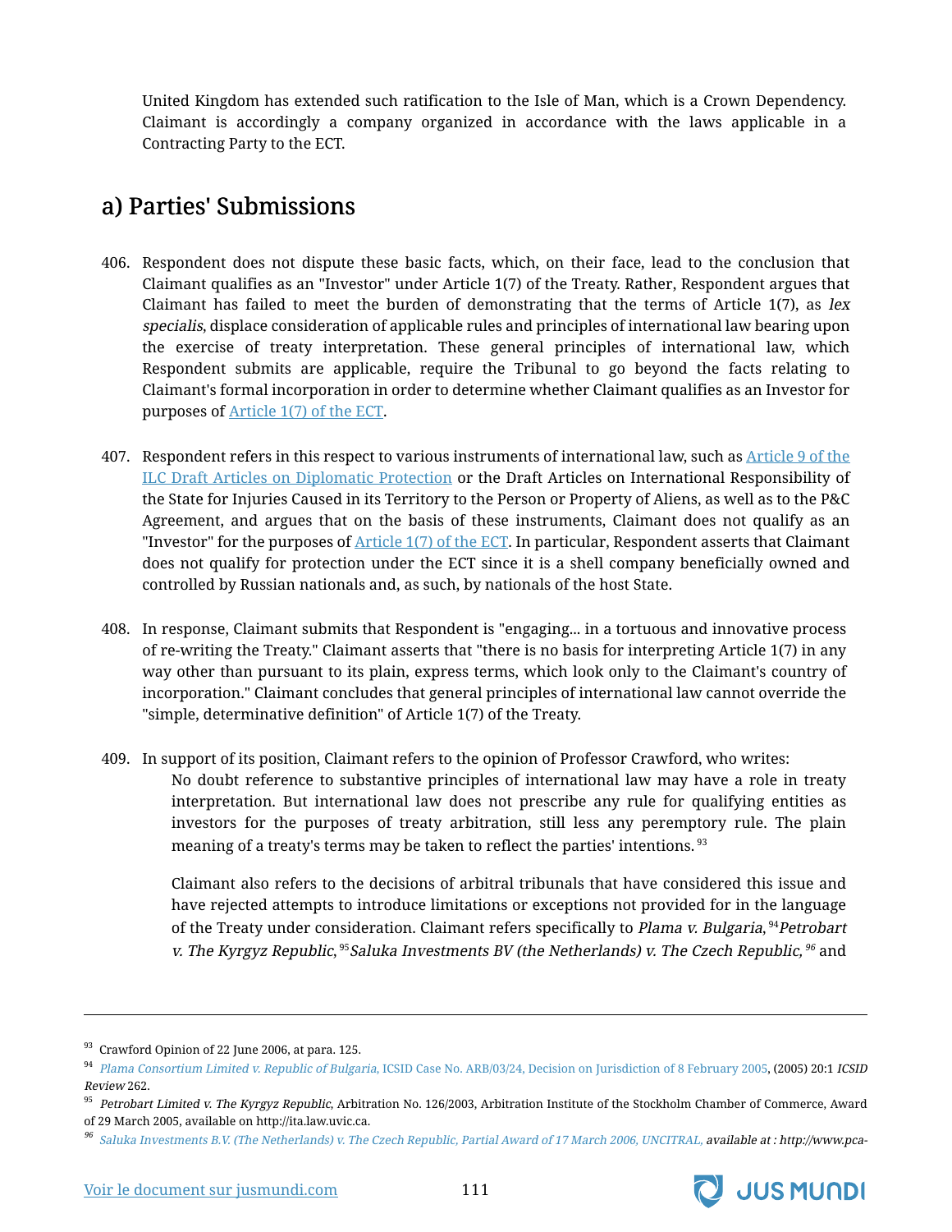United Kingdom has extended such ratification to the Isle of Man, which is a Crown Dependency. Claimant is accordingly a company organized in accordance with the laws applicable in a Contracting Party to the ECT.

## a) Parties' Submissions

406. Respondent does not dispute these basic facts, which, on their face, lead to the conclusion that Claimant qualifies as an "Investor" under Article 1(7) of the Treaty. Rather, Respondent argues that Claimant has failed to meet the burden of demonstrating that the terms of Article 1(7), as *lex specialis*, displace consideration of applicable rules and principles of international law bearing upon the exercise of treaty interpretation. These general principles of international law, which Respondent submits are applicable, require the Tribunal to go beyond the facts relating to Claimant's formal incorporation in order to determine whether Claimant qualifies as an Investor for purposes of Article 1(7) of the ECT.

407. Respondent refers in this respect to various instruments of international law, such as Article 9 of the ILC Draft Articles on Diplomatic Protection or the Draft Articles on International Responsibility of the State for Injuries Caused in its Territory to the Person or Property of Aliens, as well as to the P&C Agreement, and argues that on the basis of these instruments, Claimant does not qualify as an "Investor" for the purposes of Article 1(7) of the ECT. In particular, Respondent asserts that Claimant does not qualify for protection under the ECT since it is a shell company beneficially owned and controlled by Russian nationals and, as such, by nationals of the host State.

408. In response, Claimant submits that Respondent is "engaging... in a tortuous and innovative process of re-writing the Treaty." Claimant asserts that "there is no basis for interpreting Article 1(7) in any way other than pursuant to its plain, express terms, which look only to the Claimant's country of incorporation." Claimant concludes that general principles of international law cannot override the "simple, determinative definition" of Article 1(7) of the Treaty.

409. In support of its position, Claimant refers to the opinion of Professor Crawford, who writes:

> No doubt reference to substantive principles of international law may have a role in treaty interpretation. But international law does not prescribe any rule for qualifying entities as investors for the purposes of treaty arbitration, still less any peremptory rule. The plain meaning of a treaty's terms may be taken to reflect the parties' intentions. [93]

Claimant also refers to the decisions of arbitral tribunals that have considered this issue and have rejected attempts to introduce limitations or exceptions not provided for in the language of the Treaty under consideration. Claimant refers specifically to *Plama v. Bulgaria*, [94] *Petrobart v. The Kyrgyz Republic*, [95] *Saluka Investments BV (the Netherlands) v. The Czech Republic,* [96] and

---

[93] Crawford Opinion of 22 June 2006, at para. 125.

[94] *Plama Consortium Limited v. Republic of Bulgaria*, ICSID Case No. ARB/03/24, Decision on Jurisdiction of 8 February 2005, (2005) 20:1 *ICSID Review* 262.

[95] *Petrobart Limited v. The Kyrgyz Republic*, Arbitration No. 126/2003, Arbitration Institute of the Stockholm Chamber of Commerce, Award of 29 March 2005, available on http://ita.law.uvic.ca.

[96] *Saluka Investments B.V. (The Netherlands) v. The Czech Republic, Partial Award of 17 March 2006, UNCITRAL, available at : http://www.pca-*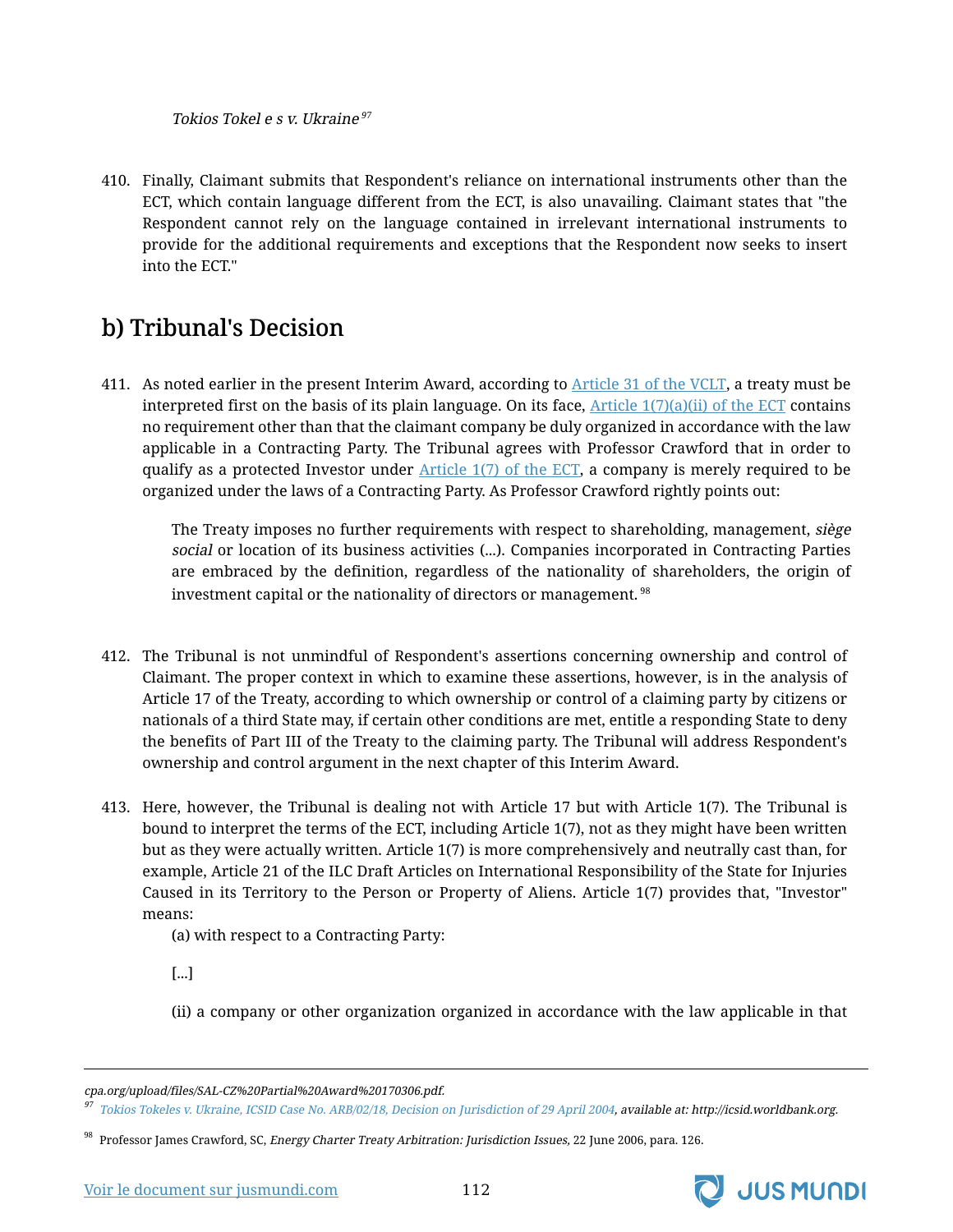*Tokios Tokel e s v. Ukraine* [97]

410. Finally, Claimant submits that Respondent's reliance on international instruments other than the ECT, which contain language different from the ECT, is also unavailing. Claimant states that "the Respondent cannot rely on the language contained in irrelevant international instruments to provide for the additional requirements and exceptions that the Respondent now seeks to insert into the ECT."

## b) Tribunal's Decision

411. As noted earlier in the present Interim Award, according to Article 31 of the VCLT, a treaty must be interpreted first on the basis of its plain language. On its face, Article 1(7)(a)(ii) of the ECT contains no requirement other than that the claimant company be duly organized in accordance with the law applicable in a Contracting Party. The Tribunal agrees with Professor Crawford that in order to qualify as a protected Investor under Article 1(7) of the ECT, a company is merely required to be organized under the laws of a Contracting Party. As Professor Crawford rightly points out:

> The Treaty imposes no further requirements with respect to shareholding, management, *siège social* or location of its business activities (...). Companies incorporated in Contracting Parties are embraced by the definition, regardless of the nationality of shareholders, the origin of investment capital or the nationality of directors or management. [98]

412. The Tribunal is not unmindful of Respondent's assertions concerning ownership and control of Claimant. The proper context in which to examine these assertions, however, is in the analysis of Article 17 of the Treaty, according to which ownership or control of a claiming party by citizens or nationals of a third State may, if certain other conditions are met, entitle a responding State to deny the benefits of Part III of the Treaty to the claiming party. The Tribunal will address Respondent's ownership and control argument in the next chapter of this Interim Award.

413. Here, however, the Tribunal is dealing not with Article 17 but with Article 1(7). The Tribunal is bound to interpret the terms of the ECT, including Article 1(7), not as they might have been written but as they were actually written. Article 1(7) is more comprehensively and neutrally cast than, for example, Article 21 of the ILC Draft Articles on International Responsibility of the State for Injuries Caused in its Territory to the Person or Property of Aliens. Article 1(7) provides that, "Investor" means:

> (a) with respect to a Contracting Party:
>
> [...]
>
> (ii) a company or other organization organized in accordance with the law applicable in that

---

*cpa.org/upload/files/SAL-CZ%20Partial%20Award%20170306.pdf.*

[97] *Tokios Tokeles v. Ukraine, ICSID Case No. ARB/02/18, Decision on Jurisdiction of 29 April 2004, available at: http://icsid.worldbank.org.*

[98] Professor James Crawford, SC, *Energy Charter Treaty Arbitration: Jurisdiction Issues*, 22 June 2006, para. 126.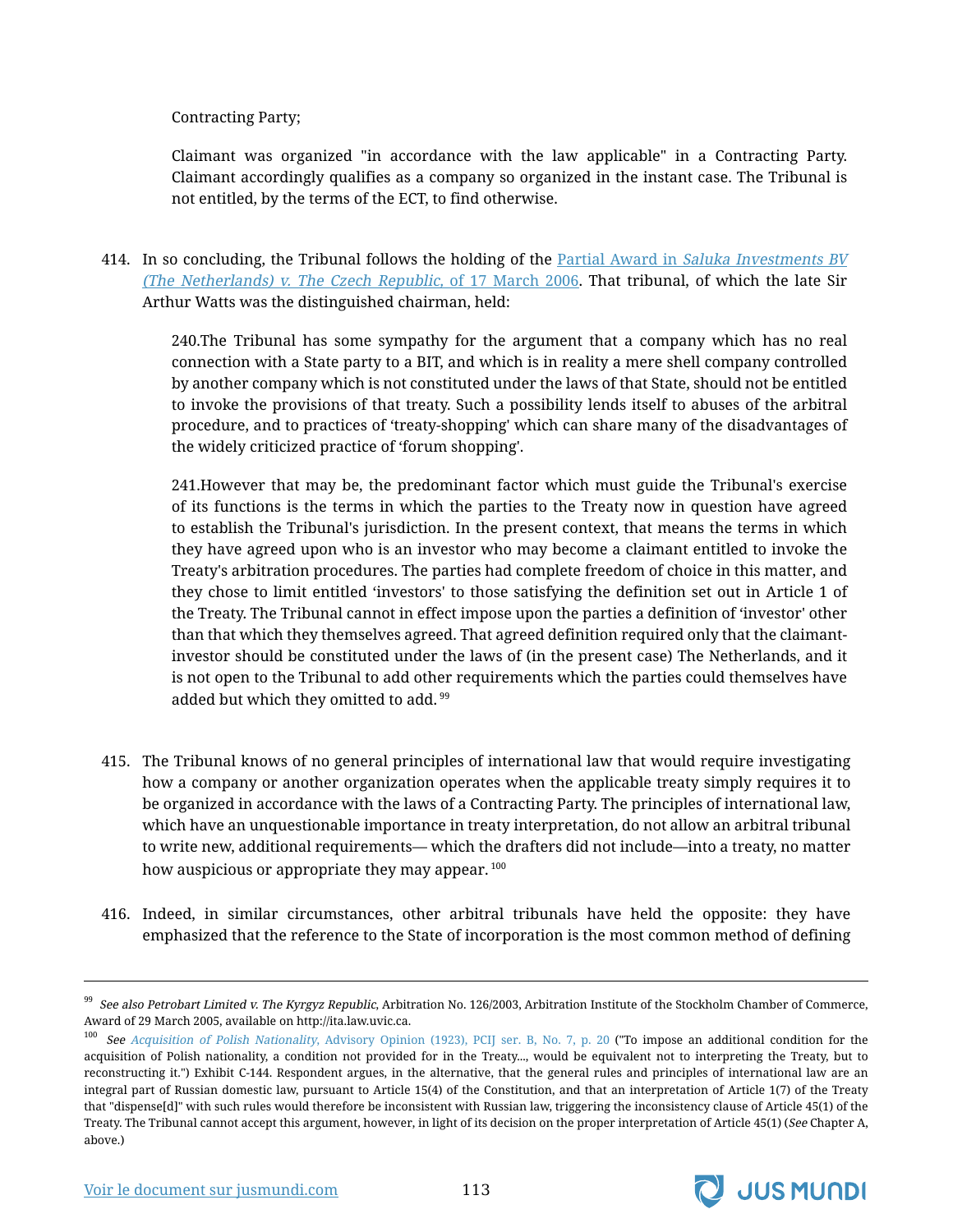Contracting Party;

Claimant was organized "in accordance with the law applicable" in a Contracting Party. Claimant accordingly qualifies as a company so organized in the instant case. The Tribunal is not entitled, by the terms of the ECT, to find otherwise.

414. In so concluding, the Tribunal follows the holding of the [Partial Award in *Saluka Investments BV (The Netherlands) v. The Czech Republic*, of 17 March 2006](). That tribunal, of which the late Sir Arthur Watts was the distinguished chairman, held:

> 240.The Tribunal has some sympathy for the argument that a company which has no real connection with a State party to a BIT, and which is in reality a mere shell company controlled by another company which is not constituted under the laws of that State, should not be entitled to invoke the provisions of that treaty. Such a possibility lends itself to abuses of the arbitral procedure, and to practices of 'treaty-shopping' which can share many of the disadvantages of the widely criticized practice of 'forum shopping'.
>
> 241.However that may be, the predominant factor which must guide the Tribunal's exercise of its functions is the terms in which the parties to the Treaty now in question have agreed to establish the Tribunal's jurisdiction. In the present context, that means the terms in which they have agreed upon who is an investor who may become a claimant entitled to invoke the Treaty's arbitration procedures. The parties had complete freedom of choice in this matter, and they chose to limit entitled 'investors' to those satisfying the definition set out in Article 1 of the Treaty. The Tribunal cannot in effect impose upon the parties a definition of 'investor' other than that which they themselves agreed. That agreed definition required only that the claimant-investor should be constituted under the laws of (in the present case) The Netherlands, and it is not open to the Tribunal to add other requirements which the parties could themselves have added but which they omitted to add. [99]

415. The Tribunal knows of no general principles of international law that would require investigating how a company or another organization operates when the applicable treaty simply requires it to be organized in accordance with the laws of a Contracting Party. The principles of international law, which have an unquestionable importance in treaty interpretation, do not allow an arbitral tribunal to write new, additional requirements— which the drafters did not include—into a treaty, no matter how auspicious or appropriate they may appear. [100]

416. Indeed, in similar circumstances, other arbitral tribunals have held the opposite: they have emphasized that the reference to the State of incorporation is the most common method of defining

---

[99] *See also Petrobart Limited v. The Kyrgyz Republic*, Arbitration No. 126/2003, Arbitration Institute of the Stockholm Chamber of Commerce, Award of 29 March 2005, available on http://ita.law.uvic.ca.

[100] *See* [*Acquisition of Polish Nationality*, Advisory Opinion (1923), PCIJ ser. B, No. 7, p. 20]() ("To impose an additional condition for the acquisition of Polish nationality, a condition not provided for in the Treaty..., would be equivalent not to interpreting the Treaty, but to reconstructing it.") Exhibit C-144. Respondent argues, in the alternative, that the general rules and principles of international law are an integral part of Russian domestic law, pursuant to Article 15(4) of the Constitution, and that an interpretation of Article 1(7) of the Treaty that "dispense[d]" with such rules would therefore be inconsistent with Russian law, triggering the inconsistency clause of Article 45(1) of the Treaty. The Tribunal cannot accept this argument, however, in light of its decision on the proper interpretation of Article 45(1) (*See* Chapter A, above.)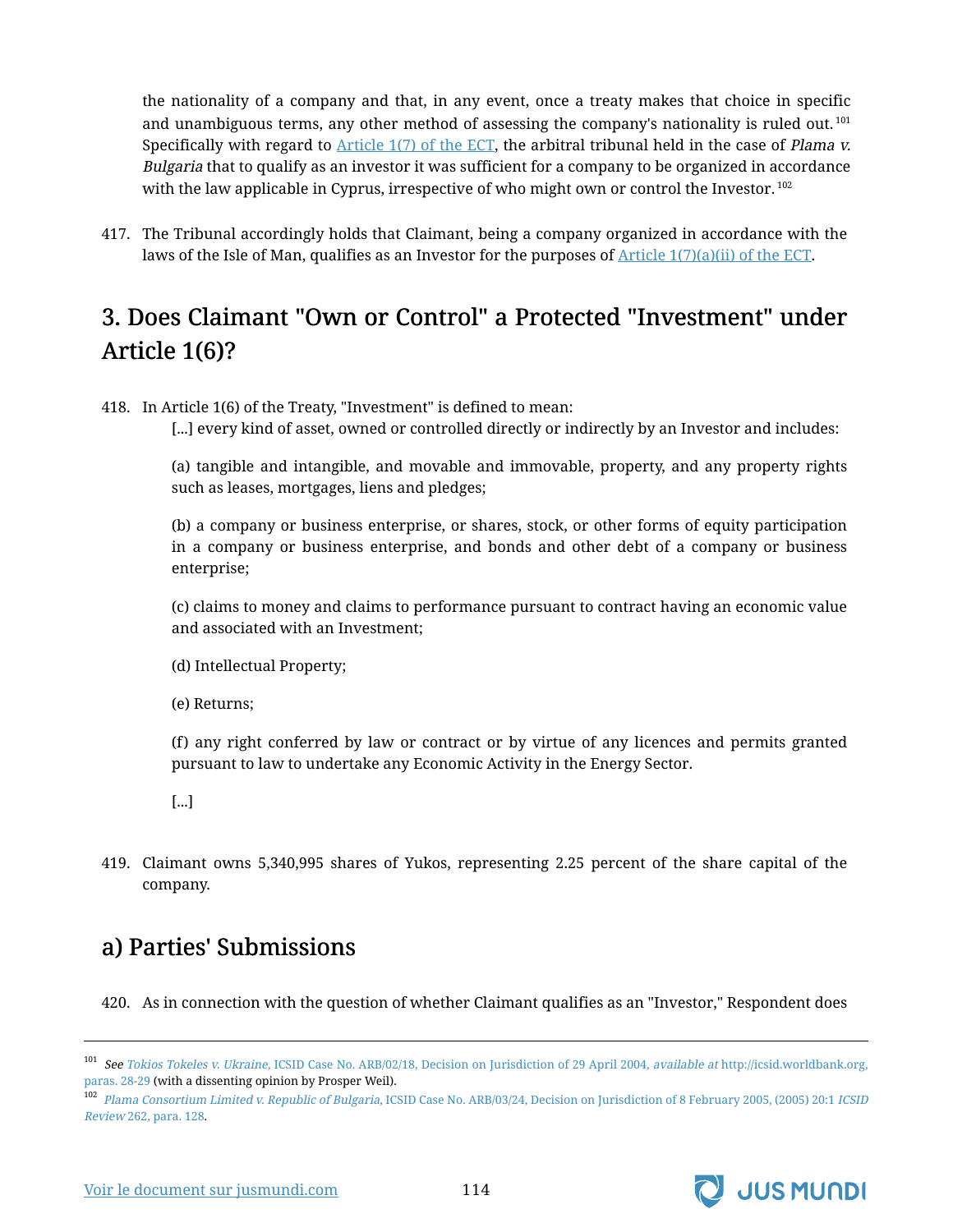the nationality of a company and that, in any event, once a treaty makes that choice in specific and unambiguous terms, any other method of assessing the company's nationality is ruled out.[101] Specifically with regard to Article 1(7) of the ECT, the arbitral tribunal held in the case of *Plama v. Bulgaria* that to qualify as an investor it was sufficient for a company to be organized in accordance with the law applicable in Cyprus, irrespective of who might own or control the Investor.[102]

417. The Tribunal accordingly holds that Claimant, being a company organized in accordance with the laws of the Isle of Man, qualifies as an Investor for the purposes of Article 1(7)(a)(ii) of the ECT.

## 3. Does Claimant "Own or Control" a Protected "Investment" under Article 1(6)?

418. In Article 1(6) of the Treaty, "Investment" is defined to mean:

> [...] every kind of asset, owned or controlled directly or indirectly by an Investor and includes:
>
> (a) tangible and intangible, and movable and immovable, property, and any property rights such as leases, mortgages, liens and pledges;
>
> (b) a company or business enterprise, or shares, stock, or other forms of equity participation in a company or business enterprise, and bonds and other debt of a company or business enterprise;
>
> (c) claims to money and claims to performance pursuant to contract having an economic value and associated with an Investment;
>
> (d) Intellectual Property;
>
> (e) Returns;
>
> (f) any right conferred by law or contract or by virtue of any licences and permits granted pursuant to law to undertake any Economic Activity in the Energy Sector.
>
> [...]

419. Claimant owns 5,340,995 shares of Yukos, representing 2.25 percent of the share capital of the company.

### a) Parties' Submissions

420. As in connection with the question of whether Claimant qualifies as an "Investor," Respondent does

---

[101] *See* *Tokios Tokeles v. Ukraine,* ICSID Case No. ARB/02/18, Decision on Jurisdiction of 29 April 2004, *available at* http://icsid.worldbank.org, paras. 28-29 (with a dissenting opinion by Prosper Weil).

[102] *Plama Consortium Limited v. Republic of Bulgaria*, ICSID Case No. ARB/03/24, Decision on Jurisdiction of 8 February 2005, (2005) 20:1 *ICSID Review* 262, para. 128.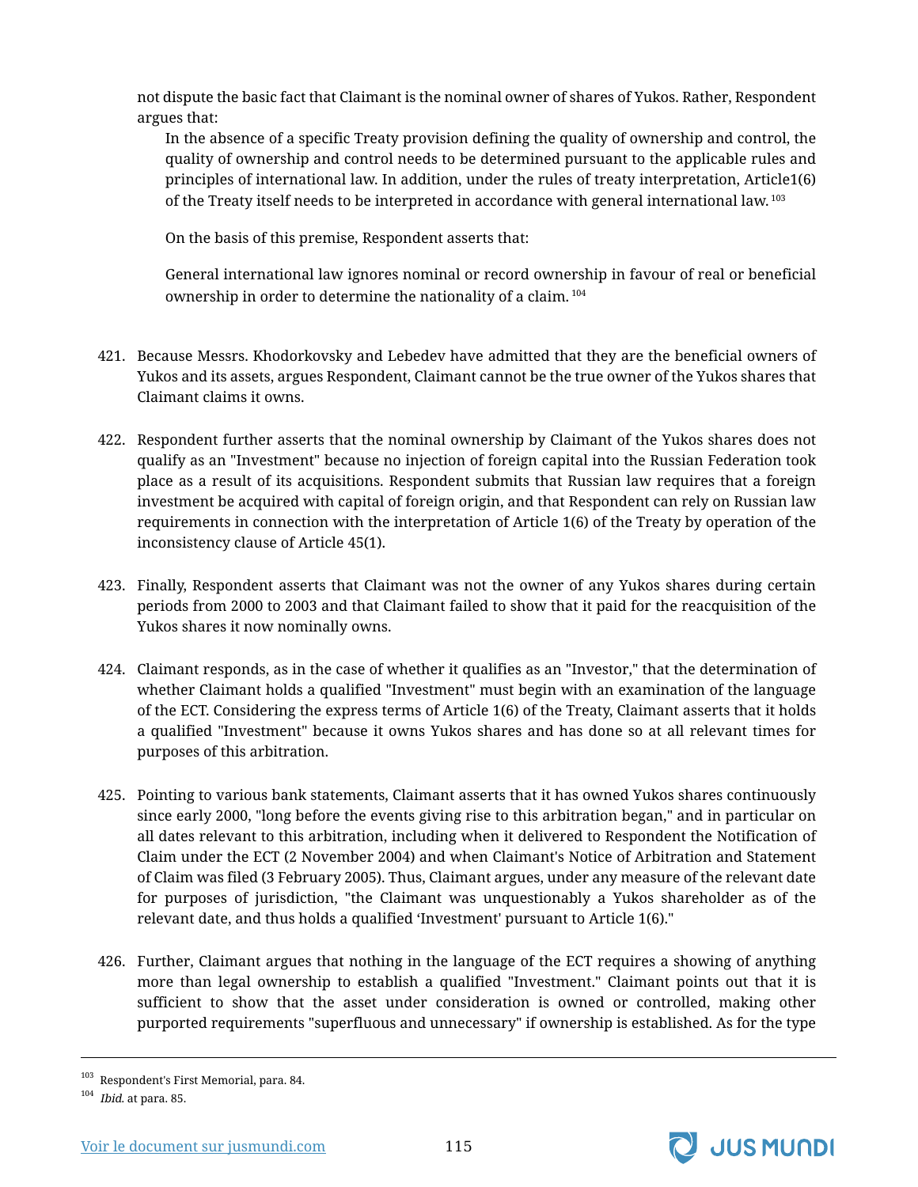not dispute the basic fact that Claimant is the nominal owner of shares of Yukos. Rather, Respondent argues that:

> In the absence of a specific Treaty provision defining the quality of ownership and control, the quality of ownership and control needs to be determined pursuant to the applicable rules and principles of international law. In addition, under the rules of treaty interpretation, Article1(6) of the Treaty itself needs to be interpreted in accordance with general international law.[103]
>
> On the basis of this premise, Respondent asserts that:
>
> General international law ignores nominal or record ownership in favour of real or beneficial ownership in order to determine the nationality of a claim.[104]

421. Because Messrs. Khodorkovsky and Lebedev have admitted that they are the beneficial owners of Yukos and its assets, argues Respondent, Claimant cannot be the true owner of the Yukos shares that Claimant claims it owns.

422. Respondent further asserts that the nominal ownership by Claimant of the Yukos shares does not qualify as an "Investment" because no injection of foreign capital into the Russian Federation took place as a result of its acquisitions. Respondent submits that Russian law requires that a foreign investment be acquired with capital of foreign origin, and that Respondent can rely on Russian law requirements in connection with the interpretation of Article 1(6) of the Treaty by operation of the inconsistency clause of Article 45(1).

423. Finally, Respondent asserts that Claimant was not the owner of any Yukos shares during certain periods from 2000 to 2003 and that Claimant failed to show that it paid for the reacquisition of the Yukos shares it now nominally owns.

424. Claimant responds, as in the case of whether it qualifies as an "Investor," that the determination of whether Claimant holds a qualified "Investment" must begin with an examination of the language of the ECT. Considering the express terms of Article 1(6) of the Treaty, Claimant asserts that it holds a qualified "Investment" because it owns Yukos shares and has done so at all relevant times for purposes of this arbitration.

425. Pointing to various bank statements, Claimant asserts that it has owned Yukos shares continuously since early 2000, "long before the events giving rise to this arbitration began," and in particular on all dates relevant to this arbitration, including when it delivered to Respondent the Notification of Claim under the ECT (2 November 2004) and when Claimant's Notice of Arbitration and Statement of Claim was filed (3 February 2005). Thus, Claimant argues, under any measure of the relevant date for purposes of jurisdiction, "the Claimant was unquestionably a Yukos shareholder as of the relevant date, and thus holds a qualified 'Investment' pursuant to Article 1(6)."

426. Further, Claimant argues that nothing in the language of the ECT requires a showing of anything more than legal ownership to establish a qualified "Investment." Claimant points out that it is sufficient to show that the asset under consideration is owned or controlled, making other purported requirements "superfluous and unnecessary" if ownership is established. As for the type

---

[103] Respondent's First Memorial, para. 84.

[104] *Ibid.* at para. 85.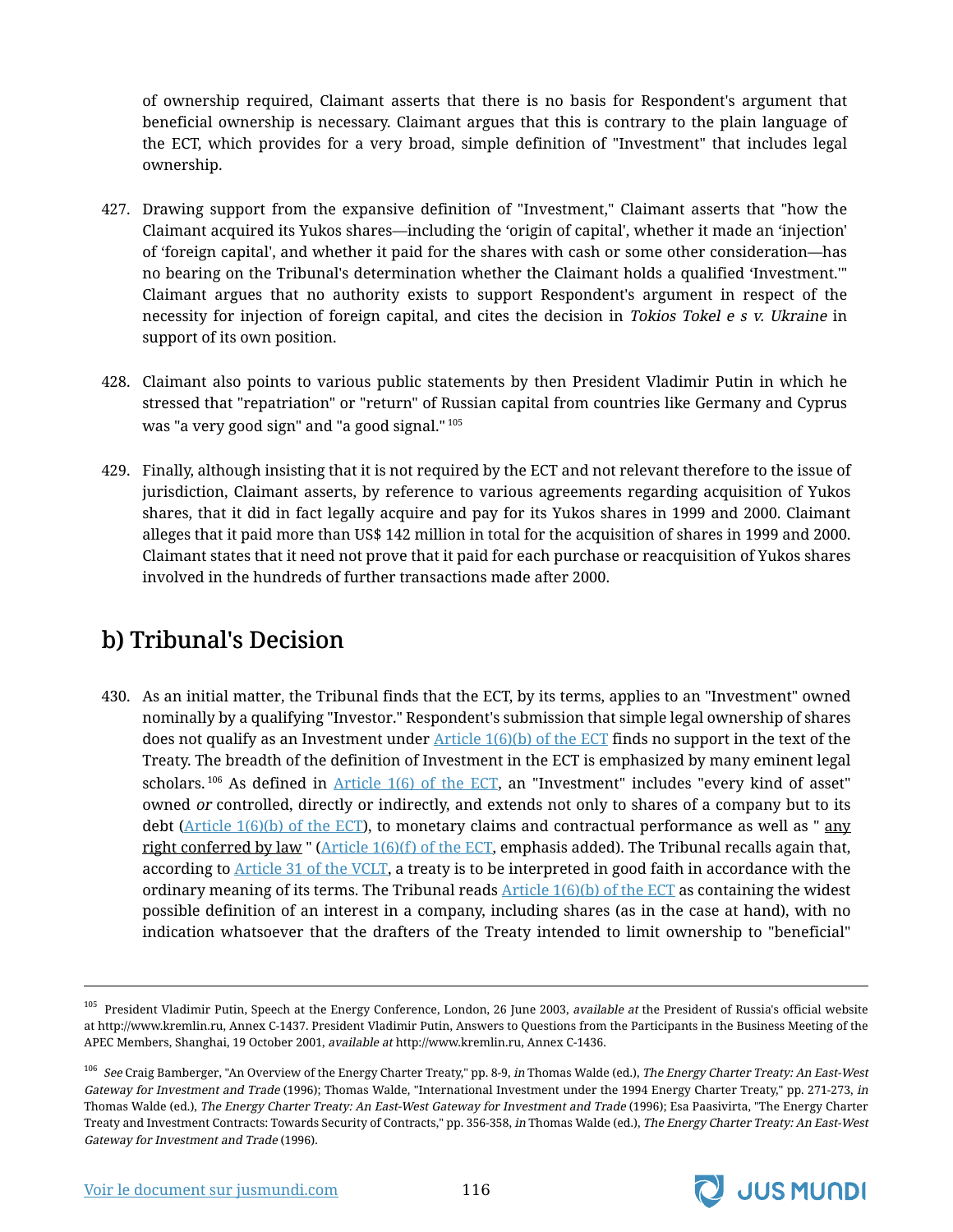of ownership required, Claimant asserts that there is no basis for Respondent's argument that beneficial ownership is necessary. Claimant argues that this is contrary to the plain language of the ECT, which provides for a very broad, simple definition of "Investment" that includes legal ownership.

427. Drawing support from the expansive definition of "Investment," Claimant asserts that "how the Claimant acquired its Yukos shares—including the 'origin of capital', whether it made an 'injection' of 'foreign capital', and whether it paid for the shares with cash or some other consideration—has no bearing on the Tribunal's determination whether the Claimant holds a qualified 'Investment.'" Claimant argues that no authority exists to support Respondent's argument in respect of the necessity for injection of foreign capital, and cites the decision in *Tokios Tokel e s v. Ukraine* in support of its own position.

428. Claimant also points to various public statements by then President Vladimir Putin in which he stressed that "repatriation" or "return" of Russian capital from countries like Germany and Cyprus was "a very good sign" and "a good signal." [105]

429. Finally, although insisting that it is not required by the ECT and not relevant therefore to the issue of jurisdiction, Claimant asserts, by reference to various agreements regarding acquisition of Yukos shares, that it did in fact legally acquire and pay for its Yukos shares in 1999 and 2000. Claimant alleges that it paid more than US$ 142 million in total for the acquisition of shares in 1999 and 2000. Claimant states that it need not prove that it paid for each purchase or reacquisition of Yukos shares involved in the hundreds of further transactions made after 2000.

## b) Tribunal's Decision

430. As an initial matter, the Tribunal finds that the ECT, by its terms, applies to an "Investment" owned nominally by a qualifying "Investor." Respondent's submission that simple legal ownership of shares does not qualify as an Investment under Article 1(6)(b) of the ECT finds no support in the text of the Treaty. The breadth of the definition of Investment in the ECT is emphasized by many eminent legal scholars. [106] As defined in Article 1(6) of the ECT, an "Investment" includes "every kind of asset" owned *or* controlled, directly or indirectly, and extends not only to shares of a company but to its debt (Article 1(6)(b) of the ECT), to monetary claims and contractual performance as well as " <u>any right conferred by law</u> " (Article 1(6)(f) of the ECT, emphasis added). The Tribunal recalls again that, according to Article 31 of the VCLT, a treaty is to be interpreted in good faith in accordance with the ordinary meaning of its terms. The Tribunal reads Article 1(6)(b) of the ECT as containing the widest possible definition of an interest in a company, including shares (as in the case at hand), with no indication whatsoever that the drafters of the Treaty intended to limit ownership to "beneficial"

---

[105] President Vladimir Putin, Speech at the Energy Conference, London, 26 June 2003, *available at* the President of Russia's official website at http://www.kremlin.ru, Annex C-1437. President Vladimir Putin, Answers to Questions from the Participants in the Business Meeting of the APEC Members, Shanghai, 19 October 2001, *available at* http://www.kremlin.ru, Annex C-1436.

[106] *See* Craig Bamberger, "An Overview of the Energy Charter Treaty," pp. 8-9, *in* Thomas Walde (ed.), *The Energy Charter Treaty: An East-West Gateway for Investment and Trade* (1996); Thomas Walde, "International Investment under the 1994 Energy Charter Treaty," pp. 271-273, *in* Thomas Walde (ed.), *The Energy Charter Treaty: An East-West Gateway for Investment and Trade* (1996); Esa Paasivirta, "The Energy Charter Treaty and Investment Contracts: Towards Security of Contracts," pp. 356-358, *in* Thomas Walde (ed.), *The Energy Charter Treaty: An East-West Gateway for Investment and Trade* (1996).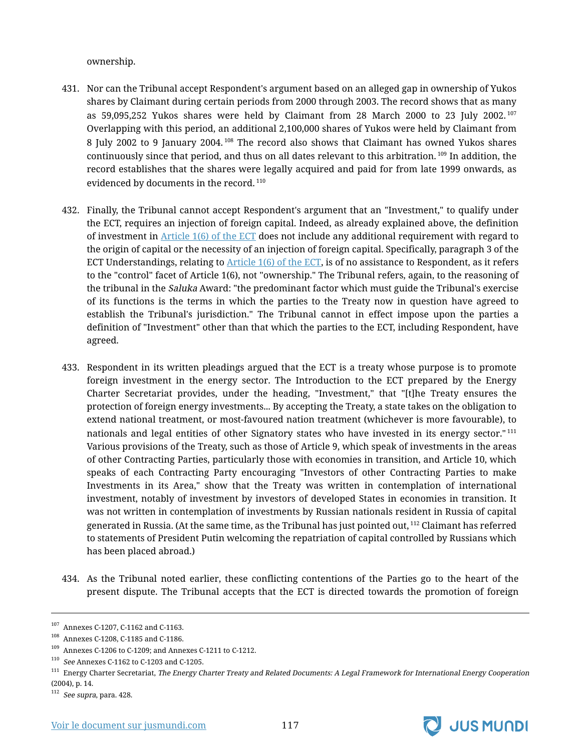ownership.

431. Nor can the Tribunal accept Respondent's argument based on an alleged gap in ownership of Yukos shares by Claimant during certain periods from 2000 through 2003. The record shows that as many as 59,095,252 Yukos shares were held by Claimant from 28 March 2000 to 23 July 2002.[107] Overlapping with this period, an additional 2,100,000 shares of Yukos were held by Claimant from 8 July 2002 to 9 January 2004.[108] The record also shows that Claimant has owned Yukos shares continuously since that period, and thus on all dates relevant to this arbitration.[109] In addition, the record establishes that the shares were legally acquired and paid for from late 1999 onwards, as evidenced by documents in the record.[110]

432. Finally, the Tribunal cannot accept Respondent's argument that an "Investment," to qualify under the ECT, requires an injection of foreign capital. Indeed, as already explained above, the definition of investment in Article 1(6) of the ECT does not include any additional requirement with regard to the origin of capital or the necessity of an injection of foreign capital. Specifically, paragraph 3 of the ECT Understandings, relating to Article 1(6) of the ECT, is of no assistance to Respondent, as it refers to the "control" facet of Article 1(6), not "ownership." The Tribunal refers, again, to the reasoning of the tribunal in the *Saluka* Award: "the predominant factor which must guide the Tribunal's exercise of its functions is the terms in which the parties to the Treaty now in question have agreed to establish the Tribunal's jurisdiction." The Tribunal cannot in effect impose upon the parties a definition of "Investment" other than that which the parties to the ECT, including Respondent, have agreed.

433. Respondent in its written pleadings argued that the ECT is a treaty whose purpose is to promote foreign investment in the energy sector. The Introduction to the ECT prepared by the Energy Charter Secretariat provides, under the heading, "Investment," that "[t]he Treaty ensures the protection of foreign energy investments... By accepting the Treaty, a state takes on the obligation to extend national treatment, or most-favoured nation treatment (whichever is more favourable), to nationals and legal entities of other Signatory states who have invested in its energy sector."[111] Various provisions of the Treaty, such as those of Article 9, which speak of investments in the areas of other Contracting Parties, particularly those with economies in transition, and Article 10, which speaks of each Contracting Party encouraging "Investors of other Contracting Parties to make Investments in its Area," show that the Treaty was written in contemplation of international investment, notably of investment by investors of developed States in economies in transition. It was not written in contemplation of investments by Russian nationals resident in Russia of capital generated in Russia. (At the same time, as the Tribunal has just pointed out,[112] Claimant has referred to statements of President Putin welcoming the repatriation of capital controlled by Russians which has been placed abroad.)

434. As the Tribunal noted earlier, these conflicting contentions of the Parties go to the heart of the present dispute. The Tribunal accepts that the ECT is directed towards the promotion of foreign

---

[107] Annexes C-1207, C-1162 and C-1163.

[108] Annexes C-1208, C-1185 and C-1186.

[109] Annexes C-1206 to C-1209; and Annexes C-1211 to C-1212.

[110] *See* Annexes C-1162 to C-1203 and C-1205.

[111] Energy Charter Secretariat, *The Energy Charter Treaty and Related Documents: A Legal Framework for International Energy Cooperation* (2004), p. 14.

[112] *See supra*, para. 428.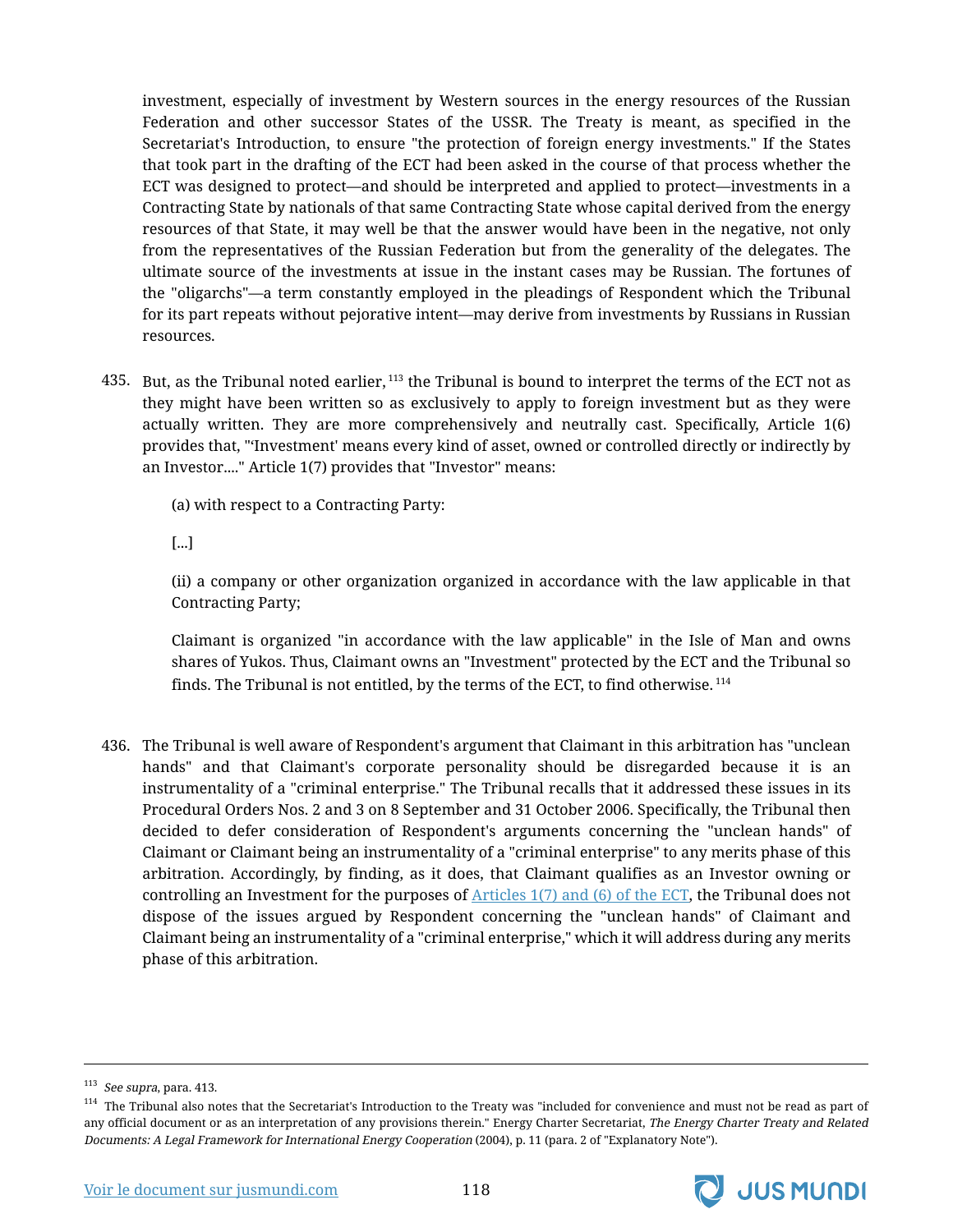investment, especially of investment by Western sources in the energy resources of the Russian Federation and other successor States of the USSR. The Treaty is meant, as specified in the Secretariat's Introduction, to ensure "the protection of foreign energy investments." If the States that took part in the drafting of the ECT had been asked in the course of that process whether the ECT was designed to protect—and should be interpreted and applied to protect—investments in a Contracting State by nationals of that same Contracting State whose capital derived from the energy resources of that State, it may well be that the answer would have been in the negative, not only from the representatives of the Russian Federation but from the generality of the delegates. The ultimate source of the investments at issue in the instant cases may be Russian. The fortunes of the "oligarchs"—a term constantly employed in the pleadings of Respondent which the Tribunal for its part repeats without pejorative intent—may derive from investments by Russians in Russian resources.

435. But, as the Tribunal noted earlier,[113] the Tribunal is bound to interpret the terms of the ECT not as they might have been written so as exclusively to apply to foreign investment but as they were actually written. They are more comprehensively and neutrally cast. Specifically, Article 1(6) provides that, "'Investment' means every kind of asset, owned or controlled directly or indirectly by an Investor...." Article 1(7) provides that "Investor" means:

> (a) with respect to a Contracting Party:
>
> [...]
>
> (ii) a company or other organization organized in accordance with the law applicable in that Contracting Party;
>
> Claimant is organized "in accordance with the law applicable" in the Isle of Man and owns shares of Yukos. Thus, Claimant owns an "Investment" protected by the ECT and the Tribunal so finds. The Tribunal is not entitled, by the terms of the ECT, to find otherwise.[114]

436. The Tribunal is well aware of Respondent's argument that Claimant in this arbitration has "unclean hands" and that Claimant's corporate personality should be disregarded because it is an instrumentality of a "criminal enterprise." The Tribunal recalls that it addressed these issues in its Procedural Orders Nos. 2 and 3 on 8 September and 31 October 2006. Specifically, the Tribunal then decided to defer consideration of Respondent's arguments concerning the "unclean hands" of Claimant or Claimant being an instrumentality of a "criminal enterprise" to any merits phase of this arbitration. Accordingly, by finding, as it does, that Claimant qualifies as an Investor owning or controlling an Investment for the purposes of Articles 1(7) and (6) of the ECT, the Tribunal does not dispose of the issues argued by Respondent concerning the "unclean hands" of Claimant and Claimant being an instrumentality of a "criminal enterprise," which it will address during any merits phase of this arbitration.

---

[113] *See supra*, para. 413.

[114] The Tribunal also notes that the Secretariat's Introduction to the Treaty was "included for convenience and must not be read as part of any official document or as an interpretation of any provisions therein." Energy Charter Secretariat, *The Energy Charter Treaty and Related Documents: A Legal Framework for International Energy Cooperation* (2004), p. 11 (para. 2 of "Explanatory Note").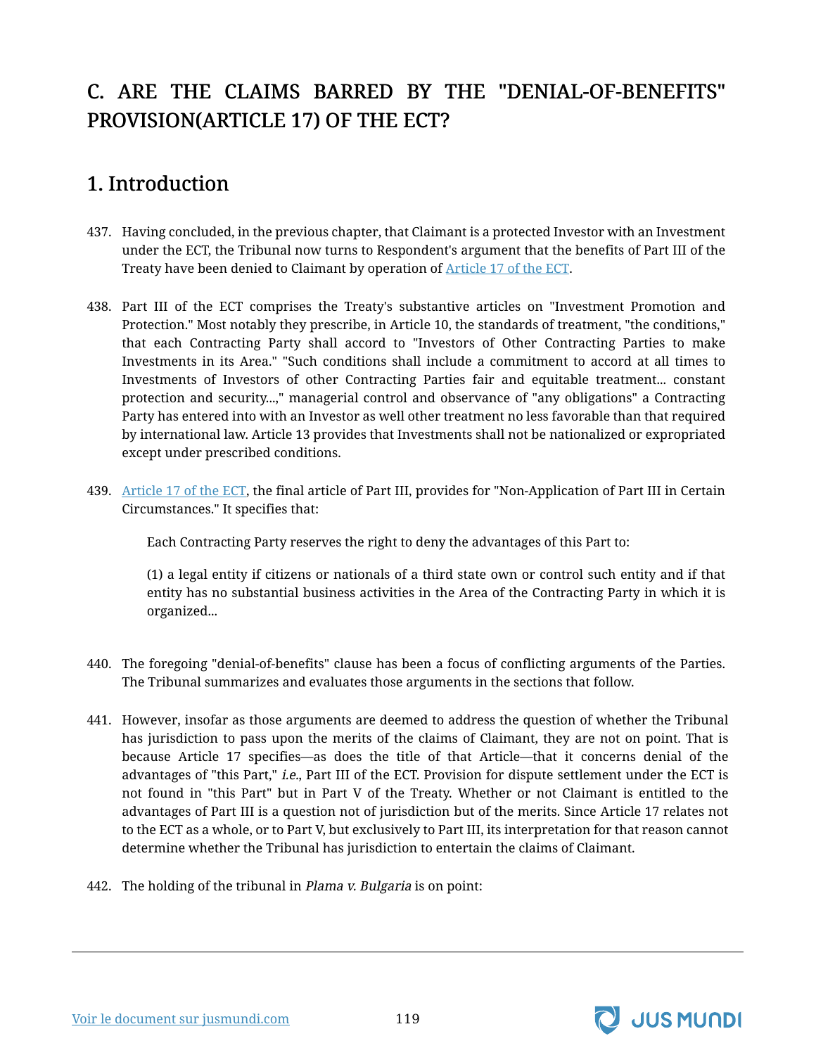## C. ARE THE CLAIMS BARRED BY THE "DENIAL-OF-BENEFITS" PROVISION(ARTICLE 17) OF THE ECT?

### 1. Introduction

437. Having concluded, in the previous chapter, that Claimant is a protected Investor with an Investment under the ECT, the Tribunal now turns to Respondent's argument that the benefits of Part III of the Treaty have been denied to Claimant by operation of Article 17 of the ECT.

438. Part III of the ECT comprises the Treaty's substantive articles on "Investment Promotion and Protection." Most notably they prescribe, in Article 10, the standards of treatment, "the conditions," that each Contracting Party shall accord to "Investors of Other Contracting Parties to make Investments in its Area." "Such conditions shall include a commitment to accord at all times to Investments of Investors of other Contracting Parties fair and equitable treatment... constant protection and security...," managerial control and observance of "any obligations" a Contracting Party has entered into with an Investor as well other treatment no less favorable than that required by international law. Article 13 provides that Investments shall not be nationalized or expropriated except under prescribed conditions.

439. Article 17 of the ECT, the final article of Part III, provides for "Non-Application of Part III in Certain Circumstances." It specifies that:

> Each Contracting Party reserves the right to deny the advantages of this Part to:
>
> (1) a legal entity if citizens or nationals of a third state own or control such entity and if that entity has no substantial business activities in the Area of the Contracting Party in which it is organized...

440. The foregoing "denial-of-benefits" clause has been a focus of conflicting arguments of the Parties. The Tribunal summarizes and evaluates those arguments in the sections that follow.

441. However, insofar as those arguments are deemed to address the question of whether the Tribunal has jurisdiction to pass upon the merits of the claims of Claimant, they are not on point. That is because Article 17 specifies—as does the title of that Article—that it concerns denial of the advantages of "this Part," *i.e.*, Part III of the ECT. Provision for dispute settlement under the ECT is not found in "this Part" but in Part V of the Treaty. Whether or not Claimant is entitled to the advantages of Part III is a question not of jurisdiction but of the merits. Since Article 17 relates not to the ECT as a whole, or to Part V, but exclusively to Part III, its interpretation for that reason cannot determine whether the Tribunal has jurisdiction to entertain the claims of Claimant.

442. The holding of the tribunal in *Plama v. Bulgaria* is on point: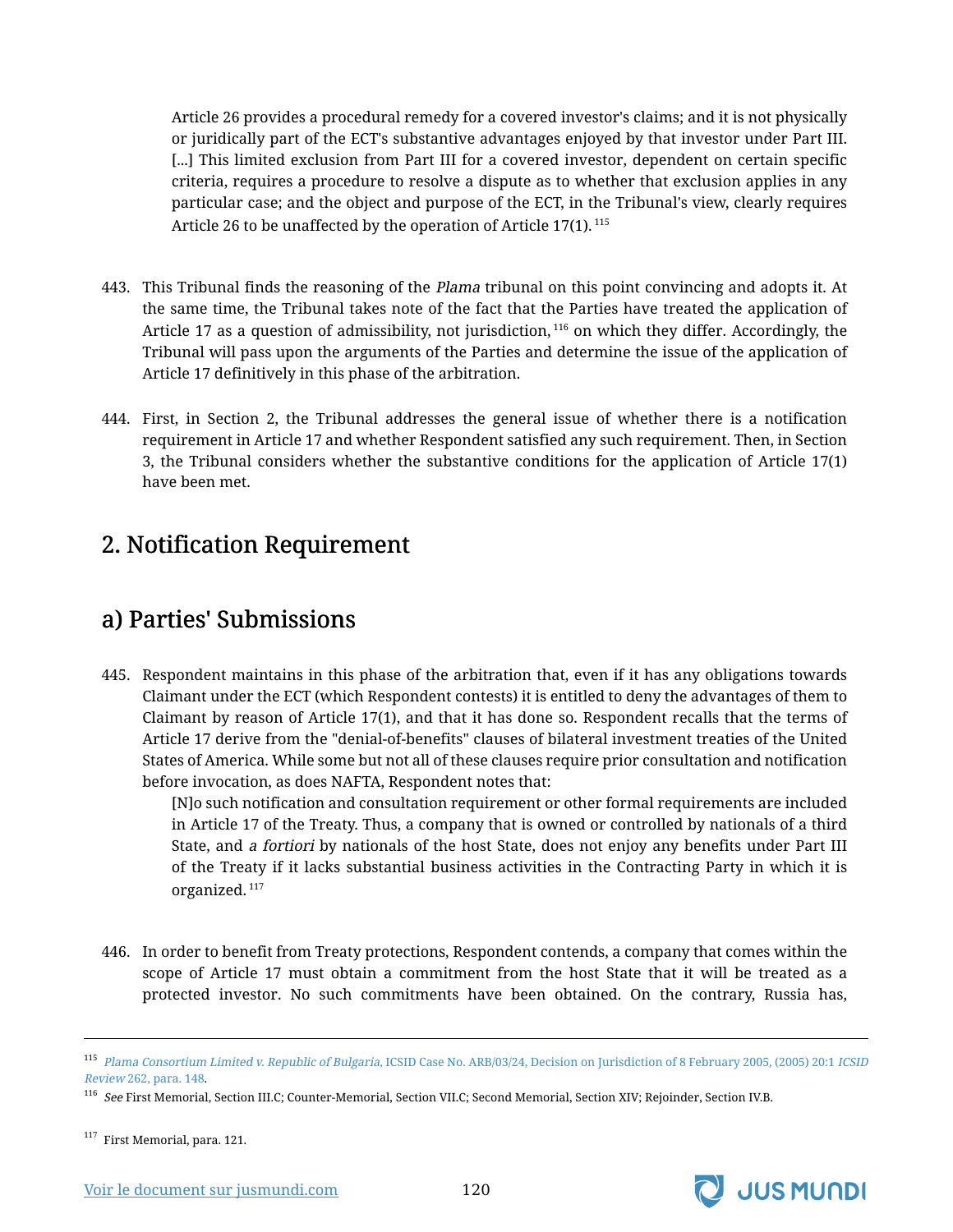> Article 26 provides a procedural remedy for a covered investor's claims; and it is not physically or juridically part of the ECT's substantive advantages enjoyed by that investor under Part III. [...] This limited exclusion from Part III for a covered investor, dependent on certain specific criteria, requires a procedure to resolve a dispute as to whether that exclusion applies in any particular case; and the object and purpose of the ECT, in the Tribunal's view, clearly requires Article 26 to be unaffected by the operation of Article 17(1).[115]

443. This Tribunal finds the reasoning of the *Plama* tribunal on this point convincing and adopts it. At the same time, the Tribunal takes note of the fact that the Parties have treated the application of Article 17 as a question of admissibility, not jurisdiction,[116] on which they differ. Accordingly, the Tribunal will pass upon the arguments of the Parties and determine the issue of the application of Article 17 definitively in this phase of the arbitration.

444. First, in Section 2, the Tribunal addresses the general issue of whether there is a notification requirement in Article 17 and whether Respondent satisfied any such requirement. Then, in Section 3, the Tribunal considers whether the substantive conditions for the application of Article 17(1) have been met.

## 2. Notification Requirement

### a) Parties' Submissions

445. Respondent maintains in this phase of the arbitration that, even if it has any obligations towards Claimant under the ECT (which Respondent contests) it is entitled to deny the advantages of them to Claimant by reason of Article 17(1), and that it has done so. Respondent recalls that the terms of Article 17 derive from the "denial-of-benefits" clauses of bilateral investment treaties of the United States of America. While some but not all of these clauses require prior consultation and notification before invocation, as does NAFTA, Respondent notes that:

> [N]o such notification and consultation requirement or other formal requirements are included in Article 17 of the Treaty. Thus, a company that is owned or controlled by nationals of a third State, and *a fortiori* by nationals of the host State, does not enjoy any benefits under Part III of the Treaty if it lacks substantial business activities in the Contracting Party in which it is organized.[117]

446. In order to benefit from Treaty protections, Respondent contends, a company that comes within the scope of Article 17 must obtain a commitment from the host State that it will be treated as a protected investor. No such commitments have been obtained. On the contrary, Russia has,

---

[115] *Plama Consortium Limited v. Republic of Bulgaria*, ICSID Case No. ARB/03/24, Decision on Jurisdiction of 8 February 2005, (2005) 20:1 *ICSID Review* 262, para. 148.

[116] *See* First Memorial, Section III.C; Counter-Memorial, Section VII.C; Second Memorial, Section XIV; Rejoinder, Section IV.B.

[117] First Memorial, para. 121.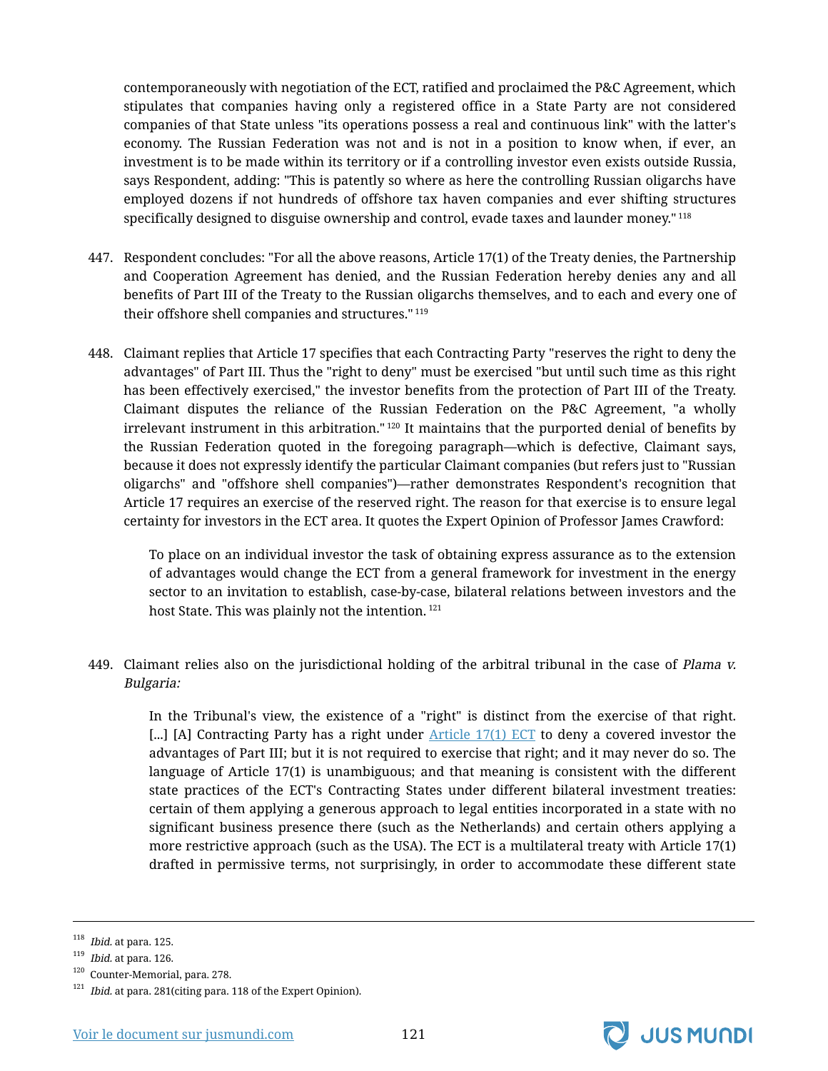contemporaneously with negotiation of the ECT, ratified and proclaimed the P&C Agreement, which stipulates that companies having only a registered office in a State Party are not considered companies of that State unless "its operations possess a real and continuous link" with the latter's economy. The Russian Federation was not and is not in a position to know when, if ever, an investment is to be made within its territory or if a controlling investor even exists outside Russia, says Respondent, adding: "This is patently so where as here the controlling Russian oligarchs have employed dozens if not hundreds of offshore tax haven companies and ever shifting structures specifically designed to disguise ownership and control, evade taxes and launder money." [118]

447. Respondent concludes: "For all the above reasons, Article 17(1) of the Treaty denies, the Partnership and Cooperation Agreement has denied, and the Russian Federation hereby denies any and all benefits of Part III of the Treaty to the Russian oligarchs themselves, and to each and every one of their offshore shell companies and structures." [119]

448. Claimant replies that Article 17 specifies that each Contracting Party "reserves the right to deny the advantages" of Part III. Thus the "right to deny" must be exercised "but until such time as this right has been effectively exercised," the investor benefits from the protection of Part III of the Treaty. Claimant disputes the reliance of the Russian Federation on the P&C Agreement, "a wholly irrelevant instrument in this arbitration." [120] It maintains that the purported denial of benefits by the Russian Federation quoted in the foregoing paragraph—which is defective, Claimant says, because it does not expressly identify the particular Claimant companies (but refers just to "Russian oligarchs" and "offshore shell companies")—rather demonstrates Respondent's recognition that Article 17 requires an exercise of the reserved right. The reason for that exercise is to ensure legal certainty for investors in the ECT area. It quotes the Expert Opinion of Professor James Crawford:

> To place on an individual investor the task of obtaining express assurance as to the extension of advantages would change the ECT from a general framework for investment in the energy sector to an invitation to establish, case-by-case, bilateral relations between investors and the host State. This was plainly not the intention. [121]

449. Claimant relies also on the jurisdictional holding of the arbitral tribunal in the case of *Plama v. Bulgaria:*

> In the Tribunal's view, the existence of a "right" is distinct from the exercise of that right. [...] [A] Contracting Party has a right under Article 17(1) ECT to deny a covered investor the advantages of Part III; but it is not required to exercise that right; and it may never do so. The language of Article 17(1) is unambiguous; and that meaning is consistent with the different state practices of the ECT's Contracting States under different bilateral investment treaties: certain of them applying a generous approach to legal entities incorporated in a state with no significant business presence there (such as the Netherlands) and certain others applying a more restrictive approach (such as the USA). The ECT is a multilateral treaty with Article 17(1) drafted in permissive terms, not surprisingly, in order to accommodate these different state

---

[118] *Ibid.* at para. 125.

[119] *Ibid.* at para. 126.

[120] Counter-Memorial, para. 278.

[121] *Ibid.* at para. 281(citing para. 118 of the Expert Opinion).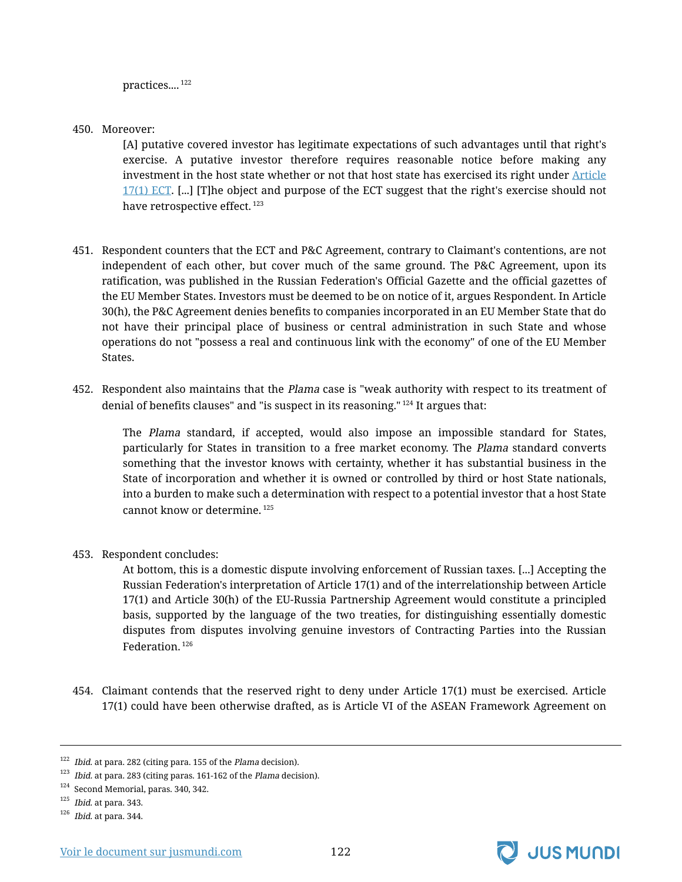> practices....[122]

450. Moreover:

> [A] putative covered investor has legitimate expectations of such advantages until that right's exercise. A putative investor therefore requires reasonable notice before making any investment in the host state whether or not that host state has exercised its right under Article 17(1) ECT. [...] [T]he object and purpose of the ECT suggest that the right's exercise should not have retrospective effect.[123]

451. Respondent counters that the ECT and P&C Agreement, contrary to Claimant's contentions, are not independent of each other, but cover much of the same ground. The P&C Agreement, upon its ratification, was published in the Russian Federation's Official Gazette and the official gazettes of the EU Member States. Investors must be deemed to be on notice of it, argues Respondent. In Article 30(h), the P&C Agreement denies benefits to companies incorporated in an EU Member State that do not have their principal place of business or central administration in such State and whose operations do not "possess a real and continuous link with the economy" of one of the EU Member States.

452. Respondent also maintains that the *Plama* case is "weak authority with respect to its treatment of denial of benefits clauses" and "is suspect in its reasoning."[124] It argues that:

> The *Plama* standard, if accepted, would also impose an impossible standard for States, particularly for States in transition to a free market economy. The *Plama* standard converts something that the investor knows with certainty, whether it has substantial business in the State of incorporation and whether it is owned or controlled by third or host State nationals, into a burden to make such a determination with respect to a potential investor that a host State cannot know or determine.[125]

453. Respondent concludes:

> At bottom, this is a domestic dispute involving enforcement of Russian taxes. [...] Accepting the Russian Federation's interpretation of Article 17(1) and of the interrelationship between Article 17(1) and Article 30(h) of the EU-Russia Partnership Agreement would constitute a principled basis, supported by the language of the two treaties, for distinguishing essentially domestic disputes from disputes involving genuine investors of Contracting Parties into the Russian Federation.[126]

454. Claimant contends that the reserved right to deny under Article 17(1) must be exercised. Article 17(1) could have been otherwise drafted, as is Article VI of the ASEAN Framework Agreement on

---

[122] *Ibid.* at para. 282 (citing para. 155 of the *Plama* decision).

[123] *Ibid.* at para. 283 (citing paras. 161-162 of the *Plama* decision).

[124] Second Memorial, paras. 340, 342.

[125] *Ibid.* at para. 343.

[126] *Ibid.* at para. 344.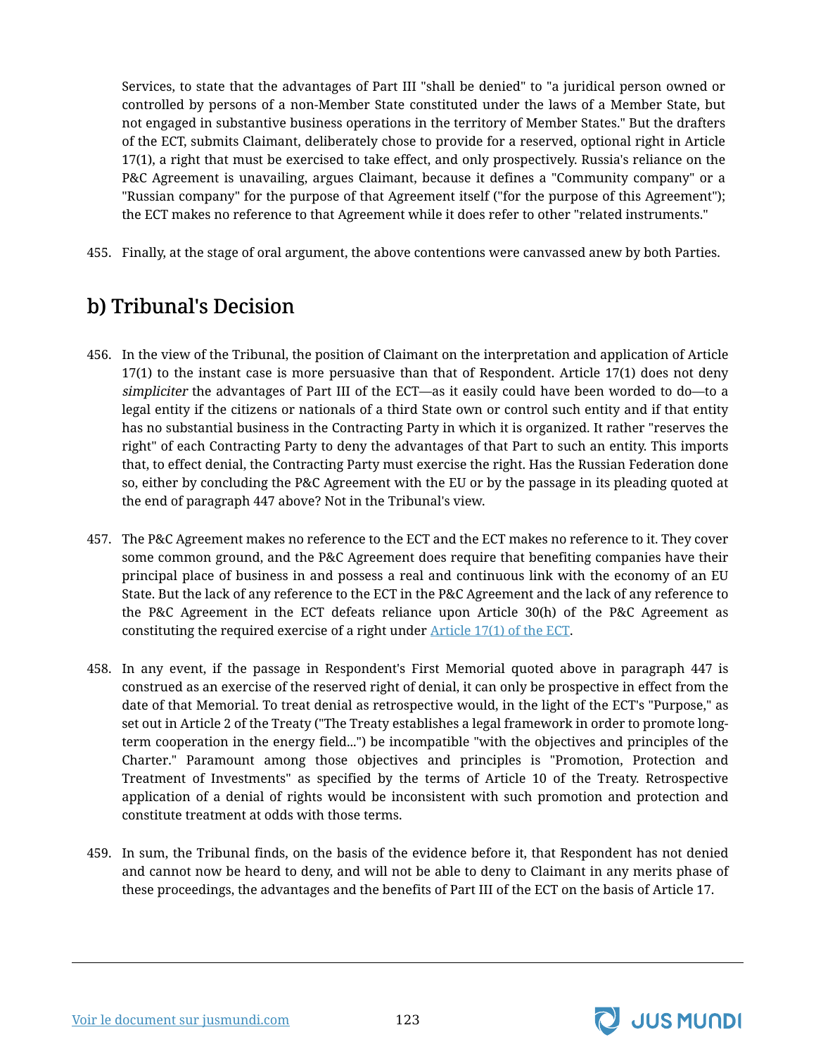Services, to state that the advantages of Part III "shall be denied" to "a juridical person owned or controlled by persons of a non-Member State constituted under the laws of a Member State, but not engaged in substantive business operations in the territory of Member States." But the drafters of the ECT, submits Claimant, deliberately chose to provide for a reserved, optional right in Article 17(1), a right that must be exercised to take effect, and only prospectively. Russia's reliance on the P&C Agreement is unavailing, argues Claimant, because it defines a "Community company" or a "Russian company" for the purpose of that Agreement itself ("for the purpose of this Agreement"); the ECT makes no reference to that Agreement while it does refer to other "related instruments."

455. Finally, at the stage of oral argument, the above contentions were canvassed anew by both Parties.

## b) Tribunal's Decision

456. In the view of the Tribunal, the position of Claimant on the interpretation and application of Article 17(1) to the instant case is more persuasive than that of Respondent. Article 17(1) does not deny *simpliciter* the advantages of Part III of the ECT—as it easily could have been worded to do—to a legal entity if the citizens or nationals of a third State own or control such entity and if that entity has no substantial business in the Contracting Party in which it is organized. It rather "reserves the right" of each Contracting Party to deny the advantages of that Part to such an entity. This imports that, to effect denial, the Contracting Party must exercise the right. Has the Russian Federation done so, either by concluding the P&C Agreement with the EU or by the passage in its pleading quoted at the end of paragraph 447 above? Not in the Tribunal's view.

457. The P&C Agreement makes no reference to the ECT and the ECT makes no reference to it. They cover some common ground, and the P&C Agreement does require that benefiting companies have their principal place of business in and possess a real and continuous link with the economy of an EU State. But the lack of any reference to the ECT in the P&C Agreement and the lack of any reference to the P&C Agreement in the ECT defeats reliance upon Article 30(h) of the P&C Agreement as constituting the required exercise of a right under Article 17(1) of the ECT.

458. In any event, if the passage in Respondent's First Memorial quoted above in paragraph 447 is construed as an exercise of the reserved right of denial, it can only be prospective in effect from the date of that Memorial. To treat denial as retrospective would, in the light of the ECT's "Purpose," as set out in Article 2 of the Treaty ("The Treaty establishes a legal framework in order to promote long-term cooperation in the energy field...") be incompatible "with the objectives and principles of the Charter." Paramount among those objectives and principles is "Promotion, Protection and Treatment of Investments" as specified by the terms of Article 10 of the Treaty. Retrospective application of a denial of rights would be inconsistent with such promotion and protection and constitute treatment at odds with those terms.

459. In sum, the Tribunal finds, on the basis of the evidence before it, that Respondent has not denied and cannot now be heard to deny, and will not be able to deny to Claimant in any merits phase of these proceedings, the advantages and the benefits of Part III of the ECT on the basis of Article 17.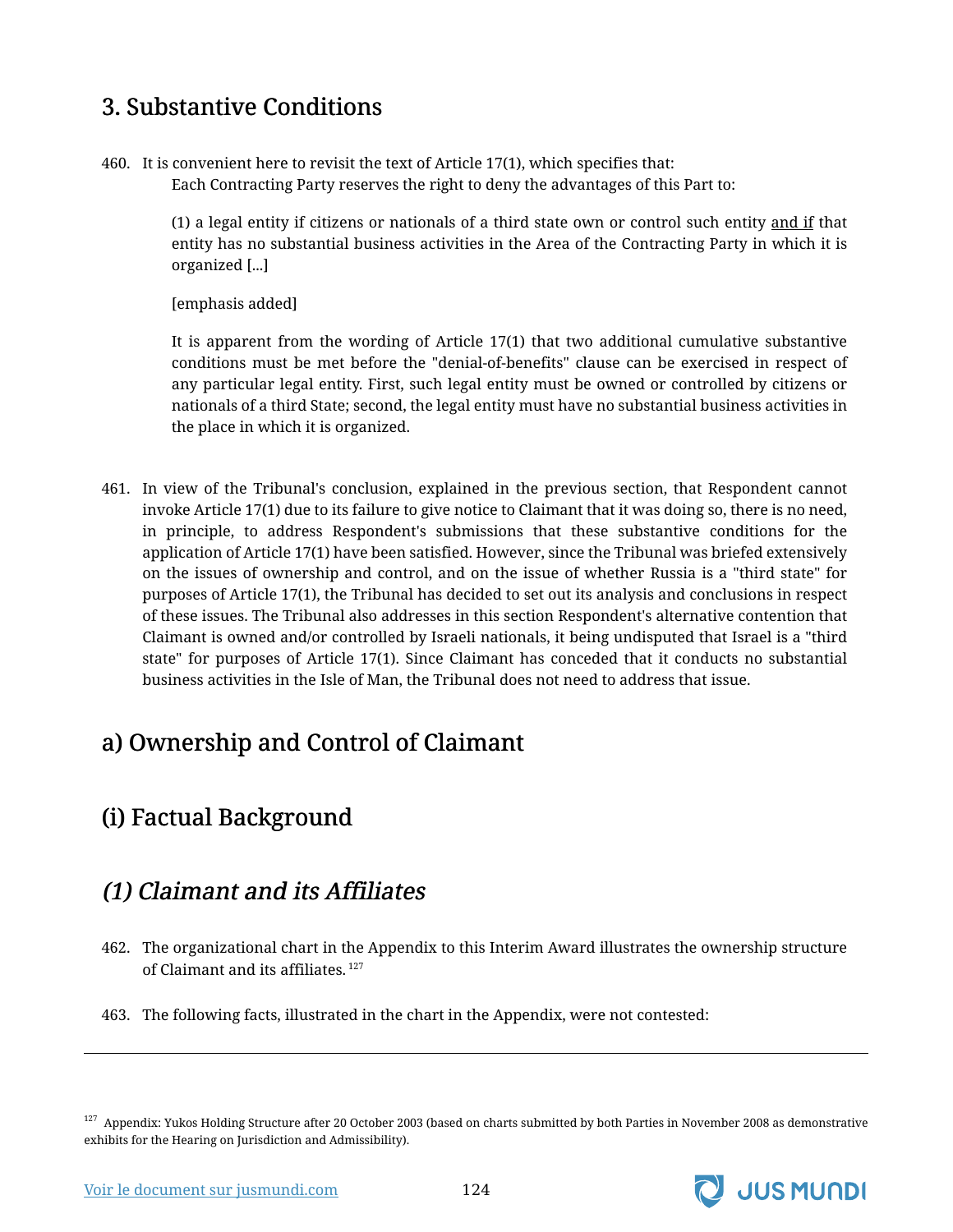## 3. Substantive Conditions

460. It is convenient here to revisit the text of Article 17(1), which specifies that:

> Each Contracting Party reserves the right to deny the advantages of this Part to:
>
> (1) a legal entity if citizens or nationals of a third state own or control such entity <u>and if</u> that entity has no substantial business activities in the Area of the Contracting Party in which it is organized [...]
>
> [emphasis added]
>
> It is apparent from the wording of Article 17(1) that two additional cumulative substantive conditions must be met before the "denial-of-benefits" clause can be exercised in respect of any particular legal entity. First, such legal entity must be owned or controlled by citizens or nationals of a third State; second, the legal entity must have no substantial business activities in the place in which it is organized.

461. In view of the Tribunal's conclusion, explained in the previous section, that Respondent cannot invoke Article 17(1) due to its failure to give notice to Claimant that it was doing so, there is no need, in principle, to address Respondent's submissions that these substantive conditions for the application of Article 17(1) have been satisfied. However, since the Tribunal was briefed extensively on the issues of ownership and control, and on the issue of whether Russia is a "third state" for purposes of Article 17(1), the Tribunal has decided to set out its analysis and conclusions in respect of these issues. The Tribunal also addresses in this section Respondent's alternative contention that Claimant is owned and/or controlled by Israeli nationals, it being undisputed that Israel is a "third state" for purposes of Article 17(1). Since Claimant has conceded that it conducts no substantial business activities in the Isle of Man, the Tribunal does not need to address that issue.

## a) Ownership and Control of Claimant

## (i) Factual Background

## *(1) Claimant and its Affiliates*

462. The organizational chart in the Appendix to this Interim Award illustrates the ownership structure of Claimant and its affiliates.[127]

463. The following facts, illustrated in the chart in the Appendix, were not contested:

---

[127] Appendix: Yukos Holding Structure after 20 October 2003 (based on charts submitted by both Parties in November 2008 as demonstrative exhibits for the Hearing on Jurisdiction and Admissibility).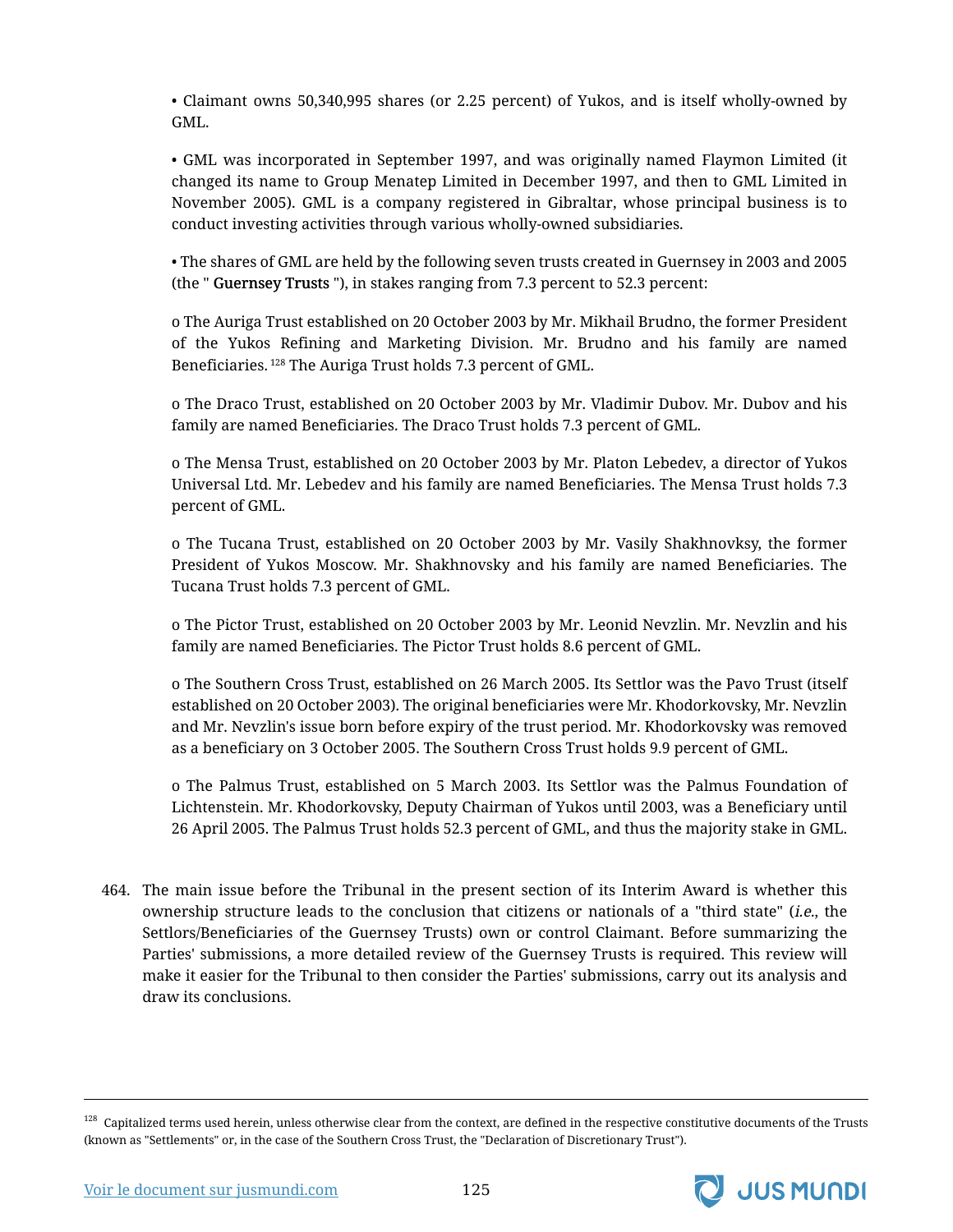- Claimant owns 50,340,995 shares (or 2.25 percent) of Yukos, and is itself wholly-owned by GML.

- GML was incorporated in September 1997, and was originally named Flaymon Limited (it changed its name to Group Menatep Limited in December 1997, and then to GML Limited in November 2005). GML is a company registered in Gibraltar, whose principal business is to conduct investing activities through various wholly-owned subsidiaries.

- The shares of GML are held by the following seven trusts created in Guernsey in 2003 and 2005 (the " **Guernsey Trusts** "), in stakes ranging from 7.3 percent to 52.3 percent:

  - The Auriga Trust established on 20 October 2003 by Mr. Mikhail Brudno, the former President of the Yukos Refining and Marketing Division. Mr. Brudno and his family are named Beneficiaries.[128] The Auriga Trust holds 7.3 percent of GML.

  - The Draco Trust, established on 20 October 2003 by Mr. Vladimir Dubov. Mr. Dubov and his family are named Beneficiaries. The Draco Trust holds 7.3 percent of GML.

  - The Mensa Trust, established on 20 October 2003 by Mr. Platon Lebedev, a director of Yukos Universal Ltd. Mr. Lebedev and his family are named Beneficiaries. The Mensa Trust holds 7.3 percent of GML.

  - The Tucana Trust, established on 20 October 2003 by Mr. Vasily Shakhnovksy, the former President of Yukos Moscow. Mr. Shakhnovsky and his family are named Beneficiaries. The Tucana Trust holds 7.3 percent of GML.

  - The Pictor Trust, established on 20 October 2003 by Mr. Leonid Nevzlin. Mr. Nevzlin and his family are named Beneficiaries. The Pictor Trust holds 8.6 percent of GML.

  - The Southern Cross Trust, established on 26 March 2005. Its Settlor was the Pavo Trust (itself established on 20 October 2003). The original beneficiaries were Mr. Khodorkovsky, Mr. Nevzlin and Mr. Nevzlin's issue born before expiry of the trust period. Mr. Khodorkovsky was removed as a beneficiary on 3 October 2005. The Southern Cross Trust holds 9.9 percent of GML.

  - The Palmus Trust, established on 5 March 2003. Its Settlor was the Palmus Foundation of Lichtenstein. Mr. Khodorkovsky, Deputy Chairman of Yukos until 2003, was a Beneficiary until 26 April 2005. The Palmus Trust holds 52.3 percent of GML, and thus the majority stake in GML.

464. The main issue before the Tribunal in the present section of its Interim Award is whether this ownership structure leads to the conclusion that citizens or nationals of a "third state" (*i.e.*, the Settlors/Beneficiaries of the Guernsey Trusts) own or control Claimant. Before summarizing the Parties' submissions, a more detailed review of the Guernsey Trusts is required. This review will make it easier for the Tribunal to then consider the Parties' submissions, carry out its analysis and draw its conclusions.

---

[128] Capitalized terms used herein, unless otherwise clear from the context, are defined in the respective constitutive documents of the Trusts (known as "Settlements" or, in the case of the Southern Cross Trust, the "Declaration of Discretionary Trust").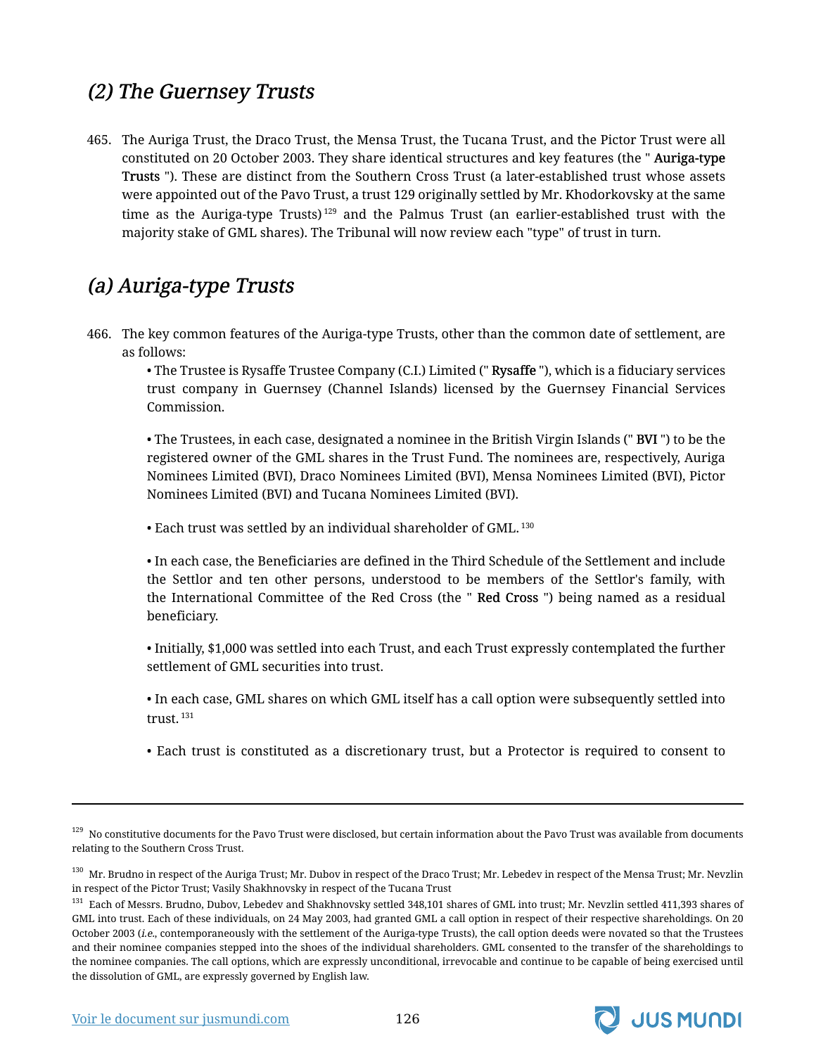## *(2) The Guernsey Trusts*

465. The Auriga Trust, the Draco Trust, the Mensa Trust, the Tucana Trust, and the Pictor Trust were all constituted on 20 October 2003. They share identical structures and key features (the " **Auriga-type Trusts** "). These are distinct from the Southern Cross Trust (a later-established trust whose assets were appointed out of the Pavo Trust, a trust 129 originally settled by Mr. Khodorkovsky at the same time as the Auriga-type Trusts) [129] and the Palmus Trust (an earlier-established trust with the majority stake of GML shares). The Tribunal will now review each "type" of trust in turn.

## *(a) Auriga-type Trusts*

466. The key common features of the Auriga-type Trusts, other than the common date of settlement, are as follows:

   • The Trustee is Rysaffe Trustee Company (C.I.) Limited (" **Rysaffe** "), which is a fiduciary services trust company in Guernsey (Channel Islands) licensed by the Guernsey Financial Services Commission.

   • The Trustees, in each case, designated a nominee in the British Virgin Islands (" **BVI** ") to be the registered owner of the GML shares in the Trust Fund. The nominees are, respectively, Auriga Nominees Limited (BVI), Draco Nominees Limited (BVI), Mensa Nominees Limited (BVI), Pictor Nominees Limited (BVI) and Tucana Nominees Limited (BVI).

   • Each trust was settled by an individual shareholder of GML. [130]

   • In each case, the Beneficiaries are defined in the Third Schedule of the Settlement and include the Settlor and ten other persons, understood to be members of the Settlor's family, with the International Committee of the Red Cross (the " **Red Cross** ") being named as a residual beneficiary.

   • Initially, $1,000 was settled into each Trust, and each Trust expressly contemplated the further settlement of GML securities into trust.

   • In each case, GML shares on which GML itself has a call option were subsequently settled into trust. [131]

   • Each trust is constituted as a discretionary trust, but a Protector is required to consent to

---

[129] No constitutive documents for the Pavo Trust were disclosed, but certain information about the Pavo Trust was available from documents relating to the Southern Cross Trust.

[130] Mr. Brudno in respect of the Auriga Trust; Mr. Dubov in respect of the Draco Trust; Mr. Lebedev in respect of the Mensa Trust; Mr. Nevzlin in respect of the Pictor Trust; Vasily Shakhnovsky in respect of the Tucana Trust

[131] Each of Messrs. Brudno, Dubov, Lebedev and Shakhnovsky settled 348,101 shares of GML into trust; Mr. Nevzlin settled 411,393 shares of GML into trust. Each of these individuals, on 24 May 2003, had granted GML a call option in respect of their respective shareholdings. On 20 October 2003 (*i.e.*, contemporaneously with the settlement of the Auriga-type Trusts), the call option deeds were novated so that the Trustees and their nominee companies stepped into the shoes of the individual shareholders. GML consented to the transfer of the shareholdings to the nominee companies. The call options, which are expressly unconditional, irrevocable and continue to be capable of being exercised until the dissolution of GML, are expressly governed by English law.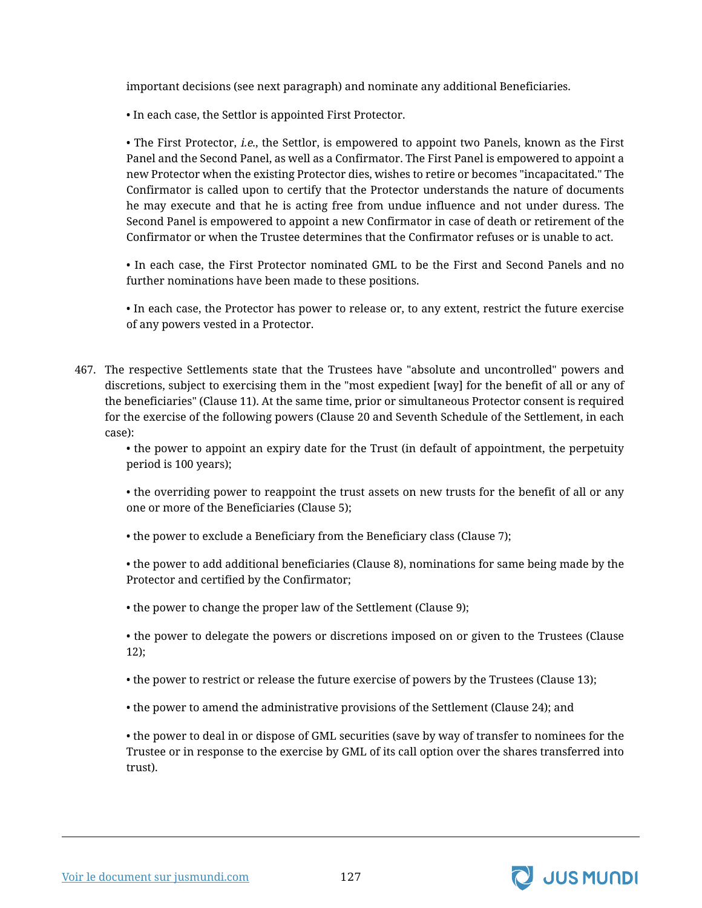important decisions (see next paragraph) and nominate any additional Beneficiaries.

• In each case, the Settlor is appointed First Protector.

• The First Protector, *i.e.*, the Settlor, is empowered to appoint two Panels, known as the First Panel and the Second Panel, as well as a Confirmator. The First Panel is empowered to appoint a new Protector when the existing Protector dies, wishes to retire or becomes "incapacitated." The Confirmator is called upon to certify that the Protector understands the nature of documents he may execute and that he is acting free from undue influence and not under duress. The Second Panel is empowered to appoint a new Confirmator in case of death or retirement of the Confirmator or when the Trustee determines that the Confirmator refuses or is unable to act.

• In each case, the First Protector nominated GML to be the First and Second Panels and no further nominations have been made to these positions.

• In each case, the Protector has power to release or, to any extent, restrict the future exercise of any powers vested in a Protector.

467. The respective Settlements state that the Trustees have "absolute and uncontrolled" powers and discretions, subject to exercising them in the "most expedient [way] for the benefit of all or any of the beneficiaries" (Clause 11). At the same time, prior or simultaneous Protector consent is required for the exercise of the following powers (Clause 20 and Seventh Schedule of the Settlement, in each case):

   • the power to appoint an expiry date for the Trust (in default of appointment, the perpetuity period is 100 years);

   • the overriding power to reappoint the trust assets on new trusts for the benefit of all or any one or more of the Beneficiaries (Clause 5);

   • the power to exclude a Beneficiary from the Beneficiary class (Clause 7);

   • the power to add additional beneficiaries (Clause 8), nominations for same being made by the Protector and certified by the Confirmator;

   • the power to change the proper law of the Settlement (Clause 9);

   • the power to delegate the powers or discretions imposed on or given to the Trustees (Clause 12);

   • the power to restrict or release the future exercise of powers by the Trustees (Clause 13);

   • the power to amend the administrative provisions of the Settlement (Clause 24); and

   • the power to deal in or dispose of GML securities (save by way of transfer to nominees for the Trustee or in response to the exercise by GML of its call option over the shares transferred into trust).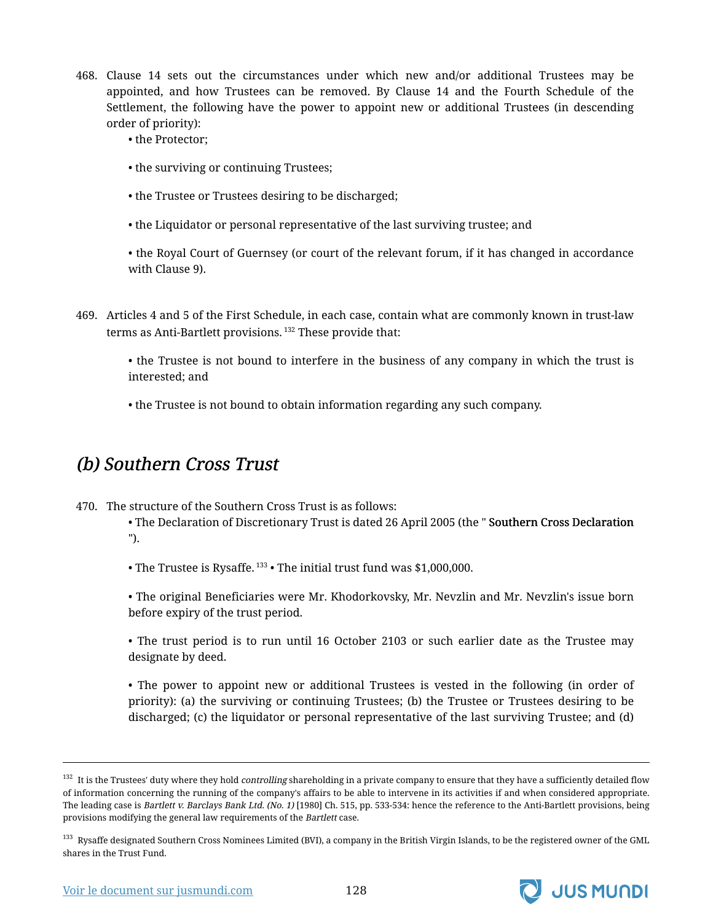468. Clause 14 sets out the circumstances under which new and/or additional Trustees may be appointed, and how Trustees can be removed. By Clause 14 and the Fourth Schedule of the Settlement, the following have the power to appoint new or additional Trustees (in descending order of priority):

- the Protector;
- the surviving or continuing Trustees;
- the Trustee or Trustees desiring to be discharged;
- the Liquidator or personal representative of the last surviving trustee; and
- the Royal Court of Guernsey (or court of the relevant forum, if it has changed in accordance with Clause 9).

469. Articles 4 and 5 of the First Schedule, in each case, contain what are commonly known in trust-law terms as Anti-Bartlett provisions. [132] These provide that:

- the Trustee is not bound to interfere in the business of any company in which the trust is interested; and
- the Trustee is not bound to obtain information regarding any such company.

## *(b) Southern Cross Trust*

470. The structure of the Southern Cross Trust is as follows:

- The Declaration of Discretionary Trust is dated 26 April 2005 (the " **Southern Cross Declaration** ").
- The Trustee is Rysaffe. [133] • The initial trust fund was $1,000,000.
- The original Beneficiaries were Mr. Khodorkovsky, Mr. Nevzlin and Mr. Nevzlin's issue born before expiry of the trust period.
- The trust period is to run until 16 October 2103 or such earlier date as the Trustee may designate by deed.
- The power to appoint new or additional Trustees is vested in the following (in order of priority): (a) the surviving or continuing Trustees; (b) the Trustee or Trustees desiring to be discharged; (c) the liquidator or personal representative of the last surviving Trustee; and (d)

---

[132] It is the Trustees' duty where they hold *controlling* shareholding in a private company to ensure that they have a sufficiently detailed flow of information concerning the running of the company's affairs to be able to intervene in its activities if and when considered appropriate. The leading case is *Bartlett v. Barclays Bank Ltd. (No. 1)* [1980] Ch. 515, pp. 533-534: hence the reference to the Anti-Bartlett provisions, being provisions modifying the general law requirements of the *Bartlett* case.

[133] Rysaffe designated Southern Cross Nominees Limited (BVI), a company in the British Virgin Islands, to be the registered owner of the GML shares in the Trust Fund.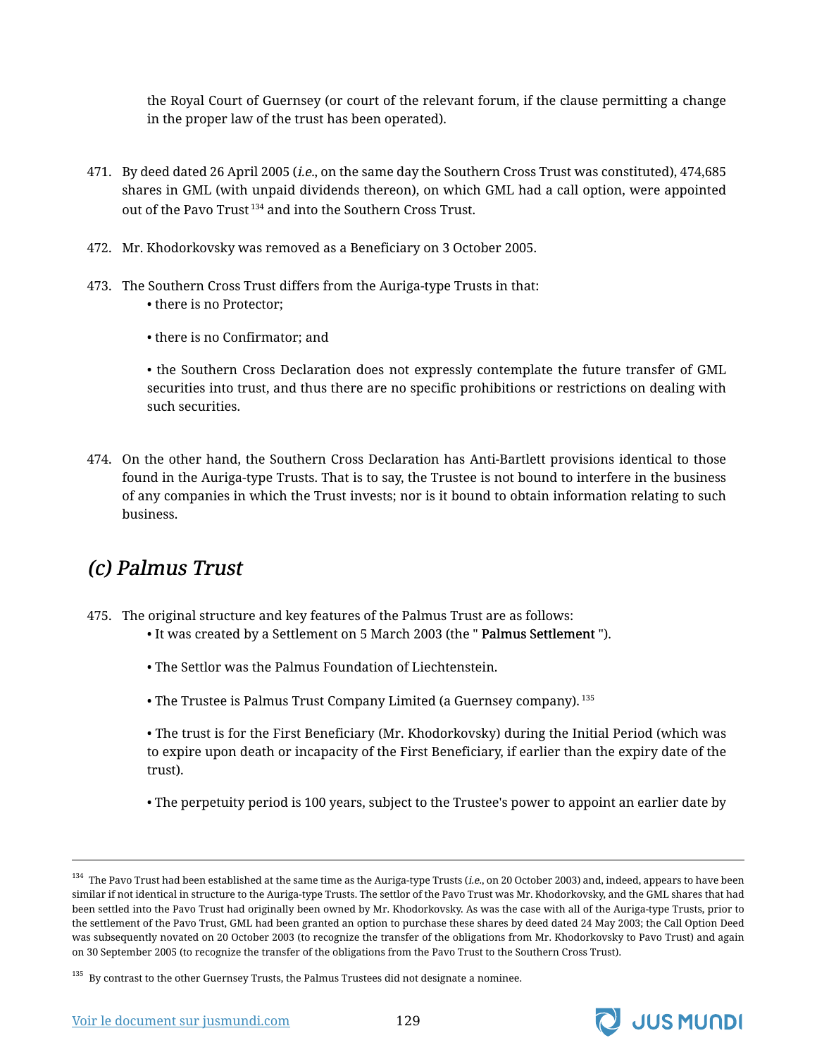the Royal Court of Guernsey (or court of the relevant forum, if the clause permitting a change in the proper law of the trust has been operated).

471. By deed dated 26 April 2005 (*i.e.*, on the same day the Southern Cross Trust was constituted), 474,685 shares in GML (with unpaid dividends thereon), on which GML had a call option, were appointed out of the Pavo Trust [134] and into the Southern Cross Trust.

472. Mr. Khodorkovsky was removed as a Beneficiary on 3 October 2005.

473. The Southern Cross Trust differs from the Auriga-type Trusts in that:

- there is no Protector;
- there is no Confirmator; and
- the Southern Cross Declaration does not expressly contemplate the future transfer of GML securities into trust, and thus there are no specific prohibitions or restrictions on dealing with such securities.

474. On the other hand, the Southern Cross Declaration has Anti-Bartlett provisions identical to those found in the Auriga-type Trusts. That is to say, the Trustee is not bound to interfere in the business of any companies in which the Trust invests; nor is it bound to obtain information relating to such business.

## *(c) Palmus Trust*

475. The original structure and key features of the Palmus Trust are as follows:

- It was created by a Settlement on 5 March 2003 (the " **Palmus Settlement** ").
- The Settlor was the Palmus Foundation of Liechtenstein.
- The Trustee is Palmus Trust Company Limited (a Guernsey company). [135]
- The trust is for the First Beneficiary (Mr. Khodorkovsky) during the Initial Period (which was to expire upon death or incapacity of the First Beneficiary, if earlier than the expiry date of the trust).
- The perpetuity period is 100 years, subject to the Trustee's power to appoint an earlier date by

---

[134] The Pavo Trust had been established at the same time as the Auriga-type Trusts (*i.e.*, on 20 October 2003) and, indeed, appears to have been similar if not identical in structure to the Auriga-type Trusts. The settlor of the Pavo Trust was Mr. Khodorkovsky, and the GML shares that had been settled into the Pavo Trust had originally been owned by Mr. Khodorkovsky. As was the case with all of the Auriga-type Trusts, prior to the settlement of the Pavo Trust, GML had been granted an option to purchase these shares by deed dated 24 May 2003; the Call Option Deed was subsequently novated on 20 October 2003 (to recognize the transfer of the obligations from Mr. Khodorkovsky to Pavo Trust) and again on 30 September 2005 (to recognize the transfer of the obligations from the Pavo Trust to the Southern Cross Trust).

[135] By contrast to the other Guernsey Trusts, the Palmus Trustees did not designate a nominee.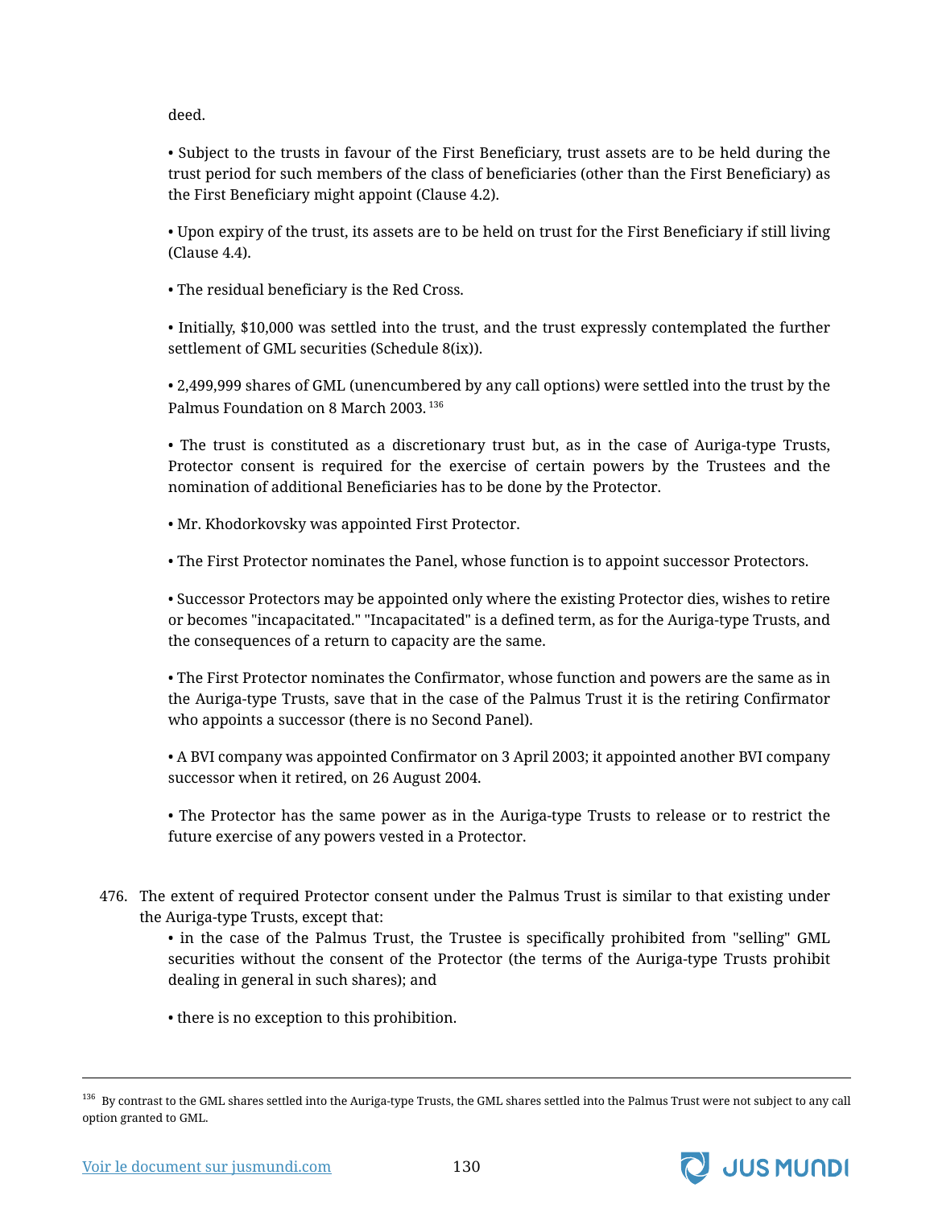deed.

- Subject to the trusts in favour of the First Beneficiary, trust assets are to be held during the trust period for such members of the class of beneficiaries (other than the First Beneficiary) as the First Beneficiary might appoint (Clause 4.2).

- Upon expiry of the trust, its assets are to be held on trust for the First Beneficiary if still living (Clause 4.4).

- The residual beneficiary is the Red Cross.

- Initially, $10,000 was settled into the trust, and the trust expressly contemplated the further settlement of GML securities (Schedule 8(ix)).

- 2,499,999 shares of GML (unencumbered by any call options) were settled into the trust by the Palmus Foundation on 8 March 2003.[136]

- The trust is constituted as a discretionary trust but, as in the case of Auriga-type Trusts, Protector consent is required for the exercise of certain powers by the Trustees and the nomination of additional Beneficiaries has to be done by the Protector.

- Mr. Khodorkovsky was appointed First Protector.

- The First Protector nominates the Panel, whose function is to appoint successor Protectors.

- Successor Protectors may be appointed only where the existing Protector dies, wishes to retire or becomes "incapacitated." "Incapacitated" is a defined term, as for the Auriga-type Trusts, and the consequences of a return to capacity are the same.

- The First Protector nominates the Confirmator, whose function and powers are the same as in the Auriga-type Trusts, save that in the case of the Palmus Trust it is the retiring Confirmator who appoints a successor (there is no Second Panel).

- A BVI company was appointed Confirmator on 3 April 2003; it appointed another BVI company successor when it retired, on 26 August 2004.

- The Protector has the same power as in the Auriga-type Trusts to release or to restrict the future exercise of any powers vested in a Protector.

476. The extent of required Protector consent under the Palmus Trust is similar to that existing under the Auriga-type Trusts, except that:

    - in the case of the Palmus Trust, the Trustee is specifically prohibited from "selling" GML securities without the consent of the Protector (the terms of the Auriga-type Trusts prohibit dealing in general in such shares); and

    - there is no exception to this prohibition.

---

[136] By contrast to the GML shares settled into the Auriga-type Trusts, the GML shares settled into the Palmus Trust were not subject to any call option granted to GML.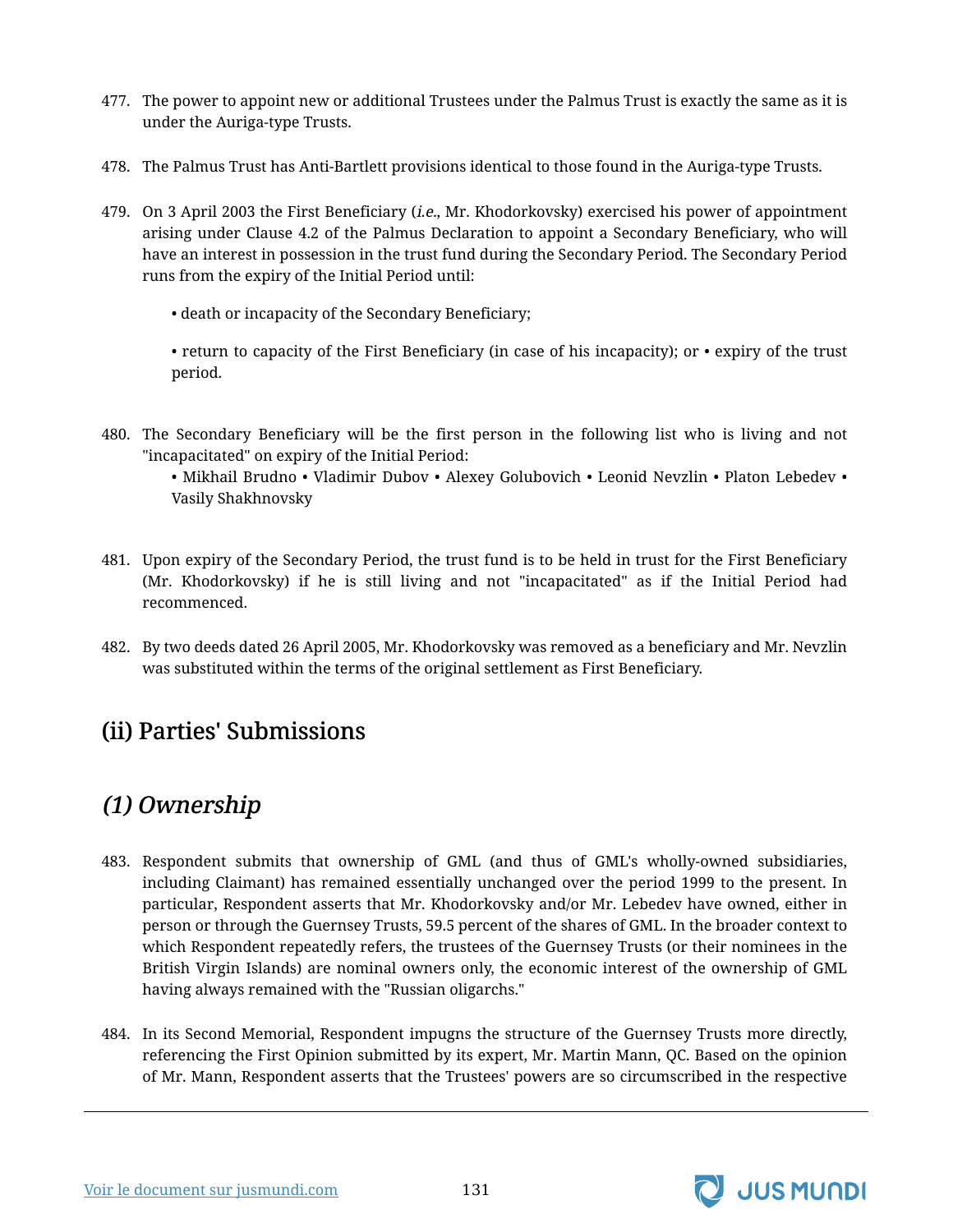477. The power to appoint new or additional Trustees under the Palmus Trust is exactly the same as it is under the Auriga-type Trusts.

478. The Palmus Trust has Anti-Bartlett provisions identical to those found in the Auriga-type Trusts.

479. On 3 April 2003 the First Beneficiary (*i.e.*, Mr. Khodorkovsky) exercised his power of appointment arising under Clause 4.2 of the Palmus Declaration to appoint a Secondary Beneficiary, who will have an interest in possession in the trust fund during the Secondary Period. The Secondary Period runs from the expiry of the Initial Period until:

   • death or incapacity of the Secondary Beneficiary;

   • return to capacity of the First Beneficiary (in case of his incapacity); or • expiry of the trust period.

480. The Secondary Beneficiary will be the first person in the following list who is living and not "incapacitated" on expiry of the Initial Period:

   • Mikhail Brudno • Vladimir Dubov • Alexey Golubovich • Leonid Nevzlin • Platon Lebedev • Vasily Shakhnovsky

481. Upon expiry of the Secondary Period, the trust fund is to be held in trust for the First Beneficiary (Mr. Khodorkovsky) if he is still living and not "incapacitated" as if the Initial Period had recommenced.

482. By two deeds dated 26 April 2005, Mr. Khodorkovsky was removed as a beneficiary and Mr. Nevzlin was substituted within the terms of the original settlement as First Beneficiary.

## (ii) Parties' Submissions

## *(1) Ownership*

483. Respondent submits that ownership of GML (and thus of GML's wholly-owned subsidiaries, including Claimant) has remained essentially unchanged over the period 1999 to the present. In particular, Respondent asserts that Mr. Khodorkovsky and/or Mr. Lebedev have owned, either in person or through the Guernsey Trusts, 59.5 percent of the shares of GML. In the broader context to which Respondent repeatedly refers, the trustees of the Guernsey Trusts (or their nominees in the British Virgin Islands) are nominal owners only, the economic interest of the ownership of GML having always remained with the "Russian oligarchs."

484. In its Second Memorial, Respondent impugns the structure of the Guernsey Trusts more directly, referencing the First Opinion submitted by its expert, Mr. Martin Mann, QC. Based on the opinion of Mr. Mann, Respondent asserts that the Trustees' powers are so circumscribed in the respective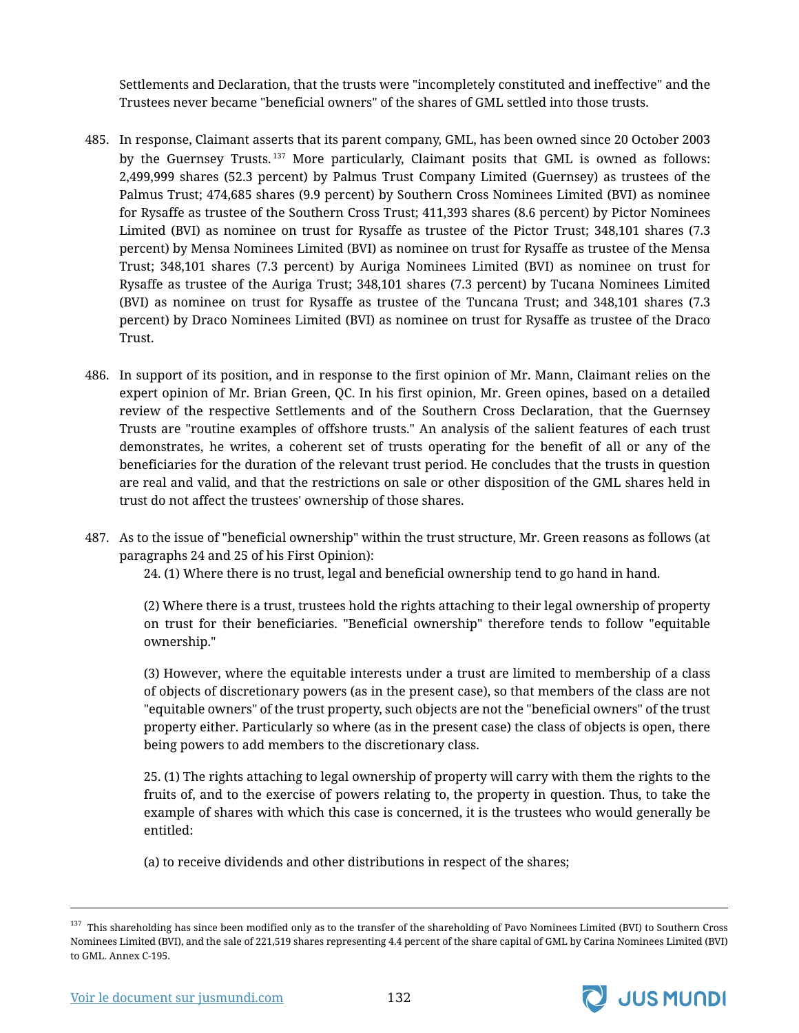Settlements and Declaration, that the trusts were "incompletely constituted and ineffective" and the Trustees never became "beneficial owners" of the shares of GML settled into those trusts.

485. In response, Claimant asserts that its parent company, GML, has been owned since 20 October 2003 by the Guernsey Trusts.[137] More particularly, Claimant posits that GML is owned as follows: 2,499,999 shares (52.3 percent) by Palmus Trust Company Limited (Guernsey) as trustees of the Palmus Trust; 474,685 shares (9.9 percent) by Southern Cross Nominees Limited (BVI) as nominee for Rysaffe as trustee of the Southern Cross Trust; 411,393 shares (8.6 percent) by Pictor Nominees Limited (BVI) as nominee on trust for Rysaffe as trustee of the Pictor Trust; 348,101 shares (7.3 percent) by Mensa Nominees Limited (BVI) as nominee on trust for Rysaffe as trustee of the Mensa Trust; 348,101 shares (7.3 percent) by Auriga Nominees Limited (BVI) as nominee on trust for Rysaffe as trustee of the Auriga Trust; 348,101 shares (7.3 percent) by Tucana Nominees Limited (BVI) as nominee on trust for Rysaffe as trustee of the Tuncana Trust; and 348,101 shares (7.3 percent) by Draco Nominees Limited (BVI) as nominee on trust for Rysaffe as trustee of the Draco Trust.

486. In support of its position, and in response to the first opinion of Mr. Mann, Claimant relies on the expert opinion of Mr. Brian Green, QC. In his first opinion, Mr. Green opines, based on a detailed review of the respective Settlements and of the Southern Cross Declaration, that the Guernsey Trusts are "routine examples of offshore trusts." An analysis of the salient features of each trust demonstrates, he writes, a coherent set of trusts operating for the benefit of all or any of the beneficiaries for the duration of the relevant trust period. He concludes that the trusts in question are real and valid, and that the restrictions on sale or other disposition of the GML shares held in trust do not affect the trustees' ownership of those shares.

487. As to the issue of "beneficial ownership" within the trust structure, Mr. Green reasons as follows (at paragraphs 24 and 25 of his First Opinion):

> 24. (1) Where there is no trust, legal and beneficial ownership tend to go hand in hand.
>
> (2) Where there is a trust, trustees hold the rights attaching to their legal ownership of property on trust for their beneficiaries. "Beneficial ownership" therefore tends to follow "equitable ownership."
>
> (3) However, where the equitable interests under a trust are limited to membership of a class of objects of discretionary powers (as in the present case), so that members of the class are not "equitable owners" of the trust property, such objects are not the "beneficial owners" of the trust property either. Particularly so where (as in the present case) the class of objects is open, there being powers to add members to the discretionary class.
>
> 25. (1) The rights attaching to legal ownership of property will carry with them the rights to the fruits of, and to the exercise of powers relating to, the property in question. Thus, to take the example of shares with which this case is concerned, it is the trustees who would generally be entitled:
>
> (a) to receive dividends and other distributions in respect of the shares;

---

[137] This shareholding has since been modified only as to the transfer of the shareholding of Pavo Nominees Limited (BVI) to Southern Cross Nominees Limited (BVI), and the sale of 221,519 shares representing 4.4 percent of the share capital of GML by Carina Nominees Limited (BVI) to GML. Annex C-195.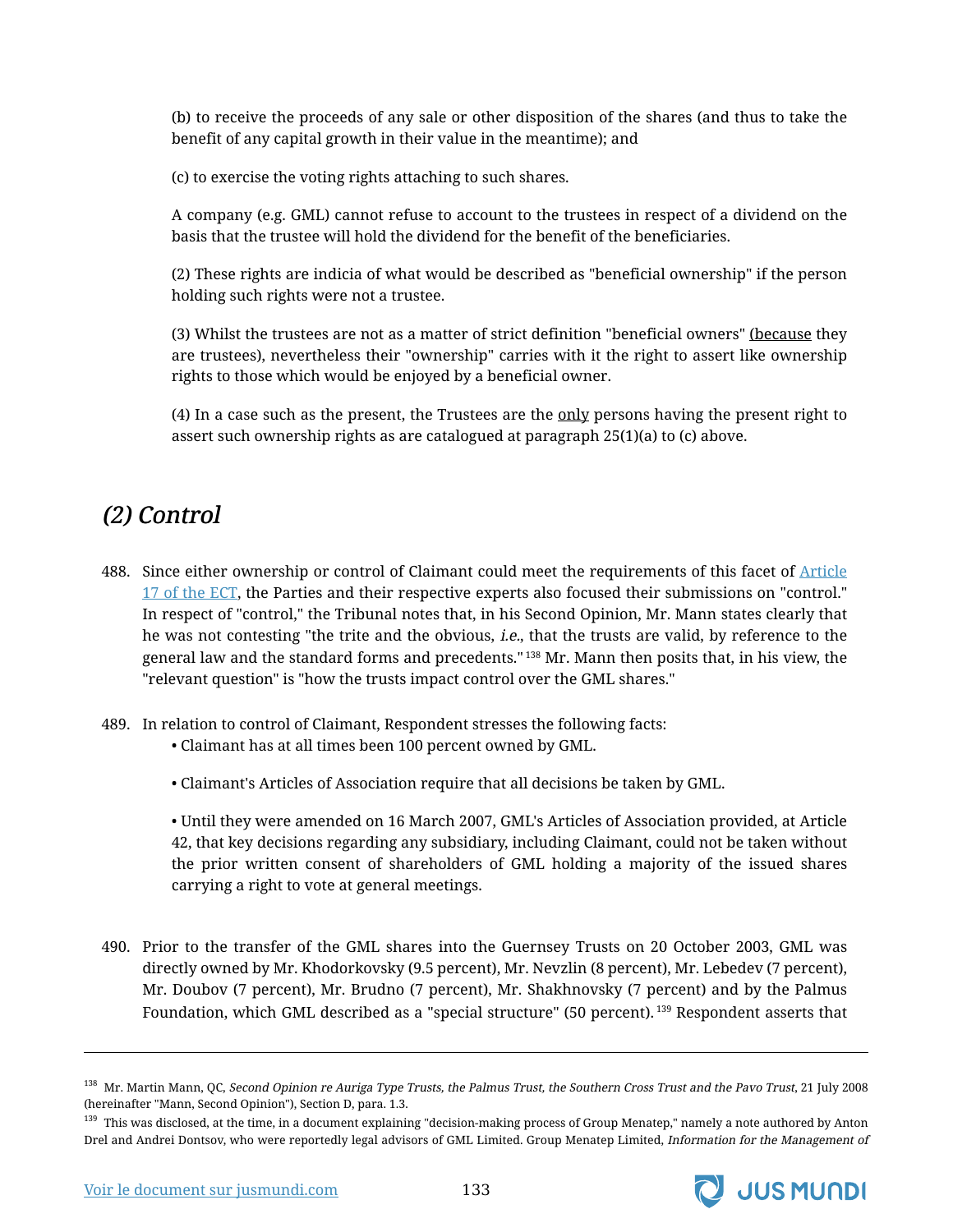(b) to receive the proceeds of any sale or other disposition of the shares (and thus to take the benefit of any capital growth in their value in the meantime); and

(c) to exercise the voting rights attaching to such shares.

A company (e.g. GML) cannot refuse to account to the trustees in respect of a dividend on the basis that the trustee will hold the dividend for the benefit of the beneficiaries.

(2) These rights are indicia of what would be described as "beneficial ownership" if the person holding such rights were not a trustee.

(3) Whilst the trustees are not as a matter of strict definition "beneficial owners" (because they are trustees), nevertheless their "ownership" carries with it the right to assert like ownership rights to those which would be enjoyed by a beneficial owner.

(4) In a case such as the present, the Trustees are the only persons having the present right to assert such ownership rights as are catalogued at paragraph 25(1)(a) to (c) above.

## *(2) Control*

488. Since either ownership or control of Claimant could meet the requirements of this facet of Article 17 of the ECT, the Parties and their respective experts also focused their submissions on "control." In respect of "control," the Tribunal notes that, in his Second Opinion, Mr. Mann states clearly that he was not contesting "the trite and the obvious, *i.e.*, that the trusts are valid, by reference to the general law and the standard forms and precedents."[138] Mr. Mann then posits that, in his view, the "relevant question" is "how the trusts impact control over the GML shares."

489. In relation to control of Claimant, Respondent stresses the following facts:
   - Claimant has at all times been 100 percent owned by GML.
   - Claimant's Articles of Association require that all decisions be taken by GML.
   - Until they were amended on 16 March 2007, GML's Articles of Association provided, at Article 42, that key decisions regarding any subsidiary, including Claimant, could not be taken without the prior written consent of shareholders of GML holding a majority of the issued shares carrying a right to vote at general meetings.

490. Prior to the transfer of the GML shares into the Guernsey Trusts on 20 October 2003, GML was directly owned by Mr. Khodorkovsky (9.5 percent), Mr. Nevzlin (8 percent), Mr. Lebedev (7 percent), Mr. Doubov (7 percent), Mr. Brudno (7 percent), Mr. Shakhnovsky (7 percent) and by the Palmus Foundation, which GML described as a "special structure" (50 percent).[139] Respondent asserts that

---

[138] Mr. Martin Mann, QC, *Second Opinion re Auriga Type Trusts, the Palmus Trust, the Southern Cross Trust and the Pavo Trust*, 21 July 2008 (hereinafter "Mann, Second Opinion"), Section D, para. 1.3.

[139] This was disclosed, at the time, in a document explaining "decision-making process of Group Menatep," namely a note authored by Anton Drel and Andrei Dontsov, who were reportedly legal advisors of GML Limited. Group Menatep Limited, *Information for the Management of*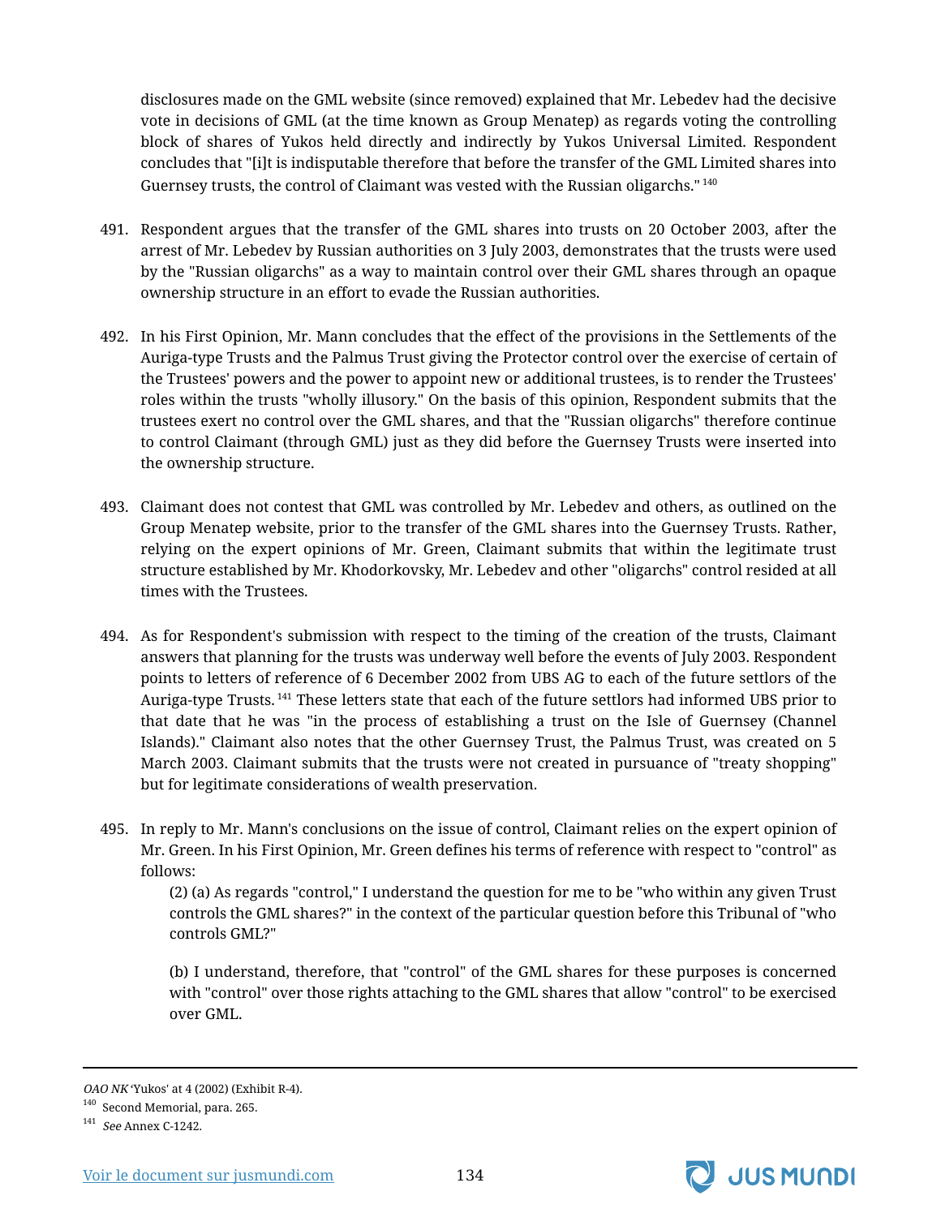disclosures made on the GML website (since removed) explained that Mr. Lebedev had the decisive vote in decisions of GML (at the time known as Group Menatep) as regards voting the controlling block of shares of Yukos held directly and indirectly by Yukos Universal Limited. Respondent concludes that "[i]t is indisputable therefore that before the transfer of the GML Limited shares into Guernsey trusts, the control of Claimant was vested with the Russian oligarchs." [140]

491. Respondent argues that the transfer of the GML shares into trusts on 20 October 2003, after the arrest of Mr. Lebedev by Russian authorities on 3 July 2003, demonstrates that the trusts were used by the "Russian oligarchs" as a way to maintain control over their GML shares through an opaque ownership structure in an effort to evade the Russian authorities.

492. In his First Opinion, Mr. Mann concludes that the effect of the provisions in the Settlements of the Auriga-type Trusts and the Palmus Trust giving the Protector control over the exercise of certain of the Trustees' powers and the power to appoint new or additional trustees, is to render the Trustees' roles within the trusts "wholly illusory." On the basis of this opinion, Respondent submits that the trustees exert no control over the GML shares, and that the "Russian oligarchs" therefore continue to control Claimant (through GML) just as they did before the Guernsey Trusts were inserted into the ownership structure.

493. Claimant does not contest that GML was controlled by Mr. Lebedev and others, as outlined on the Group Menatep website, prior to the transfer of the GML shares into the Guernsey Trusts. Rather, relying on the expert opinions of Mr. Green, Claimant submits that within the legitimate trust structure established by Mr. Khodorkovsky, Mr. Lebedev and other "oligarchs" control resided at all times with the Trustees.

494. As for Respondent's submission with respect to the timing of the creation of the trusts, Claimant answers that planning for the trusts was underway well before the events of July 2003. Respondent points to letters of reference of 6 December 2002 from UBS AG to each of the future settlors of the Auriga-type Trusts. [141] These letters state that each of the future settlors had informed UBS prior to that date that he was "in the process of establishing a trust on the Isle of Guernsey (Channel Islands)." Claimant also notes that the other Guernsey Trust, the Palmus Trust, was created on 5 March 2003. Claimant submits that the trusts were not created in pursuance of "treaty shopping" but for legitimate considerations of wealth preservation.

495. In reply to Mr. Mann's conclusions on the issue of control, Claimant relies on the expert opinion of Mr. Green. In his First Opinion, Mr. Green defines his terms of reference with respect to "control" as follows:

> (2) (a) As regards "control," I understand the question for me to be "who within any given Trust controls the GML shares?" in the context of the particular question before this Tribunal of "who controls GML?"
>
> (b) I understand, therefore, that "control" of the GML shares for these purposes is concerned with "control" over those rights attaching to the GML shares that allow "control" to be exercised over GML.

---

*OAO NK* 'Yukos' at 4 (2002) (Exhibit R-4).

[140] Second Memorial, para. 265.

[141] *See* Annex C-1242.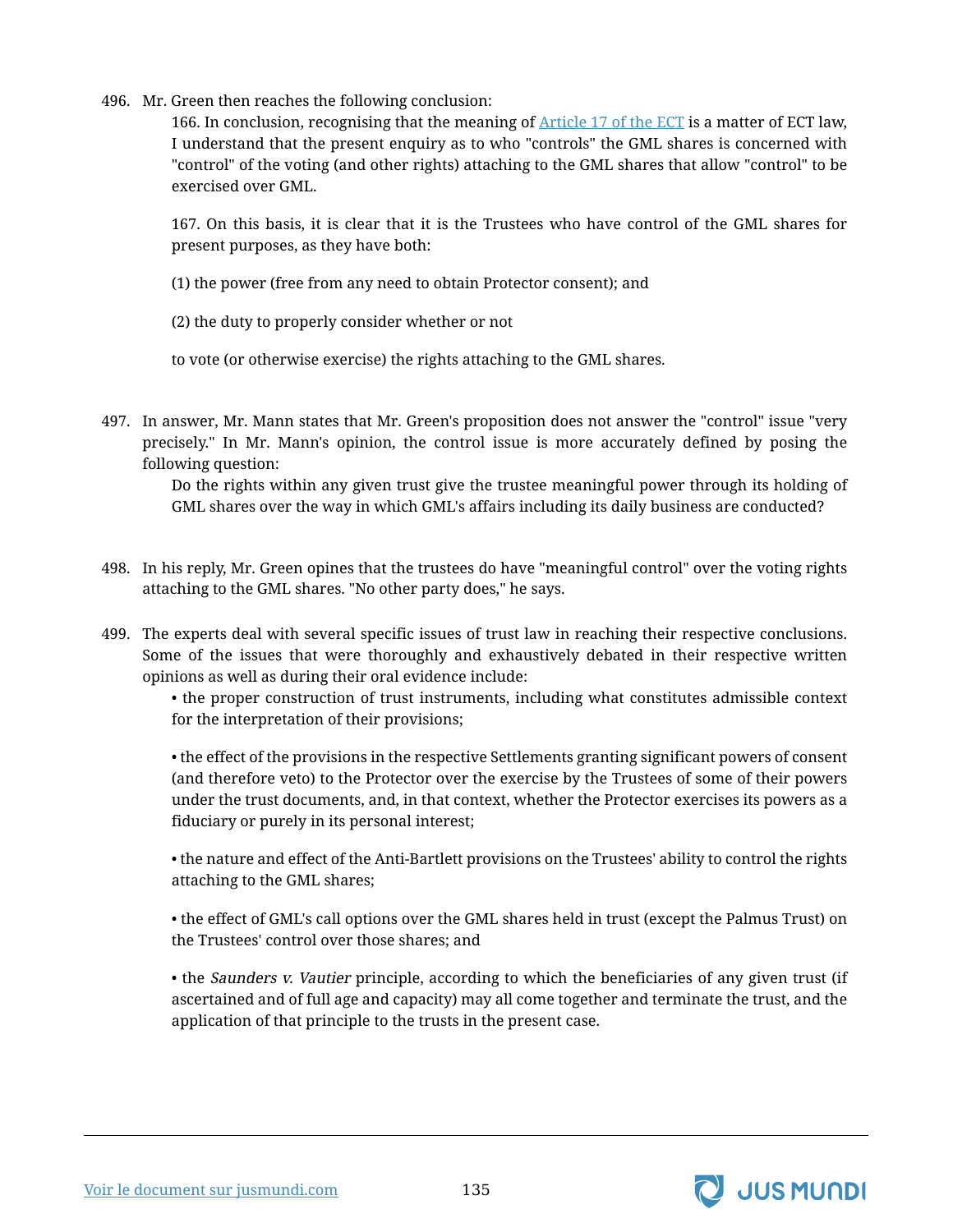496. Mr. Green then reaches the following conclusion:

> 166. In conclusion, recognising that the meaning of [Article 17 of the ECT](#) is a matter of ECT law, I understand that the present enquiry as to who "controls" the GML shares is concerned with "control" of the voting (and other rights) attaching to the GML shares that allow "control" to be exercised over GML.
>
> 167. On this basis, it is clear that it is the Trustees who have control of the GML shares for present purposes, as they have both:
>
> (1) the power (free from any need to obtain Protector consent); and
>
> (2) the duty to properly consider whether or not
>
> to vote (or otherwise exercise) the rights attaching to the GML shares.

497. In answer, Mr. Mann states that Mr. Green's proposition does not answer the "control" issue "very precisely." In Mr. Mann's opinion, the control issue is more accurately defined by posing the following question:

> Do the rights within any given trust give the trustee meaningful power through its holding of GML shares over the way in which GML's affairs including its daily business are conducted?

498. In his reply, Mr. Green opines that the trustees do have "meaningful control" over the voting rights attaching to the GML shares. "No other party does," he says.

499. The experts deal with several specific issues of trust law in reaching their respective conclusions. Some of the issues that were thoroughly and exhaustively debated in their respective written opinions as well as during their oral evidence include:

- the proper construction of trust instruments, including what constitutes admissible context for the interpretation of their provisions;
- the effect of the provisions in the respective Settlements granting significant powers of consent (and therefore veto) to the Protector over the exercise by the Trustees of some of their powers under the trust documents, and, in that context, whether the Protector exercises its powers as a fiduciary or purely in its personal interest;
- the nature and effect of the Anti-Bartlett provisions on the Trustees' ability to control the rights attaching to the GML shares;
- the effect of GML's call options over the GML shares held in trust (except the Palmus Trust) on the Trustees' control over those shares; and
- the *Saunders v. Vautier* principle, according to which the beneficiaries of any given trust (if ascertained and of full age and capacity) may all come together and terminate the trust, and the application of that principle to the trusts in the present case.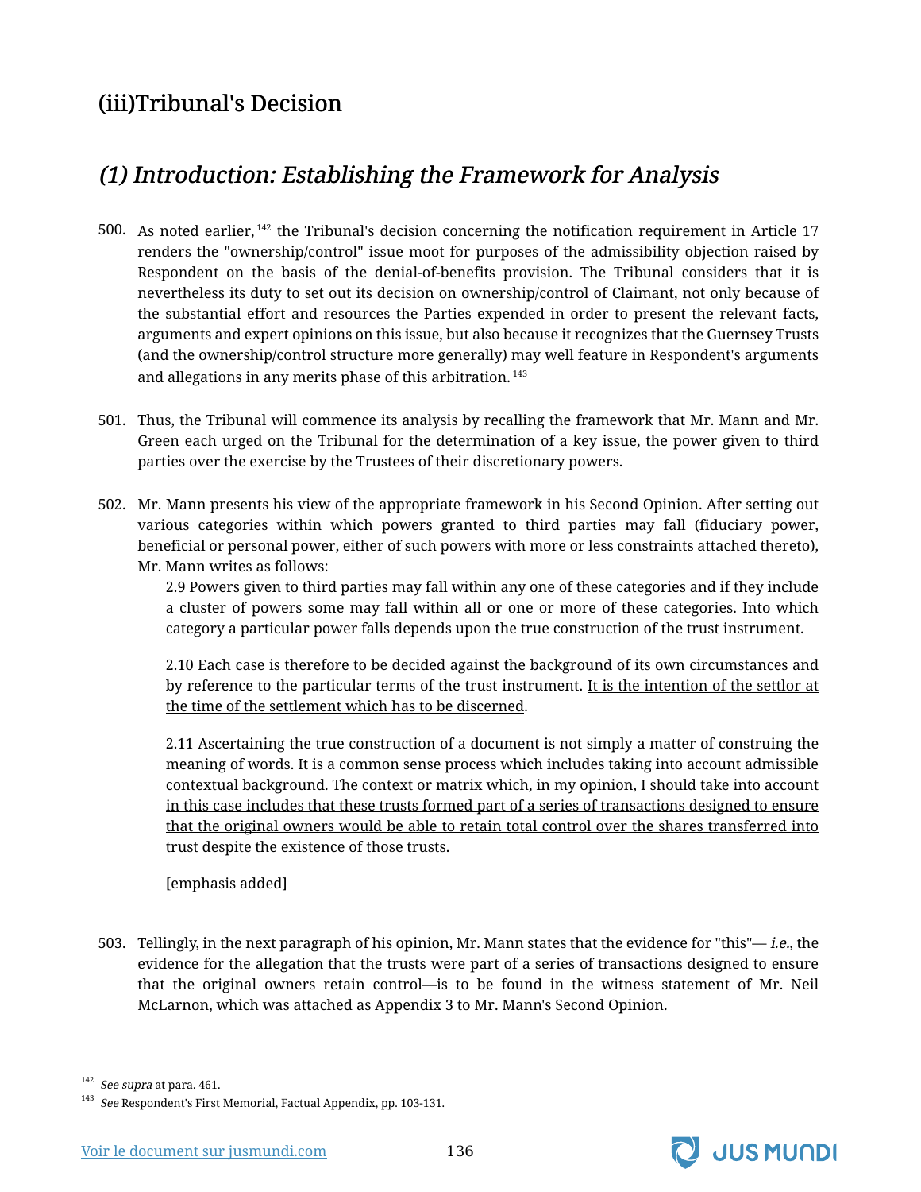## (iii)Tribunal's Decision

### *(1) Introduction: Establishing the Framework for Analysis*

500. As noted earlier,[142] the Tribunal's decision concerning the notification requirement in Article 17 renders the "ownership/control" issue moot for purposes of the admissibility objection raised by Respondent on the basis of the denial-of-benefits provision. The Tribunal considers that it is nevertheless its duty to set out its decision on ownership/control of Claimant, not only because of the substantial effort and resources the Parties expended in order to present the relevant facts, arguments and expert opinions on this issue, but also because it recognizes that the Guernsey Trusts (and the ownership/control structure more generally) may well feature in Respondent's arguments and allegations in any merits phase of this arbitration.[143]

501. Thus, the Tribunal will commence its analysis by recalling the framework that Mr. Mann and Mr. Green each urged on the Tribunal for the determination of a key issue, the power given to third parties over the exercise by the Trustees of their discretionary powers.

502. Mr. Mann presents his view of the appropriate framework in his Second Opinion. After setting out various categories within which powers granted to third parties may fall (fiduciary power, beneficial or personal power, either of such powers with more or less constraints attached thereto), Mr. Mann writes as follows:

> 2.9 Powers given to third parties may fall within any one of these categories and if they include a cluster of powers some may fall within all or one or more of these categories. Into which category a particular power falls depends upon the true construction of the trust instrument.
>
> 2.10 Each case is therefore to be decided against the background of its own circumstances and by reference to the particular terms of the trust instrument. <u>It is the intention of the settlor at the time of the settlement which has to be discerned</u>.
>
> 2.11 Ascertaining the true construction of a document is not simply a matter of construing the meaning of words. It is a common sense process which includes taking into account admissible contextual background. <u>The context or matrix which, in my opinion, I should take into account in this case includes that these trusts formed part of a series of transactions designed to ensure that the original owners would be able to retain total control over the shares transferred into trust despite the existence of those trusts.</u>
>
> [emphasis added]

503. Tellingly, in the next paragraph of his opinion, Mr. Mann states that the evidence for "this"— *i.e.*, the evidence for the allegation that the trusts were part of a series of transactions designed to ensure that the original owners retain control—is to be found in the witness statement of Mr. Neil McLarnon, which was attached as Appendix 3 to Mr. Mann's Second Opinion.

---

[142] *See supra* at para. 461.

[143] *See* Respondent's First Memorial, Factual Appendix, pp. 103-131.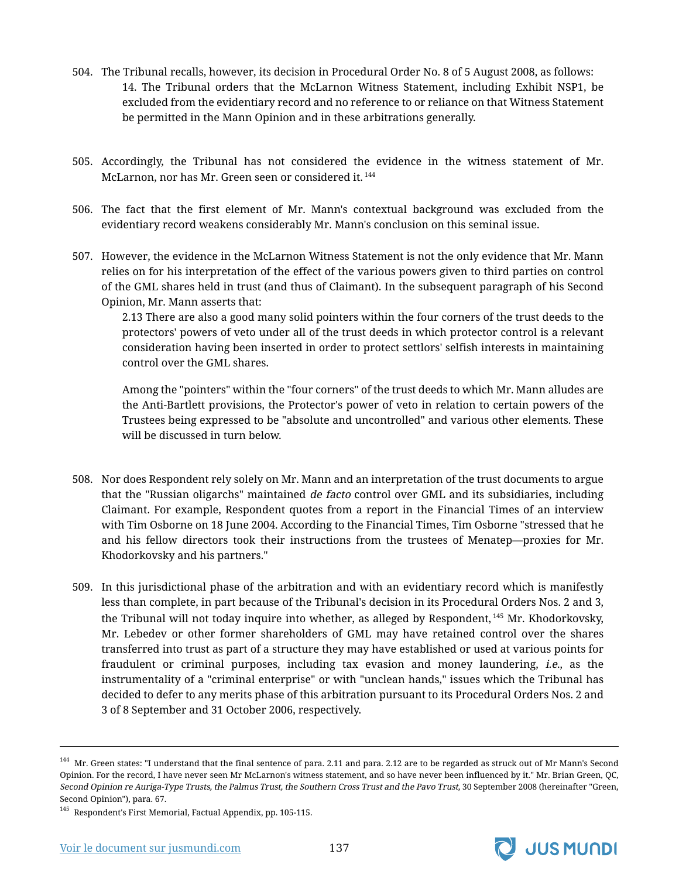504. The Tribunal recalls, however, its decision in Procedural Order No. 8 of 5 August 2008, as follows:

> 14. The Tribunal orders that the McLarnon Witness Statement, including Exhibit NSP1, be excluded from the evidentiary record and no reference to or reliance on that Witness Statement be permitted in the Mann Opinion and in these arbitrations generally.

505. Accordingly, the Tribunal has not considered the evidence in the witness statement of Mr. McLarnon, nor has Mr. Green seen or considered it. [144]

506. The fact that the first element of Mr. Mann's contextual background was excluded from the evidentiary record weakens considerably Mr. Mann's conclusion on this seminal issue.

507. However, the evidence in the McLarnon Witness Statement is not the only evidence that Mr. Mann relies on for his interpretation of the effect of the various powers given to third parties on control of the GML shares held in trust (and thus of Claimant). In the subsequent paragraph of his Second Opinion, Mr. Mann asserts that:

> 2.13 There are also a good many solid pointers within the four corners of the trust deeds to the protectors' powers of veto under all of the trust deeds in which protector control is a relevant consideration having been inserted in order to protect settlors' selfish interests in maintaining control over the GML shares.

> Among the "pointers" within the "four corners" of the trust deeds to which Mr. Mann alludes are the Anti-Bartlett provisions, the Protector's power of veto in relation to certain powers of the Trustees being expressed to be "absolute and uncontrolled" and various other elements. These will be discussed in turn below.

508. Nor does Respondent rely solely on Mr. Mann and an interpretation of the trust documents to argue that the "Russian oligarchs" maintained *de facto* control over GML and its subsidiaries, including Claimant. For example, Respondent quotes from a report in the Financial Times of an interview with Tim Osborne on 18 June 2004. According to the Financial Times, Tim Osborne "stressed that he and his fellow directors took their instructions from the trustees of Menatep—proxies for Mr. Khodorkovsky and his partners."

509. In this jurisdictional phase of the arbitration and with an evidentiary record which is manifestly less than complete, in part because of the Tribunal's decision in its Procedural Orders Nos. 2 and 3, the Tribunal will not today inquire into whether, as alleged by Respondent, [145] Mr. Khodorkovsky, Mr. Lebedev or other former shareholders of GML may have retained control over the shares transferred into trust as part of a structure they may have established or used at various points for fraudulent or criminal purposes, including tax evasion and money laundering, *i.e.*, as the instrumentality of a "criminal enterprise" or with "unclean hands," issues which the Tribunal has decided to defer to any merits phase of this arbitration pursuant to its Procedural Orders Nos. 2 and 3 of 8 September and 31 October 2006, respectively.

---

[144] Mr. Green states: "I understand that the final sentence of para. 2.11 and para. 2.12 are to be regarded as struck out of Mr Mann's Second Opinion. For the record, I have never seen Mr McLarnon's witness statement, and so have never been influenced by it." Mr. Brian Green, QC, *Second Opinion re Auriga-Type Trusts, the Palmus Trust, the Southern Cross Trust and the Pavo Trust*, 30 September 2008 (hereinafter "Green, Second Opinion"), para. 67.

[145] Respondent's First Memorial, Factual Appendix, pp. 105-115.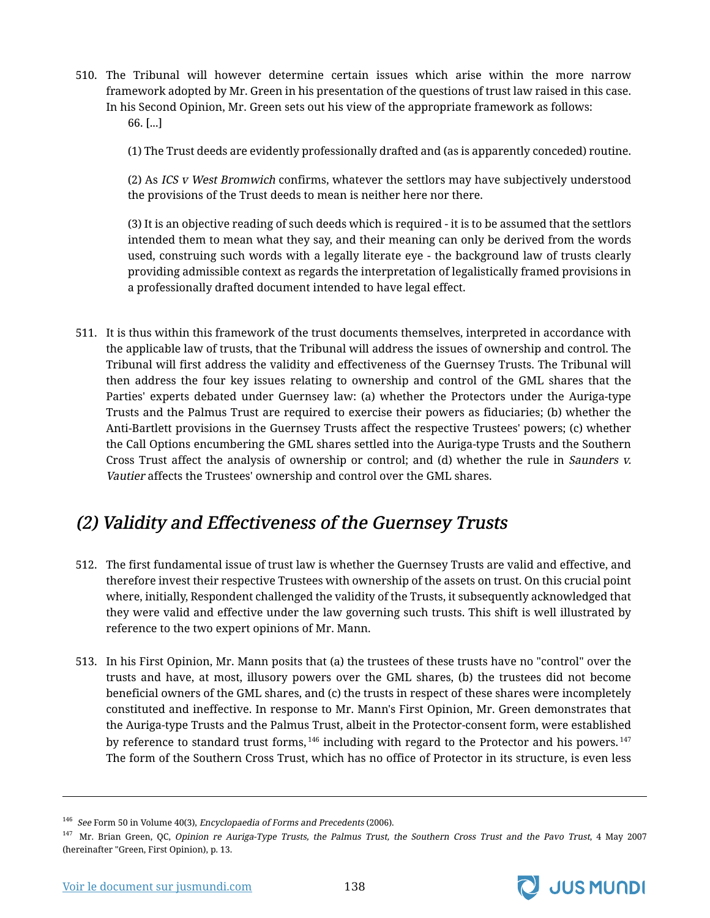510. The Tribunal will however determine certain issues which arise within the more narrow framework adopted by Mr. Green in his presentation of the questions of trust law raised in this case. In his Second Opinion, Mr. Green sets out his view of the appropriate framework as follows:

> 66. [...]
>
> (1) The Trust deeds are evidently professionally drafted and (as is apparently conceded) routine.
>
> (2) As *ICS v West Bromwich* confirms, whatever the settlors may have subjectively understood the provisions of the Trust deeds to mean is neither here nor there.
>
> (3) It is an objective reading of such deeds which is required - it is to be assumed that the settlors intended them to mean what they say, and their meaning can only be derived from the words used, construing such words with a legally literate eye - the background law of trusts clearly providing admissible context as regards the interpretation of legalistically framed provisions in a professionally drafted document intended to have legal effect.

511. It is thus within this framework of the trust documents themselves, interpreted in accordance with the applicable law of trusts, that the Tribunal will address the issues of ownership and control. The Tribunal will first address the validity and effectiveness of the Guernsey Trusts. The Tribunal will then address the four key issues relating to ownership and control of the GML shares that the Parties' experts debated under Guernsey law: (a) whether the Protectors under the Auriga-type Trusts and the Palmus Trust are required to exercise their powers as fiduciaries; (b) whether the Anti-Bartlett provisions in the Guernsey Trusts affect the respective Trustees' powers; (c) whether the Call Options encumbering the GML shares settled into the Auriga-type Trusts and the Southern Cross Trust affect the analysis of ownership or control; and (d) whether the rule in *Saunders v. Vautier* affects the Trustees' ownership and control over the GML shares.

## *(2) Validity and Effectiveness of the Guernsey Trusts*

512. The first fundamental issue of trust law is whether the Guernsey Trusts are valid and effective, and therefore invest their respective Trustees with ownership of the assets on trust. On this crucial point where, initially, Respondent challenged the validity of the Trusts, it subsequently acknowledged that they were valid and effective under the law governing such trusts. This shift is well illustrated by reference to the two expert opinions of Mr. Mann.

513. In his First Opinion, Mr. Mann posits that (a) the trustees of these trusts have no "control" over the trusts and have, at most, illusory powers over the GML shares, (b) the trustees did not become beneficial owners of the GML shares, and (c) the trusts in respect of these shares were incompletely constituted and ineffective. In response to Mr. Mann's First Opinion, Mr. Green demonstrates that the Auriga-type Trusts and the Palmus Trust, albeit in the Protector-consent form, were established by reference to standard trust forms,[146] including with regard to the Protector and his powers.[147] The form of the Southern Cross Trust, which has no office of Protector in its structure, is even less

---

[146] *See* Form 50 in Volume 40(3), *Encyclopaedia of Forms and Precedents* (2006).

[147] Mr. Brian Green, QC, *Opinion re Auriga-Type Trusts, the Palmus Trust, the Southern Cross Trust and the Pavo Trust,* 4 May 2007 (hereinafter "Green, First Opinion), p. 13.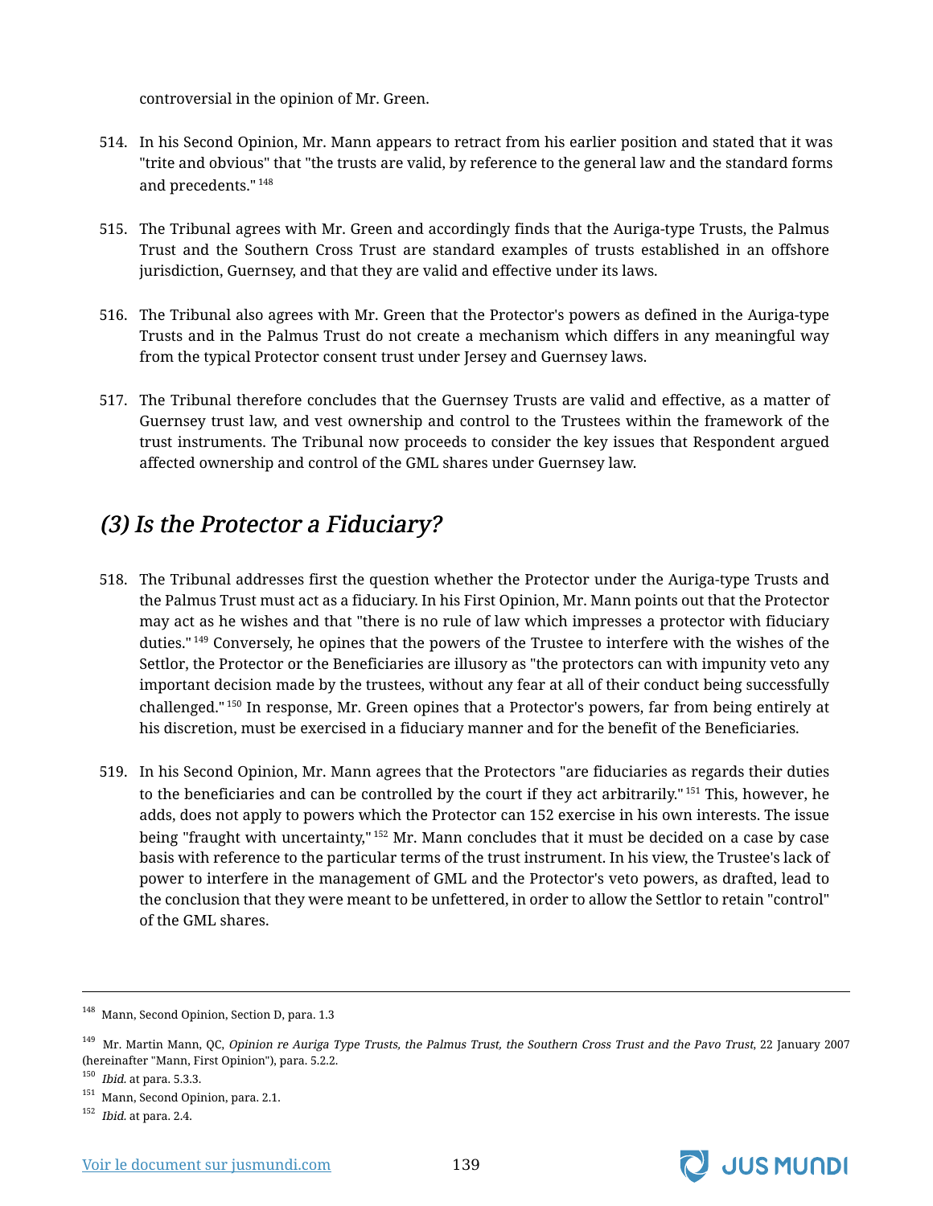controversial in the opinion of Mr. Green.

514. In his Second Opinion, Mr. Mann appears to retract from his earlier position and stated that it was "trite and obvious" that "the trusts are valid, by reference to the general law and the standard forms and precedents."[148]

515. The Tribunal agrees with Mr. Green and accordingly finds that the Auriga-type Trusts, the Palmus Trust and the Southern Cross Trust are standard examples of trusts established in an offshore jurisdiction, Guernsey, and that they are valid and effective under its laws.

516. The Tribunal also agrees with Mr. Green that the Protector's powers as defined in the Auriga-type Trusts and in the Palmus Trust do not create a mechanism which differs in any meaningful way from the typical Protector consent trust under Jersey and Guernsey laws.

517. The Tribunal therefore concludes that the Guernsey Trusts are valid and effective, as a matter of Guernsey trust law, and vest ownership and control to the Trustees within the framework of the trust instruments. The Tribunal now proceeds to consider the key issues that Respondent argued affected ownership and control of the GML shares under Guernsey law.

## *(3) Is the Protector a Fiduciary?*

518. The Tribunal addresses first the question whether the Protector under the Auriga-type Trusts and the Palmus Trust must act as a fiduciary. In his First Opinion, Mr. Mann points out that the Protector may act as he wishes and that "there is no rule of law which impresses a protector with fiduciary duties."[149] Conversely, he opines that the powers of the Trustee to interfere with the wishes of the Settlor, the Protector or the Beneficiaries are illusory as "the protectors can with impunity veto any important decision made by the trustees, without any fear at all of their conduct being successfully challenged."[150] In response, Mr. Green opines that a Protector's powers, far from being entirely at his discretion, must be exercised in a fiduciary manner and for the benefit of the Beneficiaries.

519. In his Second Opinion, Mr. Mann agrees that the Protectors "are fiduciaries as regards their duties to the beneficiaries and can be controlled by the court if they act arbitrarily."[151] This, however, he adds, does not apply to powers which the Protector can 152 exercise in his own interests. The issue being "fraught with uncertainty,"[152] Mr. Mann concludes that it must be decided on a case by case basis with reference to the particular terms of the trust instrument. In his view, the Trustee's lack of power to interfere in the management of GML and the Protector's veto powers, as drafted, lead to the conclusion that they were meant to be unfettered, in order to allow the Settlor to retain "control" of the GML shares.

---

[148] Mann, Second Opinion, Section D, para. 1.3

[149] Mr. Martin Mann, QC, *Opinion re Auriga Type Trusts, the Palmus Trust, the Southern Cross Trust and the Pavo Trust*, 22 January 2007 (hereinafter "Mann, First Opinion"), para. 5.2.2.

[150] *Ibid.* at para. 5.3.3.

[151] Mann, Second Opinion, para. 2.1.

[152] *Ibid.* at para. 2.4.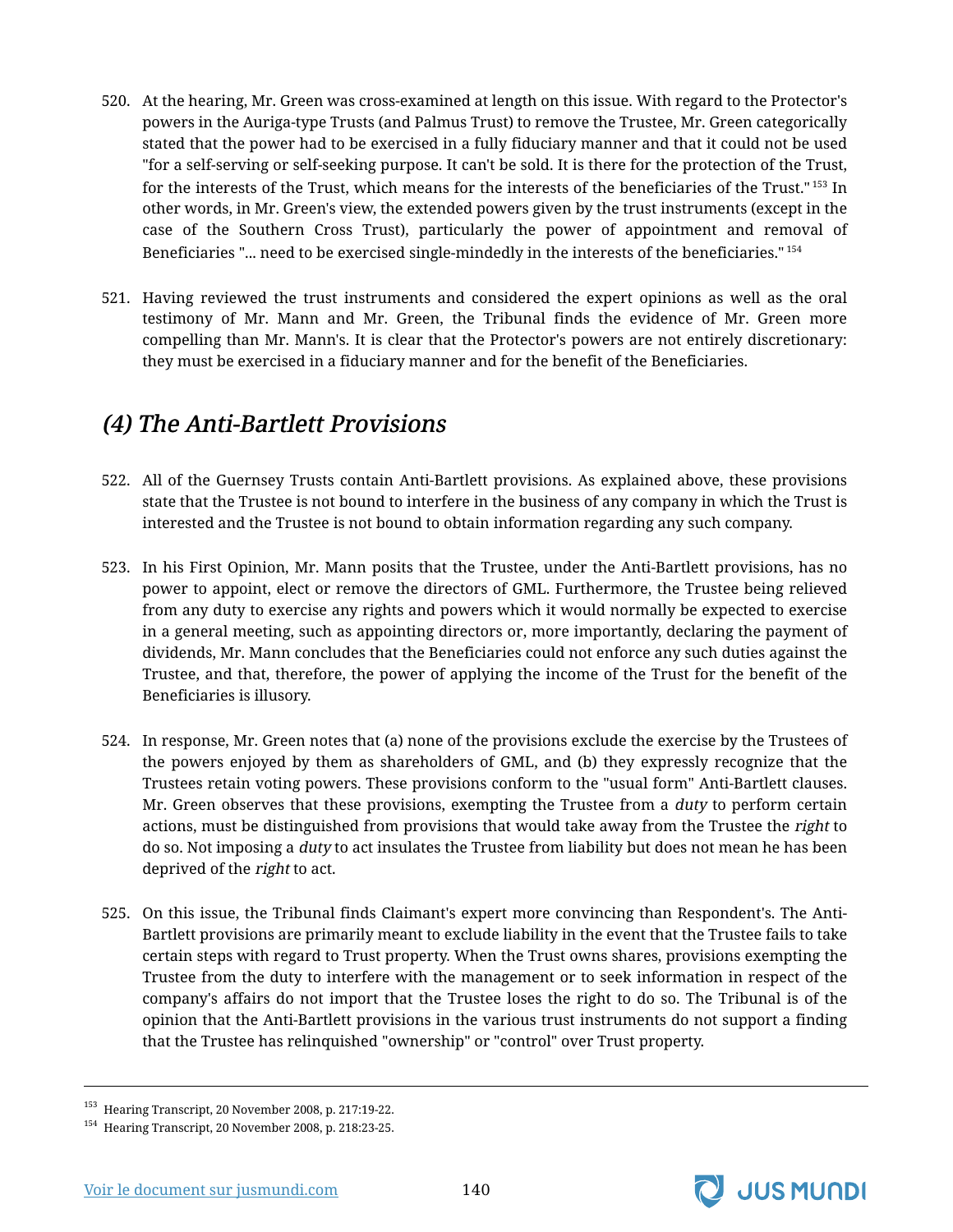520. At the hearing, Mr. Green was cross-examined at length on this issue. With regard to the Protector's powers in the Auriga-type Trusts (and Palmus Trust) to remove the Trustee, Mr. Green categorically stated that the power had to be exercised in a fully fiduciary manner and that it could not be used "for a self-serving or self-seeking purpose. It can't be sold. It is there for the protection of the Trust, for the interests of the Trust, which means for the interests of the beneficiaries of the Trust."[153] In other words, in Mr. Green's view, the extended powers given by the trust instruments (except in the case of the Southern Cross Trust), particularly the power of appointment and removal of Beneficiaries "... need to be exercised single-mindedly in the interests of the beneficiaries."[154]

521. Having reviewed the trust instruments and considered the expert opinions as well as the oral testimony of Mr. Mann and Mr. Green, the Tribunal finds the evidence of Mr. Green more compelling than Mr. Mann's. It is clear that the Protector's powers are not entirely discretionary: they must be exercised in a fiduciary manner and for the benefit of the Beneficiaries.

## *(4) The Anti-Bartlett Provisions*

522. All of the Guernsey Trusts contain Anti-Bartlett provisions. As explained above, these provisions state that the Trustee is not bound to interfere in the business of any company in which the Trust is interested and the Trustee is not bound to obtain information regarding any such company.

523. In his First Opinion, Mr. Mann posits that the Trustee, under the Anti-Bartlett provisions, has no power to appoint, elect or remove the directors of GML. Furthermore, the Trustee being relieved from any duty to exercise any rights and powers which it would normally be expected to exercise in a general meeting, such as appointing directors or, more importantly, declaring the payment of dividends, Mr. Mann concludes that the Beneficiaries could not enforce any such duties against the Trustee, and that, therefore, the power of applying the income of the Trust for the benefit of the Beneficiaries is illusory.

524. In response, Mr. Green notes that (a) none of the provisions exclude the exercise by the Trustees of the powers enjoyed by them as shareholders of GML, and (b) they expressly recognize that the Trustees retain voting powers. These provisions conform to the "usual form" Anti-Bartlett clauses. Mr. Green observes that these provisions, exempting the Trustee from a *duty* to perform certain actions, must be distinguished from provisions that would take away from the Trustee the *right* to do so. Not imposing a *duty* to act insulates the Trustee from liability but does not mean he has been deprived of the *right* to act.

525. On this issue, the Tribunal finds Claimant's expert more convincing than Respondent's. The Anti-Bartlett provisions are primarily meant to exclude liability in the event that the Trustee fails to take certain steps with regard to Trust property. When the Trust owns shares, provisions exempting the Trustee from the duty to interfere with the management or to seek information in respect of the company's affairs do not import that the Trustee loses the right to do so. The Tribunal is of the opinion that the Anti-Bartlett provisions in the various trust instruments do not support a finding that the Trustee has relinquished "ownership" or "control" over Trust property.

---

[153] Hearing Transcript, 20 November 2008, p. 217:19-22.

[154] Hearing Transcript, 20 November 2008, p. 218:23-25.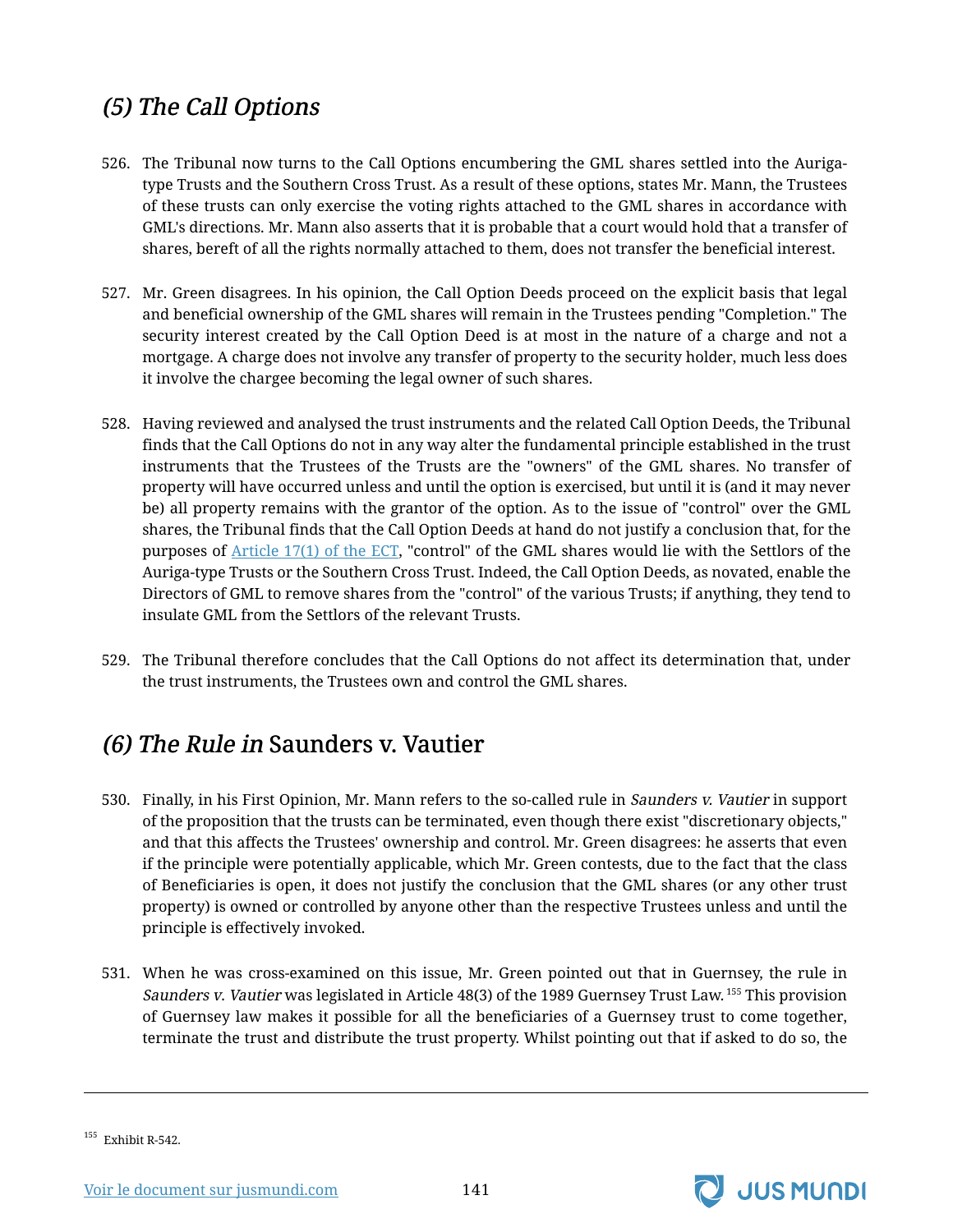## *(5) The Call Options*

526. The Tribunal now turns to the Call Options encumbering the GML shares settled into the Auriga-type Trusts and the Southern Cross Trust. As a result of these options, states Mr. Mann, the Trustees of these trusts can only exercise the voting rights attached to the GML shares in accordance with GML's directions. Mr. Mann also asserts that it is probable that a court would hold that a transfer of shares, bereft of all the rights normally attached to them, does not transfer the beneficial interest.

527. Mr. Green disagrees. In his opinion, the Call Option Deeds proceed on the explicit basis that legal and beneficial ownership of the GML shares will remain in the Trustees pending "Completion." The security interest created by the Call Option Deed is at most in the nature of a charge and not a mortgage. A charge does not involve any transfer of property to the security holder, much less does it involve the chargee becoming the legal owner of such shares.

528. Having reviewed and analysed the trust instruments and the related Call Option Deeds, the Tribunal finds that the Call Options do not in any way alter the fundamental principle established in the trust instruments that the Trustees of the Trusts are the "owners" of the GML shares. No transfer of property will have occurred unless and until the option is exercised, but until it is (and it may never be) all property remains with the grantor of the option. As to the issue of "control" over the GML shares, the Tribunal finds that the Call Option Deeds at hand do not justify a conclusion that, for the purposes of Article 17(1) of the ECT, "control" of the GML shares would lie with the Settlors of the Auriga-type Trusts or the Southern Cross Trust. Indeed, the Call Option Deeds, as novated, enable the Directors of GML to remove shares from the "control" of the various Trusts; if anything, they tend to insulate GML from the Settlors of the relevant Trusts.

529. The Tribunal therefore concludes that the Call Options do not affect its determination that, under the trust instruments, the Trustees own and control the GML shares.

## *(6) The Rule in* Saunders v. Vautier

530. Finally, in his First Opinion, Mr. Mann refers to the so-called rule in *Saunders v. Vautier* in support of the proposition that the trusts can be terminated, even though there exist "discretionary objects," and that this affects the Trustees' ownership and control. Mr. Green disagrees: he asserts that even if the principle were potentially applicable, which Mr. Green contests, due to the fact that the class of Beneficiaries is open, it does not justify the conclusion that the GML shares (or any other trust property) is owned or controlled by anyone other than the respective Trustees unless and until the principle is effectively invoked.

531. When he was cross-examined on this issue, Mr. Green pointed out that in Guernsey, the rule in *Saunders v. Vautier* was legislated in Article 48(3) of the 1989 Guernsey Trust Law.[155] This provision of Guernsey law makes it possible for all the beneficiaries of a Guernsey trust to come together, terminate the trust and distribute the trust property. Whilst pointing out that if asked to do so, the

---

[155] Exhibit R-542.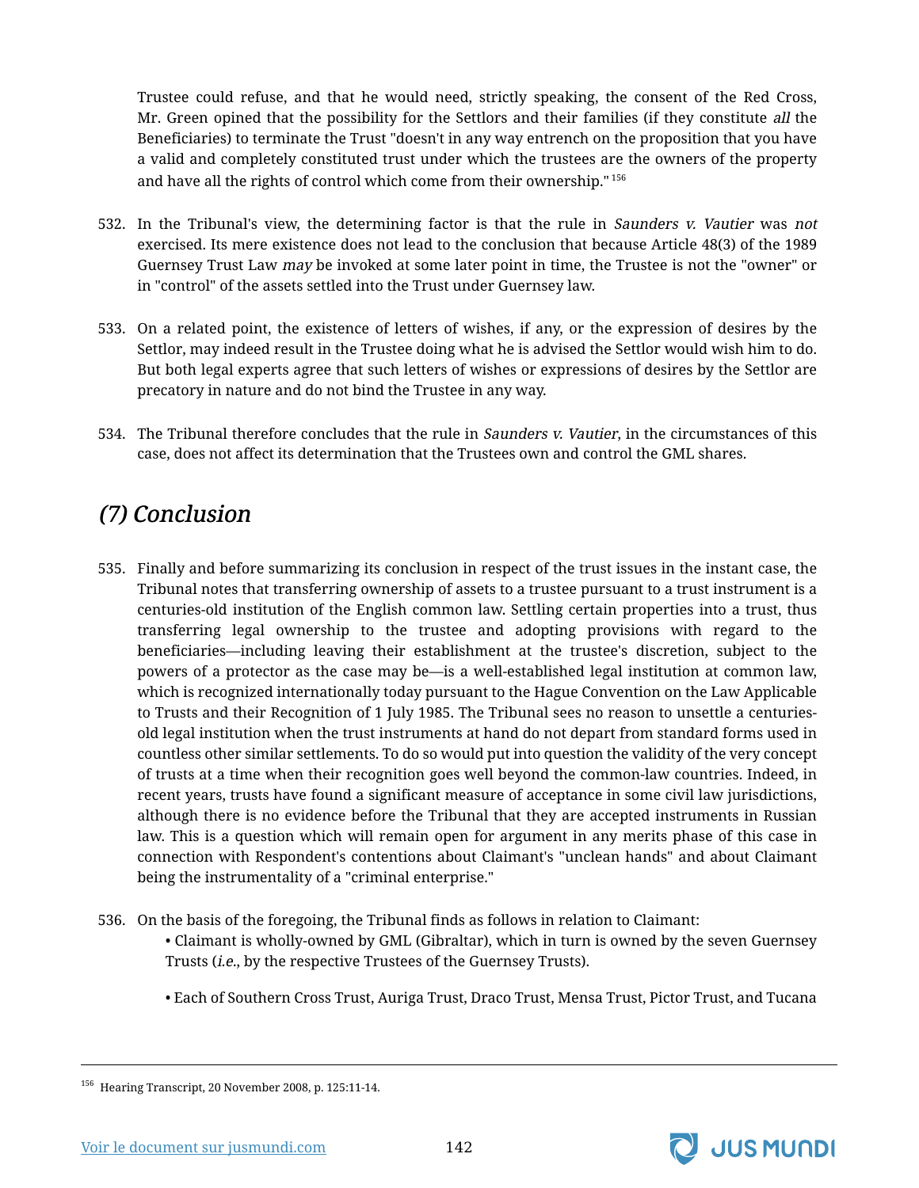Trustee could refuse, and that he would need, strictly speaking, the consent of the Red Cross, Mr. Green opined that the possibility for the Settlors and their families (if they constitute *all* the Beneficiaries) to terminate the Trust "doesn't in any way entrench on the proposition that you have a valid and completely constituted trust under which the trustees are the owners of the property and have all the rights of control which come from their ownership." [156]

532. In the Tribunal's view, the determining factor is that the rule in *Saunders v. Vautier* was *not* exercised. Its mere existence does not lead to the conclusion that because Article 48(3) of the 1989 Guernsey Trust Law *may* be invoked at some later point in time, the Trustee is not the "owner" or in "control" of the assets settled into the Trust under Guernsey law.

533. On a related point, the existence of letters of wishes, if any, or the expression of desires by the Settlor, may indeed result in the Trustee doing what he is advised the Settlor would wish him to do. But both legal experts agree that such letters of wishes or expressions of desires by the Settlor are precatory in nature and do not bind the Trustee in any way.

534. The Tribunal therefore concludes that the rule in *Saunders v. Vautier*, in the circumstances of this case, does not affect its determination that the Trustees own and control the GML shares.

## *(7) Conclusion*

535. Finally and before summarizing its conclusion in respect of the trust issues in the instant case, the Tribunal notes that transferring ownership of assets to a trustee pursuant to a trust instrument is a centuries-old institution of the English common law. Settling certain properties into a trust, thus transferring legal ownership to the trustee and adopting provisions with regard to the beneficiaries—including leaving their establishment at the trustee's discretion, subject to the powers of a protector as the case may be—is a well-established legal institution at common law, which is recognized internationally today pursuant to the Hague Convention on the Law Applicable to Trusts and their Recognition of 1 July 1985. The Tribunal sees no reason to unsettle a centuries-old legal institution when the trust instruments at hand do not depart from standard forms used in countless other similar settlements. To do so would put into question the validity of the very concept of trusts at a time when their recognition goes well beyond the common-law countries. Indeed, in recent years, trusts have found a significant measure of acceptance in some civil law jurisdictions, although there is no evidence before the Tribunal that they are accepted instruments in Russian law. This is a question which will remain open for argument in any merits phase of this case in connection with Respondent's contentions about Claimant's "unclean hands" and about Claimant being the instrumentality of a "criminal enterprise."

536. On the basis of the foregoing, the Tribunal finds as follows in relation to Claimant:

- Claimant is wholly-owned by GML (Gibraltar), which in turn is owned by the seven Guernsey Trusts (*i.e.*, by the respective Trustees of the Guernsey Trusts).

- Each of Southern Cross Trust, Auriga Trust, Draco Trust, Mensa Trust, Pictor Trust, and Tucana

---

[156] Hearing Transcript, 20 November 2008, p. 125:11-14.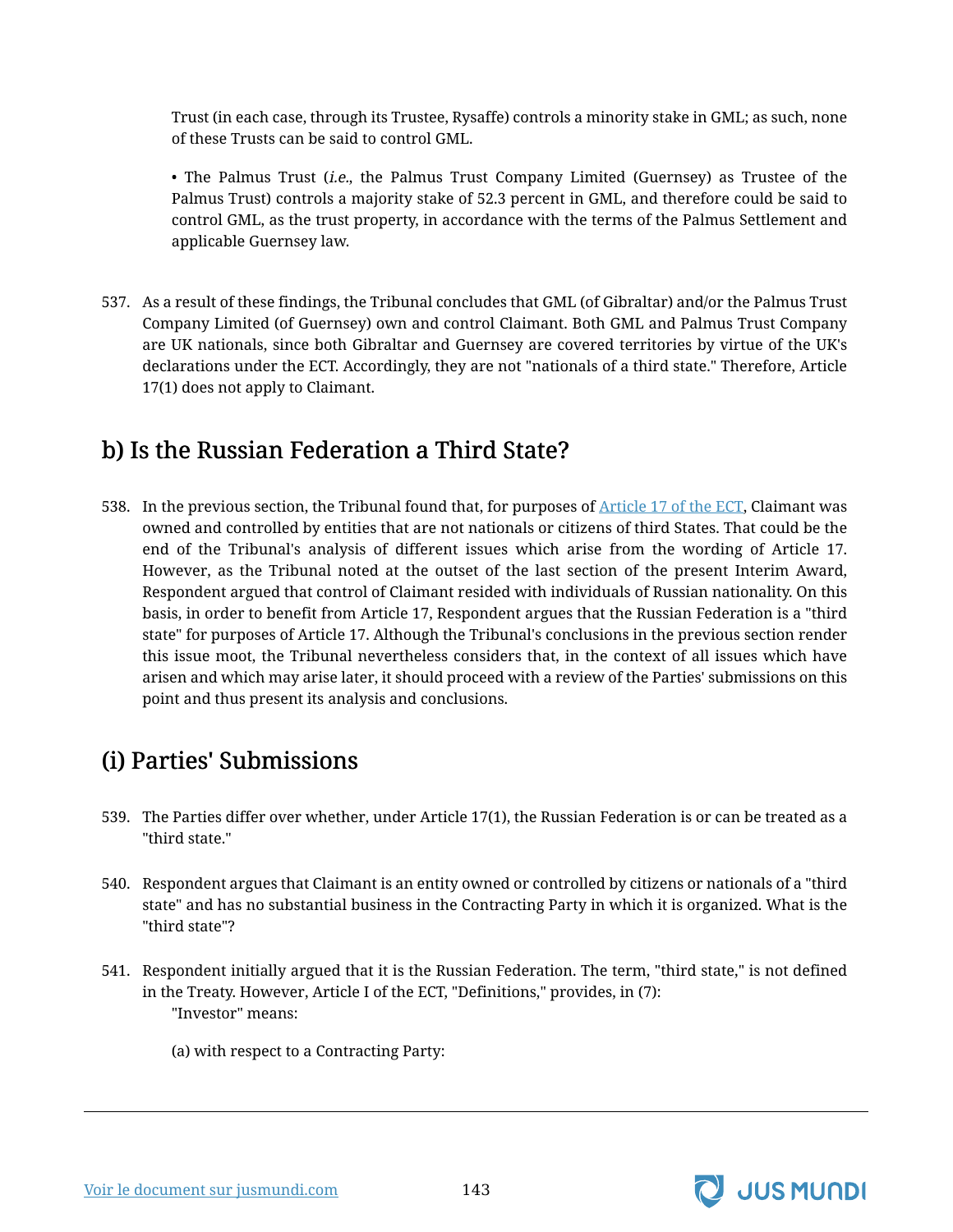Trust (in each case, through its Trustee, Rysaffe) controls a minority stake in GML; as such, none of these Trusts can be said to control GML.

• The Palmus Trust (*i.e.*, the Palmus Trust Company Limited (Guernsey) as Trustee of the Palmus Trust) controls a majority stake of 52.3 percent in GML, and therefore could be said to control GML, as the trust property, in accordance with the terms of the Palmus Settlement and applicable Guernsey law.

537. As a result of these findings, the Tribunal concludes that GML (of Gibraltar) and/or the Palmus Trust Company Limited (of Guernsey) own and control Claimant. Both GML and Palmus Trust Company are UK nationals, since both Gibraltar and Guernsey are covered territories by virtue of the UK's declarations under the ECT. Accordingly, they are not "nationals of a third state." Therefore, Article 17(1) does not apply to Claimant.

## b) Is the Russian Federation a Third State?

538. In the previous section, the Tribunal found that, for purposes of Article 17 of the ECT, Claimant was owned and controlled by entities that are not nationals or citizens of third States. That could be the end of the Tribunal's analysis of different issues which arise from the wording of Article 17. However, as the Tribunal noted at the outset of the last section of the present Interim Award, Respondent argued that control of Claimant resided with individuals of Russian nationality. On this basis, in order to benefit from Article 17, Respondent argues that the Russian Federation is a "third state" for purposes of Article 17. Although the Tribunal's conclusions in the previous section render this issue moot, the Tribunal nevertheless considers that, in the context of all issues which have arisen and which may arise later, it should proceed with a review of the Parties' submissions on this point and thus present its analysis and conclusions.

## (i) Parties' Submissions

539. The Parties differ over whether, under Article 17(1), the Russian Federation is or can be treated as a "third state."

540. Respondent argues that Claimant is an entity owned or controlled by citizens or nationals of a "third state" and has no substantial business in the Contracting Party in which it is organized. What is the "third state"?

541. Respondent initially argued that it is the Russian Federation. The term, "third state," is not defined in the Treaty. However, Article I of the ECT, "Definitions," provides, in (7):

"Investor" means:

(a) with respect to a Contracting Party: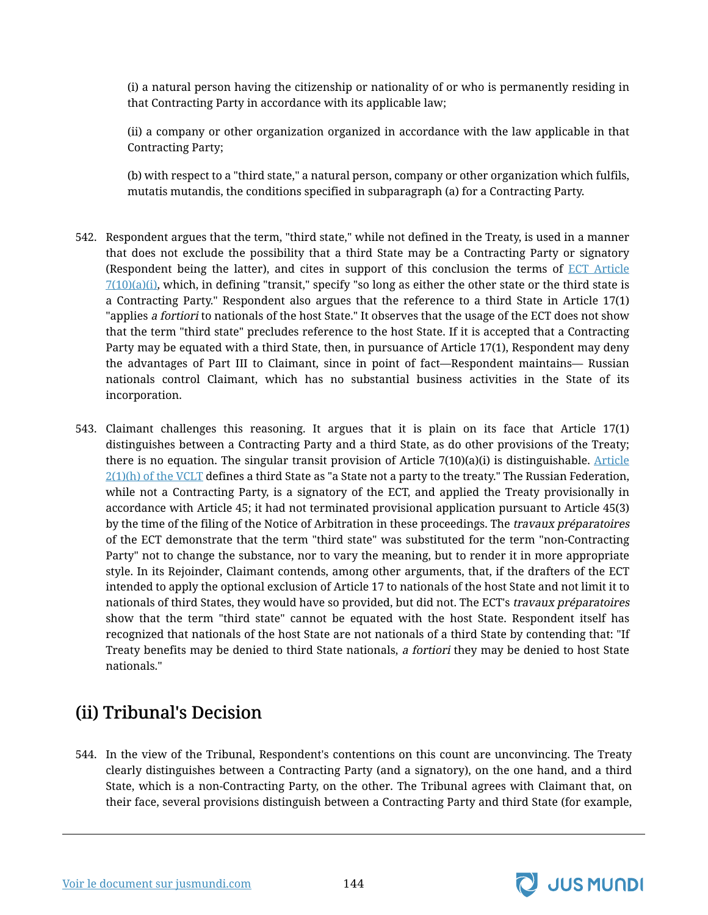(i) a natural person having the citizenship or nationality of or who is permanently residing in that Contracting Party in accordance with its applicable law;

(ii) a company or other organization organized in accordance with the law applicable in that Contracting Party;

(b) with respect to a "third state," a natural person, company or other organization which fulfils, mutatis mutandis, the conditions specified in subparagraph (a) for a Contracting Party.

542. Respondent argues that the term, "third state," while not defined in the Treaty, is used in a manner that does not exclude the possibility that a third State may be a Contracting Party or signatory (Respondent being the latter), and cites in support of this conclusion the terms of ECT Article 7(10)(a)(i), which, in defining "transit," specify "so long as either the other state or the third state is a Contracting Party." Respondent also argues that the reference to a third State in Article 17(1) "applies *a fortiori* to nationals of the host State." It observes that the usage of the ECT does not show that the term "third state" precludes reference to the host State. If it is accepted that a Contracting Party may be equated with a third State, then, in pursuance of Article 17(1), Respondent may deny the advantages of Part III to Claimant, since in point of fact—Respondent maintains— Russian nationals control Claimant, which has no substantial business activities in the State of its incorporation.

543. Claimant challenges this reasoning. It argues that it is plain on its face that Article 17(1) distinguishes between a Contracting Party and a third State, as do other provisions of the Treaty; there is no equation. The singular transit provision of Article 7(10)(a)(i) is distinguishable. Article 2(1)(h) of the VCLT defines a third State as "a State not a party to the treaty." The Russian Federation, while not a Contracting Party, is a signatory of the ECT, and applied the Treaty provisionally in accordance with Article 45; it had not terminated provisional application pursuant to Article 45(3) by the time of the filing of the Notice of Arbitration in these proceedings. The *travaux préparatoires* of the ECT demonstrate that the term "third state" was substituted for the term "non-Contracting Party" not to change the substance, nor to vary the meaning, but to render it in more appropriate style. In its Rejoinder, Claimant contends, among other arguments, that, if the drafters of the ECT intended to apply the optional exclusion of Article 17 to nationals of the host State and not limit it to nationals of third States, they would have so provided, but did not. The ECT's *travaux préparatoires* show that the term "third state" cannot be equated with the host State. Respondent itself has recognized that nationals of the host State are not nationals of a third State by contending that: "If Treaty benefits may be denied to third State nationals, *a fortiori* they may be denied to host State nationals."

## (ii) Tribunal's Decision

544. In the view of the Tribunal, Respondent's contentions on this count are unconvincing. The Treaty clearly distinguishes between a Contracting Party (and a signatory), on the one hand, and a third State, which is a non-Contracting Party, on the other. The Tribunal agrees with Claimant that, on their face, several provisions distinguish between a Contracting Party and third State (for example,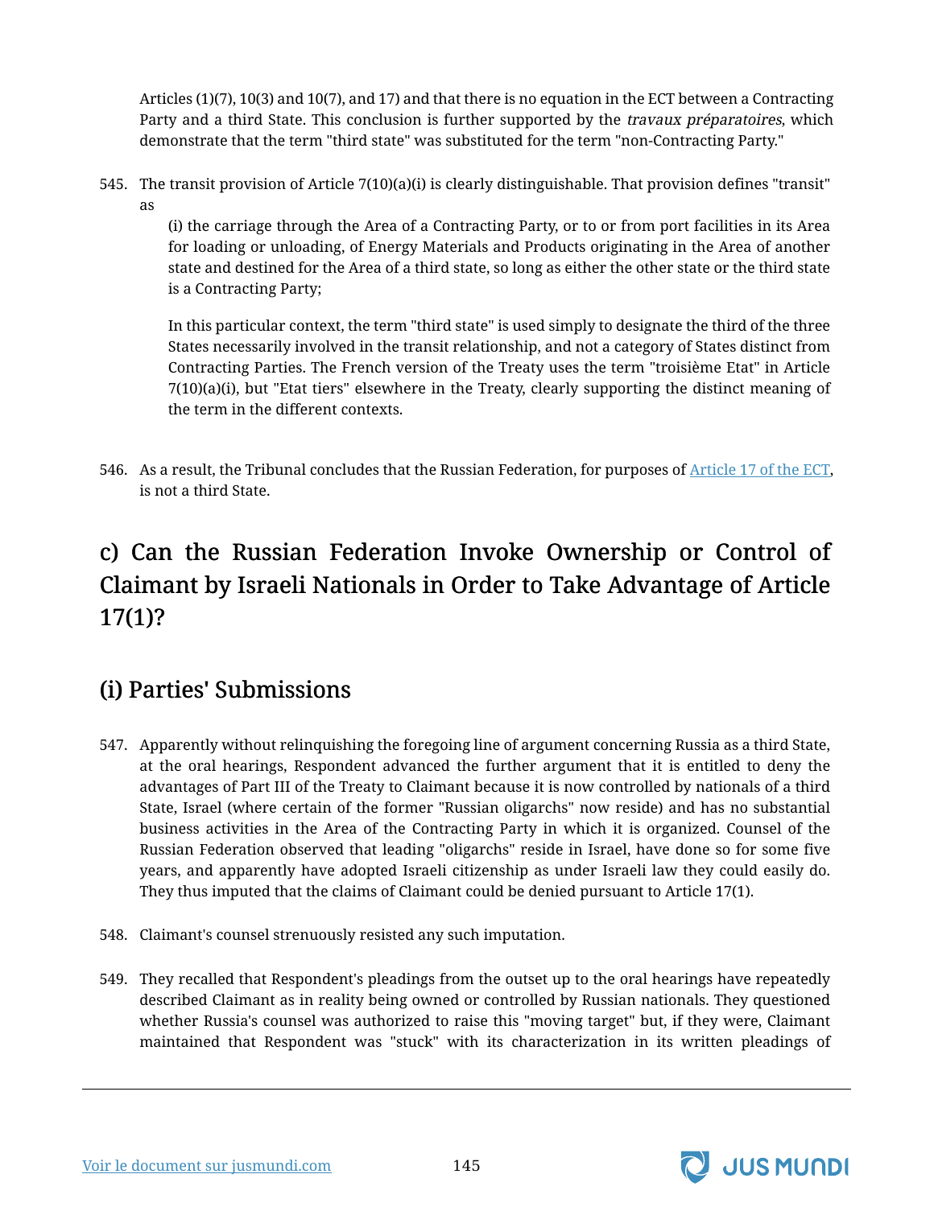Articles (1)(7), 10(3) and 10(7), and 17) and that there is no equation in the ECT between a Contracting Party and a third State. This conclusion is further supported by the *travaux préparatoires*, which demonstrate that the term "third state" was substituted for the term "non-Contracting Party."

545. The transit provision of Article 7(10)(a)(i) is clearly distinguishable. That provision defines "transit" as

> (i) the carriage through the Area of a Contracting Party, or to or from port facilities in its Area for loading or unloading, of Energy Materials and Products originating in the Area of another state and destined for the Area of a third state, so long as either the other state or the third state is a Contracting Party;
>
> In this particular context, the term "third state" is used simply to designate the third of the three States necessarily involved in the transit relationship, and not a category of States distinct from Contracting Parties. The French version of the Treaty uses the term "troisième Etat" in Article 7(10)(a)(i), but "Etat tiers" elsewhere in the Treaty, clearly supporting the distinct meaning of the term in the different contexts.

546. As a result, the Tribunal concludes that the Russian Federation, for purposes of Article 17 of the ECT, is not a third State.

## c) Can the Russian Federation Invoke Ownership or Control of Claimant by Israeli Nationals in Order to Take Advantage of Article 17(1)?

### (i) Parties' Submissions

547. Apparently without relinquishing the foregoing line of argument concerning Russia as a third State, at the oral hearings, Respondent advanced the further argument that it is entitled to deny the advantages of Part III of the Treaty to Claimant because it is now controlled by nationals of a third State, Israel (where certain of the former "Russian oligarchs" now reside) and has no substantial business activities in the Area of the Contracting Party in which it is organized. Counsel of the Russian Federation observed that leading "oligarchs" reside in Israel, have done so for some five years, and apparently have adopted Israeli citizenship as under Israeli law they could easily do. They thus imputed that the claims of Claimant could be denied pursuant to Article 17(1).

548. Claimant's counsel strenuously resisted any such imputation.

549. They recalled that Respondent's pleadings from the outset up to the oral hearings have repeatedly described Claimant as in reality being owned or controlled by Russian nationals. They questioned whether Russia's counsel was authorized to raise this "moving target" but, if they were, Claimant maintained that Respondent was "stuck" with its characterization in its written pleadings of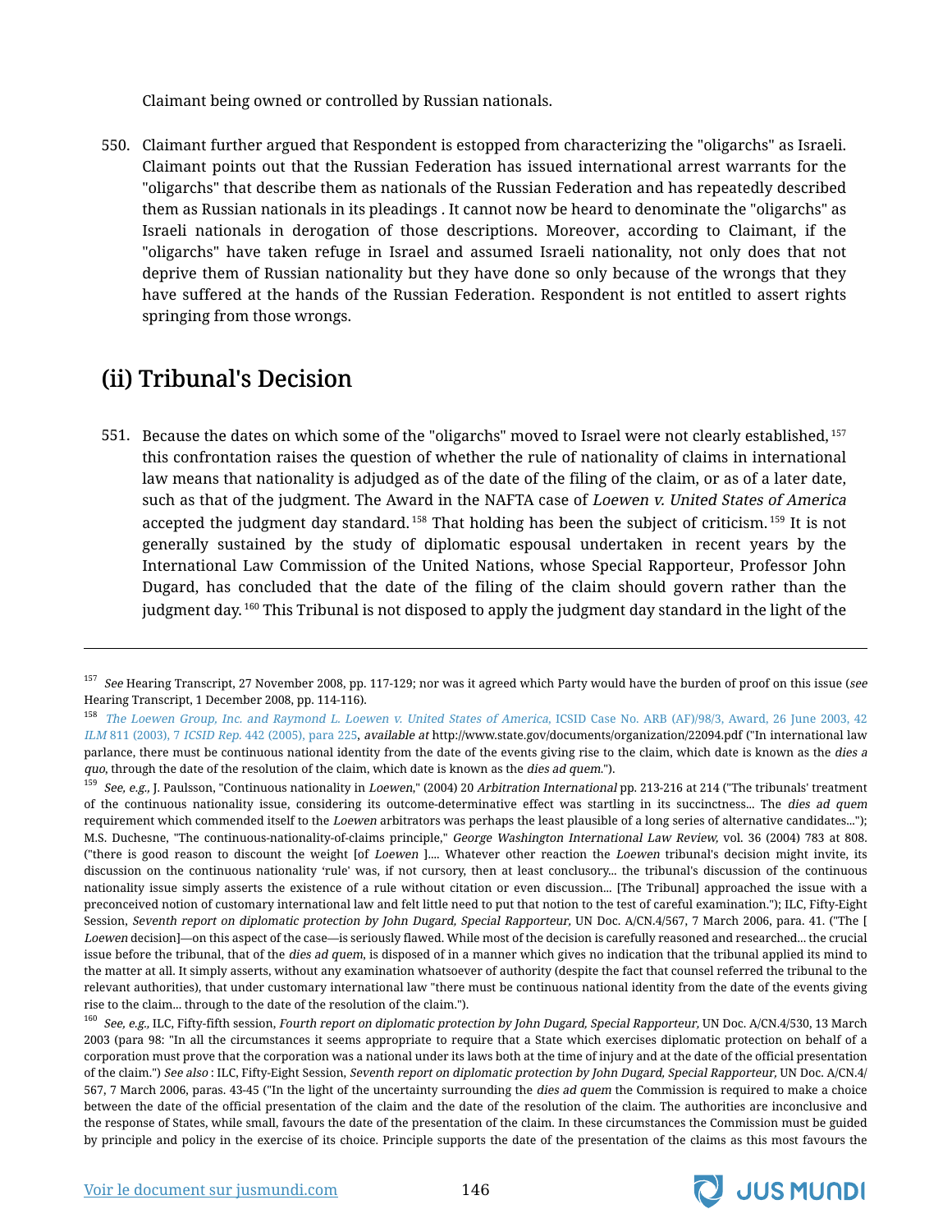Claimant being owned or controlled by Russian nationals.

550. Claimant further argued that Respondent is estopped from characterizing the "oligarchs" as Israeli. Claimant points out that the Russian Federation has issued international arrest warrants for the "oligarchs" that describe them as nationals of the Russian Federation and has repeatedly described them as Russian nationals in its pleadings . It cannot now be heard to denominate the "oligarchs" as Israeli nationals in derogation of those descriptions. Moreover, according to Claimant, if the "oligarchs" have taken refuge in Israel and assumed Israeli nationality, not only does that not deprive them of Russian nationality but they have done so only because of the wrongs that they have suffered at the hands of the Russian Federation. Respondent is not entitled to assert rights springing from those wrongs.

## (ii) Tribunal's Decision

551. Because the dates on which some of the "oligarchs" moved to Israel were not clearly established,[157] this confrontation raises the question of whether the rule of nationality of claims in international law means that nationality is adjudged as of the date of the filing of the claim, or as of a later date, such as that of the judgment. The Award in the NAFTA case of *Loewen v. United States of America* accepted the judgment day standard.[158] That holding has been the subject of criticism.[159] It is not generally sustained by the study of diplomatic espousal undertaken in recent years by the International Law Commission of the United Nations, whose Special Rapporteur, Professor John Dugard, has concluded that the date of the filing of the claim should govern rather than the judgment day.[160] This Tribunal is not disposed to apply the judgment day standard in the light of the

---

[157] *See* Hearing Transcript, 27 November 2008, pp. 117-129; nor was it agreed which Party would have the burden of proof on this issue (*see* Hearing Transcript, 1 December 2008, pp. 114-116).

[158] *The Loewen Group, Inc. and Raymond L. Loewen v. United States of America*, ICSID Case No. ARB (AF)/98/3, Award, 26 June 2003, 42 *ILM* 811 (2003), 7 *ICSID Rep.* 442 (2005), para 225, *available at* http://www.state.gov/documents/organization/22094.pdf ("In international law parlance, there must be continuous national identity from the date of the events giving rise to the claim, which date is known as the *dies a quo*, through the date of the resolution of the claim, which date is known as the *dies ad quem*.").

[159] *See, e.g.,* J. Paulsson, "Continuous nationality in *Loewen*," (2004) 20 *Arbitration International* pp. 213-216 at 214 ("The tribunals' treatment of the continuous nationality issue, considering its outcome-determinative effect was startling in its succinctness... The *dies ad quem* requirement which commended itself to the *Loewen* arbitrators was perhaps the least plausible of a long series of alternative candidates..."); M.S. Duchesne, "The continuous-nationality-of-claims principle," *George Washington International Law Review,* vol. 36 (2004) 783 at 808. ("there is good reason to discount the weight [of *Loewen* ].... Whatever other reaction the *Loewen* tribunal's decision might invite, its discussion on the continuous nationality 'rule' was, if not cursory, then at least conclusory... the tribunal's discussion of the continuous nationality issue simply asserts the existence of a rule without citation or even discussion... [The Tribunal] approached the issue with a preconceived notion of customary international law and felt little need to put that notion to the test of careful examination."); ILC, Fifty-Eight Session, *Seventh report on diplomatic protection by John Dugard, Special Rapporteur,* UN Doc. A/CN.4/567, 7 March 2006, para. 41. ("The [ *Loewen* decision]—on this aspect of the case—is seriously flawed. While most of the decision is carefully reasoned and researched... the crucial issue before the tribunal, that of the *dies ad quem*, is disposed of in a manner which gives no indication that the tribunal applied its mind to the matter at all. It simply asserts, without any examination whatsoever of authority (despite the fact that counsel referred the tribunal to the relevant authorities), that under customary international law "there must be continuous national identity from the date of the events giving rise to the claim... through to the date of the resolution of the claim.").

[160] *See, e.g.,* ILC, Fifty-fifth session, *Fourth report on diplomatic protection by John Dugard, Special Rapporteur,* UN Doc. A/CN.4/530, 13 March 2003 (para 98: "In all the circumstances it seems appropriate to require that a State which exercises diplomatic protection on behalf of a corporation must prove that the corporation was a national under its laws both at the time of injury and at the date of the official presentation of the claim.") *See also* : ILC, Fifty-Eight Session, *Seventh report on diplomatic protection by John Dugard, Special Rapporteur,* UN Doc. A/CN.4/ 567, 7 March 2006, paras. 43-45 ("In the light of the uncertainty surrounding the *dies ad quem* the Commission is required to make a choice between the date of the official presentation of the claim and the date of the resolution of the claim. The authorities are inconclusive and the response of States, while small, favours the date of the presentation of the claim. In these circumstances the Commission must be guided by principle and policy in the exercise of its choice. Principle supports the date of the presentation of the claims as this most favours the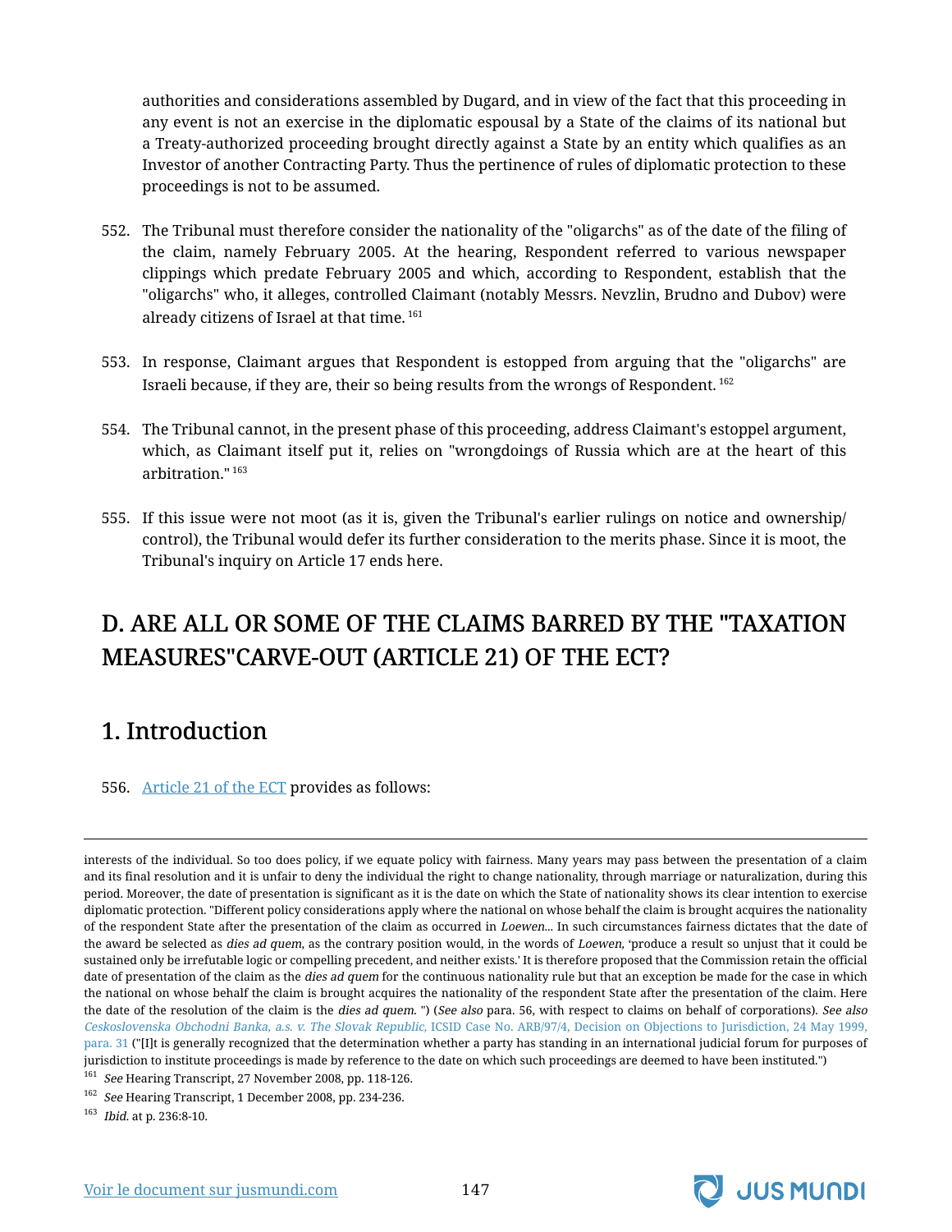authorities and considerations assembled by Dugard, and in view of the fact that this proceeding in any event is not an exercise in the diplomatic espousal by a State of the claims of its national but a Treaty-authorized proceeding brought directly against a State by an entity which qualifies as an Investor of another Contracting Party. Thus the pertinence of rules of diplomatic protection to these proceedings is not to be assumed.

552. The Tribunal must therefore consider the nationality of the "oligarchs" as of the date of the filing of the claim, namely February 2005. At the hearing, Respondent referred to various newspaper clippings which predate February 2005 and which, according to Respondent, establish that the "oligarchs" who, it alleges, controlled Claimant (notably Messrs. Nevzlin, Brudno and Dubov) were already citizens of Israel at that time. [161]

553. In response, Claimant argues that Respondent is estopped from arguing that the "oligarchs" are Israeli because, if they are, their so being results from the wrongs of Respondent. [162]

554. The Tribunal cannot, in the present phase of this proceeding, address Claimant's estoppel argument, which, as Claimant itself put it, relies on "wrongdoings of Russia which are at the heart of this arbitration." [163]

555. If this issue were not moot (as it is, given the Tribunal's earlier rulings on notice and ownership/control), the Tribunal would defer its further consideration to the merits phase. Since it is moot, the Tribunal's inquiry on Article 17 ends here.

## D. ARE ALL OR SOME OF THE CLAIMS BARRED BY THE "TAXATION MEASURES"CARVE-OUT (ARTICLE 21) OF THE ECT?

## 1. Introduction

556. Article 21 of the ECT provides as follows:

---

interests of the individual. So too does policy, if we equate policy with fairness. Many years may pass between the presentation of a claim and its final resolution and it is unfair to deny the individual the right to change nationality, through marriage or naturalization, during this period. Moreover, the date of presentation is significant as it is the date on which the State of nationality shows its clear intention to exercise diplomatic protection. "Different policy considerations apply where the national on whose behalf the claim is brought acquires the nationality of the respondent State after the presentation of the claim as occurred in *Loewen*... In such circumstances fairness dictates that the date of the award be selected as *dies ad quem*, as the contrary position would, in the words of *Loewen*, 'produce a result so unjust that it could be sustained only be irrefutable logic or compelling precedent, and neither exists.' It is therefore proposed that the Commission retain the official date of presentation of the claim as the *dies ad quem* for the continuous nationality rule but that an exception be made for the case in which the national on whose behalf the claim is brought acquires the nationality of the respondent State after the presentation of the claim. Here the date of the resolution of the claim is the *dies ad quem*. ") (*See also* para. 56, with respect to claims on behalf of corporations). *See also* *Ceskoslovenska Obchodni Banka, a.s. v. The Slovak Republic*, ICSID Case No. ARB/97/4, Decision on Objections to Jurisdiction, 24 May 1999, para. 31 ("[I]t is generally recognized that the determination whether a party has standing in an international judicial forum for purposes of jurisdiction to institute proceedings is made by reference to the date on which such proceedings are deemed to have been instituted.")

[161] *See* Hearing Transcript, 27 November 2008, pp. 118-126.

[162] *See* Hearing Transcript, 1 December 2008, pp. 234-236.

[163] *Ibid.* at p. 236:8-10.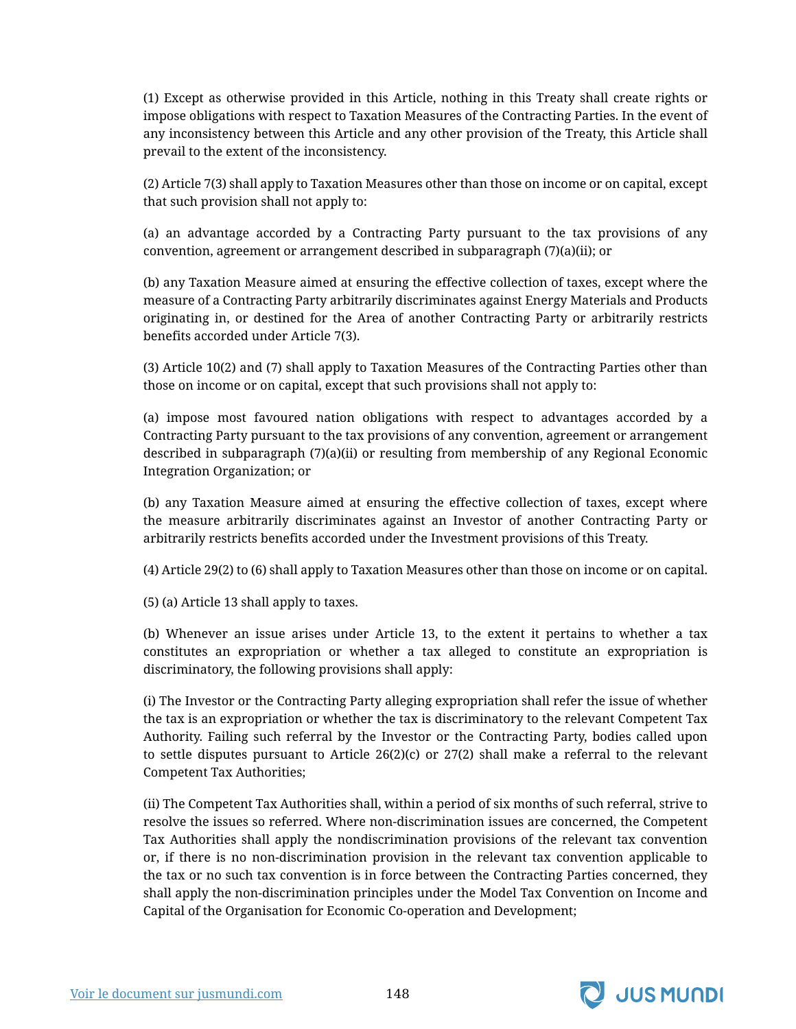(1) Except as otherwise provided in this Article, nothing in this Treaty shall create rights or impose obligations with respect to Taxation Measures of the Contracting Parties. In the event of any inconsistency between this Article and any other provision of the Treaty, this Article shall prevail to the extent of the inconsistency.

(2) Article 7(3) shall apply to Taxation Measures other than those on income or on capital, except that such provision shall not apply to:

(a) an advantage accorded by a Contracting Party pursuant to the tax provisions of any convention, agreement or arrangement described in subparagraph (7)(a)(ii); or

(b) any Taxation Measure aimed at ensuring the effective collection of taxes, except where the measure of a Contracting Party arbitrarily discriminates against Energy Materials and Products originating in, or destined for the Area of another Contracting Party or arbitrarily restricts benefits accorded under Article 7(3).

(3) Article 10(2) and (7) shall apply to Taxation Measures of the Contracting Parties other than those on income or on capital, except that such provisions shall not apply to:

(a) impose most favoured nation obligations with respect to advantages accorded by a Contracting Party pursuant to the tax provisions of any convention, agreement or arrangement described in subparagraph (7)(a)(ii) or resulting from membership of any Regional Economic Integration Organization; or

(b) any Taxation Measure aimed at ensuring the effective collection of taxes, except where the measure arbitrarily discriminates against an Investor of another Contracting Party or arbitrarily restricts benefits accorded under the Investment provisions of this Treaty.

(4) Article 29(2) to (6) shall apply to Taxation Measures other than those on income or on capital.

(5) (a) Article 13 shall apply to taxes.

(b) Whenever an issue arises under Article 13, to the extent it pertains to whether a tax constitutes an expropriation or whether a tax alleged to constitute an expropriation is discriminatory, the following provisions shall apply:

(i) The Investor or the Contracting Party alleging expropriation shall refer the issue of whether the tax is an expropriation or whether the tax is discriminatory to the relevant Competent Tax Authority. Failing such referral by the Investor or the Contracting Party, bodies called upon to settle disputes pursuant to Article 26(2)(c) or 27(2) shall make a referral to the relevant Competent Tax Authorities;

(ii) The Competent Tax Authorities shall, within a period of six months of such referral, strive to resolve the issues so referred. Where non-discrimination issues are concerned, the Competent Tax Authorities shall apply the nondiscrimination provisions of the relevant tax convention or, if there is no non-discrimination provision in the relevant tax convention applicable to the tax or no such tax convention is in force between the Contracting Parties concerned, they shall apply the non-discrimination principles under the Model Tax Convention on Income and Capital of the Organisation for Economic Co-operation and Development;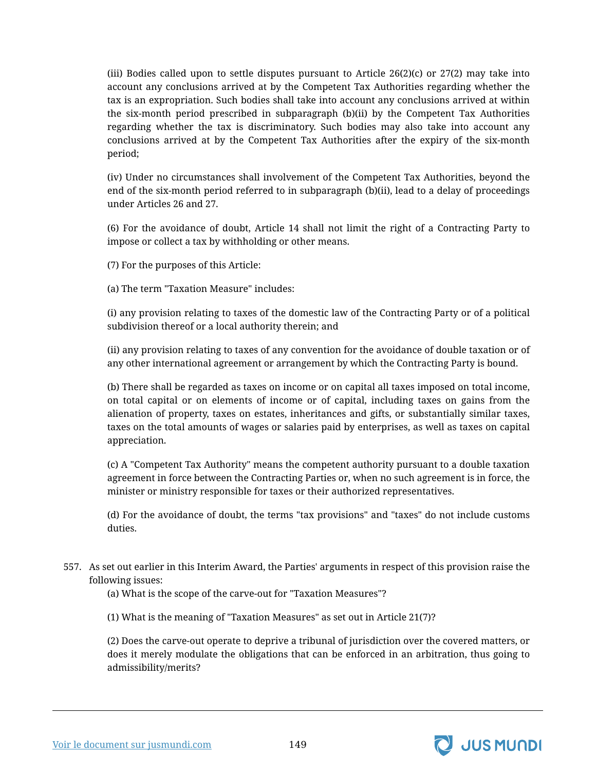(iii) Bodies called upon to settle disputes pursuant to Article 26(2)(c) or 27(2) may take into account any conclusions arrived at by the Competent Tax Authorities regarding whether the tax is an expropriation. Such bodies shall take into account any conclusions arrived at within the six-month period prescribed in subparagraph (b)(ii) by the Competent Tax Authorities regarding whether the tax is discriminatory. Such bodies may also take into account any conclusions arrived at by the Competent Tax Authorities after the expiry of the six-month period;

(iv) Under no circumstances shall involvement of the Competent Tax Authorities, beyond the end of the six-month period referred to in subparagraph (b)(ii), lead to a delay of proceedings under Articles 26 and 27.

(6) For the avoidance of doubt, Article 14 shall not limit the right of a Contracting Party to impose or collect a tax by withholding or other means.

(7) For the purposes of this Article:

(a) The term "Taxation Measure" includes:

(i) any provision relating to taxes of the domestic law of the Contracting Party or of a political subdivision thereof or a local authority therein; and

(ii) any provision relating to taxes of any convention for the avoidance of double taxation or of any other international agreement or arrangement by which the Contracting Party is bound.

(b) There shall be regarded as taxes on income or on capital all taxes imposed on total income, on total capital or on elements of income or of capital, including taxes on gains from the alienation of property, taxes on estates, inheritances and gifts, or substantially similar taxes, taxes on the total amounts of wages or salaries paid by enterprises, as well as taxes on capital appreciation.

(c) A "Competent Tax Authority" means the competent authority pursuant to a double taxation agreement in force between the Contracting Parties or, when no such agreement is in force, the minister or ministry responsible for taxes or their authorized representatives.

(d) For the avoidance of doubt, the terms "tax provisions" and "taxes" do not include customs duties.

557. As set out earlier in this Interim Award, the Parties' arguments in respect of this provision raise the following issues:

(a) What is the scope of the carve-out for "Taxation Measures"?

(1) What is the meaning of "Taxation Measures" as set out in Article 21(7)?

(2) Does the carve-out operate to deprive a tribunal of jurisdiction over the covered matters, or does it merely modulate the obligations that can be enforced in an arbitration, thus going to admissibility/merits?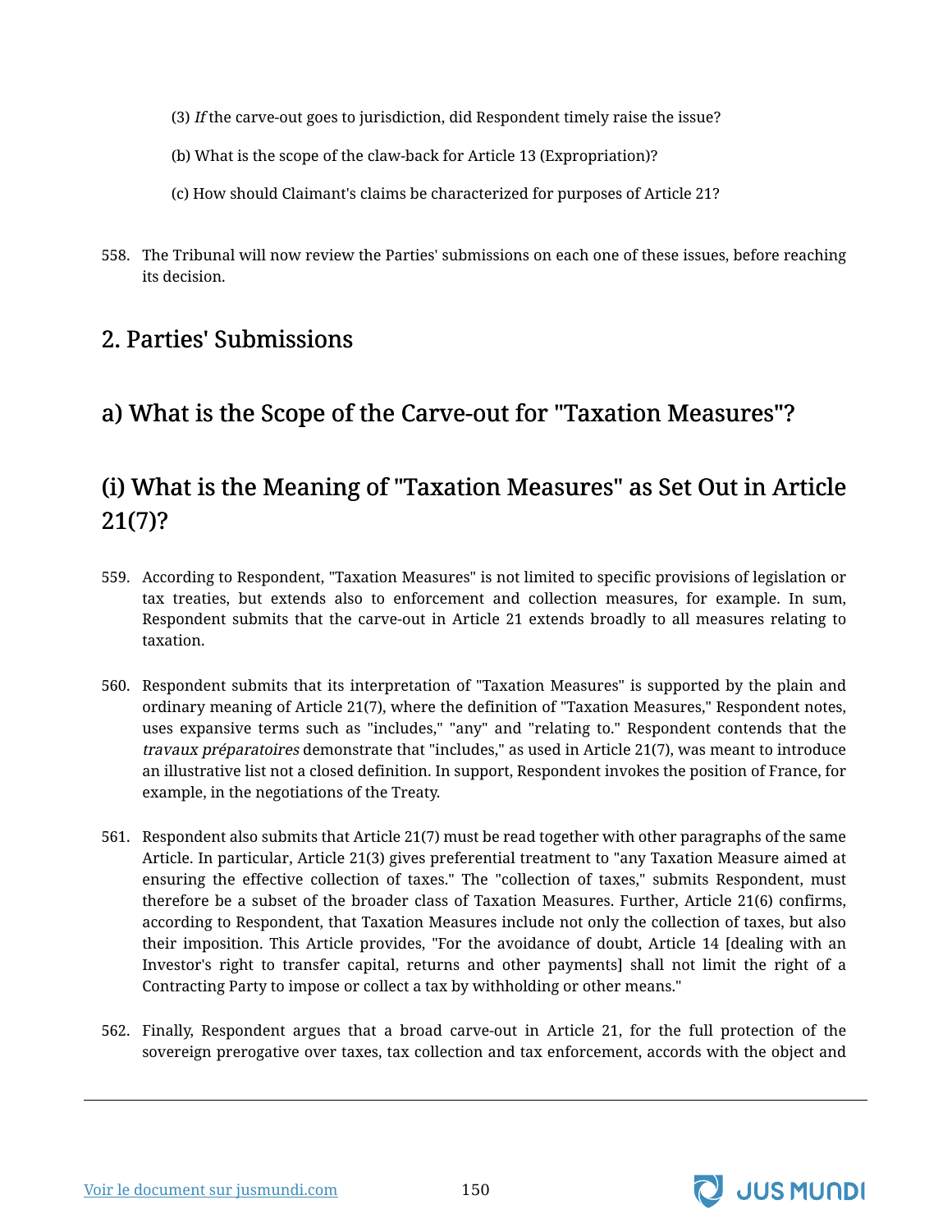(3) *If* the carve-out goes to jurisdiction, did Respondent timely raise the issue?

(b) What is the scope of the claw-back for Article 13 (Expropriation)?

(c) How should Claimant's claims be characterized for purposes of Article 21?

558. The Tribunal will now review the Parties' submissions on each one of these issues, before reaching its decision.

## 2. Parties' Submissions

## a) What is the Scope of the Carve-out for "Taxation Measures"?

## (i) What is the Meaning of "Taxation Measures" as Set Out in Article 21(7)?

559. According to Respondent, "Taxation Measures" is not limited to specific provisions of legislation or tax treaties, but extends also to enforcement and collection measures, for example. In sum, Respondent submits that the carve-out in Article 21 extends broadly to all measures relating to taxation.

560. Respondent submits that its interpretation of "Taxation Measures" is supported by the plain and ordinary meaning of Article 21(7), where the definition of "Taxation Measures," Respondent notes, uses expansive terms such as "includes," "any" and "relating to." Respondent contends that the *travaux préparatoires* demonstrate that "includes," as used in Article 21(7), was meant to introduce an illustrative list not a closed definition. In support, Respondent invokes the position of France, for example, in the negotiations of the Treaty.

561. Respondent also submits that Article 21(7) must be read together with other paragraphs of the same Article. In particular, Article 21(3) gives preferential treatment to "any Taxation Measure aimed at ensuring the effective collection of taxes." The "collection of taxes," submits Respondent, must therefore be a subset of the broader class of Taxation Measures. Further, Article 21(6) confirms, according to Respondent, that Taxation Measures include not only the collection of taxes, but also their imposition. This Article provides, "For the avoidance of doubt, Article 14 [dealing with an Investor's right to transfer capital, returns and other payments] shall not limit the right of a Contracting Party to impose or collect a tax by withholding or other means."

562. Finally, Respondent argues that a broad carve-out in Article 21, for the full protection of the sovereign prerogative over taxes, tax collection and tax enforcement, accords with the object and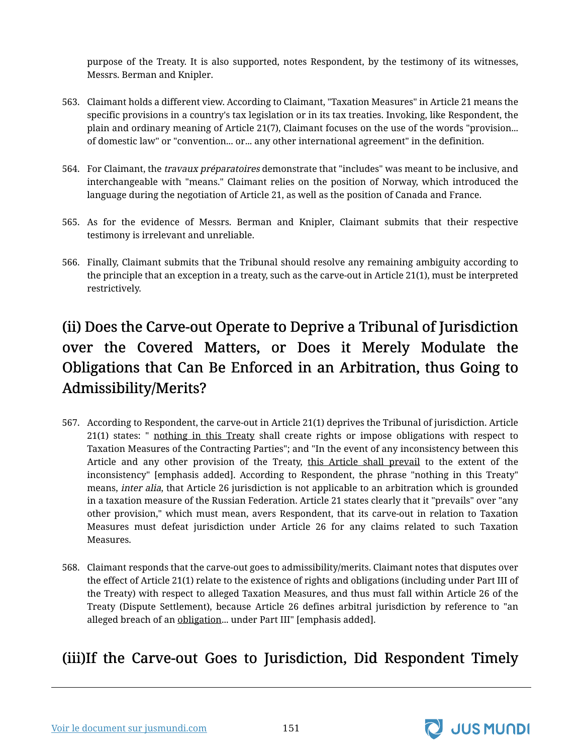purpose of the Treaty. It is also supported, notes Respondent, by the testimony of its witnesses, Messrs. Berman and Knipler.

563. Claimant holds a different view. According to Claimant, "Taxation Measures" in Article 21 means the specific provisions in a country's tax legislation or in its tax treaties. Invoking, like Respondent, the plain and ordinary meaning of Article 21(7), Claimant focuses on the use of the words "provision... of domestic law" or "convention... or... any other international agreement" in the definition.

564. For Claimant, the *travaux préparatoires* demonstrate that "includes" was meant to be inclusive, and interchangeable with "means." Claimant relies on the position of Norway, which introduced the language during the negotiation of Article 21, as well as the position of Canada and France.

565. As for the evidence of Messrs. Berman and Knipler, Claimant submits that their respective testimony is irrelevant and unreliable.

566. Finally, Claimant submits that the Tribunal should resolve any remaining ambiguity according to the principle that an exception in a treaty, such as the carve-out in Article 21(1), must be interpreted restrictively.

## (ii) Does the Carve-out Operate to Deprive a Tribunal of Jurisdiction over the Covered Matters, or Does it Merely Modulate the Obligations that Can Be Enforced in an Arbitration, thus Going to Admissibility/Merits?

567. According to Respondent, the carve-out in Article 21(1) deprives the Tribunal of jurisdiction. Article 21(1) states: " <u>nothing in this Treaty</u> shall create rights or impose obligations with respect to Taxation Measures of the Contracting Parties"; and "In the event of any inconsistency between this Article and any other provision of the Treaty, <u>this Article shall prevail</u> to the extent of the inconsistency" [emphasis added]. According to Respondent, the phrase "nothing in this Treaty" means, *inter alia*, that Article 26 jurisdiction is not applicable to an arbitration which is grounded in a taxation measure of the Russian Federation. Article 21 states clearly that it "prevails" over "any other provision," which must mean, avers Respondent, that its carve-out in relation to Taxation Measures must defeat jurisdiction under Article 26 for any claims related to such Taxation Measures.

568. Claimant responds that the carve-out goes to admissibility/merits. Claimant notes that disputes over the effect of Article 21(1) relate to the existence of rights and obligations (including under Part III of the Treaty) with respect to alleged Taxation Measures, and thus must fall within Article 26 of the Treaty (Dispute Settlement), because Article 26 defines arbitral jurisdiction by reference to "an alleged breach of an <u>obligation</u>... under Part III" [emphasis added].

## (iii)If the Carve-out Goes to Jurisdiction, Did Respondent Timely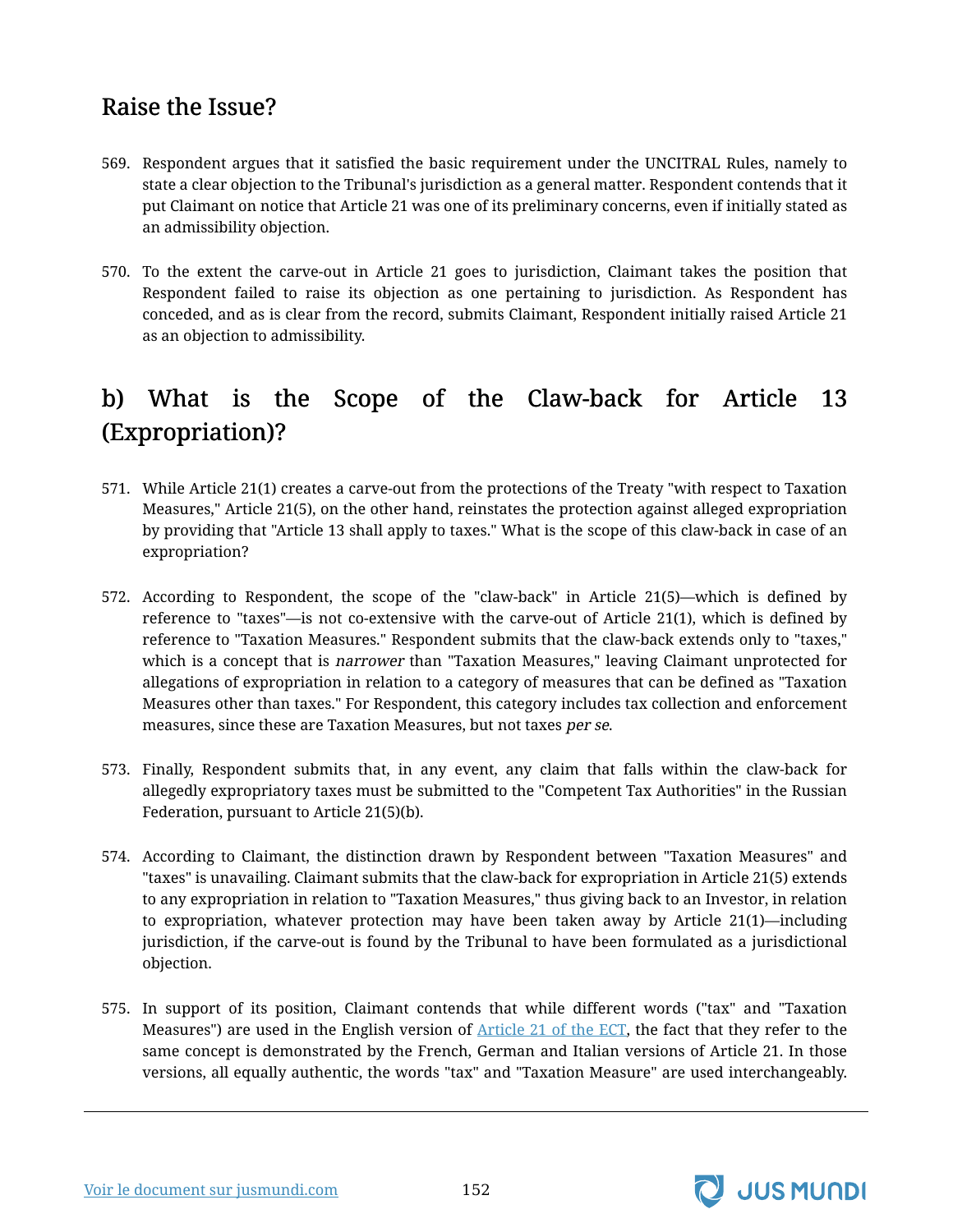## Raise the Issue?

569. Respondent argues that it satisfied the basic requirement under the UNCITRAL Rules, namely to state a clear objection to the Tribunal's jurisdiction as a general matter. Respondent contends that it put Claimant on notice that Article 21 was one of its preliminary concerns, even if initially stated as an admissibility objection.

570. To the extent the carve-out in Article 21 goes to jurisdiction, Claimant takes the position that Respondent failed to raise its objection as one pertaining to jurisdiction. As Respondent has conceded, and as is clear from the record, submits Claimant, Respondent initially raised Article 21 as an objection to admissibility.

## b) What is the Scope of the Claw-back for Article 13 (Expropriation)?

571. While Article 21(1) creates a carve-out from the protections of the Treaty "with respect to Taxation Measures," Article 21(5), on the other hand, reinstates the protection against alleged expropriation by providing that "Article 13 shall apply to taxes." What is the scope of this claw-back in case of an expropriation?

572. According to Respondent, the scope of the "claw-back" in Article 21(5)—which is defined by reference to "taxes"—is not co-extensive with the carve-out of Article 21(1), which is defined by reference to "Taxation Measures." Respondent submits that the claw-back extends only to "taxes," which is a concept that is *narrower* than "Taxation Measures," leaving Claimant unprotected for allegations of expropriation in relation to a category of measures that can be defined as "Taxation Measures other than taxes." For Respondent, this category includes tax collection and enforcement measures, since these are Taxation Measures, but not taxes *per se*.

573. Finally, Respondent submits that, in any event, any claim that falls within the claw-back for allegedly expropriatory taxes must be submitted to the "Competent Tax Authorities" in the Russian Federation, pursuant to Article 21(5)(b).

574. According to Claimant, the distinction drawn by Respondent between "Taxation Measures" and "taxes" is unavailing. Claimant submits that the claw-back for expropriation in Article 21(5) extends to any expropriation in relation to "Taxation Measures," thus giving back to an Investor, in relation to expropriation, whatever protection may have been taken away by Article 21(1)—including jurisdiction, if the carve-out is found by the Tribunal to have been formulated as a jurisdictional objection.

575. In support of its position, Claimant contends that while different words ("tax" and "Taxation Measures") are used in the English version of Article 21 of the ECT, the fact that they refer to the same concept is demonstrated by the French, German and Italian versions of Article 21. In those versions, all equally authentic, the words "tax" and "Taxation Measure" are used interchangeably.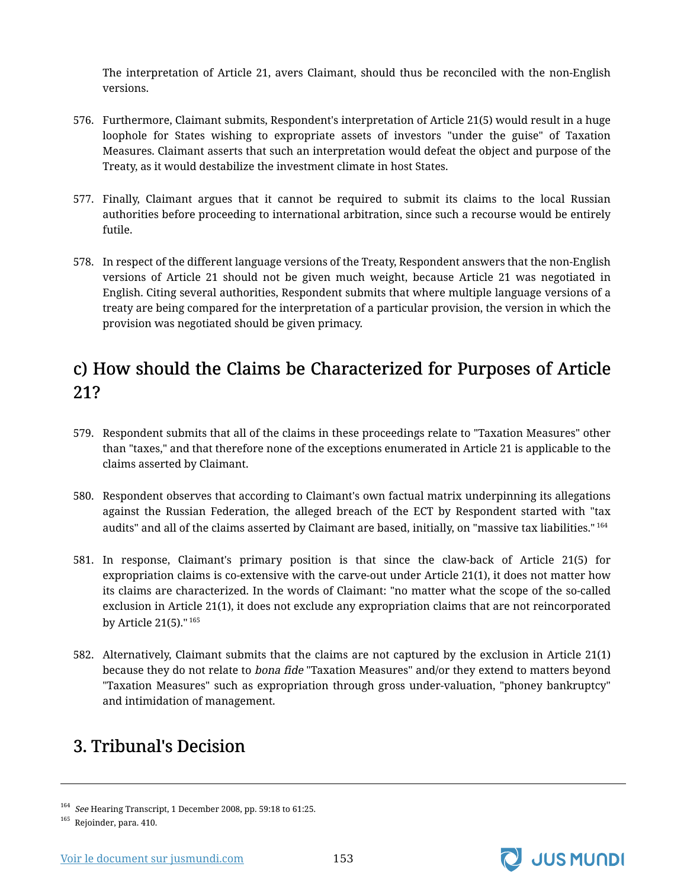The interpretation of Article 21, avers Claimant, should thus be reconciled with the non-English versions.

576. Furthermore, Claimant submits, Respondent's interpretation of Article 21(5) would result in a huge loophole for States wishing to expropriate assets of investors "under the guise" of Taxation Measures. Claimant asserts that such an interpretation would defeat the object and purpose of the Treaty, as it would destabilize the investment climate in host States.

577. Finally, Claimant argues that it cannot be required to submit its claims to the local Russian authorities before proceeding to international arbitration, since such a recourse would be entirely futile.

578. In respect of the different language versions of the Treaty, Respondent answers that the non-English versions of Article 21 should not be given much weight, because Article 21 was negotiated in English. Citing several authorities, Respondent submits that where multiple language versions of a treaty are being compared for the interpretation of a particular provision, the version in which the provision was negotiated should be given primacy.

## c) How should the Claims be Characterized for Purposes of Article 21?

579. Respondent submits that all of the claims in these proceedings relate to "Taxation Measures" other than "taxes," and that therefore none of the exceptions enumerated in Article 21 is applicable to the claims asserted by Claimant.

580. Respondent observes that according to Claimant's own factual matrix underpinning its allegations against the Russian Federation, the alleged breach of the ECT by Respondent started with "tax audits" and all of the claims asserted by Claimant are based, initially, on "massive tax liabilities." [164]

581. In response, Claimant's primary position is that since the claw-back of Article 21(5) for expropriation claims is co-extensive with the carve-out under Article 21(1), it does not matter how its claims are characterized. In the words of Claimant: "no matter what the scope of the so-called exclusion in Article 21(1), it does not exclude any expropriation claims that are not reincorporated by Article 21(5)." [165]

582. Alternatively, Claimant submits that the claims are not captured by the exclusion in Article 21(1) because they do not relate to *bona fide* "Taxation Measures" and/or they extend to matters beyond "Taxation Measures" such as expropriation through gross under-valuation, "phoney bankruptcy" and intimidation of management.

## 3. Tribunal's Decision

---

[164] *See* Hearing Transcript, 1 December 2008, pp. 59:18 to 61:25.

[165] Rejoinder, para. 410.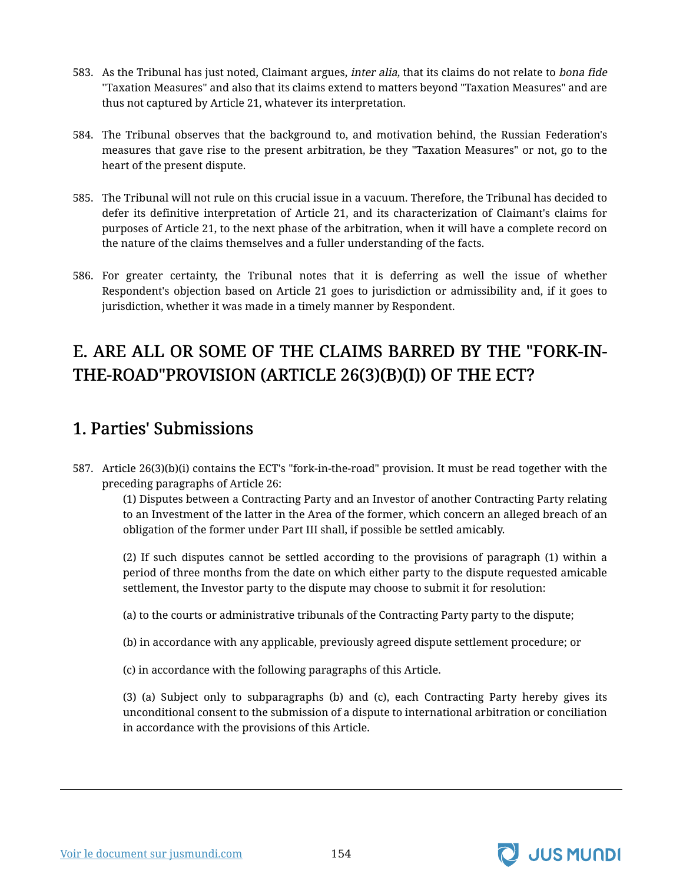583. As the Tribunal has just noted, Claimant argues, *inter alia*, that its claims do not relate to *bona fide* "Taxation Measures" and also that its claims extend to matters beyond "Taxation Measures" and are thus not captured by Article 21, whatever its interpretation.

584. The Tribunal observes that the background to, and motivation behind, the Russian Federation's measures that gave rise to the present arbitration, be they "Taxation Measures" or not, go to the heart of the present dispute.

585. The Tribunal will not rule on this crucial issue in a vacuum. Therefore, the Tribunal has decided to defer its definitive interpretation of Article 21, and its characterization of Claimant's claims for purposes of Article 21, to the next phase of the arbitration, when it will have a complete record on the nature of the claims themselves and a fuller understanding of the facts.

586. For greater certainty, the Tribunal notes that it is deferring as well the issue of whether Respondent's objection based on Article 21 goes to jurisdiction or admissibility and, if it goes to jurisdiction, whether it was made in a timely manner by Respondent.

# E. ARE ALL OR SOME OF THE CLAIMS BARRED BY THE "FORK-IN-THE-ROAD"PROVISION (ARTICLE 26(3)(B)(I)) OF THE ECT?

## 1. Parties' Submissions

587. Article 26(3)(b)(i) contains the ECT's "fork-in-the-road" provision. It must be read together with the preceding paragraphs of Article 26:

> (1) Disputes between a Contracting Party and an Investor of another Contracting Party relating to an Investment of the latter in the Area of the former, which concern an alleged breach of an obligation of the former under Part III shall, if possible be settled amicably.
>
> (2) If such disputes cannot be settled according to the provisions of paragraph (1) within a period of three months from the date on which either party to the dispute requested amicable settlement, the Investor party to the dispute may choose to submit it for resolution:
>
> (a) to the courts or administrative tribunals of the Contracting Party party to the dispute;
>
> (b) in accordance with any applicable, previously agreed dispute settlement procedure; or
>
> (c) in accordance with the following paragraphs of this Article.
>
> (3) (a) Subject only to subparagraphs (b) and (c), each Contracting Party hereby gives its unconditional consent to the submission of a dispute to international arbitration or conciliation in accordance with the provisions of this Article.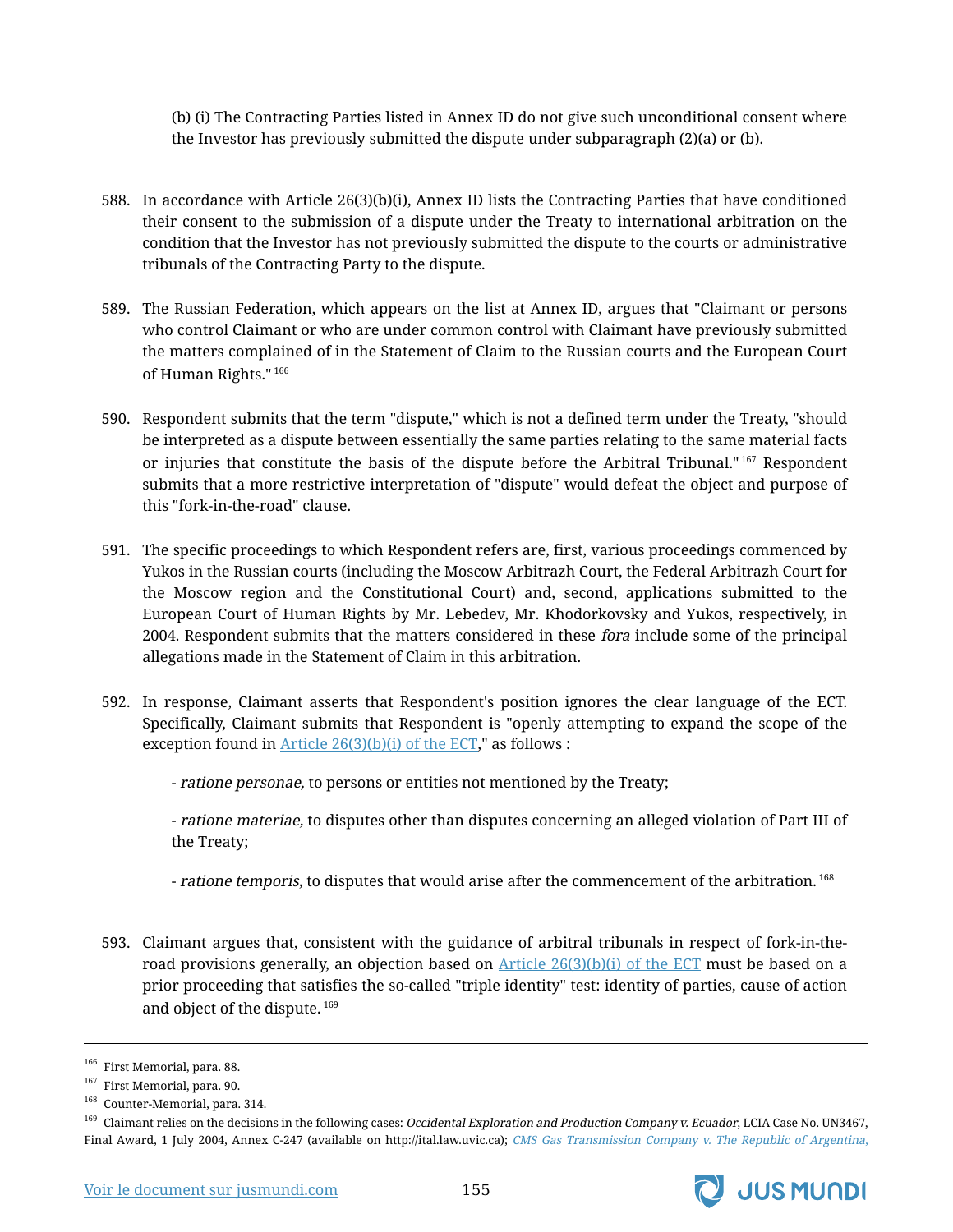(b) (i) The Contracting Parties listed in Annex ID do not give such unconditional consent where the Investor has previously submitted the dispute under subparagraph (2)(a) or (b).

588. In accordance with Article 26(3)(b)(i), Annex ID lists the Contracting Parties that have conditioned their consent to the submission of a dispute under the Treaty to international arbitration on the condition that the Investor has not previously submitted the dispute to the courts or administrative tribunals of the Contracting Party to the dispute.

589. The Russian Federation, which appears on the list at Annex ID, argues that "Claimant or persons who control Claimant or who are under common control with Claimant have previously submitted the matters complained of in the Statement of Claim to the Russian courts and the European Court of Human Rights." [166]

590. Respondent submits that the term "dispute," which is not a defined term under the Treaty, "should be interpreted as a dispute between essentially the same parties relating to the same material facts or injuries that constitute the basis of the dispute before the Arbitral Tribunal." [167] Respondent submits that a more restrictive interpretation of "dispute" would defeat the object and purpose of this "fork-in-the-road" clause.

591. The specific proceedings to which Respondent refers are, first, various proceedings commenced by Yukos in the Russian courts (including the Moscow Arbitrazh Court, the Federal Arbitrazh Court for the Moscow region and the Constitutional Court) and, second, applications submitted to the European Court of Human Rights by Mr. Lebedev, Mr. Khodorkovsky and Yukos, respectively, in 2004. Respondent submits that the matters considered in these *fora* include some of the principal allegations made in the Statement of Claim in this arbitration.

592. In response, Claimant asserts that Respondent's position ignores the clear language of the ECT. Specifically, Claimant submits that Respondent is "openly attempting to expand the scope of the exception found in Article 26(3)(b)(i) of the ECT," as follows :

- *ratione personae,* to persons or entities not mentioned by the Treaty;

- *ratione materiae,* to disputes other than disputes concerning an alleged violation of Part III of the Treaty;

- *ratione temporis,* to disputes that would arise after the commencement of the arbitration. [168]

593. Claimant argues that, consistent with the guidance of arbitral tribunals in respect of fork-in-the-road provisions generally, an objection based on Article 26(3)(b)(i) of the ECT must be based on a prior proceeding that satisfies the so-called "triple identity" test: identity of parties, cause of action and object of the dispute. [169]

---

[166] First Memorial, para. 88.

[167] First Memorial, para. 90.

[168] Counter-Memorial, para. 314.

[169] Claimant relies on the decisions in the following cases: *Occidental Exploration and Production Company v. Ecuador*, LCIA Case No. UN3467, Final Award, 1 July 2004, Annex C-247 (available on http://ital.law.uvic.ca); *CMS Gas Transmission Company v. The Republic of Argentina,*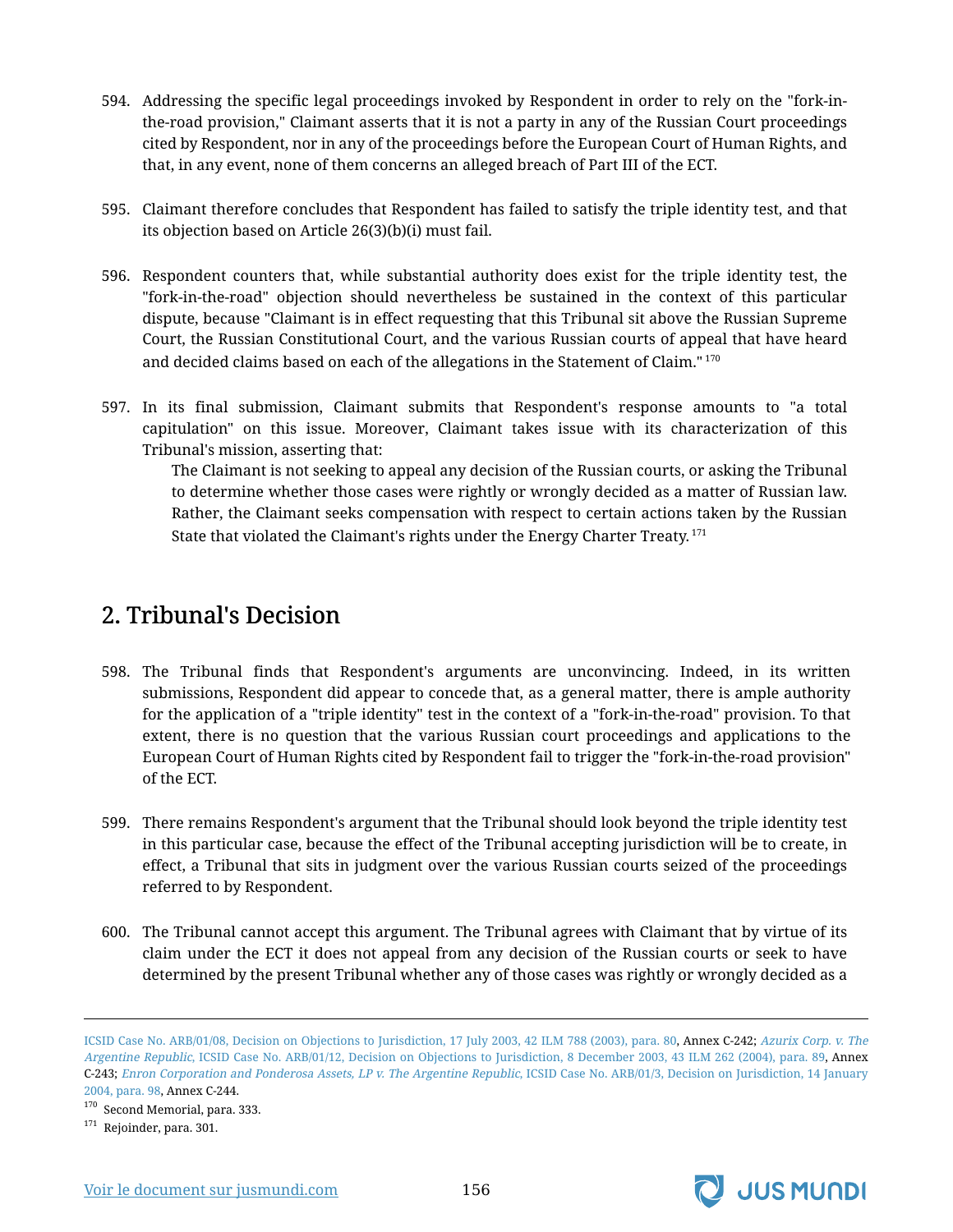594. Addressing the specific legal proceedings invoked by Respondent in order to rely on the "fork-in-the-road provision," Claimant asserts that it is not a party in any of the Russian Court proceedings cited by Respondent, nor in any of the proceedings before the European Court of Human Rights, and that, in any event, none of them concerns an alleged breach of Part III of the ECT.

595. Claimant therefore concludes that Respondent has failed to satisfy the triple identity test, and that its objection based on Article 26(3)(b)(i) must fail.

596. Respondent counters that, while substantial authority does exist for the triple identity test, the "fork-in-the-road" objection should nevertheless be sustained in the context of this particular dispute, because "Claimant is in effect requesting that this Tribunal sit above the Russian Supreme Court, the Russian Constitutional Court, and the various Russian courts of appeal that have heard and decided claims based on each of the allegations in the Statement of Claim." [170]

597. In its final submission, Claimant submits that Respondent's response amounts to "a total capitulation" on this issue. Moreover, Claimant takes issue with its characterization of this Tribunal's mission, asserting that:

> The Claimant is not seeking to appeal any decision of the Russian courts, or asking the Tribunal to determine whether those cases were rightly or wrongly decided as a matter of Russian law. Rather, the Claimant seeks compensation with respect to certain actions taken by the Russian State that violated the Claimant's rights under the Energy Charter Treaty. [171]

## 2. Tribunal's Decision

598. The Tribunal finds that Respondent's arguments are unconvincing. Indeed, in its written submissions, Respondent did appear to concede that, as a general matter, there is ample authority for the application of a "triple identity" test in the context of a "fork-in-the-road" provision. To that extent, there is no question that the various Russian court proceedings and applications to the European Court of Human Rights cited by Respondent fail to trigger the "fork-in-the-road provision" of the ECT.

599. There remains Respondent's argument that the Tribunal should look beyond the triple identity test in this particular case, because the effect of the Tribunal accepting jurisdiction will be to create, in effect, a Tribunal that sits in judgment over the various Russian courts seized of the proceedings referred to by Respondent.

600. The Tribunal cannot accept this argument. The Tribunal agrees with Claimant that by virtue of its claim under the ECT it does not appeal from any decision of the Russian courts or seek to have determined by the present Tribunal whether any of those cases was rightly or wrongly decided as a

---

ICSID Case No. ARB/01/08, Decision on Objections to Jurisdiction, 17 July 2003, 42 ILM 788 (2003), para. 80, Annex C-242; *Azurix Corp. v. The Argentine Republic*, ICSID Case No. ARB/01/12, Decision on Objections to Jurisdiction, 8 December 2003, 43 ILM 262 (2004), para. 89, Annex C-243; *Enron Corporation and Ponderosa Assets, LP v. The Argentine Republic*, ICSID Case No. ARB/01/3, Decision on Jurisdiction, 14 January 2004, para. 98, Annex C-244.

[170] Second Memorial, para. 333.

[171] Rejoinder, para. 301.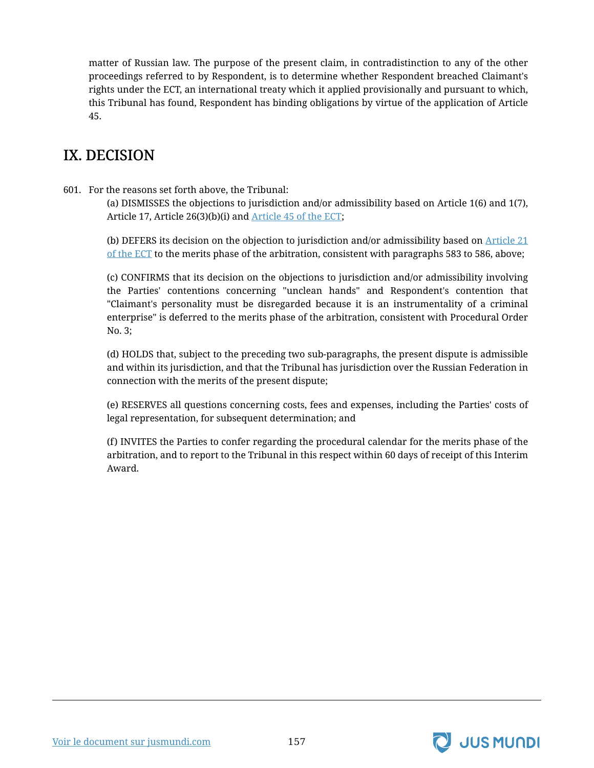matter of Russian law. The purpose of the present claim, in contradistinction to any of the other proceedings referred to by Respondent, is to determine whether Respondent breached Claimant's rights under the ECT, an international treaty which it applied provisionally and pursuant to which, this Tribunal has found, Respondent has binding obligations by virtue of the application of Article 45.

## IX. DECISION

601. For the reasons set forth above, the Tribunal:

(a) DISMISSES the objections to jurisdiction and/or admissibility based on Article 1(6) and 1(7), Article 17, Article 26(3)(b)(i) and Article 45 of the ECT;

(b) DEFERS its decision on the objection to jurisdiction and/or admissibility based on Article 21 of the ECT to the merits phase of the arbitration, consistent with paragraphs 583 to 586, above;

(c) CONFIRMS that its decision on the objections to jurisdiction and/or admissibility involving the Parties' contentions concerning "unclean hands" and Respondent's contention that "Claimant's personality must be disregarded because it is an instrumentality of a criminal enterprise" is deferred to the merits phase of the arbitration, consistent with Procedural Order No. 3;

(d) HOLDS that, subject to the preceding two sub-paragraphs, the present dispute is admissible and within its jurisdiction, and that the Tribunal has jurisdiction over the Russian Federation in connection with the merits of the present dispute;

(e) RESERVES all questions concerning costs, fees and expenses, including the Parties' costs of legal representation, for subsequent determination; and

(f) INVITES the Parties to confer regarding the procedural calendar for the merits phase of the arbitration, and to report to the Tribunal in this respect within 60 days of receipt of this Interim Award.